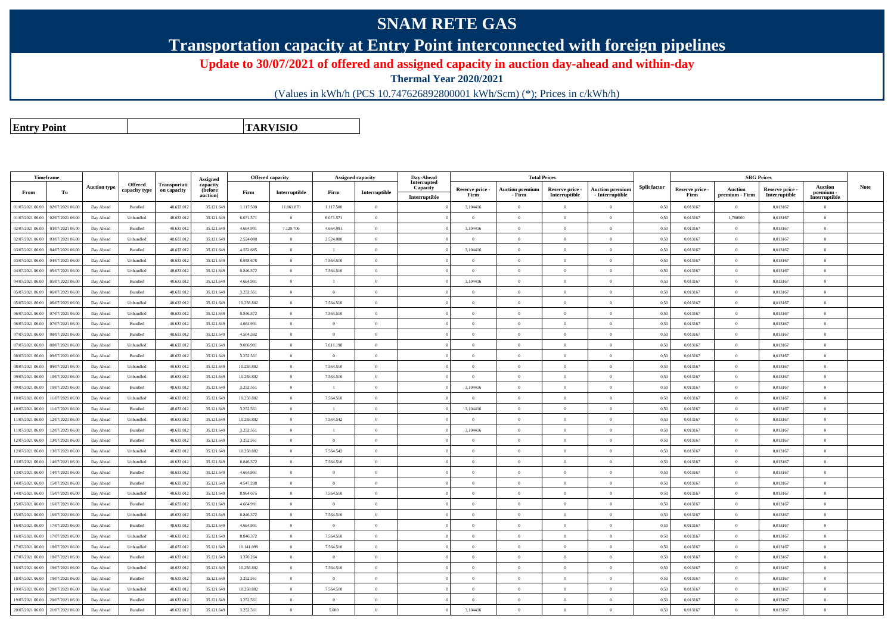# SNAM RETE GAS

## Transportation capacity at Entry Point interconnected with foreign pipelines

**Update to 30/07/2021 of offered and assigned capacity in auction day-ahead and within-day**

**Thermal Year 2020/2021**

(Values in kWh/h (PCS 10.747626892800001 kWh/Scm) (*); Prices in c/kWh/h)

| **Entry Point** | **TARVISIO** |
|---|---|

| Timeframe | | Auction type | Offered capacity type | Transportation capacity | Assigned capacity (before auction) | Offered capacity | | Assigned capacity | | Day-Ahead Interrupted Capacity | Total Prices | | | | Split factor | SRG Prices | | | | Note |
|---|---|---|---|---|---|---|---|---|---|---|---|---|---|---|---|---|---|---|---|---|
| From | To | | | | | Firm | Interruptible | Firm | Interruptible | Interruptible | Reserve price - Firm | Auction premium - Firm | Reserve price - Interruptible | Auction premium - Interruptible | | Reserve price - Firm | Auction premium - Firm | Reserve price - Interruptible | Auction premium - Interruptible | |
| 01/07/2021 06.00 | 02/07/2021 06.00 | Day Ahead | Bundled | 48.633.012 | 35.121.649 | 1.117.500 | 11.061.870 | 1.117.500 | 0 | 0 | 3,104416 | 0 | 0 | 0 | 0,50 | 0,013167 | 0 | 0,013167 | 0 | |
| 01/07/2021 06.00 | 02/07/2021 06.00 | Day Ahead | Unbundled | 48.633.012 | 35.121.649 | 6.071.571 | 0 | 6.071.571 | 0 | 0 | 0 | 0 | 0 | 0 | 0,50 | 0,013167 | 1,780000 | 0,013167 | 0 | |
| 02/07/2021 06.00 | 03/07/2021 06.00 | Day Ahead | Bundled | 48.633.012 | 35.121.649 | 4.664.991 | 7.129.706 | 4.664.991 | 0 | 0 | 3,104416 | 0 | 0 | 0 | 0,50 | 0,013167 | 0 | 0,013167 | 0 | |
| 02/07/2021 06.00 | 03/07/2021 06.00 | Day Ahead | Unbundled | 48.633.012 | 35.121.649 | 2.524.080 | 0 | 2.524.080 | 0 | 0 | 0 | 0 | 0 | 0 | 0,50 | 0,013167 | 0 | 0,013167 | 0 | |
| 03/07/2021 06.00 | 04/07/2021 06.00 | Day Ahead | Bundled | 48.633.012 | 35.121.649 | 4.552.685 | 0 | 1 | 0 | 0 | 3,104416 | 0 | 0 | 0 | 0,50 | 0,013167 | 0 | 0,013167 | 0 | |
| 03/07/2021 06.00 | 04/07/2021 06.00 | Day Ahead | Unbundled | 48.633.012 | 35.121.649 | 8.958.678 | 0 | 7.564.510 | 0 | 0 | 0 | 0 | 0 | 0 | 0,50 | 0,013167 | 0 | 0,013167 | 0 | |
| 04/07/2021 06.00 | 05/07/2021 06.00 | Day Ahead | Unbundled | 48.633.012 | 35.121.649 | 8.846.372 | 0 | 7.564.510 | 0 | 0 | 0 | 0 | 0 | 0 | 0,50 | 0,013167 | 0 | 0,013167 | 0 | |
| 04/07/2021 06.00 | 05/07/2021 06.00 | Day Ahead | Bundled | 48.633.012 | 35.121.649 | 4.664.991 | 0 | 1 | 0 | 0 | 3,104416 | 0 | 0 | 0 | 0,50 | 0,013167 | 0 | 0,013167 | 0 | |
| 05/07/2021 06.00 | 06/07/2021 06.00 | Day Ahead | Bundled | 48.633.012 | 35.121.649 | 3.252.561 | 0 | 0 | 0 | 0 | 0 | 0 | 0 | 0 | 0,50 | 0,013167 | 0 | 0,013167 | 0 | |
| 05/07/2021 06.00 | 06/07/2021 06.00 | Day Ahead | Unbundled | 48.633.012 | 35.121.649 | 10.258.802 | 0 | 7.564.510 | 0 | 0 | 0 | 0 | 0 | 0 | 0,50 | 0,013167 | 0 | 0,013167 | 0 | |
| 06/07/2021 06.00 | 07/07/2021 06.00 | Day Ahead | Unbundled | 48.633.012 | 35.121.649 | 8.846.372 | 0 | 7.564.510 | 0 | 0 | 0 | 0 | 0 | 0 | 0,50 | 0,013167 | 0 | 0,013167 | 0 | |
| 06/07/2021 06.00 | 07/07/2021 06.00 | Day Ahead | Bundled | 48.633.012 | 35.121.649 | 4.664.991 | 0 | 0 | 0 | 0 | 0 | 0 | 0 | 0 | 0,50 | 0,013167 | 0 | 0,013167 | 0 | |
| 07/07/2021 06.00 | 08/07/2021 06.00 | Day Ahead | Bundled | 48.633.012 | 35.121.649 | 4.504.382 | 0 | 0 | 0 | 0 | 0 | 0 | 0 | 0 | 0,50 | 0,013167 | 0 | 0,013167 | 0 | |
| 07/07/2021 06.00 | 08/07/2021 06.00 | Day Ahead | Unbundled | 48.633.012 | 35.121.649 | 9.006.981 | 0 | 7.611.198 | 0 | 0 | 0 | 0 | 0 | 0 | 0,50 | 0,013167 | 0 | 0,013167 | 0 | |
| 08/07/2021 06.00 | 09/07/2021 06.00 | Day Ahead | Bundled | 48.633.012 | 35.121.649 | 3.252.561 | 0 | 0 | 0 | 0 | 0 | 0 | 0 | 0 | 0,50 | 0,013167 | 0 | 0,013167 | 0 | |
| 08/07/2021 06.00 | 09/07/2021 06.00 | Day Ahead | Unbundled | 48.633.012 | 35.121.649 | 10.258.802 | 0 | 7.564.510 | 0 | 0 | 0 | 0 | 0 | 0 | 0,50 | 0,013167 | 0 | 0,013167 | 0 | |
| 09/07/2021 06.00 | 10/07/2021 06.00 | Day Ahead | Unbundled | 48.633.012 | 35.121.649 | 10.258.802 | 0 | 7.564.510 | 0 | 0 | 0 | 0 | 0 | 0 | 0,50 | 0,013167 | 0 | 0,013167 | 0 | |
| 09/07/2021 06.00 | 10/07/2021 06.00 | Day Ahead | Bundled | 48.633.012 | 35.121.649 | 3.252.561 | 0 | 1 | 0 | 0 | 3,104416 | 0 | 0 | 0 | 0,50 | 0,013167 | 0 | 0,013167 | 0 | |
| 10/07/2021 06.00 | 11/07/2021 06.00 | Day Ahead | Unbundled | 48.633.012 | 35.121.649 | 10.258.802 | 0 | 7.564.510 | 0 | 0 | 0 | 0 | 0 | 0 | 0,50 | 0,013167 | 0 | 0,013167 | 0 | |
| 10/07/2021 06.00 | 11/07/2021 06.00 | Day Ahead | Bundled | 48.633.012 | 35.121.649 | 3.252.561 | 0 | 1 | 0 | 0 | 3,104416 | 0 | 0 | 0 | 0,50 | 0,013167 | 0 | 0,013167 | 0 | |
| 11/07/2021 06.00 | 12/07/2021 06.00 | Day Ahead | Unbundled | 48.633.012 | 35.121.649 | 10.258.802 | 0 | 7.564.542 | 0 | 0 | 0 | 0 | 0 | 0 | 0,50 | 0,013167 | 0 | 0,013167 | 0 | |
| 11/07/2021 06.00 | 12/07/2021 06.00 | Day Ahead | Bundled | 48.633.012 | 35.121.649 | 3.252.561 | 0 | 1 | 0 | 0 | 3,104416 | 0 | 0 | 0 | 0,50 | 0,013167 | 0 | 0,013167 | 0 | |
| 12/07/2021 06.00 | 13/07/2021 06.00 | Day Ahead | Bundled | 48.633.012 | 35.121.649 | 3.252.561 | 0 | 0 | 0 | 0 | 0 | 0 | 0 | 0 | 0,50 | 0,013167 | 0 | 0,013167 | 0 | |
| 12/07/2021 06.00 | 13/07/2021 06.00 | Day Ahead | Unbundled | 48.633.012 | 35.121.649 | 10.258.802 | 0 | 7.564.542 | 0 | 0 | 0 | 0 | 0 | 0 | 0,50 | 0,013167 | 0 | 0,013167 | 0 | |
| 13/07/2021 06.00 | 14/07/2021 06.00 | Day Ahead | Unbundled | 48.633.012 | 35.121.649 | 8.846.372 | 0 | 7.564.510 | 0 | 0 | 0 | 0 | 0 | 0 | 0,50 | 0,013167 | 0 | 0,013167 | 0 | |
| 13/07/2021 06.00 | 14/07/2021 06.00 | Day Ahead | Bundled | 48.633.012 | 35.121.649 | 4.664.991 | 0 | 0 | 0 | 0 | 0 | 0 | 0 | 0 | 0,50 | 0,013167 | 0 | 0,013167 | 0 | |
| 14/07/2021 06.00 | 15/07/2021 06.00 | Day Ahead | Bundled | 48.633.012 | 35.121.649 | 4.547.288 | 0 | 0 | 0 | 0 | 0 | 0 | 0 | 0 | 0,50 | 0,013167 | 0 | 0,013167 | 0 | |
| 14/07/2021 06.00 | 15/07/2021 06.00 | Day Ahead | Unbundled | 48.633.012 | 35.121.649 | 8.964.075 | 0 | 7.564.510 | 0 | 0 | 0 | 0 | 0 | 0 | 0,50 | 0,013167 | 0 | 0,013167 | 0 | |
| 15/07/2021 06.00 | 16/07/2021 06.00 | Day Ahead | Bundled | 48.633.012 | 35.121.649 | 4.664.991 | 0 | 0 | 0 | 0 | 0 | 0 | 0 | 0 | 0,50 | 0,013167 | 0 | 0,013167 | 0 | |
| 15/07/2021 06.00 | 16/07/2021 06.00 | Day Ahead | Unbundled | 48.633.012 | 35.121.649 | 8.846.372 | 0 | 7.564.510 | 0 | 0 | 0 | 0 | 0 | 0 | 0,50 | 0,013167 | 0 | 0,013167 | 0 | |
| 16/07/2021 06.00 | 17/07/2021 06.00 | Day Ahead | Bundled | 48.633.012 | 35.121.649 | 4.664.991 | 0 | 0 | 0 | 0 | 0 | 0 | 0 | 0 | 0,50 | 0,013167 | 0 | 0,013167 | 0 | |
| 16/07/2021 06.00 | 17/07/2021 06.00 | Day Ahead | Unbundled | 48.633.012 | 35.121.649 | 8.846.372 | 0 | 7.564.510 | 0 | 0 | 0 | 0 | 0 | 0 | 0,50 | 0,013167 | 0 | 0,013167 | 0 | |
| 17/07/2021 06.00 | 18/07/2021 06.00 | Day Ahead | Unbundled | 48.633.012 | 35.121.649 | 10.141.099 | 0 | 7.564.510 | 0 | 0 | 0 | 0 | 0 | 0 | 0,50 | 0,013167 | 0 | 0,013167 | 0 | |
| 17/07/2021 06.00 | 18/07/2021 06.00 | Day Ahead | Bundled | 48.633.012 | 35.121.649 | 3.370.264 | 0 | 0 | 0 | 0 | 0 | 0 | 0 | 0 | 0,50 | 0,013167 | 0 | 0,013167 | 0 | |
| 18/07/2021 06.00 | 19/07/2021 06.00 | Day Ahead | Unbundled | 48.633.012 | 35.121.649 | 10.258.802 | 0 | 7.564.510 | 0 | 0 | 0 | 0 | 0 | 0 | 0,50 | 0,013167 | 0 | 0,013167 | 0 | |
| 18/07/2021 06.00 | 19/07/2021 06.00 | Day Ahead | Bundled | 48.633.012 | 35.121.649 | 3.252.561 | 0 | 0 | 0 | 0 | 0 | 0 | 0 | 0 | 0,50 | 0,013167 | 0 | 0,013167 | 0 | |
| 19/07/2021 06.00 | 20/07/2021 06.00 | Day Ahead | Unbundled | 48.633.012 | 35.121.649 | 10.258.802 | 0 | 7.564.510 | 0 | 0 | 0 | 0 | 0 | 0 | 0,50 | 0,013167 | 0 | 0,013167 | 0 | |
| 19/07/2021 06.00 | 20/07/2021 06.00 | Day Ahead | Bundled | 48.633.012 | 35.121.649 | 3.252.561 | 0 | 0 | 0 | 0 | 0 | 0 | 0 | 0 | 0,50 | 0,013167 | 0 | 0,013167 | 0 | |
| 20/07/2021 06.00 | 21/07/2021 06.00 | Day Ahead | Bundled | 48.633.012 | 35.121.649 | 3.252.561 | 0 | 5.000 | 0 | 0 | 3,104416 | 0 | 0 | 0 | 0,50 | 0,013167 | 0 | 0,013167 | 0 | |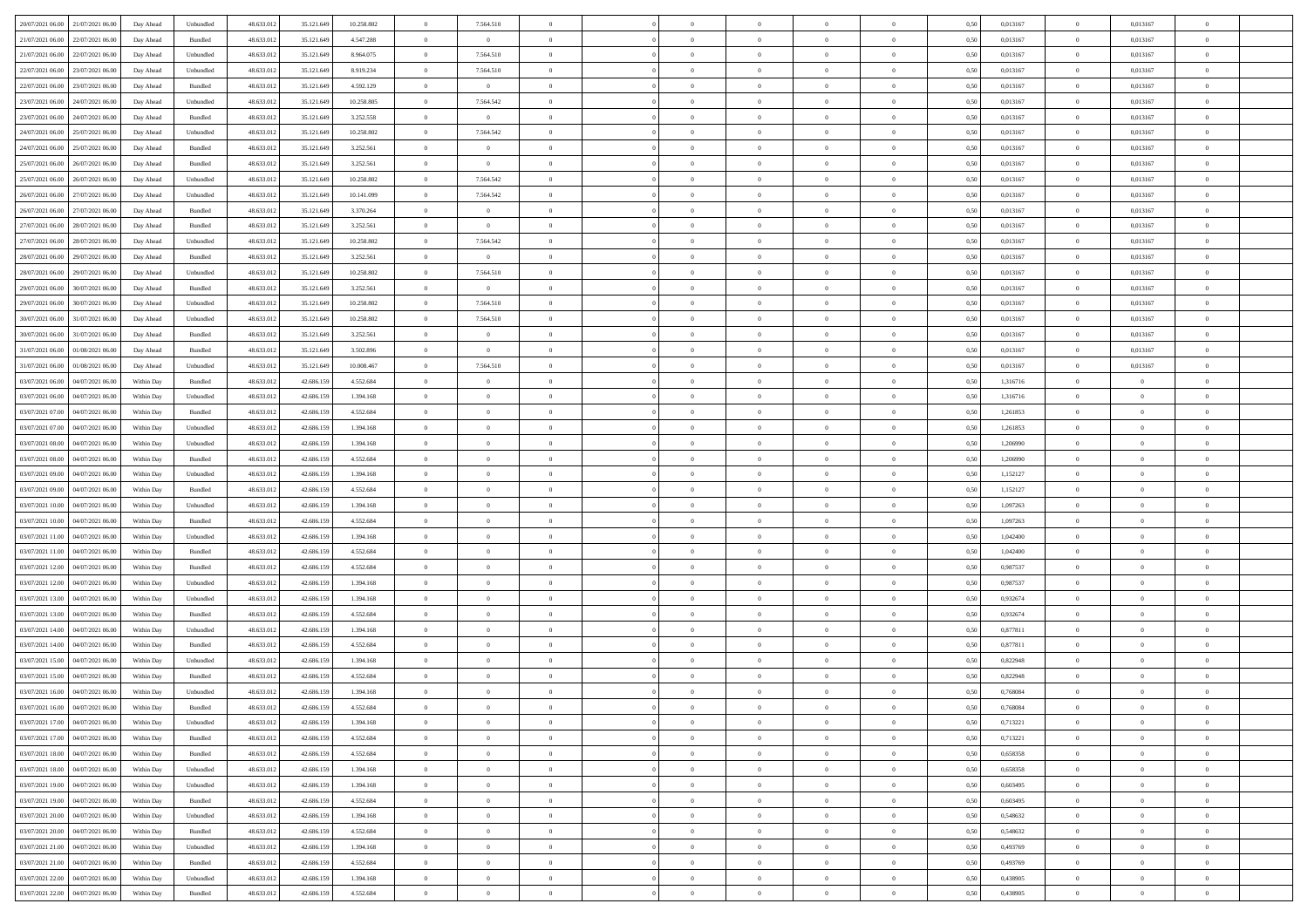| | | | | | | | | | | | | | | | | | | | | | |
|---|---|---|---|---|---|---|---|---|---|---|---|---|---|---|---|---|---|---|---|---|---|
| 20/07/2021 06:00 | 21/07/2021 06:00 | Day Ahead | Unbundled | 48.633.012 | 35.121.649 | 10.258.802 | 0 | 7.564.510 | 0 | | 0 | 0 | 0 | 0 | 0,50 | 0,013167 | 0 | 0,013167 | 0 | |
| 21/07/2021 06:00 | 22/07/2021 06:00 | Day Ahead | Bundled | 48.633.012 | 35.121.649 | 4.547.288 | 0 | 0 | 0 | | 0 | 0 | 0 | 0 | 0,50 | 0,013167 | 0 | 0,013167 | 0 | |
| 21/07/2021 06:00 | 22/07/2021 06:00 | Day Ahead | Unbundled | 48.633.012 | 35.121.649 | 8.964.075 | 0 | 7.564.510 | 0 | | 0 | 0 | 0 | 0 | 0,50 | 0,013167 | 0 | 0,013167 | 0 | |
| 22/07/2021 06:00 | 23/07/2021 06:00 | Day Ahead | Unbundled | 48.633.012 | 35.121.649 | 8.919.234 | 0 | 7.564.510 | 0 | | 0 | 0 | 0 | 0 | 0,50 | 0,013167 | 0 | 0,013167 | 0 | |
| 22/07/2021 06:00 | 23/07/2021 06:00 | Day Ahead | Bundled | 48.633.012 | 35.121.649 | 4.592.129 | 0 | 0 | 0 | | 0 | 0 | 0 | 0 | 0,50 | 0,013167 | 0 | 0,013167 | 0 | |
| 23/07/2021 06:00 | 24/07/2021 06:00 | Day Ahead | Unbundled | 48.633.012 | 35.121.649 | 10.258.805 | 0 | 7.564.542 | 0 | | 0 | 0 | 0 | 0 | 0,50 | 0,013167 | 0 | 0,013167 | 0 | |
| 23/07/2021 06:00 | 24/07/2021 06:00 | Day Ahead | Bundled | 48.633.012 | 35.121.649 | 3.252.558 | 0 | 0 | 0 | | 0 | 0 | 0 | 0 | 0,50 | 0,013167 | 0 | 0,013167 | 0 | |
| 24/07/2021 06:00 | 25/07/2021 06:00 | Day Ahead | Unbundled | 48.633.012 | 35.121.649 | 10.258.802 | 0 | 7.564.542 | 0 | | 0 | 0 | 0 | 0 | 0,50 | 0,013167 | 0 | 0,013167 | 0 | |
| 24/07/2021 06:00 | 25/07/2021 06:00 | Day Ahead | Bundled | 48.633.012 | 35.121.649 | 3.252.561 | 0 | 0 | 0 | | 0 | 0 | 0 | 0 | 0,50 | 0,013167 | 0 | 0,013167 | 0 | |
| 25/07/2021 06:00 | 26/07/2021 06:00 | Day Ahead | Bundled | 48.633.012 | 35.121.649 | 3.252.561 | 0 | 0 | 0 | | 0 | 0 | 0 | 0 | 0,50 | 0,013167 | 0 | 0,013167 | 0 | |
| 25/07/2021 06:00 | 26/07/2021 06:00 | Day Ahead | Unbundled | 48.633.012 | 35.121.649 | 10.258.802 | 0 | 7.564.542 | 0 | | 0 | 0 | 0 | 0 | 0,50 | 0,013167 | 0 | 0,013167 | 0 | |
| 26/07/2021 06:00 | 27/07/2021 06:00 | Day Ahead | Unbundled | 48.633.012 | 35.121.649 | 10.141.099 | 0 | 7.564.542 | 0 | | 0 | 0 | 0 | 0 | 0,50 | 0,013167 | 0 | 0,013167 | 0 | |
| 26/07/2021 06:00 | 27/07/2021 06:00 | Day Ahead | Bundled | 48.633.012 | 35.121.649 | 3.370.264 | 0 | 0 | 0 | | 0 | 0 | 0 | 0 | 0,50 | 0,013167 | 0 | 0,013167 | 0 | |
| 27/07/2021 06:00 | 28/07/2021 06:00 | Day Ahead | Bundled | 48.633.012 | 35.121.649 | 3.252.561 | 0 | 0 | 0 | | 0 | 0 | 0 | 0 | 0,50 | 0,013167 | 0 | 0,013167 | 0 | |
| 27/07/2021 06:00 | 28/07/2021 06:00 | Day Ahead | Unbundled | 48.633.012 | 35.121.649 | 10.258.802 | 0 | 7.564.542 | 0 | | 0 | 0 | 0 | 0 | 0,50 | 0,013167 | 0 | 0,013167 | 0 | |
| 28/07/2021 06:00 | 29/07/2021 06:00 | Day Ahead | Bundled | 48.633.012 | 35.121.649 | 3.252.561 | 0 | 0 | 0 | | 0 | 0 | 0 | 0 | 0,50 | 0,013167 | 0 | 0,013167 | 0 | |
| 28/07/2021 06:00 | 29/07/2021 06:00 | Day Ahead | Unbundled | 48.633.012 | 35.121.649 | 10.258.802 | 0 | 7.564.510 | 0 | | 0 | 0 | 0 | 0 | 0,50 | 0,013167 | 0 | 0,013167 | 0 | |
| 29/07/2021 06:00 | 30/07/2021 06:00 | Day Ahead | Bundled | 48.633.012 | 35.121.649 | 3.252.561 | 0 | 0 | 0 | | 0 | 0 | 0 | 0 | 0,50 | 0,013167 | 0 | 0,013167 | 0 | |
| 29/07/2021 06:00 | 30/07/2021 06:00 | Day Ahead | Unbundled | 48.633.012 | 35.121.649 | 10.258.802 | 0 | 7.564.510 | 0 | | 0 | 0 | 0 | 0 | 0,50 | 0,013167 | 0 | 0,013167 | 0 | |
| 30/07/2021 06:00 | 31/07/2021 06:00 | Day Ahead | Unbundled | 48.633.012 | 35.121.649 | 10.258.802 | 0 | 7.564.510 | 0 | | 0 | 0 | 0 | 0 | 0,50 | 0,013167 | 0 | 0,013167 | 0 | |
| 30/07/2021 06:00 | 31/07/2021 06:00 | Day Ahead | Bundled | 48.633.012 | 35.121.649 | 3.252.561 | 0 | 0 | 0 | | 0 | 0 | 0 | 0 | 0,50 | 0,013167 | 0 | 0,013167 | 0 | |
| 31/07/2021 06:00 | 01/08/2021 06:00 | Day Ahead | Bundled | 48.633.012 | 35.121.649 | 3.502.896 | 0 | 0 | 0 | | 0 | 0 | 0 | 0 | 0,50 | 0,013167 | 0 | 0,013167 | 0 | |
| 31/07/2021 06:00 | 01/08/2021 06:00 | Day Ahead | Unbundled | 48.633.012 | 35.121.649 | 10.008.467 | 0 | 7.564.510 | 0 | | 0 | 0 | 0 | 0 | 0,50 | 0,013167 | 0 | 0,013167 | 0 | |
| 03/07/2021 06:00 | 04/07/2021 06:00 | Within Day | Bundled | 48.633.012 | 42.686.159 | 4.552.684 | 0 | 0 | 0 | | 0 | 0 | 0 | 0 | 0,50 | 1,316716 | 0 | 0 | 0 | |
| 03/07/2021 06:00 | 04/07/2021 06:00 | Within Day | Unbundled | 48.633.012 | 42.686.159 | 1.394.168 | 0 | 0 | 0 | | 0 | 0 | 0 | 0 | 0,50 | 1,316716 | 0 | 0 | 0 | |
| 03/07/2021 07:00 | 04/07/2021 06:00 | Within Day | Bundled | 48.633.012 | 42.686.159 | 4.552.684 | 0 | 0 | 0 | | 0 | 0 | 0 | 0 | 0,50 | 1,261853 | 0 | 0 | 0 | |
| 03/07/2021 07:00 | 04/07/2021 06:00 | Within Day | Unbundled | 48.633.012 | 42.686.159 | 1.394.168 | 0 | 0 | 0 | | 0 | 0 | 0 | 0 | 0,50 | 1,261853 | 0 | 0 | 0 | |
| 03/07/2021 08:00 | 04/07/2021 06:00 | Within Day | Unbundled | 48.633.012 | 42.686.159 | 1.394.168 | 0 | 0 | 0 | | 0 | 0 | 0 | 0 | 0,50 | 1,206990 | 0 | 0 | 0 | |
| 03/07/2021 08:00 | 04/07/2021 06:00 | Within Day | Bundled | 48.633.012 | 42.686.159 | 4.552.684 | 0 | 0 | 0 | | 0 | 0 | 0 | 0 | 0,50 | 1,206990 | 0 | 0 | 0 | |
| 03/07/2021 09:00 | 04/07/2021 06:00 | Within Day | Unbundled | 48.633.012 | 42.686.159 | 1.394.168 | 0 | 0 | 0 | | 0 | 0 | 0 | 0 | 0,50 | 1,152127 | 0 | 0 | 0 | |
| 03/07/2021 09:00 | 04/07/2021 06:00 | Within Day | Bundled | 48.633.012 | 42.686.159 | 4.552.684 | 0 | 0 | 0 | | 0 | 0 | 0 | 0 | 0,50 | 1,152127 | 0 | 0 | 0 | |
| 03/07/2021 10:00 | 04/07/2021 06:00 | Within Day | Unbundled | 48.633.012 | 42.686.159 | 1.394.168 | 0 | 0 | 0 | | 0 | 0 | 0 | 0 | 0,50 | 1,097263 | 0 | 0 | 0 | |
| 03/07/2021 10:00 | 04/07/2021 06:00 | Within Day | Bundled | 48.633.012 | 42.686.159 | 4.552.684 | 0 | 0 | 0 | | 0 | 0 | 0 | 0 | 0,50 | 1,097263 | 0 | 0 | 0 | |
| 03/07/2021 11:00 | 04/07/2021 06:00 | Within Day | Unbundled | 48.633.012 | 42.686.159 | 1.394.168 | 0 | 0 | 0 | | 0 | 0 | 0 | 0 | 0,50 | 1,042400 | 0 | 0 | 0 | |
| 03/07/2021 11:00 | 04/07/2021 06:00 | Within Day | Bundled | 48.633.012 | 42.686.159 | 4.552.684 | 0 | 0 | 0 | | 0 | 0 | 0 | 0 | 0,50 | 1,042400 | 0 | 0 | 0 | |
| 03/07/2021 12:00 | 04/07/2021 06:00 | Within Day | Bundled | 48.633.012 | 42.686.159 | 4.552.684 | 0 | 0 | 0 | | 0 | 0 | 0 | 0 | 0,50 | 0,987537 | 0 | 0 | 0 | |
| 03/07/2021 12:00 | 04/07/2021 06:00 | Within Day | Unbundled | 48.633.012 | 42.686.159 | 1.394.168 | 0 | 0 | 0 | | 0 | 0 | 0 | 0 | 0,50 | 0,987537 | 0 | 0 | 0 | |
| 03/07/2021 13:00 | 04/07/2021 06:00 | Within Day | Unbundled | 48.633.012 | 42.686.159 | 1.394.168 | 0 | 0 | 0 | | 0 | 0 | 0 | 0 | 0,50 | 0,932674 | 0 | 0 | 0 | |
| 03/07/2021 13:00 | 04/07/2021 06:00 | Within Day | Bundled | 48.633.012 | 42.686.159 | 4.552.684 | 0 | 0 | 0 | | 0 | 0 | 0 | 0 | 0,50 | 0,932674 | 0 | 0 | 0 | |
| 03/07/2021 14:00 | 04/07/2021 06:00 | Within Day | Unbundled | 48.633.012 | 42.686.159 | 1.394.168 | 0 | 0 | 0 | | 0 | 0 | 0 | 0 | 0,50 | 0,877811 | 0 | 0 | 0 | |
| 03/07/2021 14:00 | 04/07/2021 06:00 | Within Day | Bundled | 48.633.012 | 42.686.159 | 4.552.684 | 0 | 0 | 0 | | 0 | 0 | 0 | 0 | 0,50 | 0,877811 | 0 | 0 | 0 | |
| 03/07/2021 15:00 | 04/07/2021 06:00 | Within Day | Unbundled | 48.633.012 | 42.686.159 | 1.394.168 | 0 | 0 | 0 | | 0 | 0 | 0 | 0 | 0,50 | 0,822948 | 0 | 0 | 0 | |
| 03/07/2021 15:00 | 04/07/2021 06:00 | Within Day | Bundled | 48.633.012 | 42.686.159 | 4.552.684 | 0 | 0 | 0 | | 0 | 0 | 0 | 0 | 0,50 | 0,822948 | 0 | 0 | 0 | |
| 03/07/2021 16:00 | 04/07/2021 06:00 | Within Day | Unbundled | 48.633.012 | 42.686.159 | 1.394.168 | 0 | 0 | 0 | | 0 | 0 | 0 | 0 | 0,50 | 0,768084 | 0 | 0 | 0 | |
| 03/07/2021 16:00 | 04/07/2021 06:00 | Within Day | Bundled | 48.633.012 | 42.686.159 | 4.552.684 | 0 | 0 | 0 | | 0 | 0 | 0 | 0 | 0,50 | 0,768084 | 0 | 0 | 0 | |
| 03/07/2021 17:00 | 04/07/2021 06:00 | Within Day | Unbundled | 48.633.012 | 42.686.159 | 1.394.168 | 0 | 0 | 0 | | 0 | 0 | 0 | 0 | 0,50 | 0,713221 | 0 | 0 | 0 | |
| 03/07/2021 17:00 | 04/07/2021 06:00 | Within Day | Bundled | 48.633.012 | 42.686.159 | 4.552.684 | 0 | 0 | 0 | | 0 | 0 | 0 | 0 | 0,50 | 0,713221 | 0 | 0 | 0 | |
| 03/07/2021 18:00 | 04/07/2021 06:00 | Within Day | Bundled | 48.633.012 | 42.686.159 | 4.552.684 | 0 | 0 | 0 | | 0 | 0 | 0 | 0 | 0,50 | 0,658358 | 0 | 0 | 0 | |
| 03/07/2021 18:00 | 04/07/2021 06:00 | Within Day | Unbundled | 48.633.012 | 42.686.159 | 1.394.168 | 0 | 0 | 0 | | 0 | 0 | 0 | 0 | 0,50 | 0,658358 | 0 | 0 | 0 | |
| 03/07/2021 19:00 | 04/07/2021 06:00 | Within Day | Unbundled | 48.633.012 | 42.686.159 | 1.394.168 | 0 | 0 | 0 | | 0 | 0 | 0 | 0 | 0,50 | 0,603495 | 0 | 0 | 0 | |
| 03/07/2021 19:00 | 04/07/2021 06:00 | Within Day | Bundled | 48.633.012 | 42.686.159 | 4.552.684 | 0 | 0 | 0 | | 0 | 0 | 0 | 0 | 0,50 | 0,603495 | 0 | 0 | 0 | |
| 03/07/2021 20:00 | 04/07/2021 06:00 | Within Day | Unbundled | 48.633.012 | 42.686.159 | 1.394.168 | 0 | 0 | 0 | | 0 | 0 | 0 | 0 | 0,50 | 0,548632 | 0 | 0 | 0 | |
| 03/07/2021 20:00 | 04/07/2021 06:00 | Within Day | Bundled | 48.633.012 | 42.686.159 | 4.552.684 | 0 | 0 | 0 | | 0 | 0 | 0 | 0 | 0,50 | 0,548632 | 0 | 0 | 0 | |
| 03/07/2021 21:00 | 04/07/2021 06:00 | Within Day | Unbundled | 48.633.012 | 42.686.159 | 1.394.168 | 0 | 0 | 0 | | 0 | 0 | 0 | 0 | 0,50 | 0,493769 | 0 | 0 | 0 | |
| 03/07/2021 21:00 | 04/07/2021 06:00 | Within Day | Bundled | 48.633.012 | 42.686.159 | 4.552.684 | 0 | 0 | 0 | | 0 | 0 | 0 | 0 | 0,50 | 0,493769 | 0 | 0 | 0 | |
| 03/07/2021 22:00 | 04/07/2021 06:00 | Within Day | Unbundled | 48.633.012 | 42.686.159 | 1.394.168 | 0 | 0 | 0 | | 0 | 0 | 0 | 0 | 0,50 | 0,438905 | 0 | 0 | 0 | |
| 03/07/2021 22:00 | 04/07/2021 06:00 | Within Day | Bundled | 48.633.012 | 42.686.159 | 4.552.684 | 0 | 0 | 0 | | 0 | 0 | 0 | 0 | 0,50 | 0,438905 | 0 | 0 | 0 | |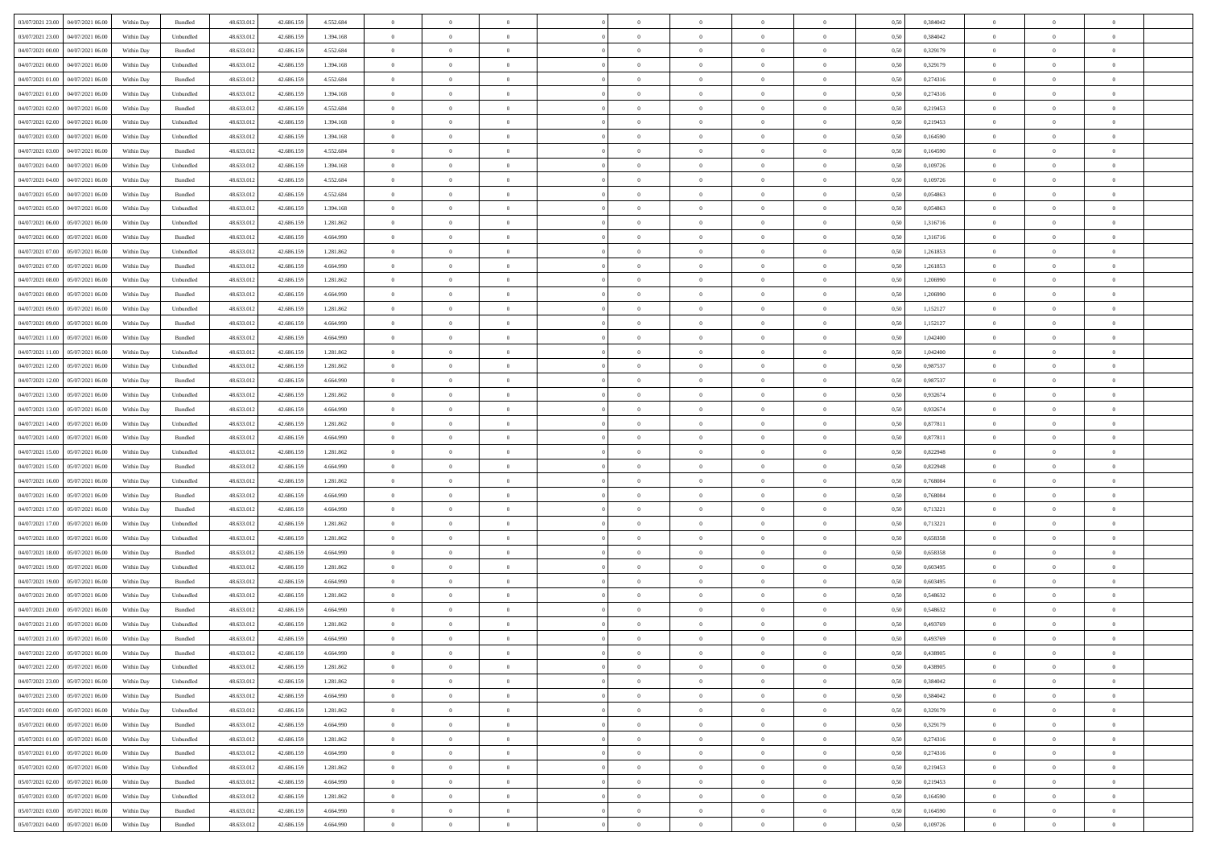| 03/07/2021 23:00 | 04/07/2021 06:00 | Within Day | Bundled | 48.633.012 | 42.686.159 | 4.552.684 | 0 | 0 | 0 | | 0 | 0 | 0 | 0 | 0,50 | 0,384042 | 0 | 0 | 0 | |
|---|---|---|---|---|---|---|---|---|---|---|---|---|---|---|---|---|---|---|---|---|
| 03/07/2021 23:00 | 04/07/2021 06:00 | Within Day | Unbundled | 48.633.012 | 42.686.159 | 1.394.168 | 0 | 0 | 0 | | 0 | 0 | 0 | 0 | 0,50 | 0,384042 | 0 | 0 | 0 | |
| 04/07/2021 00:00 | 04/07/2021 06:00 | Within Day | Bundled | 48.633.012 | 42.686.159 | 4.552.684 | 0 | 0 | 0 | | 0 | 0 | 0 | 0 | 0,50 | 0,329179 | 0 | 0 | 0 | |
| 04/07/2021 00:00 | 04/07/2021 06:00 | Within Day | Unbundled | 48.633.012 | 42.686.159 | 1.394.168 | 0 | 0 | 0 | | 0 | 0 | 0 | 0 | 0,50 | 0,329179 | 0 | 0 | 0 | |
| 04/07/2021 01:00 | 04/07/2021 06:00 | Within Day | Bundled | 48.633.012 | 42.686.159 | 4.552.684 | 0 | 0 | 0 | | 0 | 0 | 0 | 0 | 0,50 | 0,274316 | 0 | 0 | 0 | |
| 04/07/2021 01:00 | 04/07/2021 06:00 | Within Day | Unbundled | 48.633.012 | 42.686.159 | 1.394.168 | 0 | 0 | 0 | | 0 | 0 | 0 | 0 | 0,50 | 0,274316 | 0 | 0 | 0 | |
| 04/07/2021 02:00 | 04/07/2021 06:00 | Within Day | Bundled | 48.633.012 | 42.686.159 | 4.552.684 | 0 | 0 | 0 | | 0 | 0 | 0 | 0 | 0,50 | 0,219453 | 0 | 0 | 0 | |
| 04/07/2021 02:00 | 04/07/2021 06:00 | Within Day | Unbundled | 48.633.012 | 42.686.159 | 1.394.168 | 0 | 0 | 0 | | 0 | 0 | 0 | 0 | 0,50 | 0,219453 | 0 | 0 | 0 | |
| 04/07/2021 03:00 | 04/07/2021 06:00 | Within Day | Unbundled | 48.633.012 | 42.686.159 | 1.394.168 | 0 | 0 | 0 | | 0 | 0 | 0 | 0 | 0,50 | 0,164590 | 0 | 0 | 0 | |
| 04/07/2021 03:00 | 04/07/2021 06:00 | Within Day | Bundled | 48.633.012 | 42.686.159 | 4.552.684 | 0 | 0 | 0 | | 0 | 0 | 0 | 0 | 0,50 | 0,164590 | 0 | 0 | 0 | |
| 04/07/2021 04:00 | 04/07/2021 06:00 | Within Day | Unbundled | 48.633.012 | 42.686.159 | 1.394.168 | 0 | 0 | 0 | | 0 | 0 | 0 | 0 | 0,50 | 0,109726 | 0 | 0 | 0 | |
| 04/07/2021 04:00 | 04/07/2021 06:00 | Within Day | Bundled | 48.633.012 | 42.686.159 | 4.552.684 | 0 | 0 | 0 | | 0 | 0 | 0 | 0 | 0,50 | 0,109726 | 0 | 0 | 0 | |
| 04/07/2021 05:00 | 04/07/2021 06:00 | Within Day | Bundled | 48.633.012 | 42.686.159 | 4.552.684 | 0 | 0 | 0 | | 0 | 0 | 0 | 0 | 0,50 | 0,054863 | 0 | 0 | 0 | |
| 04/07/2021 05:00 | 04/07/2021 06:00 | Within Day | Unbundled | 48.633.012 | 42.686.159 | 1.394.168 | 0 | 0 | 0 | | 0 | 0 | 0 | 0 | 0,50 | 0,054863 | 0 | 0 | 0 | |
| 04/07/2021 06:00 | 05/07/2021 06:00 | Within Day | Unbundled | 48.633.012 | 42.686.159 | 1.281.862 | 0 | 0 | 0 | | 0 | 0 | 0 | 0 | 0,50 | 1,316716 | 0 | 0 | 0 | |
| 04/07/2021 06:00 | 05/07/2021 06:00 | Within Day | Bundled | 48.633.012 | 42.686.159 | 4.664.990 | 0 | 0 | 0 | | 0 | 0 | 0 | 0 | 0,50 | 1,316716 | 0 | 0 | 0 | |
| 04/07/2021 07:00 | 05/07/2021 06:00 | Within Day | Unbundled | 48.633.012 | 42.686.159 | 1.281.862 | 0 | 0 | 0 | | 0 | 0 | 0 | 0 | 0,50 | 1,261853 | 0 | 0 | 0 | |
| 04/07/2021 07:00 | 05/07/2021 06:00 | Within Day | Bundled | 48.633.012 | 42.686.159 | 4.664.990 | 0 | 0 | 0 | | 0 | 0 | 0 | 0 | 0,50 | 1,261853 | 0 | 0 | 0 | |
| 04/07/2021 08:00 | 05/07/2021 06:00 | Within Day | Unbundled | 48.633.012 | 42.686.159 | 1.281.862 | 0 | 0 | 0 | | 0 | 0 | 0 | 0 | 0,50 | 1,206990 | 0 | 0 | 0 | |
| 04/07/2021 08:00 | 05/07/2021 06:00 | Within Day | Bundled | 48.633.012 | 42.686.159 | 4.664.990 | 0 | 0 | 0 | | 0 | 0 | 0 | 0 | 0,50 | 1,206990 | 0 | 0 | 0 | |
| 04/07/2021 09:00 | 05/07/2021 06:00 | Within Day | Unbundled | 48.633.012 | 42.686.159 | 1.281.862 | 0 | 0 | 0 | | 0 | 0 | 0 | 0 | 0,50 | 1,152127 | 0 | 0 | 0 | |
| 04/07/2021 09:00 | 05/07/2021 06:00 | Within Day | Bundled | 48.633.012 | 42.686.159 | 4.664.990 | 0 | 0 | 0 | | 0 | 0 | 0 | 0 | 0,50 | 1,152127 | 0 | 0 | 0 | |
| 04/07/2021 11:00 | 05/07/2021 06:00 | Within Day | Bundled | 48.633.012 | 42.686.159 | 4.664.990 | 0 | 0 | 0 | | 0 | 0 | 0 | 0 | 0,50 | 1,042400 | 0 | 0 | 0 | |
| 04/07/2021 11:00 | 05/07/2021 06:00 | Within Day | Unbundled | 48.633.012 | 42.686.159 | 1.281.862 | 0 | 0 | 0 | | 0 | 0 | 0 | 0 | 0,50 | 1,042400 | 0 | 0 | 0 | |
| 04/07/2021 12:00 | 05/07/2021 06:00 | Within Day | Unbundled | 48.633.012 | 42.686.159 | 1.281.862 | 0 | 0 | 0 | | 0 | 0 | 0 | 0 | 0,50 | 0,987537 | 0 | 0 | 0 | |
| 04/07/2021 12:00 | 05/07/2021 06:00 | Within Day | Bundled | 48.633.012 | 42.686.159 | 4.664.990 | 0 | 0 | 0 | | 0 | 0 | 0 | 0 | 0,50 | 0,987537 | 0 | 0 | 0 | |
| 04/07/2021 13:00 | 05/07/2021 06:00 | Within Day | Unbundled | 48.633.012 | 42.686.159 | 1.281.862 | 0 | 0 | 0 | | 0 | 0 | 0 | 0 | 0,50 | 0,932674 | 0 | 0 | 0 | |
| 04/07/2021 13:00 | 05/07/2021 06:00 | Within Day | Bundled | 48.633.012 | 42.686.159 | 4.664.990 | 0 | 0 | 0 | | 0 | 0 | 0 | 0 | 0,50 | 0,932674 | 0 | 0 | 0 | |
| 04/07/2021 14:00 | 05/07/2021 06:00 | Within Day | Unbundled | 48.633.012 | 42.686.159 | 1.281.862 | 0 | 0 | 0 | | 0 | 0 | 0 | 0 | 0,50 | 0,877811 | 0 | 0 | 0 | |
| 04/07/2021 14:00 | 05/07/2021 06:00 | Within Day | Bundled | 48.633.012 | 42.686.159 | 4.664.990 | 0 | 0 | 0 | | 0 | 0 | 0 | 0 | 0,50 | 0,877811 | 0 | 0 | 0 | |
| 04/07/2021 15:00 | 05/07/2021 06:00 | Within Day | Unbundled | 48.633.012 | 42.686.159 | 1.281.862 | 0 | 0 | 0 | | 0 | 0 | 0 | 0 | 0,50 | 0,822948 | 0 | 0 | 0 | |
| 04/07/2021 15:00 | 05/07/2021 06:00 | Within Day | Bundled | 48.633.012 | 42.686.159 | 4.664.990 | 0 | 0 | 0 | | 0 | 0 | 0 | 0 | 0,50 | 0,822948 | 0 | 0 | 0 | |
| 04/07/2021 16:00 | 05/07/2021 06:00 | Within Day | Unbundled | 48.633.012 | 42.686.159 | 1.281.862 | 0 | 0 | 0 | | 0 | 0 | 0 | 0 | 0,50 | 0,768084 | 0 | 0 | 0 | |
| 04/07/2021 16:00 | 05/07/2021 06:00 | Within Day | Bundled | 48.633.012 | 42.686.159 | 4.664.990 | 0 | 0 | 0 | | 0 | 0 | 0 | 0 | 0,50 | 0,768084 | 0 | 0 | 0 | |
| 04/07/2021 17:00 | 05/07/2021 06:00 | Within Day | Bundled | 48.633.012 | 42.686.159 | 4.664.990 | 0 | 0 | 0 | | 0 | 0 | 0 | 0 | 0,50 | 0,713221 | 0 | 0 | 0 | |
| 04/07/2021 17:00 | 05/07/2021 06:00 | Within Day | Unbundled | 48.633.012 | 42.686.159 | 1.281.862 | 0 | 0 | 0 | | 0 | 0 | 0 | 0 | 0,50 | 0,713221 | 0 | 0 | 0 | |
| 04/07/2021 18:00 | 05/07/2021 06:00 | Within Day | Unbundled | 48.633.012 | 42.686.159 | 1.281.862 | 0 | 0 | 0 | | 0 | 0 | 0 | 0 | 0,50 | 0,658358 | 0 | 0 | 0 | |
| 04/07/2021 18:00 | 05/07/2021 06:00 | Within Day | Bundled | 48.633.012 | 42.686.159 | 4.664.990 | 0 | 0 | 0 | | 0 | 0 | 0 | 0 | 0,50 | 0,658358 | 0 | 0 | 0 | |
| 04/07/2021 19:00 | 05/07/2021 06:00 | Within Day | Unbundled | 48.633.012 | 42.686.159 | 1.281.862 | 0 | 0 | 0 | | 0 | 0 | 0 | 0 | 0,50 | 0,603495 | 0 | 0 | 0 | |
| 04/07/2021 19:00 | 05/07/2021 06:00 | Within Day | Bundled | 48.633.012 | 42.686.159 | 4.664.990 | 0 | 0 | 0 | | 0 | 0 | 0 | 0 | 0,50 | 0,603495 | 0 | 0 | 0 | |
| 04/07/2021 20:00 | 05/07/2021 06:00 | Within Day | Unbundled | 48.633.012 | 42.686.159 | 1.281.862 | 0 | 0 | 0 | | 0 | 0 | 0 | 0 | 0,50 | 0,548632 | 0 | 0 | 0 | |
| 04/07/2021 20:00 | 05/07/2021 06:00 | Within Day | Bundled | 48.633.012 | 42.686.159 | 4.664.990 | 0 | 0 | 0 | | 0 | 0 | 0 | 0 | 0,50 | 0,548632 | 0 | 0 | 0 | |
| 04/07/2021 21:00 | 05/07/2021 06:00 | Within Day | Unbundled | 48.633.012 | 42.686.159 | 1.281.862 | 0 | 0 | 0 | | 0 | 0 | 0 | 0 | 0,50 | 0,493769 | 0 | 0 | 0 | |
| 04/07/2021 21:00 | 05/07/2021 06:00 | Within Day | Bundled | 48.633.012 | 42.686.159 | 4.664.990 | 0 | 0 | 0 | | 0 | 0 | 0 | 0 | 0,50 | 0,493769 | 0 | 0 | 0 | |
| 04/07/2021 22:00 | 05/07/2021 06:00 | Within Day | Bundled | 48.633.012 | 42.686.159 | 4.664.990 | 0 | 0 | 0 | | 0 | 0 | 0 | 0 | 0,50 | 0,438905 | 0 | 0 | 0 | |
| 04/07/2021 22:00 | 05/07/2021 06:00 | Within Day | Unbundled | 48.633.012 | 42.686.159 | 1.281.862 | 0 | 0 | 0 | | 0 | 0 | 0 | 0 | 0,50 | 0,438905 | 0 | 0 | 0 | |
| 04/07/2021 23:00 | 05/07/2021 06:00 | Within Day | Unbundled | 48.633.012 | 42.686.159 | 1.281.862 | 0 | 0 | 0 | | 0 | 0 | 0 | 0 | 0,50 | 0,384042 | 0 | 0 | 0 | |
| 04/07/2021 23:00 | 05/07/2021 06:00 | Within Day | Bundled | 48.633.012 | 42.686.159 | 4.664.990 | 0 | 0 | 0 | | 0 | 0 | 0 | 0 | 0,50 | 0,384042 | 0 | 0 | 0 | |
| 05/07/2021 00:00 | 05/07/2021 06:00 | Within Day | Unbundled | 48.633.012 | 42.686.159 | 1.281.862 | 0 | 0 | 0 | | 0 | 0 | 0 | 0 | 0,50 | 0,329179 | 0 | 0 | 0 | |
| 05/07/2021 00:00 | 05/07/2021 06:00 | Within Day | Bundled | 48.633.012 | 42.686.159 | 4.664.990 | 0 | 0 | 0 | | 0 | 0 | 0 | 0 | 0,50 | 0,329179 | 0 | 0 | 0 | |
| 05/07/2021 01:00 | 05/07/2021 06:00 | Within Day | Unbundled | 48.633.012 | 42.686.159 | 1.281.862 | 0 | 0 | 0 | | 0 | 0 | 0 | 0 | 0,50 | 0,274316 | 0 | 0 | 0 | |
| 05/07/2021 01:00 | 05/07/2021 06:00 | Within Day | Bundled | 48.633.012 | 42.686.159 | 4.664.990 | 0 | 0 | 0 | | 0 | 0 | 0 | 0 | 0,50 | 0,274316 | 0 | 0 | 0 | |
| 05/07/2021 02:00 | 05/07/2021 06:00 | Within Day | Unbundled | 48.633.012 | 42.686.159 | 1.281.862 | 0 | 0 | 0 | | 0 | 0 | 0 | 0 | 0,50 | 0,219453 | 0 | 0 | 0 | |
| 05/07/2021 02:00 | 05/07/2021 06:00 | Within Day | Bundled | 48.633.012 | 42.686.159 | 4.664.990 | 0 | 0 | 0 | | 0 | 0 | 0 | 0 | 0,50 | 0,219453 | 0 | 0 | 0 | |
| 05/07/2021 03:00 | 05/07/2021 06:00 | Within Day | Unbundled | 48.633.012 | 42.686.159 | 1.281.862 | 0 | 0 | 0 | | 0 | 0 | 0 | 0 | 0,50 | 0,164590 | 0 | 0 | 0 | |
| 05/07/2021 03:00 | 05/07/2021 06:00 | Within Day | Bundled | 48.633.012 | 42.686.159 | 4.664.990 | 0 | 0 | 0 | | 0 | 0 | 0 | 0 | 0,50 | 0,164590 | 0 | 0 | 0 | |
| 05/07/2021 04:00 | 05/07/2021 06:00 | Within Day | Bundled | 48.633.012 | 42.686.159 | 4.664.990 | 0 | 0 | 0 | | 0 | 0 | 0 | 0 | 0,50 | 0,109726 | 0 | 0 | 0 | |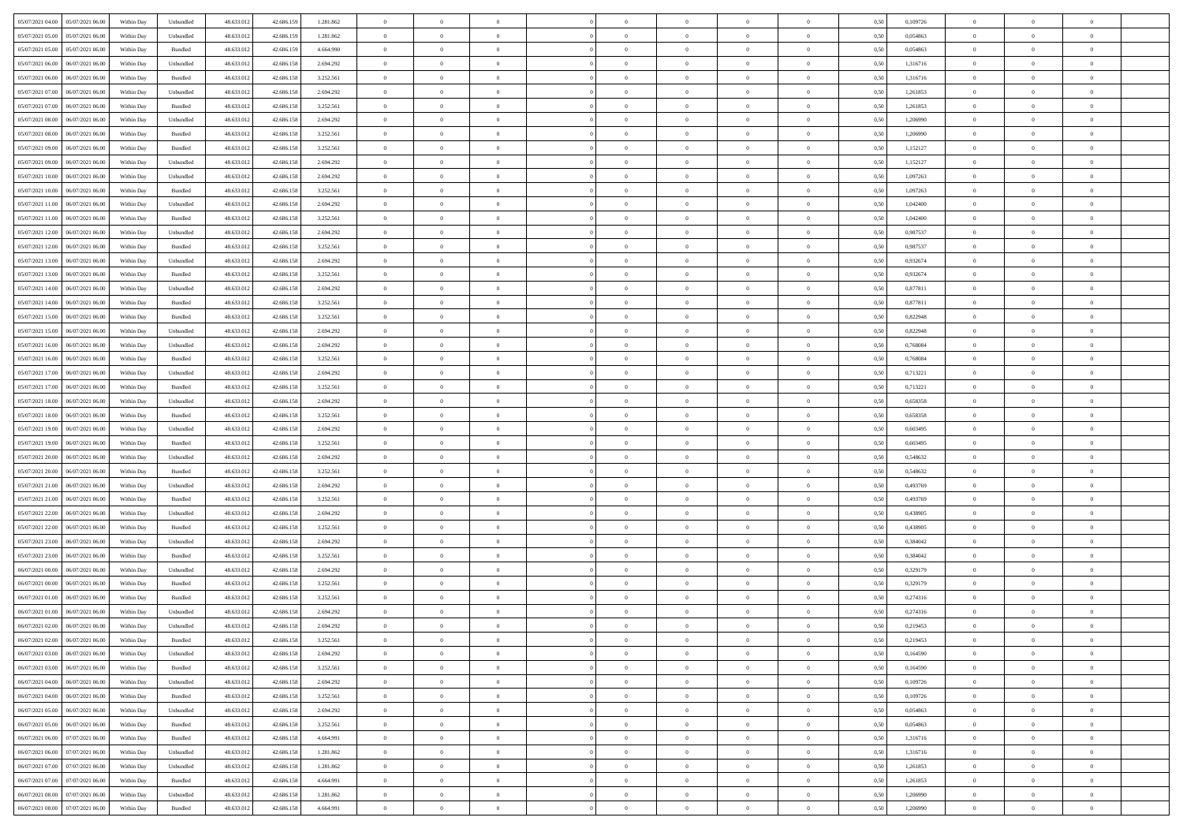| | | | | | | | | | | | | | | | | | | | | |
|---|---|---|---|---|---|---|---|---|---|---|---|---|---|---|---|---|---|---|---|---|
| 05/07/2021 04:00 | 05/07/2021 06:00 | Within Day | Unbundled | 48.633.012 | 42.686.159 | 1.281.862 | 0 | 0 | 0 | | 0 | 0 | 0 | 0 | 0,50 | 0,109726 | 0 | 0 | 0 | |
| 05/07/2021 05:00 | 05/07/2021 06:00 | Within Day | Unbundled | 48.633.012 | 42.686.159 | 1.281.862 | 0 | 0 | 0 | | 0 | 0 | 0 | 0 | 0,50 | 0,054863 | 0 | 0 | 0 | |
| 05/07/2021 05:00 | 05/07/2021 06:00 | Within Day | Bundled | 48.633.012 | 42.686.159 | 4.664.990 | 0 | 0 | 0 | | 0 | 0 | 0 | 0 | 0,50 | 0,054863 | 0 | 0 | 0 | |
| 05/07/2021 06:00 | 06/07/2021 06:00 | Within Day | Unbundled | 48.633.012 | 42.686.158 | 2.694.292 | 0 | 0 | 0 | | 0 | 0 | 0 | 0 | 0,50 | 1,316716 | 0 | 0 | 0 | |
| 05/07/2021 06:00 | 06/07/2021 06:00 | Within Day | Bundled | 48.633.012 | 42.686.158 | 3.252.561 | 0 | 0 | 0 | | 0 | 0 | 0 | 0 | 0,50 | 1,316716 | 0 | 0 | 0 | |
| 05/07/2021 07:00 | 06/07/2021 06:00 | Within Day | Unbundled | 48.633.012 | 42.686.158 | 2.694.292 | 0 | 0 | 0 | | 0 | 0 | 0 | 0 | 0,50 | 1,261853 | 0 | 0 | 0 | |
| 05/07/2021 07:00 | 06/07/2021 06:00 | Within Day | Bundled | 48.633.012 | 42.686.158 | 3.252.561 | 0 | 0 | 0 | | 0 | 0 | 0 | 0 | 0,50 | 1,261853 | 0 | 0 | 0 | |
| 05/07/2021 08:00 | 06/07/2021 06:00 | Within Day | Unbundled | 48.633.012 | 42.686.158 | 2.694.292 | 0 | 0 | 0 | | 0 | 0 | 0 | 0 | 0,50 | 1,206990 | 0 | 0 | 0 | |
| 05/07/2021 08:00 | 06/07/2021 06:00 | Within Day | Bundled | 48.633.012 | 42.686.158 | 3.252.561 | 0 | 0 | 0 | | 0 | 0 | 0 | 0 | 0,50 | 1,206990 | 0 | 0 | 0 | |
| 05/07/2021 09:00 | 06/07/2021 06:00 | Within Day | Bundled | 48.633.012 | 42.686.158 | 3.252.561 | 0 | 0 | 0 | | 0 | 0 | 0 | 0 | 0,50 | 1,152127 | 0 | 0 | 0 | |
| 05/07/2021 09:00 | 06/07/2021 06:00 | Within Day | Unbundled | 48.633.012 | 42.686.158 | 2.694.292 | 0 | 0 | 0 | | 0 | 0 | 0 | 0 | 0,50 | 1,152127 | 0 | 0 | 0 | |
| 05/07/2021 10:00 | 06/07/2021 06:00 | Within Day | Unbundled | 48.633.012 | 42.686.158 | 2.694.292 | 0 | 0 | 0 | | 0 | 0 | 0 | 0 | 0,50 | 1,097263 | 0 | 0 | 0 | |
| 05/07/2021 10:00 | 06/07/2021 06:00 | Within Day | Bundled | 48.633.012 | 42.686.158 | 3.252.561 | 0 | 0 | 0 | | 0 | 0 | 0 | 0 | 0,50 | 1,097263 | 0 | 0 | 0 | |
| 05/07/2021 11:00 | 06/07/2021 06:00 | Within Day | Unbundled | 48.633.012 | 42.686.158 | 2.694.292 | 0 | 0 | 0 | | 0 | 0 | 0 | 0 | 0,50 | 1,042400 | 0 | 0 | 0 | |
| 05/07/2021 11:00 | 06/07/2021 06:00 | Within Day | Bundled | 48.633.012 | 42.686.158 | 3.252.561 | 0 | 0 | 0 | | 0 | 0 | 0 | 0 | 0,50 | 1,042400 | 0 | 0 | 0 | |
| 05/07/2021 12:00 | 06/07/2021 06:00 | Within Day | Unbundled | 48.633.012 | 42.686.158 | 2.694.292 | 0 | 0 | 0 | | 0 | 0 | 0 | 0 | 0,50 | 0,987537 | 0 | 0 | 0 | |
| 05/07/2021 12:00 | 06/07/2021 06:00 | Within Day | Bundled | 48.633.012 | 42.686.158 | 3.252.561 | 0 | 0 | 0 | | 0 | 0 | 0 | 0 | 0,50 | 0,987537 | 0 | 0 | 0 | |
| 05/07/2021 13:00 | 06/07/2021 06:00 | Within Day | Unbundled | 48.633.012 | 42.686.158 | 2.694.292 | 0 | 0 | 0 | | 0 | 0 | 0 | 0 | 0,50 | 0,932674 | 0 | 0 | 0 | |
| 05/07/2021 13:00 | 06/07/2021 06:00 | Within Day | Bundled | 48.633.012 | 42.686.158 | 3.252.561 | 0 | 0 | 0 | | 0 | 0 | 0 | 0 | 0,50 | 0,932674 | 0 | 0 | 0 | |
| 05/07/2021 14:00 | 06/07/2021 06:00 | Within Day | Unbundled | 48.633.012 | 42.686.158 | 2.694.292 | 0 | 0 | 0 | | 0 | 0 | 0 | 0 | 0,50 | 0,877811 | 0 | 0 | 0 | |
| 05/07/2021 14:00 | 06/07/2021 06:00 | Within Day | Bundled | 48.633.012 | 42.686.158 | 3.252.561 | 0 | 0 | 0 | | 0 | 0 | 0 | 0 | 0,50 | 0,877811 | 0 | 0 | 0 | |
| 05/07/2021 15:00 | 06/07/2021 06:00 | Within Day | Bundled | 48.633.012 | 42.686.158 | 3.252.561 | 0 | 0 | 0 | | 0 | 0 | 0 | 0 | 0,50 | 0,822948 | 0 | 0 | 0 | |
| 05/07/2021 15:00 | 06/07/2021 06:00 | Within Day | Unbundled | 48.633.012 | 42.686.158 | 2.694.292 | 0 | 0 | 0 | | 0 | 0 | 0 | 0 | 0,50 | 0,822948 | 0 | 0 | 0 | |
| 05/07/2021 16:00 | 06/07/2021 06:00 | Within Day | Unbundled | 48.633.012 | 42.686.158 | 2.694.292 | 0 | 0 | 0 | | 0 | 0 | 0 | 0 | 0,50 | 0,768084 | 0 | 0 | 0 | |
| 05/07/2021 16:00 | 06/07/2021 06:00 | Within Day | Bundled | 48.633.012 | 42.686.158 | 3.252.561 | 0 | 0 | 0 | | 0 | 0 | 0 | 0 | 0,50 | 0,768084 | 0 | 0 | 0 | |
| 05/07/2021 17:00 | 06/07/2021 06:00 | Within Day | Unbundled | 48.633.012 | 42.686.158 | 2.694.292 | 0 | 0 | 0 | | 0 | 0 | 0 | 0 | 0,50 | 0,713221 | 0 | 0 | 0 | |
| 05/07/2021 17:00 | 06/07/2021 06:00 | Within Day | Bundled | 48.633.012 | 42.686.158 | 3.252.561 | 0 | 0 | 0 | | 0 | 0 | 0 | 0 | 0,50 | 0,713221 | 0 | 0 | 0 | |
| 05/07/2021 18:00 | 06/07/2021 06:00 | Within Day | Unbundled | 48.633.012 | 42.686.158 | 2.694.292 | 0 | 0 | 0 | | 0 | 0 | 0 | 0 | 0,50 | 0,658358 | 0 | 0 | 0 | |
| 05/07/2021 18:00 | 06/07/2021 06:00 | Within Day | Bundled | 48.633.012 | 42.686.158 | 3.252.561 | 0 | 0 | 0 | | 0 | 0 | 0 | 0 | 0,50 | 0,658358 | 0 | 0 | 0 | |
| 05/07/2021 19:00 | 06/07/2021 06:00 | Within Day | Unbundled | 48.633.012 | 42.686.158 | 2.694.292 | 0 | 0 | 0 | | 0 | 0 | 0 | 0 | 0,50 | 0,603495 | 0 | 0 | 0 | |
| 05/07/2021 19:00 | 06/07/2021 06:00 | Within Day | Bundled | 48.633.012 | 42.686.158 | 3.252.561 | 0 | 0 | 0 | | 0 | 0 | 0 | 0 | 0,50 | 0,603495 | 0 | 0 | 0 | |
| 05/07/2021 20:00 | 06/07/2021 06:00 | Within Day | Unbundled | 48.633.012 | 42.686.158 | 2.694.292 | 0 | 0 | 0 | | 0 | 0 | 0 | 0 | 0,50 | 0,548632 | 0 | 0 | 0 | |
| 05/07/2021 20:00 | 06/07/2021 06:00 | Within Day | Bundled | 48.633.012 | 42.686.158 | 3.252.561 | 0 | 0 | 0 | | 0 | 0 | 0 | 0 | 0,50 | 0,548632 | 0 | 0 | 0 | |
| 05/07/2021 21:00 | 06/07/2021 06:00 | Within Day | Unbundled | 48.633.012 | 42.686.158 | 2.694.292 | 0 | 0 | 0 | | 0 | 0 | 0 | 0 | 0,50 | 0,493769 | 0 | 0 | 0 | |
| 05/07/2021 21:00 | 06/07/2021 06:00 | Within Day | Bundled | 48.633.012 | 42.686.158 | 3.252.561 | 0 | 0 | 0 | | 0 | 0 | 0 | 0 | 0,50 | 0,493769 | 0 | 0 | 0 | |
| 05/07/2021 22:00 | 06/07/2021 06:00 | Within Day | Unbundled | 48.633.012 | 42.686.158 | 2.694.292 | 0 | 0 | 0 | | 0 | 0 | 0 | 0 | 0,50 | 0,438905 | 0 | 0 | 0 | |
| 05/07/2021 22:00 | 06/07/2021 06:00 | Within Day | Bundled | 48.633.012 | 42.686.158 | 3.252.561 | 0 | 0 | 0 | | 0 | 0 | 0 | 0 | 0,50 | 0,438905 | 0 | 0 | 0 | |
| 05/07/2021 23:00 | 06/07/2021 06:00 | Within Day | Unbundled | 48.633.012 | 42.686.158 | 2.694.292 | 0 | 0 | 0 | | 0 | 0 | 0 | 0 | 0,50 | 0,384042 | 0 | 0 | 0 | |
| 05/07/2021 23:00 | 06/07/2021 06:00 | Within Day | Bundled | 48.633.012 | 42.686.158 | 3.252.561 | 0 | 0 | 0 | | 0 | 0 | 0 | 0 | 0,50 | 0,384042 | 0 | 0 | 0 | |
| 06/07/2021 00:00 | 06/07/2021 06:00 | Within Day | Unbundled | 48.633.012 | 42.686.158 | 2.694.292 | 0 | 0 | 0 | | 0 | 0 | 0 | 0 | 0,50 | 0,329179 | 0 | 0 | 0 | |
| 06/07/2021 00:00 | 06/07/2021 06:00 | Within Day | Bundled | 48.633.012 | 42.686.158 | 3.252.561 | 0 | 0 | 0 | | 0 | 0 | 0 | 0 | 0,50 | 0,329179 | 0 | 0 | 0 | |
| 06/07/2021 01:00 | 06/07/2021 06:00 | Within Day | Bundled | 48.633.012 | 42.686.158 | 3.252.561 | 0 | 0 | 0 | | 0 | 0 | 0 | 0 | 0,50 | 0,274316 | 0 | 0 | 0 | |
| 06/07/2021 01:00 | 06/07/2021 06:00 | Within Day | Unbundled | 48.633.012 | 42.686.158 | 2.694.292 | 0 | 0 | 0 | | 0 | 0 | 0 | 0 | 0,50 | 0,274316 | 0 | 0 | 0 | |
| 06/07/2021 02:00 | 06/07/2021 06:00 | Within Day | Unbundled | 48.633.012 | 42.686.158 | 2.694.292 | 0 | 0 | 0 | | 0 | 0 | 0 | 0 | 0,50 | 0,219453 | 0 | 0 | 0 | |
| 06/07/2021 02:00 | 06/07/2021 06:00 | Within Day | Bundled | 48.633.012 | 42.686.158 | 3.252.561 | 0 | 0 | 0 | | 0 | 0 | 0 | 0 | 0,50 | 0,219453 | 0 | 0 | 0 | |
| 06/07/2021 03:00 | 06/07/2021 06:00 | Within Day | Unbundled | 48.633.012 | 42.686.158 | 2.694.292 | 0 | 0 | 0 | | 0 | 0 | 0 | 0 | 0,50 | 0,164590 | 0 | 0 | 0 | |
| 06/07/2021 03:00 | 06/07/2021 06:00 | Within Day | Bundled | 48.633.012 | 42.686.158 | 3.252.561 | 0 | 0 | 0 | | 0 | 0 | 0 | 0 | 0,50 | 0,164590 | 0 | 0 | 0 | |
| 06/07/2021 04:00 | 06/07/2021 06:00 | Within Day | Unbundled | 48.633.012 | 42.686.158 | 2.694.292 | 0 | 0 | 0 | | 0 | 0 | 0 | 0 | 0,50 | 0,109726 | 0 | 0 | 0 | |
| 06/07/2021 04:00 | 06/07/2021 06:00 | Within Day | Bundled | 48.633.012 | 42.686.158 | 3.252.561 | 0 | 0 | 0 | | 0 | 0 | 0 | 0 | 0,50 | 0,109726 | 0 | 0 | 0 | |
| 06/07/2021 05:00 | 06/07/2021 06:00 | Within Day | Unbundled | 48.633.012 | 42.686.158 | 2.694.292 | 0 | 0 | 0 | | 0 | 0 | 0 | 0 | 0,50 | 0,054863 | 0 | 0 | 0 | |
| 06/07/2021 05:00 | 06/07/2021 06:00 | Within Day | Bundled | 48.633.012 | 42.686.158 | 3.252.561 | 0 | 0 | 0 | | 0 | 0 | 0 | 0 | 0,50 | 0,054863 | 0 | 0 | 0 | |
| 06/07/2021 06:00 | 07/07/2021 06:00 | Within Day | Bundled | 48.633.012 | 42.686.158 | 4.664.991 | 0 | 0 | 0 | | 0 | 0 | 0 | 0 | 0,50 | 1,316716 | 0 | 0 | 0 | |
| 06/07/2021 06:00 | 07/07/2021 06:00 | Within Day | Unbundled | 48.633.012 | 42.686.158 | 1.281.862 | 0 | 0 | 0 | | 0 | 0 | 0 | 0 | 0,50 | 1,316716 | 0 | 0 | 0 | |
| 06/07/2021 07:00 | 07/07/2021 06:00 | Within Day | Unbundled | 48.633.012 | 42.686.158 | 1.281.862 | 0 | 0 | 0 | | 0 | 0 | 0 | 0 | 0,50 | 1,261853 | 0 | 0 | 0 | |
| 06/07/2021 07:00 | 07/07/2021 06:00 | Within Day | Bundled | 48.633.012 | 42.686.158 | 4.664.991 | 0 | 0 | 0 | | 0 | 0 | 0 | 0 | 0,50 | 1,261853 | 0 | 0 | 0 | |
| 06/07/2021 08:00 | 07/07/2021 06:00 | Within Day | Unbundled | 48.633.012 | 42.686.158 | 1.281.862 | 0 | 0 | 0 | | 0 | 0 | 0 | 0 | 0,50 | 1,206990 | 0 | 0 | 0 | |
| 06/07/2021 08:00 | 07/07/2021 06:00 | Within Day | Bundled | 48.633.012 | 42.686.158 | 4.664.991 | 0 | 0 | 0 | | 0 | 0 | 0 | 0 | 0,50 | 1,206990 | 0 | 0 | 0 | |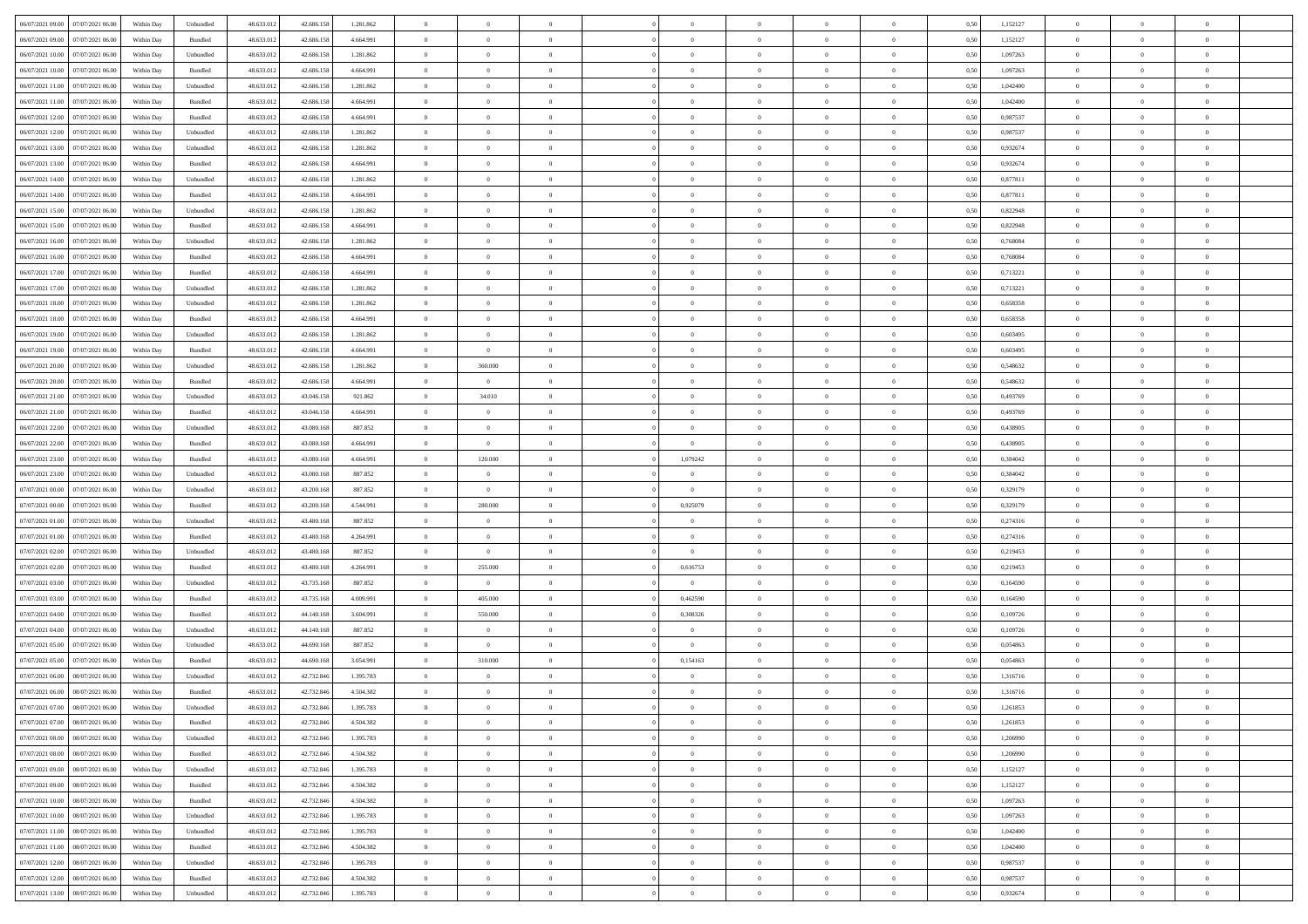| | | | | | | | | | | | | | | | | | | | | |
|---|---|---|---|---|---|---|---|---|---|---|---|---|---|---|---|---|---|---|---|---|
| 06/07/2021 09.00 | 07/07/2021 06.00 | Within Day | Unbundled | 48.633.012 | 42.686.158 | 1.281.862 | 0 | 0 | 0 | | 0 | 0 | 0 | 0 | 0,50 | 1,152127 | 0 | 0 | 0 | |
| 06/07/2021 09.00 | 07/07/2021 06.00 | Within Day | Bundled | 48.633.012 | 42.686.158 | 4.664.991 | 0 | 0 | 0 | | 0 | 0 | 0 | 0 | 0,50 | 1,152127 | 0 | 0 | 0 | |
| 06/07/2021 10.00 | 07/07/2021 06.00 | Within Day | Unbundled | 48.633.012 | 42.686.158 | 1.281.862 | 0 | 0 | 0 | | 0 | 0 | 0 | 0 | 0,50 | 1,097263 | 0 | 0 | 0 | |
| 06/07/2021 10.00 | 07/07/2021 06.00 | Within Day | Bundled | 48.633.012 | 42.686.158 | 4.664.991 | 0 | 0 | 0 | | 0 | 0 | 0 | 0 | 0,50 | 1,097263 | 0 | 0 | 0 | |
| 06/07/2021 11.00 | 07/07/2021 06.00 | Within Day | Unbundled | 48.633.012 | 42.686.158 | 1.281.862 | 0 | 0 | 0 | | 0 | 0 | 0 | 0 | 0,50 | 1,042400 | 0 | 0 | 0 | |
| 06/07/2021 11.00 | 07/07/2021 06.00 | Within Day | Bundled | 48.633.012 | 42.686.158 | 4.664.991 | 0 | 0 | 0 | | 0 | 0 | 0 | 0 | 0,50 | 1,042400 | 0 | 0 | 0 | |
| 06/07/2021 12.00 | 07/07/2021 06.00 | Within Day | Bundled | 48.633.012 | 42.686.158 | 4.664.991 | 0 | 0 | 0 | | 0 | 0 | 0 | 0 | 0,50 | 0,987537 | 0 | 0 | 0 | |
| 06/07/2021 12.00 | 07/07/2021 06.00 | Within Day | Unbundled | 48.633.012 | 42.686.158 | 1.281.862 | 0 | 0 | 0 | | 0 | 0 | 0 | 0 | 0,50 | 0,987537 | 0 | 0 | 0 | |
| 06/07/2021 13.00 | 07/07/2021 06.00 | Within Day | Unbundled | 48.633.012 | 42.686.158 | 1.281.862 | 0 | 0 | 0 | | 0 | 0 | 0 | 0 | 0,50 | 0,932674 | 0 | 0 | 0 | |
| 06/07/2021 13.00 | 07/07/2021 06.00 | Within Day | Bundled | 48.633.012 | 42.686.158 | 4.664.991 | 0 | 0 | 0 | | 0 | 0 | 0 | 0 | 0,50 | 0,932674 | 0 | 0 | 0 | |
| 06/07/2021 14.00 | 07/07/2021 06.00 | Within Day | Unbundled | 48.633.012 | 42.686.158 | 1.281.862 | 0 | 0 | 0 | | 0 | 0 | 0 | 0 | 0,50 | 0,877811 | 0 | 0 | 0 | |
| 06/07/2021 14.00 | 07/07/2021 06.00 | Within Day | Bundled | 48.633.012 | 42.686.158 | 4.664.991 | 0 | 0 | 0 | | 0 | 0 | 0 | 0 | 0,50 | 0,877811 | 0 | 0 | 0 | |
| 06/07/2021 15.00 | 07/07/2021 06.00 | Within Day | Unbundled | 48.633.012 | 42.686.158 | 1.281.862 | 0 | 0 | 0 | | 0 | 0 | 0 | 0 | 0,50 | 0,822948 | 0 | 0 | 0 | |
| 06/07/2021 15.00 | 07/07/2021 06.00 | Within Day | Bundled | 48.633.012 | 42.686.158 | 4.664.991 | 0 | 0 | 0 | | 0 | 0 | 0 | 0 | 0,50 | 0,822948 | 0 | 0 | 0 | |
| 06/07/2021 16.00 | 07/07/2021 06.00 | Within Day | Unbundled | 48.633.012 | 42.686.158 | 1.281.862 | 0 | 0 | 0 | | 0 | 0 | 0 | 0 | 0,50 | 0,768084 | 0 | 0 | 0 | |
| 06/07/2021 16.00 | 07/07/2021 06.00 | Within Day | Bundled | 48.633.012 | 42.686.158 | 4.664.991 | 0 | 0 | 0 | | 0 | 0 | 0 | 0 | 0,50 | 0,768084 | 0 | 0 | 0 | |
| 06/07/2021 17.00 | 07/07/2021 06.00 | Within Day | Bundled | 48.633.012 | 42.686.158 | 4.664.991 | 0 | 0 | 0 | | 0 | 0 | 0 | 0 | 0,50 | 0,713221 | 0 | 0 | 0 | |
| 06/07/2021 17.00 | 07/07/2021 06.00 | Within Day | Unbundled | 48.633.012 | 42.686.158 | 1.281.862 | 0 | 0 | 0 | | 0 | 0 | 0 | 0 | 0,50 | 0,713221 | 0 | 0 | 0 | |
| 06/07/2021 18.00 | 07/07/2021 06.00 | Within Day | Unbundled | 48.633.012 | 42.686.158 | 1.281.862 | 0 | 0 | 0 | | 0 | 0 | 0 | 0 | 0,50 | 0,658358 | 0 | 0 | 0 | |
| 06/07/2021 18.00 | 07/07/2021 06.00 | Within Day | Bundled | 48.633.012 | 42.686.158 | 4.664.991 | 0 | 0 | 0 | | 0 | 0 | 0 | 0 | 0,50 | 0,658358 | 0 | 0 | 0 | |
| 06/07/2021 19.00 | 07/07/2021 06.00 | Within Day | Unbundled | 48.633.012 | 42.686.158 | 1.281.862 | 0 | 0 | 0 | | 0 | 0 | 0 | 0 | 0,50 | 0,603495 | 0 | 0 | 0 | |
| 06/07/2021 19.00 | 07/07/2021 06.00 | Within Day | Bundled | 48.633.012 | 42.686.158 | 4.664.991 | 0 | 0 | 0 | | 0 | 0 | 0 | 0 | 0,50 | 0,603495 | 0 | 0 | 0 | |
| 06/07/2021 20.00 | 07/07/2021 06.00 | Within Day | Unbundled | 48.633.012 | 42.686.158 | 1.281.862 | 0 | 360.000 | 0 | | 0 | 0 | 0 | 0 | 0,50 | 0,548632 | 0 | 0 | 0 | |
| 06/07/2021 20.00 | 07/07/2021 06.00 | Within Day | Bundled | 48.633.012 | 42.686.158 | 4.664.991 | 0 | 0 | 0 | | 0 | 0 | 0 | 0 | 0,50 | 0,548632 | 0 | 0 | 0 | |
| 06/07/2021 21.00 | 07/07/2021 06.00 | Within Day | Unbundled | 48.633.012 | 43.046.158 | 921.862 | 0 | 34.010 | 0 | | 0 | 0 | 0 | 0 | 0,50 | 0,493769 | 0 | 0 | 0 | |
| 06/07/2021 21.00 | 07/07/2021 06.00 | Within Day | Bundled | 48.633.012 | 43.046.158 | 4.664.991 | 0 | 0 | 0 | | 0 | 0 | 0 | 0 | 0,50 | 0,493769 | 0 | 0 | 0 | |
| 06/07/2021 22.00 | 07/07/2021 06.00 | Within Day | Unbundled | 48.633.012 | 43.080.168 | 887.852 | 0 | 0 | 0 | | 0 | 0 | 0 | 0 | 0,50 | 0,438905 | 0 | 0 | 0 | |
| 06/07/2021 22.00 | 07/07/2021 06.00 | Within Day | Bundled | 48.633.012 | 43.080.168 | 4.664.991 | 0 | 0 | 0 | | 0 | 0 | 0 | 0 | 0,50 | 0,438905 | 0 | 0 | 0 | |
| 06/07/2021 23.00 | 07/07/2021 06.00 | Within Day | Bundled | 48.633.012 | 43.080.168 | 4.664.991 | 0 | 120.000 | 0 | | 1,079242 | 0 | 0 | 0 | 0,50 | 0,384042 | 0 | 0 | 0 | |
| 06/07/2021 23.00 | 07/07/2021 06.00 | Within Day | Unbundled | 48.633.012 | 43.080.168 | 887.852 | 0 | 0 | 0 | | 0 | 0 | 0 | 0 | 0,50 | 0,384042 | 0 | 0 | 0 | |
| 07/07/2021 00.00 | 07/07/2021 06.00 | Within Day | Unbundled | 48.633.012 | 43.200.168 | 887.852 | 0 | 0 | 0 | | 0 | 0 | 0 | 0 | 0,50 | 0,329179 | 0 | 0 | 0 | |
| 07/07/2021 00.00 | 07/07/2021 06.00 | Within Day | Bundled | 48.633.012 | 43.200.168 | 4.544.991 | 0 | 280.000 | 0 | | 0,925079 | 0 | 0 | 0 | 0,50 | 0,329179 | 0 | 0 | 0 | |
| 07/07/2021 01.00 | 07/07/2021 06.00 | Within Day | Unbundled | 48.633.012 | 43.480.168 | 887.852 | 0 | 0 | 0 | | 0 | 0 | 0 | 0 | 0,50 | 0,274316 | 0 | 0 | 0 | |
| 07/07/2021 01.00 | 07/07/2021 06.00 | Within Day | Bundled | 48.633.012 | 43.480.168 | 4.264.991 | 0 | 0 | 0 | | 0 | 0 | 0 | 0 | 0,50 | 0,274316 | 0 | 0 | 0 | |
| 07/07/2021 02.00 | 07/07/2021 06.00 | Within Day | Unbundled | 48.633.012 | 43.480.168 | 887.852 | 0 | 0 | 0 | | 0 | 0 | 0 | 0 | 0,50 | 0,219453 | 0 | 0 | 0 | |
| 07/07/2021 02.00 | 07/07/2021 06.00 | Within Day | Bundled | 48.633.012 | 43.480.168 | 4.264.991 | 0 | 255.000 | 0 | | 0,616753 | 0 | 0 | 0 | 0,50 | 0,219453 | 0 | 0 | 0 | |
| 07/07/2021 03.00 | 07/07/2021 06.00 | Within Day | Unbundled | 48.633.012 | 43.735.168 | 887.852 | 0 | 0 | 0 | | 0 | 0 | 0 | 0 | 0,50 | 0,164590 | 0 | 0 | 0 | |
| 07/07/2021 03.00 | 07/07/2021 06.00 | Within Day | Bundled | 48.633.012 | 43.735.168 | 4.009.991 | 0 | 405.000 | 0 | | 0,462590 | 0 | 0 | 0 | 0,50 | 0,164590 | 0 | 0 | 0 | |
| 07/07/2021 04.00 | 07/07/2021 06.00 | Within Day | Bundled | 48.633.012 | 44.140.168 | 3.604.991 | 0 | 550.000 | 0 | | 0,308326 | 0 | 0 | 0 | 0,50 | 0,109726 | 0 | 0 | 0 | |
| 07/07/2021 04.00 | 07/07/2021 06.00 | Within Day | Unbundled | 48.633.012 | 44.140.168 | 887.852 | 0 | 0 | 0 | | 0 | 0 | 0 | 0 | 0,50 | 0,109726 | 0 | 0 | 0 | |
| 07/07/2021 05.00 | 07/07/2021 06.00 | Within Day | Unbundled | 48.633.012 | 44.690.168 | 887.852 | 0 | 0 | 0 | | 0 | 0 | 0 | 0 | 0,50 | 0,054863 | 0 | 0 | 0 | |
| 07/07/2021 05.00 | 07/07/2021 06.00 | Within Day | Bundled | 48.633.012 | 44.690.168 | 3.054.991 | 0 | 310.000 | 0 | | 0,154163 | 0 | 0 | 0 | 0,50 | 0,054863 | 0 | 0 | 0 | |
| 07/07/2021 06.00 | 08/07/2021 06.00 | Within Day | Unbundled | 48.633.012 | 42.732.846 | 1.395.783 | 0 | 0 | 0 | | 0 | 0 | 0 | 0 | 0,50 | 1,316716 | 0 | 0 | 0 | |
| 07/07/2021 06.00 | 08/07/2021 06.00 | Within Day | Bundled | 48.633.012 | 42.732.846 | 4.504.382 | 0 | 0 | 0 | | 0 | 0 | 0 | 0 | 0,50 | 1,316716 | 0 | 0 | 0 | |
| 07/07/2021 07.00 | 08/07/2021 06.00 | Within Day | Unbundled | 48.633.012 | 42.732.846 | 1.395.783 | 0 | 0 | 0 | | 0 | 0 | 0 | 0 | 0,50 | 1,261853 | 0 | 0 | 0 | |
| 07/07/2021 07.00 | 08/07/2021 06.00 | Within Day | Bundled | 48.633.012 | 42.732.846 | 4.504.382 | 0 | 0 | 0 | | 0 | 0 | 0 | 0 | 0,50 | 1,261853 | 0 | 0 | 0 | |
| 07/07/2021 08.00 | 08/07/2021 06.00 | Within Day | Unbundled | 48.633.012 | 42.732.846 | 1.395.783 | 0 | 0 | 0 | | 0 | 0 | 0 | 0 | 0,50 | 1,206990 | 0 | 0 | 0 | |
| 07/07/2021 08.00 | 08/07/2021 06.00 | Within Day | Bundled | 48.633.012 | 42.732.846 | 4.504.382 | 0 | 0 | 0 | | 0 | 0 | 0 | 0 | 0,50 | 1,206990 | 0 | 0 | 0 | |
| 07/07/2021 09.00 | 08/07/2021 06.00 | Within Day | Unbundled | 48.633.012 | 42.732.846 | 1.395.783 | 0 | 0 | 0 | | 0 | 0 | 0 | 0 | 0,50 | 1,152127 | 0 | 0 | 0 | |
| 07/07/2021 09.00 | 08/07/2021 06.00 | Within Day | Bundled | 48.633.012 | 42.732.846 | 4.504.382 | 0 | 0 | 0 | | 0 | 0 | 0 | 0 | 0,50 | 1,152127 | 0 | 0 | 0 | |
| 07/07/2021 10.00 | 08/07/2021 06.00 | Within Day | Bundled | 48.633.012 | 42.732.846 | 4.504.382 | 0 | 0 | 0 | | 0 | 0 | 0 | 0 | 0,50 | 1,097263 | 0 | 0 | 0 | |
| 07/07/2021 10.00 | 08/07/2021 06.00 | Within Day | Unbundled | 48.633.012 | 42.732.846 | 1.395.783 | 0 | 0 | 0 | | 0 | 0 | 0 | 0 | 0,50 | 1,097263 | 0 | 0 | 0 | |
| 07/07/2021 11.00 | 08/07/2021 06.00 | Within Day | Unbundled | 48.633.012 | 42.732.846 | 1.395.783 | 0 | 0 | 0 | | 0 | 0 | 0 | 0 | 0,50 | 1,042400 | 0 | 0 | 0 | |
| 07/07/2021 11.00 | 08/07/2021 06.00 | Within Day | Bundled | 48.633.012 | 42.732.846 | 4.504.382 | 0 | 0 | 0 | | 0 | 0 | 0 | 0 | 0,50 | 1,042400 | 0 | 0 | 0 | |
| 07/07/2021 12.00 | 08/07/2021 06.00 | Within Day | Unbundled | 48.633.012 | 42.732.846 | 1.395.783 | 0 | 0 | 0 | | 0 | 0 | 0 | 0 | 0,50 | 0,987537 | 0 | 0 | 0 | |
| 07/07/2021 12.00 | 08/07/2021 06.00 | Within Day | Bundled | 48.633.012 | 42.732.846 | 4.504.382 | 0 | 0 | 0 | | 0 | 0 | 0 | 0 | 0,50 | 0,987537 | 0 | 0 | 0 | |
| 07/07/2021 13.00 | 08/07/2021 06.00 | Within Day | Unbundled | 48.633.012 | 42.732.846 | 1.395.783 | 0 | 0 | 0 | | 0 | 0 | 0 | 0 | 0,50 | 0,932674 | 0 | 0 | 0 | |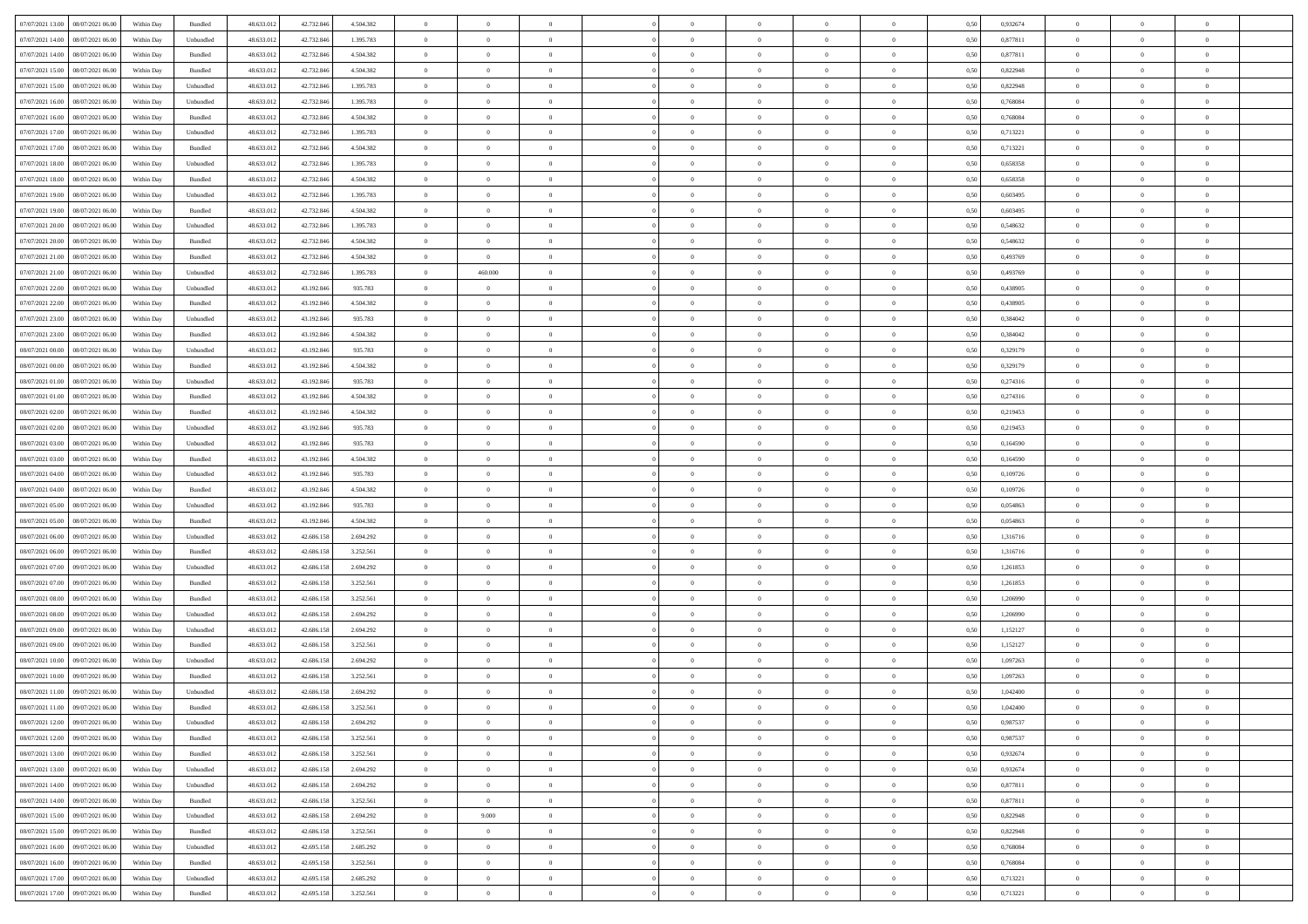| | | | | | | | | | | | | | | | | | | | | | |
|---|---|---|---|---|---|---|---|---|---|---|---|---|---|---|---|---|---|---|---|---|---|
| 07/07/2021 13:00 | 08/07/2021 06:00 | Within Day | Bundled | 48.633.012 | 42.732.846 | 4.504.382 | 0 | 0 | 0 | | 0 | 0 | 0 | 0 | 0,50 | 0,932674 | 0 | 0 | 0 | |
| 07/07/2021 14:00 | 08/07/2021 06:00 | Within Day | Unbundled | 48.633.012 | 42.732.846 | 1.395.783 | 0 | 0 | 0 | | 0 | 0 | 0 | 0 | 0,50 | 0,877811 | 0 | 0 | 0 | |
| 07/07/2021 14:00 | 08/07/2021 06:00 | Within Day | Bundled | 48.633.012 | 42.732.846 | 4.504.382 | 0 | 0 | 0 | | 0 | 0 | 0 | 0 | 0,50 | 0,877811 | 0 | 0 | 0 | |
| 07/07/2021 15:00 | 08/07/2021 06:00 | Within Day | Bundled | 48.633.012 | 42.732.846 | 4.504.382 | 0 | 0 | 0 | | 0 | 0 | 0 | 0 | 0,50 | 0,822948 | 0 | 0 | 0 | |
| 07/07/2021 15:00 | 08/07/2021 06:00 | Within Day | Unbundled | 48.633.012 | 42.732.846 | 1.395.783 | 0 | 0 | 0 | | 0 | 0 | 0 | 0 | 0,50 | 0,822948 | 0 | 0 | 0 | |
| 07/07/2021 16:00 | 08/07/2021 06:00 | Within Day | Unbundled | 48.633.012 | 42.732.846 | 1.395.783 | 0 | 0 | 0 | | 0 | 0 | 0 | 0 | 0,50 | 0,768084 | 0 | 0 | 0 | |
| 07/07/2021 16:00 | 08/07/2021 06:00 | Within Day | Bundled | 48.633.012 | 42.732.846 | 4.504.382 | 0 | 0 | 0 | | 0 | 0 | 0 | 0 | 0,50 | 0,768084 | 0 | 0 | 0 | |
| 07/07/2021 17:00 | 08/07/2021 06:00 | Within Day | Unbundled | 48.633.012 | 42.732.846 | 1.395.783 | 0 | 0 | 0 | | 0 | 0 | 0 | 0 | 0,50 | 0,713221 | 0 | 0 | 0 | |
| 07/07/2021 17:00 | 08/07/2021 06:00 | Within Day | Bundled | 48.633.012 | 42.732.846 | 4.504.382 | 0 | 0 | 0 | | 0 | 0 | 0 | 0 | 0,50 | 0,713221 | 0 | 0 | 0 | |
| 07/07/2021 18:00 | 08/07/2021 06:00 | Within Day | Unbundled | 48.633.012 | 42.732.846 | 1.395.783 | 0 | 0 | 0 | | 0 | 0 | 0 | 0 | 0,50 | 0,658358 | 0 | 0 | 0 | |
| 07/07/2021 18:00 | 08/07/2021 06:00 | Within Day | Bundled | 48.633.012 | 42.732.846 | 4.504.382 | 0 | 0 | 0 | | 0 | 0 | 0 | 0 | 0,50 | 0,658358 | 0 | 0 | 0 | |
| 07/07/2021 19:00 | 08/07/2021 06:00 | Within Day | Unbundled | 48.633.012 | 42.732.846 | 1.395.783 | 0 | 0 | 0 | | 0 | 0 | 0 | 0 | 0,50 | 0,603495 | 0 | 0 | 0 | |
| 07/07/2021 19:00 | 08/07/2021 06:00 | Within Day | Bundled | 48.633.012 | 42.732.846 | 4.504.382 | 0 | 0 | 0 | | 0 | 0 | 0 | 0 | 0,50 | 0,603495 | 0 | 0 | 0 | |
| 07/07/2021 20:00 | 08/07/2021 06:00 | Within Day | Unbundled | 48.633.012 | 42.732.846 | 1.395.783 | 0 | 0 | 0 | | 0 | 0 | 0 | 0 | 0,50 | 0,548632 | 0 | 0 | 0 | |
| 07/07/2021 20:00 | 08/07/2021 06:00 | Within Day | Bundled | 48.633.012 | 42.732.846 | 4.504.382 | 0 | 0 | 0 | | 0 | 0 | 0 | 0 | 0,50 | 0,548632 | 0 | 0 | 0 | |
| 07/07/2021 21:00 | 08/07/2021 06:00 | Within Day | Bundled | 48.633.012 | 42.732.846 | 4.504.382 | 0 | 0 | 0 | | 0 | 0 | 0 | 0 | 0,50 | 0,493769 | 0 | 0 | 0 | |
| 07/07/2021 21:00 | 08/07/2021 06:00 | Within Day | Unbundled | 48.633.012 | 42.732.846 | 1.395.783 | 0 | 460.000 | 0 | | 0 | 0 | 0 | 0 | 0,50 | 0,493769 | 0 | 0 | 0 | |
| 07/07/2021 22:00 | 08/07/2021 06:00 | Within Day | Unbundled | 48.633.012 | 43.192.846 | 935.783 | 0 | 0 | 0 | | 0 | 0 | 0 | 0 | 0,50 | 0,438905 | 0 | 0 | 0 | |
| 07/07/2021 22:00 | 08/07/2021 06:00 | Within Day | Bundled | 48.633.012 | 43.192.846 | 4.504.382 | 0 | 0 | 0 | | 0 | 0 | 0 | 0 | 0,50 | 0,438905 | 0 | 0 | 0 | |
| 07/07/2021 23:00 | 08/07/2021 06:00 | Within Day | Unbundled | 48.633.012 | 43.192.846 | 935.783 | 0 | 0 | 0 | | 0 | 0 | 0 | 0 | 0,50 | 0,384042 | 0 | 0 | 0 | |
| 07/07/2021 23:00 | 08/07/2021 06:00 | Within Day | Bundled | 48.633.012 | 43.192.846 | 4.504.382 | 0 | 0 | 0 | | 0 | 0 | 0 | 0 | 0,50 | 0,384042 | 0 | 0 | 0 | |
| 08/07/2021 00:00 | 08/07/2021 06:00 | Within Day | Unbundled | 48.633.012 | 43.192.846 | 935.783 | 0 | 0 | 0 | | 0 | 0 | 0 | 0 | 0,50 | 0,329179 | 0 | 0 | 0 | |
| 08/07/2021 00:00 | 08/07/2021 06:00 | Within Day | Bundled | 48.633.012 | 43.192.846 | 4.504.382 | 0 | 0 | 0 | | 0 | 0 | 0 | 0 | 0,50 | 0,329179 | 0 | 0 | 0 | |
| 08/07/2021 01:00 | 08/07/2021 06:00 | Within Day | Unbundled | 48.633.012 | 43.192.846 | 935.783 | 0 | 0 | 0 | | 0 | 0 | 0 | 0 | 0,50 | 0,274316 | 0 | 0 | 0 | |
| 08/07/2021 01:00 | 08/07/2021 06:00 | Within Day | Bundled | 48.633.012 | 43.192.846 | 4.504.382 | 0 | 0 | 0 | | 0 | 0 | 0 | 0 | 0,50 | 0,274316 | 0 | 0 | 0 | |
| 08/07/2021 02:00 | 08/07/2021 06:00 | Within Day | Bundled | 48.633.012 | 43.192.846 | 4.504.382 | 0 | 0 | 0 | | 0 | 0 | 0 | 0 | 0,50 | 0,219453 | 0 | 0 | 0 | |
| 08/07/2021 02:00 | 08/07/2021 06:00 | Within Day | Unbundled | 48.633.012 | 43.192.846 | 935.783 | 0 | 0 | 0 | | 0 | 0 | 0 | 0 | 0,50 | 0,219453 | 0 | 0 | 0 | |
| 08/07/2021 03:00 | 08/07/2021 06:00 | Within Day | Unbundled | 48.633.012 | 43.192.846 | 935.783 | 0 | 0 | 0 | | 0 | 0 | 0 | 0 | 0,50 | 0,164590 | 0 | 0 | 0 | |
| 08/07/2021 03:00 | 08/07/2021 06:00 | Within Day | Bundled | 48.633.012 | 43.192.846 | 4.504.382 | 0 | 0 | 0 | | 0 | 0 | 0 | 0 | 0,50 | 0,164590 | 0 | 0 | 0 | |
| 08/07/2021 04:00 | 08/07/2021 06:00 | Within Day | Unbundled | 48.633.012 | 43.192.846 | 935.783 | 0 | 0 | 0 | | 0 | 0 | 0 | 0 | 0,50 | 0,109726 | 0 | 0 | 0 | |
| 08/07/2021 04:00 | 08/07/2021 06:00 | Within Day | Bundled | 48.633.012 | 43.192.846 | 4.504.382 | 0 | 0 | 0 | | 0 | 0 | 0 | 0 | 0,50 | 0,109726 | 0 | 0 | 0 | |
| 08/07/2021 05:00 | 08/07/2021 06:00 | Within Day | Unbundled | 48.633.012 | 43.192.846 | 935.783 | 0 | 0 | 0 | | 0 | 0 | 0 | 0 | 0,50 | 0,054863 | 0 | 0 | 0 | |
| 08/07/2021 05:00 | 08/07/2021 06:00 | Within Day | Bundled | 48.633.012 | 43.192.846 | 4.504.382 | 0 | 0 | 0 | | 0 | 0 | 0 | 0 | 0,50 | 0,054863 | 0 | 0 | 0 | |
| 08/07/2021 06:00 | 09/07/2021 06:00 | Within Day | Unbundled | 48.633.012 | 42.686.158 | 2.694.292 | 0 | 0 | 0 | | 0 | 0 | 0 | 0 | 0,50 | 1,316716 | 0 | 0 | 0 | |
| 08/07/2021 06:00 | 09/07/2021 06:00 | Within Day | Bundled | 48.633.012 | 42.686.158 | 3.252.561 | 0 | 0 | 0 | | 0 | 0 | 0 | 0 | 0,50 | 1,316716 | 0 | 0 | 0 | |
| 08/07/2021 07:00 | 09/07/2021 06:00 | Within Day | Unbundled | 48.633.012 | 42.686.158 | 2.694.292 | 0 | 0 | 0 | | 0 | 0 | 0 | 0 | 0,50 | 1,261853 | 0 | 0 | 0 | |
| 08/07/2021 07:00 | 09/07/2021 06:00 | Within Day | Bundled | 48.633.012 | 42.686.158 | 3.252.561 | 0 | 0 | 0 | | 0 | 0 | 0 | 0 | 0,50 | 1,261853 | 0 | 0 | 0 | |
| 08/07/2021 08:00 | 09/07/2021 06:00 | Within Day | Bundled | 48.633.012 | 42.686.158 | 3.252.561 | 0 | 0 | 0 | | 0 | 0 | 0 | 0 | 0,50 | 1,206990 | 0 | 0 | 0 | |
| 08/07/2021 08:00 | 09/07/2021 06:00 | Within Day | Unbundled | 48.633.012 | 42.686.158 | 2.694.292 | 0 | 0 | 0 | | 0 | 0 | 0 | 0 | 0,50 | 1,206990 | 0 | 0 | 0 | |
| 08/07/2021 09:00 | 09/07/2021 06:00 | Within Day | Unbundled | 48.633.012 | 42.686.158 | 2.694.292 | 0 | 0 | 0 | | 0 | 0 | 0 | 0 | 0,50 | 1,152127 | 0 | 0 | 0 | |
| 08/07/2021 09:00 | 09/07/2021 06:00 | Within Day | Bundled | 48.633.012 | 42.686.158 | 3.252.561 | 0 | 0 | 0 | | 0 | 0 | 0 | 0 | 0,50 | 1,152127 | 0 | 0 | 0 | |
| 08/07/2021 10:00 | 09/07/2021 06:00 | Within Day | Unbundled | 48.633.012 | 42.686.158 | 2.694.292 | 0 | 0 | 0 | | 0 | 0 | 0 | 0 | 0,50 | 1,097263 | 0 | 0 | 0 | |
| 08/07/2021 10:00 | 09/07/2021 06:00 | Within Day | Bundled | 48.633.012 | 42.686.158 | 3.252.561 | 0 | 0 | 0 | | 0 | 0 | 0 | 0 | 0,50 | 1,097263 | 0 | 0 | 0 | |
| 08/07/2021 11:00 | 09/07/2021 06:00 | Within Day | Unbundled | 48.633.012 | 42.686.158 | 2.694.292 | 0 | 0 | 0 | | 0 | 0 | 0 | 0 | 0,50 | 1,042400 | 0 | 0 | 0 | |
| 08/07/2021 11:00 | 09/07/2021 06:00 | Within Day | Bundled | 48.633.012 | 42.686.158 | 3.252.561 | 0 | 0 | 0 | | 0 | 0 | 0 | 0 | 0,50 | 1,042400 | 0 | 0 | 0 | |
| 08/07/2021 12:00 | 09/07/2021 06:00 | Within Day | Unbundled | 48.633.012 | 42.686.158 | 2.694.292 | 0 | 0 | 0 | | 0 | 0 | 0 | 0 | 0,50 | 0,987537 | 0 | 0 | 0 | |
| 08/07/2021 12:00 | 09/07/2021 06:00 | Within Day | Bundled | 48.633.012 | 42.686.158 | 3.252.561 | 0 | 0 | 0 | | 0 | 0 | 0 | 0 | 0,50 | 0,987537 | 0 | 0 | 0 | |
| 08/07/2021 13:00 | 09/07/2021 06:00 | Within Day | Bundled | 48.633.012 | 42.686.158 | 3.252.561 | 0 | 0 | 0 | | 0 | 0 | 0 | 0 | 0,50 | 0,932674 | 0 | 0 | 0 | |
| 08/07/2021 13:00 | 09/07/2021 06:00 | Within Day | Unbundled | 48.633.012 | 42.686.158 | 2.694.292 | 0 | 0 | 0 | | 0 | 0 | 0 | 0 | 0,50 | 0,932674 | 0 | 0 | 0 | |
| 08/07/2021 14:00 | 09/07/2021 06:00 | Within Day | Unbundled | 48.633.012 | 42.686.158 | 2.694.292 | 0 | 0 | 0 | | 0 | 0 | 0 | 0 | 0,50 | 0,877811 | 0 | 0 | 0 | |
| 08/07/2021 14:00 | 09/07/2021 06:00 | Within Day | Bundled | 48.633.012 | 42.686.158 | 3.252.561 | 0 | 0 | 0 | | 0 | 0 | 0 | 0 | 0,50 | 0,877811 | 0 | 0 | 0 | |
| 08/07/2021 15:00 | 09/07/2021 06:00 | Within Day | Unbundled | 48.633.012 | 42.686.158 | 2.694.292 | 0 | 9.000 | 0 | | 0 | 0 | 0 | 0 | 0,50 | 0,822948 | 0 | 0 | 0 | |
| 08/07/2021 15:00 | 09/07/2021 06:00 | Within Day | Bundled | 48.633.012 | 42.686.158 | 3.252.561 | 0 | 0 | 0 | | 0 | 0 | 0 | 0 | 0,50 | 0,822948 | 0 | 0 | 0 | |
| 08/07/2021 16:00 | 09/07/2021 06:00 | Within Day | Unbundled | 48.633.012 | 42.695.158 | 2.685.292 | 0 | 0 | 0 | | 0 | 0 | 0 | 0 | 0,50 | 0,768084 | 0 | 0 | 0 | |
| 08/07/2021 16:00 | 09/07/2021 06:00 | Within Day | Bundled | 48.633.012 | 42.695.158 | 3.252.561 | 0 | 0 | 0 | | 0 | 0 | 0 | 0 | 0,50 | 0,768084 | 0 | 0 | 0 | |
| 08/07/2021 17:00 | 09/07/2021 06:00 | Within Day | Unbundled | 48.633.012 | 42.695.158 | 2.685.292 | 0 | 0 | 0 | | 0 | 0 | 0 | 0 | 0,50 | 0,713221 | 0 | 0 | 0 | |
| 08/07/2021 17:00 | 09/07/2021 06:00 | Within Day | Bundled | 48.633.012 | 42.695.158 | 3.252.561 | 0 | 0 | 0 | | 0 | 0 | 0 | 0 | 0,50 | 0,713221 | 0 | 0 | 0 | |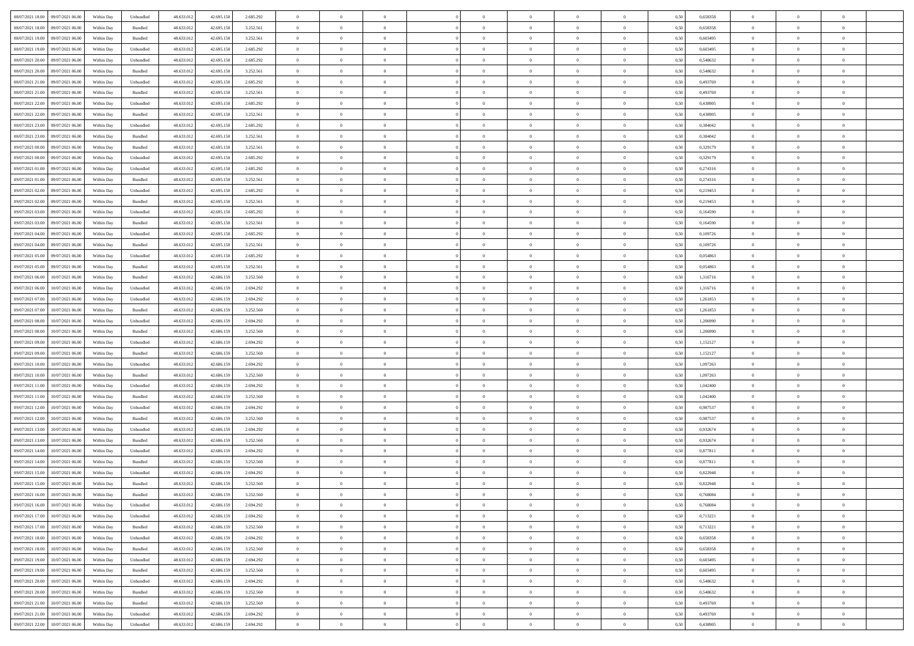| | | | | | | | | | | | | | | | | | | | | |
|---|---|---|---|---|---|---|---|---|---|---|---|---|---|---|---|---|---|---|---|---|
| 08/07/2021 18:00 | 09/07/2021 06:00 | Within Day | Unbundled | 48.633.012 | 42.695.158 | 2.685.292 | 0 | 0 | 0 | | 0 | 0 | 0 | 0 | 0,50 | 0,658358 | 0 | 0 | 0 | |
| 08/07/2021 18:00 | 09/07/2021 06:00 | Within Day | Bundled | 48.633.012 | 42.695.158 | 3.252.561 | 0 | 0 | 0 | | 0 | 0 | 0 | 0 | 0,50 | 0,658358 | 0 | 0 | 0 | |
| 08/07/2021 19:00 | 09/07/2021 06:00 | Within Day | Bundled | 48.633.012 | 42.695.158 | 3.252.561 | 0 | 0 | 0 | | 0 | 0 | 0 | 0 | 0,50 | 0,603495 | 0 | 0 | 0 | |
| 08/07/2021 19:00 | 09/07/2021 06:00 | Within Day | Unbundled | 48.633.012 | 42.695.158 | 2.685.292 | 0 | 0 | 0 | | 0 | 0 | 0 | 0 | 0,50 | 0,603495 | 0 | 0 | 0 | |
| 08/07/2021 20:00 | 09/07/2021 06:00 | Within Day | Unbundled | 48.633.012 | 42.695.158 | 2.685.292 | 0 | 0 | 0 | | 0 | 0 | 0 | 0 | 0,50 | 0,548632 | 0 | 0 | 0 | |
| 08/07/2021 20:00 | 09/07/2021 06:00 | Within Day | Bundled | 48.633.012 | 42.695.158 | 3.252.561 | 0 | 0 | 0 | | 0 | 0 | 0 | 0 | 0,50 | 0,548632 | 0 | 0 | 0 | |
| 08/07/2021 21:00 | 09/07/2021 06:00 | Within Day | Unbundled | 48.633.012 | 42.695.158 | 2.685.292 | 0 | 0 | 0 | | 0 | 0 | 0 | 0 | 0,50 | 0,493769 | 0 | 0 | 0 | |
| 08/07/2021 21:00 | 09/07/2021 06:00 | Within Day | Bundled | 48.633.012 | 42.695.158 | 3.252.561 | 0 | 0 | 0 | | 0 | 0 | 0 | 0 | 0,50 | 0,493769 | 0 | 0 | 0 | |
| 08/07/2021 22:00 | 09/07/2021 06:00 | Within Day | Unbundled | 48.633.012 | 42.695.158 | 2.685.292 | 0 | 0 | 0 | | 0 | 0 | 0 | 0 | 0,50 | 0,438905 | 0 | 0 | 0 | |
| 08/07/2021 22:00 | 09/07/2021 06:00 | Within Day | Bundled | 48.633.012 | 42.695.158 | 3.252.561 | 0 | 0 | 0 | | 0 | 0 | 0 | 0 | 0,50 | 0,438905 | 0 | 0 | 0 | |
| 08/07/2021 23:00 | 09/07/2021 06:00 | Within Day | Unbundled | 48.633.012 | 42.695.158 | 2.685.292 | 0 | 0 | 0 | | 0 | 0 | 0 | 0 | 0,50 | 0,384042 | 0 | 0 | 0 | |
| 08/07/2021 23:00 | 09/07/2021 06:00 | Within Day | Bundled | 48.633.012 | 42.695.158 | 3.252.561 | 0 | 0 | 0 | | 0 | 0 | 0 | 0 | 0,50 | 0,384042 | 0 | 0 | 0 | |
| 09/07/2021 00:00 | 09/07/2021 06:00 | Within Day | Bundled | 48.633.012 | 42.695.158 | 3.252.561 | 0 | 0 | 0 | | 0 | 0 | 0 | 0 | 0,50 | 0,329179 | 0 | 0 | 0 | |
| 09/07/2021 00:00 | 09/07/2021 06:00 | Within Day | Unbundled | 48.633.012 | 42.695.158 | 2.685.292 | 0 | 0 | 0 | | 0 | 0 | 0 | 0 | 0,50 | 0,329179 | 0 | 0 | 0 | |
| 09/07/2021 01:00 | 09/07/2021 06:00 | Within Day | Unbundled | 48.633.012 | 42.695.158 | 2.685.292 | 0 | 0 | 0 | | 0 | 0 | 0 | 0 | 0,50 | 0,274316 | 0 | 0 | 0 | |
| 09/07/2021 01:00 | 09/07/2021 06:00 | Within Day | Bundled | 48.633.012 | 42.695.158 | 3.252.561 | 0 | 0 | 0 | | 0 | 0 | 0 | 0 | 0,50 | 0,274316 | 0 | 0 | 0 | |
| 09/07/2021 02:00 | 09/07/2021 06:00 | Within Day | Unbundled | 48.633.012 | 42.695.158 | 2.685.292 | 0 | 0 | 0 | | 0 | 0 | 0 | 0 | 0,50 | 0,219453 | 0 | 0 | 0 | |
| 09/07/2021 02:00 | 09/07/2021 06:00 | Within Day | Bundled | 48.633.012 | 42.695.158 | 3.252.561 | 0 | 0 | 0 | | 0 | 0 | 0 | 0 | 0,50 | 0,219453 | 0 | 0 | 0 | |
| 09/07/2021 03:00 | 09/07/2021 06:00 | Within Day | Unbundled | 48.633.012 | 42.695.158 | 2.685.292 | 0 | 0 | 0 | | 0 | 0 | 0 | 0 | 0,50 | 0,164590 | 0 | 0 | 0 | |
| 09/07/2021 03:00 | 09/07/2021 06:00 | Within Day | Bundled | 48.633.012 | 42.695.158 | 3.252.561 | 0 | 0 | 0 | | 0 | 0 | 0 | 0 | 0,50 | 0,164590 | 0 | 0 | 0 | |
| 09/07/2021 04:00 | 09/07/2021 06:00 | Within Day | Unbundled | 48.633.012 | 42.695.158 | 2.685.292 | 0 | 0 | 0 | | 0 | 0 | 0 | 0 | 0,50 | 0,109726 | 0 | 0 | 0 | |
| 09/07/2021 04:00 | 09/07/2021 06:00 | Within Day | Bundled | 48.633.012 | 42.695.158 | 3.252.561 | 0 | 0 | 0 | | 0 | 0 | 0 | 0 | 0,50 | 0,109726 | 0 | 0 | 0 | |
| 09/07/2021 05:00 | 09/07/2021 06:00 | Within Day | Unbundled | 48.633.012 | 42.695.158 | 2.685.292 | 0 | 0 | 0 | | 0 | 0 | 0 | 0 | 0,50 | 0,054863 | 0 | 0 | 0 | |
| 09/07/2021 05:00 | 09/07/2021 06:00 | Within Day | Bundled | 48.633.012 | 42.695.158 | 3.252.561 | 0 | 0 | 0 | | 0 | 0 | 0 | 0 | 0,50 | 0,054863 | 0 | 0 | 0 | |
| 09/07/2021 06:00 | 10/07/2021 06:00 | Within Day | Bundled | 48.633.012 | 42.686.159 | 3.252.560 | 0 | 0 | 0 | | 0 | 0 | 0 | 0 | 0,50 | 1,316716 | 0 | 0 | 0 | |
| 09/07/2021 06:00 | 10/07/2021 06:00 | Within Day | Unbundled | 48.633.012 | 42.686.159 | 2.694.292 | 0 | 0 | 0 | | 0 | 0 | 0 | 0 | 0,50 | 1,316716 | 0 | 0 | 0 | |
| 09/07/2021 07:00 | 10/07/2021 06:00 | Within Day | Unbundled | 48.633.012 | 42.686.159 | 2.694.292 | 0 | 0 | 0 | | 0 | 0 | 0 | 0 | 0,50 | 1,261853 | 0 | 0 | 0 | |
| 09/07/2021 07:00 | 10/07/2021 06:00 | Within Day | Bundled | 48.633.012 | 42.686.159 | 3.252.560 | 0 | 0 | 0 | | 0 | 0 | 0 | 0 | 0,50 | 1,261853 | 0 | 0 | 0 | |
| 09/07/2021 08:00 | 10/07/2021 06:00 | Within Day | Unbundled | 48.633.012 | 42.686.159 | 2.694.292 | 0 | 0 | 0 | | 0 | 0 | 0 | 0 | 0,50 | 1,206990 | 0 | 0 | 0 | |
| 09/07/2021 08:00 | 10/07/2021 06:00 | Within Day | Bundled | 48.633.012 | 42.686.159 | 3.252.560 | 0 | 0 | 0 | | 0 | 0 | 0 | 0 | 0,50 | 1,206990 | 0 | 0 | 0 | |
| 09/07/2021 09:00 | 10/07/2021 06:00 | Within Day | Unbundled | 48.633.012 | 42.686.159 | 2.694.292 | 0 | 0 | 0 | | 0 | 0 | 0 | 0 | 0,50 | 1,152127 | 0 | 0 | 0 | |
| 09/07/2021 09:00 | 10/07/2021 06:00 | Within Day | Bundled | 48.633.012 | 42.686.159 | 3.252.560 | 0 | 0 | 0 | | 0 | 0 | 0 | 0 | 0,50 | 1,152127 | 0 | 0 | 0 | |
| 09/07/2021 10:00 | 10/07/2021 06:00 | Within Day | Unbundled | 48.633.012 | 42.686.159 | 2.694.292 | 0 | 0 | 0 | | 0 | 0 | 0 | 0 | 0,50 | 1,097263 | 0 | 0 | 0 | |
| 09/07/2021 10:00 | 10/07/2021 06:00 | Within Day | Bundled | 48.633.012 | 42.686.159 | 3.252.560 | 0 | 0 | 0 | | 0 | 0 | 0 | 0 | 0,50 | 1,097263 | 0 | 0 | 0 | |
| 09/07/2021 11:00 | 10/07/2021 06:00 | Within Day | Unbundled | 48.633.012 | 42.686.159 | 2.694.292 | 0 | 0 | 0 | | 0 | 0 | 0 | 0 | 0,50 | 1,042400 | 0 | 0 | 0 | |
| 09/07/2021 11:00 | 10/07/2021 06:00 | Within Day | Bundled | 48.633.012 | 42.686.159 | 3.252.560 | 0 | 0 | 0 | | 0 | 0 | 0 | 0 | 0,50 | 1,042400 | 0 | 0 | 0 | |
| 09/07/2021 12:00 | 10/07/2021 06:00 | Within Day | Unbundled | 48.633.012 | 42.686.159 | 2.694.292 | 0 | 0 | 0 | | 0 | 0 | 0 | 0 | 0,50 | 0,987537 | 0 | 0 | 0 | |
| 09/07/2021 12:00 | 10/07/2021 06:00 | Within Day | Bundled | 48.633.012 | 42.686.159 | 3.252.560 | 0 | 0 | 0 | | 0 | 0 | 0 | 0 | 0,50 | 0,987537 | 0 | 0 | 0 | |
| 09/07/2021 13:00 | 10/07/2021 06:00 | Within Day | Unbundled | 48.633.012 | 42.686.159 | 2.694.292 | 0 | 0 | 0 | | 0 | 0 | 0 | 0 | 0,50 | 0,932674 | 0 | 0 | 0 | |
| 09/07/2021 13:00 | 10/07/2021 06:00 | Within Day | Bundled | 48.633.012 | 42.686.159 | 3.252.560 | 0 | 0 | 0 | | 0 | 0 | 0 | 0 | 0,50 | 0,932674 | 0 | 0 | 0 | |
| 09/07/2021 14:00 | 10/07/2021 06:00 | Within Day | Unbundled | 48.633.012 | 42.686.159 | 2.694.292 | 0 | 0 | 0 | | 0 | 0 | 0 | 0 | 0,50 | 0,877811 | 0 | 0 | 0 | |
| 09/07/2021 14:00 | 10/07/2021 06:00 | Within Day | Bundled | 48.633.012 | 42.686.159 | 3.252.560 | 0 | 0 | 0 | | 0 | 0 | 0 | 0 | 0,50 | 0,877811 | 0 | 0 | 0 | |
| 09/07/2021 15:00 | 10/07/2021 06:00 | Within Day | Unbundled | 48.633.012 | 42.686.159 | 2.694.292 | 0 | 0 | 0 | | 0 | 0 | 0 | 0 | 0,50 | 0,822948 | 0 | 0 | 0 | |
| 09/07/2021 15:00 | 10/07/2021 06:00 | Within Day | Bundled | 48.633.012 | 42.686.159 | 3.252.560 | 0 | 0 | 0 | | 0 | 0 | 0 | 0 | 0,50 | 0,822948 | 0 | 0 | 0 | |
| 09/07/2021 16:00 | 10/07/2021 06:00 | Within Day | Bundled | 48.633.012 | 42.686.159 | 3.252.560 | 0 | 0 | 0 | | 0 | 0 | 0 | 0 | 0,50 | 0,768084 | 0 | 0 | 0 | |
| 09/07/2021 16:00 | 10/07/2021 06:00 | Within Day | Unbundled | 48.633.012 | 42.686.159 | 2.694.292 | 0 | 0 | 0 | | 0 | 0 | 0 | 0 | 0,50 | 0,768084 | 0 | 0 | 0 | |
| 09/07/2021 17:00 | 10/07/2021 06:00 | Within Day | Unbundled | 48.633.012 | 42.686.159 | 2.694.292 | 0 | 0 | 0 | | 0 | 0 | 0 | 0 | 0,50 | 0,713221 | 0 | 0 | 0 | |
| 09/07/2021 17:00 | 10/07/2021 06:00 | Within Day | Bundled | 48.633.012 | 42.686.159 | 3.252.560 | 0 | 0 | 0 | | 0 | 0 | 0 | 0 | 0,50 | 0,713221 | 0 | 0 | 0 | |
| 09/07/2021 18:00 | 10/07/2021 06:00 | Within Day | Unbundled | 48.633.012 | 42.686.159 | 2.694.292 | 0 | 0 | 0 | | 0 | 0 | 0 | 0 | 0,50 | 0,658358 | 0 | 0 | 0 | |
| 09/07/2021 18:00 | 10/07/2021 06:00 | Within Day | Bundled | 48.633.012 | 42.686.159 | 3.252.560 | 0 | 0 | 0 | | 0 | 0 | 0 | 0 | 0,50 | 0,658358 | 0 | 0 | 0 | |
| 09/07/2021 19:00 | 10/07/2021 06:00 | Within Day | Unbundled | 48.633.012 | 42.686.159 | 2.694.292 | 0 | 0 | 0 | | 0 | 0 | 0 | 0 | 0,50 | 0,603495 | 0 | 0 | 0 | |
| 09/07/2021 19:00 | 10/07/2021 06:00 | Within Day | Bundled | 48.633.012 | 42.686.159 | 3.252.560 | 0 | 0 | 0 | | 0 | 0 | 0 | 0 | 0,50 | 0,603495 | 0 | 0 | 0 | |
| 09/07/2021 20:00 | 10/07/2021 06:00 | Within Day | Unbundled | 48.633.012 | 42.686.159 | 2.694.292 | 0 | 0 | 0 | | 0 | 0 | 0 | 0 | 0,50 | 0,548632 | 0 | 0 | 0 | |
| 09/07/2021 20:00 | 10/07/2021 06:00 | Within Day | Bundled | 48.633.012 | 42.686.159 | 3.252.560 | 0 | 0 | 0 | | 0 | 0 | 0 | 0 | 0,50 | 0,548632 | 0 | 0 | 0 | |
| 09/07/2021 21:00 | 10/07/2021 06:00 | Within Day | Bundled | 48.633.012 | 42.686.159 | 3.252.560 | 0 | 0 | 0 | | 0 | 0 | 0 | 0 | 0,50 | 0,493769 | 0 | 0 | 0 | |
| 09/07/2021 21:00 | 10/07/2021 06:00 | Within Day | Unbundled | 48.633.012 | 42.686.159 | 2.694.292 | 0 | 0 | 0 | | 0 | 0 | 0 | 0 | 0,50 | 0,493769 | 0 | 0 | 0 | |
| 09/07/2021 22:00 | 10/07/2021 06:00 | Within Day | Unbundled | 48.633.012 | 42.686.159 | 2.694.292 | 0 | 0 | 0 | | 0 | 0 | 0 | 0 | 0,50 | 0,438905 | 0 | 0 | 0 | |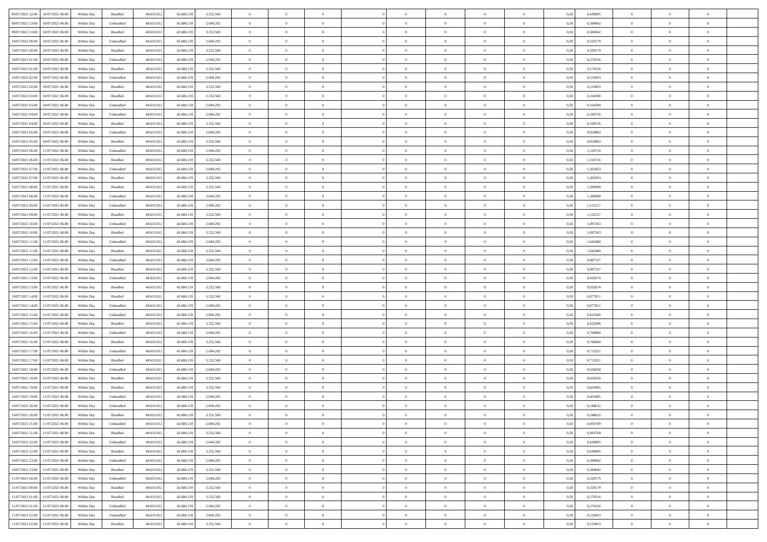| 09/07/2021 22:00 | 10/07/2021 06:00 | Within Day | Bundled | 48.633.012 | 42.686.159 | 3.252.560 | 0 | 0 | 0 | | 0 | 0 | 0 | 0 | 0,50 | 0,438905 | 0 | 0 | 0 | |
|---|---|---|---|---|---|---|---|---|---|---|---|---|---|---|---|---|---|---|---|---|
| 09/07/2021 23:00 | 10/07/2021 06:00 | Within Day | Unbundled | 48.633.012 | 42.686.159 | 2.694.292 | 0 | 0 | 0 | | 0 | 0 | 0 | 0 | 0,50 | 0,384042 | 0 | 0 | 0 | |
| 09/07/2021 23:00 | 10/07/2021 06:00 | Within Day | Bundled | 48.633.012 | 42.686.159 | 3.252.560 | 0 | 0 | 0 | | 0 | 0 | 0 | 0 | 0,50 | 0,384042 | 0 | 0 | 0 | |
| 10/07/2021 00:00 | 10/07/2021 06:00 | Within Day | Unbundled | 48.633.012 | 42.686.159 | 2.694.292 | 0 | 0 | 0 | | 0 | 0 | 0 | 0 | 0,50 | 0,329179 | 0 | 0 | 0 | |
| 10/07/2021 00:00 | 10/07/2021 06:00 | Within Day | Bundled | 48.633.012 | 42.686.159 | 3.252.560 | 0 | 0 | 0 | | 0 | 0 | 0 | 0 | 0,50 | 0,329179 | 0 | 0 | 0 | |
| 10/07/2021 01:00 | 10/07/2021 06:00 | Within Day | Unbundled | 48.633.012 | 42.686.159 | 2.694.292 | 0 | 0 | 0 | | 0 | 0 | 0 | 0 | 0,50 | 0,274316 | 0 | 0 | 0 | |
| 10/07/2021 01:00 | 10/07/2021 06:00 | Within Day | Bundled | 48.633.012 | 42.686.159 | 3.252.560 | 0 | 0 | 0 | | 0 | 0 | 0 | 0 | 0,50 | 0,274316 | 0 | 0 | 0 | |
| 10/07/2021 02:00 | 10/07/2021 06:00 | Within Day | Unbundled | 48.633.012 | 42.686.159 | 2.694.292 | 0 | 0 | 0 | | 0 | 0 | 0 | 0 | 0,50 | 0,219453 | 0 | 0 | 0 | |
| 10/07/2021 02:00 | 10/07/2021 06:00 | Within Day | Bundled | 48.633.012 | 42.686.159 | 3.252.560 | 0 | 0 | 0 | | 0 | 0 | 0 | 0 | 0,50 | 0,219453 | 0 | 0 | 0 | |
| 10/07/2021 03:00 | 10/07/2021 06:00 | Within Day | Bundled | 48.633.012 | 42.686.159 | 3.252.560 | 0 | 0 | 0 | | 0 | 0 | 0 | 0 | 0,50 | 0,164590 | 0 | 0 | 0 | |
| 10/07/2021 03:00 | 10/07/2021 06:00 | Within Day | Unbundled | 48.633.012 | 42.686.159 | 2.694.292 | 0 | 0 | 0 | | 0 | 0 | 0 | 0 | 0,50 | 0,164590 | 0 | 0 | 0 | |
| 10/07/2021 04:00 | 10/07/2021 06:00 | Within Day | Unbundled | 48.633.012 | 42.686.159 | 2.694.292 | 0 | 0 | 0 | | 0 | 0 | 0 | 0 | 0,50 | 0,109726 | 0 | 0 | 0 | |
| 10/07/2021 04:00 | 10/07/2021 06:00 | Within Day | Bundled | 48.633.012 | 42.686.159 | 3.252.560 | 0 | 0 | 0 | | 0 | 0 | 0 | 0 | 0,50 | 0,109726 | 0 | 0 | 0 | |
| 10/07/2021 05:00 | 10/07/2021 06:00 | Within Day | Unbundled | 48.633.012 | 42.686.159 | 2.694.292 | 0 | 0 | 0 | | 0 | 0 | 0 | 0 | 0,50 | 0,054863 | 0 | 0 | 0 | |
| 10/07/2021 05:00 | 10/07/2021 06:00 | Within Day | Bundled | 48.633.012 | 42.686.159 | 3.252.560 | 0 | 0 | 0 | | 0 | 0 | 0 | 0 | 0,50 | 0,054863 | 0 | 0 | 0 | |
| 10/07/2021 06:00 | 11/07/2021 06:00 | Within Day | Unbundled | 48.633.012 | 42.686.159 | 2.694.292 | 0 | 0 | 0 | | 0 | 0 | 0 | 0 | 0,50 | 1,316716 | 0 | 0 | 0 | |
| 10/07/2021 06:00 | 11/07/2021 06:00 | Within Day | Bundled | 48.633.012 | 42.686.159 | 3.252.560 | 0 | 0 | 0 | | 0 | 0 | 0 | 0 | 0,50 | 1,316716 | 0 | 0 | 0 | |
| 10/07/2021 07:00 | 11/07/2021 06:00 | Within Day | Unbundled | 48.633.012 | 42.686.159 | 2.694.292 | 0 | 0 | 0 | | 0 | 0 | 0 | 0 | 0,50 | 1,261853 | 0 | 0 | 0 | |
| 10/07/2021 07:00 | 11/07/2021 06:00 | Within Day | Bundled | 48.633.012 | 42.686.159 | 3.252.560 | 0 | 0 | 0 | | 0 | 0 | 0 | 0 | 0,50 | 1,261853 | 0 | 0 | 0 | |
| 10/07/2021 08:00 | 11/07/2021 06:00 | Within Day | Bundled | 48.633.012 | 42.686.159 | 3.252.560 | 0 | 0 | 0 | | 0 | 0 | 0 | 0 | 0,50 | 1,206990 | 0 | 0 | 0 | |
| 10/07/2021 08:00 | 11/07/2021 06:00 | Within Day | Unbundled | 48.633.012 | 42.686.159 | 2.694.292 | 0 | 0 | 0 | | 0 | 0 | 0 | 0 | 0,50 | 1,206990 | 0 | 0 | 0 | |
| 10/07/2021 09:00 | 11/07/2021 06:00 | Within Day | Unbundled | 48.633.012 | 42.686.159 | 2.694.292 | 0 | 0 | 0 | | 0 | 0 | 0 | 0 | 0,50 | 1,152127 | 0 | 0 | 0 | |
| 10/07/2021 09:00 | 11/07/2021 06:00 | Within Day | Bundled | 48.633.012 | 42.686.159 | 3.252.560 | 0 | 0 | 0 | | 0 | 0 | 0 | 0 | 0,50 | 1,152127 | 0 | 0 | 0 | |
| 10/07/2021 10:00 | 11/07/2021 06:00 | Within Day | Unbundled | 48.633.012 | 42.686.159 | 2.694.292 | 0 | 0 | 0 | | 0 | 0 | 0 | 0 | 0,50 | 1,097263 | 0 | 0 | 0 | |
| 10/07/2021 10:00 | 11/07/2021 06:00 | Within Day | Bundled | 48.633.012 | 42.686.159 | 3.252.560 | 0 | 0 | 0 | | 0 | 0 | 0 | 0 | 0,50 | 1,097263 | 0 | 0 | 0 | |
| 10/07/2021 11:00 | 11/07/2021 06:00 | Within Day | Unbundled | 48.633.012 | 42.686.159 | 2.694.292 | 0 | 0 | 0 | | 0 | 0 | 0 | 0 | 0,50 | 1,042400 | 0 | 0 | 0 | |
| 10/07/2021 11:00 | 11/07/2021 06:00 | Within Day | Bundled | 48.633.012 | 42.686.159 | 3.252.560 | 0 | 0 | 0 | | 0 | 0 | 0 | 0 | 0,50 | 1,042400 | 0 | 0 | 0 | |
| 10/07/2021 12:00 | 11/07/2021 06:00 | Within Day | Unbundled | 48.633.012 | 42.686.159 | 2.694.292 | 0 | 0 | 0 | | 0 | 0 | 0 | 0 | 0,50 | 0,987537 | 0 | 0 | 0 | |
| 10/07/2021 12:00 | 11/07/2021 06:00 | Within Day | Bundled | 48.633.012 | 42.686.159 | 3.252.560 | 0 | 0 | 0 | | 0 | 0 | 0 | 0 | 0,50 | 0,987537 | 0 | 0 | 0 | |
| 10/07/2021 13:00 | 11/07/2021 06:00 | Within Day | Unbundled | 48.633.012 | 42.686.159 | 2.694.292 | 0 | 0 | 0 | | 0 | 0 | 0 | 0 | 0,50 | 0,932674 | 0 | 0 | 0 | |
| 10/07/2021 13:00 | 11/07/2021 06:00 | Within Day | Bundled | 48.633.012 | 42.686.159 | 3.252.560 | 0 | 0 | 0 | | 0 | 0 | 0 | 0 | 0,50 | 0,932674 | 0 | 0 | 0 | |
| 10/07/2021 14:00 | 11/07/2021 06:00 | Within Day | Bundled | 48.633.012 | 42.686.159 | 3.252.560 | 0 | 0 | 0 | | 0 | 0 | 0 | 0 | 0,50 | 0,877811 | 0 | 0 | 0 | |
| 10/07/2021 14:00 | 11/07/2021 06:00 | Within Day | Unbundled | 48.633.012 | 42.686.159 | 2.694.292 | 0 | 0 | 0 | | 0 | 0 | 0 | 0 | 0,50 | 0,877811 | 0 | 0 | 0 | |
| 10/07/2021 15:00 | 11/07/2021 06:00 | Within Day | Unbundled | 48.633.012 | 42.686.159 | 2.694.292 | 0 | 0 | 0 | | 0 | 0 | 0 | 0 | 0,50 | 0,822948 | 0 | 0 | 0 | |
| 10/07/2021 15:00 | 11/07/2021 06:00 | Within Day | Bundled | 48.633.012 | 42.686.159 | 3.252.560 | 0 | 0 | 0 | | 0 | 0 | 0 | 0 | 0,50 | 0,822948 | 0 | 0 | 0 | |
| 10/07/2021 16:00 | 11/07/2021 06:00 | Within Day | Unbundled | 48.633.012 | 42.686.159 | 2.694.292 | 0 | 0 | 0 | | 0 | 0 | 0 | 0 | 0,50 | 0,768084 | 0 | 0 | 0 | |
| 10/07/2021 16:00 | 11/07/2021 06:00 | Within Day | Bundled | 48.633.012 | 42.686.159 | 3.252.560 | 0 | 0 | 0 | | 0 | 0 | 0 | 0 | 0,50 | 0,768084 | 0 | 0 | 0 | |
| 10/07/2021 17:00 | 11/07/2021 06:00 | Within Day | Unbundled | 48.633.012 | 42.686.159 | 2.694.292 | 0 | 0 | 0 | | 0 | 0 | 0 | 0 | 0,50 | 0,713221 | 0 | 0 | 0 | |
| 10/07/2021 17:00 | 11/07/2021 06:00 | Within Day | Bundled | 48.633.012 | 42.686.159 | 3.252.560 | 0 | 0 | 0 | | 0 | 0 | 0 | 0 | 0,50 | 0,713221 | 0 | 0 | 0 | |
| 10/07/2021 18:00 | 11/07/2021 06:00 | Within Day | Unbundled | 48.633.012 | 42.686.159 | 2.694.292 | 0 | 0 | 0 | | 0 | 0 | 0 | 0 | 0,50 | 0,658358 | 0 | 0 | 0 | |
| 10/07/2021 18:00 | 11/07/2021 06:00 | Within Day | Bundled | 48.633.012 | 42.686.159 | 3.252.560 | 0 | 0 | 0 | | 0 | 0 | 0 | 0 | 0,50 | 0,658358 | 0 | 0 | 0 | |
| 10/07/2021 19:00 | 11/07/2021 06:00 | Within Day | Bundled | 48.633.012 | 42.686.159 | 3.252.560 | 0 | 0 | 0 | | 0 | 0 | 0 | 0 | 0,50 | 0,603495 | 0 | 0 | 0 | |
| 10/07/2021 19:00 | 11/07/2021 06:00 | Within Day | Unbundled | 48.633.012 | 42.686.159 | 2.694.292 | 0 | 0 | 0 | | 0 | 0 | 0 | 0 | 0,50 | 0,603495 | 0 | 0 | 0 | |
| 10/07/2021 20:00 | 11/07/2021 06:00 | Within Day | Unbundled | 48.633.012 | 42.686.159 | 2.694.292 | 0 | 0 | 0 | | 0 | 0 | 0 | 0 | 0,50 | 0,548632 | 0 | 0 | 0 | |
| 10/07/2021 20:00 | 11/07/2021 06:00 | Within Day | Bundled | 48.633.012 | 42.686.159 | 3.252.560 | 0 | 0 | 0 | | 0 | 0 | 0 | 0 | 0,50 | 0,548632 | 0 | 0 | 0 | |
| 10/07/2021 21:00 | 11/07/2021 06:00 | Within Day | Unbundled | 48.633.012 | 42.686.159 | 2.694.292 | 0 | 0 | 0 | | 0 | 0 | 0 | 0 | 0,50 | 0,493769 | 0 | 0 | 0 | |
| 10/07/2021 21:00 | 11/07/2021 06:00 | Within Day | Bundled | 48.633.012 | 42.686.159 | 3.252.560 | 0 | 0 | 0 | | 0 | 0 | 0 | 0 | 0,50 | 0,493769 | 0 | 0 | 0 | |
| 10/07/2021 22:00 | 11/07/2021 06:00 | Within Day | Unbundled | 48.633.012 | 42.686.159 | 2.694.292 | 0 | 0 | 0 | | 0 | 0 | 0 | 0 | 0,50 | 0,438905 | 0 | 0 | 0 | |
| 10/07/2021 22:00 | 11/07/2021 06:00 | Within Day | Bundled | 48.633.012 | 42.686.159 | 3.252.560 | 0 | 0 | 0 | | 0 | 0 | 0 | 0 | 0,50 | 0,438905 | 0 | 0 | 0 | |
| 10/07/2021 23:00 | 11/07/2021 06:00 | Within Day | Unbundled | 48.633.012 | 42.686.159 | 2.694.292 | 0 | 0 | 0 | | 0 | 0 | 0 | 0 | 0,50 | 0,384042 | 0 | 0 | 0 | |
| 10/07/2021 23:00 | 11/07/2021 06:00 | Within Day | Bundled | 48.633.012 | 42.686.159 | 3.252.560 | 0 | 0 | 0 | | 0 | 0 | 0 | 0 | 0,50 | 0,384042 | 0 | 0 | 0 | |
| 11/07/2021 00:00 | 11/07/2021 06:00 | Within Day | Unbundled | 48.633.012 | 42.686.159 | 2.694.292 | 0 | 0 | 0 | | 0 | 0 | 0 | 0 | 0,50 | 0,329179 | 0 | 0 | 0 | |
| 11/07/2021 00:00 | 11/07/2021 06:00 | Within Day | Bundled | 48.633.012 | 42.686.159 | 3.252.560 | 0 | 0 | 0 | | 0 | 0 | 0 | 0 | 0,50 | 0,329179 | 0 | 0 | 0 | |
| 11/07/2021 01:00 | 11/07/2021 06:00 | Within Day | Bundled | 48.633.012 | 42.686.159 | 3.252.560 | 0 | 0 | 0 | | 0 | 0 | 0 | 0 | 0,50 | 0,274316 | 0 | 0 | 0 | |
| 11/07/2021 01:00 | 11/07/2021 06:00 | Within Day | Unbundled | 48.633.012 | 42.686.159 | 2.694.292 | 0 | 0 | 0 | | 0 | 0 | 0 | 0 | 0,50 | 0,274316 | 0 | 0 | 0 | |
| 11/07/2021 02:00 | 11/07/2021 06:00 | Within Day | Unbundled | 48.633.012 | 42.686.159 | 2.694.292 | 0 | 0 | 0 | | 0 | 0 | 0 | 0 | 0,50 | 0,219453 | 0 | 0 | 0 | |
| 11/07/2021 02:00 | 11/07/2021 06:00 | Within Day | Bundled | 48.633.012 | 42.686.159 | 3.252.560 | 0 | 0 | 0 | | 0 | 0 | 0 | 0 | 0,50 | 0,219453 | 0 | 0 | 0 | |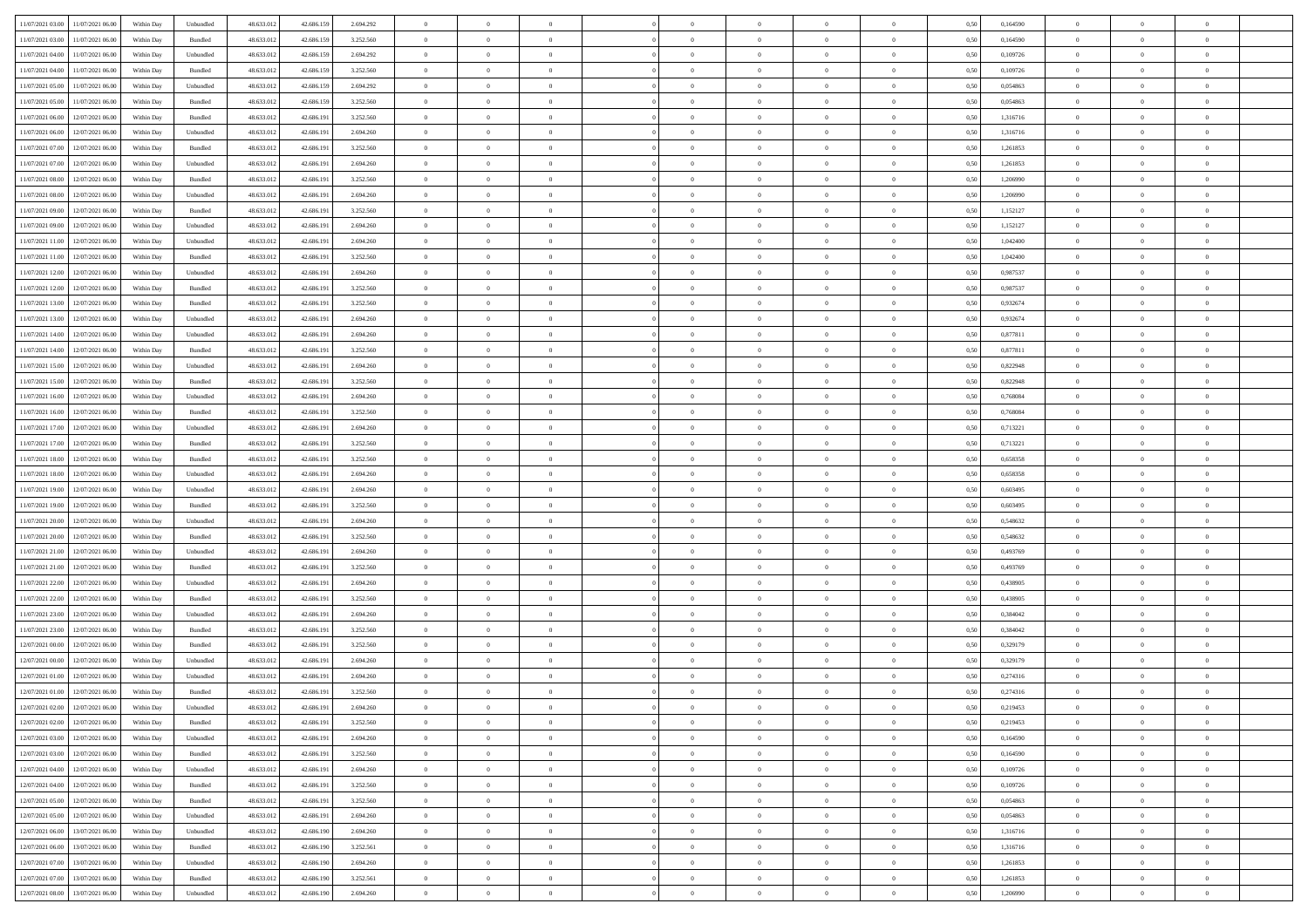| | | | | | | | | | | | | | | | | | | | | | |
|---|---|---|---|---|---|---|---|---|---|---|---|---|---|---|---|---|---|---|---|---|---|
| 11/07/2021 03.00 | 11/07/2021 06.00 | Within Day | Unbundled | 48.633.012 | 42.686.159 | 2.694.292 | 0 | 0 | 0 | | 0 | 0 | 0 | 0 | 0,50 | 0,164590 | 0 | 0 | 0 | |
| 11/07/2021 03.00 | 11/07/2021 06.00 | Within Day | Bundled | 48.633.012 | 42.686.159 | 3.252.560 | 0 | 0 | 0 | | 0 | 0 | 0 | 0 | 0,50 | 0,164590 | 0 | 0 | 0 | |
| 11/07/2021 04.00 | 11/07/2021 06.00 | Within Day | Unbundled | 48.633.012 | 42.686.159 | 2.694.292 | 0 | 0 | 0 | | 0 | 0 | 0 | 0 | 0,50 | 0,109726 | 0 | 0 | 0 | |
| 11/07/2021 04.00 | 11/07/2021 06.00 | Within Day | Bundled | 48.633.012 | 42.686.159 | 3.252.560 | 0 | 0 | 0 | | 0 | 0 | 0 | 0 | 0,50 | 0,109726 | 0 | 0 | 0 | |
| 11/07/2021 05.00 | 11/07/2021 06.00 | Within Day | Unbundled | 48.633.012 | 42.686.159 | 2.694.292 | 0 | 0 | 0 | | 0 | 0 | 0 | 0 | 0,50 | 0,054863 | 0 | 0 | 0 | |
| 11/07/2021 05.00 | 11/07/2021 06.00 | Within Day | Bundled | 48.633.012 | 42.686.159 | 3.252.560 | 0 | 0 | 0 | | 0 | 0 | 0 | 0 | 0,50 | 0,054863 | 0 | 0 | 0 | |
| 11/07/2021 06.00 | 12/07/2021 06.00 | Within Day | Bundled | 48.633.012 | 42.686.191 | 3.252.560 | 0 | 0 | 0 | | 0 | 0 | 0 | 0 | 0,50 | 1,316716 | 0 | 0 | 0 | |
| 11/07/2021 06.00 | 12/07/2021 06.00 | Within Day | Unbundled | 48.633.012 | 42.686.191 | 2.694.260 | 0 | 0 | 0 | | 0 | 0 | 0 | 0 | 0,50 | 1,316716 | 0 | 0 | 0 | |
| 11/07/2021 07.00 | 12/07/2021 06.00 | Within Day | Bundled | 48.633.012 | 42.686.191 | 3.252.560 | 0 | 0 | 0 | | 0 | 0 | 0 | 0 | 0,50 | 1,261853 | 0 | 0 | 0 | |
| 11/07/2021 07.00 | 12/07/2021 06.00 | Within Day | Unbundled | 48.633.012 | 42.686.191 | 2.694.260 | 0 | 0 | 0 | | 0 | 0 | 0 | 0 | 0,50 | 1,261853 | 0 | 0 | 0 | |
| 11/07/2021 08.00 | 12/07/2021 06.00 | Within Day | Bundled | 48.633.012 | 42.686.191 | 3.252.560 | 0 | 0 | 0 | | 0 | 0 | 0 | 0 | 0,50 | 1,206990 | 0 | 0 | 0 | |
| 11/07/2021 08.00 | 12/07/2021 06.00 | Within Day | Unbundled | 48.633.012 | 42.686.191 | 2.694.260 | 0 | 0 | 0 | | 0 | 0 | 0 | 0 | 0,50 | 1,206990 | 0 | 0 | 0 | |
| 11/07/2021 09.00 | 12/07/2021 06.00 | Within Day | Bundled | 48.633.012 | 42.686.191 | 3.252.560 | 0 | 0 | 0 | | 0 | 0 | 0 | 0 | 0,50 | 1,152127 | 0 | 0 | 0 | |
| 11/07/2021 09.00 | 12/07/2021 06.00 | Within Day | Unbundled | 48.633.012 | 42.686.191 | 2.694.260 | 0 | 0 | 0 | | 0 | 0 | 0 | 0 | 0,50 | 1,152127 | 0 | 0 | 0 | |
| 11/07/2021 11.00 | 12/07/2021 06.00 | Within Day | Unbundled | 48.633.012 | 42.686.191 | 2.694.260 | 0 | 0 | 0 | | 0 | 0 | 0 | 0 | 0,50 | 1,042400 | 0 | 0 | 0 | |
| 11/07/2021 11.00 | 12/07/2021 06.00 | Within Day | Bundled | 48.633.012 | 42.686.191 | 3.252.560 | 0 | 0 | 0 | | 0 | 0 | 0 | 0 | 0,50 | 1,042400 | 0 | 0 | 0 | |
| 11/07/2021 12.00 | 12/07/2021 06.00 | Within Day | Unbundled | 48.633.012 | 42.686.191 | 2.694.260 | 0 | 0 | 0 | | 0 | 0 | 0 | 0 | 0,50 | 0,987537 | 0 | 0 | 0 | |
| 11/07/2021 12.00 | 12/07/2021 06.00 | Within Day | Bundled | 48.633.012 | 42.686.191 | 3.252.560 | 0 | 0 | 0 | | 0 | 0 | 0 | 0 | 0,50 | 0,987537 | 0 | 0 | 0 | |
| 11/07/2021 13.00 | 12/07/2021 06.00 | Within Day | Bundled | 48.633.012 | 42.686.191 | 3.252.560 | 0 | 0 | 0 | | 0 | 0 | 0 | 0 | 0,50 | 0,932674 | 0 | 0 | 0 | |
| 11/07/2021 13.00 | 12/07/2021 06.00 | Within Day | Unbundled | 48.633.012 | 42.686.191 | 2.694.260 | 0 | 0 | 0 | | 0 | 0 | 0 | 0 | 0,50 | 0,932674 | 0 | 0 | 0 | |
| 11/07/2021 14.00 | 12/07/2021 06.00 | Within Day | Unbundled | 48.633.012 | 42.686.191 | 2.694.260 | 0 | 0 | 0 | | 0 | 0 | 0 | 0 | 0,50 | 0,877811 | 0 | 0 | 0 | |
| 11/07/2021 14.00 | 12/07/2021 06.00 | Within Day | Bundled | 48.633.012 | 42.686.191 | 3.252.560 | 0 | 0 | 0 | | 0 | 0 | 0 | 0 | 0,50 | 0,877811 | 0 | 0 | 0 | |
| 11/07/2021 15.00 | 12/07/2021 06.00 | Within Day | Unbundled | 48.633.012 | 42.686.191 | 2.694.260 | 0 | 0 | 0 | | 0 | 0 | 0 | 0 | 0,50 | 0,822948 | 0 | 0 | 0 | |
| 11/07/2021 15.00 | 12/07/2021 06.00 | Within Day | Bundled | 48.633.012 | 42.686.191 | 3.252.560 | 0 | 0 | 0 | | 0 | 0 | 0 | 0 | 0,50 | 0,822948 | 0 | 0 | 0 | |
| 11/07/2021 16.00 | 12/07/2021 06.00 | Within Day | Unbundled | 48.633.012 | 42.686.191 | 2.694.260 | 0 | 0 | 0 | | 0 | 0 | 0 | 0 | 0,50 | 0,768084 | 0 | 0 | 0 | |
| 11/07/2021 16.00 | 12/07/2021 06.00 | Within Day | Bundled | 48.633.012 | 42.686.191 | 3.252.560 | 0 | 0 | 0 | | 0 | 0 | 0 | 0 | 0,50 | 0,768084 | 0 | 0 | 0 | |
| 11/07/2021 17.00 | 12/07/2021 06.00 | Within Day | Unbundled | 48.633.012 | 42.686.191 | 2.694.260 | 0 | 0 | 0 | | 0 | 0 | 0 | 0 | 0,50 | 0,713221 | 0 | 0 | 0 | |
| 11/07/2021 17.00 | 12/07/2021 06.00 | Within Day | Bundled | 48.633.012 | 42.686.191 | 3.252.560 | 0 | 0 | 0 | | 0 | 0 | 0 | 0 | 0,50 | 0,713221 | 0 | 0 | 0 | |
| 11/07/2021 18.00 | 12/07/2021 06.00 | Within Day | Bundled | 48.633.012 | 42.686.191 | 3.252.560 | 0 | 0 | 0 | | 0 | 0 | 0 | 0 | 0,50 | 0,658358 | 0 | 0 | 0 | |
| 11/07/2021 18.00 | 12/07/2021 06.00 | Within Day | Unbundled | 48.633.012 | 42.686.191 | 2.694.260 | 0 | 0 | 0 | | 0 | 0 | 0 | 0 | 0,50 | 0,658358 | 0 | 0 | 0 | |
| 11/07/2021 19.00 | 12/07/2021 06.00 | Within Day | Unbundled | 48.633.012 | 42.686.191 | 2.694.260 | 0 | 0 | 0 | | 0 | 0 | 0 | 0 | 0,50 | 0,603495 | 0 | 0 | 0 | |
| 11/07/2021 19.00 | 12/07/2021 06.00 | Within Day | Bundled | 48.633.012 | 42.686.191 | 3.252.560 | 0 | 0 | 0 | | 0 | 0 | 0 | 0 | 0,50 | 0,603495 | 0 | 0 | 0 | |
| 11/07/2021 20.00 | 12/07/2021 06.00 | Within Day | Unbundled | 48.633.012 | 42.686.191 | 2.694.260 | 0 | 0 | 0 | | 0 | 0 | 0 | 0 | 0,50 | 0,548632 | 0 | 0 | 0 | |
| 11/07/2021 20.00 | 12/07/2021 06.00 | Within Day | Bundled | 48.633.012 | 42.686.191 | 3.252.560 | 0 | 0 | 0 | | 0 | 0 | 0 | 0 | 0,50 | 0,548632 | 0 | 0 | 0 | |
| 11/07/2021 21.00 | 12/07/2021 06.00 | Within Day | Unbundled | 48.633.012 | 42.686.191 | 2.694.260 | 0 | 0 | 0 | | 0 | 0 | 0 | 0 | 0,50 | 0,493769 | 0 | 0 | 0 | |
| 11/07/2021 21.00 | 12/07/2021 06.00 | Within Day | Bundled | 48.633.012 | 42.686.191 | 3.252.560 | 0 | 0 | 0 | | 0 | 0 | 0 | 0 | 0,50 | 0,493769 | 0 | 0 | 0 | |
| 11/07/2021 22.00 | 12/07/2021 06.00 | Within Day | Unbundled | 48.633.012 | 42.686.191 | 2.694.260 | 0 | 0 | 0 | | 0 | 0 | 0 | 0 | 0,50 | 0,438905 | 0 | 0 | 0 | |
| 11/07/2021 22.00 | 12/07/2021 06.00 | Within Day | Bundled | 48.633.012 | 42.686.191 | 3.252.560 | 0 | 0 | 0 | | 0 | 0 | 0 | 0 | 0,50 | 0,438905 | 0 | 0 | 0 | |
| 11/07/2021 23.00 | 12/07/2021 06.00 | Within Day | Unbundled | 48.633.012 | 42.686.191 | 2.694.260 | 0 | 0 | 0 | | 0 | 0 | 0 | 0 | 0,50 | 0,384042 | 0 | 0 | 0 | |
| 11/07/2021 23.00 | 12/07/2021 06.00 | Within Day | Bundled | 48.633.012 | 42.686.191 | 3.252.560 | 0 | 0 | 0 | | 0 | 0 | 0 | 0 | 0,50 | 0,384042 | 0 | 0 | 0 | |
| 12/07/2021 00.00 | 12/07/2021 06.00 | Within Day | Bundled | 48.633.012 | 42.686.191 | 3.252.560 | 0 | 0 | 0 | | 0 | 0 | 0 | 0 | 0,50 | 0,329179 | 0 | 0 | 0 | |
| 12/07/2021 00.00 | 12/07/2021 06.00 | Within Day | Unbundled | 48.633.012 | 42.686.191 | 2.694.260 | 0 | 0 | 0 | | 0 | 0 | 0 | 0 | 0,50 | 0,329179 | 0 | 0 | 0 | |
| 12/07/2021 01.00 | 12/07/2021 06.00 | Within Day | Unbundled | 48.633.012 | 42.686.191 | 2.694.260 | 0 | 0 | 0 | | 0 | 0 | 0 | 0 | 0,50 | 0,274316 | 0 | 0 | 0 | |
| 12/07/2021 01.00 | 12/07/2021 06.00 | Within Day | Bundled | 48.633.012 | 42.686.191 | 3.252.560 | 0 | 0 | 0 | | 0 | 0 | 0 | 0 | 0,50 | 0,274316 | 0 | 0 | 0 | |
| 12/07/2021 02.00 | 12/07/2021 06.00 | Within Day | Unbundled | 48.633.012 | 42.686.191 | 2.694.260 | 0 | 0 | 0 | | 0 | 0 | 0 | 0 | 0,50 | 0,219453 | 0 | 0 | 0 | |
| 12/07/2021 02.00 | 12/07/2021 06.00 | Within Day | Bundled | 48.633.012 | 42.686.191 | 3.252.560 | 0 | 0 | 0 | | 0 | 0 | 0 | 0 | 0,50 | 0,219453 | 0 | 0 | 0 | |
| 12/07/2021 03.00 | 12/07/2021 06.00 | Within Day | Unbundled | 48.633.012 | 42.686.191 | 2.694.260 | 0 | 0 | 0 | | 0 | 0 | 0 | 0 | 0,50 | 0,164590 | 0 | 0 | 0 | |
| 12/07/2021 03.00 | 12/07/2021 06.00 | Within Day | Bundled | 48.633.012 | 42.686.191 | 3.252.560 | 0 | 0 | 0 | | 0 | 0 | 0 | 0 | 0,50 | 0,164590 | 0 | 0 | 0 | |
| 12/07/2021 04.00 | 12/07/2021 06.00 | Within Day | Unbundled | 48.633.012 | 42.686.191 | 2.694.260 | 0 | 0 | 0 | | 0 | 0 | 0 | 0 | 0,50 | 0,109726 | 0 | 0 | 0 | |
| 12/07/2021 04.00 | 12/07/2021 06.00 | Within Day | Bundled | 48.633.012 | 42.686.191 | 3.252.560 | 0 | 0 | 0 | | 0 | 0 | 0 | 0 | 0,50 | 0,109726 | 0 | 0 | 0 | |
| 12/07/2021 05.00 | 12/07/2021 06.00 | Within Day | Bundled | 48.633.012 | 42.686.191 | 3.252.560 | 0 | 0 | 0 | | 0 | 0 | 0 | 0 | 0,50 | 0,054863 | 0 | 0 | 0 | |
| 12/07/2021 05.00 | 12/07/2021 06.00 | Within Day | Unbundled | 48.633.012 | 42.686.191 | 2.694.260 | 0 | 0 | 0 | | 0 | 0 | 0 | 0 | 0,50 | 0,054863 | 0 | 0 | 0 | |
| 12/07/2021 06.00 | 13/07/2021 06.00 | Within Day | Unbundled | 48.633.012 | 42.686.190 | 2.694.260 | 0 | 0 | 0 | | 0 | 0 | 0 | 0 | 0,50 | 1,316716 | 0 | 0 | 0 | |
| 12/07/2021 06.00 | 13/07/2021 06.00 | Within Day | Bundled | 48.633.012 | 42.686.190 | 3.252.561 | 0 | 0 | 0 | | 0 | 0 | 0 | 0 | 0,50 | 1,316716 | 0 | 0 | 0 | |
| 12/07/2021 07.00 | 13/07/2021 06.00 | Within Day | Unbundled | 48.633.012 | 42.686.190 | 2.694.260 | 0 | 0 | 0 | | 0 | 0 | 0 | 0 | 0,50 | 1,261853 | 0 | 0 | 0 | |
| 12/07/2021 07.00 | 13/07/2021 06.00 | Within Day | Bundled | 48.633.012 | 42.686.190 | 3.252.561 | 0 | 0 | 0 | | 0 | 0 | 0 | 0 | 0,50 | 1,261853 | 0 | 0 | 0 | |
| 12/07/2021 08.00 | 13/07/2021 06.00 | Within Day | Unbundled | 48.633.012 | 42.686.190 | 2.694.260 | 0 | 0 | 0 | | 0 | 0 | 0 | 0 | 0,50 | 1,206990 | 0 | 0 | 0 | |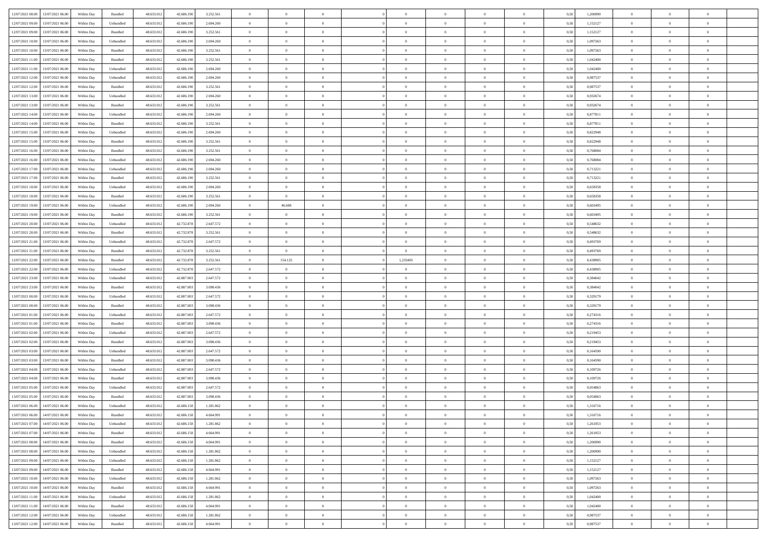| | | | | | | | | | | | | | | | | | | | | |
|---|---|---|---|---|---|---|---|---|---|---|---|---|---|---|---|---|---|---|---|---|
| 12/07/2021 08:00 | 13/07/2021 06:00 | Within Day | Bundled | 48.633.012 | 42.686.190 | 3.252.561 | 0 | 0 | 0 | | 0 | 0 | 0 | 0 | 0,50 | 1,206990 | 0 | 0 | 0 | |
| 12/07/2021 09:00 | 13/07/2021 06:00 | Within Day | Unbundled | 48.633.012 | 42.686.190 | 2.694.260 | 0 | 0 | 0 | | 0 | 0 | 0 | 0 | 0,50 | 1,152127 | 0 | 0 | 0 | |
| 12/07/2021 09:00 | 13/07/2021 06:00 | Within Day | Bundled | 48.633.012 | 42.686.190 | 3.252.561 | 0 | 0 | 0 | | 0 | 0 | 0 | 0 | 0,50 | 1,152127 | 0 | 0 | 0 | |
| 12/07/2021 10:00 | 13/07/2021 06:00 | Within Day | Unbundled | 48.633.012 | 42.686.190 | 2.694.260 | 0 | 0 | 0 | | 0 | 0 | 0 | 0 | 0,50 | 1,097263 | 0 | 0 | 0 | |
| 12/07/2021 10:00 | 13/07/2021 06:00 | Within Day | Bundled | 48.633.012 | 42.686.190 | 3.252.561 | 0 | 0 | 0 | | 0 | 0 | 0 | 0 | 0,50 | 1,097263 | 0 | 0 | 0 | |
| 12/07/2021 11:00 | 13/07/2021 06:00 | Within Day | Bundled | 48.633.012 | 42.686.190 | 3.252.561 | 0 | 0 | 0 | | 0 | 0 | 0 | 0 | 0,50 | 1,042400 | 0 | 0 | 0 | |
| 12/07/2021 11:00 | 13/07/2021 06:00 | Within Day | Unbundled | 48.633.012 | 42.686.190 | 2.694.260 | 0 | 0 | 0 | | 0 | 0 | 0 | 0 | 0,50 | 1,042400 | 0 | 0 | 0 | |
| 12/07/2021 12:00 | 13/07/2021 06:00 | Within Day | Unbundled | 48.633.012 | 42.686.190 | 2.694.260 | 0 | 0 | 0 | | 0 | 0 | 0 | 0 | 0,50 | 0,987537 | 0 | 0 | 0 | |
| 12/07/2021 12:00 | 13/07/2021 06:00 | Within Day | Bundled | 48.633.012 | 42.686.190 | 3.252.561 | 0 | 0 | 0 | | 0 | 0 | 0 | 0 | 0,50 | 0,987537 | 0 | 0 | 0 | |
| 12/07/2021 13:00 | 13/07/2021 06:00 | Within Day | Unbundled | 48.633.012 | 42.686.190 | 2.694.260 | 0 | 0 | 0 | | 0 | 0 | 0 | 0 | 0,50 | 0,932674 | 0 | 0 | 0 | |
| 12/07/2021 13:00 | 13/07/2021 06:00 | Within Day | Bundled | 48.633.012 | 42.686.190 | 3.252.561 | 0 | 0 | 0 | | 0 | 0 | 0 | 0 | 0,50 | 0,932674 | 0 | 0 | 0 | |
| 12/07/2021 14:00 | 13/07/2021 06:00 | Within Day | Unbundled | 48.633.012 | 42.686.190 | 2.694.260 | 0 | 0 | 0 | | 0 | 0 | 0 | 0 | 0,50 | 0,877811 | 0 | 0 | 0 | |
| 12/07/2021 14:00 | 13/07/2021 06:00 | Within Day | Bundled | 48.633.012 | 42.686.190 | 3.252.561 | 0 | 0 | 0 | | 0 | 0 | 0 | 0 | 0,50 | 0,877811 | 0 | 0 | 0 | |
| 12/07/2021 15:00 | 13/07/2021 06:00 | Within Day | Unbundled | 48.633.012 | 42.686.190 | 2.694.260 | 0 | 0 | 0 | | 0 | 0 | 0 | 0 | 0,50 | 0,822948 | 0 | 0 | 0 | |
| 12/07/2021 15:00 | 13/07/2021 06:00 | Within Day | Bundled | 48.633.012 | 42.686.190 | 3.252.561 | 0 | 0 | 0 | | 0 | 0 | 0 | 0 | 0,50 | 0,822948 | 0 | 0 | 0 | |
| 12/07/2021 16:00 | 13/07/2021 06:00 | Within Day | Bundled | 48.633.012 | 42.686.190 | 3.252.561 | 0 | 0 | 0 | | 0 | 0 | 0 | 0 | 0,50 | 0,768084 | 0 | 0 | 0 | |
| 12/07/2021 16:00 | 13/07/2021 06:00 | Within Day | Unbundled | 48.633.012 | 42.686.190 | 2.694.260 | 0 | 0 | 0 | | 0 | 0 | 0 | 0 | 0,50 | 0,768084 | 0 | 0 | 0 | |
| 12/07/2021 17:00 | 13/07/2021 06:00 | Within Day | Unbundled | 48.633.012 | 42.686.190 | 2.694.260 | 0 | 0 | 0 | | 0 | 0 | 0 | 0 | 0,50 | 0,713221 | 0 | 0 | 0 | |
| 12/07/2021 17:00 | 13/07/2021 06:00 | Within Day | Bundled | 48.633.012 | 42.686.190 | 3.252.561 | 0 | 0 | 0 | | 0 | 0 | 0 | 0 | 0,50 | 0,713221 | 0 | 0 | 0 | |
| 12/07/2021 18:00 | 13/07/2021 06:00 | Within Day | Unbundled | 48.633.012 | 42.686.190 | 2.694.260 | 0 | 0 | 0 | | 0 | 0 | 0 | 0 | 0,50 | 0,658358 | 0 | 0 | 0 | |
| 12/07/2021 18:00 | 13/07/2021 06:00 | Within Day | Bundled | 48.633.012 | 42.686.190 | 3.252.561 | 0 | 0 | 0 | | 0 | 0 | 0 | 0 | 0,50 | 0,658358 | 0 | 0 | 0 | |
| 12/07/2021 19:00 | 13/07/2021 06:00 | Within Day | Unbundled | 48.633.012 | 42.686.190 | 2.694.260 | 0 | 46.688 | 0 | | 0 | 0 | 0 | 0 | 0,50 | 0,603495 | 0 | 0 | 0 | |
| 12/07/2021 19:00 | 13/07/2021 06:00 | Within Day | Bundled | 48.633.012 | 42.686.190 | 3.252.561 | 0 | 0 | 0 | | 0 | 0 | 0 | 0 | 0,50 | 0,603495 | 0 | 0 | 0 | |
| 12/07/2021 20:00 | 13/07/2021 06:00 | Within Day | Unbundled | 48.633.012 | 42.732.878 | 2.647.572 | 0 | 0 | 0 | | 0 | 0 | 0 | 0 | 0,50 | 0,548632 | 0 | 0 | 0 | |
| 12/07/2021 20:00 | 13/07/2021 06:00 | Within Day | Bundled | 48.633.012 | 42.732.878 | 3.252.561 | 0 | 0 | 0 | | 0 | 0 | 0 | 0 | 0,50 | 0,548632 | 0 | 0 | 0 | |
| 12/07/2021 21:00 | 13/07/2021 06:00 | Within Day | Unbundled | 48.633.012 | 42.732.878 | 2.647.572 | 0 | 0 | 0 | | 0 | 0 | 0 | 0 | 0,50 | 0,493769 | 0 | 0 | 0 | |
| 12/07/2021 21:00 | 13/07/2021 06:00 | Within Day | Bundled | 48.633.012 | 42.732.878 | 3.252.561 | 0 | 0 | 0 | | 0 | 0 | 0 | 0 | 0,50 | 0,493769 | 0 | 0 | 0 | |
| 12/07/2021 22:00 | 13/07/2021 06:00 | Within Day | Bundled | 48.633.012 | 42.732.878 | 3.252.561 | 0 | 154.125 | 0 | | 1,233405 | 0 | 0 | 0 | 0,50 | 0,438905 | 0 | 0 | 0 | |
| 12/07/2021 22:00 | 13/07/2021 06:00 | Within Day | Unbundled | 48.633.012 | 42.732.878 | 2.647.572 | 0 | 0 | 0 | | 0 | 0 | 0 | 0 | 0,50 | 0,438905 | 0 | 0 | 0 | |
| 12/07/2021 23:00 | 13/07/2021 06:00 | Within Day | Unbundled | 48.633.012 | 42.887.003 | 2.647.572 | 0 | 0 | 0 | | 0 | 0 | 0 | 0 | 0,50 | 0,384042 | 0 | 0 | 0 | |
| 12/07/2021 23:00 | 13/07/2021 06:00 | Within Day | Bundled | 48.633.012 | 42.887.003 | 3.098.436 | 0 | 0 | 0 | | 0 | 0 | 0 | 0 | 0,50 | 0,384042 | 0 | 0 | 0 | |
| 13/07/2021 00:00 | 13/07/2021 06:00 | Within Day | Unbundled | 48.633.012 | 42.887.003 | 2.647.572 | 0 | 0 | 0 | | 0 | 0 | 0 | 0 | 0,50 | 0,329179 | 0 | 0 | 0 | |
| 13/07/2021 00:00 | 13/07/2021 06:00 | Within Day | Bundled | 48.633.012 | 42.887.003 | 3.098.436 | 0 | 0 | 0 | | 0 | 0 | 0 | 0 | 0,50 | 0,329179 | 0 | 0 | 0 | |
| 13/07/2021 01:00 | 13/07/2021 06:00 | Within Day | Unbundled | 48.633.012 | 42.887.003 | 2.647.572 | 0 | 0 | 0 | | 0 | 0 | 0 | 0 | 0,50 | 0,274316 | 0 | 0 | 0 | |
| 13/07/2021 01:00 | 13/07/2021 06:00 | Within Day | Bundled | 48.633.012 | 42.887.003 | 3.098.436 | 0 | 0 | 0 | | 0 | 0 | 0 | 0 | 0,50 | 0,274316 | 0 | 0 | 0 | |
| 13/07/2021 02:00 | 13/07/2021 06:00 | Within Day | Unbundled | 48.633.012 | 42.887.003 | 2.647.572 | 0 | 0 | 0 | | 0 | 0 | 0 | 0 | 0,50 | 0,219453 | 0 | 0 | 0 | |
| 13/07/2021 02:00 | 13/07/2021 06:00 | Within Day | Bundled | 48.633.012 | 42.887.003 | 3.098.436 | 0 | 0 | 0 | | 0 | 0 | 0 | 0 | 0,50 | 0,219453 | 0 | 0 | 0 | |
| 13/07/2021 03:00 | 13/07/2021 06:00 | Within Day | Unbundled | 48.633.012 | 42.887.003 | 2.647.572 | 0 | 0 | 0 | | 0 | 0 | 0 | 0 | 0,50 | 0,164590 | 0 | 0 | 0 | |
| 13/07/2021 03:00 | 13/07/2021 06:00 | Within Day | Bundled | 48.633.012 | 42.887.003 | 3.098.436 | 0 | 0 | 0 | | 0 | 0 | 0 | 0 | 0,50 | 0,164590 | 0 | 0 | 0 | |
| 13/07/2021 04:00 | 13/07/2021 06:00 | Within Day | Unbundled | 48.633.012 | 42.887.003 | 2.647.572 | 0 | 0 | 0 | | 0 | 0 | 0 | 0 | 0,50 | 0,109726 | 0 | 0 | 0 | |
| 13/07/2021 04:00 | 13/07/2021 06:00 | Within Day | Bundled | 48.633.012 | 42.887.003 | 3.098.436 | 0 | 0 | 0 | | 0 | 0 | 0 | 0 | 0,50 | 0,109726 | 0 | 0 | 0 | |
| 13/07/2021 05:00 | 13/07/2021 06:00 | Within Day | Unbundled | 48.633.012 | 42.887.003 | 2.647.572 | 0 | 0 | 0 | | 0 | 0 | 0 | 0 | 0,50 | 0,054863 | 0 | 0 | 0 | |
| 13/07/2021 05:00 | 13/07/2021 06:00 | Within Day | Bundled | 48.633.012 | 42.887.003 | 3.098.436 | 0 | 0 | 0 | | 0 | 0 | 0 | 0 | 0,50 | 0,054863 | 0 | 0 | 0 | |
| 13/07/2021 06:00 | 14/07/2021 06:00 | Within Day | Unbundled | 48.633.012 | 42.686.158 | 1.281.862 | 0 | 0 | 0 | | 0 | 0 | 0 | 0 | 0,50 | 1,316716 | 0 | 0 | 0 | |
| 13/07/2021 06:00 | 14/07/2021 06:00 | Within Day | Bundled | 48.633.012 | 42.686.158 | 4.664.991 | 0 | 0 | 0 | | 0 | 0 | 0 | 0 | 0,50 | 1,316716 | 0 | 0 | 0 | |
| 13/07/2021 07:00 | 14/07/2021 06:00 | Within Day | Unbundled | 48.633.012 | 42.686.158 | 1.281.862 | 0 | 0 | 0 | | 0 | 0 | 0 | 0 | 0,50 | 1,261853 | 0 | 0 | 0 | |
| 13/07/2021 07:00 | 14/07/2021 06:00 | Within Day | Bundled | 48.633.012 | 42.686.158 | 4.664.991 | 0 | 0 | 0 | | 0 | 0 | 0 | 0 | 0,50 | 1,261853 | 0 | 0 | 0 | |
| 13/07/2021 08:00 | 14/07/2021 06:00 | Within Day | Bundled | 48.633.012 | 42.686.158 | 4.664.991 | 0 | 0 | 0 | | 0 | 0 | 0 | 0 | 0,50 | 1,206990 | 0 | 0 | 0 | |
| 13/07/2021 08:00 | 14/07/2021 06:00 | Within Day | Unbundled | 48.633.012 | 42.686.158 | 1.281.862 | 0 | 0 | 0 | | 0 | 0 | 0 | 0 | 0,50 | 1,206990 | 0 | 0 | 0 | |
| 13/07/2021 09:00 | 14/07/2021 06:00 | Within Day | Unbundled | 48.633.012 | 42.686.158 | 1.281.862 | 0 | 0 | 0 | | 0 | 0 | 0 | 0 | 0,50 | 1,152127 | 0 | 0 | 0 | |
| 13/07/2021 09:00 | 14/07/2021 06:00 | Within Day | Bundled | 48.633.012 | 42.686.158 | 4.664.991 | 0 | 0 | 0 | | 0 | 0 | 0 | 0 | 0,50 | 1,152127 | 0 | 0 | 0 | |
| 13/07/2021 10:00 | 14/07/2021 06:00 | Within Day | Unbundled | 48.633.012 | 42.686.158 | 1.281.862 | 0 | 0 | 0 | | 0 | 0 | 0 | 0 | 0,50 | 1,097263 | 0 | 0 | 0 | |
| 13/07/2021 10:00 | 14/07/2021 06:00 | Within Day | Bundled | 48.633.012 | 42.686.158 | 4.664.991 | 0 | 0 | 0 | | 0 | 0 | 0 | 0 | 0,50 | 1,097263 | 0 | 0 | 0 | |
| 13/07/2021 11:00 | 14/07/2021 06:00 | Within Day | Unbundled | 48.633.012 | 42.686.158 | 1.281.862 | 0 | 0 | 0 | | 0 | 0 | 0 | 0 | 0,50 | 1,042400 | 0 | 0 | 0 | |
| 13/07/2021 11:00 | 14/07/2021 06:00 | Within Day | Bundled | 48.633.012 | 42.686.158 | 4.664.991 | 0 | 0 | 0 | | 0 | 0 | 0 | 0 | 0,50 | 1,042400 | 0 | 0 | 0 | |
| 13/07/2021 12:00 | 14/07/2021 06:00 | Within Day | Unbundled | 48.633.012 | 42.686.158 | 1.281.862 | 0 | 0 | 0 | | 0 | 0 | 0 | 0 | 0,50 | 0,987537 | 0 | 0 | 0 | |
| 13/07/2021 12:00 | 14/07/2021 06:00 | Within Day | Bundled | 48.633.012 | 42.686.158 | 4.664.991 | 0 | 0 | 0 | | 0 | 0 | 0 | 0 | 0,50 | 0,987537 | 0 | 0 | 0 | |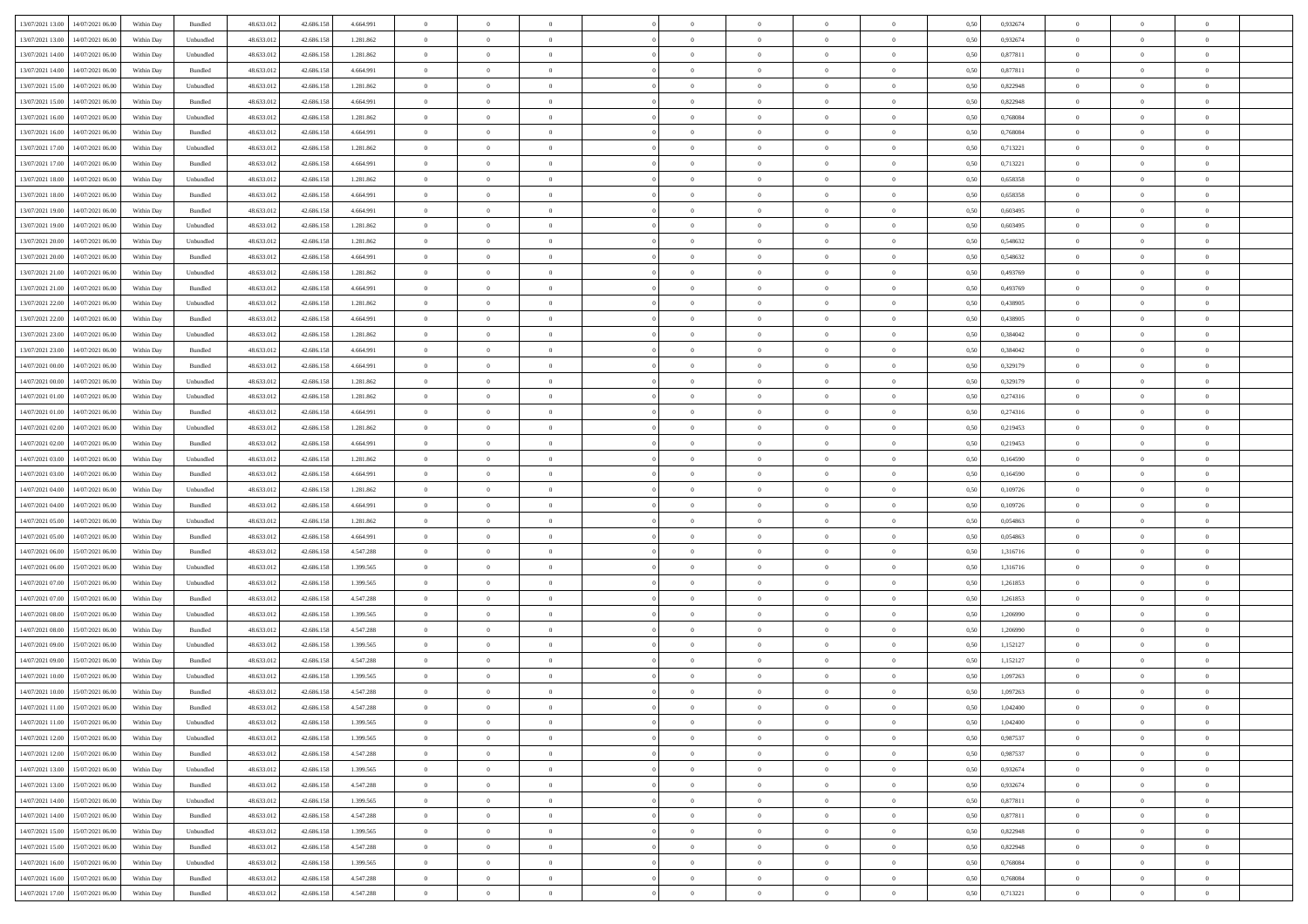| | | | | | | | | | | | | | | | | | | | | |
|---|---|---|---|---|---|---|---|---|---|---|---|---|---|---|---|---|---|---|---|---|
| 13/07/2021 13:00 | 14/07/2021 06:00 | Within Day | Bundled | 48.633.012 | 42.686.158 | 4.664.991 | 0 | 0 | 0 | | 0 | 0 | 0 | 0 | 0,50 | 0,932674 | 0 | 0 | 0 | |
| 13/07/2021 13:00 | 14/07/2021 06:00 | Within Day | Unbundled | 48.633.012 | 42.686.158 | 1.281.862 | 0 | 0 | 0 | | 0 | 0 | 0 | 0 | 0,50 | 0,932674 | 0 | 0 | 0 | |
| 13/07/2021 14:00 | 14/07/2021 06:00 | Within Day | Unbundled | 48.633.012 | 42.686.158 | 1.281.862 | 0 | 0 | 0 | | 0 | 0 | 0 | 0 | 0,50 | 0,877811 | 0 | 0 | 0 | |
| 13/07/2021 14:00 | 14/07/2021 06:00 | Within Day | Bundled | 48.633.012 | 42.686.158 | 4.664.991 | 0 | 0 | 0 | | 0 | 0 | 0 | 0 | 0,50 | 0,877811 | 0 | 0 | 0 | |
| 13/07/2021 15:00 | 14/07/2021 06:00 | Within Day | Unbundled | 48.633.012 | 42.686.158 | 1.281.862 | 0 | 0 | 0 | | 0 | 0 | 0 | 0 | 0,50 | 0,822948 | 0 | 0 | 0 | |
| 13/07/2021 15:00 | 14/07/2021 06:00 | Within Day | Bundled | 48.633.012 | 42.686.158 | 4.664.991 | 0 | 0 | 0 | | 0 | 0 | 0 | 0 | 0,50 | 0,822948 | 0 | 0 | 0 | |
| 13/07/2021 16:00 | 14/07/2021 06:00 | Within Day | Unbundled | 48.633.012 | 42.686.158 | 1.281.862 | 0 | 0 | 0 | | 0 | 0 | 0 | 0 | 0,50 | 0,768084 | 0 | 0 | 0 | |
| 13/07/2021 16:00 | 14/07/2021 06:00 | Within Day | Bundled | 48.633.012 | 42.686.158 | 4.664.991 | 0 | 0 | 0 | | 0 | 0 | 0 | 0 | 0,50 | 0,768084 | 0 | 0 | 0 | |
| 13/07/2021 17:00 | 14/07/2021 06:00 | Within Day | Unbundled | 48.633.012 | 42.686.158 | 1.281.862 | 0 | 0 | 0 | | 0 | 0 | 0 | 0 | 0,50 | 0,713221 | 0 | 0 | 0 | |
| 13/07/2021 17:00 | 14/07/2021 06:00 | Within Day | Bundled | 48.633.012 | 42.686.158 | 4.664.991 | 0 | 0 | 0 | | 0 | 0 | 0 | 0 | 0,50 | 0,713221 | 0 | 0 | 0 | |
| 13/07/2021 18:00 | 14/07/2021 06:00 | Within Day | Unbundled | 48.633.012 | 42.686.158 | 1.281.862 | 0 | 0 | 0 | | 0 | 0 | 0 | 0 | 0,50 | 0,658358 | 0 | 0 | 0 | |
| 13/07/2021 18:00 | 14/07/2021 06:00 | Within Day | Bundled | 48.633.012 | 42.686.158 | 4.664.991 | 0 | 0 | 0 | | 0 | 0 | 0 | 0 | 0,50 | 0,658358 | 0 | 0 | 0 | |
| 13/07/2021 19:00 | 14/07/2021 06:00 | Within Day | Bundled | 48.633.012 | 42.686.158 | 4.664.991 | 0 | 0 | 0 | | 0 | 0 | 0 | 0 | 0,50 | 0,603495 | 0 | 0 | 0 | |
| 13/07/2021 19:00 | 14/07/2021 06:00 | Within Day | Unbundled | 48.633.012 | 42.686.158 | 1.281.862 | 0 | 0 | 0 | | 0 | 0 | 0 | 0 | 0,50 | 0,603495 | 0 | 0 | 0 | |
| 13/07/2021 20:00 | 14/07/2021 06:00 | Within Day | Unbundled | 48.633.012 | 42.686.158 | 1.281.862 | 0 | 0 | 0 | | 0 | 0 | 0 | 0 | 0,50 | 0,548632 | 0 | 0 | 0 | |
| 13/07/2021 20:00 | 14/07/2021 06:00 | Within Day | Bundled | 48.633.012 | 42.686.158 | 4.664.991 | 0 | 0 | 0 | | 0 | 0 | 0 | 0 | 0,50 | 0,548632 | 0 | 0 | 0 | |
| 13/07/2021 21:00 | 14/07/2021 06:00 | Within Day | Unbundled | 48.633.012 | 42.686.158 | 1.281.862 | 0 | 0 | 0 | | 0 | 0 | 0 | 0 | 0,50 | 0,493769 | 0 | 0 | 0 | |
| 13/07/2021 21:00 | 14/07/2021 06:00 | Within Day | Bundled | 48.633.012 | 42.686.158 | 4.664.991 | 0 | 0 | 0 | | 0 | 0 | 0 | 0 | 0,50 | 0,493769 | 0 | 0 | 0 | |
| 13/07/2021 22:00 | 14/07/2021 06:00 | Within Day | Unbundled | 48.633.012 | 42.686.158 | 1.281.862 | 0 | 0 | 0 | | 0 | 0 | 0 | 0 | 0,50 | 0,438905 | 0 | 0 | 0 | |
| 13/07/2021 22:00 | 14/07/2021 06:00 | Within Day | Bundled | 48.633.012 | 42.686.158 | 4.664.991 | 0 | 0 | 0 | | 0 | 0 | 0 | 0 | 0,50 | 0,438905 | 0 | 0 | 0 | |
| 13/07/2021 23:00 | 14/07/2021 06:00 | Within Day | Unbundled | 48.633.012 | 42.686.158 | 1.281.862 | 0 | 0 | 0 | | 0 | 0 | 0 | 0 | 0,50 | 0,384042 | 0 | 0 | 0 | |
| 13/07/2021 23:00 | 14/07/2021 06:00 | Within Day | Bundled | 48.633.012 | 42.686.158 | 4.664.991 | 0 | 0 | 0 | | 0 | 0 | 0 | 0 | 0,50 | 0,384042 | 0 | 0 | 0 | |
| 14/07/2021 00:00 | 14/07/2021 06:00 | Within Day | Bundled | 48.633.012 | 42.686.158 | 4.664.991 | 0 | 0 | 0 | | 0 | 0 | 0 | 0 | 0,50 | 0,329179 | 0 | 0 | 0 | |
| 14/07/2021 00:00 | 14/07/2021 06:00 | Within Day | Unbundled | 48.633.012 | 42.686.158 | 1.281.862 | 0 | 0 | 0 | | 0 | 0 | 0 | 0 | 0,50 | 0,329179 | 0 | 0 | 0 | |
| 14/07/2021 01:00 | 14/07/2021 06:00 | Within Day | Unbundled | 48.633.012 | 42.686.158 | 1.281.862 | 0 | 0 | 0 | | 0 | 0 | 0 | 0 | 0,50 | 0,274316 | 0 | 0 | 0 | |
| 14/07/2021 01:00 | 14/07/2021 06:00 | Within Day | Bundled | 48.633.012 | 42.686.158 | 4.664.991 | 0 | 0 | 0 | | 0 | 0 | 0 | 0 | 0,50 | 0,274316 | 0 | 0 | 0 | |
| 14/07/2021 02:00 | 14/07/2021 06:00 | Within Day | Unbundled | 48.633.012 | 42.686.158 | 1.281.862 | 0 | 0 | 0 | | 0 | 0 | 0 | 0 | 0,50 | 0,219453 | 0 | 0 | 0 | |
| 14/07/2021 02:00 | 14/07/2021 06:00 | Within Day | Bundled | 48.633.012 | 42.686.158 | 4.664.991 | 0 | 0 | 0 | | 0 | 0 | 0 | 0 | 0,50 | 0,219453 | 0 | 0 | 0 | |
| 14/07/2021 03:00 | 14/07/2021 06:00 | Within Day | Unbundled | 48.633.012 | 42.686.158 | 1.281.862 | 0 | 0 | 0 | | 0 | 0 | 0 | 0 | 0,50 | 0,164590 | 0 | 0 | 0 | |
| 14/07/2021 03:00 | 14/07/2021 06:00 | Within Day | Bundled | 48.633.012 | 42.686.158 | 4.664.991 | 0 | 0 | 0 | | 0 | 0 | 0 | 0 | 0,50 | 0,164590 | 0 | 0 | 0 | |
| 14/07/2021 04:00 | 14/07/2021 06:00 | Within Day | Unbundled | 48.633.012 | 42.686.158 | 1.281.862 | 0 | 0 | 0 | | 0 | 0 | 0 | 0 | 0,50 | 0,109726 | 0 | 0 | 0 | |
| 14/07/2021 04:00 | 14/07/2021 06:00 | Within Day | Bundled | 48.633.012 | 42.686.158 | 4.664.991 | 0 | 0 | 0 | | 0 | 0 | 0 | 0 | 0,50 | 0,109726 | 0 | 0 | 0 | |
| 14/07/2021 05:00 | 14/07/2021 06:00 | Within Day | Unbundled | 48.633.012 | 42.686.158 | 1.281.862 | 0 | 0 | 0 | | 0 | 0 | 0 | 0 | 0,50 | 0,054863 | 0 | 0 | 0 | |
| 14/07/2021 05:00 | 14/07/2021 06:00 | Within Day | Bundled | 48.633.012 | 42.686.158 | 4.664.991 | 0 | 0 | 0 | | 0 | 0 | 0 | 0 | 0,50 | 0,054863 | 0 | 0 | 0 | |
| 14/07/2021 06:00 | 15/07/2021 06:00 | Within Day | Bundled | 48.633.012 | 42.686.158 | 4.547.288 | 0 | 0 | 0 | | 0 | 0 | 0 | 0 | 0,50 | 1,316716 | 0 | 0 | 0 | |
| 14/07/2021 06:00 | 15/07/2021 06:00 | Within Day | Unbundled | 48.633.012 | 42.686.158 | 1.399.565 | 0 | 0 | 0 | | 0 | 0 | 0 | 0 | 0,50 | 1,316716 | 0 | 0 | 0 | |
| 14/07/2021 07:00 | 15/07/2021 06:00 | Within Day | Unbundled | 48.633.012 | 42.686.158 | 1.399.565 | 0 | 0 | 0 | | 0 | 0 | 0 | 0 | 0,50 | 1,261853 | 0 | 0 | 0 | |
| 14/07/2021 07:00 | 15/07/2021 06:00 | Within Day | Bundled | 48.633.012 | 42.686.158 | 4.547.288 | 0 | 0 | 0 | | 0 | 0 | 0 | 0 | 0,50 | 1,261853 | 0 | 0 | 0 | |
| 14/07/2021 08:00 | 15/07/2021 06:00 | Within Day | Unbundled | 48.633.012 | 42.686.158 | 1.399.565 | 0 | 0 | 0 | | 0 | 0 | 0 | 0 | 0,50 | 1,206990 | 0 | 0 | 0 | |
| 14/07/2021 08:00 | 15/07/2021 06:00 | Within Day | Bundled | 48.633.012 | 42.686.158 | 4.547.288 | 0 | 0 | 0 | | 0 | 0 | 0 | 0 | 0,50 | 1,206990 | 0 | 0 | 0 | |
| 14/07/2021 09:00 | 15/07/2021 06:00 | Within Day | Unbundled | 48.633.012 | 42.686.158 | 1.399.565 | 0 | 0 | 0 | | 0 | 0 | 0 | 0 | 0,50 | 1,152127 | 0 | 0 | 0 | |
| 14/07/2021 09:00 | 15/07/2021 06:00 | Within Day | Bundled | 48.633.012 | 42.686.158 | 4.547.288 | 0 | 0 | 0 | | 0 | 0 | 0 | 0 | 0,50 | 1,152127 | 0 | 0 | 0 | |
| 14/07/2021 10:00 | 15/07/2021 06:00 | Within Day | Unbundled | 48.633.012 | 42.686.158 | 1.399.565 | 0 | 0 | 0 | | 0 | 0 | 0 | 0 | 0,50 | 1,097263 | 0 | 0 | 0 | |
| 14/07/2021 10:00 | 15/07/2021 06:00 | Within Day | Bundled | 48.633.012 | 42.686.158 | 4.547.288 | 0 | 0 | 0 | | 0 | 0 | 0 | 0 | 0,50 | 1,097263 | 0 | 0 | 0 | |
| 14/07/2021 11:00 | 15/07/2021 06:00 | Within Day | Bundled | 48.633.012 | 42.686.158 | 4.547.288 | 0 | 0 | 0 | | 0 | 0 | 0 | 0 | 0,50 | 1,042400 | 0 | 0 | 0 | |
| 14/07/2021 11:00 | 15/07/2021 06:00 | Within Day | Unbundled | 48.633.012 | 42.686.158 | 1.399.565 | 0 | 0 | 0 | | 0 | 0 | 0 | 0 | 0,50 | 1,042400 | 0 | 0 | 0 | |
| 14/07/2021 12:00 | 15/07/2021 06:00 | Within Day | Unbundled | 48.633.012 | 42.686.158 | 1.399.565 | 0 | 0 | 0 | | 0 | 0 | 0 | 0 | 0,50 | 0,987537 | 0 | 0 | 0 | |
| 14/07/2021 12:00 | 15/07/2021 06:00 | Within Day | Bundled | 48.633.012 | 42.686.158 | 4.547.288 | 0 | 0 | 0 | | 0 | 0 | 0 | 0 | 0,50 | 0,987537 | 0 | 0 | 0 | |
| 14/07/2021 13:00 | 15/07/2021 06:00 | Within Day | Unbundled | 48.633.012 | 42.686.158 | 1.399.565 | 0 | 0 | 0 | | 0 | 0 | 0 | 0 | 0,50 | 0,932674 | 0 | 0 | 0 | |
| 14/07/2021 13:00 | 15/07/2021 06:00 | Within Day | Bundled | 48.633.012 | 42.686.158 | 4.547.288 | 0 | 0 | 0 | | 0 | 0 | 0 | 0 | 0,50 | 0,932674 | 0 | 0 | 0 | |
| 14/07/2021 14:00 | 15/07/2021 06:00 | Within Day | Unbundled | 48.633.012 | 42.686.158 | 1.399.565 | 0 | 0 | 0 | | 0 | 0 | 0 | 0 | 0,50 | 0,877811 | 0 | 0 | 0 | |
| 14/07/2021 14:00 | 15/07/2021 06:00 | Within Day | Bundled | 48.633.012 | 42.686.158 | 4.547.288 | 0 | 0 | 0 | | 0 | 0 | 0 | 0 | 0,50 | 0,877811 | 0 | 0 | 0 | |
| 14/07/2021 15:00 | 15/07/2021 06:00 | Within Day | Unbundled | 48.633.012 | 42.686.158 | 1.399.565 | 0 | 0 | 0 | | 0 | 0 | 0 | 0 | 0,50 | 0,822948 | 0 | 0 | 0 | |
| 14/07/2021 15:00 | 15/07/2021 06:00 | Within Day | Bundled | 48.633.012 | 42.686.158 | 4.547.288 | 0 | 0 | 0 | | 0 | 0 | 0 | 0 | 0,50 | 0,822948 | 0 | 0 | 0 | |
| 14/07/2021 16:00 | 15/07/2021 06:00 | Within Day | Unbundled | 48.633.012 | 42.686.158 | 1.399.565 | 0 | 0 | 0 | | 0 | 0 | 0 | 0 | 0,50 | 0,768084 | 0 | 0 | 0 | |
| 14/07/2021 16:00 | 15/07/2021 06:00 | Within Day | Bundled | 48.633.012 | 42.686.158 | 4.547.288 | 0 | 0 | 0 | | 0 | 0 | 0 | 0 | 0,50 | 0,768084 | 0 | 0 | 0 | |
| 14/07/2021 17:00 | 15/07/2021 06:00 | Within Day | Bundled | 48.633.012 | 42.686.158 | 4.547.288 | 0 | 0 | 0 | | 0 | 0 | 0 | 0 | 0,50 | 0,713221 | 0 | 0 | 0 | |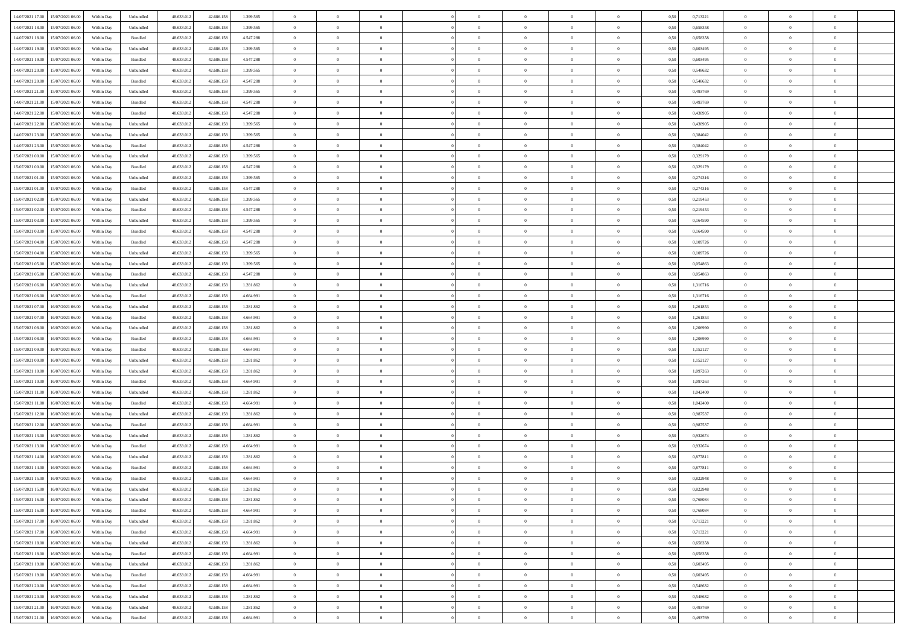| | | | | | | | | | | | | | | | | | | | | |
|---|---|---|---|---|---|---|---|---|---|---|---|---|---|---|---|---|---|---|---|---|
| 14/07/2021 17:00 | 15/07/2021 06:00 | Within Day | Unbundled | 48.633.012 | 42.686.158 | 1.399.565 | 0 | 0 | 0 | | 0 | 0 | 0 | 0 | 0,50 | 0,713221 | 0 | 0 | 0 | |
| 14/07/2021 18:00 | 15/07/2021 06:00 | Within Day | Unbundled | 48.633.012 | 42.686.158 | 1.399.565 | 0 | 0 | 0 | | 0 | 0 | 0 | 0 | 0,50 | 0,658358 | 0 | 0 | 0 | |
| 14/07/2021 18:00 | 15/07/2021 06:00 | Within Day | Bundled | 48.633.012 | 42.686.158 | 4.547.288 | 0 | 0 | 0 | | 0 | 0 | 0 | 0 | 0,50 | 0,658358 | 0 | 0 | 0 | |
| 14/07/2021 19:00 | 15/07/2021 06:00 | Within Day | Unbundled | 48.633.012 | 42.686.158 | 1.399.565 | 0 | 0 | 0 | | 0 | 0 | 0 | 0 | 0,50 | 0,603495 | 0 | 0 | 0 | |
| 14/07/2021 19:00 | 15/07/2021 06:00 | Within Day | Bundled | 48.633.012 | 42.686.158 | 4.547.288 | 0 | 0 | 0 | | 0 | 0 | 0 | 0 | 0,50 | 0,603495 | 0 | 0 | 0 | |
| 14/07/2021 20:00 | 15/07/2021 06:00 | Within Day | Unbundled | 48.633.012 | 42.686.158 | 1.399.565 | 0 | 0 | 0 | | 0 | 0 | 0 | 0 | 0,50 | 0,548632 | 0 | 0 | 0 | |
| 14/07/2021 20:00 | 15/07/2021 06:00 | Within Day | Bundled | 48.633.012 | 42.686.158 | 4.547.288 | 0 | 0 | 0 | | 0 | 0 | 0 | 0 | 0,50 | 0,548632 | 0 | 0 | 0 | |
| 14/07/2021 21:00 | 15/07/2021 06:00 | Within Day | Unbundled | 48.633.012 | 42.686.158 | 1.399.565 | 0 | 0 | 0 | | 0 | 0 | 0 | 0 | 0,50 | 0,493769 | 0 | 0 | 0 | |
| 14/07/2021 21:00 | 15/07/2021 06:00 | Within Day | Bundled | 48.633.012 | 42.686.158 | 4.547.288 | 0 | 0 | 0 | | 0 | 0 | 0 | 0 | 0,50 | 0,493769 | 0 | 0 | 0 | |
| 14/07/2021 22:00 | 15/07/2021 06:00 | Within Day | Bundled | 48.633.012 | 42.686.158 | 4.547.288 | 0 | 0 | 0 | | 0 | 0 | 0 | 0 | 0,50 | 0,438905 | 0 | 0 | 0 | |
| 14/07/2021 22:00 | 15/07/2021 06:00 | Within Day | Unbundled | 48.633.012 | 42.686.158 | 1.399.565 | 0 | 0 | 0 | | 0 | 0 | 0 | 0 | 0,50 | 0,438905 | 0 | 0 | 0 | |
| 14/07/2021 23:00 | 15/07/2021 06:00 | Within Day | Unbundled | 48.633.012 | 42.686.158 | 1.399.565 | 0 | 0 | 0 | | 0 | 0 | 0 | 0 | 0,50 | 0,384042 | 0 | 0 | 0 | |
| 14/07/2021 23:00 | 15/07/2021 06:00 | Within Day | Bundled | 48.633.012 | 42.686.158 | 4.547.288 | 0 | 0 | 0 | | 0 | 0 | 0 | 0 | 0,50 | 0,384042 | 0 | 0 | 0 | |
| 15/07/2021 00:00 | 15/07/2021 06:00 | Within Day | Unbundled | 48.633.012 | 42.686.158 | 1.399.565 | 0 | 0 | 0 | | 0 | 0 | 0 | 0 | 0,50 | 0,329179 | 0 | 0 | 0 | |
| 15/07/2021 00:00 | 15/07/2021 06:00 | Within Day | Bundled | 48.633.012 | 42.686.158 | 4.547.288 | 0 | 0 | 0 | | 0 | 0 | 0 | 0 | 0,50 | 0,329179 | 0 | 0 | 0 | |
| 15/07/2021 01:00 | 15/07/2021 06:00 | Within Day | Unbundled | 48.633.012 | 42.686.158 | 1.399.565 | 0 | 0 | 0 | | 0 | 0 | 0 | 0 | 0,50 | 0,274316 | 0 | 0 | 0 | |
| 15/07/2021 01:00 | 15/07/2021 06:00 | Within Day | Bundled | 48.633.012 | 42.686.158 | 4.547.288 | 0 | 0 | 0 | | 0 | 0 | 0 | 0 | 0,50 | 0,274316 | 0 | 0 | 0 | |
| 15/07/2021 02:00 | 15/07/2021 06:00 | Within Day | Unbundled | 48.633.012 | 42.686.158 | 1.399.565 | 0 | 0 | 0 | | 0 | 0 | 0 | 0 | 0,50 | 0,219453 | 0 | 0 | 0 | |
| 15/07/2021 02:00 | 15/07/2021 06:00 | Within Day | Bundled | 48.633.012 | 42.686.158 | 4.547.288 | 0 | 0 | 0 | | 0 | 0 | 0 | 0 | 0,50 | 0,219453 | 0 | 0 | 0 | |
| 15/07/2021 03:00 | 15/07/2021 06:00 | Within Day | Unbundled | 48.633.012 | 42.686.158 | 1.399.565 | 0 | 0 | 0 | | 0 | 0 | 0 | 0 | 0,50 | 0,164590 | 0 | 0 | 0 | |
| 15/07/2021 03:00 | 15/07/2021 06:00 | Within Day | Bundled | 48.633.012 | 42.686.158 | 4.547.288 | 0 | 0 | 0 | | 0 | 0 | 0 | 0 | 0,50 | 0,164590 | 0 | 0 | 0 | |
| 15/07/2021 04:00 | 15/07/2021 06:00 | Within Day | Bundled | 48.633.012 | 42.686.158 | 4.547.288 | 0 | 0 | 0 | | 0 | 0 | 0 | 0 | 0,50 | 0,109726 | 0 | 0 | 0 | |
| 15/07/2021 04:00 | 15/07/2021 06:00 | Within Day | Unbundled | 48.633.012 | 42.686.158 | 1.399.565 | 0 | 0 | 0 | | 0 | 0 | 0 | 0 | 0,50 | 0,109726 | 0 | 0 | 0 | |
| 15/07/2021 05:00 | 15/07/2021 06:00 | Within Day | Unbundled | 48.633.012 | 42.686.158 | 1.399.565 | 0 | 0 | 0 | | 0 | 0 | 0 | 0 | 0,50 | 0,054863 | 0 | 0 | 0 | |
| 15/07/2021 05:00 | 15/07/2021 06:00 | Within Day | Bundled | 48.633.012 | 42.686.158 | 4.547.288 | 0 | 0 | 0 | | 0 | 0 | 0 | 0 | 0,50 | 0,054863 | 0 | 0 | 0 | |
| 15/07/2021 06:00 | 16/07/2021 06:00 | Within Day | Unbundled | 48.633.012 | 42.686.158 | 1.281.862 | 0 | 0 | 0 | | 0 | 0 | 0 | 0 | 0,50 | 1,316716 | 0 | 0 | 0 | |
| 15/07/2021 06:00 | 16/07/2021 06:00 | Within Day | Bundled | 48.633.012 | 42.686.158 | 4.664.991 | 0 | 0 | 0 | | 0 | 0 | 0 | 0 | 0,50 | 1,316716 | 0 | 0 | 0 | |
| 15/07/2021 07:00 | 16/07/2021 06:00 | Within Day | Unbundled | 48.633.012 | 42.686.158 | 1.281.862 | 0 | 0 | 0 | | 0 | 0 | 0 | 0 | 0,50 | 1,261853 | 0 | 0 | 0 | |
| 15/07/2021 07:00 | 16/07/2021 06:00 | Within Day | Bundled | 48.633.012 | 42.686.158 | 4.664.991 | 0 | 0 | 0 | | 0 | 0 | 0 | 0 | 0,50 | 1,261853 | 0 | 0 | 0 | |
| 15/07/2021 08:00 | 16/07/2021 06:00 | Within Day | Unbundled | 48.633.012 | 42.686.158 | 1.281.862 | 0 | 0 | 0 | | 0 | 0 | 0 | 0 | 0,50 | 1,206990 | 0 | 0 | 0 | |
| 15/07/2021 08:00 | 16/07/2021 06:00 | Within Day | Bundled | 48.633.012 | 42.686.158 | 4.664.991 | 0 | 0 | 0 | | 0 | 0 | 0 | 0 | 0,50 | 1,206990 | 0 | 0 | 0 | |
| 15/07/2021 09:00 | 16/07/2021 06:00 | Within Day | Bundled | 48.633.012 | 42.686.158 | 4.664.991 | 0 | 0 | 0 | | 0 | 0 | 0 | 0 | 0,50 | 1,152127 | 0 | 0 | 0 | |
| 15/07/2021 09:00 | 16/07/2021 06:00 | Within Day | Unbundled | 48.633.012 | 42.686.158 | 1.281.862 | 0 | 0 | 0 | | 0 | 0 | 0 | 0 | 0,50 | 1,152127 | 0 | 0 | 0 | |
| 15/07/2021 10:00 | 16/07/2021 06:00 | Within Day | Unbundled | 48.633.012 | 42.686.158 | 1.281.862 | 0 | 0 | 0 | | 0 | 0 | 0 | 0 | 0,50 | 1,097263 | 0 | 0 | 0 | |
| 15/07/2021 10:00 | 16/07/2021 06:00 | Within Day | Bundled | 48.633.012 | 42.686.158 | 4.664.991 | 0 | 0 | 0 | | 0 | 0 | 0 | 0 | 0,50 | 1,097263 | 0 | 0 | 0 | |
| 15/07/2021 11:00 | 16/07/2021 06:00 | Within Day | Unbundled | 48.633.012 | 42.686.158 | 1.281.862 | 0 | 0 | 0 | | 0 | 0 | 0 | 0 | 0,50 | 1,042400 | 0 | 0 | 0 | |
| 15/07/2021 11:00 | 16/07/2021 06:00 | Within Day | Bundled | 48.633.012 | 42.686.158 | 4.664.991 | 0 | 0 | 0 | | 0 | 0 | 0 | 0 | 0,50 | 1,042400 | 0 | 0 | 0 | |
| 15/07/2021 12:00 | 16/07/2021 06:00 | Within Day | Unbundled | 48.633.012 | 42.686.158 | 1.281.862 | 0 | 0 | 0 | | 0 | 0 | 0 | 0 | 0,50 | 0,987537 | 0 | 0 | 0 | |
| 15/07/2021 12:00 | 16/07/2021 06:00 | Within Day | Bundled | 48.633.012 | 42.686.158 | 4.664.991 | 0 | 0 | 0 | | 0 | 0 | 0 | 0 | 0,50 | 0,987537 | 0 | 0 | 0 | |
| 15/07/2021 13:00 | 16/07/2021 06:00 | Within Day | Unbundled | 48.633.012 | 42.686.158 | 1.281.862 | 0 | 0 | 0 | | 0 | 0 | 0 | 0 | 0,50 | 0,932674 | 0 | 0 | 0 | |
| 15/07/2021 13:00 | 16/07/2021 06:00 | Within Day | Bundled | 48.633.012 | 42.686.158 | 4.664.991 | 0 | 0 | 0 | | 0 | 0 | 0 | 0 | 0,50 | 0,932674 | 0 | 0 | 0 | |
| 15/07/2021 14:00 | 16/07/2021 06:00 | Within Day | Unbundled | 48.633.012 | 42.686.158 | 1.281.862 | 0 | 0 | 0 | | 0 | 0 | 0 | 0 | 0,50 | 0,877811 | 0 | 0 | 0 | |
| 15/07/2021 14:00 | 16/07/2021 06:00 | Within Day | Bundled | 48.633.012 | 42.686.158 | 4.664.991 | 0 | 0 | 0 | | 0 | 0 | 0 | 0 | 0,50 | 0,877811 | 0 | 0 | 0 | |
| 15/07/2021 15:00 | 16/07/2021 06:00 | Within Day | Bundled | 48.633.012 | 42.686.158 | 4.664.991 | 0 | 0 | 0 | | 0 | 0 | 0 | 0 | 0,50 | 0,822948 | 0 | 0 | 0 | |
| 15/07/2021 15:00 | 16/07/2021 06:00 | Within Day | Unbundled | 48.633.012 | 42.686.158 | 1.281.862 | 0 | 0 | 0 | | 0 | 0 | 0 | 0 | 0,50 | 0,822948 | 0 | 0 | 0 | |
| 15/07/2021 16:00 | 16/07/2021 06:00 | Within Day | Unbundled | 48.633.012 | 42.686.158 | 1.281.862 | 0 | 0 | 0 | | 0 | 0 | 0 | 0 | 0,50 | 0,768084 | 0 | 0 | 0 | |
| 15/07/2021 16:00 | 16/07/2021 06:00 | Within Day | Bundled | 48.633.012 | 42.686.158 | 4.664.991 | 0 | 0 | 0 | | 0 | 0 | 0 | 0 | 0,50 | 0,768084 | 0 | 0 | 0 | |
| 15/07/2021 17:00 | 16/07/2021 06:00 | Within Day | Unbundled | 48.633.012 | 42.686.158 | 1.281.862 | 0 | 0 | 0 | | 0 | 0 | 0 | 0 | 0,50 | 0,713221 | 0 | 0 | 0 | |
| 15/07/2021 17:00 | 16/07/2021 06:00 | Within Day | Bundled | 48.633.012 | 42.686.158 | 4.664.991 | 0 | 0 | 0 | | 0 | 0 | 0 | 0 | 0,50 | 0,713221 | 0 | 0 | 0 | |
| 15/07/2021 18:00 | 16/07/2021 06:00 | Within Day | Unbundled | 48.633.012 | 42.686.158 | 1.281.862 | 0 | 0 | 0 | | 0 | 0 | 0 | 0 | 0,50 | 0,658358 | 0 | 0 | 0 | |
| 15/07/2021 18:00 | 16/07/2021 06:00 | Within Day | Bundled | 48.633.012 | 42.686.158 | 4.664.991 | 0 | 0 | 0 | | 0 | 0 | 0 | 0 | 0,50 | 0,658358 | 0 | 0 | 0 | |
| 15/07/2021 19:00 | 16/07/2021 06:00 | Within Day | Unbundled | 48.633.012 | 42.686.158 | 1.281.862 | 0 | 0 | 0 | | 0 | 0 | 0 | 0 | 0,50 | 0,603495 | 0 | 0 | 0 | |
| 15/07/2021 19:00 | 16/07/2021 06:00 | Within Day | Bundled | 48.633.012 | 42.686.158 | 4.664.991 | 0 | 0 | 0 | | 0 | 0 | 0 | 0 | 0,50 | 0,603495 | 0 | 0 | 0 | |
| 15/07/2021 20:00 | 16/07/2021 06:00 | Within Day | Bundled | 48.633.012 | 42.686.158 | 4.664.991 | 0 | 0 | 0 | | 0 | 0 | 0 | 0 | 0,50 | 0,548632 | 0 | 0 | 0 | |
| 15/07/2021 20:00 | 16/07/2021 06:00 | Within Day | Unbundled | 48.633.012 | 42.686.158 | 1.281.862 | 0 | 0 | 0 | | 0 | 0 | 0 | 0 | 0,50 | 0,548632 | 0 | 0 | 0 | |
| 15/07/2021 21:00 | 16/07/2021 06:00 | Within Day | Unbundled | 48.633.012 | 42.686.158 | 1.281.862 | 0 | 0 | 0 | | 0 | 0 | 0 | 0 | 0,50 | 0,493769 | 0 | 0 | 0 | |
| 15/07/2021 21:00 | 16/07/2021 06:00 | Within Day | Bundled | 48.633.012 | 42.686.158 | 4.664.991 | 0 | 0 | 0 | | 0 | 0 | 0 | 0 | 0,50 | 0,493769 | 0 | 0 | 0 | |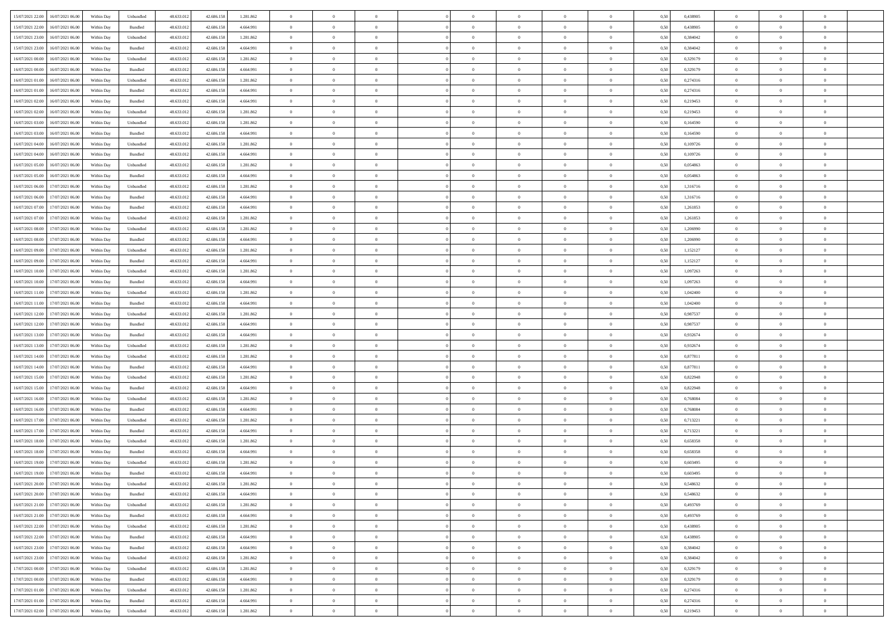| | | | | | | | | | | | | | | | | | | | | |
|---|---|---|---|---|---|---|---|---|---|---|---|---|---|---|---|---|---|---|---|---|
| 15/07/2021 22.00 | 16/07/2021 06.00 | Within Day | Unbundled | 48.633.012 | 42.686.158 | 1.281.862 | 0 | 0 | 0 | | 0 | 0 | 0 | 0 | 0,50 | 0,438905 | 0 | 0 | 0 | |
| 15/07/2021 22.00 | 16/07/2021 06.00 | Within Day | Bundled | 48.633.012 | 42.686.158 | 4.664.991 | 0 | 0 | 0 | | 0 | 0 | 0 | 0 | 0,50 | 0,438905 | 0 | 0 | 0 | |
| 15/07/2021 23.00 | 16/07/2021 06.00 | Within Day | Unbundled | 48.633.012 | 42.686.158 | 1.281.862 | 0 | 0 | 0 | | 0 | 0 | 0 | 0 | 0,50 | 0,384042 | 0 | 0 | 0 | |
| 15/07/2021 23.00 | 16/07/2021 06.00 | Within Day | Bundled | 48.633.012 | 42.686.158 | 4.664.991 | 0 | 0 | 0 | | 0 | 0 | 0 | 0 | 0,50 | 0,384042 | 0 | 0 | 0 | |
| 16/07/2021 00.00 | 16/07/2021 06.00 | Within Day | Unbundled | 48.633.012 | 42.686.158 | 1.281.862 | 0 | 0 | 0 | | 0 | 0 | 0 | 0 | 0,50 | 0,329179 | 0 | 0 | 0 | |
| 16/07/2021 00.00 | 16/07/2021 06.00 | Within Day | Bundled | 48.633.012 | 42.686.158 | 4.664.991 | 0 | 0 | 0 | | 0 | 0 | 0 | 0 | 0,50 | 0,329179 | 0 | 0 | 0 | |
| 16/07/2021 01.00 | 16/07/2021 06.00 | Within Day | Unbundled | 48.633.012 | 42.686.158 | 1.281.862 | 0 | 0 | 0 | | 0 | 0 | 0 | 0 | 0,50 | 0,274316 | 0 | 0 | 0 | |
| 16/07/2021 01.00 | 16/07/2021 06.00 | Within Day | Bundled | 48.633.012 | 42.686.158 | 4.664.991 | 0 | 0 | 0 | | 0 | 0 | 0 | 0 | 0,50 | 0,274316 | 0 | 0 | 0 | |
| 16/07/2021 02.00 | 16/07/2021 06.00 | Within Day | Bundled | 48.633.012 | 42.686.158 | 4.664.991 | 0 | 0 | 0 | | 0 | 0 | 0 | 0 | 0,50 | 0,219453 | 0 | 0 | 0 | |
| 16/07/2021 02.00 | 16/07/2021 06.00 | Within Day | Unbundled | 48.633.012 | 42.686.158 | 1.281.862 | 0 | 0 | 0 | | 0 | 0 | 0 | 0 | 0,50 | 0,219453 | 0 | 0 | 0 | |
| 16/07/2021 03.00 | 16/07/2021 06.00 | Within Day | Unbundled | 48.633.012 | 42.686.158 | 1.281.862 | 0 | 0 | 0 | | 0 | 0 | 0 | 0 | 0,50 | 0,164590 | 0 | 0 | 0 | |
| 16/07/2021 03.00 | 16/07/2021 06.00 | Within Day | Bundled | 48.633.012 | 42.686.158 | 4.664.991 | 0 | 0 | 0 | | 0 | 0 | 0 | 0 | 0,50 | 0,164590 | 0 | 0 | 0 | |
| 16/07/2021 04.00 | 16/07/2021 06.00 | Within Day | Unbundled | 48.633.012 | 42.686.158 | 1.281.862 | 0 | 0 | 0 | | 0 | 0 | 0 | 0 | 0,50 | 0,109726 | 0 | 0 | 0 | |
| 16/07/2021 04.00 | 16/07/2021 06.00 | Within Day | Bundled | 48.633.012 | 42.686.158 | 4.664.991 | 0 | 0 | 0 | | 0 | 0 | 0 | 0 | 0,50 | 0,109726 | 0 | 0 | 0 | |
| 16/07/2021 05.00 | 16/07/2021 06.00 | Within Day | Unbundled | 48.633.012 | 42.686.158 | 1.281.862 | 0 | 0 | 0 | | 0 | 0 | 0 | 0 | 0,50 | 0,054863 | 0 | 0 | 0 | |
| 16/07/2021 05.00 | 16/07/2021 06.00 | Within Day | Bundled | 48.633.012 | 42.686.158 | 4.664.991 | 0 | 0 | 0 | | 0 | 0 | 0 | 0 | 0,50 | 0,054863 | 0 | 0 | 0 | |
| 16/07/2021 06.00 | 17/07/2021 06.00 | Within Day | Unbundled | 48.633.012 | 42.686.158 | 1.281.862 | 0 | 0 | 0 | | 0 | 0 | 0 | 0 | 0,50 | 1,316716 | 0 | 0 | 0 | |
| 16/07/2021 06.00 | 17/07/2021 06.00 | Within Day | Bundled | 48.633.012 | 42.686.158 | 4.664.991 | 0 | 0 | 0 | | 0 | 0 | 0 | 0 | 0,50 | 1,316716 | 0 | 0 | 0 | |
| 16/07/2021 07.00 | 17/07/2021 06.00 | Within Day | Bundled | 48.633.012 | 42.686.158 | 4.664.991 | 0 | 0 | 0 | | 0 | 0 | 0 | 0 | 0,50 | 1,261853 | 0 | 0 | 0 | |
| 16/07/2021 07.00 | 17/07/2021 06.00 | Within Day | Unbundled | 48.633.012 | 42.686.158 | 1.281.862 | 0 | 0 | 0 | | 0 | 0 | 0 | 0 | 0,50 | 1,261853 | 0 | 0 | 0 | |
| 16/07/2021 08.00 | 17/07/2021 06.00 | Within Day | Unbundled | 48.633.012 | 42.686.158 | 1.281.862 | 0 | 0 | 0 | | 0 | 0 | 0 | 0 | 0,50 | 1,206990 | 0 | 0 | 0 | |
| 16/07/2021 08.00 | 17/07/2021 06.00 | Within Day | Bundled | 48.633.012 | 42.686.158 | 4.664.991 | 0 | 0 | 0 | | 0 | 0 | 0 | 0 | 0,50 | 1,206990 | 0 | 0 | 0 | |
| 16/07/2021 09.00 | 17/07/2021 06.00 | Within Day | Unbundled | 48.633.012 | 42.686.158 | 1.281.862 | 0 | 0 | 0 | | 0 | 0 | 0 | 0 | 0,50 | 1,152127 | 0 | 0 | 0 | |
| 16/07/2021 09.00 | 17/07/2021 06.00 | Within Day | Bundled | 48.633.012 | 42.686.158 | 4.664.991 | 0 | 0 | 0 | | 0 | 0 | 0 | 0 | 0,50 | 1,152127 | 0 | 0 | 0 | |
| 16/07/2021 10.00 | 17/07/2021 06.00 | Within Day | Unbundled | 48.633.012 | 42.686.158 | 1.281.862 | 0 | 0 | 0 | | 0 | 0 | 0 | 0 | 0,50 | 1,097263 | 0 | 0 | 0 | |
| 16/07/2021 10.00 | 17/07/2021 06.00 | Within Day | Bundled | 48.633.012 | 42.686.158 | 4.664.991 | 0 | 0 | 0 | | 0 | 0 | 0 | 0 | 0,50 | 1,097263 | 0 | 0 | 0 | |
| 16/07/2021 11.00 | 17/07/2021 06.00 | Within Day | Unbundled | 48.633.012 | 42.686.158 | 1.281.862 | 0 | 0 | 0 | | 0 | 0 | 0 | 0 | 0,50 | 1,042400 | 0 | 0 | 0 | |
| 16/07/2021 11.00 | 17/07/2021 06.00 | Within Day | Bundled | 48.633.012 | 42.686.158 | 4.664.991 | 0 | 0 | 0 | | 0 | 0 | 0 | 0 | 0,50 | 1,042400 | 0 | 0 | 0 | |
| 16/07/2021 12.00 | 17/07/2021 06.00 | Within Day | Unbundled | 48.633.012 | 42.686.158 | 1.281.862 | 0 | 0 | 0 | | 0 | 0 | 0 | 0 | 0,50 | 0,987537 | 0 | 0 | 0 | |
| 16/07/2021 12.00 | 17/07/2021 06.00 | Within Day | Bundled | 48.633.012 | 42.686.158 | 4.664.991 | 0 | 0 | 0 | | 0 | 0 | 0 | 0 | 0,50 | 0,987537 | 0 | 0 | 0 | |
| 16/07/2021 13.00 | 17/07/2021 06.00 | Within Day | Bundled | 48.633.012 | 42.686.158 | 4.664.991 | 0 | 0 | 0 | | 0 | 0 | 0 | 0 | 0,50 | 0,932674 | 0 | 0 | 0 | |
| 16/07/2021 13.00 | 17/07/2021 06.00 | Within Day | Unbundled | 48.633.012 | 42.686.158 | 1.281.862 | 0 | 0 | 0 | | 0 | 0 | 0 | 0 | 0,50 | 0,932674 | 0 | 0 | 0 | |
| 16/07/2021 14.00 | 17/07/2021 06.00 | Within Day | Unbundled | 48.633.012 | 42.686.158 | 1.281.862 | 0 | 0 | 0 | | 0 | 0 | 0 | 0 | 0,50 | 0,877811 | 0 | 0 | 0 | |
| 16/07/2021 14.00 | 17/07/2021 06.00 | Within Day | Bundled | 48.633.012 | 42.686.158 | 4.664.991 | 0 | 0 | 0 | | 0 | 0 | 0 | 0 | 0,50 | 0,877811 | 0 | 0 | 0 | |
| 16/07/2021 15.00 | 17/07/2021 06.00 | Within Day | Unbundled | 48.633.012 | 42.686.158 | 1.281.862 | 0 | 0 | 0 | | 0 | 0 | 0 | 0 | 0,50 | 0,822948 | 0 | 0 | 0 | |
| 16/07/2021 15.00 | 17/07/2021 06.00 | Within Day | Bundled | 48.633.012 | 42.686.158 | 4.664.991 | 0 | 0 | 0 | | 0 | 0 | 0 | 0 | 0,50 | 0,822948 | 0 | 0 | 0 | |
| 16/07/2021 16.00 | 17/07/2021 06.00 | Within Day | Unbundled | 48.633.012 | 42.686.158 | 1.281.862 | 0 | 0 | 0 | | 0 | 0 | 0 | 0 | 0,50 | 0,768084 | 0 | 0 | 0 | |
| 16/07/2021 16.00 | 17/07/2021 06.00 | Within Day | Bundled | 48.633.012 | 42.686.158 | 4.664.991 | 0 | 0 | 0 | | 0 | 0 | 0 | 0 | 0,50 | 0,768084 | 0 | 0 | 0 | |
| 16/07/2021 17.00 | 17/07/2021 06.00 | Within Day | Unbundled | 48.633.012 | 42.686.158 | 1.281.862 | 0 | 0 | 0 | | 0 | 0 | 0 | 0 | 0,50 | 0,713221 | 0 | 0 | 0 | |
| 16/07/2021 17.00 | 17/07/2021 06.00 | Within Day | Bundled | 48.633.012 | 42.686.158 | 4.664.991 | 0 | 0 | 0 | | 0 | 0 | 0 | 0 | 0,50 | 0,713221 | 0 | 0 | 0 | |
| 16/07/2021 18.00 | 17/07/2021 06.00 | Within Day | Unbundled | 48.633.012 | 42.686.158 | 1.281.862 | 0 | 0 | 0 | | 0 | 0 | 0 | 0 | 0,50 | 0,658358 | 0 | 0 | 0 | |
| 16/07/2021 18.00 | 17/07/2021 06.00 | Within Day | Bundled | 48.633.012 | 42.686.158 | 4.664.991 | 0 | 0 | 0 | | 0 | 0 | 0 | 0 | 0,50 | 0,658358 | 0 | 0 | 0 | |
| 16/07/2021 19.00 | 17/07/2021 06.00 | Within Day | Unbundled | 48.633.012 | 42.686.158 | 1.281.862 | 0 | 0 | 0 | | 0 | 0 | 0 | 0 | 0,50 | 0,603495 | 0 | 0 | 0 | |
| 16/07/2021 19.00 | 17/07/2021 06.00 | Within Day | Bundled | 48.633.012 | 42.686.158 | 4.664.991 | 0 | 0 | 0 | | 0 | 0 | 0 | 0 | 0,50 | 0,603495 | 0 | 0 | 0 | |
| 16/07/2021 20.00 | 17/07/2021 06.00 | Within Day | Unbundled | 48.633.012 | 42.686.158 | 1.281.862 | 0 | 0 | 0 | | 0 | 0 | 0 | 0 | 0,50 | 0,548632 | 0 | 0 | 0 | |
| 16/07/2021 20.00 | 17/07/2021 06.00 | Within Day | Bundled | 48.633.012 | 42.686.158 | 4.664.991 | 0 | 0 | 0 | | 0 | 0 | 0 | 0 | 0,50 | 0,548632 | 0 | 0 | 0 | |
| 16/07/2021 21.00 | 17/07/2021 06.00 | Within Day | Unbundled | 48.633.012 | 42.686.158 | 1.281.862 | 0 | 0 | 0 | | 0 | 0 | 0 | 0 | 0,50 | 0,493769 | 0 | 0 | 0 | |
| 16/07/2021 21.00 | 17/07/2021 06.00 | Within Day | Bundled | 48.633.012 | 42.686.158 | 4.664.991 | 0 | 0 | 0 | | 0 | 0 | 0 | 0 | 0,50 | 0,493769 | 0 | 0 | 0 | |
| 16/07/2021 22.00 | 17/07/2021 06.00 | Within Day | Unbundled | 48.633.012 | 42.686.158 | 1.281.862 | 0 | 0 | 0 | | 0 | 0 | 0 | 0 | 0,50 | 0,438905 | 0 | 0 | 0 | |
| 16/07/2021 22.00 | 17/07/2021 06.00 | Within Day | Bundled | 48.633.012 | 42.686.158 | 4.664.991 | 0 | 0 | 0 | | 0 | 0 | 0 | 0 | 0,50 | 0,438905 | 0 | 0 | 0 | |
| 16/07/2021 23.00 | 17/07/2021 06.00 | Within Day | Bundled | 48.633.012 | 42.686.158 | 4.664.991 | 0 | 0 | 0 | | 0 | 0 | 0 | 0 | 0,50 | 0,384042 | 0 | 0 | 0 | |
| 16/07/2021 23.00 | 17/07/2021 06.00 | Within Day | Unbundled | 48.633.012 | 42.686.158 | 1.281.862 | 0 | 0 | 0 | | 0 | 0 | 0 | 0 | 0,50 | 0,384042 | 0 | 0 | 0 | |
| 17/07/2021 00.00 | 17/07/2021 06.00 | Within Day | Unbundled | 48.633.012 | 42.686.158 | 1.281.862 | 0 | 0 | 0 | | 0 | 0 | 0 | 0 | 0,50 | 0,329179 | 0 | 0 | 0 | |
| 17/07/2021 00.00 | 17/07/2021 06.00 | Within Day | Bundled | 48.633.012 | 42.686.158 | 4.664.991 | 0 | 0 | 0 | | 0 | 0 | 0 | 0 | 0,50 | 0,329179 | 0 | 0 | 0 | |
| 17/07/2021 01.00 | 17/07/2021 06.00 | Within Day | Unbundled | 48.633.012 | 42.686.158 | 1.281.862 | 0 | 0 | 0 | | 0 | 0 | 0 | 0 | 0,50 | 0,274316 | 0 | 0 | 0 | |
| 17/07/2021 01.00 | 17/07/2021 06.00 | Within Day | Bundled | 48.633.012 | 42.686.158 | 4.664.991 | 0 | 0 | 0 | | 0 | 0 | 0 | 0 | 0,50 | 0,274316 | 0 | 0 | 0 | |
| 17/07/2021 02.00 | 17/07/2021 06.00 | Within Day | Unbundled | 48.633.012 | 42.686.158 | 1.281.862 | 0 | 0 | 0 | | 0 | 0 | 0 | 0 | 0,50 | 0,219453 | 0 | 0 | 0 | |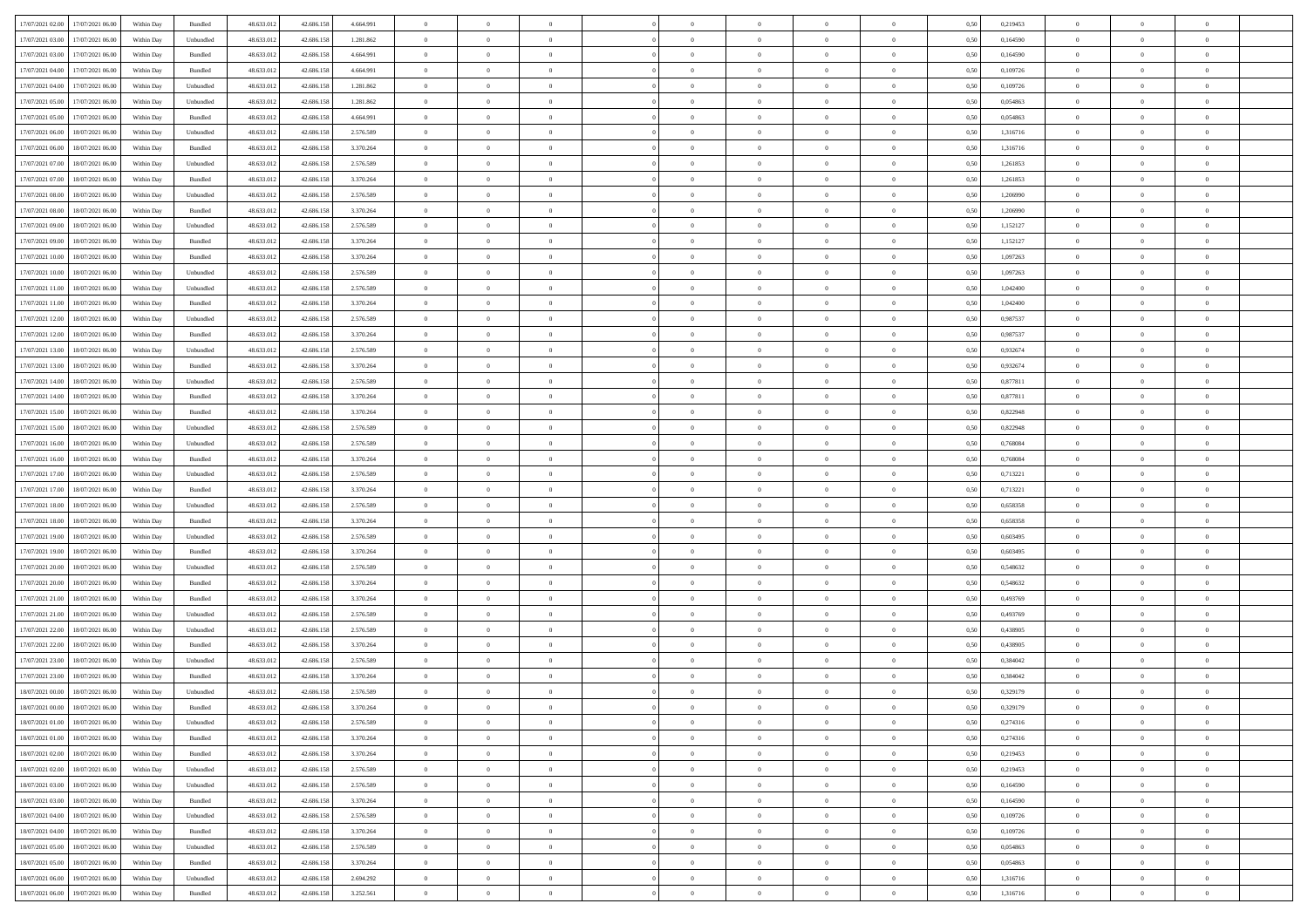| | | | | | | | | | | | | | | | | | | | | |
|---|---|---|---|---|---|---|---|---|---|---|---|---|---|---|---|---|---|---|---|---|
| 17/07/2021 02:00 | 17/07/2021 06:00 | Within Day | Bundled | 48.633.012 | 42.686.158 | 4.664.991 | 0 | 0 | 0 | | 0 | 0 | 0 | 0 | 0,50 | 0,219453 | 0 | 0 | 0 | |
| 17/07/2021 03:00 | 17/07/2021 06:00 | Within Day | Unbundled | 48.633.012 | 42.686.158 | 1.281.862 | 0 | 0 | 0 | | 0 | 0 | 0 | 0 | 0,50 | 0,164590 | 0 | 0 | 0 | |
| 17/07/2021 03:00 | 17/07/2021 06:00 | Within Day | Bundled | 48.633.012 | 42.686.158 | 4.664.991 | 0 | 0 | 0 | | 0 | 0 | 0 | 0 | 0,50 | 0,164590 | 0 | 0 | 0 | |
| 17/07/2021 04:00 | 17/07/2021 06:00 | Within Day | Bundled | 48.633.012 | 42.686.158 | 4.664.991 | 0 | 0 | 0 | | 0 | 0 | 0 | 0 | 0,50 | 0,109726 | 0 | 0 | 0 | |
| 17/07/2021 04:00 | 17/07/2021 06:00 | Within Day | Unbundled | 48.633.012 | 42.686.158 | 1.281.862 | 0 | 0 | 0 | | 0 | 0 | 0 | 0 | 0,50 | 0,109726 | 0 | 0 | 0 | |
| 17/07/2021 05:00 | 17/07/2021 06:00 | Within Day | Unbundled | 48.633.012 | 42.686.158 | 1.281.862 | 0 | 0 | 0 | | 0 | 0 | 0 | 0 | 0,50 | 0,054863 | 0 | 0 | 0 | |
| 17/07/2021 05:00 | 17/07/2021 06:00 | Within Day | Bundled | 48.633.012 | 42.686.158 | 4.664.991 | 0 | 0 | 0 | | 0 | 0 | 0 | 0 | 0,50 | 0,054863 | 0 | 0 | 0 | |
| 17/07/2021 06:00 | 18/07/2021 06:00 | Within Day | Unbundled | 48.633.012 | 42.686.158 | 2.576.589 | 0 | 0 | 0 | | 0 | 0 | 0 | 0 | 0,50 | 1,316716 | 0 | 0 | 0 | |
| 17/07/2021 06:00 | 18/07/2021 06:00 | Within Day | Bundled | 48.633.012 | 42.686.158 | 3.370.264 | 0 | 0 | 0 | | 0 | 0 | 0 | 0 | 0,50 | 1,316716 | 0 | 0 | 0 | |
| 17/07/2021 07:00 | 18/07/2021 06:00 | Within Day | Unbundled | 48.633.012 | 42.686.158 | 2.576.589 | 0 | 0 | 0 | | 0 | 0 | 0 | 0 | 0,50 | 1,261853 | 0 | 0 | 0 | |
| 17/07/2021 07:00 | 18/07/2021 06:00 | Within Day | Bundled | 48.633.012 | 42.686.158 | 3.370.264 | 0 | 0 | 0 | | 0 | 0 | 0 | 0 | 0,50 | 1,261853 | 0 | 0 | 0 | |
| 17/07/2021 08:00 | 18/07/2021 06:00 | Within Day | Unbundled | 48.633.012 | 42.686.158 | 2.576.589 | 0 | 0 | 0 | | 0 | 0 | 0 | 0 | 0,50 | 1,206990 | 0 | 0 | 0 | |
| 17/07/2021 08:00 | 18/07/2021 06:00 | Within Day | Bundled | 48.633.012 | 42.686.158 | 3.370.264 | 0 | 0 | 0 | | 0 | 0 | 0 | 0 | 0,50 | 1,206990 | 0 | 0 | 0 | |
| 17/07/2021 09:00 | 18/07/2021 06:00 | Within Day | Unbundled | 48.633.012 | 42.686.158 | 2.576.589 | 0 | 0 | 0 | | 0 | 0 | 0 | 0 | 0,50 | 1,152127 | 0 | 0 | 0 | |
| 17/07/2021 09:00 | 18/07/2021 06:00 | Within Day | Bundled | 48.633.012 | 42.686.158 | 3.370.264 | 0 | 0 | 0 | | 0 | 0 | 0 | 0 | 0,50 | 1,152127 | 0 | 0 | 0 | |
| 17/07/2021 10:00 | 18/07/2021 06:00 | Within Day | Bundled | 48.633.012 | 42.686.158 | 3.370.264 | 0 | 0 | 0 | | 0 | 0 | 0 | 0 | 0,50 | 1,097263 | 0 | 0 | 0 | |
| 17/07/2021 10:00 | 18/07/2021 06:00 | Within Day | Unbundled | 48.633.012 | 42.686.158 | 2.576.589 | 0 | 0 | 0 | | 0 | 0 | 0 | 0 | 0,50 | 1,097263 | 0 | 0 | 0 | |
| 17/07/2021 11:00 | 18/07/2021 06:00 | Within Day | Unbundled | 48.633.012 | 42.686.158 | 2.576.589 | 0 | 0 | 0 | | 0 | 0 | 0 | 0 | 0,50 | 1,042400 | 0 | 0 | 0 | |
| 17/07/2021 11:00 | 18/07/2021 06:00 | Within Day | Bundled | 48.633.012 | 42.686.158 | 3.370.264 | 0 | 0 | 0 | | 0 | 0 | 0 | 0 | 0,50 | 1,042400 | 0 | 0 | 0 | |
| 17/07/2021 12:00 | 18/07/2021 06:00 | Within Day | Unbundled | 48.633.012 | 42.686.158 | 2.576.589 | 0 | 0 | 0 | | 0 | 0 | 0 | 0 | 0,50 | 0,987537 | 0 | 0 | 0 | |
| 17/07/2021 12:00 | 18/07/2021 06:00 | Within Day | Bundled | 48.633.012 | 42.686.158 | 3.370.264 | 0 | 0 | 0 | | 0 | 0 | 0 | 0 | 0,50 | 0,987537 | 0 | 0 | 0 | |
| 17/07/2021 13:00 | 18/07/2021 06:00 | Within Day | Unbundled | 48.633.012 | 42.686.158 | 2.576.589 | 0 | 0 | 0 | | 0 | 0 | 0 | 0 | 0,50 | 0,932674 | 0 | 0 | 0 | |
| 17/07/2021 13:00 | 18/07/2021 06:00 | Within Day | Bundled | 48.633.012 | 42.686.158 | 3.370.264 | 0 | 0 | 0 | | 0 | 0 | 0 | 0 | 0,50 | 0,932674 | 0 | 0 | 0 | |
| 17/07/2021 14:00 | 18/07/2021 06:00 | Within Day | Unbundled | 48.633.012 | 42.686.158 | 2.576.589 | 0 | 0 | 0 | | 0 | 0 | 0 | 0 | 0,50 | 0,877811 | 0 | 0 | 0 | |
| 17/07/2021 14:00 | 18/07/2021 06:00 | Within Day | Bundled | 48.633.012 | 42.686.158 | 3.370.264 | 0 | 0 | 0 | | 0 | 0 | 0 | 0 | 0,50 | 0,877811 | 0 | 0 | 0 | |
| 17/07/2021 15:00 | 18/07/2021 06:00 | Within Day | Bundled | 48.633.012 | 42.686.158 | 3.370.264 | 0 | 0 | 0 | | 0 | 0 | 0 | 0 | 0,50 | 0,822948 | 0 | 0 | 0 | |
| 17/07/2021 15:00 | 18/07/2021 06:00 | Within Day | Unbundled | 48.633.012 | 42.686.158 | 2.576.589 | 0 | 0 | 0 | | 0 | 0 | 0 | 0 | 0,50 | 0,822948 | 0 | 0 | 0 | |
| 17/07/2021 16:00 | 18/07/2021 06:00 | Within Day | Unbundled | 48.633.012 | 42.686.158 | 2.576.589 | 0 | 0 | 0 | | 0 | 0 | 0 | 0 | 0,50 | 0,768084 | 0 | 0 | 0 | |
| 17/07/2021 16:00 | 18/07/2021 06:00 | Within Day | Bundled | 48.633.012 | 42.686.158 | 3.370.264 | 0 | 0 | 0 | | 0 | 0 | 0 | 0 | 0,50 | 0,768084 | 0 | 0 | 0 | |
| 17/07/2021 17:00 | 18/07/2021 06:00 | Within Day | Unbundled | 48.633.012 | 42.686.158 | 2.576.589 | 0 | 0 | 0 | | 0 | 0 | 0 | 0 | 0,50 | 0,713221 | 0 | 0 | 0 | |
| 17/07/2021 17:00 | 18/07/2021 06:00 | Within Day | Bundled | 48.633.012 | 42.686.158 | 3.370.264 | 0 | 0 | 0 | | 0 | 0 | 0 | 0 | 0,50 | 0,713221 | 0 | 0 | 0 | |
| 17/07/2021 18:00 | 18/07/2021 06:00 | Within Day | Unbundled | 48.633.012 | 42.686.158 | 2.576.589 | 0 | 0 | 0 | | 0 | 0 | 0 | 0 | 0,50 | 0,658358 | 0 | 0 | 0 | |
| 17/07/2021 18:00 | 18/07/2021 06:00 | Within Day | Bundled | 48.633.012 | 42.686.158 | 3.370.264 | 0 | 0 | 0 | | 0 | 0 | 0 | 0 | 0,50 | 0,658358 | 0 | 0 | 0 | |
| 17/07/2021 19:00 | 18/07/2021 06:00 | Within Day | Unbundled | 48.633.012 | 42.686.158 | 2.576.589 | 0 | 0 | 0 | | 0 | 0 | 0 | 0 | 0,50 | 0,603495 | 0 | 0 | 0 | |
| 17/07/2021 19:00 | 18/07/2021 06:00 | Within Day | Bundled | 48.633.012 | 42.686.158 | 3.370.264 | 0 | 0 | 0 | | 0 | 0 | 0 | 0 | 0,50 | 0,603495 | 0 | 0 | 0 | |
| 17/07/2021 20:00 | 18/07/2021 06:00 | Within Day | Unbundled | 48.633.012 | 42.686.158 | 2.576.589 | 0 | 0 | 0 | | 0 | 0 | 0 | 0 | 0,50 | 0,548632 | 0 | 0 | 0 | |
| 17/07/2021 20:00 | 18/07/2021 06:00 | Within Day | Bundled | 48.633.012 | 42.686.158 | 3.370.264 | 0 | 0 | 0 | | 0 | 0 | 0 | 0 | 0,50 | 0,548632 | 0 | 0 | 0 | |
| 17/07/2021 21:00 | 18/07/2021 06:00 | Within Day | Bundled | 48.633.012 | 42.686.158 | 3.370.264 | 0 | 0 | 0 | | 0 | 0 | 0 | 0 | 0,50 | 0,493769 | 0 | 0 | 0 | |
| 17/07/2021 21:00 | 18/07/2021 06:00 | Within Day | Unbundled | 48.633.012 | 42.686.158 | 2.576.589 | 0 | 0 | 0 | | 0 | 0 | 0 | 0 | 0,50 | 0,493769 | 0 | 0 | 0 | |
| 17/07/2021 22:00 | 18/07/2021 06:00 | Within Day | Unbundled | 48.633.012 | 42.686.158 | 2.576.589 | 0 | 0 | 0 | | 0 | 0 | 0 | 0 | 0,50 | 0,438905 | 0 | 0 | 0 | |
| 17/07/2021 22:00 | 18/07/2021 06:00 | Within Day | Bundled | 48.633.012 | 42.686.158 | 3.370.264 | 0 | 0 | 0 | | 0 | 0 | 0 | 0 | 0,50 | 0,438905 | 0 | 0 | 0 | |
| 17/07/2021 23:00 | 18/07/2021 06:00 | Within Day | Unbundled | 48.633.012 | 42.686.158 | 2.576.589 | 0 | 0 | 0 | | 0 | 0 | 0 | 0 | 0,50 | 0,384042 | 0 | 0 | 0 | |
| 17/07/2021 23:00 | 18/07/2021 06:00 | Within Day | Bundled | 48.633.012 | 42.686.158 | 3.370.264 | 0 | 0 | 0 | | 0 | 0 | 0 | 0 | 0,50 | 0,384042 | 0 | 0 | 0 | |
| 18/07/2021 00:00 | 18/07/2021 06:00 | Within Day | Unbundled | 48.633.012 | 42.686.158 | 2.576.589 | 0 | 0 | 0 | | 0 | 0 | 0 | 0 | 0,50 | 0,329179 | 0 | 0 | 0 | |
| 18/07/2021 00:00 | 18/07/2021 06:00 | Within Day | Bundled | 48.633.012 | 42.686.158 | 3.370.264 | 0 | 0 | 0 | | 0 | 0 | 0 | 0 | 0,50 | 0,329179 | 0 | 0 | 0 | |
| 18/07/2021 01:00 | 18/07/2021 06:00 | Within Day | Unbundled | 48.633.012 | 42.686.158 | 2.576.589 | 0 | 0 | 0 | | 0 | 0 | 0 | 0 | 0,50 | 0,274316 | 0 | 0 | 0 | |
| 18/07/2021 01:00 | 18/07/2021 06:00 | Within Day | Bundled | 48.633.012 | 42.686.158 | 3.370.264 | 0 | 0 | 0 | | 0 | 0 | 0 | 0 | 0,50 | 0,274316 | 0 | 0 | 0 | |
| 18/07/2021 02:00 | 18/07/2021 06:00 | Within Day | Bundled | 48.633.012 | 42.686.158 | 3.370.264 | 0 | 0 | 0 | | 0 | 0 | 0 | 0 | 0,50 | 0,219453 | 0 | 0 | 0 | |
| 18/07/2021 02:00 | 18/07/2021 06:00 | Within Day | Unbundled | 48.633.012 | 42.686.158 | 2.576.589 | 0 | 0 | 0 | | 0 | 0 | 0 | 0 | 0,50 | 0,219453 | 0 | 0 | 0 | |
| 18/07/2021 03:00 | 18/07/2021 06:00 | Within Day | Unbundled | 48.633.012 | 42.686.158 | 2.576.589 | 0 | 0 | 0 | | 0 | 0 | 0 | 0 | 0,50 | 0,164590 | 0 | 0 | 0 | |
| 18/07/2021 03:00 | 18/07/2021 06:00 | Within Day | Bundled | 48.633.012 | 42.686.158 | 3.370.264 | 0 | 0 | 0 | | 0 | 0 | 0 | 0 | 0,50 | 0,164590 | 0 | 0 | 0 | |
| 18/07/2021 04:00 | 18/07/2021 06:00 | Within Day | Unbundled | 48.633.012 | 42.686.158 | 2.576.589 | 0 | 0 | 0 | | 0 | 0 | 0 | 0 | 0,50 | 0,109726 | 0 | 0 | 0 | |
| 18/07/2021 04:00 | 18/07/2021 06:00 | Within Day | Bundled | 48.633.012 | 42.686.158 | 3.370.264 | 0 | 0 | 0 | | 0 | 0 | 0 | 0 | 0,50 | 0,109726 | 0 | 0 | 0 | |
| 18/07/2021 05:00 | 18/07/2021 06:00 | Within Day | Unbundled | 48.633.012 | 42.686.158 | 2.576.589 | 0 | 0 | 0 | | 0 | 0 | 0 | 0 | 0,50 | 0,054863 | 0 | 0 | 0 | |
| 18/07/2021 05:00 | 18/07/2021 06:00 | Within Day | Bundled | 48.633.012 | 42.686.158 | 3.370.264 | 0 | 0 | 0 | | 0 | 0 | 0 | 0 | 0,50 | 0,054863 | 0 | 0 | 0 | |
| 18/07/2021 06:00 | 19/07/2021 06:00 | Within Day | Unbundled | 48.633.012 | 42.686.158 | 2.694.292 | 0 | 0 | 0 | | 0 | 0 | 0 | 0 | 0,50 | 1,316716 | 0 | 0 | 0 | |
| 18/07/2021 06:00 | 19/07/2021 06:00 | Within Day | Bundled | 48.633.012 | 42.686.158 | 3.252.561 | 0 | 0 | 0 | | 0 | 0 | 0 | 0 | 0,50 | 1,316716 | 0 | 0 | 0 | |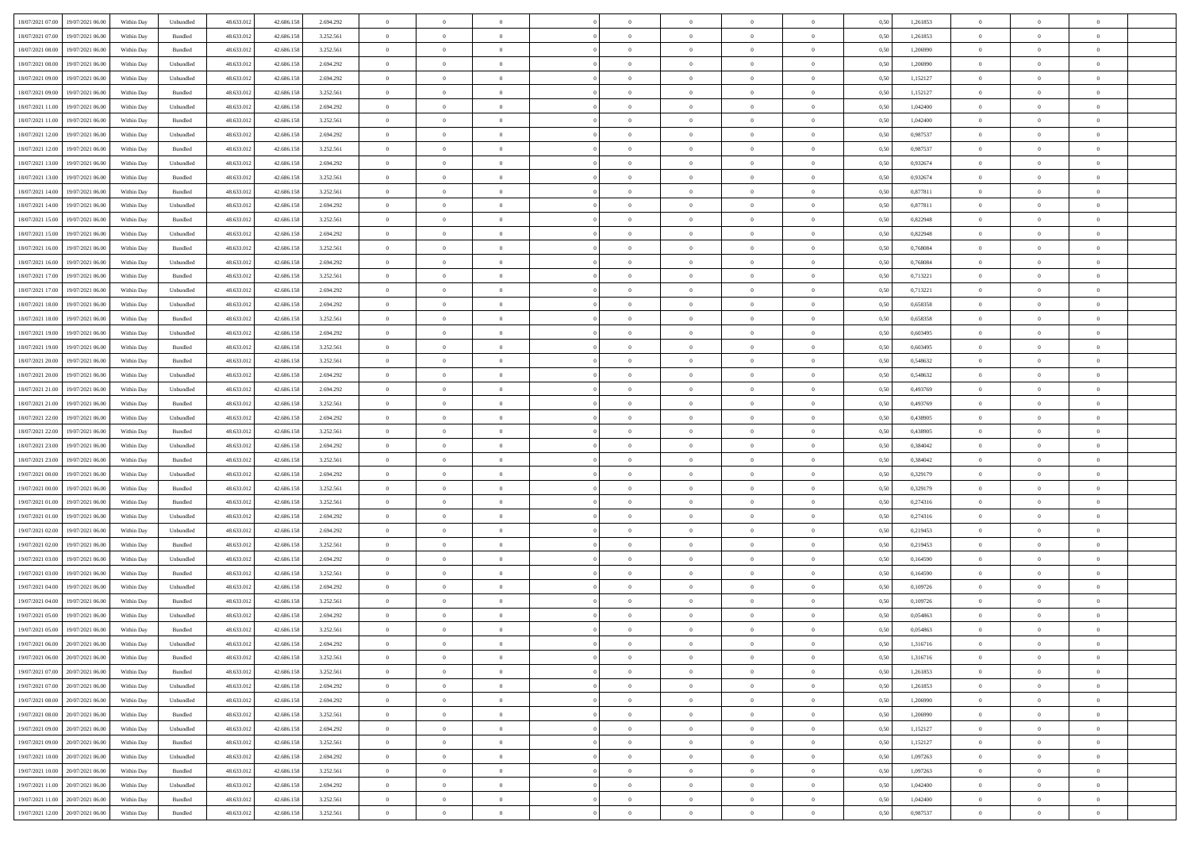| | | | | | | | | | | | | | | | | | | | | |
|---|---|---|---|---|---|---|---|---|---|---|---|---|---|---|---|---|---|---|---|---|
| 18/07/2021 07:00 | 19/07/2021 06:00 | Within Day | Unbundled | 48.633.012 | 42.686.158 | 2.694.292 | 0 | 0 | 0 | | 0 | 0 | 0 | 0 | 0,50 | 1,261853 | 0 | 0 | 0 | |
| 18/07/2021 07:00 | 19/07/2021 06:00 | Within Day | Bundled | 48.633.012 | 42.686.158 | 3.252.561 | 0 | 0 | 0 | | 0 | 0 | 0 | 0 | 0,50 | 1,261853 | 0 | 0 | 0 | |
| 18/07/2021 08:00 | 19/07/2021 06:00 | Within Day | Bundled | 48.633.012 | 42.686.158 | 3.252.561 | 0 | 0 | 0 | | 0 | 0 | 0 | 0 | 0,50 | 1,206990 | 0 | 0 | 0 | |
| 18/07/2021 08:00 | 19/07/2021 06:00 | Within Day | Unbundled | 48.633.012 | 42.686.158 | 2.694.292 | 0 | 0 | 0 | | 0 | 0 | 0 | 0 | 0,50 | 1,206990 | 0 | 0 | 0 | |
| 18/07/2021 09:00 | 19/07/2021 06:00 | Within Day | Unbundled | 48.633.012 | 42.686.158 | 2.694.292 | 0 | 0 | 0 | | 0 | 0 | 0 | 0 | 0,50 | 1,152127 | 0 | 0 | 0 | |
| 18/07/2021 09:00 | 19/07/2021 06:00 | Within Day | Bundled | 48.633.012 | 42.686.158 | 3.252.561 | 0 | 0 | 0 | | 0 | 0 | 0 | 0 | 0,50 | 1,152127 | 0 | 0 | 0 | |
| 18/07/2021 11:00 | 19/07/2021 06:00 | Within Day | Unbundled | 48.633.012 | 42.686.158 | 2.694.292 | 0 | 0 | 0 | | 0 | 0 | 0 | 0 | 0,50 | 1,042400 | 0 | 0 | 0 | |
| 18/07/2021 11:00 | 19/07/2021 06:00 | Within Day | Bundled | 48.633.012 | 42.686.158 | 3.252.561 | 0 | 0 | 0 | | 0 | 0 | 0 | 0 | 0,50 | 1,042400 | 0 | 0 | 0 | |
| 18/07/2021 12:00 | 19/07/2021 06:00 | Within Day | Unbundled | 48.633.012 | 42.686.158 | 2.694.292 | 0 | 0 | 0 | | 0 | 0 | 0 | 0 | 0,50 | 0,987537 | 0 | 0 | 0 | |
| 18/07/2021 12:00 | 19/07/2021 06:00 | Within Day | Bundled | 48.633.012 | 42.686.158 | 3.252.561 | 0 | 0 | 0 | | 0 | 0 | 0 | 0 | 0,50 | 0,987537 | 0 | 0 | 0 | |
| 18/07/2021 13:00 | 19/07/2021 06:00 | Within Day | Unbundled | 48.633.012 | 42.686.158 | 2.694.292 | 0 | 0 | 0 | | 0 | 0 | 0 | 0 | 0,50 | 0,932674 | 0 | 0 | 0 | |
| 18/07/2021 13:00 | 19/07/2021 06:00 | Within Day | Bundled | 48.633.012 | 42.686.158 | 3.252.561 | 0 | 0 | 0 | | 0 | 0 | 0 | 0 | 0,50 | 0,932674 | 0 | 0 | 0 | |
| 18/07/2021 14:00 | 19/07/2021 06:00 | Within Day | Bundled | 48.633.012 | 42.686.158 | 3.252.561 | 0 | 0 | 0 | | 0 | 0 | 0 | 0 | 0,50 | 0,877811 | 0 | 0 | 0 | |
| 18/07/2021 14:00 | 19/07/2021 06:00 | Within Day | Unbundled | 48.633.012 | 42.686.158 | 2.694.292 | 0 | 0 | 0 | | 0 | 0 | 0 | 0 | 0,50 | 0,877811 | 0 | 0 | 0 | |
| 18/07/2021 15:00 | 19/07/2021 06:00 | Within Day | Bundled | 48.633.012 | 42.686.158 | 3.252.561 | 0 | 0 | 0 | | 0 | 0 | 0 | 0 | 0,50 | 0,822948 | 0 | 0 | 0 | |
| 18/07/2021 15:00 | 19/07/2021 06:00 | Within Day | Unbundled | 48.633.012 | 42.686.158 | 2.694.292 | 0 | 0 | 0 | | 0 | 0 | 0 | 0 | 0,50 | 0,822948 | 0 | 0 | 0 | |
| 18/07/2021 16:00 | 19/07/2021 06:00 | Within Day | Bundled | 48.633.012 | 42.686.158 | 3.252.561 | 0 | 0 | 0 | | 0 | 0 | 0 | 0 | 0,50 | 0,768084 | 0 | 0 | 0 | |
| 18/07/2021 16:00 | 19/07/2021 06:00 | Within Day | Unbundled | 48.633.012 | 42.686.158 | 2.694.292 | 0 | 0 | 0 | | 0 | 0 | 0 | 0 | 0,50 | 0,768084 | 0 | 0 | 0 | |
| 18/07/2021 17:00 | 19/07/2021 06:00 | Within Day | Bundled | 48.633.012 | 42.686.158 | 3.252.561 | 0 | 0 | 0 | | 0 | 0 | 0 | 0 | 0,50 | 0,713221 | 0 | 0 | 0 | |
| 18/07/2021 17:00 | 19/07/2021 06:00 | Within Day | Unbundled | 48.633.012 | 42.686.158 | 2.694.292 | 0 | 0 | 0 | | 0 | 0 | 0 | 0 | 0,50 | 0,713221 | 0 | 0 | 0 | |
| 18/07/2021 18:00 | 19/07/2021 06:00 | Within Day | Unbundled | 48.633.012 | 42.686.158 | 2.694.292 | 0 | 0 | 0 | | 0 | 0 | 0 | 0 | 0,50 | 0,658358 | 0 | 0 | 0 | |
| 18/07/2021 18:00 | 19/07/2021 06:00 | Within Day | Bundled | 48.633.012 | 42.686.158 | 3.252.561 | 0 | 0 | 0 | | 0 | 0 | 0 | 0 | 0,50 | 0,658358 | 0 | 0 | 0 | |
| 18/07/2021 19:00 | 19/07/2021 06:00 | Within Day | Unbundled | 48.633.012 | 42.686.158 | 2.694.292 | 0 | 0 | 0 | | 0 | 0 | 0 | 0 | 0,50 | 0,603495 | 0 | 0 | 0 | |
| 18/07/2021 19:00 | 19/07/2021 06:00 | Within Day | Bundled | 48.633.012 | 42.686.158 | 3.252.561 | 0 | 0 | 0 | | 0 | 0 | 0 | 0 | 0,50 | 0,603495 | 0 | 0 | 0 | |
| 18/07/2021 20:00 | 19/07/2021 06:00 | Within Day | Bundled | 48.633.012 | 42.686.158 | 3.252.561 | 0 | 0 | 0 | | 0 | 0 | 0 | 0 | 0,50 | 0,548632 | 0 | 0 | 0 | |
| 18/07/2021 20:00 | 19/07/2021 06:00 | Within Day | Unbundled | 48.633.012 | 42.686.158 | 2.694.292 | 0 | 0 | 0 | | 0 | 0 | 0 | 0 | 0,50 | 0,548632 | 0 | 0 | 0 | |
| 18/07/2021 21:00 | 19/07/2021 06:00 | Within Day | Unbundled | 48.633.012 | 42.686.158 | 2.694.292 | 0 | 0 | 0 | | 0 | 0 | 0 | 0 | 0,50 | 0,493769 | 0 | 0 | 0 | |
| 18/07/2021 21:00 | 19/07/2021 06:00 | Within Day | Bundled | 48.633.012 | 42.686.158 | 3.252.561 | 0 | 0 | 0 | | 0 | 0 | 0 | 0 | 0,50 | 0,493769 | 0 | 0 | 0 | |
| 18/07/2021 22:00 | 19/07/2021 06:00 | Within Day | Unbundled | 48.633.012 | 42.686.158 | 2.694.292 | 0 | 0 | 0 | | 0 | 0 | 0 | 0 | 0,50 | 0,438905 | 0 | 0 | 0 | |
| 18/07/2021 22:00 | 19/07/2021 06:00 | Within Day | Bundled | 48.633.012 | 42.686.158 | 3.252.561 | 0 | 0 | 0 | | 0 | 0 | 0 | 0 | 0,50 | 0,438905 | 0 | 0 | 0 | |
| 18/07/2021 23:00 | 19/07/2021 06:00 | Within Day | Unbundled | 48.633.012 | 42.686.158 | 2.694.292 | 0 | 0 | 0 | | 0 | 0 | 0 | 0 | 0,50 | 0,384042 | 0 | 0 | 0 | |
| 18/07/2021 23:00 | 19/07/2021 06:00 | Within Day | Bundled | 48.633.012 | 42.686.158 | 3.252.561 | 0 | 0 | 0 | | 0 | 0 | 0 | 0 | 0,50 | 0,384042 | 0 | 0 | 0 | |
| 19/07/2021 00:00 | 19/07/2021 06:00 | Within Day | Unbundled | 48.633.012 | 42.686.158 | 2.694.292 | 0 | 0 | 0 | | 0 | 0 | 0 | 0 | 0,50 | 0,329179 | 0 | 0 | 0 | |
| 19/07/2021 00:00 | 19/07/2021 06:00 | Within Day | Bundled | 48.633.012 | 42.686.158 | 3.252.561 | 0 | 0 | 0 | | 0 | 0 | 0 | 0 | 0,50 | 0,329179 | 0 | 0 | 0 | |
| 19/07/2021 01:00 | 19/07/2021 06:00 | Within Day | Bundled | 48.633.012 | 42.686.158 | 3.252.561 | 0 | 0 | 0 | | 0 | 0 | 0 | 0 | 0,50 | 0,274316 | 0 | 0 | 0 | |
| 19/07/2021 01:00 | 19/07/2021 06:00 | Within Day | Unbundled | 48.633.012 | 42.686.158 | 2.694.292 | 0 | 0 | 0 | | 0 | 0 | 0 | 0 | 0,50 | 0,274316 | 0 | 0 | 0 | |
| 19/07/2021 02:00 | 19/07/2021 06:00 | Within Day | Unbundled | 48.633.012 | 42.686.158 | 2.694.292 | 0 | 0 | 0 | | 0 | 0 | 0 | 0 | 0,50 | 0,219453 | 0 | 0 | 0 | |
| 19/07/2021 02:00 | 19/07/2021 06:00 | Within Day | Bundled | 48.633.012 | 42.686.158 | 3.252.561 | 0 | 0 | 0 | | 0 | 0 | 0 | 0 | 0,50 | 0,219453 | 0 | 0 | 0 | |
| 19/07/2021 03:00 | 19/07/2021 06:00 | Within Day | Unbundled | 48.633.012 | 42.686.158 | 2.694.292 | 0 | 0 | 0 | | 0 | 0 | 0 | 0 | 0,50 | 0,164590 | 0 | 0 | 0 | |
| 19/07/2021 03:00 | 19/07/2021 06:00 | Within Day | Bundled | 48.633.012 | 42.686.158 | 3.252.561 | 0 | 0 | 0 | | 0 | 0 | 0 | 0 | 0,50 | 0,164590 | 0 | 0 | 0 | |
| 19/07/2021 04:00 | 19/07/2021 06:00 | Within Day | Unbundled | 48.633.012 | 42.686.158 | 2.694.292 | 0 | 0 | 0 | | 0 | 0 | 0 | 0 | 0,50 | 0,109726 | 0 | 0 | 0 | |
| 19/07/2021 04:00 | 19/07/2021 06:00 | Within Day | Bundled | 48.633.012 | 42.686.158 | 3.252.561 | 0 | 0 | 0 | | 0 | 0 | 0 | 0 | 0,50 | 0,109726 | 0 | 0 | 0 | |
| 19/07/2021 05:00 | 19/07/2021 06:00 | Within Day | Unbundled | 48.633.012 | 42.686.158 | 2.694.292 | 0 | 0 | 0 | | 0 | 0 | 0 | 0 | 0,50 | 0,054863 | 0 | 0 | 0 | |
| 19/07/2021 05:00 | 19/07/2021 06:00 | Within Day | Bundled | 48.633.012 | 42.686.158 | 3.252.561 | 0 | 0 | 0 | | 0 | 0 | 0 | 0 | 0,50 | 0,054863 | 0 | 0 | 0 | |
| 19/07/2021 06:00 | 20/07/2021 06:00 | Within Day | Unbundled | 48.633.012 | 42.686.158 | 2.694.292 | 0 | 0 | 0 | | 0 | 0 | 0 | 0 | 0,50 | 1,316716 | 0 | 0 | 0 | |
| 19/07/2021 06:00 | 20/07/2021 06:00 | Within Day | Bundled | 48.633.012 | 42.686.158 | 3.252.561 | 0 | 0 | 0 | | 0 | 0 | 0 | 0 | 0,50 | 1,316716 | 0 | 0 | 0 | |
| 19/07/2021 07:00 | 20/07/2021 06:00 | Within Day | Bundled | 48.633.012 | 42.686.158 | 3.252.561 | 0 | 0 | 0 | | 0 | 0 | 0 | 0 | 0,50 | 1,261853 | 0 | 0 | 0 | |
| 19/07/2021 07:00 | 20/07/2021 06:00 | Within Day | Unbundled | 48.633.012 | 42.686.158 | 2.694.292 | 0 | 0 | 0 | | 0 | 0 | 0 | 0 | 0,50 | 1,261853 | 0 | 0 | 0 | |
| 19/07/2021 08:00 | 20/07/2021 06:00 | Within Day | Unbundled | 48.633.012 | 42.686.158 | 2.694.292 | 0 | 0 | 0 | | 0 | 0 | 0 | 0 | 0,50 | 1,206990 | 0 | 0 | 0 | |
| 19/07/2021 08:00 | 20/07/2021 06:00 | Within Day | Bundled | 48.633.012 | 42.686.158 | 3.252.561 | 0 | 0 | 0 | | 0 | 0 | 0 | 0 | 0,50 | 1,206990 | 0 | 0 | 0 | |
| 19/07/2021 09:00 | 20/07/2021 06:00 | Within Day | Unbundled | 48.633.012 | 42.686.158 | 2.694.292 | 0 | 0 | 0 | | 0 | 0 | 0 | 0 | 0,50 | 1,152127 | 0 | 0 | 0 | |
| 19/07/2021 09:00 | 20/07/2021 06:00 | Within Day | Bundled | 48.633.012 | 42.686.158 | 3.252.561 | 0 | 0 | 0 | | 0 | 0 | 0 | 0 | 0,50 | 1,152127 | 0 | 0 | 0 | |
| 19/07/2021 10:00 | 20/07/2021 06:00 | Within Day | Unbundled | 48.633.012 | 42.686.158 | 2.694.292 | 0 | 0 | 0 | | 0 | 0 | 0 | 0 | 0,50 | 1,097263 | 0 | 0 | 0 | |
| 19/07/2021 10:00 | 20/07/2021 06:00 | Within Day | Bundled | 48.633.012 | 42.686.158 | 3.252.561 | 0 | 0 | 0 | | 0 | 0 | 0 | 0 | 0,50 | 1,097263 | 0 | 0 | 0 | |
| 19/07/2021 11:00 | 20/07/2021 06:00 | Within Day | Unbundled | 48.633.012 | 42.686.158 | 2.694.292 | 0 | 0 | 0 | | 0 | 0 | 0 | 0 | 0,50 | 1,042400 | 0 | 0 | 0 | |
| 19/07/2021 11:00 | 20/07/2021 06:00 | Within Day | Bundled | 48.633.012 | 42.686.158 | 3.252.561 | 0 | 0 | 0 | | 0 | 0 | 0 | 0 | 0,50 | 1,042400 | 0 | 0 | 0 | |
| 19/07/2021 12:00 | 20/07/2021 06:00 | Within Day | Bundled | 48.633.012 | 42.686.158 | 3.252.561 | 0 | 0 | 0 | | 0 | 0 | 0 | 0 | 0,50 | 0,987537 | 0 | 0 | 0 | |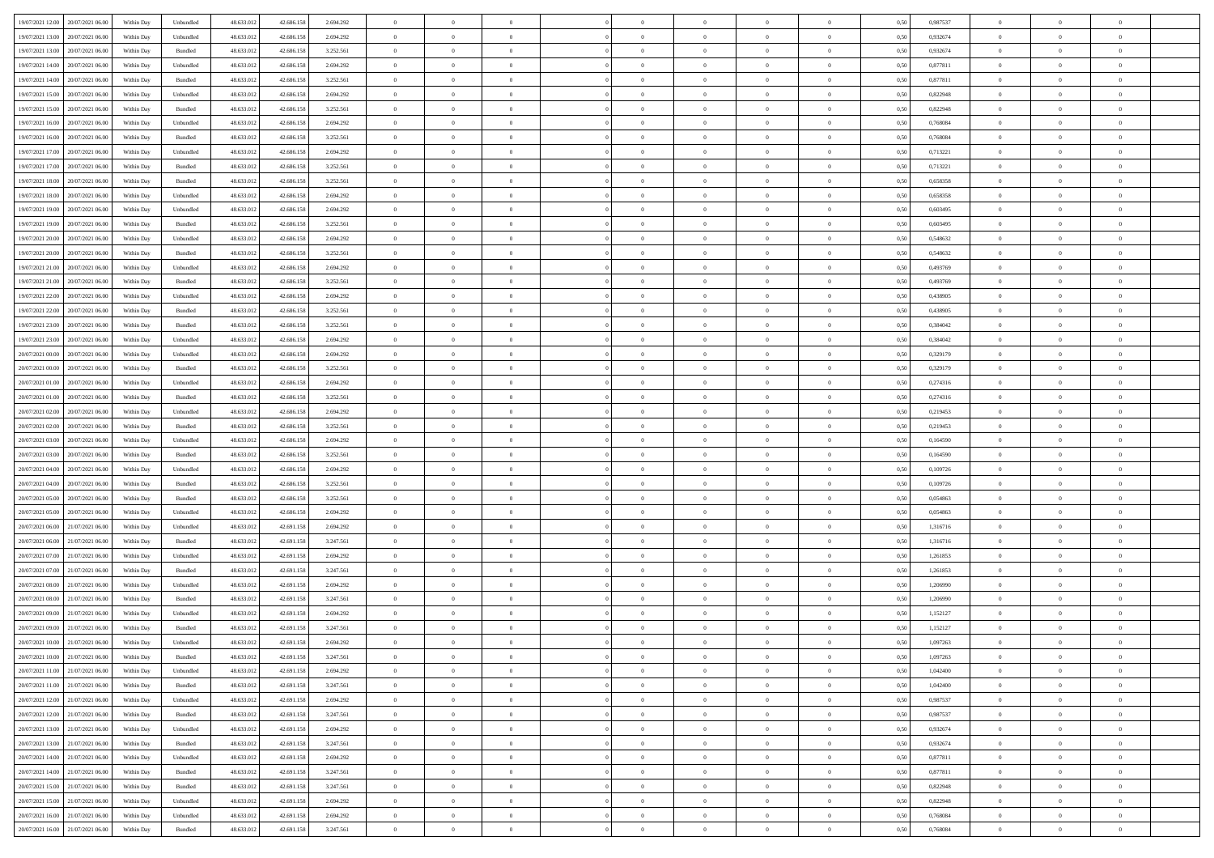| 19/07/2021 12:00 | 20/07/2021 06:00 | Within Day | Unbundled | 48.633.012 | 42.686.158 | 2.694.292 | 0 | 0 | 0 | | 0 | 0 | 0 | 0 | 0,50 | 0,987537 | 0 | 0 | 0 | |
|---|---|---|---|---|---|---|---|---|---|---|---|---|---|---|---|---|---|---|---|---|
| 19/07/2021 13:00 | 20/07/2021 06:00 | Within Day | Unbundled | 48.633.012 | 42.686.158 | 2.694.292 | 0 | 0 | 0 | | 0 | 0 | 0 | 0 | 0,50 | 0,932674 | 0 | 0 | 0 | |
| 19/07/2021 13:00 | 20/07/2021 06:00 | Within Day | Bundled | 48.633.012 | 42.686.158 | 3.252.561 | 0 | 0 | 0 | | 0 | 0 | 0 | 0 | 0,50 | 0,932674 | 0 | 0 | 0 | |
| 19/07/2021 14:00 | 20/07/2021 06:00 | Within Day | Unbundled | 48.633.012 | 42.686.158 | 2.694.292 | 0 | 0 | 0 | | 0 | 0 | 0 | 0 | 0,50 | 0,877811 | 0 | 0 | 0 | |
| 19/07/2021 14:00 | 20/07/2021 06:00 | Within Day | Bundled | 48.633.012 | 42.686.158 | 3.252.561 | 0 | 0 | 0 | | 0 | 0 | 0 | 0 | 0,50 | 0,877811 | 0 | 0 | 0 | |
| 19/07/2021 15:00 | 20/07/2021 06:00 | Within Day | Unbundled | 48.633.012 | 42.686.158 | 2.694.292 | 0 | 0 | 0 | | 0 | 0 | 0 | 0 | 0,50 | 0,822948 | 0 | 0 | 0 | |
| 19/07/2021 15:00 | 20/07/2021 06:00 | Within Day | Bundled | 48.633.012 | 42.686.158 | 3.252.561 | 0 | 0 | 0 | | 0 | 0 | 0 | 0 | 0,50 | 0,822948 | 0 | 0 | 0 | |
| 19/07/2021 16:00 | 20/07/2021 06:00 | Within Day | Unbundled | 48.633.012 | 42.686.158 | 2.694.292 | 0 | 0 | 0 | | 0 | 0 | 0 | 0 | 0,50 | 0,768084 | 0 | 0 | 0 | |
| 19/07/2021 16:00 | 20/07/2021 06:00 | Within Day | Bundled | 48.633.012 | 42.686.158 | 3.252.561 | 0 | 0 | 0 | | 0 | 0 | 0 | 0 | 0,50 | 0,768084 | 0 | 0 | 0 | |
| 19/07/2021 17:00 | 20/07/2021 06:00 | Within Day | Unbundled | 48.633.012 | 42.686.158 | 2.694.292 | 0 | 0 | 0 | | 0 | 0 | 0 | 0 | 0,50 | 0,713221 | 0 | 0 | 0 | |
| 19/07/2021 17:00 | 20/07/2021 06:00 | Within Day | Bundled | 48.633.012 | 42.686.158 | 3.252.561 | 0 | 0 | 0 | | 0 | 0 | 0 | 0 | 0,50 | 0,713221 | 0 | 0 | 0 | |
| 19/07/2021 18:00 | 20/07/2021 06:00 | Within Day | Bundled | 48.633.012 | 42.686.158 | 3.252.561 | 0 | 0 | 0 | | 0 | 0 | 0 | 0 | 0,50 | 0,658358 | 0 | 0 | 0 | |
| 19/07/2021 18:00 | 20/07/2021 06:00 | Within Day | Unbundled | 48.633.012 | 42.686.158 | 2.694.292 | 0 | 0 | 0 | | 0 | 0 | 0 | 0 | 0,50 | 0,658358 | 0 | 0 | 0 | |
| 19/07/2021 19:00 | 20/07/2021 06:00 | Within Day | Unbundled | 48.633.012 | 42.686.158 | 2.694.292 | 0 | 0 | 0 | | 0 | 0 | 0 | 0 | 0,50 | 0,603495 | 0 | 0 | 0 | |
| 19/07/2021 19:00 | 20/07/2021 06:00 | Within Day | Bundled | 48.633.012 | 42.686.158 | 3.252.561 | 0 | 0 | 0 | | 0 | 0 | 0 | 0 | 0,50 | 0,603495 | 0 | 0 | 0 | |
| 19/07/2021 20:00 | 20/07/2021 06:00 | Within Day | Unbundled | 48.633.012 | 42.686.158 | 2.694.292 | 0 | 0 | 0 | | 0 | 0 | 0 | 0 | 0,50 | 0,548632 | 0 | 0 | 0 | |
| 19/07/2021 20:00 | 20/07/2021 06:00 | Within Day | Bundled | 48.633.012 | 42.686.158 | 3.252.561 | 0 | 0 | 0 | | 0 | 0 | 0 | 0 | 0,50 | 0,548632 | 0 | 0 | 0 | |
| 19/07/2021 21:00 | 20/07/2021 06:00 | Within Day | Unbundled | 48.633.012 | 42.686.158 | 2.694.292 | 0 | 0 | 0 | | 0 | 0 | 0 | 0 | 0,50 | 0,493769 | 0 | 0 | 0 | |
| 19/07/2021 21:00 | 20/07/2021 06:00 | Within Day | Bundled | 48.633.012 | 42.686.158 | 3.252.561 | 0 | 0 | 0 | | 0 | 0 | 0 | 0 | 0,50 | 0,493769 | 0 | 0 | 0 | |
| 19/07/2021 22:00 | 20/07/2021 06:00 | Within Day | Unbundled | 48.633.012 | 42.686.158 | 2.694.292 | 0 | 0 | 0 | | 0 | 0 | 0 | 0 | 0,50 | 0,438905 | 0 | 0 | 0 | |
| 19/07/2021 22:00 | 20/07/2021 06:00 | Within Day | Bundled | 48.633.012 | 42.686.158 | 3.252.561 | 0 | 0 | 0 | | 0 | 0 | 0 | 0 | 0,50 | 0,438905 | 0 | 0 | 0 | |
| 19/07/2021 23:00 | 20/07/2021 06:00 | Within Day | Bundled | 48.633.012 | 42.686.158 | 3.252.561 | 0 | 0 | 0 | | 0 | 0 | 0 | 0 | 0,50 | 0,384042 | 0 | 0 | 0 | |
| 19/07/2021 23:00 | 20/07/2021 06:00 | Within Day | Unbundled | 48.633.012 | 42.686.158 | 2.694.292 | 0 | 0 | 0 | | 0 | 0 | 0 | 0 | 0,50 | 0,384042 | 0 | 0 | 0 | |
| 20/07/2021 00:00 | 20/07/2021 06:00 | Within Day | Unbundled | 48.633.012 | 42.686.158 | 2.694.292 | 0 | 0 | 0 | | 0 | 0 | 0 | 0 | 0,50 | 0,329179 | 0 | 0 | 0 | |
| 20/07/2021 00:00 | 20/07/2021 06:00 | Within Day | Bundled | 48.633.012 | 42.686.158 | 3.252.561 | 0 | 0 | 0 | | 0 | 0 | 0 | 0 | 0,50 | 0,329179 | 0 | 0 | 0 | |
| 20/07/2021 01:00 | 20/07/2021 06:00 | Within Day | Unbundled | 48.633.012 | 42.686.158 | 2.694.292 | 0 | 0 | 0 | | 0 | 0 | 0 | 0 | 0,50 | 0,274316 | 0 | 0 | 0 | |
| 20/07/2021 01:00 | 20/07/2021 06:00 | Within Day | Bundled | 48.633.012 | 42.686.158 | 3.252.561 | 0 | 0 | 0 | | 0 | 0 | 0 | 0 | 0,50 | 0,274316 | 0 | 0 | 0 | |
| 20/07/2021 02:00 | 20/07/2021 06:00 | Within Day | Unbundled | 48.633.012 | 42.686.158 | 2.694.292 | 0 | 0 | 0 | | 0 | 0 | 0 | 0 | 0,50 | 0,219453 | 0 | 0 | 0 | |
| 20/07/2021 02:00 | 20/07/2021 06:00 | Within Day | Bundled | 48.633.012 | 42.686.158 | 3.252.561 | 0 | 0 | 0 | | 0 | 0 | 0 | 0 | 0,50 | 0,219453 | 0 | 0 | 0 | |
| 20/07/2021 03:00 | 20/07/2021 06:00 | Within Day | Unbundled | 48.633.012 | 42.686.158 | 2.694.292 | 0 | 0 | 0 | | 0 | 0 | 0 | 0 | 0,50 | 0,164590 | 0 | 0 | 0 | |
| 20/07/2021 03:00 | 20/07/2021 06:00 | Within Day | Bundled | 48.633.012 | 42.686.158 | 3.252.561 | 0 | 0 | 0 | | 0 | 0 | 0 | 0 | 0,50 | 0,164590 | 0 | 0 | 0 | |
| 20/07/2021 04:00 | 20/07/2021 06:00 | Within Day | Unbundled | 48.633.012 | 42.686.158 | 2.694.292 | 0 | 0 | 0 | | 0 | 0 | 0 | 0 | 0,50 | 0,109726 | 0 | 0 | 0 | |
| 20/07/2021 04:00 | 20/07/2021 06:00 | Within Day | Bundled | 48.633.012 | 42.686.158 | 3.252.561 | 0 | 0 | 0 | | 0 | 0 | 0 | 0 | 0,50 | 0,109726 | 0 | 0 | 0 | |
| 20/07/2021 05:00 | 20/07/2021 06:00 | Within Day | Bundled | 48.633.012 | 42.686.158 | 3.252.561 | 0 | 0 | 0 | | 0 | 0 | 0 | 0 | 0,50 | 0,054863 | 0 | 0 | 0 | |
| 20/07/2021 05:00 | 20/07/2021 06:00 | Within Day | Unbundled | 48.633.012 | 42.686.158 | 2.694.292 | 0 | 0 | 0 | | 0 | 0 | 0 | 0 | 0,50 | 0,054863 | 0 | 0 | 0 | |
| 20/07/2021 06:00 | 21/07/2021 06:00 | Within Day | Unbundled | 48.633.012 | 42.691.158 | 2.694.292 | 0 | 0 | 0 | | 0 | 0 | 0 | 0 | 0,50 | 1,316716 | 0 | 0 | 0 | |
| 20/07/2021 06:00 | 21/07/2021 06:00 | Within Day | Bundled | 48.633.012 | 42.691.158 | 3.247.561 | 0 | 0 | 0 | | 0 | 0 | 0 | 0 | 0,50 | 1,316716 | 0 | 0 | 0 | |
| 20/07/2021 07:00 | 21/07/2021 06:00 | Within Day | Unbundled | 48.633.012 | 42.691.158 | 2.694.292 | 0 | 0 | 0 | | 0 | 0 | 0 | 0 | 0,50 | 1,261853 | 0 | 0 | 0 | |
| 20/07/2021 07:00 | 21/07/2021 06:00 | Within Day | Bundled | 48.633.012 | 42.691.158 | 3.247.561 | 0 | 0 | 0 | | 0 | 0 | 0 | 0 | 0,50 | 1,261853 | 0 | 0 | 0 | |
| 20/07/2021 08:00 | 21/07/2021 06:00 | Within Day | Unbundled | 48.633.012 | 42.691.158 | 2.694.292 | 0 | 0 | 0 | | 0 | 0 | 0 | 0 | 0,50 | 1,206990 | 0 | 0 | 0 | |
| 20/07/2021 08:00 | 21/07/2021 06:00 | Within Day | Bundled | 48.633.012 | 42.691.158 | 3.247.561 | 0 | 0 | 0 | | 0 | 0 | 0 | 0 | 0,50 | 1,206990 | 0 | 0 | 0 | |
| 20/07/2021 09:00 | 21/07/2021 06:00 | Within Day | Unbundled | 48.633.012 | 42.691.158 | 2.694.292 | 0 | 0 | 0 | | 0 | 0 | 0 | 0 | 0,50 | 1,152127 | 0 | 0 | 0 | |
| 20/07/2021 09:00 | 21/07/2021 06:00 | Within Day | Bundled | 48.633.012 | 42.691.158 | 3.247.561 | 0 | 0 | 0 | | 0 | 0 | 0 | 0 | 0,50 | 1,152127 | 0 | 0 | 0 | |
| 20/07/2021 10:00 | 21/07/2021 06:00 | Within Day | Unbundled | 48.633.012 | 42.691.158 | 2.694.292 | 0 | 0 | 0 | | 0 | 0 | 0 | 0 | 0,50 | 1,097263 | 0 | 0 | 0 | |
| 20/07/2021 10:00 | 21/07/2021 06:00 | Within Day | Bundled | 48.633.012 | 42.691.158 | 3.247.561 | 0 | 0 | 0 | | 0 | 0 | 0 | 0 | 0,50 | 1,097263 | 0 | 0 | 0 | |
| 20/07/2021 11:00 | 21/07/2021 06:00 | Within Day | Unbundled | 48.633.012 | 42.691.158 | 2.694.292 | 0 | 0 | 0 | | 0 | 0 | 0 | 0 | 0,50 | 1,042400 | 0 | 0 | 0 | |
| 20/07/2021 11:00 | 21/07/2021 06:00 | Within Day | Bundled | 48.633.012 | 42.691.158 | 3.247.561 | 0 | 0 | 0 | | 0 | 0 | 0 | 0 | 0,50 | 1,042400 | 0 | 0 | 0 | |
| 20/07/2021 12:00 | 21/07/2021 06:00 | Within Day | Unbundled | 48.633.012 | 42.691.158 | 2.694.292 | 0 | 0 | 0 | | 0 | 0 | 0 | 0 | 0,50 | 0,987537 | 0 | 0 | 0 | |
| 20/07/2021 12:00 | 21/07/2021 06:00 | Within Day | Bundled | 48.633.012 | 42.691.158 | 3.247.561 | 0 | 0 | 0 | | 0 | 0 | 0 | 0 | 0,50 | 0,987537 | 0 | 0 | 0 | |
| 20/07/2021 13:00 | 21/07/2021 06:00 | Within Day | Unbundled | 48.633.012 | 42.691.158 | 2.694.292 | 0 | 0 | 0 | | 0 | 0 | 0 | 0 | 0,50 | 0,932674 | 0 | 0 | 0 | |
| 20/07/2021 13:00 | 21/07/2021 06:00 | Within Day | Bundled | 48.633.012 | 42.691.158 | 3.247.561 | 0 | 0 | 0 | | 0 | 0 | 0 | 0 | 0,50 | 0,932674 | 0 | 0 | 0 | |
| 20/07/2021 14:00 | 21/07/2021 06:00 | Within Day | Unbundled | 48.633.012 | 42.691.158 | 2.694.292 | 0 | 0 | 0 | | 0 | 0 | 0 | 0 | 0,50 | 0,877811 | 0 | 0 | 0 | |
| 20/07/2021 14:00 | 21/07/2021 06:00 | Within Day | Bundled | 48.633.012 | 42.691.158 | 3.247.561 | 0 | 0 | 0 | | 0 | 0 | 0 | 0 | 0,50 | 0,877811 | 0 | 0 | 0 | |
| 20/07/2021 15:00 | 21/07/2021 06:00 | Within Day | Bundled | 48.633.012 | 42.691.158 | 3.247.561 | 0 | 0 | 0 | | 0 | 0 | 0 | 0 | 0,50 | 0,822948 | 0 | 0 | 0 | |
| 20/07/2021 15:00 | 21/07/2021 06:00 | Within Day | Unbundled | 48.633.012 | 42.691.158 | 2.694.292 | 0 | 0 | 0 | | 0 | 0 | 0 | 0 | 0,50 | 0,822948 | 0 | 0 | 0 | |
| 20/07/2021 16:00 | 21/07/2021 06:00 | Within Day | Unbundled | 48.633.012 | 42.691.158 | 2.694.292 | 0 | 0 | 0 | | 0 | 0 | 0 | 0 | 0,50 | 0,768084 | 0 | 0 | 0 | |
| 20/07/2021 16:00 | 21/07/2021 06:00 | Within Day | Bundled | 48.633.012 | 42.691.158 | 3.247.561 | 0 | 0 | 0 | | 0 | 0 | 0 | 0 | 0,50 | 0,768084 | 0 | 0 | 0 | |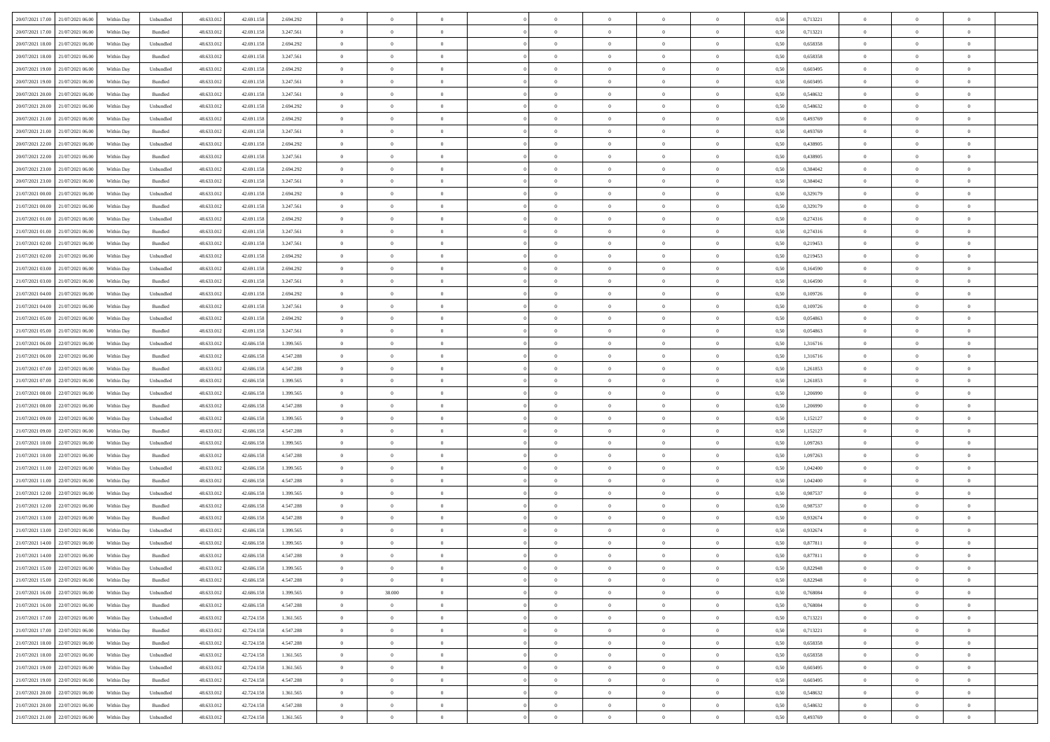| | | | | | | | | | | | | | | | | | | | | |
|---|---|---|---|---|---|---|---|---|---|---|---|---|---|---|---|---|---|---|---|---|
| 20/07/2021 17:00 | 21/07/2021 06:00 | Within Day | Unbundled | 48.633.012 | 42.691.158 | 2.694.292 | 0 | 0 | 0 | | 0 | 0 | 0 | 0 | 0,50 | 0,713221 | 0 | 0 | 0 | |
| 20/07/2021 17:00 | 21/07/2021 06:00 | Within Day | Bundled | 48.633.012 | 42.691.158 | 3.247.561 | 0 | 0 | 0 | | 0 | 0 | 0 | 0 | 0,50 | 0,713221 | 0 | 0 | 0 | |
| 20/07/2021 18:00 | 21/07/2021 06:00 | Within Day | Unbundled | 48.633.012 | 42.691.158 | 2.694.292 | 0 | 0 | 0 | | 0 | 0 | 0 | 0 | 0,50 | 0,658358 | 0 | 0 | 0 | |
| 20/07/2021 18:00 | 21/07/2021 06:00 | Within Day | Bundled | 48.633.012 | 42.691.158 | 3.247.561 | 0 | 0 | 0 | | 0 | 0 | 0 | 0 | 0,50 | 0,658358 | 0 | 0 | 0 | |
| 20/07/2021 19:00 | 21/07/2021 06:00 | Within Day | Unbundled | 48.633.012 | 42.691.158 | 2.694.292 | 0 | 0 | 0 | | 0 | 0 | 0 | 0 | 0,50 | 0,603495 | 0 | 0 | 0 | |
| 20/07/2021 19:00 | 21/07/2021 06:00 | Within Day | Bundled | 48.633.012 | 42.691.158 | 3.247.561 | 0 | 0 | 0 | | 0 | 0 | 0 | 0 | 0,50 | 0,603495 | 0 | 0 | 0 | |
| 20/07/2021 20:00 | 21/07/2021 06:00 | Within Day | Bundled | 48.633.012 | 42.691.158 | 3.247.561 | 0 | 0 | 0 | | 0 | 0 | 0 | 0 | 0,50 | 0,548632 | 0 | 0 | 0 | |
| 20/07/2021 20:00 | 21/07/2021 06:00 | Within Day | Unbundled | 48.633.012 | 42.691.158 | 2.694.292 | 0 | 0 | 0 | | 0 | 0 | 0 | 0 | 0,50 | 0,548632 | 0 | 0 | 0 | |
| 20/07/2021 21:00 | 21/07/2021 06:00 | Within Day | Unbundled | 48.633.012 | 42.691.158 | 2.694.292 | 0 | 0 | 0 | | 0 | 0 | 0 | 0 | 0,50 | 0,493769 | 0 | 0 | 0 | |
| 20/07/2021 21:00 | 21/07/2021 06:00 | Within Day | Bundled | 48.633.012 | 42.691.158 | 3.247.561 | 0 | 0 | 0 | | 0 | 0 | 0 | 0 | 0,50 | 0,493769 | 0 | 0 | 0 | |
| 20/07/2021 22:00 | 21/07/2021 06:00 | Within Day | Unbundled | 48.633.012 | 42.691.158 | 2.694.292 | 0 | 0 | 0 | | 0 | 0 | 0 | 0 | 0,50 | 0,438905 | 0 | 0 | 0 | |
| 20/07/2021 22:00 | 21/07/2021 06:00 | Within Day | Bundled | 48.633.012 | 42.691.158 | 3.247.561 | 0 | 0 | 0 | | 0 | 0 | 0 | 0 | 0,50 | 0,438905 | 0 | 0 | 0 | |
| 20/07/2021 23:00 | 21/07/2021 06:00 | Within Day | Unbundled | 48.633.012 | 42.691.158 | 2.694.292 | 0 | 0 | 0 | | 0 | 0 | 0 | 0 | 0,50 | 0,384042 | 0 | 0 | 0 | |
| 20/07/2021 23:00 | 21/07/2021 06:00 | Within Day | Bundled | 48.633.012 | 42.691.158 | 3.247.561 | 0 | 0 | 0 | | 0 | 0 | 0 | 0 | 0,50 | 0,384042 | 0 | 0 | 0 | |
| 21/07/2021 00:00 | 21/07/2021 06:00 | Within Day | Unbundled | 48.633.012 | 42.691.158 | 2.694.292 | 0 | 0 | 0 | | 0 | 0 | 0 | 0 | 0,50 | 0,329179 | 0 | 0 | 0 | |
| 21/07/2021 00:00 | 21/07/2021 06:00 | Within Day | Bundled | 48.633.012 | 42.691.158 | 3.247.561 | 0 | 0 | 0 | | 0 | 0 | 0 | 0 | 0,50 | 0,329179 | 0 | 0 | 0 | |
| 21/07/2021 01:00 | 21/07/2021 06:00 | Within Day | Unbundled | 48.633.012 | 42.691.158 | 2.694.292 | 0 | 0 | 0 | | 0 | 0 | 0 | 0 | 0,50 | 0,274316 | 0 | 0 | 0 | |
| 21/07/2021 01:00 | 21/07/2021 06:00 | Within Day | Bundled | 48.633.012 | 42.691.158 | 3.247.561 | 0 | 0 | 0 | | 0 | 0 | 0 | 0 | 0,50 | 0,274316 | 0 | 0 | 0 | |
| 21/07/2021 02:00 | 21/07/2021 06:00 | Within Day | Bundled | 48.633.012 | 42.691.158 | 3.247.561 | 0 | 0 | 0 | | 0 | 0 | 0 | 0 | 0,50 | 0,219453 | 0 | 0 | 0 | |
| 21/07/2021 02:00 | 21/07/2021 06:00 | Within Day | Unbundled | 48.633.012 | 42.691.158 | 2.694.292 | 0 | 0 | 0 | | 0 | 0 | 0 | 0 | 0,50 | 0,219453 | 0 | 0 | 0 | |
| 21/07/2021 03:00 | 21/07/2021 06:00 | Within Day | Unbundled | 48.633.012 | 42.691.158 | 2.694.292 | 0 | 0 | 0 | | 0 | 0 | 0 | 0 | 0,50 | 0,164590 | 0 | 0 | 0 | |
| 21/07/2021 03:00 | 21/07/2021 06:00 | Within Day | Bundled | 48.633.012 | 42.691.158 | 3.247.561 | 0 | 0 | 0 | | 0 | 0 | 0 | 0 | 0,50 | 0,164590 | 0 | 0 | 0 | |
| 21/07/2021 04:00 | 21/07/2021 06:00 | Within Day | Unbundled | 48.633.012 | 42.691.158 | 2.694.292 | 0 | 0 | 0 | | 0 | 0 | 0 | 0 | 0,50 | 0,109726 | 0 | 0 | 0 | |
| 21/07/2021 04:00 | 21/07/2021 06:00 | Within Day | Bundled | 48.633.012 | 42.691.158 | 3.247.561 | 0 | 0 | 0 | | 0 | 0 | 0 | 0 | 0,50 | 0,109726 | 0 | 0 | 0 | |
| 21/07/2021 05:00 | 21/07/2021 06:00 | Within Day | Unbundled | 48.633.012 | 42.691.158 | 2.694.292 | 0 | 0 | 0 | | 0 | 0 | 0 | 0 | 0,50 | 0,054863 | 0 | 0 | 0 | |
| 21/07/2021 05:00 | 21/07/2021 06:00 | Within Day | Bundled | 48.633.012 | 42.691.158 | 3.247.561 | 0 | 0 | 0 | | 0 | 0 | 0 | 0 | 0,50 | 0,054863 | 0 | 0 | 0 | |
| 21/07/2021 06:00 | 22/07/2021 06:00 | Within Day | Unbundled | 48.633.012 | 42.686.158 | 1.399.565 | 0 | 0 | 0 | | 0 | 0 | 0 | 0 | 0,50 | 1,316716 | 0 | 0 | 0 | |
| 21/07/2021 06:00 | 22/07/2021 06:00 | Within Day | Bundled | 48.633.012 | 42.686.158 | 4.547.288 | 0 | 0 | 0 | | 0 | 0 | 0 | 0 | 0,50 | 1,316716 | 0 | 0 | 0 | |
| 21/07/2021 07:00 | 22/07/2021 06:00 | Within Day | Bundled | 48.633.012 | 42.686.158 | 4.547.288 | 0 | 0 | 0 | | 0 | 0 | 0 | 0 | 0,50 | 1,261853 | 0 | 0 | 0 | |
| 21/07/2021 07:00 | 22/07/2021 06:00 | Within Day | Unbundled | 48.633.012 | 42.686.158 | 1.399.565 | 0 | 0 | 0 | | 0 | 0 | 0 | 0 | 0,50 | 1,261853 | 0 | 0 | 0 | |
| 21/07/2021 08:00 | 22/07/2021 06:00 | Within Day | Unbundled | 48.633.012 | 42.686.158 | 1.399.565 | 0 | 0 | 0 | | 0 | 0 | 0 | 0 | 0,50 | 1,206990 | 0 | 0 | 0 | |
| 21/07/2021 08:00 | 22/07/2021 06:00 | Within Day | Bundled | 48.633.012 | 42.686.158 | 4.547.288 | 0 | 0 | 0 | | 0 | 0 | 0 | 0 | 0,50 | 1,206990 | 0 | 0 | 0 | |
| 21/07/2021 09:00 | 22/07/2021 06:00 | Within Day | Unbundled | 48.633.012 | 42.686.158 | 1.399.565 | 0 | 0 | 0 | | 0 | 0 | 0 | 0 | 0,50 | 1,152127 | 0 | 0 | 0 | |
| 21/07/2021 09:00 | 22/07/2021 06:00 | Within Day | Bundled | 48.633.012 | 42.686.158 | 4.547.288 | 0 | 0 | 0 | | 0 | 0 | 0 | 0 | 0,50 | 1,152127 | 0 | 0 | 0 | |
| 21/07/2021 10:00 | 22/07/2021 06:00 | Within Day | Unbundled | 48.633.012 | 42.686.158 | 1.399.565 | 0 | 0 | 0 | | 0 | 0 | 0 | 0 | 0,50 | 1,097263 | 0 | 0 | 0 | |
| 21/07/2021 10:00 | 22/07/2021 06:00 | Within Day | Bundled | 48.633.012 | 42.686.158 | 4.547.288 | 0 | 0 | 0 | | 0 | 0 | 0 | 0 | 0,50 | 1,097263 | 0 | 0 | 0 | |
| 21/07/2021 11:00 | 22/07/2021 06:00 | Within Day | Unbundled | 48.633.012 | 42.686.158 | 1.399.565 | 0 | 0 | 0 | | 0 | 0 | 0 | 0 | 0,50 | 1,042400 | 0 | 0 | 0 | |
| 21/07/2021 11:00 | 22/07/2021 06:00 | Within Day | Bundled | 48.633.012 | 42.686.158 | 4.547.288 | 0 | 0 | 0 | | 0 | 0 | 0 | 0 | 0,50 | 1,042400 | 0 | 0 | 0 | |
| 21/07/2021 12:00 | 22/07/2021 06:00 | Within Day | Unbundled | 48.633.012 | 42.686.158 | 1.399.565 | 0 | 0 | 0 | | 0 | 0 | 0 | 0 | 0,50 | 0,987537 | 0 | 0 | 0 | |
| 21/07/2021 12:00 | 22/07/2021 06:00 | Within Day | Bundled | 48.633.012 | 42.686.158 | 4.547.288 | 0 | 0 | 0 | | 0 | 0 | 0 | 0 | 0,50 | 0,987537 | 0 | 0 | 0 | |
| 21/07/2021 13:00 | 22/07/2021 06:00 | Within Day | Bundled | 48.633.012 | 42.686.158 | 4.547.288 | 0 | 0 | 0 | | 0 | 0 | 0 | 0 | 0,50 | 0,932674 | 0 | 0 | 0 | |
| 21/07/2021 13:00 | 22/07/2021 06:00 | Within Day | Unbundled | 48.633.012 | 42.686.158 | 1.399.565 | 0 | 0 | 0 | | 0 | 0 | 0 | 0 | 0,50 | 0,932674 | 0 | 0 | 0 | |
| 21/07/2021 14:00 | 22/07/2021 06:00 | Within Day | Unbundled | 48.633.012 | 42.686.158 | 1.399.565 | 0 | 0 | 0 | | 0 | 0 | 0 | 0 | 0,50 | 0,877811 | 0 | 0 | 0 | |
| 21/07/2021 14:00 | 22/07/2021 06:00 | Within Day | Bundled | 48.633.012 | 42.686.158 | 4.547.288 | 0 | 0 | 0 | | 0 | 0 | 0 | 0 | 0,50 | 0,877811 | 0 | 0 | 0 | |
| 21/07/2021 15:00 | 22/07/2021 06:00 | Within Day | Unbundled | 48.633.012 | 42.686.158 | 1.399.565 | 0 | 0 | 0 | | 0 | 0 | 0 | 0 | 0,50 | 0,822948 | 0 | 0 | 0 | |
| 21/07/2021 15:00 | 22/07/2021 06:00 | Within Day | Bundled | 48.633.012 | 42.686.158 | 4.547.288 | 0 | 0 | 0 | | 0 | 0 | 0 | 0 | 0,50 | 0,822948 | 0 | 0 | 0 | |
| 21/07/2021 16:00 | 22/07/2021 06:00 | Within Day | Unbundled | 48.633.012 | 42.686.158 | 1.399.565 | 0 | 38.000 | 0 | | 0 | 0 | 0 | 0 | 0,50 | 0,768084 | 0 | 0 | 0 | |
| 21/07/2021 16:00 | 22/07/2021 06:00 | Within Day | Bundled | 48.633.012 | 42.686.158 | 4.547.288 | 0 | 0 | 0 | | 0 | 0 | 0 | 0 | 0,50 | 0,768084 | 0 | 0 | 0 | |
| 21/07/2021 17:00 | 22/07/2021 06:00 | Within Day | Unbundled | 48.633.012 | 42.724.158 | 1.361.565 | 0 | 0 | 0 | | 0 | 0 | 0 | 0 | 0,50 | 0,713221 | 0 | 0 | 0 | |
| 21/07/2021 17:00 | 22/07/2021 06:00 | Within Day | Bundled | 48.633.012 | 42.724.158 | 4.547.288 | 0 | 0 | 0 | | 0 | 0 | 0 | 0 | 0,50 | 0,713221 | 0 | 0 | 0 | |
| 21/07/2021 18:00 | 22/07/2021 06:00 | Within Day | Bundled | 48.633.012 | 42.724.158 | 4.547.288 | 0 | 0 | 0 | | 0 | 0 | 0 | 0 | 0,50 | 0,658358 | 0 | 0 | 0 | |
| 21/07/2021 18:00 | 22/07/2021 06:00 | Within Day | Unbundled | 48.633.012 | 42.724.158 | 1.361.565 | 0 | 0 | 0 | | 0 | 0 | 0 | 0 | 0,50 | 0,658358 | 0 | 0 | 0 | |
| 21/07/2021 19:00 | 22/07/2021 06:00 | Within Day | Unbundled | 48.633.012 | 42.724.158 | 1.361.565 | 0 | 0 | 0 | | 0 | 0 | 0 | 0 | 0,50 | 0,603495 | 0 | 0 | 0 | |
| 21/07/2021 19:00 | 22/07/2021 06:00 | Within Day | Bundled | 48.633.012 | 42.724.158 | 4.547.288 | 0 | 0 | 0 | | 0 | 0 | 0 | 0 | 0,50 | 0,603495 | 0 | 0 | 0 | |
| 21/07/2021 20:00 | 22/07/2021 06:00 | Within Day | Unbundled | 48.633.012 | 42.724.158 | 1.361.565 | 0 | 0 | 0 | | 0 | 0 | 0 | 0 | 0,50 | 0,548632 | 0 | 0 | 0 | |
| 21/07/2021 20:00 | 22/07/2021 06:00 | Within Day | Bundled | 48.633.012 | 42.724.158 | 4.547.288 | 0 | 0 | 0 | | 0 | 0 | 0 | 0 | 0,50 | 0,548632 | 0 | 0 | 0 | |
| 21/07/2021 21:00 | 22/07/2021 06:00 | Within Day | Unbundled | 48.633.012 | 42.724.158 | 1.361.565 | 0 | 0 | 0 | | 0 | 0 | 0 | 0 | 0,50 | 0,493769 | 0 | 0 | 0 | |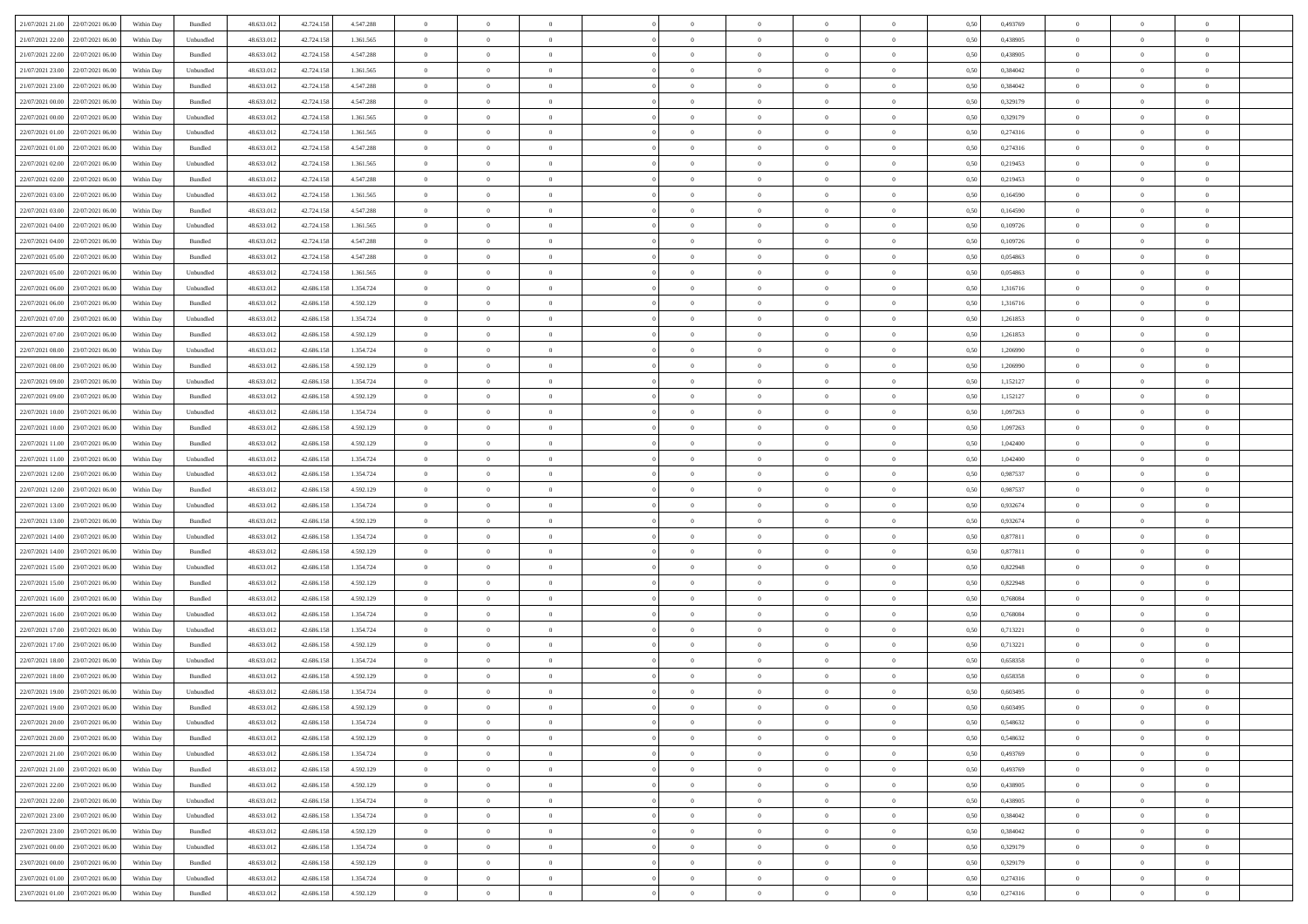| | | | | | | | | | | | | | | | | | | | | |
|---|---|---|---|---|---|---|---|---|---|---|---|---|---|---|---|---|---|---|---|---|
| 21/07/2021 21.00 | 22/07/2021 06.00 | Within Day | Bundled | 48.633.012 | 42.724.158 | 4.547.288 | 0 | 0 | 0 | | 0 | 0 | 0 | 0 | 0,50 | 0,493769 | 0 | 0 | 0 | |
| 21/07/2021 22.00 | 22/07/2021 06.00 | Within Day | Unbundled | 48.633.012 | 42.724.158 | 1.361.565 | 0 | 0 | 0 | | 0 | 0 | 0 | 0 | 0,50 | 0,438905 | 0 | 0 | 0 | |
| 21/07/2021 22.00 | 22/07/2021 06.00 | Within Day | Bundled | 48.633.012 | 42.724.158 | 4.547.288 | 0 | 0 | 0 | | 0 | 0 | 0 | 0 | 0,50 | 0,438905 | 0 | 0 | 0 | |
| 21/07/2021 23.00 | 22/07/2021 06.00 | Within Day | Unbundled | 48.633.012 | 42.724.158 | 1.361.565 | 0 | 0 | 0 | | 0 | 0 | 0 | 0 | 0,50 | 0,384042 | 0 | 0 | 0 | |
| 21/07/2021 23.00 | 22/07/2021 06.00 | Within Day | Bundled | 48.633.012 | 42.724.158 | 4.547.288 | 0 | 0 | 0 | | 0 | 0 | 0 | 0 | 0,50 | 0,384042 | 0 | 0 | 0 | |
| 22/07/2021 00.00 | 22/07/2021 06.00 | Within Day | Bundled | 48.633.012 | 42.724.158 | 4.547.288 | 0 | 0 | 0 | | 0 | 0 | 0 | 0 | 0,50 | 0,329179 | 0 | 0 | 0 | |
| 22/07/2021 00.00 | 22/07/2021 06.00 | Within Day | Unbundled | 48.633.012 | 42.724.158 | 1.361.565 | 0 | 0 | 0 | | 0 | 0 | 0 | 0 | 0,50 | 0,329179 | 0 | 0 | 0 | |
| 22/07/2021 01.00 | 22/07/2021 06.00 | Within Day | Unbundled | 48.633.012 | 42.724.158 | 1.361.565 | 0 | 0 | 0 | | 0 | 0 | 0 | 0 | 0,50 | 0,274316 | 0 | 0 | 0 | |
| 22/07/2021 01.00 | 22/07/2021 06.00 | Within Day | Bundled | 48.633.012 | 42.724.158 | 4.547.288 | 0 | 0 | 0 | | 0 | 0 | 0 | 0 | 0,50 | 0,274316 | 0 | 0 | 0 | |
| 22/07/2021 02.00 | 22/07/2021 06.00 | Within Day | Unbundled | 48.633.012 | 42.724.158 | 1.361.565 | 0 | 0 | 0 | | 0 | 0 | 0 | 0 | 0,50 | 0,219453 | 0 | 0 | 0 | |
| 22/07/2021 02.00 | 22/07/2021 06.00 | Within Day | Bundled | 48.633.012 | 42.724.158 | 4.547.288 | 0 | 0 | 0 | | 0 | 0 | 0 | 0 | 0,50 | 0,219453 | 0 | 0 | 0 | |
| 22/07/2021 03.00 | 22/07/2021 06.00 | Within Day | Unbundled | 48.633.012 | 42.724.158 | 1.361.565 | 0 | 0 | 0 | | 0 | 0 | 0 | 0 | 0,50 | 0,164590 | 0 | 0 | 0 | |
| 22/07/2021 03.00 | 22/07/2021 06.00 | Within Day | Bundled | 48.633.012 | 42.724.158 | 4.547.288 | 0 | 0 | 0 | | 0 | 0 | 0 | 0 | 0,50 | 0,164590 | 0 | 0 | 0 | |
| 22/07/2021 04.00 | 22/07/2021 06.00 | Within Day | Unbundled | 48.633.012 | 42.724.158 | 1.361.565 | 0 | 0 | 0 | | 0 | 0 | 0 | 0 | 0,50 | 0,109726 | 0 | 0 | 0 | |
| 22/07/2021 04.00 | 22/07/2021 06.00 | Within Day | Bundled | 48.633.012 | 42.724.158 | 4.547.288 | 0 | 0 | 0 | | 0 | 0 | 0 | 0 | 0,50 | 0,109726 | 0 | 0 | 0 | |
| 22/07/2021 05.00 | 22/07/2021 06.00 | Within Day | Bundled | 48.633.012 | 42.724.158 | 4.547.288 | 0 | 0 | 0 | | 0 | 0 | 0 | 0 | 0,50 | 0,054863 | 0 | 0 | 0 | |
| 22/07/2021 05.00 | 22/07/2021 06.00 | Within Day | Unbundled | 48.633.012 | 42.724.158 | 1.361.565 | 0 | 0 | 0 | | 0 | 0 | 0 | 0 | 0,50 | 0,054863 | 0 | 0 | 0 | |
| 22/07/2021 06.00 | 23/07/2021 06.00 | Within Day | Unbundled | 48.633.012 | 42.686.158 | 1.354.724 | 0 | 0 | 0 | | 0 | 0 | 0 | 0 | 0,50 | 1,316716 | 0 | 0 | 0 | |
| 22/07/2021 06.00 | 23/07/2021 06.00 | Within Day | Bundled | 48.633.012 | 42.686.158 | 4.592.129 | 0 | 0 | 0 | | 0 | 0 | 0 | 0 | 0,50 | 1,316716 | 0 | 0 | 0 | |
| 22/07/2021 07.00 | 23/07/2021 06.00 | Within Day | Unbundled | 48.633.012 | 42.686.158 | 1.354.724 | 0 | 0 | 0 | | 0 | 0 | 0 | 0 | 0,50 | 1,261853 | 0 | 0 | 0 | |
| 22/07/2021 07.00 | 23/07/2021 06.00 | Within Day | Bundled | 48.633.012 | 42.686.158 | 4.592.129 | 0 | 0 | 0 | | 0 | 0 | 0 | 0 | 0,50 | 1,261853 | 0 | 0 | 0 | |
| 22/07/2021 08.00 | 23/07/2021 06.00 | Within Day | Unbundled | 48.633.012 | 42.686.158 | 1.354.724 | 0 | 0 | 0 | | 0 | 0 | 0 | 0 | 0,50 | 1,206990 | 0 | 0 | 0 | |
| 22/07/2021 08.00 | 23/07/2021 06.00 | Within Day | Bundled | 48.633.012 | 42.686.158 | 4.592.129 | 0 | 0 | 0 | | 0 | 0 | 0 | 0 | 0,50 | 1,206990 | 0 | 0 | 0 | |
| 22/07/2021 09.00 | 23/07/2021 06.00 | Within Day | Unbundled | 48.633.012 | 42.686.158 | 1.354.724 | 0 | 0 | 0 | | 0 | 0 | 0 | 0 | 0,50 | 1,152127 | 0 | 0 | 0 | |
| 22/07/2021 09.00 | 23/07/2021 06.00 | Within Day | Bundled | 48.633.012 | 42.686.158 | 4.592.129 | 0 | 0 | 0 | | 0 | 0 | 0 | 0 | 0,50 | 1,152127 | 0 | 0 | 0 | |
| 22/07/2021 10.00 | 23/07/2021 06.00 | Within Day | Unbundled | 48.633.012 | 42.686.158 | 1.354.724 | 0 | 0 | 0 | | 0 | 0 | 0 | 0 | 0,50 | 1,097263 | 0 | 0 | 0 | |
| 22/07/2021 10.00 | 23/07/2021 06.00 | Within Day | Bundled | 48.633.012 | 42.686.158 | 4.592.129 | 0 | 0 | 0 | | 0 | 0 | 0 | 0 | 0,50 | 1,097263 | 0 | 0 | 0 | |
| 22/07/2021 11.00 | 23/07/2021 06.00 | Within Day | Bundled | 48.633.012 | 42.686.158 | 4.592.129 | 0 | 0 | 0 | | 0 | 0 | 0 | 0 | 0,50 | 1,042400 | 0 | 0 | 0 | |
| 22/07/2021 11.00 | 23/07/2021 06.00 | Within Day | Unbundled | 48.633.012 | 42.686.158 | 1.354.724 | 0 | 0 | 0 | | 0 | 0 | 0 | 0 | 0,50 | 1,042400 | 0 | 0 | 0 | |
| 22/07/2021 12.00 | 23/07/2021 06.00 | Within Day | Unbundled | 48.633.012 | 42.686.158 | 1.354.724 | 0 | 0 | 0 | | 0 | 0 | 0 | 0 | 0,50 | 0,987537 | 0 | 0 | 0 | |
| 22/07/2021 12.00 | 23/07/2021 06.00 | Within Day | Bundled | 48.633.012 | 42.686.158 | 4.592.129 | 0 | 0 | 0 | | 0 | 0 | 0 | 0 | 0,50 | 0,987537 | 0 | 0 | 0 | |
| 22/07/2021 13.00 | 23/07/2021 06.00 | Within Day | Unbundled | 48.633.012 | 42.686.158 | 1.354.724 | 0 | 0 | 0 | | 0 | 0 | 0 | 0 | 0,50 | 0,932674 | 0 | 0 | 0 | |
| 22/07/2021 13.00 | 23/07/2021 06.00 | Within Day | Bundled | 48.633.012 | 42.686.158 | 4.592.129 | 0 | 0 | 0 | | 0 | 0 | 0 | 0 | 0,50 | 0,932674 | 0 | 0 | 0 | |
| 22/07/2021 14.00 | 23/07/2021 06.00 | Within Day | Unbundled | 48.633.012 | 42.686.158 | 1.354.724 | 0 | 0 | 0 | | 0 | 0 | 0 | 0 | 0,50 | 0,877811 | 0 | 0 | 0 | |
| 22/07/2021 14.00 | 23/07/2021 06.00 | Within Day | Bundled | 48.633.012 | 42.686.158 | 4.592.129 | 0 | 0 | 0 | | 0 | 0 | 0 | 0 | 0,50 | 0,877811 | 0 | 0 | 0 | |
| 22/07/2021 15.00 | 23/07/2021 06.00 | Within Day | Unbundled | 48.633.012 | 42.686.158 | 1.354.724 | 0 | 0 | 0 | | 0 | 0 | 0 | 0 | 0,50 | 0,822948 | 0 | 0 | 0 | |
| 22/07/2021 15.00 | 23/07/2021 06.00 | Within Day | Bundled | 48.633.012 | 42.686.158 | 4.592.129 | 0 | 0 | 0 | | 0 | 0 | 0 | 0 | 0,50 | 0,822948 | 0 | 0 | 0 | |
| 22/07/2021 16.00 | 23/07/2021 06.00 | Within Day | Bundled | 48.633.012 | 42.686.158 | 4.592.129 | 0 | 0 | 0 | | 0 | 0 | 0 | 0 | 0,50 | 0,768084 | 0 | 0 | 0 | |
| 22/07/2021 16.00 | 23/07/2021 06.00 | Within Day | Unbundled | 48.633.012 | 42.686.158 | 1.354.724 | 0 | 0 | 0 | | 0 | 0 | 0 | 0 | 0,50 | 0,768084 | 0 | 0 | 0 | |
| 22/07/2021 17.00 | 23/07/2021 06.00 | Within Day | Unbundled | 48.633.012 | 42.686.158 | 1.354.724 | 0 | 0 | 0 | | 0 | 0 | 0 | 0 | 0,50 | 0,713221 | 0 | 0 | 0 | |
| 22/07/2021 17.00 | 23/07/2021 06.00 | Within Day | Bundled | 48.633.012 | 42.686.158 | 4.592.129 | 0 | 0 | 0 | | 0 | 0 | 0 | 0 | 0,50 | 0,713221 | 0 | 0 | 0 | |
| 22/07/2021 18.00 | 23/07/2021 06.00 | Within Day | Unbundled | 48.633.012 | 42.686.158 | 1.354.724 | 0 | 0 | 0 | | 0 | 0 | 0 | 0 | 0,50 | 0,658358 | 0 | 0 | 0 | |
| 22/07/2021 18.00 | 23/07/2021 06.00 | Within Day | Bundled | 48.633.012 | 42.686.158 | 4.592.129 | 0 | 0 | 0 | | 0 | 0 | 0 | 0 | 0,50 | 0,658358 | 0 | 0 | 0 | |
| 22/07/2021 19.00 | 23/07/2021 06.00 | Within Day | Unbundled | 48.633.012 | 42.686.158 | 1.354.724 | 0 | 0 | 0 | | 0 | 0 | 0 | 0 | 0,50 | 0,603495 | 0 | 0 | 0 | |
| 22/07/2021 19.00 | 23/07/2021 06.00 | Within Day | Bundled | 48.633.012 | 42.686.158 | 4.592.129 | 0 | 0 | 0 | | 0 | 0 | 0 | 0 | 0,50 | 0,603495 | 0 | 0 | 0 | |
| 22/07/2021 20.00 | 23/07/2021 06.00 | Within Day | Unbundled | 48.633.012 | 42.686.158 | 1.354.724 | 0 | 0 | 0 | | 0 | 0 | 0 | 0 | 0,50 | 0,548632 | 0 | 0 | 0 | |
| 22/07/2021 20.00 | 23/07/2021 06.00 | Within Day | Bundled | 48.633.012 | 42.686.158 | 4.592.129 | 0 | 0 | 0 | | 0 | 0 | 0 | 0 | 0,50 | 0,548632 | 0 | 0 | 0 | |
| 22/07/2021 21.00 | 23/07/2021 06.00 | Within Day | Unbundled | 48.633.012 | 42.686.158 | 1.354.724 | 0 | 0 | 0 | | 0 | 0 | 0 | 0 | 0,50 | 0,493769 | 0 | 0 | 0 | |
| 22/07/2021 21.00 | 23/07/2021 06.00 | Within Day | Bundled | 48.633.012 | 42.686.158 | 4.592.129 | 0 | 0 | 0 | | 0 | 0 | 0 | 0 | 0,50 | 0,493769 | 0 | 0 | 0 | |
| 22/07/2021 22.00 | 23/07/2021 06.00 | Within Day | Bundled | 48.633.012 | 42.686.158 | 4.592.129 | 0 | 0 | 0 | | 0 | 0 | 0 | 0 | 0,50 | 0,438905 | 0 | 0 | 0 | |
| 22/07/2021 22.00 | 23/07/2021 06.00 | Within Day | Unbundled | 48.633.012 | 42.686.158 | 1.354.724 | 0 | 0 | 0 | | 0 | 0 | 0 | 0 | 0,50 | 0,438905 | 0 | 0 | 0 | |
| 22/07/2021 23.00 | 23/07/2021 06.00 | Within Day | Unbundled | 48.633.012 | 42.686.158 | 1.354.724 | 0 | 0 | 0 | | 0 | 0 | 0 | 0 | 0,50 | 0,384042 | 0 | 0 | 0 | |
| 22/07/2021 23.00 | 23/07/2021 06.00 | Within Day | Bundled | 48.633.012 | 42.686.158 | 4.592.129 | 0 | 0 | 0 | | 0 | 0 | 0 | 0 | 0,50 | 0,384042 | 0 | 0 | 0 | |
| 23/07/2021 00.00 | 23/07/2021 06.00 | Within Day | Unbundled | 48.633.012 | 42.686.158 | 1.354.724 | 0 | 0 | 0 | | 0 | 0 | 0 | 0 | 0,50 | 0,329179 | 0 | 0 | 0 | |
| 23/07/2021 00.00 | 23/07/2021 06.00 | Within Day | Bundled | 48.633.012 | 42.686.158 | 4.592.129 | 0 | 0 | 0 | | 0 | 0 | 0 | 0 | 0,50 | 0,329179 | 0 | 0 | 0 | |
| 23/07/2021 01.00 | 23/07/2021 06.00 | Within Day | Unbundled | 48.633.012 | 42.686.158 | 1.354.724 | 0 | 0 | 0 | | 0 | 0 | 0 | 0 | 0,50 | 0,274316 | 0 | 0 | 0 | |
| 23/07/2021 01.00 | 23/07/2021 06.00 | Within Day | Bundled | 48.633.012 | 42.686.158 | 4.592.129 | 0 | 0 | 0 | | 0 | 0 | 0 | 0 | 0,50 | 0,274316 | 0 | 0 | 0 | |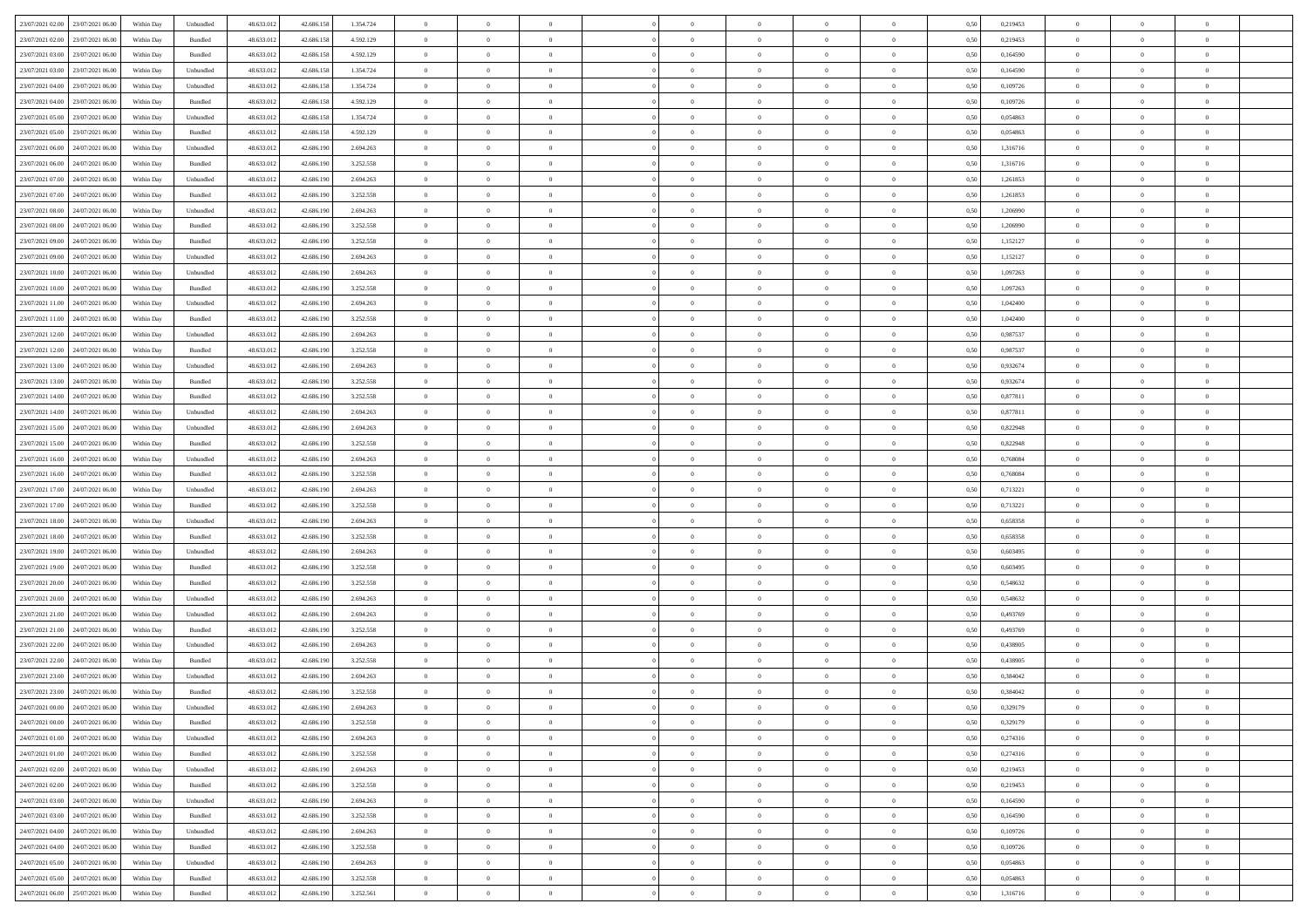| | | | | | | | | | | | | | | | | | | | | |
|---|---|---|---|---|---|---|---|---|---|---|---|---|---|---|---|---|---|---|---|---|
| 23/07/2021 02:00 | 23/07/2021 06:00 | Within Day | Unbundled | 48.633.012 | 42.686.158 | 1.354.724 | 0 | 0 | 0 | | 0 | 0 | 0 | 0 | 0,50 | 0,219453 | 0 | 0 | 0 | |
| 23/07/2021 02:00 | 23/07/2021 06:00 | Within Day | Bundled | 48.633.012 | 42.686.158 | 4.592.129 | 0 | 0 | 0 | | 0 | 0 | 0 | 0 | 0,50 | 0,219453 | 0 | 0 | 0 | |
| 23/07/2021 03:00 | 23/07/2021 06:00 | Within Day | Bundled | 48.633.012 | 42.686.158 | 4.592.129 | 0 | 0 | 0 | | 0 | 0 | 0 | 0 | 0,50 | 0,164590 | 0 | 0 | 0 | |
| 23/07/2021 03:00 | 23/07/2021 06:00 | Within Day | Unbundled | 48.633.012 | 42.686.158 | 1.354.724 | 0 | 0 | 0 | | 0 | 0 | 0 | 0 | 0,50 | 0,164590 | 0 | 0 | 0 | |
| 23/07/2021 04:00 | 23/07/2021 06:00 | Within Day | Unbundled | 48.633.012 | 42.686.158 | 1.354.724 | 0 | 0 | 0 | | 0 | 0 | 0 | 0 | 0,50 | 0,109726 | 0 | 0 | 0 | |
| 23/07/2021 04:00 | 23/07/2021 06:00 | Within Day | Bundled | 48.633.012 | 42.686.158 | 4.592.129 | 0 | 0 | 0 | | 0 | 0 | 0 | 0 | 0,50 | 0,109726 | 0 | 0 | 0 | |
| 23/07/2021 05:00 | 23/07/2021 06:00 | Within Day | Unbundled | 48.633.012 | 42.686.158 | 1.354.724 | 0 | 0 | 0 | | 0 | 0 | 0 | 0 | 0,50 | 0,054863 | 0 | 0 | 0 | |
| 23/07/2021 05:00 | 23/07/2021 06:00 | Within Day | Bundled | 48.633.012 | 42.686.158 | 4.592.129 | 0 | 0 | 0 | | 0 | 0 | 0 | 0 | 0,50 | 0,054863 | 0 | 0 | 0 | |
| 23/07/2021 06:00 | 24/07/2021 06:00 | Within Day | Unbundled | 48.633.012 | 42.686.190 | 2.694.263 | 0 | 0 | 0 | | 0 | 0 | 0 | 0 | 0,50 | 1,316716 | 0 | 0 | 0 | |
| 23/07/2021 06:00 | 24/07/2021 06:00 | Within Day | Bundled | 48.633.012 | 42.686.190 | 3.252.558 | 0 | 0 | 0 | | 0 | 0 | 0 | 0 | 0,50 | 1,316716 | 0 | 0 | 0 | |
| 23/07/2021 07:00 | 24/07/2021 06:00 | Within Day | Unbundled | 48.633.012 | 42.686.190 | 2.694.263 | 0 | 0 | 0 | | 0 | 0 | 0 | 0 | 0,50 | 1,261853 | 0 | 0 | 0 | |
| 23/07/2021 07:00 | 24/07/2021 06:00 | Within Day | Bundled | 48.633.012 | 42.686.190 | 3.252.558 | 0 | 0 | 0 | | 0 | 0 | 0 | 0 | 0,50 | 1,261853 | 0 | 0 | 0 | |
| 23/07/2021 08:00 | 24/07/2021 06:00 | Within Day | Unbundled | 48.633.012 | 42.686.190 | 2.694.263 | 0 | 0 | 0 | | 0 | 0 | 0 | 0 | 0,50 | 1,206990 | 0 | 0 | 0 | |
| 23/07/2021 08:00 | 24/07/2021 06:00 | Within Day | Bundled | 48.633.012 | 42.686.190 | 3.252.558 | 0 | 0 | 0 | | 0 | 0 | 0 | 0 | 0,50 | 1,206990 | 0 | 0 | 0 | |
| 23/07/2021 09:00 | 24/07/2021 06:00 | Within Day | Bundled | 48.633.012 | 42.686.190 | 3.252.558 | 0 | 0 | 0 | | 0 | 0 | 0 | 0 | 0,50 | 1,152127 | 0 | 0 | 0 | |
| 23/07/2021 09:00 | 24/07/2021 06:00 | Within Day | Unbundled | 48.633.012 | 42.686.190 | 2.694.263 | 0 | 0 | 0 | | 0 | 0 | 0 | 0 | 0,50 | 1,152127 | 0 | 0 | 0 | |
| 23/07/2021 10:00 | 24/07/2021 06:00 | Within Day | Unbundled | 48.633.012 | 42.686.190 | 2.694.263 | 0 | 0 | 0 | | 0 | 0 | 0 | 0 | 0,50 | 1,097263 | 0 | 0 | 0 | |
| 23/07/2021 10:00 | 24/07/2021 06:00 | Within Day | Bundled | 48.633.012 | 42.686.190 | 3.252.558 | 0 | 0 | 0 | | 0 | 0 | 0 | 0 | 0,50 | 1,097263 | 0 | 0 | 0 | |
| 23/07/2021 11:00 | 24/07/2021 06:00 | Within Day | Unbundled | 48.633.012 | 42.686.190 | 2.694.263 | 0 | 0 | 0 | | 0 | 0 | 0 | 0 | 0,50 | 1,042400 | 0 | 0 | 0 | |
| 23/07/2021 11:00 | 24/07/2021 06:00 | Within Day | Bundled | 48.633.012 | 42.686.190 | 3.252.558 | 0 | 0 | 0 | | 0 | 0 | 0 | 0 | 0,50 | 1,042400 | 0 | 0 | 0 | |
| 23/07/2021 12:00 | 24/07/2021 06:00 | Within Day | Unbundled | 48.633.012 | 42.686.190 | 2.694.263 | 0 | 0 | 0 | | 0 | 0 | 0 | 0 | 0,50 | 0,987537 | 0 | 0 | 0 | |
| 23/07/2021 12:00 | 24/07/2021 06:00 | Within Day | Bundled | 48.633.012 | 42.686.190 | 3.252.558 | 0 | 0 | 0 | | 0 | 0 | 0 | 0 | 0,50 | 0,987537 | 0 | 0 | 0 | |
| 23/07/2021 13:00 | 24/07/2021 06:00 | Within Day | Unbundled | 48.633.012 | 42.686.190 | 2.694.263 | 0 | 0 | 0 | | 0 | 0 | 0 | 0 | 0,50 | 0,932674 | 0 | 0 | 0 | |
| 23/07/2021 13:00 | 24/07/2021 06:00 | Within Day | Bundled | 48.633.012 | 42.686.190 | 3.252.558 | 0 | 0 | 0 | | 0 | 0 | 0 | 0 | 0,50 | 0,932674 | 0 | 0 | 0 | |
| 23/07/2021 14:00 | 24/07/2021 06:00 | Within Day | Bundled | 48.633.012 | 42.686.190 | 3.252.558 | 0 | 0 | 0 | | 0 | 0 | 0 | 0 | 0,50 | 0,877811 | 0 | 0 | 0 | |
| 23/07/2021 14:00 | 24/07/2021 06:00 | Within Day | Unbundled | 48.633.012 | 42.686.190 | 2.694.263 | 0 | 0 | 0 | | 0 | 0 | 0 | 0 | 0,50 | 0,877811 | 0 | 0 | 0 | |
| 23/07/2021 15:00 | 24/07/2021 06:00 | Within Day | Unbundled | 48.633.012 | 42.686.190 | 2.694.263 | 0 | 0 | 0 | | 0 | 0 | 0 | 0 | 0,50 | 0,822948 | 0 | 0 | 0 | |
| 23/07/2021 15:00 | 24/07/2021 06:00 | Within Day | Bundled | 48.633.012 | 42.686.190 | 3.252.558 | 0 | 0 | 0 | | 0 | 0 | 0 | 0 | 0,50 | 0,822948 | 0 | 0 | 0 | |
| 23/07/2021 16:00 | 24/07/2021 06:00 | Within Day | Unbundled | 48.633.012 | 42.686.190 | 2.694.263 | 0 | 0 | 0 | | 0 | 0 | 0 | 0 | 0,50 | 0,768084 | 0 | 0 | 0 | |
| 23/07/2021 16:00 | 24/07/2021 06:00 | Within Day | Bundled | 48.633.012 | 42.686.190 | 3.252.558 | 0 | 0 | 0 | | 0 | 0 | 0 | 0 | 0,50 | 0,768084 | 0 | 0 | 0 | |
| 23/07/2021 17:00 | 24/07/2021 06:00 | Within Day | Unbundled | 48.633.012 | 42.686.190 | 2.694.263 | 0 | 0 | 0 | | 0 | 0 | 0 | 0 | 0,50 | 0,713221 | 0 | 0 | 0 | |
| 23/07/2021 17:00 | 24/07/2021 06:00 | Within Day | Bundled | 48.633.012 | 42.686.190 | 3.252.558 | 0 | 0 | 0 | | 0 | 0 | 0 | 0 | 0,50 | 0,713221 | 0 | 0 | 0 | |
| 23/07/2021 18:00 | 24/07/2021 06:00 | Within Day | Unbundled | 48.633.012 | 42.686.190 | 2.694.263 | 0 | 0 | 0 | | 0 | 0 | 0 | 0 | 0,50 | 0,658358 | 0 | 0 | 0 | |
| 23/07/2021 18:00 | 24/07/2021 06:00 | Within Day | Bundled | 48.633.012 | 42.686.190 | 3.252.558 | 0 | 0 | 0 | | 0 | 0 | 0 | 0 | 0,50 | 0,658358 | 0 | 0 | 0 | |
| 23/07/2021 19:00 | 24/07/2021 06:00 | Within Day | Unbundled | 48.633.012 | 42.686.190 | 2.694.263 | 0 | 0 | 0 | | 0 | 0 | 0 | 0 | 0,50 | 0,603495 | 0 | 0 | 0 | |
| 23/07/2021 19:00 | 24/07/2021 06:00 | Within Day | Bundled | 48.633.012 | 42.686.190 | 3.252.558 | 0 | 0 | 0 | | 0 | 0 | 0 | 0 | 0,50 | 0,603495 | 0 | 0 | 0 | |
| 23/07/2021 20:00 | 24/07/2021 06:00 | Within Day | Bundled | 48.633.012 | 42.686.190 | 3.252.558 | 0 | 0 | 0 | | 0 | 0 | 0 | 0 | 0,50 | 0,548632 | 0 | 0 | 0 | |
| 23/07/2021 20:00 | 24/07/2021 06:00 | Within Day | Unbundled | 48.633.012 | 42.686.190 | 2.694.263 | 0 | 0 | 0 | | 0 | 0 | 0 | 0 | 0,50 | 0,548632 | 0 | 0 | 0 | |
| 23/07/2021 21:00 | 24/07/2021 06:00 | Within Day | Unbundled | 48.633.012 | 42.686.190 | 2.694.263 | 0 | 0 | 0 | | 0 | 0 | 0 | 0 | 0,50 | 0,493769 | 0 | 0 | 0 | |
| 23/07/2021 21:00 | 24/07/2021 06:00 | Within Day | Bundled | 48.633.012 | 42.686.190 | 3.252.558 | 0 | 0 | 0 | | 0 | 0 | 0 | 0 | 0,50 | 0,493769 | 0 | 0 | 0 | |
| 23/07/2021 22:00 | 24/07/2021 06:00 | Within Day | Unbundled | 48.633.012 | 42.686.190 | 2.694.263 | 0 | 0 | 0 | | 0 | 0 | 0 | 0 | 0,50 | 0,438905 | 0 | 0 | 0 | |
| 23/07/2021 22:00 | 24/07/2021 06:00 | Within Day | Bundled | 48.633.012 | 42.686.190 | 3.252.558 | 0 | 0 | 0 | | 0 | 0 | 0 | 0 | 0,50 | 0,438905 | 0 | 0 | 0 | |
| 23/07/2021 23:00 | 24/07/2021 06:00 | Within Day | Unbundled | 48.633.012 | 42.686.190 | 2.694.263 | 0 | 0 | 0 | | 0 | 0 | 0 | 0 | 0,50 | 0,384042 | 0 | 0 | 0 | |
| 23/07/2021 23:00 | 24/07/2021 06:00 | Within Day | Bundled | 48.633.012 | 42.686.190 | 3.252.558 | 0 | 0 | 0 | | 0 | 0 | 0 | 0 | 0,50 | 0,384042 | 0 | 0 | 0 | |
| 24/07/2021 00:00 | 24/07/2021 06:00 | Within Day | Unbundled | 48.633.012 | 42.686.190 | 2.694.263 | 0 | 0 | 0 | | 0 | 0 | 0 | 0 | 0,50 | 0,329179 | 0 | 0 | 0 | |
| 24/07/2021 00:00 | 24/07/2021 06:00 | Within Day | Bundled | 48.633.012 | 42.686.190 | 3.252.558 | 0 | 0 | 0 | | 0 | 0 | 0 | 0 | 0,50 | 0,329179 | 0 | 0 | 0 | |
| 24/07/2021 01:00 | 24/07/2021 06:00 | Within Day | Unbundled | 48.633.012 | 42.686.190 | 2.694.263 | 0 | 0 | 0 | | 0 | 0 | 0 | 0 | 0,50 | 0,274316 | 0 | 0 | 0 | |
| 24/07/2021 01:00 | 24/07/2021 06:00 | Within Day | Bundled | 48.633.012 | 42.686.190 | 3.252.558 | 0 | 0 | 0 | | 0 | 0 | 0 | 0 | 0,50 | 0,274316 | 0 | 0 | 0 | |
| 24/07/2021 02:00 | 24/07/2021 06:00 | Within Day | Unbundled | 48.633.012 | 42.686.190 | 2.694.263 | 0 | 0 | 0 | | 0 | 0 | 0 | 0 | 0,50 | 0,219453 | 0 | 0 | 0 | |
| 24/07/2021 02:00 | 24/07/2021 06:00 | Within Day | Bundled | 48.633.012 | 42.686.190 | 3.252.558 | 0 | 0 | 0 | | 0 | 0 | 0 | 0 | 0,50 | 0,219453 | 0 | 0 | 0 | |
| 24/07/2021 03:00 | 24/07/2021 06:00 | Within Day | Unbundled | 48.633.012 | 42.686.190 | 2.694.263 | 0 | 0 | 0 | | 0 | 0 | 0 | 0 | 0,50 | 0,164590 | 0 | 0 | 0 | |
| 24/07/2021 03:00 | 24/07/2021 06:00 | Within Day | Bundled | 48.633.012 | 42.686.190 | 3.252.558 | 0 | 0 | 0 | | 0 | 0 | 0 | 0 | 0,50 | 0,164590 | 0 | 0 | 0 | |
| 24/07/2021 04:00 | 24/07/2021 06:00 | Within Day | Unbundled | 48.633.012 | 42.686.190 | 2.694.263 | 0 | 0 | 0 | | 0 | 0 | 0 | 0 | 0,50 | 0,109726 | 0 | 0 | 0 | |
| 24/07/2021 04:00 | 24/07/2021 06:00 | Within Day | Bundled | 48.633.012 | 42.686.190 | 3.252.558 | 0 | 0 | 0 | | 0 | 0 | 0 | 0 | 0,50 | 0,109726 | 0 | 0 | 0 | |
| 24/07/2021 05:00 | 24/07/2021 06:00 | Within Day | Unbundled | 48.633.012 | 42.686.190 | 2.694.263 | 0 | 0 | 0 | | 0 | 0 | 0 | 0 | 0,50 | 0,054863 | 0 | 0 | 0 | |
| 24/07/2021 05:00 | 24/07/2021 06:00 | Within Day | Bundled | 48.633.012 | 42.686.190 | 3.252.558 | 0 | 0 | 0 | | 0 | 0 | 0 | 0 | 0,50 | 0,054863 | 0 | 0 | 0 | |
| 24/07/2021 06:00 | 25/07/2021 06:00 | Within Day | Bundled | 48.633.012 | 42.686.190 | 3.252.561 | 0 | 0 | 0 | | 0 | 0 | 0 | 0 | 0,50 | 1,316716 | 0 | 0 | 0 | |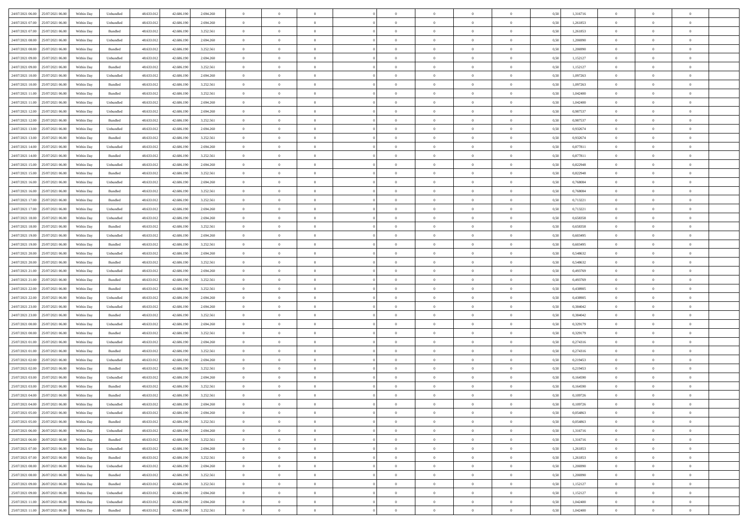| | | | | | | | | | | | | | | | | | | | | | |
|---|---|---|---|---|---|---|---|---|---|---|---|---|---|---|---|---|---|---|---|---|---|
| 24/07/2021 06:00 | 25/07/2021 06:00 | Within Day | Unbundled | 48.633.012 | 42.686.190 | 2.694.260 | 0 | 0 | 0 | | 0 | 0 | 0 | 0 | 0,50 | 1,316716 | 0 | 0 | 0 | |
| 24/07/2021 07:00 | 25/07/2021 06:00 | Within Day | Unbundled | 48.633.012 | 42.686.190 | 2.694.260 | 0 | 0 | 0 | | 0 | 0 | 0 | 0 | 0,50 | 1,261853 | 0 | 0 | 0 | |
| 24/07/2021 07:00 | 25/07/2021 06:00 | Within Day | Bundled | 48.633.012 | 42.686.190 | 3.252.561 | 0 | 0 | 0 | | 0 | 0 | 0 | 0 | 0,50 | 1,261853 | 0 | 0 | 0 | |
| 24/07/2021 08:00 | 25/07/2021 06:00 | Within Day | Unbundled | 48.633.012 | 42.686.190 | 2.694.260 | 0 | 0 | 0 | | 0 | 0 | 0 | 0 | 0,50 | 1,206990 | 0 | 0 | 0 | |
| 24/07/2021 08:00 | 25/07/2021 06:00 | Within Day | Bundled | 48.633.012 | 42.686.190 | 3.252.561 | 0 | 0 | 0 | | 0 | 0 | 0 | 0 | 0,50 | 1,206990 | 0 | 0 | 0 | |
| 24/07/2021 09:00 | 25/07/2021 06:00 | Within Day | Unbundled | 48.633.012 | 42.686.190 | 2.694.260 | 0 | 0 | 0 | | 0 | 0 | 0 | 0 | 0,50 | 1,152127 | 0 | 0 | 0 | |
| 24/07/2021 09:00 | 25/07/2021 06:00 | Within Day | Bundled | 48.633.012 | 42.686.190 | 3.252.561 | 0 | 0 | 0 | | 0 | 0 | 0 | 0 | 0,50 | 1,152127 | 0 | 0 | 0 | |
| 24/07/2021 10:00 | 25/07/2021 06:00 | Within Day | Unbundled | 48.633.012 | 42.686.190 | 2.694.260 | 0 | 0 | 0 | | 0 | 0 | 0 | 0 | 0,50 | 1,097263 | 0 | 0 | 0 | |
| 24/07/2021 10:00 | 25/07/2021 06:00 | Within Day | Bundled | 48.633.012 | 42.686.190 | 3.252.561 | 0 | 0 | 0 | | 0 | 0 | 0 | 0 | 0,50 | 1,097263 | 0 | 0 | 0 | |
| 24/07/2021 11:00 | 25/07/2021 06:00 | Within Day | Bundled | 48.633.012 | 42.686.190 | 3.252.561 | 0 | 0 | 0 | | 0 | 0 | 0 | 0 | 0,50 | 1,042400 | 0 | 0 | 0 | |
| 24/07/2021 11:00 | 25/07/2021 06:00 | Within Day | Unbundled | 48.633.012 | 42.686.190 | 2.694.260 | 0 | 0 | 0 | | 0 | 0 | 0 | 0 | 0,50 | 1,042400 | 0 | 0 | 0 | |
| 24/07/2021 12:00 | 25/07/2021 06:00 | Within Day | Unbundled | 48.633.012 | 42.686.190 | 2.694.260 | 0 | 0 | 0 | | 0 | 0 | 0 | 0 | 0,50 | 0,987537 | 0 | 0 | 0 | |
| 24/07/2021 12:00 | 25/07/2021 06:00 | Within Day | Bundled | 48.633.012 | 42.686.190 | 3.252.561 | 0 | 0 | 0 | | 0 | 0 | 0 | 0 | 0,50 | 0,987537 | 0 | 0 | 0 | |
| 24/07/2021 13:00 | 25/07/2021 06:00 | Within Day | Unbundled | 48.633.012 | 42.686.190 | 2.694.260 | 0 | 0 | 0 | | 0 | 0 | 0 | 0 | 0,50 | 0,932674 | 0 | 0 | 0 | |
| 24/07/2021 13:00 | 25/07/2021 06:00 | Within Day | Bundled | 48.633.012 | 42.686.190 | 3.252.561 | 0 | 0 | 0 | | 0 | 0 | 0 | 0 | 0,50 | 0,932674 | 0 | 0 | 0 | |
| 24/07/2021 14:00 | 25/07/2021 06:00 | Within Day | Unbundled | 48.633.012 | 42.686.190 | 2.694.260 | 0 | 0 | 0 | | 0 | 0 | 0 | 0 | 0,50 | 0,877811 | 0 | 0 | 0 | |
| 24/07/2021 14:00 | 25/07/2021 06:00 | Within Day | Bundled | 48.633.012 | 42.686.190 | 3.252.561 | 0 | 0 | 0 | | 0 | 0 | 0 | 0 | 0,50 | 0,877811 | 0 | 0 | 0 | |
| 24/07/2021 15:00 | 25/07/2021 06:00 | Within Day | Unbundled | 48.633.012 | 42.686.190 | 2.694.260 | 0 | 0 | 0 | | 0 | 0 | 0 | 0 | 0,50 | 0,822948 | 0 | 0 | 0 | |
| 24/07/2021 15:00 | 25/07/2021 06:00 | Within Day | Bundled | 48.633.012 | 42.686.190 | 3.252.561 | 0 | 0 | 0 | | 0 | 0 | 0 | 0 | 0,50 | 0,822948 | 0 | 0 | 0 | |
| 24/07/2021 16:00 | 25/07/2021 06:00 | Within Day | Unbundled | 48.633.012 | 42.686.190 | 2.694.260 | 0 | 0 | 0 | | 0 | 0 | 0 | 0 | 0,50 | 0,768084 | 0 | 0 | 0 | |
| 24/07/2021 16:00 | 25/07/2021 06:00 | Within Day | Bundled | 48.633.012 | 42.686.190 | 3.252.561 | 0 | 0 | 0 | | 0 | 0 | 0 | 0 | 0,50 | 0,768084 | 0 | 0 | 0 | |
| 24/07/2021 17:00 | 25/07/2021 06:00 | Within Day | Bundled | 48.633.012 | 42.686.190 | 3.252.561 | 0 | 0 | 0 | | 0 | 0 | 0 | 0 | 0,50 | 0,713221 | 0 | 0 | 0 | |
| 24/07/2021 17:00 | 25/07/2021 06:00 | Within Day | Unbundled | 48.633.012 | 42.686.190 | 2.694.260 | 0 | 0 | 0 | | 0 | 0 | 0 | 0 | 0,50 | 0,713221 | 0 | 0 | 0 | |
| 24/07/2021 18:00 | 25/07/2021 06:00 | Within Day | Unbundled | 48.633.012 | 42.686.190 | 2.694.260 | 0 | 0 | 0 | | 0 | 0 | 0 | 0 | 0,50 | 0,658358 | 0 | 0 | 0 | |
| 24/07/2021 18:00 | 25/07/2021 06:00 | Within Day | Bundled | 48.633.012 | 42.686.190 | 3.252.561 | 0 | 0 | 0 | | 0 | 0 | 0 | 0 | 0,50 | 0,658358 | 0 | 0 | 0 | |
| 24/07/2021 19:00 | 25/07/2021 06:00 | Within Day | Unbundled | 48.633.012 | 42.686.190 | 2.694.260 | 0 | 0 | 0 | | 0 | 0 | 0 | 0 | 0,50 | 0,603495 | 0 | 0 | 0 | |
| 24/07/2021 19:00 | 25/07/2021 06:00 | Within Day | Bundled | 48.633.012 | 42.686.190 | 3.252.561 | 0 | 0 | 0 | | 0 | 0 | 0 | 0 | 0,50 | 0,603495 | 0 | 0 | 0 | |
| 24/07/2021 20:00 | 25/07/2021 06:00 | Within Day | Unbundled | 48.633.012 | 42.686.190 | 2.694.260 | 0 | 0 | 0 | | 0 | 0 | 0 | 0 | 0,50 | 0,548632 | 0 | 0 | 0 | |
| 24/07/2021 20:00 | 25/07/2021 06:00 | Within Day | Bundled | 48.633.012 | 42.686.190 | 3.252.561 | 0 | 0 | 0 | | 0 | 0 | 0 | 0 | 0,50 | 0,548632 | 0 | 0 | 0 | |
| 24/07/2021 21:00 | 25/07/2021 06:00 | Within Day | Unbundled | 48.633.012 | 42.686.190 | 2.694.260 | 0 | 0 | 0 | | 0 | 0 | 0 | 0 | 0,50 | 0,493769 | 0 | 0 | 0 | |
| 24/07/2021 21:00 | 25/07/2021 06:00 | Within Day | Bundled | 48.633.012 | 42.686.190 | 3.252.561 | 0 | 0 | 0 | | 0 | 0 | 0 | 0 | 0,50 | 0,493769 | 0 | 0 | 0 | |
| 24/07/2021 22:00 | 25/07/2021 06:00 | Within Day | Bundled | 48.633.012 | 42.686.190 | 3.252.561 | 0 | 0 | 0 | | 0 | 0 | 0 | 0 | 0,50 | 0,438905 | 0 | 0 | 0 | |
| 24/07/2021 22:00 | 25/07/2021 06:00 | Within Day | Unbundled | 48.633.012 | 42.686.190 | 2.694.260 | 0 | 0 | 0 | | 0 | 0 | 0 | 0 | 0,50 | 0,438905 | 0 | 0 | 0 | |
| 24/07/2021 23:00 | 25/07/2021 06:00 | Within Day | Unbundled | 48.633.012 | 42.686.190 | 2.694.260 | 0 | 0 | 0 | | 0 | 0 | 0 | 0 | 0,50 | 0,384042 | 0 | 0 | 0 | |
| 24/07/2021 23:00 | 25/07/2021 06:00 | Within Day | Bundled | 48.633.012 | 42.686.190 | 3.252.561 | 0 | 0 | 0 | | 0 | 0 | 0 | 0 | 0,50 | 0,384042 | 0 | 0 | 0 | |
| 25/07/2021 00:00 | 25/07/2021 06:00 | Within Day | Unbundled | 48.633.012 | 42.686.190 | 2.694.260 | 0 | 0 | 0 | | 0 | 0 | 0 | 0 | 0,50 | 0,329179 | 0 | 0 | 0 | |
| 25/07/2021 00:00 | 25/07/2021 06:00 | Within Day | Bundled | 48.633.012 | 42.686.190 | 3.252.561 | 0 | 0 | 0 | | 0 | 0 | 0 | 0 | 0,50 | 0,329179 | 0 | 0 | 0 | |
| 25/07/2021 01:00 | 25/07/2021 06:00 | Within Day | Unbundled | 48.633.012 | 42.686.190 | 2.694.260 | 0 | 0 | 0 | | 0 | 0 | 0 | 0 | 0,50 | 0,274316 | 0 | 0 | 0 | |
| 25/07/2021 01:00 | 25/07/2021 06:00 | Within Day | Bundled | 48.633.012 | 42.686.190 | 3.252.561 | 0 | 0 | 0 | | 0 | 0 | 0 | 0 | 0,50 | 0,274316 | 0 | 0 | 0 | |
| 25/07/2021 02:00 | 25/07/2021 06:00 | Within Day | Unbundled | 48.633.012 | 42.686.190 | 2.694.260 | 0 | 0 | 0 | | 0 | 0 | 0 | 0 | 0,50 | 0,219453 | 0 | 0 | 0 | |
| 25/07/2021 02:00 | 25/07/2021 06:00 | Within Day | Bundled | 48.633.012 | 42.686.190 | 3.252.561 | 0 | 0 | 0 | | 0 | 0 | 0 | 0 | 0,50 | 0,219453 | 0 | 0 | 0 | |
| 25/07/2021 03:00 | 25/07/2021 06:00 | Within Day | Unbundled | 48.633.012 | 42.686.190 | 2.694.260 | 0 | 0 | 0 | | 0 | 0 | 0 | 0 | 0,50 | 0,164590 | 0 | 0 | 0 | |
| 25/07/2021 03:00 | 25/07/2021 06:00 | Within Day | Bundled | 48.633.012 | 42.686.190 | 3.252.561 | 0 | 0 | 0 | | 0 | 0 | 0 | 0 | 0,50 | 0,164590 | 0 | 0 | 0 | |
| 25/07/2021 04:00 | 25/07/2021 06:00 | Within Day | Bundled | 48.633.012 | 42.686.190 | 3.252.561 | 0 | 0 | 0 | | 0 | 0 | 0 | 0 | 0,50 | 0,109726 | 0 | 0 | 0 | |
| 25/07/2021 04:00 | 25/07/2021 06:00 | Within Day | Unbundled | 48.633.012 | 42.686.190 | 2.694.260 | 0 | 0 | 0 | | 0 | 0 | 0 | 0 | 0,50 | 0,109726 | 0 | 0 | 0 | |
| 25/07/2021 05:00 | 25/07/2021 06:00 | Within Day | Unbundled | 48.633.012 | 42.686.190 | 2.694.260 | 0 | 0 | 0 | | 0 | 0 | 0 | 0 | 0,50 | 0,054863 | 0 | 0 | 0 | |
| 25/07/2021 05:00 | 25/07/2021 06:00 | Within Day | Bundled | 48.633.012 | 42.686.190 | 3.252.561 | 0 | 0 | 0 | | 0 | 0 | 0 | 0 | 0,50 | 0,054863 | 0 | 0 | 0 | |
| 25/07/2021 06:00 | 26/07/2021 06:00 | Within Day | Unbundled | 48.633.012 | 42.686.190 | 2.694.260 | 0 | 0 | 0 | | 0 | 0 | 0 | 0 | 0,50 | 1,316716 | 0 | 0 | 0 | |
| 25/07/2021 06:00 | 26/07/2021 06:00 | Within Day | Bundled | 48.633.012 | 42.686.190 | 3.252.561 | 0 | 0 | 0 | | 0 | 0 | 0 | 0 | 0,50 | 1,316716 | 0 | 0 | 0 | |
| 25/07/2021 07:00 | 26/07/2021 06:00 | Within Day | Unbundled | 48.633.012 | 42.686.190 | 2.694.260 | 0 | 0 | 0 | | 0 | 0 | 0 | 0 | 0,50 | 1,261853 | 0 | 0 | 0 | |
| 25/07/2021 07:00 | 26/07/2021 06:00 | Within Day | Bundled | 48.633.012 | 42.686.190 | 3.252.561 | 0 | 0 | 0 | | 0 | 0 | 0 | 0 | 0,50 | 1,261853 | 0 | 0 | 0 | |
| 25/07/2021 08:00 | 26/07/2021 06:00 | Within Day | Unbundled | 48.633.012 | 42.686.190 | 2.694.260 | 0 | 0 | 0 | | 0 | 0 | 0 | 0 | 0,50 | 1,206990 | 0 | 0 | 0 | |
| 25/07/2021 08:00 | 26/07/2021 06:00 | Within Day | Bundled | 48.633.012 | 42.686.190 | 3.252.561 | 0 | 0 | 0 | | 0 | 0 | 0 | 0 | 0,50 | 1,206990 | 0 | 0 | 0 | |
| 25/07/2021 09:00 | 26/07/2021 06:00 | Within Day | Bundled | 48.633.012 | 42.686.190 | 3.252.561 | 0 | 0 | 0 | | 0 | 0 | 0 | 0 | 0,50 | 1,152127 | 0 | 0 | 0 | |
| 25/07/2021 09:00 | 26/07/2021 06:00 | Within Day | Unbundled | 48.633.012 | 42.686.190 | 2.694.260 | 0 | 0 | 0 | | 0 | 0 | 0 | 0 | 0,50 | 1,152127 | 0 | 0 | 0 | |
| 25/07/2021 11:00 | 26/07/2021 06:00 | Within Day | Unbundled | 48.633.012 | 42.686.190 | 2.694.260 | 0 | 0 | 0 | | 0 | 0 | 0 | 0 | 0,50 | 1,042400 | 0 | 0 | 0 | |
| 25/07/2021 11:00 | 26/07/2021 06:00 | Within Day | Bundled | 48.633.012 | 42.686.190 | 3.252.561 | 0 | 0 | 0 | | 0 | 0 | 0 | 0 | 0,50 | 1,042400 | 0 | 0 | 0 | |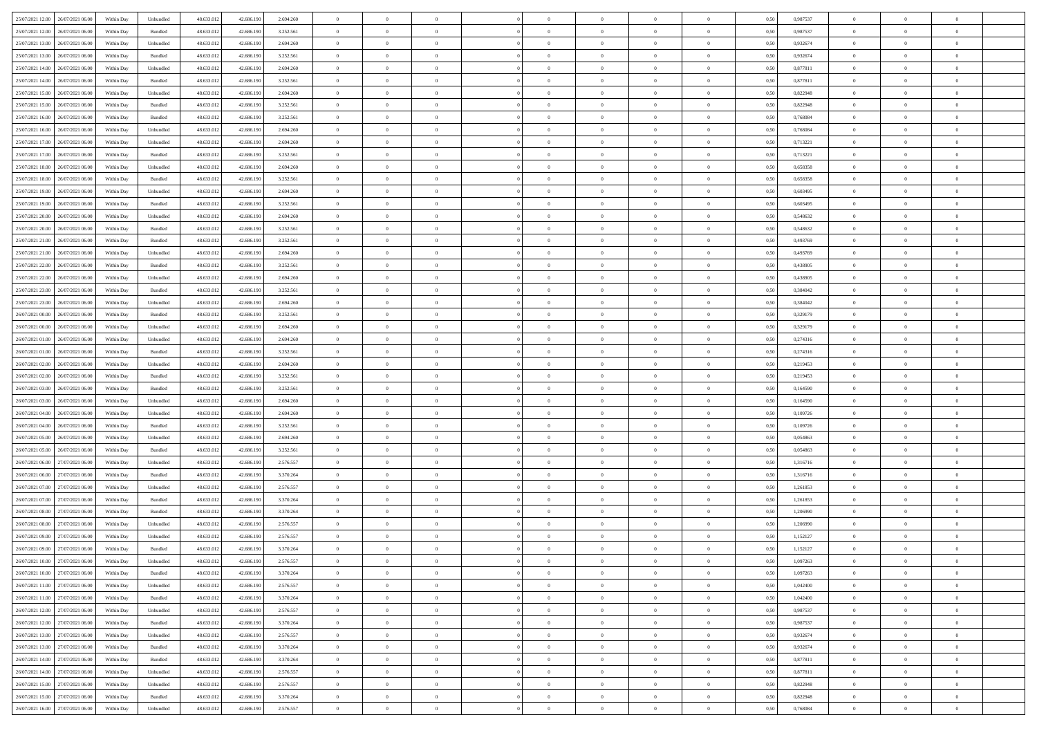| 25/07/2021 12:00 | 26/07/2021 06:00 | Within Day | Unbundled | 48.633.012 | 42.686.190 | 2.694.260 | 0 | 0 | 0 | | 0 | 0 | 0 | 0 | 0,50 | 0,987537 | 0 | 0 | 0 | |
|---|---|---|---|---|---|---|---|---|---|---|---|---|---|---|---|---|---|---|---|---|
| 25/07/2021 12:00 | 26/07/2021 06:00 | Within Day | Bundled | 48.633.012 | 42.686.190 | 3.252.561 | 0 | 0 | 0 | | 0 | 0 | 0 | 0 | 0,50 | 0,987537 | 0 | 0 | 0 | |
| 25/07/2021 13:00 | 26/07/2021 06:00 | Within Day | Unbundled | 48.633.012 | 42.686.190 | 2.694.260 | 0 | 0 | 0 | | 0 | 0 | 0 | 0 | 0,50 | 0,932674 | 0 | 0 | 0 | |
| 25/07/2021 13:00 | 26/07/2021 06:00 | Within Day | Bundled | 48.633.012 | 42.686.190 | 3.252.561 | 0 | 0 | 0 | | 0 | 0 | 0 | 0 | 0,50 | 0,932674 | 0 | 0 | 0 | |
| 25/07/2021 14:00 | 26/07/2021 06:00 | Within Day | Unbundled | 48.633.012 | 42.686.190 | 2.694.260 | 0 | 0 | 0 | | 0 | 0 | 0 | 0 | 0,50 | 0,877811 | 0 | 0 | 0 | |
| 25/07/2021 14:00 | 26/07/2021 06:00 | Within Day | Bundled | 48.633.012 | 42.686.190 | 3.252.561 | 0 | 0 | 0 | | 0 | 0 | 0 | 0 | 0,50 | 0,877811 | 0 | 0 | 0 | |
| 25/07/2021 15:00 | 26/07/2021 06:00 | Within Day | Unbundled | 48.633.012 | 42.686.190 | 2.694.260 | 0 | 0 | 0 | | 0 | 0 | 0 | 0 | 0,50 | 0,822948 | 0 | 0 | 0 | |
| 25/07/2021 15:00 | 26/07/2021 06:00 | Within Day | Bundled | 48.633.012 | 42.686.190 | 3.252.561 | 0 | 0 | 0 | | 0 | 0 | 0 | 0 | 0,50 | 0,822948 | 0 | 0 | 0 | |
| 25/07/2021 16:00 | 26/07/2021 06:00 | Within Day | Bundled | 48.633.012 | 42.686.190 | 3.252.561 | 0 | 0 | 0 | | 0 | 0 | 0 | 0 | 0,50 | 0,768084 | 0 | 0 | 0 | |
| 25/07/2021 16:00 | 26/07/2021 06:00 | Within Day | Unbundled | 48.633.012 | 42.686.190 | 2.694.260 | 0 | 0 | 0 | | 0 | 0 | 0 | 0 | 0,50 | 0,768084 | 0 | 0 | 0 | |
| 25/07/2021 17:00 | 26/07/2021 06:00 | Within Day | Unbundled | 48.633.012 | 42.686.190 | 2.694.260 | 0 | 0 | 0 | | 0 | 0 | 0 | 0 | 0,50 | 0,713221 | 0 | 0 | 0 | |
| 25/07/2021 17:00 | 26/07/2021 06:00 | Within Day | Bundled | 48.633.012 | 42.686.190 | 3.252.561 | 0 | 0 | 0 | | 0 | 0 | 0 | 0 | 0,50 | 0,713221 | 0 | 0 | 0 | |
| 25/07/2021 18:00 | 26/07/2021 06:00 | Within Day | Unbundled | 48.633.012 | 42.686.190 | 2.694.260 | 0 | 0 | 0 | | 0 | 0 | 0 | 0 | 0,50 | 0,658358 | 0 | 0 | 0 | |
| 25/07/2021 18:00 | 26/07/2021 06:00 | Within Day | Bundled | 48.633.012 | 42.686.190 | 3.252.561 | 0 | 0 | 0 | | 0 | 0 | 0 | 0 | 0,50 | 0,658358 | 0 | 0 | 0 | |
| 25/07/2021 19:00 | 26/07/2021 06:00 | Within Day | Unbundled | 48.633.012 | 42.686.190 | 2.694.260 | 0 | 0 | 0 | | 0 | 0 | 0 | 0 | 0,50 | 0,603495 | 0 | 0 | 0 | |
| 25/07/2021 19:00 | 26/07/2021 06:00 | Within Day | Bundled | 48.633.012 | 42.686.190 | 3.252.561 | 0 | 0 | 0 | | 0 | 0 | 0 | 0 | 0,50 | 0,603495 | 0 | 0 | 0 | |
| 25/07/2021 20:00 | 26/07/2021 06:00 | Within Day | Unbundled | 48.633.012 | 42.686.190 | 2.694.260 | 0 | 0 | 0 | | 0 | 0 | 0 | 0 | 0,50 | 0,548632 | 0 | 0 | 0 | |
| 25/07/2021 20:00 | 26/07/2021 06:00 | Within Day | Bundled | 48.633.012 | 42.686.190 | 3.252.561 | 0 | 0 | 0 | | 0 | 0 | 0 | 0 | 0,50 | 0,548632 | 0 | 0 | 0 | |
| 25/07/2021 21:00 | 26/07/2021 06:00 | Within Day | Bundled | 48.633.012 | 42.686.190 | 3.252.561 | 0 | 0 | 0 | | 0 | 0 | 0 | 0 | 0,50 | 0,493769 | 0 | 0 | 0 | |
| 25/07/2021 21:00 | 26/07/2021 06:00 | Within Day | Unbundled | 48.633.012 | 42.686.190 | 2.694.260 | 0 | 0 | 0 | | 0 | 0 | 0 | 0 | 0,50 | 0,493769 | 0 | 0 | 0 | |
| 25/07/2021 22:00 | 26/07/2021 06:00 | Within Day | Bundled | 48.633.012 | 42.686.190 | 3.252.561 | 0 | 0 | 0 | | 0 | 0 | 0 | 0 | 0,50 | 0,438905 | 0 | 0 | 0 | |
| 25/07/2021 22:00 | 26/07/2021 06:00 | Within Day | Unbundled | 48.633.012 | 42.686.190 | 2.694.260 | 0 | 0 | 0 | | 0 | 0 | 0 | 0 | 0,50 | 0,438905 | 0 | 0 | 0 | |
| 25/07/2021 23:00 | 26/07/2021 06:00 | Within Day | Bundled | 48.633.012 | 42.686.190 | 3.252.561 | 0 | 0 | 0 | | 0 | 0 | 0 | 0 | 0,50 | 0,384042 | 0 | 0 | 0 | |
| 25/07/2021 23:00 | 26/07/2021 06:00 | Within Day | Unbundled | 48.633.012 | 42.686.190 | 2.694.260 | 0 | 0 | 0 | | 0 | 0 | 0 | 0 | 0,50 | 0,384042 | 0 | 0 | 0 | |
| 26/07/2021 00:00 | 26/07/2021 06:00 | Within Day | Bundled | 48.633.012 | 42.686.190 | 3.252.561 | 0 | 0 | 0 | | 0 | 0 | 0 | 0 | 0,50 | 0,329179 | 0 | 0 | 0 | |
| 26/07/2021 00:00 | 26/07/2021 06:00 | Within Day | Unbundled | 48.633.012 | 42.686.190 | 2.694.260 | 0 | 0 | 0 | | 0 | 0 | 0 | 0 | 0,50 | 0,329179 | 0 | 0 | 0 | |
| 26/07/2021 01:00 | 26/07/2021 06:00 | Within Day | Unbundled | 48.633.012 | 42.686.190 | 2.694.260 | 0 | 0 | 0 | | 0 | 0 | 0 | 0 | 0,50 | 0,274316 | 0 | 0 | 0 | |
| 26/07/2021 01:00 | 26/07/2021 06:00 | Within Day | Bundled | 48.633.012 | 42.686.190 | 3.252.561 | 0 | 0 | 0 | | 0 | 0 | 0 | 0 | 0,50 | 0,274316 | 0 | 0 | 0 | |
| 26/07/2021 02:00 | 26/07/2021 06:00 | Within Day | Unbundled | 48.633.012 | 42.686.190 | 2.694.260 | 0 | 0 | 0 | | 0 | 0 | 0 | 0 | 0,50 | 0,219453 | 0 | 0 | 0 | |
| 26/07/2021 02:00 | 26/07/2021 06:00 | Within Day | Bundled | 48.633.012 | 42.686.190 | 3.252.561 | 0 | 0 | 0 | | 0 | 0 | 0 | 0 | 0,50 | 0,219453 | 0 | 0 | 0 | |
| 26/07/2021 03:00 | 26/07/2021 06:00 | Within Day | Bundled | 48.633.012 | 42.686.190 | 3.252.561 | 0 | 0 | 0 | | 0 | 0 | 0 | 0 | 0,50 | 0,164590 | 0 | 0 | 0 | |
| 26/07/2021 03:00 | 26/07/2021 06:00 | Within Day | Unbundled | 48.633.012 | 42.686.190 | 2.694.260 | 0 | 0 | 0 | | 0 | 0 | 0 | 0 | 0,50 | 0,164590 | 0 | 0 | 0 | |
| 26/07/2021 04:00 | 26/07/2021 06:00 | Within Day | Unbundled | 48.633.012 | 42.686.190 | 2.694.260 | 0 | 0 | 0 | | 0 | 0 | 0 | 0 | 0,50 | 0,109726 | 0 | 0 | 0 | |
| 26/07/2021 04:00 | 26/07/2021 06:00 | Within Day | Bundled | 48.633.012 | 42.686.190 | 3.252.561 | 0 | 0 | 0 | | 0 | 0 | 0 | 0 | 0,50 | 0,109726 | 0 | 0 | 0 | |
| 26/07/2021 05:00 | 26/07/2021 06:00 | Within Day | Unbundled | 48.633.012 | 42.686.190 | 2.694.260 | 0 | 0 | 0 | | 0 | 0 | 0 | 0 | 0,50 | 0,054863 | 0 | 0 | 0 | |
| 26/07/2021 05:00 | 26/07/2021 06:00 | Within Day | Bundled | 48.633.012 | 42.686.190 | 3.252.561 | 0 | 0 | 0 | | 0 | 0 | 0 | 0 | 0,50 | 0,054863 | 0 | 0 | 0 | |
| 26/07/2021 06:00 | 27/07/2021 06:00 | Within Day | Unbundled | 48.633.012 | 42.686.190 | 2.576.557 | 0 | 0 | 0 | | 0 | 0 | 0 | 0 | 0,50 | 1,316716 | 0 | 0 | 0 | |
| 26/07/2021 06:00 | 27/07/2021 06:00 | Within Day | Bundled | 48.633.012 | 42.686.190 | 3.370.264 | 0 | 0 | 0 | | 0 | 0 | 0 | 0 | 0,50 | 1,316716 | 0 | 0 | 0 | |
| 26/07/2021 07:00 | 27/07/2021 06:00 | Within Day | Unbundled | 48.633.012 | 42.686.190 | 2.576.557 | 0 | 0 | 0 | | 0 | 0 | 0 | 0 | 0,50 | 1,261853 | 0 | 0 | 0 | |
| 26/07/2021 07:00 | 27/07/2021 06:00 | Within Day | Bundled | 48.633.012 | 42.686.190 | 3.370.264 | 0 | 0 | 0 | | 0 | 0 | 0 | 0 | 0,50 | 1,261853 | 0 | 0 | 0 | |
| 26/07/2021 08:00 | 27/07/2021 06:00 | Within Day | Bundled | 48.633.012 | 42.686.190 | 3.370.264 | 0 | 0 | 0 | | 0 | 0 | 0 | 0 | 0,50 | 1,206990 | 0 | 0 | 0 | |
| 26/07/2021 08:00 | 27/07/2021 06:00 | Within Day | Unbundled | 48.633.012 | 42.686.190 | 2.576.557 | 0 | 0 | 0 | | 0 | 0 | 0 | 0 | 0,50 | 1,206990 | 0 | 0 | 0 | |
| 26/07/2021 09:00 | 27/07/2021 06:00 | Within Day | Unbundled | 48.633.012 | 42.686.190 | 2.576.557 | 0 | 0 | 0 | | 0 | 0 | 0 | 0 | 0,50 | 1,152127 | 0 | 0 | 0 | |
| 26/07/2021 09:00 | 27/07/2021 06:00 | Within Day | Bundled | 48.633.012 | 42.686.190 | 3.370.264 | 0 | 0 | 0 | | 0 | 0 | 0 | 0 | 0,50 | 1,152127 | 0 | 0 | 0 | |
| 26/07/2021 10:00 | 27/07/2021 06:00 | Within Day | Unbundled | 48.633.012 | 42.686.190 | 2.576.557 | 0 | 0 | 0 | | 0 | 0 | 0 | 0 | 0,50 | 1,097263 | 0 | 0 | 0 | |
| 26/07/2021 10:00 | 27/07/2021 06:00 | Within Day | Bundled | 48.633.012 | 42.686.190 | 3.370.264 | 0 | 0 | 0 | | 0 | 0 | 0 | 0 | 0,50 | 1,097263 | 0 | 0 | 0 | |
| 26/07/2021 11:00 | 27/07/2021 06:00 | Within Day | Unbundled | 48.633.012 | 42.686.190 | 2.576.557 | 0 | 0 | 0 | | 0 | 0 | 0 | 0 | 0,50 | 1,042400 | 0 | 0 | 0 | |
| 26/07/2021 11:00 | 27/07/2021 06:00 | Within Day | Bundled | 48.633.012 | 42.686.190 | 3.370.264 | 0 | 0 | 0 | | 0 | 0 | 0 | 0 | 0,50 | 1,042400 | 0 | 0 | 0 | |
| 26/07/2021 12:00 | 27/07/2021 06:00 | Within Day | Unbundled | 48.633.012 | 42.686.190 | 2.576.557 | 0 | 0 | 0 | | 0 | 0 | 0 | 0 | 0,50 | 0,987537 | 0 | 0 | 0 | |
| 26/07/2021 12:00 | 27/07/2021 06:00 | Within Day | Bundled | 48.633.012 | 42.686.190 | 3.370.264 | 0 | 0 | 0 | | 0 | 0 | 0 | 0 | 0,50 | 0,987537 | 0 | 0 | 0 | |
| 26/07/2021 13:00 | 27/07/2021 06:00 | Within Day | Unbundled | 48.633.012 | 42.686.190 | 2.576.557 | 0 | 0 | 0 | | 0 | 0 | 0 | 0 | 0,50 | 0,932674 | 0 | 0 | 0 | |
| 26/07/2021 13:00 | 27/07/2021 06:00 | Within Day | Bundled | 48.633.012 | 42.686.190 | 3.370.264 | 0 | 0 | 0 | | 0 | 0 | 0 | 0 | 0,50 | 0,932674 | 0 | 0 | 0 | |
| 26/07/2021 14:00 | 27/07/2021 06:00 | Within Day | Bundled | 48.633.012 | 42.686.190 | 3.370.264 | 0 | 0 | 0 | | 0 | 0 | 0 | 0 | 0,50 | 0,877811 | 0 | 0 | 0 | |
| 26/07/2021 14:00 | 27/07/2021 06:00 | Within Day | Unbundled | 48.633.012 | 42.686.190 | 2.576.557 | 0 | 0 | 0 | | 0 | 0 | 0 | 0 | 0,50 | 0,877811 | 0 | 0 | 0 | |
| 26/07/2021 15:00 | 27/07/2021 06:00 | Within Day | Unbundled | 48.633.012 | 42.686.190 | 2.576.557 | 0 | 0 | 0 | | 0 | 0 | 0 | 0 | 0,50 | 0,822948 | 0 | 0 | 0 | |
| 26/07/2021 15:00 | 27/07/2021 06:00 | Within Day | Bundled | 48.633.012 | 42.686.190 | 3.370.264 | 0 | 0 | 0 | | 0 | 0 | 0 | 0 | 0,50 | 0,822948 | 0 | 0 | 0 | |
| 26/07/2021 16:00 | 27/07/2021 06:00 | Within Day | Unbundled | 48.633.012 | 42.686.190 | 2.576.557 | 0 | 0 | 0 | | 0 | 0 | 0 | 0 | 0,50 | 0,768084 | 0 | 0 | 0 | |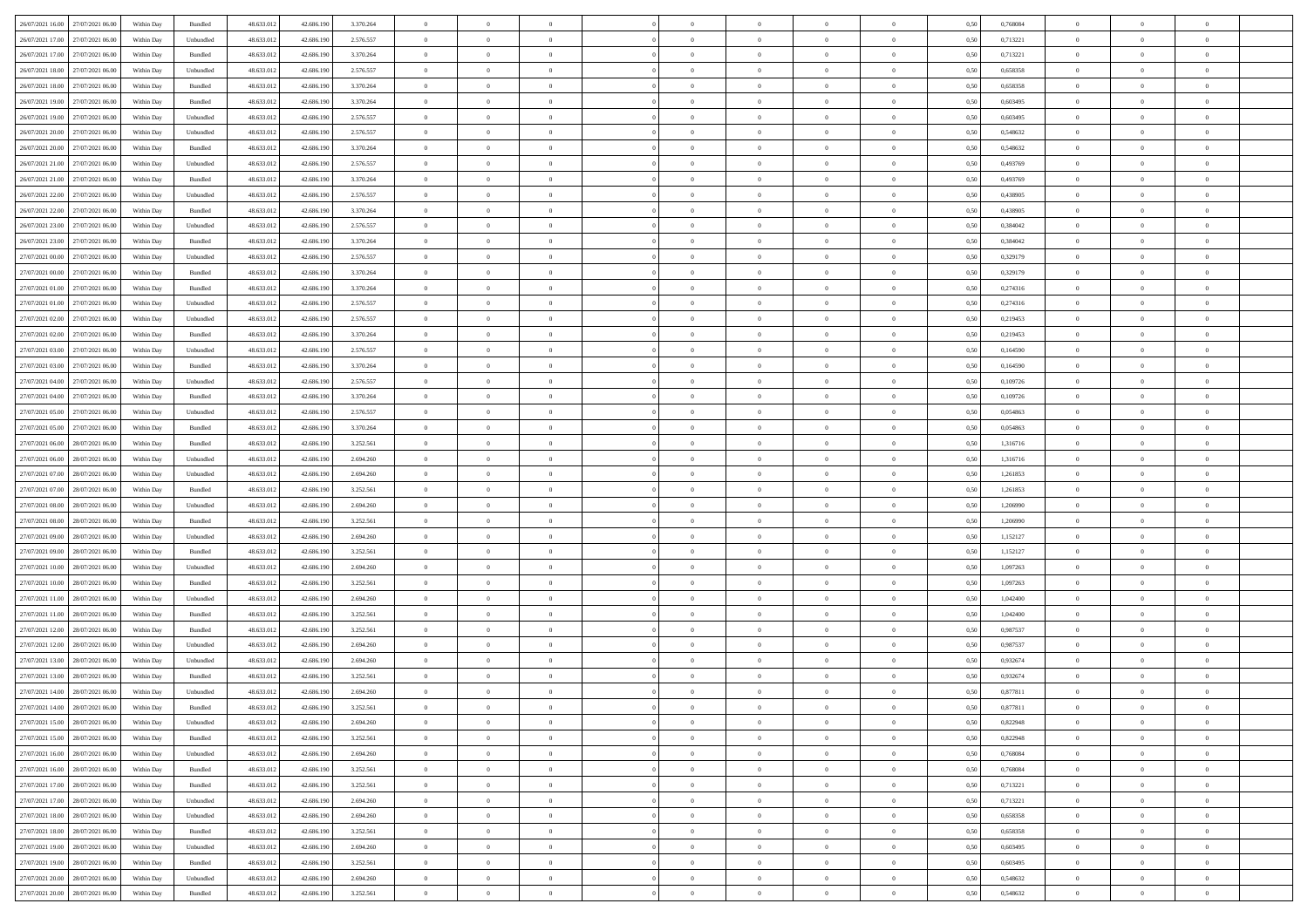| | | | | | | | | | | | | | | | | | | | | |
|---|---|---|---|---|---|---|---|---|---|---|---|---|---|---|---|---|---|---|---|---|
| 26/07/2021 16:00 | 27/07/2021 06:00 | Within Day | Bundled | 48.633.012 | 42.686.190 | 3.370.264 | 0 | 0 | 0 | | 0 | 0 | 0 | 0 | 0,50 | 0,768084 | 0 | 0 | 0 | |
| 26/07/2021 17:00 | 27/07/2021 06:00 | Within Day | Unbundled | 48.633.012 | 42.686.190 | 2.576.557 | 0 | 0 | 0 | | 0 | 0 | 0 | 0 | 0,50 | 0,713221 | 0 | 0 | 0 | |
| 26/07/2021 17:00 | 27/07/2021 06:00 | Within Day | Bundled | 48.633.012 | 42.686.190 | 3.370.264 | 0 | 0 | 0 | | 0 | 0 | 0 | 0 | 0,50 | 0,713221 | 0 | 0 | 0 | |
| 26/07/2021 18:00 | 27/07/2021 06:00 | Within Day | Unbundled | 48.633.012 | 42.686.190 | 2.576.557 | 0 | 0 | 0 | | 0 | 0 | 0 | 0 | 0,50 | 0,658358 | 0 | 0 | 0 | |
| 26/07/2021 18:00 | 27/07/2021 06:00 | Within Day | Bundled | 48.633.012 | 42.686.190 | 3.370.264 | 0 | 0 | 0 | | 0 | 0 | 0 | 0 | 0,50 | 0,658358 | 0 | 0 | 0 | |
| 26/07/2021 19:00 | 27/07/2021 06:00 | Within Day | Bundled | 48.633.012 | 42.686.190 | 3.370.264 | 0 | 0 | 0 | | 0 | 0 | 0 | 0 | 0,50 | 0,603495 | 0 | 0 | 0 | |
| 26/07/2021 19:00 | 27/07/2021 06:00 | Within Day | Unbundled | 48.633.012 | 42.686.190 | 2.576.557 | 0 | 0 | 0 | | 0 | 0 | 0 | 0 | 0,50 | 0,603495 | 0 | 0 | 0 | |
| 26/07/2021 20:00 | 27/07/2021 06:00 | Within Day | Unbundled | 48.633.012 | 42.686.190 | 2.576.557 | 0 | 0 | 0 | | 0 | 0 | 0 | 0 | 0,50 | 0,548632 | 0 | 0 | 0 | |
| 26/07/2021 20:00 | 27/07/2021 06:00 | Within Day | Bundled | 48.633.012 | 42.686.190 | 3.370.264 | 0 | 0 | 0 | | 0 | 0 | 0 | 0 | 0,50 | 0,548632 | 0 | 0 | 0 | |
| 26/07/2021 21:00 | 27/07/2021 06:00 | Within Day | Unbundled | 48.633.012 | 42.686.190 | 2.576.557 | 0 | 0 | 0 | | 0 | 0 | 0 | 0 | 0,50 | 0,493769 | 0 | 0 | 0 | |
| 26/07/2021 21:00 | 27/07/2021 06:00 | Within Day | Bundled | 48.633.012 | 42.686.190 | 3.370.264 | 0 | 0 | 0 | | 0 | 0 | 0 | 0 | 0,50 | 0,493769 | 0 | 0 | 0 | |
| 26/07/2021 22:00 | 27/07/2021 06:00 | Within Day | Unbundled | 48.633.012 | 42.686.190 | 2.576.557 | 0 | 0 | 0 | | 0 | 0 | 0 | 0 | 0,50 | 0,438905 | 0 | 0 | 0 | |
| 26/07/2021 22:00 | 27/07/2021 06:00 | Within Day | Bundled | 48.633.012 | 42.686.190 | 3.370.264 | 0 | 0 | 0 | | 0 | 0 | 0 | 0 | 0,50 | 0,438905 | 0 | 0 | 0 | |
| 26/07/2021 23:00 | 27/07/2021 06:00 | Within Day | Unbundled | 48.633.012 | 42.686.190 | 2.576.557 | 0 | 0 | 0 | | 0 | 0 | 0 | 0 | 0,50 | 0,384042 | 0 | 0 | 0 | |
| 26/07/2021 23:00 | 27/07/2021 06:00 | Within Day | Bundled | 48.633.012 | 42.686.190 | 3.370.264 | 0 | 0 | 0 | | 0 | 0 | 0 | 0 | 0,50 | 0,384042 | 0 | 0 | 0 | |
| 27/07/2021 00:00 | 27/07/2021 06:00 | Within Day | Unbundled | 48.633.012 | 42.686.190 | 2.576.557 | 0 | 0 | 0 | | 0 | 0 | 0 | 0 | 0,50 | 0,329179 | 0 | 0 | 0 | |
| 27/07/2021 00:00 | 27/07/2021 06:00 | Within Day | Bundled | 48.633.012 | 42.686.190 | 3.370.264 | 0 | 0 | 0 | | 0 | 0 | 0 | 0 | 0,50 | 0,329179 | 0 | 0 | 0 | |
| 27/07/2021 01:00 | 27/07/2021 06:00 | Within Day | Bundled | 48.633.012 | 42.686.190 | 3.370.264 | 0 | 0 | 0 | | 0 | 0 | 0 | 0 | 0,50 | 0,274316 | 0 | 0 | 0 | |
| 27/07/2021 01:00 | 27/07/2021 06:00 | Within Day | Unbundled | 48.633.012 | 42.686.190 | 2.576.557 | 0 | 0 | 0 | | 0 | 0 | 0 | 0 | 0,50 | 0,274316 | 0 | 0 | 0 | |
| 27/07/2021 02:00 | 27/07/2021 06:00 | Within Day | Unbundled | 48.633.012 | 42.686.190 | 2.576.557 | 0 | 0 | 0 | | 0 | 0 | 0 | 0 | 0,50 | 0,219453 | 0 | 0 | 0 | |
| 27/07/2021 02:00 | 27/07/2021 06:00 | Within Day | Bundled | 48.633.012 | 42.686.190 | 3.370.264 | 0 | 0 | 0 | | 0 | 0 | 0 | 0 | 0,50 | 0,219453 | 0 | 0 | 0 | |
| 27/07/2021 03:00 | 27/07/2021 06:00 | Within Day | Unbundled | 48.633.012 | 42.686.190 | 2.576.557 | 0 | 0 | 0 | | 0 | 0 | 0 | 0 | 0,50 | 0,164590 | 0 | 0 | 0 | |
| 27/07/2021 03:00 | 27/07/2021 06:00 | Within Day | Bundled | 48.633.012 | 42.686.190 | 3.370.264 | 0 | 0 | 0 | | 0 | 0 | 0 | 0 | 0,50 | 0,164590 | 0 | 0 | 0 | |
| 27/07/2021 04:00 | 27/07/2021 06:00 | Within Day | Unbundled | 48.633.012 | 42.686.190 | 2.576.557 | 0 | 0 | 0 | | 0 | 0 | 0 | 0 | 0,50 | 0,109726 | 0 | 0 | 0 | |
| 27/07/2021 04:00 | 27/07/2021 06:00 | Within Day | Bundled | 48.633.012 | 42.686.190 | 3.370.264 | 0 | 0 | 0 | | 0 | 0 | 0 | 0 | 0,50 | 0,109726 | 0 | 0 | 0 | |
| 27/07/2021 05:00 | 27/07/2021 06:00 | Within Day | Unbundled | 48.633.012 | 42.686.190 | 2.576.557 | 0 | 0 | 0 | | 0 | 0 | 0 | 0 | 0,50 | 0,054863 | 0 | 0 | 0 | |
| 27/07/2021 05:00 | 27/07/2021 06:00 | Within Day | Bundled | 48.633.012 | 42.686.190 | 3.370.264 | 0 | 0 | 0 | | 0 | 0 | 0 | 0 | 0,50 | 0,054863 | 0 | 0 | 0 | |
| 27/07/2021 06:00 | 28/07/2021 06:00 | Within Day | Bundled | 48.633.012 | 42.686.190 | 3.252.561 | 0 | 0 | 0 | | 0 | 0 | 0 | 0 | 0,50 | 1,316716 | 0 | 0 | 0 | |
| 27/07/2021 06:00 | 28/07/2021 06:00 | Within Day | Unbundled | 48.633.012 | 42.686.190 | 2.694.260 | 0 | 0 | 0 | | 0 | 0 | 0 | 0 | 0,50 | 1,316716 | 0 | 0 | 0 | |
| 27/07/2021 07:00 | 28/07/2021 06:00 | Within Day | Unbundled | 48.633.012 | 42.686.190 | 2.694.260 | 0 | 0 | 0 | | 0 | 0 | 0 | 0 | 0,50 | 1,261853 | 0 | 0 | 0 | |
| 27/07/2021 07:00 | 28/07/2021 06:00 | Within Day | Bundled | 48.633.012 | 42.686.190 | 3.252.561 | 0 | 0 | 0 | | 0 | 0 | 0 | 0 | 0,50 | 1,261853 | 0 | 0 | 0 | |
| 27/07/2021 08:00 | 28/07/2021 06:00 | Within Day | Unbundled | 48.633.012 | 42.686.190 | 2.694.260 | 0 | 0 | 0 | | 0 | 0 | 0 | 0 | 0,50 | 1,206990 | 0 | 0 | 0 | |
| 27/07/2021 08:00 | 28/07/2021 06:00 | Within Day | Bundled | 48.633.012 | 42.686.190 | 3.252.561 | 0 | 0 | 0 | | 0 | 0 | 0 | 0 | 0,50 | 1,206990 | 0 | 0 | 0 | |
| 27/07/2021 09:00 | 28/07/2021 06:00 | Within Day | Unbundled | 48.633.012 | 42.686.190 | 2.694.260 | 0 | 0 | 0 | | 0 | 0 | 0 | 0 | 0,50 | 1,152127 | 0 | 0 | 0 | |
| 27/07/2021 09:00 | 28/07/2021 06:00 | Within Day | Bundled | 48.633.012 | 42.686.190 | 3.252.561 | 0 | 0 | 0 | | 0 | 0 | 0 | 0 | 0,50 | 1,152127 | 0 | 0 | 0 | |
| 27/07/2021 10:00 | 28/07/2021 06:00 | Within Day | Unbundled | 48.633.012 | 42.686.190 | 2.694.260 | 0 | 0 | 0 | | 0 | 0 | 0 | 0 | 0,50 | 1,097263 | 0 | 0 | 0 | |
| 27/07/2021 10:00 | 28/07/2021 06:00 | Within Day | Bundled | 48.633.012 | 42.686.190 | 3.252.561 | 0 | 0 | 0 | | 0 | 0 | 0 | 0 | 0,50 | 1,097263 | 0 | 0 | 0 | |
| 27/07/2021 11:00 | 28/07/2021 06:00 | Within Day | Unbundled | 48.633.012 | 42.686.190 | 2.694.260 | 0 | 0 | 0 | | 0 | 0 | 0 | 0 | 0,50 | 1,042400 | 0 | 0 | 0 | |
| 27/07/2021 11:00 | 28/07/2021 06:00 | Within Day | Bundled | 48.633.012 | 42.686.190 | 3.252.561 | 0 | 0 | 0 | | 0 | 0 | 0 | 0 | 0,50 | 1,042400 | 0 | 0 | 0 | |
| 27/07/2021 12:00 | 28/07/2021 06:00 | Within Day | Bundled | 48.633.012 | 42.686.190 | 3.252.561 | 0 | 0 | 0 | | 0 | 0 | 0 | 0 | 0,50 | 0,987537 | 0 | 0 | 0 | |
| 27/07/2021 12:00 | 28/07/2021 06:00 | Within Day | Unbundled | 48.633.012 | 42.686.190 | 2.694.260 | 0 | 0 | 0 | | 0 | 0 | 0 | 0 | 0,50 | 0,987537 | 0 | 0 | 0 | |
| 27/07/2021 13:00 | 28/07/2021 06:00 | Within Day | Unbundled | 48.633.012 | 42.686.190 | 2.694.260 | 0 | 0 | 0 | | 0 | 0 | 0 | 0 | 0,50 | 0,932674 | 0 | 0 | 0 | |
| 27/07/2021 13:00 | 28/07/2021 06:00 | Within Day | Bundled | 48.633.012 | 42.686.190 | 3.252.561 | 0 | 0 | 0 | | 0 | 0 | 0 | 0 | 0,50 | 0,932674 | 0 | 0 | 0 | |
| 27/07/2021 14:00 | 28/07/2021 06:00 | Within Day | Unbundled | 48.633.012 | 42.686.190 | 2.694.260 | 0 | 0 | 0 | | 0 | 0 | 0 | 0 | 0,50 | 0,877811 | 0 | 0 | 0 | |
| 27/07/2021 14:00 | 28/07/2021 06:00 | Within Day | Bundled | 48.633.012 | 42.686.190 | 3.252.561 | 0 | 0 | 0 | | 0 | 0 | 0 | 0 | 0,50 | 0,877811 | 0 | 0 | 0 | |
| 27/07/2021 15:00 | 28/07/2021 06:00 | Within Day | Unbundled | 48.633.012 | 42.686.190 | 2.694.260 | 0 | 0 | 0 | | 0 | 0 | 0 | 0 | 0,50 | 0,822948 | 0 | 0 | 0 | |
| 27/07/2021 15:00 | 28/07/2021 06:00 | Within Day | Bundled | 48.633.012 | 42.686.190 | 3.252.561 | 0 | 0 | 0 | | 0 | 0 | 0 | 0 | 0,50 | 0,822948 | 0 | 0 | 0 | |
| 27/07/2021 16:00 | 28/07/2021 06:00 | Within Day | Unbundled | 48.633.012 | 42.686.190 | 2.694.260 | 0 | 0 | 0 | | 0 | 0 | 0 | 0 | 0,50 | 0,768084 | 0 | 0 | 0 | |
| 27/07/2021 16:00 | 28/07/2021 06:00 | Within Day | Bundled | 48.633.012 | 42.686.190 | 3.252.561 | 0 | 0 | 0 | | 0 | 0 | 0 | 0 | 0,50 | 0,768084 | 0 | 0 | 0 | |
| 27/07/2021 17:00 | 28/07/2021 06:00 | Within Day | Bundled | 48.633.012 | 42.686.190 | 3.252.561 | 0 | 0 | 0 | | 0 | 0 | 0 | 0 | 0,50 | 0,713221 | 0 | 0 | 0 | |
| 27/07/2021 17:00 | 28/07/2021 06:00 | Within Day | Unbundled | 48.633.012 | 42.686.190 | 2.694.260 | 0 | 0 | 0 | | 0 | 0 | 0 | 0 | 0,50 | 0,713221 | 0 | 0 | 0 | |
| 27/07/2021 18:00 | 28/07/2021 06:00 | Within Day | Unbundled | 48.633.012 | 42.686.190 | 2.694.260 | 0 | 0 | 0 | | 0 | 0 | 0 | 0 | 0,50 | 0,658358 | 0 | 0 | 0 | |
| 27/07/2021 18:00 | 28/07/2021 06:00 | Within Day | Bundled | 48.633.012 | 42.686.190 | 3.252.561 | 0 | 0 | 0 | | 0 | 0 | 0 | 0 | 0,50 | 0,658358 | 0 | 0 | 0 | |
| 27/07/2021 19:00 | 28/07/2021 06:00 | Within Day | Unbundled | 48.633.012 | 42.686.190 | 2.694.260 | 0 | 0 | 0 | | 0 | 0 | 0 | 0 | 0,50 | 0,603495 | 0 | 0 | 0 | |
| 27/07/2021 19:00 | 28/07/2021 06:00 | Within Day | Bundled | 48.633.012 | 42.686.190 | 3.252.561 | 0 | 0 | 0 | | 0 | 0 | 0 | 0 | 0,50 | 0,603495 | 0 | 0 | 0 | |
| 27/07/2021 20:00 | 28/07/2021 06:00 | Within Day | Unbundled | 48.633.012 | 42.686.190 | 2.694.260 | 0 | 0 | 0 | | 0 | 0 | 0 | 0 | 0,50 | 0,548632 | 0 | 0 | 0 | |
| 27/07/2021 20:00 | 28/07/2021 06:00 | Within Day | Bundled | 48.633.012 | 42.686.190 | 3.252.561 | 0 | 0 | 0 | | 0 | 0 | 0 | 0 | 0,50 | 0,548632 | 0 | 0 | 0 | |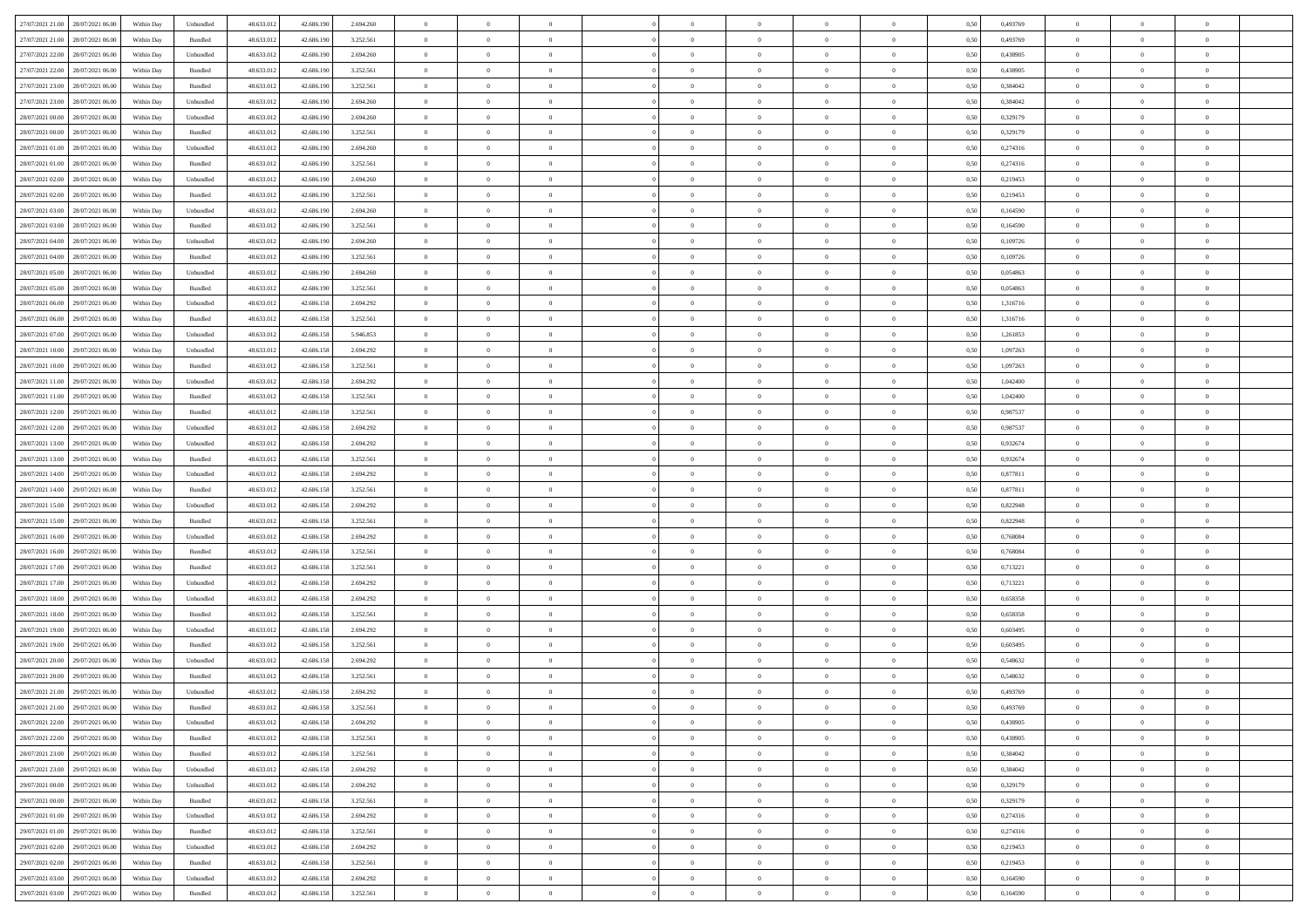| | | | | | | | | | | | | | | | | | | | | |
|---|---|---|---|---|---|---|---|---|---|---|---|---|---|---|---|---|---|---|---|---|
| 27/07/2021 21:00 | 28/07/2021 06:00 | Within Day | Unbundled | 48.633.012 | 42.686.190 | 2.694.260 | 0 | 0 | 0 | | 0 | 0 | 0 | 0 | 0,50 | 0,493769 | 0 | 0 | 0 | |
| 27/07/2021 21:00 | 28/07/2021 06:00 | Within Day | Bundled | 48.633.012 | 42.686.190 | 3.252.561 | 0 | 0 | 0 | | 0 | 0 | 0 | 0 | 0,50 | 0,493769 | 0 | 0 | 0 | |
| 27/07/2021 22:00 | 28/07/2021 06:00 | Within Day | Unbundled | 48.633.012 | 42.686.190 | 2.694.260 | 0 | 0 | 0 | | 0 | 0 | 0 | 0 | 0,50 | 0,438905 | 0 | 0 | 0 | |
| 27/07/2021 22:00 | 28/07/2021 06:00 | Within Day | Bundled | 48.633.012 | 42.686.190 | 3.252.561 | 0 | 0 | 0 | | 0 | 0 | 0 | 0 | 0,50 | 0,438905 | 0 | 0 | 0 | |
| 27/07/2021 23:00 | 28/07/2021 06:00 | Within Day | Bundled | 48.633.012 | 42.686.190 | 3.252.561 | 0 | 0 | 0 | | 0 | 0 | 0 | 0 | 0,50 | 0,384042 | 0 | 0 | 0 | |
| 27/07/2021 23:00 | 28/07/2021 06:00 | Within Day | Unbundled | 48.633.012 | 42.686.190 | 2.694.260 | 0 | 0 | 0 | | 0 | 0 | 0 | 0 | 0,50 | 0,384042 | 0 | 0 | 0 | |
| 28/07/2021 00:00 | 28/07/2021 06:00 | Within Day | Unbundled | 48.633.012 | 42.686.190 | 2.694.260 | 0 | 0 | 0 | | 0 | 0 | 0 | 0 | 0,50 | 0,329179 | 0 | 0 | 0 | |
| 28/07/2021 00:00 | 28/07/2021 06:00 | Within Day | Bundled | 48.633.012 | 42.686.190 | 3.252.561 | 0 | 0 | 0 | | 0 | 0 | 0 | 0 | 0,50 | 0,329179 | 0 | 0 | 0 | |
| 28/07/2021 01:00 | 28/07/2021 06:00 | Within Day | Unbundled | 48.633.012 | 42.686.190 | 2.694.260 | 0 | 0 | 0 | | 0 | 0 | 0 | 0 | 0,50 | 0,274316 | 0 | 0 | 0 | |
| 28/07/2021 01:00 | 28/07/2021 06:00 | Within Day | Bundled | 48.633.012 | 42.686.190 | 3.252.561 | 0 | 0 | 0 | | 0 | 0 | 0 | 0 | 0,50 | 0,274316 | 0 | 0 | 0 | |
| 28/07/2021 02:00 | 28/07/2021 06:00 | Within Day | Unbundled | 48.633.012 | 42.686.190 | 2.694.260 | 0 | 0 | 0 | | 0 | 0 | 0 | 0 | 0,50 | 0,219453 | 0 | 0 | 0 | |
| 28/07/2021 02:00 | 28/07/2021 06:00 | Within Day | Bundled | 48.633.012 | 42.686.190 | 3.252.561 | 0 | 0 | 0 | | 0 | 0 | 0 | 0 | 0,50 | 0,219453 | 0 | 0 | 0 | |
| 28/07/2021 03:00 | 28/07/2021 06:00 | Within Day | Unbundled | 48.633.012 | 42.686.190 | 2.694.260 | 0 | 0 | 0 | | 0 | 0 | 0 | 0 | 0,50 | 0,164590 | 0 | 0 | 0 | |
| 28/07/2021 03:00 | 28/07/2021 06:00 | Within Day | Bundled | 48.633.012 | 42.686.190 | 3.252.561 | 0 | 0 | 0 | | 0 | 0 | 0 | 0 | 0,50 | 0,164590 | 0 | 0 | 0 | |
| 28/07/2021 04:00 | 28/07/2021 06:00 | Within Day | Unbundled | 48.633.012 | 42.686.190 | 2.694.260 | 0 | 0 | 0 | | 0 | 0 | 0 | 0 | 0,50 | 0,109726 | 0 | 0 | 0 | |
| 28/07/2021 04:00 | 28/07/2021 06:00 | Within Day | Bundled | 48.633.012 | 42.686.190 | 3.252.561 | 0 | 0 | 0 | | 0 | 0 | 0 | 0 | 0,50 | 0,109726 | 0 | 0 | 0 | |
| 28/07/2021 05:00 | 28/07/2021 06:00 | Within Day | Unbundled | 48.633.012 | 42.686.190 | 2.694.260 | 0 | 0 | 0 | | 0 | 0 | 0 | 0 | 0,50 | 0,054863 | 0 | 0 | 0 | |
| 28/07/2021 05:00 | 28/07/2021 06:00 | Within Day | Bundled | 48.633.012 | 42.686.190 | 3.252.561 | 0 | 0 | 0 | | 0 | 0 | 0 | 0 | 0,50 | 0,054863 | 0 | 0 | 0 | |
| 28/07/2021 06:00 | 29/07/2021 06:00 | Within Day | Unbundled | 48.633.012 | 42.686.158 | 2.694.292 | 0 | 0 | 0 | | 0 | 0 | 0 | 0 | 0,50 | 1,316716 | 0 | 0 | 0 | |
| 28/07/2021 06:00 | 29/07/2021 06:00 | Within Day | Bundled | 48.633.012 | 42.686.158 | 3.252.561 | 0 | 0 | 0 | | 0 | 0 | 0 | 0 | 0,50 | 1,316716 | 0 | 0 | 0 | |
| 28/07/2021 07:00 | 29/07/2021 06:00 | Within Day | Unbundled | 48.633.012 | 42.686.158 | 5.946.853 | 0 | 0 | 0 | | 0 | 0 | 0 | 0 | 0,50 | 1,261853 | 0 | 0 | 0 | |
| 28/07/2021 10:00 | 29/07/2021 06:00 | Within Day | Unbundled | 48.633.012 | 42.686.158 | 2.694.292 | 0 | 0 | 0 | | 0 | 0 | 0 | 0 | 0,50 | 1,097263 | 0 | 0 | 0 | |
| 28/07/2021 10:00 | 29/07/2021 06:00 | Within Day | Bundled | 48.633.012 | 42.686.158 | 3.252.561 | 0 | 0 | 0 | | 0 | 0 | 0 | 0 | 0,50 | 1,097263 | 0 | 0 | 0 | |
| 28/07/2021 11:00 | 29/07/2021 06:00 | Within Day | Unbundled | 48.633.012 | 42.686.158 | 2.694.292 | 0 | 0 | 0 | | 0 | 0 | 0 | 0 | 0,50 | 1,042400 | 0 | 0 | 0 | |
| 28/07/2021 11:00 | 29/07/2021 06:00 | Within Day | Bundled | 48.633.012 | 42.686.158 | 3.252.561 | 0 | 0 | 0 | | 0 | 0 | 0 | 0 | 0,50 | 1,042400 | 0 | 0 | 0 | |
| 28/07/2021 12:00 | 29/07/2021 06:00 | Within Day | Bundled | 48.633.012 | 42.686.158 | 3.252.561 | 0 | 0 | 0 | | 0 | 0 | 0 | 0 | 0,50 | 0,987537 | 0 | 0 | 0 | |
| 28/07/2021 12:00 | 29/07/2021 06:00 | Within Day | Unbundled | 48.633.012 | 42.686.158 | 2.694.292 | 0 | 0 | 0 | | 0 | 0 | 0 | 0 | 0,50 | 0,987537 | 0 | 0 | 0 | |
| 28/07/2021 13:00 | 29/07/2021 06:00 | Within Day | Unbundled | 48.633.012 | 42.686.158 | 2.694.292 | 0 | 0 | 0 | | 0 | 0 | 0 | 0 | 0,50 | 0,932674 | 0 | 0 | 0 | |
| 28/07/2021 13:00 | 29/07/2021 06:00 | Within Day | Bundled | 48.633.012 | 42.686.158 | 3.252.561 | 0 | 0 | 0 | | 0 | 0 | 0 | 0 | 0,50 | 0,932674 | 0 | 0 | 0 | |
| 28/07/2021 14:00 | 29/07/2021 06:00 | Within Day | Unbundled | 48.633.012 | 42.686.158 | 2.694.292 | 0 | 0 | 0 | | 0 | 0 | 0 | 0 | 0,50 | 0,877811 | 0 | 0 | 0 | |
| 28/07/2021 14:00 | 29/07/2021 06:00 | Within Day | Bundled | 48.633.012 | 42.686.158 | 3.252.561 | 0 | 0 | 0 | | 0 | 0 | 0 | 0 | 0,50 | 0,877811 | 0 | 0 | 0 | |
| 28/07/2021 15:00 | 29/07/2021 06:00 | Within Day | Unbundled | 48.633.012 | 42.686.158 | 2.694.292 | 0 | 0 | 0 | | 0 | 0 | 0 | 0 | 0,50 | 0,822948 | 0 | 0 | 0 | |
| 28/07/2021 15:00 | 29/07/2021 06:00 | Within Day | Bundled | 48.633.012 | 42.686.158 | 3.252.561 | 0 | 0 | 0 | | 0 | 0 | 0 | 0 | 0,50 | 0,822948 | 0 | 0 | 0 | |
| 28/07/2021 16:00 | 29/07/2021 06:00 | Within Day | Unbundled | 48.633.012 | 42.686.158 | 2.694.292 | 0 | 0 | 0 | | 0 | 0 | 0 | 0 | 0,50 | 0,768084 | 0 | 0 | 0 | |
| 28/07/2021 16:00 | 29/07/2021 06:00 | Within Day | Bundled | 48.633.012 | 42.686.158 | 3.252.561 | 0 | 0 | 0 | | 0 | 0 | 0 | 0 | 0,50 | 0,768084 | 0 | 0 | 0 | |
| 28/07/2021 17:00 | 29/07/2021 06:00 | Within Day | Bundled | 48.633.012 | 42.686.158 | 3.252.561 | 0 | 0 | 0 | | 0 | 0 | 0 | 0 | 0,50 | 0,713221 | 0 | 0 | 0 | |
| 28/07/2021 17:00 | 29/07/2021 06:00 | Within Day | Unbundled | 48.633.012 | 42.686.158 | 2.694.292 | 0 | 0 | 0 | | 0 | 0 | 0 | 0 | 0,50 | 0,713221 | 0 | 0 | 0 | |
| 28/07/2021 18:00 | 29/07/2021 06:00 | Within Day | Unbundled | 48.633.012 | 42.686.158 | 2.694.292 | 0 | 0 | 0 | | 0 | 0 | 0 | 0 | 0,50 | 0,658358 | 0 | 0 | 0 | |
| 28/07/2021 18:00 | 29/07/2021 06:00 | Within Day | Bundled | 48.633.012 | 42.686.158 | 3.252.561 | 0 | 0 | 0 | | 0 | 0 | 0 | 0 | 0,50 | 0,658358 | 0 | 0 | 0 | |
| 28/07/2021 19:00 | 29/07/2021 06:00 | Within Day | Unbundled | 48.633.012 | 42.686.158 | 2.694.292 | 0 | 0 | 0 | | 0 | 0 | 0 | 0 | 0,50 | 0,603495 | 0 | 0 | 0 | |
| 28/07/2021 19:00 | 29/07/2021 06:00 | Within Day | Bundled | 48.633.012 | 42.686.158 | 3.252.561 | 0 | 0 | 0 | | 0 | 0 | 0 | 0 | 0,50 | 0,603495 | 0 | 0 | 0 | |
| 28/07/2021 20:00 | 29/07/2021 06:00 | Within Day | Unbundled | 48.633.012 | 42.686.158 | 2.694.292 | 0 | 0 | 0 | | 0 | 0 | 0 | 0 | 0,50 | 0,548632 | 0 | 0 | 0 | |
| 28/07/2021 20:00 | 29/07/2021 06:00 | Within Day | Bundled | 48.633.012 | 42.686.158 | 3.252.561 | 0 | 0 | 0 | | 0 | 0 | 0 | 0 | 0,50 | 0,548632 | 0 | 0 | 0 | |
| 28/07/2021 21:00 | 29/07/2021 06:00 | Within Day | Unbundled | 48.633.012 | 42.686.158 | 2.694.292 | 0 | 0 | 0 | | 0 | 0 | 0 | 0 | 0,50 | 0,493769 | 0 | 0 | 0 | |
| 28/07/2021 21:00 | 29/07/2021 06:00 | Within Day | Bundled | 48.633.012 | 42.686.158 | 3.252.561 | 0 | 0 | 0 | | 0 | 0 | 0 | 0 | 0,50 | 0,493769 | 0 | 0 | 0 | |
| 28/07/2021 22:00 | 29/07/2021 06:00 | Within Day | Unbundled | 48.633.012 | 42.686.158 | 2.694.292 | 0 | 0 | 0 | | 0 | 0 | 0 | 0 | 0,50 | 0,438905 | 0 | 0 | 0 | |
| 28/07/2021 22:00 | 29/07/2021 06:00 | Within Day | Bundled | 48.633.012 | 42.686.158 | 3.252.561 | 0 | 0 | 0 | | 0 | 0 | 0 | 0 | 0,50 | 0,438905 | 0 | 0 | 0 | |
| 28/07/2021 23:00 | 29/07/2021 06:00 | Within Day | Bundled | 48.633.012 | 42.686.158 | 3.252.561 | 0 | 0 | 0 | | 0 | 0 | 0 | 0 | 0,50 | 0,384042 | 0 | 0 | 0 | |
| 28/07/2021 23:00 | 29/07/2021 06:00 | Within Day | Unbundled | 48.633.012 | 42.686.158 | 2.694.292 | 0 | 0 | 0 | | 0 | 0 | 0 | 0 | 0,50 | 0,384042 | 0 | 0 | 0 | |
| 29/07/2021 00:00 | 29/07/2021 06:00 | Within Day | Unbundled | 48.633.012 | 42.686.158 | 2.694.292 | 0 | 0 | 0 | | 0 | 0 | 0 | 0 | 0,50 | 0,329179 | 0 | 0 | 0 | |
| 29/07/2021 00:00 | 29/07/2021 06:00 | Within Day | Bundled | 48.633.012 | 42.686.158 | 3.252.561 | 0 | 0 | 0 | | 0 | 0 | 0 | 0 | 0,50 | 0,329179 | 0 | 0 | 0 | |
| 29/07/2021 01:00 | 29/07/2021 06:00 | Within Day | Unbundled | 48.633.012 | 42.686.158 | 2.694.292 | 0 | 0 | 0 | | 0 | 0 | 0 | 0 | 0,50 | 0,274316 | 0 | 0 | 0 | |
| 29/07/2021 01:00 | 29/07/2021 06:00 | Within Day | Bundled | 48.633.012 | 42.686.158 | 3.252.561 | 0 | 0 | 0 | | 0 | 0 | 0 | 0 | 0,50 | 0,274316 | 0 | 0 | 0 | |
| 29/07/2021 02:00 | 29/07/2021 06:00 | Within Day | Unbundled | 48.633.012 | 42.686.158 | 2.694.292 | 0 | 0 | 0 | | 0 | 0 | 0 | 0 | 0,50 | 0,219453 | 0 | 0 | 0 | |
| 29/07/2021 02:00 | 29/07/2021 06:00 | Within Day | Bundled | 48.633.012 | 42.686.158 | 3.252.561 | 0 | 0 | 0 | | 0 | 0 | 0 | 0 | 0,50 | 0,219453 | 0 | 0 | 0 | |
| 29/07/2021 03:00 | 29/07/2021 06:00 | Within Day | Unbundled | 48.633.012 | 42.686.158 | 2.694.292 | 0 | 0 | 0 | | 0 | 0 | 0 | 0 | 0,50 | 0,164590 | 0 | 0 | 0 | |
| 29/07/2021 03:00 | 29/07/2021 06:00 | Within Day | Bundled | 48.633.012 | 42.686.158 | 3.252.561 | 0 | 0 | 0 | | 0 | 0 | 0 | 0 | 0,50 | 0,164590 | 0 | 0 | 0 | |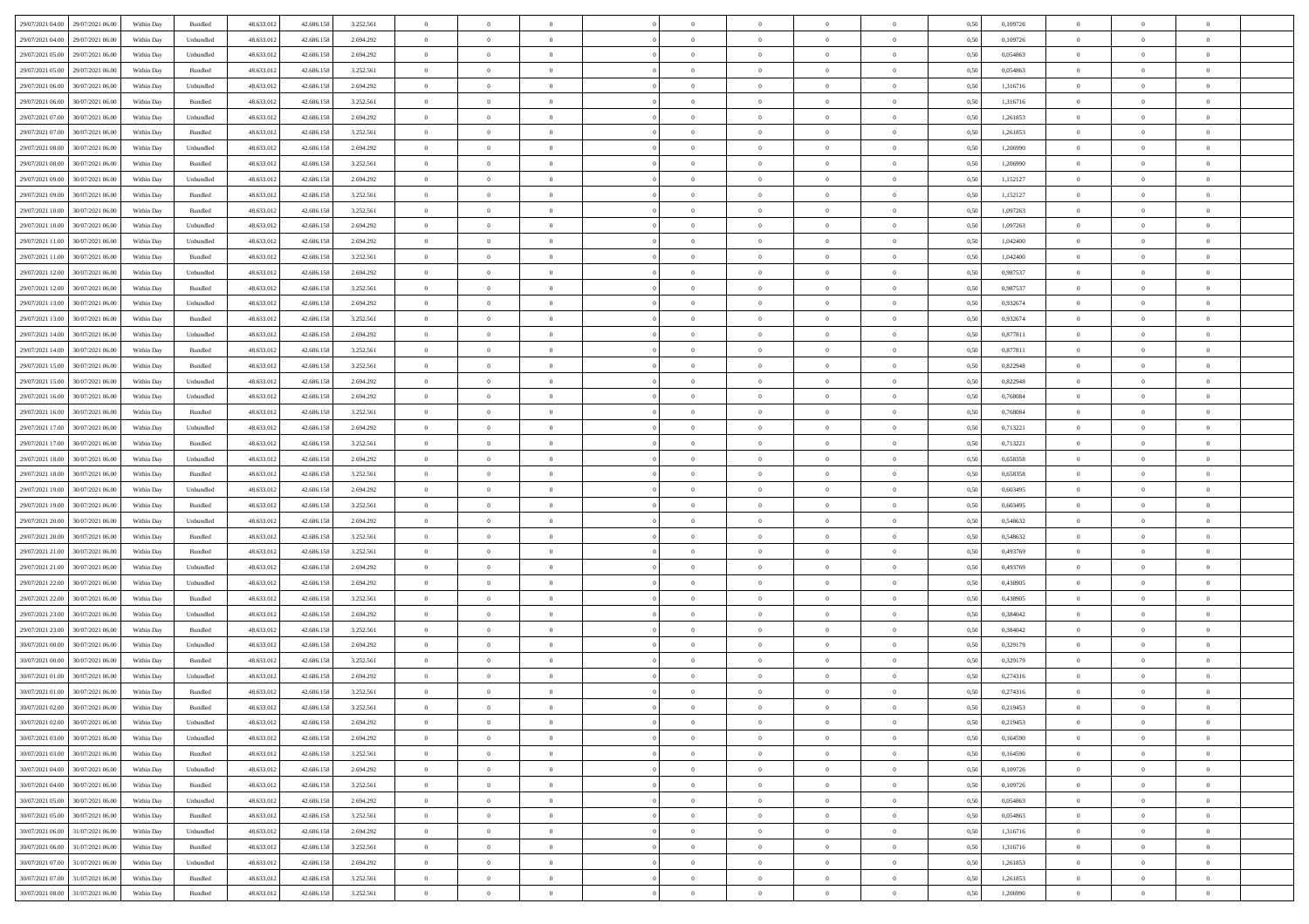| | | | | | | | | | | | | | | | | | | | | |
|---|---|---|---|---|---|---|---|---|---|---|---|---|---|---|---|---|---|---|---|---|
| 29/07/2021 04:00 | 29/07/2021 06:00 | Within Day | Bundled | 48.633.012 | 42.686.158 | 3.252.561 | 0 | 0 | 0 | | 0 | 0 | 0 | 0 | 0,50 | 0,109726 | 0 | 0 | 0 | |
| 29/07/2021 04:00 | 29/07/2021 06:00 | Within Day | Unbundled | 48.633.012 | 42.686.158 | 2.694.292 | 0 | 0 | 0 | | 0 | 0 | 0 | 0 | 0,50 | 0,109726 | 0 | 0 | 0 | |
| 29/07/2021 05:00 | 29/07/2021 06:00 | Within Day | Unbundled | 48.633.012 | 42.686.158 | 2.694.292 | 0 | 0 | 0 | | 0 | 0 | 0 | 0 | 0,50 | 0,054863 | 0 | 0 | 0 | |
| 29/07/2021 05:00 | 29/07/2021 06:00 | Within Day | Bundled | 48.633.012 | 42.686.158 | 3.252.561 | 0 | 0 | 0 | | 0 | 0 | 0 | 0 | 0,50 | 0,054863 | 0 | 0 | 0 | |
| 29/07/2021 06:00 | 30/07/2021 06:00 | Within Day | Unbundled | 48.633.012 | 42.686.158 | 2.694.292 | 0 | 0 | 0 | | 0 | 0 | 0 | 0 | 0,50 | 1,316716 | 0 | 0 | 0 | |
| 29/07/2021 06:00 | 30/07/2021 06:00 | Within Day | Bundled | 48.633.012 | 42.686.158 | 3.252.561 | 0 | 0 | 0 | | 0 | 0 | 0 | 0 | 0,50 | 1,316716 | 0 | 0 | 0 | |
| 29/07/2021 07:00 | 30/07/2021 06:00 | Within Day | Unbundled | 48.633.012 | 42.686.158 | 2.694.292 | 0 | 0 | 0 | | 0 | 0 | 0 | 0 | 0,50 | 1,261853 | 0 | 0 | 0 | |
| 29/07/2021 07:00 | 30/07/2021 06:00 | Within Day | Bundled | 48.633.012 | 42.686.158 | 3.252.561 | 0 | 0 | 0 | | 0 | 0 | 0 | 0 | 0,50 | 1,261853 | 0 | 0 | 0 | |
| 29/07/2021 08:00 | 30/07/2021 06:00 | Within Day | Unbundled | 48.633.012 | 42.686.158 | 2.694.292 | 0 | 0 | 0 | | 0 | 0 | 0 | 0 | 0,50 | 1,206990 | 0 | 0 | 0 | |
| 29/07/2021 08:00 | 30/07/2021 06:00 | Within Day | Bundled | 48.633.012 | 42.686.158 | 3.252.561 | 0 | 0 | 0 | | 0 | 0 | 0 | 0 | 0,50 | 1,206990 | 0 | 0 | 0 | |
| 29/07/2021 09:00 | 30/07/2021 06:00 | Within Day | Unbundled | 48.633.012 | 42.686.158 | 2.694.292 | 0 | 0 | 0 | | 0 | 0 | 0 | 0 | 0,50 | 1,152127 | 0 | 0 | 0 | |
| 29/07/2021 09:00 | 30/07/2021 06:00 | Within Day | Bundled | 48.633.012 | 42.686.158 | 3.252.561 | 0 | 0 | 0 | | 0 | 0 | 0 | 0 | 0,50 | 1,152127 | 0 | 0 | 0 | |
| 29/07/2021 10:00 | 30/07/2021 06:00 | Within Day | Bundled | 48.633.012 | 42.686.158 | 3.252.561 | 0 | 0 | 0 | | 0 | 0 | 0 | 0 | 0,50 | 1,097263 | 0 | 0 | 0 | |
| 29/07/2021 10:00 | 30/07/2021 06:00 | Within Day | Unbundled | 48.633.012 | 42.686.158 | 2.694.292 | 0 | 0 | 0 | | 0 | 0 | 0 | 0 | 0,50 | 1,097263 | 0 | 0 | 0 | |
| 29/07/2021 11:00 | 30/07/2021 06:00 | Within Day | Unbundled | 48.633.012 | 42.686.158 | 2.694.292 | 0 | 0 | 0 | | 0 | 0 | 0 | 0 | 0,50 | 1,042400 | 0 | 0 | 0 | |
| 29/07/2021 11:00 | 30/07/2021 06:00 | Within Day | Bundled | 48.633.012 | 42.686.158 | 3.252.561 | 0 | 0 | 0 | | 0 | 0 | 0 | 0 | 0,50 | 1,042400 | 0 | 0 | 0 | |
| 29/07/2021 12:00 | 30/07/2021 06:00 | Within Day | Unbundled | 48.633.012 | 42.686.158 | 2.694.292 | 0 | 0 | 0 | | 0 | 0 | 0 | 0 | 0,50 | 0,987537 | 0 | 0 | 0 | |
| 29/07/2021 12:00 | 30/07/2021 06:00 | Within Day | Bundled | 48.633.012 | 42.686.158 | 3.252.561 | 0 | 0 | 0 | | 0 | 0 | 0 | 0 | 0,50 | 0,987537 | 0 | 0 | 0 | |
| 29/07/2021 13:00 | 30/07/2021 06:00 | Within Day | Unbundled | 48.633.012 | 42.686.158 | 2.694.292 | 0 | 0 | 0 | | 0 | 0 | 0 | 0 | 0,50 | 0,932674 | 0 | 0 | 0 | |
| 29/07/2021 13:00 | 30/07/2021 06:00 | Within Day | Bundled | 48.633.012 | 42.686.158 | 3.252.561 | 0 | 0 | 0 | | 0 | 0 | 0 | 0 | 0,50 | 0,932674 | 0 | 0 | 0 | |
| 29/07/2021 14:00 | 30/07/2021 06:00 | Within Day | Unbundled | 48.633.012 | 42.686.158 | 2.694.292 | 0 | 0 | 0 | | 0 | 0 | 0 | 0 | 0,50 | 0,877811 | 0 | 0 | 0 | |
| 29/07/2021 14:00 | 30/07/2021 06:00 | Within Day | Bundled | 48.633.012 | 42.686.158 | 3.252.561 | 0 | 0 | 0 | | 0 | 0 | 0 | 0 | 0,50 | 0,877811 | 0 | 0 | 0 | |
| 29/07/2021 15:00 | 30/07/2021 06:00 | Within Day | Bundled | 48.633.012 | 42.686.158 | 3.252.561 | 0 | 0 | 0 | | 0 | 0 | 0 | 0 | 0,50 | 0,822948 | 0 | 0 | 0 | |
| 29/07/2021 15:00 | 30/07/2021 06:00 | Within Day | Unbundled | 48.633.012 | 42.686.158 | 2.694.292 | 0 | 0 | 0 | | 0 | 0 | 0 | 0 | 0,50 | 0,822948 | 0 | 0 | 0 | |
| 29/07/2021 16:00 | 30/07/2021 06:00 | Within Day | Unbundled | 48.633.012 | 42.686.158 | 2.694.292 | 0 | 0 | 0 | | 0 | 0 | 0 | 0 | 0,50 | 0,768084 | 0 | 0 | 0 | |
| 29/07/2021 16:00 | 30/07/2021 06:00 | Within Day | Bundled | 48.633.012 | 42.686.158 | 3.252.561 | 0 | 0 | 0 | | 0 | 0 | 0 | 0 | 0,50 | 0,768084 | 0 | 0 | 0 | |
| 29/07/2021 17:00 | 30/07/2021 06:00 | Within Day | Unbundled | 48.633.012 | 42.686.158 | 2.694.292 | 0 | 0 | 0 | | 0 | 0 | 0 | 0 | 0,50 | 0,713221 | 0 | 0 | 0 | |
| 29/07/2021 17:00 | 30/07/2021 06:00 | Within Day | Bundled | 48.633.012 | 42.686.158 | 3.252.561 | 0 | 0 | 0 | | 0 | 0 | 0 | 0 | 0,50 | 0,713221 | 0 | 0 | 0 | |
| 29/07/2021 18:00 | 30/07/2021 06:00 | Within Day | Unbundled | 48.633.012 | 42.686.158 | 2.694.292 | 0 | 0 | 0 | | 0 | 0 | 0 | 0 | 0,50 | 0,658358 | 0 | 0 | 0 | |
| 29/07/2021 18:00 | 30/07/2021 06:00 | Within Day | Bundled | 48.633.012 | 42.686.158 | 3.252.561 | 0 | 0 | 0 | | 0 | 0 | 0 | 0 | 0,50 | 0,658358 | 0 | 0 | 0 | |
| 29/07/2021 19:00 | 30/07/2021 06:00 | Within Day | Unbundled | 48.633.012 | 42.686.158 | 2.694.292 | 0 | 0 | 0 | | 0 | 0 | 0 | 0 | 0,50 | 0,603495 | 0 | 0 | 0 | |
| 29/07/2021 19:00 | 30/07/2021 06:00 | Within Day | Bundled | 48.633.012 | 42.686.158 | 3.252.561 | 0 | 0 | 0 | | 0 | 0 | 0 | 0 | 0,50 | 0,603495 | 0 | 0 | 0 | |
| 29/07/2021 20:00 | 30/07/2021 06:00 | Within Day | Unbundled | 48.633.012 | 42.686.158 | 2.694.292 | 0 | 0 | 0 | | 0 | 0 | 0 | 0 | 0,50 | 0,548632 | 0 | 0 | 0 | |
| 29/07/2021 20:00 | 30/07/2021 06:00 | Within Day | Bundled | 48.633.012 | 42.686.158 | 3.252.561 | 0 | 0 | 0 | | 0 | 0 | 0 | 0 | 0,50 | 0,548632 | 0 | 0 | 0 | |
| 29/07/2021 21:00 | 30/07/2021 06:00 | Within Day | Bundled | 48.633.012 | 42.686.158 | 3.252.561 | 0 | 0 | 0 | | 0 | 0 | 0 | 0 | 0,50 | 0,493769 | 0 | 0 | 0 | |
| 29/07/2021 21:00 | 30/07/2021 06:00 | Within Day | Unbundled | 48.633.012 | 42.686.158 | 2.694.292 | 0 | 0 | 0 | | 0 | 0 | 0 | 0 | 0,50 | 0,493769 | 0 | 0 | 0 | |
| 29/07/2021 22:00 | 30/07/2021 06:00 | Within Day | Unbundled | 48.633.012 | 42.686.158 | 2.694.292 | 0 | 0 | 0 | | 0 | 0 | 0 | 0 | 0,50 | 0,438905 | 0 | 0 | 0 | |
| 29/07/2021 22:00 | 30/07/2021 06:00 | Within Day | Bundled | 48.633.012 | 42.686.158 | 3.252.561 | 0 | 0 | 0 | | 0 | 0 | 0 | 0 | 0,50 | 0,438905 | 0 | 0 | 0 | |
| 29/07/2021 23:00 | 30/07/2021 06:00 | Within Day | Unbundled | 48.633.012 | 42.686.158 | 2.694.292 | 0 | 0 | 0 | | 0 | 0 | 0 | 0 | 0,50 | 0,384042 | 0 | 0 | 0 | |
| 29/07/2021 23:00 | 30/07/2021 06:00 | Within Day | Bundled | 48.633.012 | 42.686.158 | 3.252.561 | 0 | 0 | 0 | | 0 | 0 | 0 | 0 | 0,50 | 0,384042 | 0 | 0 | 0 | |
| 30/07/2021 00:00 | 30/07/2021 06:00 | Within Day | Unbundled | 48.633.012 | 42.686.158 | 2.694.292 | 0 | 0 | 0 | | 0 | 0 | 0 | 0 | 0,50 | 0,329179 | 0 | 0 | 0 | |
| 30/07/2021 00:00 | 30/07/2021 06:00 | Within Day | Bundled | 48.633.012 | 42.686.158 | 3.252.561 | 0 | 0 | 0 | | 0 | 0 | 0 | 0 | 0,50 | 0,329179 | 0 | 0 | 0 | |
| 30/07/2021 01:00 | 30/07/2021 06:00 | Within Day | Unbundled | 48.633.012 | 42.686.158 | 2.694.292 | 0 | 0 | 0 | | 0 | 0 | 0 | 0 | 0,50 | 0,274316 | 0 | 0 | 0 | |
| 30/07/2021 01:00 | 30/07/2021 06:00 | Within Day | Bundled | 48.633.012 | 42.686.158 | 3.252.561 | 0 | 0 | 0 | | 0 | 0 | 0 | 0 | 0,50 | 0,274316 | 0 | 0 | 0 | |
| 30/07/2021 02:00 | 30/07/2021 06:00 | Within Day | Bundled | 48.633.012 | 42.686.158 | 3.252.561 | 0 | 0 | 0 | | 0 | 0 | 0 | 0 | 0,50 | 0,219453 | 0 | 0 | 0 | |
| 30/07/2021 02:00 | 30/07/2021 06:00 | Within Day | Unbundled | 48.633.012 | 42.686.158 | 2.694.292 | 0 | 0 | 0 | | 0 | 0 | 0 | 0 | 0,50 | 0,219453 | 0 | 0 | 0 | |
| 30/07/2021 03:00 | 30/07/2021 06:00 | Within Day | Unbundled | 48.633.012 | 42.686.158 | 2.694.292 | 0 | 0 | 0 | | 0 | 0 | 0 | 0 | 0,50 | 0,164590 | 0 | 0 | 0 | |
| 30/07/2021 03:00 | 30/07/2021 06:00 | Within Day | Bundled | 48.633.012 | 42.686.158 | 3.252.561 | 0 | 0 | 0 | | 0 | 0 | 0 | 0 | 0,50 | 0,164590 | 0 | 0 | 0 | |
| 30/07/2021 04:00 | 30/07/2021 06:00 | Within Day | Unbundled | 48.633.012 | 42.686.158 | 2.694.292 | 0 | 0 | 0 | | 0 | 0 | 0 | 0 | 0,50 | 0,109726 | 0 | 0 | 0 | |
| 30/07/2021 04:00 | 30/07/2021 06:00 | Within Day | Bundled | 48.633.012 | 42.686.158 | 3.252.561 | 0 | 0 | 0 | | 0 | 0 | 0 | 0 | 0,50 | 0,109726 | 0 | 0 | 0 | |
| 30/07/2021 05:00 | 30/07/2021 06:00 | Within Day | Unbundled | 48.633.012 | 42.686.158 | 2.694.292 | 0 | 0 | 0 | | 0 | 0 | 0 | 0 | 0,50 | 0,054863 | 0 | 0 | 0 | |
| 30/07/2021 05:00 | 30/07/2021 06:00 | Within Day | Bundled | 48.633.012 | 42.686.158 | 3.252.561 | 0 | 0 | 0 | | 0 | 0 | 0 | 0 | 0,50 | 0,054863 | 0 | 0 | 0 | |
| 30/07/2021 06:00 | 31/07/2021 06:00 | Within Day | Unbundled | 48.633.012 | 42.686.158 | 2.694.292 | 0 | 0 | 0 | | 0 | 0 | 0 | 0 | 0,50 | 1,316716 | 0 | 0 | 0 | |
| 30/07/2021 06:00 | 31/07/2021 06:00 | Within Day | Bundled | 48.633.012 | 42.686.158 | 3.252.561 | 0 | 0 | 0 | | 0 | 0 | 0 | 0 | 0,50 | 1,316716 | 0 | 0 | 0 | |
| 30/07/2021 07:00 | 31/07/2021 06:00 | Within Day | Unbundled | 48.633.012 | 42.686.158 | 2.694.292 | 0 | 0 | 0 | | 0 | 0 | 0 | 0 | 0,50 | 1,261853 | 0 | 0 | 0 | |
| 30/07/2021 07:00 | 31/07/2021 06:00 | Within Day | Bundled | 48.633.012 | 42.686.158 | 3.252.561 | 0 | 0 | 0 | | 0 | 0 | 0 | 0 | 0,50 | 1,261853 | 0 | 0 | 0 | |
| 30/07/2021 08:00 | 31/07/2021 06:00 | Within Day | Bundled | 48.633.012 | 42.686.158 | 3.252.561 | 0 | 0 | 0 | | 0 | 0 | 0 | 0 | 0,50 | 1,206990 | 0 | 0 | 0 | |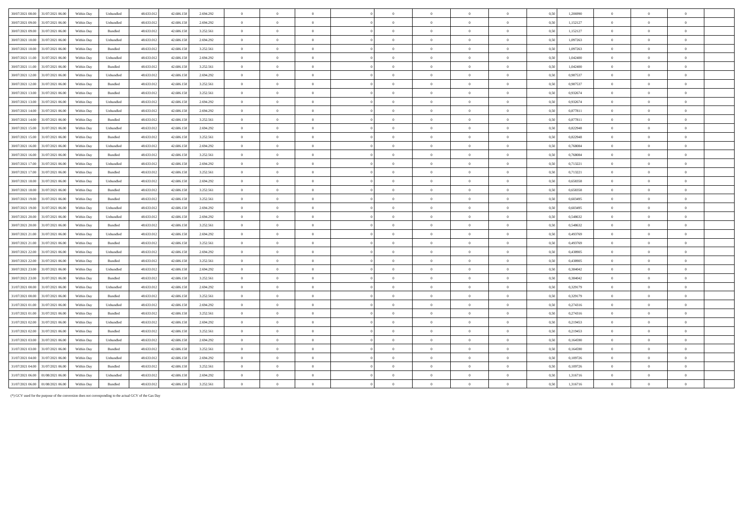| | | | | | | | | | | | | | | | | | | | | | |
|---|---|---|---|---|---|---|---|---|---|---|---|---|---|---|---|---|---|---|---|---|---|
| 30/07/2021 08.00 | 31/07/2021 06.00 | Within Day | Unbundled | 48.633.012 | 42.686.158 | 2.694.292 | 0 | 0 | 0 | | 0 | 0 | 0 | 0 | 0 | 0,50 | 1,206990 | 0 | 0 | 0 | |
| 30/07/2021 09.00 | 31/07/2021 06.00 | Within Day | Unbundled | 48.633.012 | 42.686.158 | 2.694.292 | 0 | 0 | 0 | | 0 | 0 | 0 | 0 | 0 | 0,50 | 1,152127 | 0 | 0 | 0 | |
| 30/07/2021 09.00 | 31/07/2021 06.00 | Within Day | Bundled | 48.633.012 | 42.686.158 | 3.252.561 | 0 | 0 | 0 | | 0 | 0 | 0 | 0 | 0 | 0,50 | 1,152127 | 0 | 0 | 0 | |
| 30/07/2021 10.00 | 31/07/2021 06.00 | Within Day | Unbundled | 48.633.012 | 42.686.158 | 2.694.292 | 0 | 0 | 0 | | 0 | 0 | 0 | 0 | 0 | 0,50 | 1,097263 | 0 | 0 | 0 | |
| 30/07/2021 10.00 | 31/07/2021 06.00 | Within Day | Bundled | 48.633.012 | 42.686.158 | 3.252.561 | 0 | 0 | 0 | | 0 | 0 | 0 | 0 | 0 | 0,50 | 1,097263 | 0 | 0 | 0 | |
| 30/07/2021 11.00 | 31/07/2021 06.00 | Within Day | Unbundled | 48.633.012 | 42.686.158 | 2.694.292 | 0 | 0 | 0 | | 0 | 0 | 0 | 0 | 0 | 0,50 | 1,042400 | 0 | 0 | 0 | |
| 30/07/2021 11.00 | 31/07/2021 06.00 | Within Day | Bundled | 48.633.012 | 42.686.158 | 3.252.561 | 0 | 0 | 0 | | 0 | 0 | 0 | 0 | 0 | 0,50 | 1,042400 | 0 | 0 | 0 | |
| 30/07/2021 12.00 | 31/07/2021 06.00 | Within Day | Unbundled | 48.633.012 | 42.686.158 | 2.694.292 | 0 | 0 | 0 | | 0 | 0 | 0 | 0 | 0 | 0,50 | 0,987537 | 0 | 0 | 0 | |
| 30/07/2021 12.00 | 31/07/2021 06.00 | Within Day | Bundled | 48.633.012 | 42.686.158 | 3.252.561 | 0 | 0 | 0 | | 0 | 0 | 0 | 0 | 0 | 0,50 | 0,987537 | 0 | 0 | 0 | |
| 30/07/2021 13.00 | 31/07/2021 06.00 | Within Day | Bundled | 48.633.012 | 42.686.158 | 3.252.561 | 0 | 0 | 0 | | 0 | 0 | 0 | 0 | 0 | 0,50 | 0,932674 | 0 | 0 | 0 | |
| 30/07/2021 13.00 | 31/07/2021 06.00 | Within Day | Unbundled | 48.633.012 | 42.686.158 | 2.694.292 | 0 | 0 | 0 | | 0 | 0 | 0 | 0 | 0 | 0,50 | 0,932674 | 0 | 0 | 0 | |
| 30/07/2021 14.00 | 31/07/2021 06.00 | Within Day | Unbundled | 48.633.012 | 42.686.158 | 2.694.292 | 0 | 0 | 0 | | 0 | 0 | 0 | 0 | 0 | 0,50 | 0,877811 | 0 | 0 | 0 | |
| 30/07/2021 14.00 | 31/07/2021 06.00 | Within Day | Bundled | 48.633.012 | 42.686.158 | 3.252.561 | 0 | 0 | 0 | | 0 | 0 | 0 | 0 | 0 | 0,50 | 0,877811 | 0 | 0 | 0 | |
| 30/07/2021 15.00 | 31/07/2021 06.00 | Within Day | Unbundled | 48.633.012 | 42.686.158 | 2.694.292 | 0 | 0 | 0 | | 0 | 0 | 0 | 0 | 0 | 0,50 | 0,822948 | 0 | 0 | 0 | |
| 30/07/2021 15.00 | 31/07/2021 06.00 | Within Day | Bundled | 48.633.012 | 42.686.158 | 3.252.561 | 0 | 0 | 0 | | 0 | 0 | 0 | 0 | 0 | 0,50 | 0,822948 | 0 | 0 | 0 | |
| 30/07/2021 16.00 | 31/07/2021 06.00 | Within Day | Unbundled | 48.633.012 | 42.686.158 | 2.694.292 | 0 | 0 | 0 | | 0 | 0 | 0 | 0 | 0 | 0,50 | 0,768084 | 0 | 0 | 0 | |
| 30/07/2021 16.00 | 31/07/2021 06.00 | Within Day | Bundled | 48.633.012 | 42.686.158 | 3.252.561 | 0 | 0 | 0 | | 0 | 0 | 0 | 0 | 0 | 0,50 | 0,768084 | 0 | 0 | 0 | |
| 30/07/2021 17.00 | 31/07/2021 06.00 | Within Day | Unbundled | 48.633.012 | 42.686.158 | 2.694.292 | 0 | 0 | 0 | | 0 | 0 | 0 | 0 | 0 | 0,50 | 0,713221 | 0 | 0 | 0 | |
| 30/07/2021 17.00 | 31/07/2021 06.00 | Within Day | Bundled | 48.633.012 | 42.686.158 | 3.252.561 | 0 | 0 | 0 | | 0 | 0 | 0 | 0 | 0 | 0,50 | 0,713221 | 0 | 0 | 0 | |
| 30/07/2021 18.00 | 31/07/2021 06.00 | Within Day | Unbundled | 48.633.012 | 42.686.158 | 2.694.292 | 0 | 0 | 0 | | 0 | 0 | 0 | 0 | 0 | 0,50 | 0,658358 | 0 | 0 | 0 | |
| 30/07/2021 18.00 | 31/07/2021 06.00 | Within Day | Bundled | 48.633.012 | 42.686.158 | 3.252.561 | 0 | 0 | 0 | | 0 | 0 | 0 | 0 | 0 | 0,50 | 0,658358 | 0 | 0 | 0 | |
| 30/07/2021 19.00 | 31/07/2021 06.00 | Within Day | Bundled | 48.633.012 | 42.686.158 | 3.252.561 | 0 | 0 | 0 | | 0 | 0 | 0 | 0 | 0 | 0,50 | 0,603495 | 0 | 0 | 0 | |
| 30/07/2021 19.00 | 31/07/2021 06.00 | Within Day | Unbundled | 48.633.012 | 42.686.158 | 2.694.292 | 0 | 0 | 0 | | 0 | 0 | 0 | 0 | 0 | 0,50 | 0,603495 | 0 | 0 | 0 | |
| 30/07/2021 20.00 | 31/07/2021 06.00 | Within Day | Unbundled | 48.633.012 | 42.686.158 | 2.694.292 | 0 | 0 | 0 | | 0 | 0 | 0 | 0 | 0 | 0,50 | 0,548632 | 0 | 0 | 0 | |
| 30/07/2021 20.00 | 31/07/2021 06.00 | Within Day | Bundled | 48.633.012 | 42.686.158 | 3.252.561 | 0 | 0 | 0 | | 0 | 0 | 0 | 0 | 0 | 0,50 | 0,548632 | 0 | 0 | 0 | |
| 30/07/2021 21.00 | 31/07/2021 06.00 | Within Day | Unbundled | 48.633.012 | 42.686.158 | 2.694.292 | 0 | 0 | 0 | | 0 | 0 | 0 | 0 | 0 | 0,50 | 0,493769 | 0 | 0 | 0 | |
| 30/07/2021 21.00 | 31/07/2021 06.00 | Within Day | Bundled | 48.633.012 | 42.686.158 | 3.252.561 | 0 | 0 | 0 | | 0 | 0 | 0 | 0 | 0 | 0,50 | 0,493769 | 0 | 0 | 0 | |
| 30/07/2021 22.00 | 31/07/2021 06.00 | Within Day | Unbundled | 48.633.012 | 42.686.158 | 2.694.292 | 0 | 0 | 0 | | 0 | 0 | 0 | 0 | 0 | 0,50 | 0,438905 | 0 | 0 | 0 | |
| 30/07/2021 22.00 | 31/07/2021 06.00 | Within Day | Bundled | 48.633.012 | 42.686.158 | 3.252.561 | 0 | 0 | 0 | | 0 | 0 | 0 | 0 | 0 | 0,50 | 0,438905 | 0 | 0 | 0 | |
| 30/07/2021 23.00 | 31/07/2021 06.00 | Within Day | Unbundled | 48.633.012 | 42.686.158 | 2.694.292 | 0 | 0 | 0 | | 0 | 0 | 0 | 0 | 0 | 0,50 | 0,384042 | 0 | 0 | 0 | |
| 30/07/2021 23.00 | 31/07/2021 06.00 | Within Day | Bundled | 48.633.012 | 42.686.158 | 3.252.561 | 0 | 0 | 0 | | 0 | 0 | 0 | 0 | 0 | 0,50 | 0,384042 | 0 | 0 | 0 | |
| 31/07/2021 00.00 | 31/07/2021 06.00 | Within Day | Unbundled | 48.633.012 | 42.686.158 | 2.694.292 | 0 | 0 | 0 | | 0 | 0 | 0 | 0 | 0 | 0,50 | 0,329179 | 0 | 0 | 0 | |
| 31/07/2021 00.00 | 31/07/2021 06.00 | Within Day | Bundled | 48.633.012 | 42.686.158 | 3.252.561 | 0 | 0 | 0 | | 0 | 0 | 0 | 0 | 0 | 0,50 | 0,329179 | 0 | 0 | 0 | |
| 31/07/2021 01.00 | 31/07/2021 06.00 | Within Day | Unbundled | 48.633.012 | 42.686.158 | 2.694.292 | 0 | 0 | 0 | | 0 | 0 | 0 | 0 | 0 | 0,50 | 0,274316 | 0 | 0 | 0 | |
| 31/07/2021 01.00 | 31/07/2021 06.00 | Within Day | Bundled | 48.633.012 | 42.686.158 | 3.252.561 | 0 | 0 | 0 | | 0 | 0 | 0 | 0 | 0 | 0,50 | 0,274316 | 0 | 0 | 0 | |
| 31/07/2021 02.00 | 31/07/2021 06.00 | Within Day | Unbundled | 48.633.012 | 42.686.158 | 2.694.292 | 0 | 0 | 0 | | 0 | 0 | 0 | 0 | 0 | 0,50 | 0,219453 | 0 | 0 | 0 | |
| 31/07/2021 02.00 | 31/07/2021 06.00 | Within Day | Bundled | 48.633.012 | 42.686.158 | 3.252.561 | 0 | 0 | 0 | | 0 | 0 | 0 | 0 | 0 | 0,50 | 0,219453 | 0 | 0 | 0 | |
| 31/07/2021 03.00 | 31/07/2021 06.00 | Within Day | Unbundled | 48.633.012 | 42.686.158 | 2.694.292 | 0 | 0 | 0 | | 0 | 0 | 0 | 0 | 0 | 0,50 | 0,164590 | 0 | 0 | 0 | |
| 31/07/2021 03.00 | 31/07/2021 06.00 | Within Day | Bundled | 48.633.012 | 42.686.158 | 3.252.561 | 0 | 0 | 0 | | 0 | 0 | 0 | 0 | 0 | 0,50 | 0,164590 | 0 | 0 | 0 | |
| 31/07/2021 04.00 | 31/07/2021 06.00 | Within Day | Unbundled | 48.633.012 | 42.686.158 | 2.694.292 | 0 | 0 | 0 | | 0 | 0 | 0 | 0 | 0 | 0,50 | 0,109726 | 0 | 0 | 0 | |
| 31/07/2021 04.00 | 31/07/2021 06.00 | Within Day | Bundled | 48.633.012 | 42.686.158 | 3.252.561 | 0 | 0 | 0 | | 0 | 0 | 0 | 0 | 0 | 0,50 | 0,109726 | 0 | 0 | 0 | |
| 31/07/2021 06.00 | 01/08/2021 06.00 | Within Day | Unbundled | 48.633.012 | 42.686.158 | 2.694.292 | 0 | 0 | 0 | | 0 | 0 | 0 | 0 | 0 | 0,50 | 1,316716 | 0 | 0 | 0 | |
| 31/07/2021 06.00 | 01/08/2021 06.00 | Within Day | Bundled | 48.633.012 | 42.686.158 | 3.252.561 | 0 | 0 | 0 | | 0 | 0 | 0 | 0 | 0 | 0,50 | 1,316716 | 0 | 0 | 0 | |

(*) GCV used for the purpose of the conversion does not corresponding to the actual GCV of the Gas Day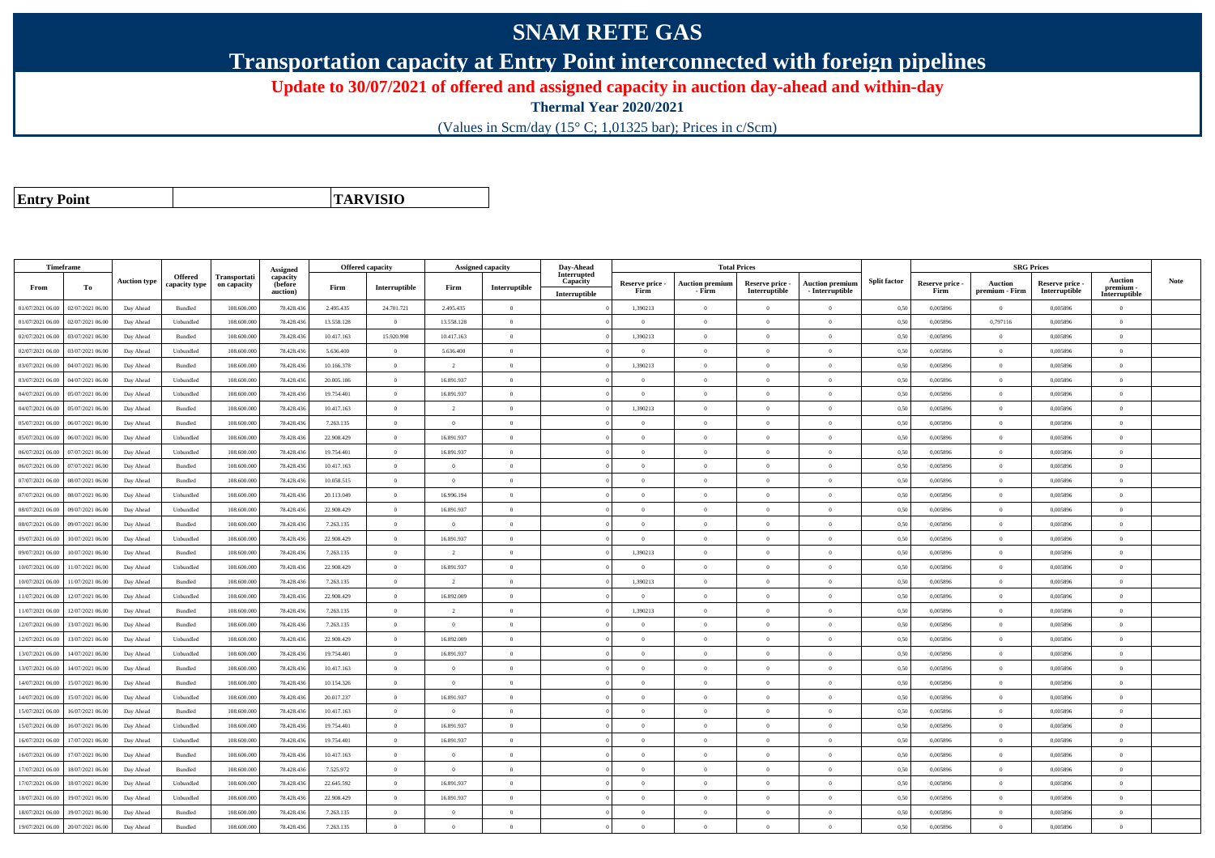# SNAM RETE GAS

## Transportation capacity at Entry Point interconnected with foreign pipelines

**Update to 30/07/2021 of offered and assigned capacity in auction day-ahead and within-day**

**Thermal Year 2020/2021**

(Values in Scm/day (15° C; 1,01325 bar); Prices in c/Scm)

| **Entry Point** | **TARVISIO** |
|---|---|

| Timeframe | | Auction type | Offered capacity type | Transportation capacity | Assigned capacity (before auction) | Offered capacity | | Assigned capacity | | Day-Ahead Interrupted Capacity | Total Prices | | | | Split factor | SRG Prices | | | | Note |
|---|---|---|---|---|---|---|---|---|---|---|---|---|---|---|---|---|---|---|---|---|
| From | To | | | | | Firm | Interruptible | Firm | Interruptible | Interruptible | Reserve price - Firm | Auction premium - Firm | Reserve price - Interruptible | Auction premium - Interruptible | | Reserve price - Firm | Auction premium - Firm | Reserve price - Interruptible | Auction premium - Interruptible | |
| 01/07/2021 06.00 | 02/07/2021 06.00 | Day Ahead | Bundled | 108.600.000 | 78.428.436 | 2.495.435 | 24.701.721 | 2.495.435 | 0 | 0 | 1,390213 | 0 | 0 | 0 | 0,50 | 0,005896 | 0 | 0,005896 | 0 | |
| 01/07/2021 06.00 | 02/07/2021 06.00 | Day Ahead | Unbundled | 108.600.000 | 78.428.436 | 13.558.128 | 0 | 13.558.128 | 0 | 0 | 0 | 0 | 0 | 0 | 0,50 | 0,005896 | 0,797116 | 0,005896 | 0 | |
| 02/07/2021 06.00 | 03/07/2021 06.00 | Day Ahead | Bundled | 108.600.000 | 78.428.436 | 10.417.163 | 15.920.998 | 10.417.163 | 0 | 0 | 1,390213 | 0 | 0 | 0 | 0,50 | 0,005896 | 0 | 0,005896 | 0 | |
| 02/07/2021 06.00 | 03/07/2021 06.00 | Day Ahead | Unbundled | 108.600.000 | 78.428.436 | 5.636.400 | 0 | 5.636.400 | 0 | 0 | 0 | 0 | 0 | 0 | 0,50 | 0,005896 | 0 | 0,005896 | 0 | |
| 03/07/2021 06.00 | 04/07/2021 06.00 | Day Ahead | Bundled | 108.600.000 | 78.428.436 | 10.166.378 | 0 | 2 | 0 | 0 | 1,390213 | 0 | 0 | 0 | 0,50 | 0,005896 | 0 | 0,005896 | 0 | |
| 03/07/2021 06.00 | 04/07/2021 06.00 | Day Ahead | Unbundled | 108.600.000 | 78.428.436 | 20.005.186 | 0 | 16.891.937 | 0 | 0 | 0 | 0 | 0 | 0 | 0,50 | 0,005896 | 0 | 0,005896 | 0 | |
| 04/07/2021 06.00 | 05/07/2021 06.00 | Day Ahead | Unbundled | 108.600.000 | 78.428.436 | 19.754.401 | 0 | 16.891.937 | 0 | 0 | 0 | 0 | 0 | 0 | 0,50 | 0,005896 | 0 | 0,005896 | 0 | |
| 04/07/2021 06.00 | 05/07/2021 06.00 | Day Ahead | Bundled | 108.600.000 | 78.428.436 | 10.417.163 | 0 | 2 | 0 | 0 | 1,390213 | 0 | 0 | 0 | 0,50 | 0,005896 | 0 | 0,005896 | 0 | |
| 05/07/2021 06.00 | 06/07/2021 06.00 | Day Ahead | Bundled | 108.600.000 | 78.428.436 | 7.263.135 | 0 | 0 | 0 | 0 | 0 | 0 | 0 | 0 | 0,50 | 0,005896 | 0 | 0,005896 | 0 | |
| 05/07/2021 06.00 | 06/07/2021 06.00 | Day Ahead | Unbundled | 108.600.000 | 78.428.436 | 22.908.429 | 0 | 16.891.937 | 0 | 0 | 0 | 0 | 0 | 0 | 0,50 | 0,005896 | 0 | 0,005896 | 0 | |
| 06/07/2021 06.00 | 07/07/2021 06.00 | Day Ahead | Unbundled | 108.600.000 | 78.428.436 | 19.754.401 | 0 | 16.891.937 | 0 | 0 | 0 | 0 | 0 | 0 | 0,50 | 0,005896 | 0 | 0,005896 | 0 | |
| 06/07/2021 06.00 | 07/07/2021 06.00 | Day Ahead | Bundled | 108.600.000 | 78.428.436 | 10.417.163 | 0 | 0 | 0 | 0 | 0 | 0 | 0 | 0 | 0,50 | 0,005896 | 0 | 0,005896 | 0 | |
| 07/07/2021 06.00 | 08/07/2021 06.00 | Day Ahead | Bundled | 108.600.000 | 78.428.436 | 10.058.515 | 0 | 0 | 0 | 0 | 0 | 0 | 0 | 0 | 0,50 | 0,005896 | 0 | 0,005896 | 0 | |
| 07/07/2021 06.00 | 08/07/2021 06.00 | Day Ahead | Unbundled | 108.600.000 | 78.428.436 | 20.113.049 | 0 | 16.996.194 | 0 | 0 | 0 | 0 | 0 | 0 | 0,50 | 0,005896 | 0 | 0,005896 | 0 | |
| 08/07/2021 06.00 | 09/07/2021 06.00 | Day Ahead | Unbundled | 108.600.000 | 78.428.436 | 22.908.429 | 0 | 16.891.937 | 0 | 0 | 0 | 0 | 0 | 0 | 0,50 | 0,005896 | 0 | 0,005896 | 0 | |
| 08/07/2021 06.00 | 09/07/2021 06.00 | Day Ahead | Bundled | 108.600.000 | 78.428.436 | 7.263.135 | 0 | 0 | 0 | 0 | 0 | 0 | 0 | 0 | 0,50 | 0,005896 | 0 | 0,005896 | 0 | |
| 09/07/2021 06.00 | 10/07/2021 06.00 | Day Ahead | Unbundled | 108.600.000 | 78.428.436 | 22.908.429 | 0 | 16.891.937 | 0 | 0 | 0 | 0 | 0 | 0 | 0,50 | 0,005896 | 0 | 0,005896 | 0 | |
| 09/07/2021 06.00 | 10/07/2021 06.00 | Day Ahead | Bundled | 108.600.000 | 78.428.436 | 7.263.135 | 0 | 2 | 0 | 0 | 1,390213 | 0 | 0 | 0 | 0,50 | 0,005896 | 0 | 0,005896 | 0 | |
| 10/07/2021 06.00 | 11/07/2021 06.00 | Day Ahead | Unbundled | 108.600.000 | 78.428.436 | 22.908.429 | 0 | 16.891.937 | 0 | 0 | 0 | 0 | 0 | 0 | 0,50 | 0,005896 | 0 | 0,005896 | 0 | |
| 10/07/2021 06.00 | 11/07/2021 06.00 | Day Ahead | Bundled | 108.600.000 | 78.428.436 | 7.263.135 | 0 | 2 | 0 | 0 | 1,390213 | 0 | 0 | 0 | 0,50 | 0,005896 | 0 | 0,005896 | 0 | |
| 11/07/2021 06.00 | 12/07/2021 06.00 | Day Ahead | Unbundled | 108.600.000 | 78.428.436 | 22.908.429 | 0 | 16.892.009 | 0 | 0 | 0 | 0 | 0 | 0 | 0,50 | 0,005896 | 0 | 0,005896 | 0 | |
| 11/07/2021 06.00 | 12/07/2021 06.00 | Day Ahead | Bundled | 108.600.000 | 78.428.436 | 7.263.135 | 0 | 2 | 0 | 0 | 1,390213 | 0 | 0 | 0 | 0,50 | 0,005896 | 0 | 0,005896 | 0 | |
| 12/07/2021 06.00 | 13/07/2021 06.00 | Day Ahead | Bundled | 108.600.000 | 78.428.436 | 7.263.135 | 0 | 0 | 0 | 0 | 0 | 0 | 0 | 0 | 0,50 | 0,005896 | 0 | 0,005896 | 0 | |
| 12/07/2021 06.00 | 13/07/2021 06.00 | Day Ahead | Unbundled | 108.600.000 | 78.428.436 | 22.908.429 | 0 | 16.892.009 | 0 | 0 | 0 | 0 | 0 | 0 | 0,50 | 0,005896 | 0 | 0,005896 | 0 | |
| 13/07/2021 06.00 | 14/07/2021 06.00 | Day Ahead | Unbundled | 108.600.000 | 78.428.436 | 19.754.401 | 0 | 16.891.937 | 0 | 0 | 0 | 0 | 0 | 0 | 0,50 | 0,005896 | 0 | 0,005896 | 0 | |
| 13/07/2021 06.00 | 14/07/2021 06.00 | Day Ahead | Bundled | 108.600.000 | 78.428.436 | 10.417.163 | 0 | 0 | 0 | 0 | 0 | 0 | 0 | 0 | 0,50 | 0,005896 | 0 | 0,005896 | 0 | |
| 14/07/2021 06.00 | 15/07/2021 06.00 | Day Ahead | Bundled | 108.600.000 | 78.428.436 | 10.154.326 | 0 | 0 | 0 | 0 | 0 | 0 | 0 | 0 | 0,50 | 0,005896 | 0 | 0,005896 | 0 | |
| 14/07/2021 06.00 | 15/07/2021 06.00 | Day Ahead | Unbundled | 108.600.000 | 78.428.436 | 20.017.237 | 0 | 16.891.937 | 0 | 0 | 0 | 0 | 0 | 0 | 0,50 | 0,005896 | 0 | 0,005896 | 0 | |
| 15/07/2021 06.00 | 16/07/2021 06.00 | Day Ahead | Bundled | 108.600.000 | 78.428.436 | 10.417.163 | 0 | 0 | 0 | 0 | 0 | 0 | 0 | 0 | 0,50 | 0,005896 | 0 | 0,005896 | 0 | |
| 15/07/2021 06.00 | 16/07/2021 06.00 | Day Ahead | Unbundled | 108.600.000 | 78.428.436 | 19.754.401 | 0 | 16.891.937 | 0 | 0 | 0 | 0 | 0 | 0 | 0,50 | 0,005896 | 0 | 0,005896 | 0 | |
| 16/07/2021 06.00 | 17/07/2021 06.00 | Day Ahead | Unbundled | 108.600.000 | 78.428.436 | 19.754.401 | 0 | 16.891.937 | 0 | 0 | 0 | 0 | 0 | 0 | 0,50 | 0,005896 | 0 | 0,005896 | 0 | |
| 16/07/2021 06.00 | 17/07/2021 06.00 | Day Ahead | Bundled | 108.600.000 | 78.428.436 | 10.417.163 | 0 | 0 | 0 | 0 | 0 | 0 | 0 | 0 | 0,50 | 0,005896 | 0 | 0,005896 | 0 | |
| 17/07/2021 06.00 | 18/07/2021 06.00 | Day Ahead | Bundled | 108.600.000 | 78.428.436 | 7.525.972 | 0 | 0 | 0 | 0 | 0 | 0 | 0 | 0 | 0,50 | 0,005896 | 0 | 0,005896 | 0 | |
| 17/07/2021 06.00 | 18/07/2021 06.00 | Day Ahead | Unbundled | 108.600.000 | 78.428.436 | 22.645.592 | 0 | 16.891.937 | 0 | 0 | 0 | 0 | 0 | 0 | 0,50 | 0,005896 | 0 | 0,005896 | 0 | |
| 18/07/2021 06.00 | 19/07/2021 06.00 | Day Ahead | Unbundled | 108.600.000 | 78.428.436 | 22.908.429 | 0 | 16.891.937 | 0 | 0 | 0 | 0 | 0 | 0 | 0,50 | 0,005896 | 0 | 0,005896 | 0 | |
| 18/07/2021 06.00 | 19/07/2021 06.00 | Day Ahead | Bundled | 108.600.000 | 78.428.436 | 7.263.135 | 0 | 0 | 0 | 0 | 0 | 0 | 0 | 0 | 0,50 | 0,005896 | 0 | 0,005896 | 0 | |
| 19/07/2021 06.00 | 20/07/2021 06.00 | Day Ahead | Bundled | 108.600.000 | 78.428.436 | 7.263.135 | 0 | 0 | 0 | 0 | 0 | 0 | 0 | 0 | 0,50 | 0,005896 | 0 | 0,005896 | 0 | |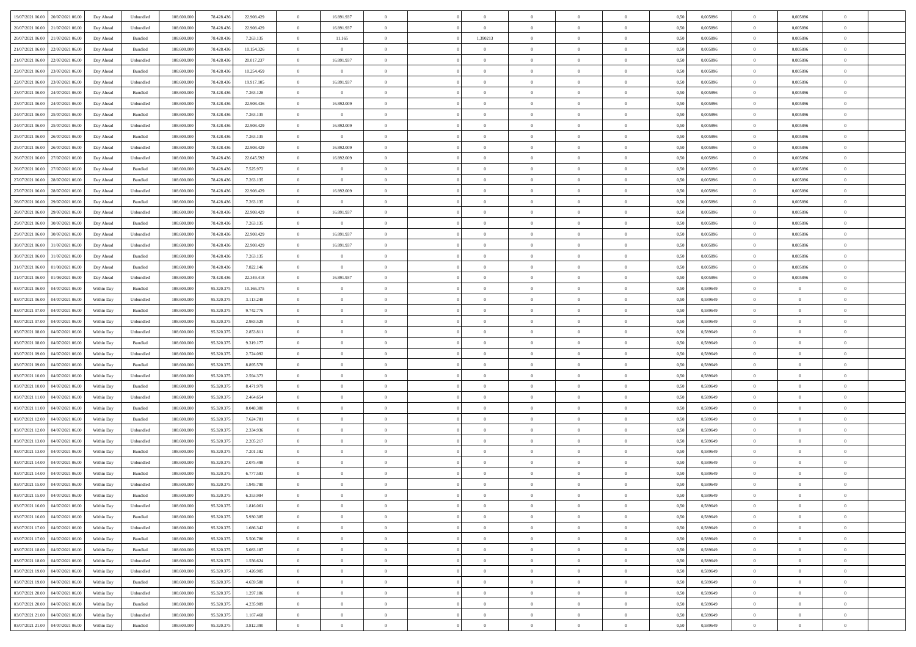| 19/07/2021 06:00 | 20/07/2021 06:00 | Day Ahead | Unbundled | 108.600.000 | 78.428.436 | 22.908.429 | 0 | 16.891.937 | 0 | | 0 | 0 | 0 | 0 | 0 | 0,50 | 0,005896 | 0 | 0,005896 | 0 | |
|---|---|---|---|---|---|---|---|---|---|---|---|---|---|---|---|---|---|---|---|---|---|
| 20/07/2021 06:00 | 21/07/2021 06:00 | Day Ahead | Unbundled | 108.600.000 | 78.428.436 | 22.908.429 | 0 | 16.891.937 | 0 | | 0 | 0 | 0 | 0 | 0 | 0,50 | 0,005896 | 0 | 0,005896 | 0 | |
| 20/07/2021 06:00 | 21/07/2021 06:00 | Day Ahead | Bundled | 108.600.000 | 78.428.436 | 7.263.135 | 0 | 11.165 | 0 | | 1,390213 | 0 | 0 | 0 | 0 | 0,50 | 0,005896 | 0 | 0,005896 | 0 | |
| 21/07/2021 06:00 | 22/07/2021 06:00 | Day Ahead | Bundled | 108.600.000 | 78.428.436 | 10.154.326 | 0 | 0 | 0 | | 0 | 0 | 0 | 0 | 0 | 0,50 | 0,005896 | 0 | 0,005896 | 0 | |
| 21/07/2021 06:00 | 22/07/2021 06:00 | Day Ahead | Unbundled | 108.600.000 | 78.428.436 | 20.017.237 | 0 | 16.891.937 | 0 | | 0 | 0 | 0 | 0 | 0 | 0,50 | 0,005896 | 0 | 0,005896 | 0 | |
| 22/07/2021 06:00 | 23/07/2021 06:00 | Day Ahead | Bundled | 108.600.000 | 78.428.436 | 10.254.459 | 0 | 0 | 0 | | 0 | 0 | 0 | 0 | 0 | 0,50 | 0,005896 | 0 | 0,005896 | 0 | |
| 22/07/2021 06:00 | 23/07/2021 06:00 | Day Ahead | Unbundled | 108.600.000 | 78.428.436 | 19.917.105 | 0 | 16.891.937 | 0 | | 0 | 0 | 0 | 0 | 0 | 0,50 | 0,005896 | 0 | 0,005896 | 0 | |
| 23/07/2021 06:00 | 24/07/2021 06:00 | Day Ahead | Bundled | 108.600.000 | 78.428.436 | 7.263.128 | 0 | 0 | 0 | | 0 | 0 | 0 | 0 | 0 | 0,50 | 0,005896 | 0 | 0,005896 | 0 | |
| 23/07/2021 06:00 | 24/07/2021 06:00 | Day Ahead | Unbundled | 108.600.000 | 78.428.436 | 22.908.436 | 0 | 16.892.009 | 0 | | 0 | 0 | 0 | 0 | 0 | 0,50 | 0,005896 | 0 | 0,005896 | 0 | |
| 24/07/2021 06:00 | 25/07/2021 06:00 | Day Ahead | Bundled | 108.600.000 | 78.428.436 | 7.263.135 | 0 | 0 | 0 | | 0 | 0 | 0 | 0 | 0 | 0,50 | 0,005896 | 0 | 0,005896 | 0 | |
| 24/07/2021 06:00 | 25/07/2021 06:00 | Day Ahead | Unbundled | 108.600.000 | 78.428.436 | 22.908.429 | 0 | 16.892.009 | 0 | | 0 | 0 | 0 | 0 | 0 | 0,50 | 0,005896 | 0 | 0,005896 | 0 | |
| 25/07/2021 06:00 | 26/07/2021 06:00 | Day Ahead | Bundled | 108.600.000 | 78.428.436 | 7.263.135 | 0 | 0 | 0 | | 0 | 0 | 0 | 0 | 0 | 0,50 | 0,005896 | 0 | 0,005896 | 0 | |
| 25/07/2021 06:00 | 26/07/2021 06:00 | Day Ahead | Unbundled | 108.600.000 | 78.428.436 | 22.908.429 | 0 | 16.892.009 | 0 | | 0 | 0 | 0 | 0 | 0 | 0,50 | 0,005896 | 0 | 0,005896 | 0 | |
| 26/07/2021 06:00 | 27/07/2021 06:00 | Day Ahead | Unbundled | 108.600.000 | 78.428.436 | 22.645.592 | 0 | 16.892.009 | 0 | | 0 | 0 | 0 | 0 | 0 | 0,50 | 0,005896 | 0 | 0,005896 | 0 | |
| 26/07/2021 06:00 | 27/07/2021 06:00 | Day Ahead | Bundled | 108.600.000 | 78.428.436 | 7.525.972 | 0 | 0 | 0 | | 0 | 0 | 0 | 0 | 0 | 0,50 | 0,005896 | 0 | 0,005896 | 0 | |
| 27/07/2021 06:00 | 28/07/2021 06:00 | Day Ahead | Bundled | 108.600.000 | 78.428.436 | 7.263.135 | 0 | 0 | 0 | | 0 | 0 | 0 | 0 | 0 | 0,50 | 0,005896 | 0 | 0,005896 | 0 | |
| 27/07/2021 06:00 | 28/07/2021 06:00 | Day Ahead | Unbundled | 108.600.000 | 78.428.436 | 22.908.429 | 0 | 16.892.009 | 0 | | 0 | 0 | 0 | 0 | 0 | 0,50 | 0,005896 | 0 | 0,005896 | 0 | |
| 28/07/2021 06:00 | 29/07/2021 06:00 | Day Ahead | Bundled | 108.600.000 | 78.428.436 | 7.263.135 | 0 | 0 | 0 | | 0 | 0 | 0 | 0 | 0 | 0,50 | 0,005896 | 0 | 0,005896 | 0 | |
| 28/07/2021 06:00 | 29/07/2021 06:00 | Day Ahead | Unbundled | 108.600.000 | 78.428.436 | 22.908.429 | 0 | 16.891.937 | 0 | | 0 | 0 | 0 | 0 | 0 | 0,50 | 0,005896 | 0 | 0,005896 | 0 | |
| 29/07/2021 06:00 | 30/07/2021 06:00 | Day Ahead | Bundled | 108.600.000 | 78.428.436 | 7.263.135 | 0 | 0 | 0 | | 0 | 0 | 0 | 0 | 0 | 0,50 | 0,005896 | 0 | 0,005896 | 0 | |
| 29/07/2021 06:00 | 30/07/2021 06:00 | Day Ahead | Unbundled | 108.600.000 | 78.428.436 | 22.908.429 | 0 | 16.891.937 | 0 | | 0 | 0 | 0 | 0 | 0 | 0,50 | 0,005896 | 0 | 0,005896 | 0 | |
| 30/07/2021 06:00 | 31/07/2021 06:00 | Day Ahead | Unbundled | 108.600.000 | 78.428.436 | 22.908.429 | 0 | 16.891.937 | 0 | | 0 | 0 | 0 | 0 | 0 | 0,50 | 0,005896 | 0 | 0,005896 | 0 | |
| 30/07/2021 06:00 | 31/07/2021 06:00 | Day Ahead | Bundled | 108.600.000 | 78.428.436 | 7.263.135 | 0 | 0 | 0 | | 0 | 0 | 0 | 0 | 0 | 0,50 | 0,005896 | 0 | 0,005896 | 0 | |
| 31/07/2021 06:00 | 01/08/2021 06:00 | Day Ahead | Bundled | 108.600.000 | 78.428.436 | 7.822.146 | 0 | 0 | 0 | | 0 | 0 | 0 | 0 | 0 | 0,50 | 0,005896 | 0 | 0,005896 | 0 | |
| 31/07/2021 06:00 | 01/08/2021 06:00 | Day Ahead | Unbundled | 108.600.000 | 78.428.436 | 22.349.418 | 0 | 16.891.937 | 0 | | 0 | 0 | 0 | 0 | 0 | 0,50 | 0,005896 | 0 | 0,005896 | 0 | |
| 03/07/2021 06:00 | 04/07/2021 06:00 | Within Day | Bundled | 108.600.000 | 95.320.375 | 10.166.375 | 0 | 0 | 0 | | 0 | 0 | 0 | 0 | 0 | 0,50 | 0,589649 | 0 | 0 | 0 | |
| 03/07/2021 06:00 | 04/07/2021 06:00 | Within Day | Unbundled | 108.600.000 | 95.320.375 | 3.113.248 | 0 | 0 | 0 | | 0 | 0 | 0 | 0 | 0 | 0,50 | 0,589649 | 0 | 0 | 0 | |
| 03/07/2021 07:00 | 04/07/2021 06:00 | Within Day | Bundled | 108.600.000 | 95.320.375 | 9.742.776 | 0 | 0 | 0 | | 0 | 0 | 0 | 0 | 0 | 0,50 | 0,589649 | 0 | 0 | 0 | |
| 03/07/2021 07:00 | 04/07/2021 06:00 | Within Day | Unbundled | 108.600.000 | 95.320.375 | 2.983.529 | 0 | 0 | 0 | | 0 | 0 | 0 | 0 | 0 | 0,50 | 0,589649 | 0 | 0 | 0 | |
| 03/07/2021 08:00 | 04/07/2021 06:00 | Within Day | Unbundled | 108.600.000 | 95.320.375 | 2.853.811 | 0 | 0 | 0 | | 0 | 0 | 0 | 0 | 0 | 0,50 | 0,589649 | 0 | 0 | 0 | |
| 03/07/2021 08:00 | 04/07/2021 06:00 | Within Day | Bundled | 108.600.000 | 95.320.375 | 9.319.177 | 0 | 0 | 0 | | 0 | 0 | 0 | 0 | 0 | 0,50 | 0,589649 | 0 | 0 | 0 | |
| 03/07/2021 09:00 | 04/07/2021 06:00 | Within Day | Unbundled | 108.600.000 | 95.320.375 | 2.724.092 | 0 | 0 | 0 | | 0 | 0 | 0 | 0 | 0 | 0,50 | 0,589649 | 0 | 0 | 0 | |
| 03/07/2021 09:00 | 04/07/2021 06:00 | Within Day | Bundled | 108.600.000 | 95.320.375 | 8.895.578 | 0 | 0 | 0 | | 0 | 0 | 0 | 0 | 0 | 0,50 | 0,589649 | 0 | 0 | 0 | |
| 03/07/2021 10:00 | 04/07/2021 06:00 | Within Day | Unbundled | 108.600.000 | 95.320.375 | 2.594.373 | 0 | 0 | 0 | | 0 | 0 | 0 | 0 | 0 | 0,50 | 0,589649 | 0 | 0 | 0 | |
| 03/07/2021 10:00 | 04/07/2021 06:00 | Within Day | Bundled | 108.600.000 | 95.320.375 | 8.471.979 | 0 | 0 | 0 | | 0 | 0 | 0 | 0 | 0 | 0,50 | 0,589649 | 0 | 0 | 0 | |
| 03/07/2021 11:00 | 04/07/2021 06:00 | Within Day | Unbundled | 108.600.000 | 95.320.375 | 2.464.654 | 0 | 0 | 0 | | 0 | 0 | 0 | 0 | 0 | 0,50 | 0,589649 | 0 | 0 | 0 | |
| 03/07/2021 11:00 | 04/07/2021 06:00 | Within Day | Bundled | 108.600.000 | 95.320.375 | 8.048.380 | 0 | 0 | 0 | | 0 | 0 | 0 | 0 | 0 | 0,50 | 0,589649 | 0 | 0 | 0 | |
| 03/07/2021 12:00 | 04/07/2021 06:00 | Within Day | Bundled | 108.600.000 | 95.320.375 | 7.624.781 | 0 | 0 | 0 | | 0 | 0 | 0 | 0 | 0 | 0,50 | 0,589649 | 0 | 0 | 0 | |
| 03/07/2021 12:00 | 04/07/2021 06:00 | Within Day | Unbundled | 108.600.000 | 95.320.375 | 2.334.936 | 0 | 0 | 0 | | 0 | 0 | 0 | 0 | 0 | 0,50 | 0,589649 | 0 | 0 | 0 | |
| 03/07/2021 13:00 | 04/07/2021 06:00 | Within Day | Unbundled | 108.600.000 | 95.320.375 | 2.205.217 | 0 | 0 | 0 | | 0 | 0 | 0 | 0 | 0 | 0,50 | 0,589649 | 0 | 0 | 0 | |
| 03/07/2021 13:00 | 04/07/2021 06:00 | Within Day | Bundled | 108.600.000 | 95.320.375 | 7.201.182 | 0 | 0 | 0 | | 0 | 0 | 0 | 0 | 0 | 0,50 | 0,589649 | 0 | 0 | 0 | |
| 03/07/2021 14:00 | 04/07/2021 06:00 | Within Day | Unbundled | 108.600.000 | 95.320.375 | 2.075.498 | 0 | 0 | 0 | | 0 | 0 | 0 | 0 | 0 | 0,50 | 0,589649 | 0 | 0 | 0 | |
| 03/07/2021 14:00 | 04/07/2021 06:00 | Within Day | Bundled | 108.600.000 | 95.320.375 | 6.777.583 | 0 | 0 | 0 | | 0 | 0 | 0 | 0 | 0 | 0,50 | 0,589649 | 0 | 0 | 0 | |
| 03/07/2021 15:00 | 04/07/2021 06:00 | Within Day | Unbundled | 108.600.000 | 95.320.375 | 1.945.780 | 0 | 0 | 0 | | 0 | 0 | 0 | 0 | 0 | 0,50 | 0,589649 | 0 | 0 | 0 | |
| 03/07/2021 15:00 | 04/07/2021 06:00 | Within Day | Bundled | 108.600.000 | 95.320.375 | 6.353.984 | 0 | 0 | 0 | | 0 | 0 | 0 | 0 | 0 | 0,50 | 0,589649 | 0 | 0 | 0 | |
| 03/07/2021 16:00 | 04/07/2021 06:00 | Within Day | Unbundled | 108.600.000 | 95.320.375 | 1.816.061 | 0 | 0 | 0 | | 0 | 0 | 0 | 0 | 0 | 0,50 | 0,589649 | 0 | 0 | 0 | |
| 03/07/2021 16:00 | 04/07/2021 06:00 | Within Day | Bundled | 108.600.000 | 95.320.375 | 5.930.385 | 0 | 0 | 0 | | 0 | 0 | 0 | 0 | 0 | 0,50 | 0,589649 | 0 | 0 | 0 | |
| 03/07/2021 17:00 | 04/07/2021 06:00 | Within Day | Unbundled | 108.600.000 | 95.320.375 | 1.686.342 | 0 | 0 | 0 | | 0 | 0 | 0 | 0 | 0 | 0,50 | 0,589649 | 0 | 0 | 0 | |
| 03/07/2021 17:00 | 04/07/2021 06:00 | Within Day | Bundled | 108.600.000 | 95.320.375 | 5.506.786 | 0 | 0 | 0 | | 0 | 0 | 0 | 0 | 0 | 0,50 | 0,589649 | 0 | 0 | 0 | |
| 03/07/2021 18:00 | 04/07/2021 06:00 | Within Day | Bundled | 108.600.000 | 95.320.375 | 5.083.187 | 0 | 0 | 0 | | 0 | 0 | 0 | 0 | 0 | 0,50 | 0,589649 | 0 | 0 | 0 | |
| 03/07/2021 18:00 | 04/07/2021 06:00 | Within Day | Unbundled | 108.600.000 | 95.320.375 | 1.556.624 | 0 | 0 | 0 | | 0 | 0 | 0 | 0 | 0 | 0,50 | 0,589649 | 0 | 0 | 0 | |
| 03/07/2021 19:00 | 04/07/2021 06:00 | Within Day | Unbundled | 108.600.000 | 95.320.375 | 1.426.905 | 0 | 0 | 0 | | 0 | 0 | 0 | 0 | 0 | 0,50 | 0,589649 | 0 | 0 | 0 | |
| 03/07/2021 19:00 | 04/07/2021 06:00 | Within Day | Bundled | 108.600.000 | 95.320.375 | 4.659.588 | 0 | 0 | 0 | | 0 | 0 | 0 | 0 | 0 | 0,50 | 0,589649 | 0 | 0 | 0 | |
| 03/07/2021 20:00 | 04/07/2021 06:00 | Within Day | Unbundled | 108.600.000 | 95.320.375 | 1.297.186 | 0 | 0 | 0 | | 0 | 0 | 0 | 0 | 0 | 0,50 | 0,589649 | 0 | 0 | 0 | |
| 03/07/2021 20:00 | 04/07/2021 06:00 | Within Day | Bundled | 108.600.000 | 95.320.375 | 4.235.989 | 0 | 0 | 0 | | 0 | 0 | 0 | 0 | 0 | 0,50 | 0,589649 | 0 | 0 | 0 | |
| 03/07/2021 21:00 | 04/07/2021 06:00 | Within Day | Unbundled | 108.600.000 | 95.320.375 | 1.167.468 | 0 | 0 | 0 | | 0 | 0 | 0 | 0 | 0 | 0,50 | 0,589649 | 0 | 0 | 0 | |
| 03/07/2021 21:00 | 04/07/2021 06:00 | Within Day | Bundled | 108.600.000 | 95.320.375 | 3.812.390 | 0 | 0 | 0 | | 0 | 0 | 0 | 0 | 0 | 0,50 | 0,589649 | 0 | 0 | 0 | |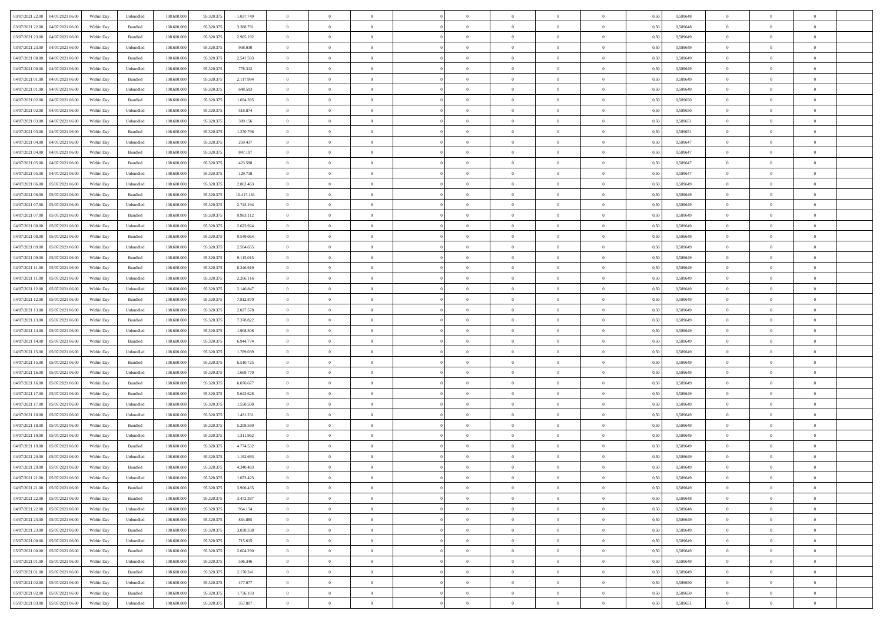| | | | | | | | | | | | | | | | | | | | | | |
|---|---|---|---|---|---|---|---|---|---|---|---|---|---|---|---|---|---|---|---|---|---|
| 03/07/2021 22.00 | 04/07/2021 06.00 | Within Day | Unbundled | 108.600.000 | 95.320.375 | 1.037.749 | 0 | 0 | 0 | | 0 | 0 | 0 | 0 | 0,50 | 0,589648 | 0 | 0 | 0 | |
| 03/07/2021 22.00 | 04/07/2021 06.00 | Within Day | Bundled | 108.600.000 | 95.320.375 | 3.388.791 | 0 | 0 | 0 | | 0 | 0 | 0 | 0 | 0,50 | 0,589648 | 0 | 0 | 0 | |
| 03/07/2021 23.00 | 04/07/2021 06.00 | Within Day | Bundled | 108.600.000 | 95.320.375 | 2.965.192 | 0 | 0 | 0 | | 0 | 0 | 0 | 0 | 0,50 | 0,589649 | 0 | 0 | 0 | |
| 03/07/2021 23.00 | 04/07/2021 06.00 | Within Day | Unbundled | 108.600.000 | 95.320.375 | 908.030 | 0 | 0 | 0 | | 0 | 0 | 0 | 0 | 0,50 | 0,589649 | 0 | 0 | 0 | |
| 04/07/2021 00.00 | 04/07/2021 06.00 | Within Day | Bundled | 108.600.000 | 95.320.375 | 2.541.593 | 0 | 0 | 0 | | 0 | 0 | 0 | 0 | 0,50 | 0,589649 | 0 | 0 | 0 | |
| 04/07/2021 00.00 | 04/07/2021 06.00 | Within Day | Unbundled | 108.600.000 | 95.320.375 | 778.312 | 0 | 0 | 0 | | 0 | 0 | 0 | 0 | 0,50 | 0,589649 | 0 | 0 | 0 | |
| 04/07/2021 01.00 | 04/07/2021 06.00 | Within Day | Bundled | 108.600.000 | 95.320.375 | 2.117.994 | 0 | 0 | 0 | | 0 | 0 | 0 | 0 | 0,50 | 0,589649 | 0 | 0 | 0 | |
| 04/07/2021 01.00 | 04/07/2021 06.00 | Within Day | Unbundled | 108.600.000 | 95.320.375 | 648.593 | 0 | 0 | 0 | | 0 | 0 | 0 | 0 | 0,50 | 0,589649 | 0 | 0 | 0 | |
| 04/07/2021 02.00 | 04/07/2021 06.00 | Within Day | Bundled | 108.600.000 | 95.320.375 | 1.694.395 | 0 | 0 | 0 | | 0 | 0 | 0 | 0 | 0,50 | 0,589650 | 0 | 0 | 0 | |
| 04/07/2021 02.00 | 04/07/2021 06.00 | Within Day | Unbundled | 108.600.000 | 95.320.375 | 518.874 | 0 | 0 | 0 | | 0 | 0 | 0 | 0 | 0,50 | 0,589650 | 0 | 0 | 0 | |
| 04/07/2021 03.00 | 04/07/2021 06.00 | Within Day | Unbundled | 108.600.000 | 95.320.375 | 389.156 | 0 | 0 | 0 | | 0 | 0 | 0 | 0 | 0,50 | 0,589651 | 0 | 0 | 0 | |
| 04/07/2021 03.00 | 04/07/2021 06.00 | Within Day | Bundled | 108.600.000 | 95.320.375 | 1.270.796 | 0 | 0 | 0 | | 0 | 0 | 0 | 0 | 0,50 | 0,589651 | 0 | 0 | 0 | |
| 04/07/2021 04.00 | 04/07/2021 06.00 | Within Day | Unbundled | 108.600.000 | 95.320.375 | 259.437 | 0 | 0 | 0 | | 0 | 0 | 0 | 0 | 0,50 | 0,589647 | 0 | 0 | 0 | |
| 04/07/2021 04.00 | 04/07/2021 06.00 | Within Day | Bundled | 108.600.000 | 95.320.375 | 847.197 | 0 | 0 | 0 | | 0 | 0 | 0 | 0 | 0,50 | 0,589647 | 0 | 0 | 0 | |
| 04/07/2021 05.00 | 04/07/2021 06.00 | Within Day | Bundled | 108.600.000 | 95.320.375 | 423.598 | 0 | 0 | 0 | | 0 | 0 | 0 | 0 | 0,50 | 0,589647 | 0 | 0 | 0 | |
| 04/07/2021 05.00 | 04/07/2021 06.00 | Within Day | Unbundled | 108.600.000 | 95.320.375 | 129.718 | 0 | 0 | 0 | | 0 | 0 | 0 | 0 | 0,50 | 0,589647 | 0 | 0 | 0 | |
| 04/07/2021 06.00 | 05/07/2021 06.00 | Within Day | Unbundled | 108.600.000 | 95.320.375 | 2.862.463 | 0 | 0 | 0 | | 0 | 0 | 0 | 0 | 0,50 | 0,589649 | 0 | 0 | 0 | |
| 04/07/2021 06.00 | 05/07/2021 06.00 | Within Day | Bundled | 108.600.000 | 95.320.375 | 10.417.161 | 0 | 0 | 0 | | 0 | 0 | 0 | 0 | 0,50 | 0,589649 | 0 | 0 | 0 | |
| 04/07/2021 07.00 | 05/07/2021 06.00 | Within Day | Unbundled | 108.600.000 | 95.320.375 | 2.743.194 | 0 | 0 | 0 | | 0 | 0 | 0 | 0 | 0,50 | 0,589649 | 0 | 0 | 0 | |
| 04/07/2021 07.00 | 05/07/2021 06.00 | Within Day | Bundled | 108.600.000 | 95.320.375 | 9.983.112 | 0 | 0 | 0 | | 0 | 0 | 0 | 0 | 0,50 | 0,589649 | 0 | 0 | 0 | |
| 04/07/2021 08.00 | 05/07/2021 06.00 | Within Day | Unbundled | 108.600.000 | 95.320.375 | 2.623.924 | 0 | 0 | 0 | | 0 | 0 | 0 | 0 | 0,50 | 0,589649 | 0 | 0 | 0 | |
| 04/07/2021 08.00 | 05/07/2021 06.00 | Within Day | Bundled | 108.600.000 | 95.320.375 | 9.549.064 | 0 | 0 | 0 | | 0 | 0 | 0 | 0 | 0,50 | 0,589649 | 0 | 0 | 0 | |
| 04/07/2021 09.00 | 05/07/2021 06.00 | Within Day | Unbundled | 108.600.000 | 95.320.375 | 2.504.655 | 0 | 0 | 0 | | 0 | 0 | 0 | 0 | 0,50 | 0,589649 | 0 | 0 | 0 | |
| 04/07/2021 09.00 | 05/07/2021 06.00 | Within Day | Bundled | 108.600.000 | 95.320.375 | 9.115.015 | 0 | 0 | 0 | | 0 | 0 | 0 | 0 | 0,50 | 0,589649 | 0 | 0 | 0 | |
| 04/07/2021 11.00 | 05/07/2021 06.00 | Within Day | Bundled | 108.600.000 | 95.320.375 | 8.246.919 | 0 | 0 | 0 | | 0 | 0 | 0 | 0 | 0,50 | 0,589649 | 0 | 0 | 0 | |
| 04/07/2021 11.00 | 05/07/2021 06.00 | Within Day | Unbundled | 108.600.000 | 95.320.375 | 2.266.116 | 0 | 0 | 0 | | 0 | 0 | 0 | 0 | 0,50 | 0,589649 | 0 | 0 | 0 | |
| 04/07/2021 12.00 | 05/07/2021 06.00 | Within Day | Unbundled | 108.600.000 | 95.320.375 | 2.146.847 | 0 | 0 | 0 | | 0 | 0 | 0 | 0 | 0,50 | 0,589649 | 0 | 0 | 0 | |
| 04/07/2021 12.00 | 05/07/2021 06.00 | Within Day | Bundled | 108.600.000 | 95.320.375 | 7.812.870 | 0 | 0 | 0 | | 0 | 0 | 0 | 0 | 0,50 | 0,589649 | 0 | 0 | 0 | |
| 04/07/2021 13.00 | 05/07/2021 06.00 | Within Day | Unbundled | 108.600.000 | 95.320.375 | 2.027.578 | 0 | 0 | 0 | | 0 | 0 | 0 | 0 | 0,50 | 0,589649 | 0 | 0 | 0 | |
| 04/07/2021 13.00 | 05/07/2021 06.00 | Within Day | Bundled | 108.600.000 | 95.320.375 | 7.378.822 | 0 | 0 | 0 | | 0 | 0 | 0 | 0 | 0,50 | 0,589649 | 0 | 0 | 0 | |
| 04/07/2021 14.00 | 05/07/2021 06.00 | Within Day | Unbundled | 108.600.000 | 95.320.375 | 1.908.308 | 0 | 0 | 0 | | 0 | 0 | 0 | 0 | 0,50 | 0,589649 | 0 | 0 | 0 | |
| 04/07/2021 14.00 | 05/07/2021 06.00 | Within Day | Bundled | 108.600.000 | 95.320.375 | 6.944.774 | 0 | 0 | 0 | | 0 | 0 | 0 | 0 | 0,50 | 0,589649 | 0 | 0 | 0 | |
| 04/07/2021 15.00 | 05/07/2021 06.00 | Within Day | Unbundled | 108.600.000 | 95.320.375 | 1.789.039 | 0 | 0 | 0 | | 0 | 0 | 0 | 0 | 0,50 | 0,589649 | 0 | 0 | 0 | |
| 04/07/2021 15.00 | 05/07/2021 06.00 | Within Day | Bundled | 108.600.000 | 95.320.375 | 6.510.725 | 0 | 0 | 0 | | 0 | 0 | 0 | 0 | 0,50 | 0,589649 | 0 | 0 | 0 | |
| 04/07/2021 16.00 | 05/07/2021 06.00 | Within Day | Unbundled | 108.600.000 | 95.320.375 | 1.669.770 | 0 | 0 | 0 | | 0 | 0 | 0 | 0 | 0,50 | 0,589649 | 0 | 0 | 0 | |
| 04/07/2021 16.00 | 05/07/2021 06.00 | Within Day | Bundled | 108.600.000 | 95.320.375 | 6.076.677 | 0 | 0 | 0 | | 0 | 0 | 0 | 0 | 0,50 | 0,589649 | 0 | 0 | 0 | |
| 04/07/2021 17.00 | 05/07/2021 06.00 | Within Day | Bundled | 108.600.000 | 95.320.375 | 5.642.628 | 0 | 0 | 0 | | 0 | 0 | 0 | 0 | 0,50 | 0,589649 | 0 | 0 | 0 | |
| 04/07/2021 17.00 | 05/07/2021 06.00 | Within Day | Unbundled | 108.600.000 | 95.320.375 | 1.550.500 | 0 | 0 | 0 | | 0 | 0 | 0 | 0 | 0,50 | 0,589649 | 0 | 0 | 0 | |
| 04/07/2021 18.00 | 05/07/2021 06.00 | Within Day | Unbundled | 108.600.000 | 95.320.375 | 1.431.231 | 0 | 0 | 0 | | 0 | 0 | 0 | 0 | 0,50 | 0,589649 | 0 | 0 | 0 | |
| 04/07/2021 18.00 | 05/07/2021 06.00 | Within Day | Bundled | 108.600.000 | 95.320.375 | 5.208.580 | 0 | 0 | 0 | | 0 | 0 | 0 | 0 | 0,50 | 0,589649 | 0 | 0 | 0 | |
| 04/07/2021 19.00 | 05/07/2021 06.00 | Within Day | Unbundled | 108.600.000 | 95.320.375 | 1.311.962 | 0 | 0 | 0 | | 0 | 0 | 0 | 0 | 0,50 | 0,589649 | 0 | 0 | 0 | |
| 04/07/2021 19.00 | 05/07/2021 06.00 | Within Day | Bundled | 108.600.000 | 95.320.375 | 4.774.532 | 0 | 0 | 0 | | 0 | 0 | 0 | 0 | 0,50 | 0,589649 | 0 | 0 | 0 | |
| 04/07/2021 20.00 | 05/07/2021 06.00 | Within Day | Unbundled | 108.600.000 | 95.320.375 | 1.192.693 | 0 | 0 | 0 | | 0 | 0 | 0 | 0 | 0,50 | 0,589649 | 0 | 0 | 0 | |
| 04/07/2021 20.00 | 05/07/2021 06.00 | Within Day | Bundled | 108.600.000 | 95.320.375 | 4.340.483 | 0 | 0 | 0 | | 0 | 0 | 0 | 0 | 0,50 | 0,589649 | 0 | 0 | 0 | |
| 04/07/2021 21.00 | 05/07/2021 06.00 | Within Day | Unbundled | 108.600.000 | 95.320.375 | 1.073.423 | 0 | 0 | 0 | | 0 | 0 | 0 | 0 | 0,50 | 0,589649 | 0 | 0 | 0 | |
| 04/07/2021 21.00 | 05/07/2021 06.00 | Within Day | Bundled | 108.600.000 | 95.320.375 | 3.906.435 | 0 | 0 | 0 | | 0 | 0 | 0 | 0 | 0,50 | 0,589649 | 0 | 0 | 0 | |
| 04/07/2021 22.00 | 05/07/2021 06.00 | Within Day | Bundled | 108.600.000 | 95.320.375 | 3.472.387 | 0 | 0 | 0 | | 0 | 0 | 0 | 0 | 0,50 | 0,589648 | 0 | 0 | 0 | |
| 04/07/2021 22.00 | 05/07/2021 06.00 | Within Day | Unbundled | 108.600.000 | 95.320.375 | 954.154 | 0 | 0 | 0 | | 0 | 0 | 0 | 0 | 0,50 | 0,589648 | 0 | 0 | 0 | |
| 04/07/2021 23.00 | 05/07/2021 06.00 | Within Day | Unbundled | 108.600.000 | 95.320.375 | 834.885 | 0 | 0 | 0 | | 0 | 0 | 0 | 0 | 0,50 | 0,589649 | 0 | 0 | 0 | |
| 04/07/2021 23.00 | 05/07/2021 06.00 | Within Day | Bundled | 108.600.000 | 95.320.375 | 3.038.338 | 0 | 0 | 0 | | 0 | 0 | 0 | 0 | 0,50 | 0,589649 | 0 | 0 | 0 | |
| 05/07/2021 00.00 | 05/07/2021 06.00 | Within Day | Unbundled | 108.600.000 | 95.320.375 | 715.615 | 0 | 0 | 0 | | 0 | 0 | 0 | 0 | 0,50 | 0,589649 | 0 | 0 | 0 | |
| 05/07/2021 00.00 | 05/07/2021 06.00 | Within Day | Bundled | 108.600.000 | 95.320.375 | 2.604.290 | 0 | 0 | 0 | | 0 | 0 | 0 | 0 | 0,50 | 0,589649 | 0 | 0 | 0 | |
| 05/07/2021 01.00 | 05/07/2021 06.00 | Within Day | Unbundled | 108.600.000 | 95.320.375 | 596.346 | 0 | 0 | 0 | | 0 | 0 | 0 | 0 | 0,50 | 0,589649 | 0 | 0 | 0 | |
| 05/07/2021 01.00 | 05/07/2021 06.00 | Within Day | Bundled | 108.600.000 | 95.320.375 | 2.170.241 | 0 | 0 | 0 | | 0 | 0 | 0 | 0 | 0,50 | 0,589649 | 0 | 0 | 0 | |
| 05/07/2021 02.00 | 05/07/2021 06.00 | Within Day | Unbundled | 108.600.000 | 95.320.375 | 477.077 | 0 | 0 | 0 | | 0 | 0 | 0 | 0 | 0,50 | 0,589650 | 0 | 0 | 0 | |
| 05/07/2021 02.00 | 05/07/2021 06.00 | Within Day | Bundled | 108.600.000 | 95.320.375 | 1.736.193 | 0 | 0 | 0 | | 0 | 0 | 0 | 0 | 0,50 | 0,589650 | 0 | 0 | 0 | |
| 05/07/2021 03.00 | 05/07/2021 06.00 | Within Day | Unbundled | 108.600.000 | 95.320.375 | 357.807 | 0 | 0 | 0 | | 0 | 0 | 0 | 0 | 0,50 | 0,589651 | 0 | 0 | 0 | |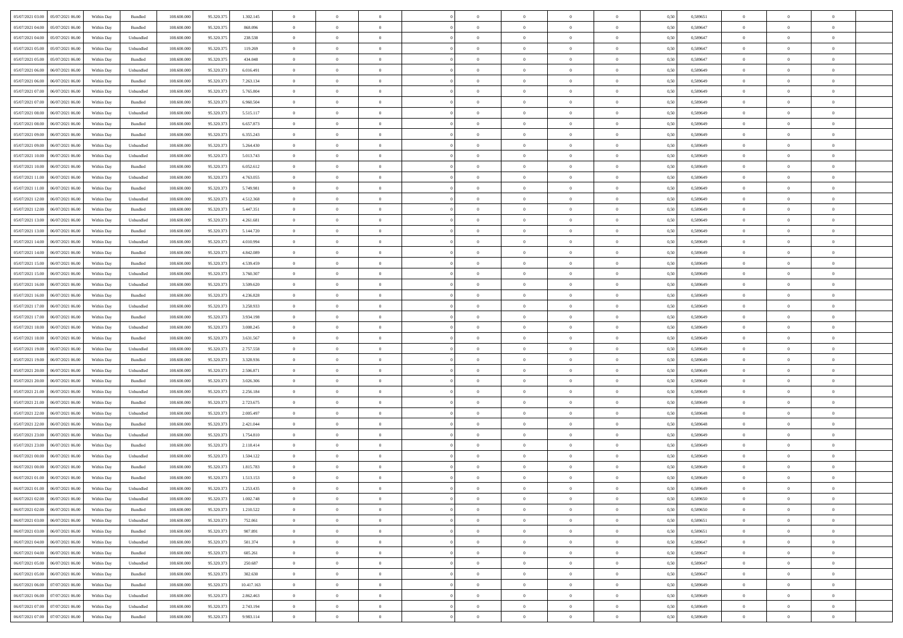| | | | | | | | | | | | | | | | | | | | | | |
|---|---|---|---|---|---|---|---|---|---|---|---|---|---|---|---|---|---|---|---|---|---|
| 05/07/2021 03.00 | 05/07/2021 06.00 | Within Day | Bundled | 108.600.000 | 95.320.375 | 1.302.145 | 0 | 0 | 0 | | 0 | 0 | 0 | 0 | 0 | 0,50 | 0,589651 | 0 | 0 | 0 | |
| 05/07/2021 04.00 | 05/07/2021 06.00 | Within Day | Bundled | 108.600.000 | 95.320.375 | 868.096 | 0 | 0 | 0 | | 0 | 0 | 0 | 0 | 0 | 0,50 | 0,589647 | 0 | 0 | 0 | |
| 05/07/2021 04.00 | 05/07/2021 06.00 | Within Day | Unbundled | 108.600.000 | 95.320.375 | 238.538 | 0 | 0 | 0 | | 0 | 0 | 0 | 0 | 0 | 0,50 | 0,589647 | 0 | 0 | 0 | |
| 05/07/2021 05.00 | 05/07/2021 06.00 | Within Day | Unbundled | 108.600.000 | 95.320.375 | 119.269 | 0 | 0 | 0 | | 0 | 0 | 0 | 0 | 0 | 0,50 | 0,589647 | 0 | 0 | 0 | |
| 05/07/2021 05.00 | 05/07/2021 06.00 | Within Day | Bundled | 108.600.000 | 95.320.375 | 434.048 | 0 | 0 | 0 | | 0 | 0 | 0 | 0 | 0 | 0,50 | 0,589647 | 0 | 0 | 0 | |
| 05/07/2021 06.00 | 06/07/2021 06.00 | Within Day | Unbundled | 108.600.000 | 95.320.373 | 6.016.491 | 0 | 0 | 0 | | 0 | 0 | 0 | 0 | 0 | 0,50 | 0,589649 | 0 | 0 | 0 | |
| 05/07/2021 06.00 | 06/07/2021 06.00 | Within Day | Bundled | 108.600.000 | 95.320.373 | 7.263.134 | 0 | 0 | 0 | | 0 | 0 | 0 | 0 | 0 | 0,50 | 0,589649 | 0 | 0 | 0 | |
| 05/07/2021 07.00 | 06/07/2021 06.00 | Within Day | Unbundled | 108.600.000 | 95.320.373 | 5.765.804 | 0 | 0 | 0 | | 0 | 0 | 0 | 0 | 0 | 0,50 | 0,589649 | 0 | 0 | 0 | |
| 05/07/2021 07.00 | 06/07/2021 06.00 | Within Day | Bundled | 108.600.000 | 95.320.373 | 6.960.504 | 0 | 0 | 0 | | 0 | 0 | 0 | 0 | 0 | 0,50 | 0,589649 | 0 | 0 | 0 | |
| 05/07/2021 08.00 | 06/07/2021 06.00 | Within Day | Unbundled | 108.600.000 | 95.320.373 | 5.515.117 | 0 | 0 | 0 | | 0 | 0 | 0 | 0 | 0 | 0,50 | 0,589649 | 0 | 0 | 0 | |
| 05/07/2021 08.00 | 06/07/2021 06.00 | Within Day | Bundled | 108.600.000 | 95.320.373 | 6.657.873 | 0 | 0 | 0 | | 0 | 0 | 0 | 0 | 0 | 0,50 | 0,589649 | 0 | 0 | 0 | |
| 05/07/2021 09.00 | 06/07/2021 06.00 | Within Day | Bundled | 108.600.000 | 95.320.373 | 6.355.243 | 0 | 0 | 0 | | 0 | 0 | 0 | 0 | 0 | 0,50 | 0,589649 | 0 | 0 | 0 | |
| 05/07/2021 09.00 | 06/07/2021 06.00 | Within Day | Unbundled | 108.600.000 | 95.320.373 | 5.264.430 | 0 | 0 | 0 | | 0 | 0 | 0 | 0 | 0 | 0,50 | 0,589649 | 0 | 0 | 0 | |
| 05/07/2021 10.00 | 06/07/2021 06.00 | Within Day | Unbundled | 108.600.000 | 95.320.373 | 5.013.743 | 0 | 0 | 0 | | 0 | 0 | 0 | 0 | 0 | 0,50 | 0,589649 | 0 | 0 | 0 | |
| 05/07/2021 10.00 | 06/07/2021 06.00 | Within Day | Bundled | 108.600.000 | 95.320.373 | 6.052.612 | 0 | 0 | 0 | | 0 | 0 | 0 | 0 | 0 | 0,50 | 0,589649 | 0 | 0 | 0 | |
| 05/07/2021 11.00 | 06/07/2021 06.00 | Within Day | Unbundled | 108.600.000 | 95.320.373 | 4.763.055 | 0 | 0 | 0 | | 0 | 0 | 0 | 0 | 0 | 0,50 | 0,589649 | 0 | 0 | 0 | |
| 05/07/2021 11.00 | 06/07/2021 06.00 | Within Day | Bundled | 108.600.000 | 95.320.373 | 5.749.981 | 0 | 0 | 0 | | 0 | 0 | 0 | 0 | 0 | 0,50 | 0,589649 | 0 | 0 | 0 | |
| 05/07/2021 12.00 | 06/07/2021 06.00 | Within Day | Unbundled | 108.600.000 | 95.320.373 | 4.512.368 | 0 | 0 | 0 | | 0 | 0 | 0 | 0 | 0 | 0,50 | 0,589649 | 0 | 0 | 0 | |
| 05/07/2021 12.00 | 06/07/2021 06.00 | Within Day | Bundled | 108.600.000 | 95.320.373 | 5.447.351 | 0 | 0 | 0 | | 0 | 0 | 0 | 0 | 0 | 0,50 | 0,589649 | 0 | 0 | 0 | |
| 05/07/2021 13.00 | 06/07/2021 06.00 | Within Day | Unbundled | 108.600.000 | 95.320.373 | 4.261.681 | 0 | 0 | 0 | | 0 | 0 | 0 | 0 | 0 | 0,50 | 0,589649 | 0 | 0 | 0 | |
| 05/07/2021 13.00 | 06/07/2021 06.00 | Within Day | Bundled | 108.600.000 | 95.320.373 | 5.144.720 | 0 | 0 | 0 | | 0 | 0 | 0 | 0 | 0 | 0,50 | 0,589649 | 0 | 0 | 0 | |
| 05/07/2021 14.00 | 06/07/2021 06.00 | Within Day | Unbundled | 108.600.000 | 95.320.373 | 4.010.994 | 0 | 0 | 0 | | 0 | 0 | 0 | 0 | 0 | 0,50 | 0,589649 | 0 | 0 | 0 | |
| 05/07/2021 14.00 | 06/07/2021 06.00 | Within Day | Bundled | 108.600.000 | 95.320.373 | 4.842.089 | 0 | 0 | 0 | | 0 | 0 | 0 | 0 | 0 | 0,50 | 0,589649 | 0 | 0 | 0 | |
| 05/07/2021 15.00 | 06/07/2021 06.00 | Within Day | Bundled | 108.600.000 | 95.320.373 | 4.539.459 | 0 | 0 | 0 | | 0 | 0 | 0 | 0 | 0 | 0,50 | 0,589649 | 0 | 0 | 0 | |
| 05/07/2021 15.00 | 06/07/2021 06.00 | Within Day | Unbundled | 108.600.000 | 95.320.373 | 3.760.307 | 0 | 0 | 0 | | 0 | 0 | 0 | 0 | 0 | 0,50 | 0,589649 | 0 | 0 | 0 | |
| 05/07/2021 16.00 | 06/07/2021 06.00 | Within Day | Unbundled | 108.600.000 | 95.320.373 | 3.509.620 | 0 | 0 | 0 | | 0 | 0 | 0 | 0 | 0 | 0,50 | 0,589649 | 0 | 0 | 0 | |
| 05/07/2021 16.00 | 06/07/2021 06.00 | Within Day | Bundled | 108.600.000 | 95.320.373 | 4.236.828 | 0 | 0 | 0 | | 0 | 0 | 0 | 0 | 0 | 0,50 | 0,589649 | 0 | 0 | 0 | |
| 05/07/2021 17.00 | 06/07/2021 06.00 | Within Day | Unbundled | 108.600.000 | 95.320.373 | 3.258.933 | 0 | 0 | 0 | | 0 | 0 | 0 | 0 | 0 | 0,50 | 0,589649 | 0 | 0 | 0 | |
| 05/07/2021 17.00 | 06/07/2021 06.00 | Within Day | Bundled | 108.600.000 | 95.320.373 | 3.934.198 | 0 | 0 | 0 | | 0 | 0 | 0 | 0 | 0 | 0,50 | 0,589649 | 0 | 0 | 0 | |
| 05/07/2021 18.00 | 06/07/2021 06.00 | Within Day | Unbundled | 108.600.000 | 95.320.373 | 3.008.245 | 0 | 0 | 0 | | 0 | 0 | 0 | 0 | 0 | 0,50 | 0,589649 | 0 | 0 | 0 | |
| 05/07/2021 18.00 | 06/07/2021 06.00 | Within Day | Bundled | 108.600.000 | 95.320.373 | 3.631.567 | 0 | 0 | 0 | | 0 | 0 | 0 | 0 | 0 | 0,50 | 0,589649 | 0 | 0 | 0 | |
| 05/07/2021 19.00 | 06/07/2021 06.00 | Within Day | Unbundled | 108.600.000 | 95.320.373 | 2.757.558 | 0 | 0 | 0 | | 0 | 0 | 0 | 0 | 0 | 0,50 | 0,589649 | 0 | 0 | 0 | |
| 05/07/2021 19.00 | 06/07/2021 06.00 | Within Day | Bundled | 108.600.000 | 95.320.373 | 3.328.936 | 0 | 0 | 0 | | 0 | 0 | 0 | 0 | 0 | 0,50 | 0,589649 | 0 | 0 | 0 | |
| 05/07/2021 20.00 | 06/07/2021 06.00 | Within Day | Unbundled | 108.600.000 | 95.320.373 | 2.506.871 | 0 | 0 | 0 | | 0 | 0 | 0 | 0 | 0 | 0,50 | 0,589649 | 0 | 0 | 0 | |
| 05/07/2021 20.00 | 06/07/2021 06.00 | Within Day | Bundled | 108.600.000 | 95.320.373 | 3.026.306 | 0 | 0 | 0 | | 0 | 0 | 0 | 0 | 0 | 0,50 | 0,589649 | 0 | 0 | 0 | |
| 05/07/2021 21.00 | 06/07/2021 06.00 | Within Day | Unbundled | 108.600.000 | 95.320.373 | 2.256.184 | 0 | 0 | 0 | | 0 | 0 | 0 | 0 | 0 | 0,50 | 0,589649 | 0 | 0 | 0 | |
| 05/07/2021 21.00 | 06/07/2021 06.00 | Within Day | Bundled | 108.600.000 | 95.320.373 | 2.723.675 | 0 | 0 | 0 | | 0 | 0 | 0 | 0 | 0 | 0,50 | 0,589649 | 0 | 0 | 0 | |
| 05/07/2021 22.00 | 06/07/2021 06.00 | Within Day | Unbundled | 108.600.000 | 95.320.373 | 2.005.497 | 0 | 0 | 0 | | 0 | 0 | 0 | 0 | 0 | 0,50 | 0,589648 | 0 | 0 | 0 | |
| 05/07/2021 22.00 | 06/07/2021 06.00 | Within Day | Bundled | 108.600.000 | 95.320.373 | 2.421.044 | 0 | 0 | 0 | | 0 | 0 | 0 | 0 | 0 | 0,50 | 0,589648 | 0 | 0 | 0 | |
| 05/07/2021 23.00 | 06/07/2021 06.00 | Within Day | Unbundled | 108.600.000 | 95.320.373 | 1.754.810 | 0 | 0 | 0 | | 0 | 0 | 0 | 0 | 0 | 0,50 | 0,589649 | 0 | 0 | 0 | |
| 05/07/2021 23.00 | 06/07/2021 06.00 | Within Day | Bundled | 108.600.000 | 95.320.373 | 2.118.414 | 0 | 0 | 0 | | 0 | 0 | 0 | 0 | 0 | 0,50 | 0,589649 | 0 | 0 | 0 | |
| 06/07/2021 00.00 | 06/07/2021 06.00 | Within Day | Unbundled | 108.600.000 | 95.320.373 | 1.504.122 | 0 | 0 | 0 | | 0 | 0 | 0 | 0 | 0 | 0,50 | 0,589649 | 0 | 0 | 0 | |
| 06/07/2021 00.00 | 06/07/2021 06.00 | Within Day | Bundled | 108.600.000 | 95.320.373 | 1.815.783 | 0 | 0 | 0 | | 0 | 0 | 0 | 0 | 0 | 0,50 | 0,589649 | 0 | 0 | 0 | |
| 06/07/2021 01.00 | 06/07/2021 06.00 | Within Day | Bundled | 108.600.000 | 95.320.373 | 1.513.153 | 0 | 0 | 0 | | 0 | 0 | 0 | 0 | 0 | 0,50 | 0,589649 | 0 | 0 | 0 | |
| 06/07/2021 01.00 | 06/07/2021 06.00 | Within Day | Unbundled | 108.600.000 | 95.320.373 | 1.253.435 | 0 | 0 | 0 | | 0 | 0 | 0 | 0 | 0 | 0,50 | 0,589649 | 0 | 0 | 0 | |
| 06/07/2021 02.00 | 06/07/2021 06.00 | Within Day | Unbundled | 108.600.000 | 95.320.373 | 1.002.748 | 0 | 0 | 0 | | 0 | 0 | 0 | 0 | 0 | 0,50 | 0,589650 | 0 | 0 | 0 | |
| 06/07/2021 02.00 | 06/07/2021 06.00 | Within Day | Bundled | 108.600.000 | 95.320.373 | 1.210.522 | 0 | 0 | 0 | | 0 | 0 | 0 | 0 | 0 | 0,50 | 0,589650 | 0 | 0 | 0 | |
| 06/07/2021 03.00 | 06/07/2021 06.00 | Within Day | Unbundled | 108.600.000 | 95.320.373 | 752.061 | 0 | 0 | 0 | | 0 | 0 | 0 | 0 | 0 | 0,50 | 0,589651 | 0 | 0 | 0 | |
| 06/07/2021 03.00 | 06/07/2021 06.00 | Within Day | Bundled | 108.600.000 | 95.320.373 | 907.891 | 0 | 0 | 0 | | 0 | 0 | 0 | 0 | 0 | 0,50 | 0,589651 | 0 | 0 | 0 | |
| 06/07/2021 04.00 | 06/07/2021 06.00 | Within Day | Unbundled | 108.600.000 | 95.320.373 | 501.374 | 0 | 0 | 0 | | 0 | 0 | 0 | 0 | 0 | 0,50 | 0,589647 | 0 | 0 | 0 | |
| 06/07/2021 04.00 | 06/07/2021 06.00 | Within Day | Bundled | 108.600.000 | 95.320.373 | 605.261 | 0 | 0 | 0 | | 0 | 0 | 0 | 0 | 0 | 0,50 | 0,589647 | 0 | 0 | 0 | |
| 06/07/2021 05.00 | 06/07/2021 06.00 | Within Day | Unbundled | 108.600.000 | 95.320.373 | 250.687 | 0 | 0 | 0 | | 0 | 0 | 0 | 0 | 0 | 0,50 | 0,589647 | 0 | 0 | 0 | |
| 06/07/2021 05.00 | 06/07/2021 06.00 | Within Day | Bundled | 108.600.000 | 95.320.373 | 302.630 | 0 | 0 | 0 | | 0 | 0 | 0 | 0 | 0 | 0,50 | 0,589647 | 0 | 0 | 0 | |
| 06/07/2021 06.00 | 07/07/2021 06.00 | Within Day | Bundled | 108.600.000 | 95.320.373 | 10.417.163 | 0 | 0 | 0 | | 0 | 0 | 0 | 0 | 0 | 0,50 | 0,589649 | 0 | 0 | 0 | |
| 06/07/2021 06.00 | 07/07/2021 06.00 | Within Day | Unbundled | 108.600.000 | 95.320.373 | 2.862.463 | 0 | 0 | 0 | | 0 | 0 | 0 | 0 | 0 | 0,50 | 0,589649 | 0 | 0 | 0 | |
| 06/07/2021 07.00 | 07/07/2021 06.00 | Within Day | Unbundled | 108.600.000 | 95.320.373 | 2.743.194 | 0 | 0 | 0 | | 0 | 0 | 0 | 0 | 0 | 0,50 | 0,589649 | 0 | 0 | 0 | |
| 06/07/2021 07.00 | 07/07/2021 06.00 | Within Day | Bundled | 108.600.000 | 95.320.373 | 9.983.114 | 0 | 0 | 0 | | 0 | 0 | 0 | 0 | 0 | 0,50 | 0,589649 | 0 | 0 | 0 | |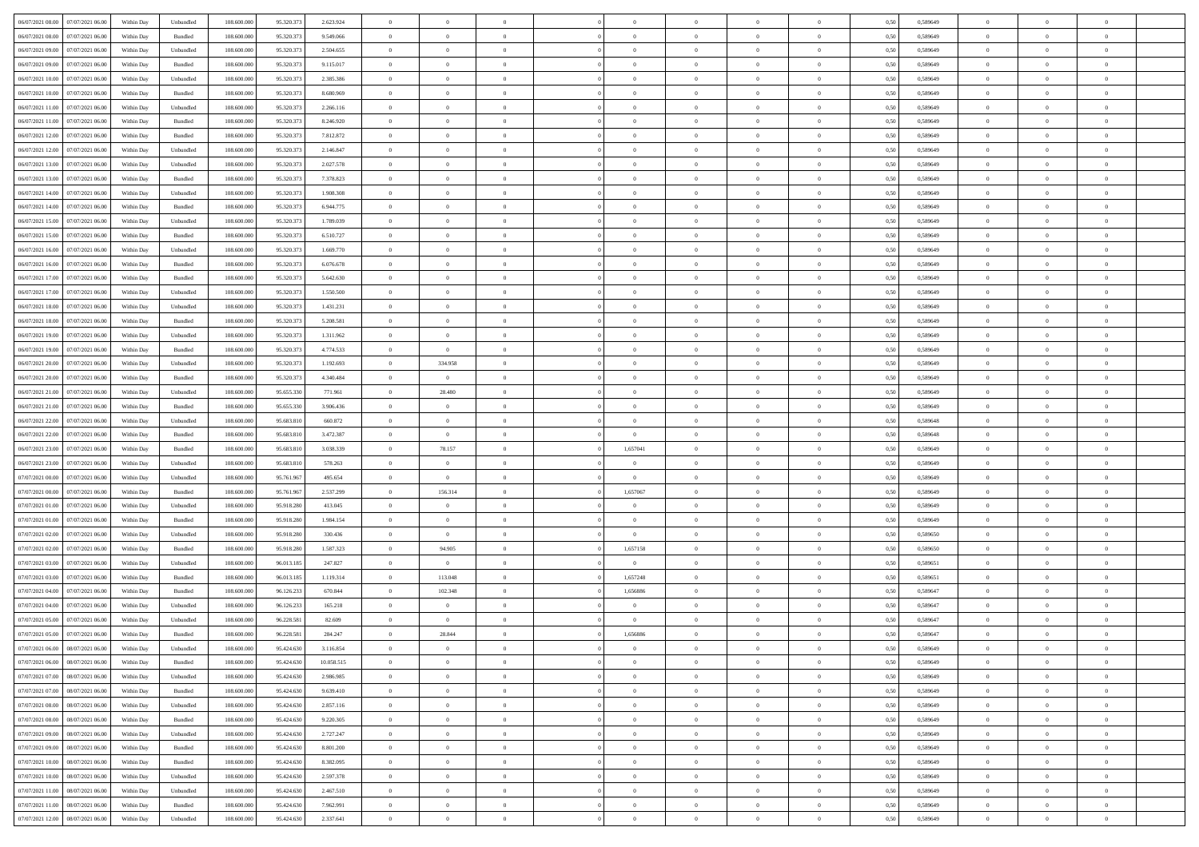| 06/07/2021 08:00 | 07/07/2021 06:00 | Within Day | Unbundled | 108.600.000 | 95.320.373 | 2.623.924 | 0 | 0 | 0 | | 0 | 0 | 0 | 0 | 0,50 | 0,589649 | 0 | 0 | 0 | |
|---|---|---|---|---|---|---|---|---|---|---|---|---|---|---|---|---|---|---|---|---|
| 06/07/2021 08:00 | 07/07/2021 06:00 | Within Day | Bundled | 108.600.000 | 95.320.373 | 9.549.066 | 0 | 0 | 0 | | 0 | 0 | 0 | 0 | 0,50 | 0,589649 | 0 | 0 | 0 | |
| 06/07/2021 09:00 | 07/07/2021 06:00 | Within Day | Unbundled | 108.600.000 | 95.320.373 | 2.504.655 | 0 | 0 | 0 | | 0 | 0 | 0 | 0 | 0,50 | 0,589649 | 0 | 0 | 0 | |
| 06/07/2021 09:00 | 07/07/2021 06:00 | Within Day | Bundled | 108.600.000 | 95.320.373 | 9.115.017 | 0 | 0 | 0 | | 0 | 0 | 0 | 0 | 0,50 | 0,589649 | 0 | 0 | 0 | |
| 06/07/2021 10:00 | 07/07/2021 06:00 | Within Day | Unbundled | 108.600.000 | 95.320.373 | 2.385.386 | 0 | 0 | 0 | | 0 | 0 | 0 | 0 | 0,50 | 0,589649 | 0 | 0 | 0 | |
| 06/07/2021 10:00 | 07/07/2021 06:00 | Within Day | Bundled | 108.600.000 | 95.320.373 | 8.680.969 | 0 | 0 | 0 | | 0 | 0 | 0 | 0 | 0,50 | 0,589649 | 0 | 0 | 0 | |
| 06/07/2021 11:00 | 07/07/2021 06:00 | Within Day | Unbundled | 108.600.000 | 95.320.373 | 2.266.116 | 0 | 0 | 0 | | 0 | 0 | 0 | 0 | 0,50 | 0,589649 | 0 | 0 | 0 | |
| 06/07/2021 11:00 | 07/07/2021 06:00 | Within Day | Bundled | 108.600.000 | 95.320.373 | 8.246.920 | 0 | 0 | 0 | | 0 | 0 | 0 | 0 | 0,50 | 0,589649 | 0 | 0 | 0 | |
| 06/07/2021 12:00 | 07/07/2021 06:00 | Within Day | Bundled | 108.600.000 | 95.320.373 | 7.812.872 | 0 | 0 | 0 | | 0 | 0 | 0 | 0 | 0,50 | 0,589649 | 0 | 0 | 0 | |
| 06/07/2021 12:00 | 07/07/2021 06:00 | Within Day | Unbundled | 108.600.000 | 95.320.373 | 2.146.847 | 0 | 0 | 0 | | 0 | 0 | 0 | 0 | 0,50 | 0,589649 | 0 | 0 | 0 | |
| 06/07/2021 13:00 | 07/07/2021 06:00 | Within Day | Unbundled | 108.600.000 | 95.320.373 | 2.027.578 | 0 | 0 | 0 | | 0 | 0 | 0 | 0 | 0,50 | 0,589649 | 0 | 0 | 0 | |
| 06/07/2021 13:00 | 07/07/2021 06:00 | Within Day | Bundled | 108.600.000 | 95.320.373 | 7.378.823 | 0 | 0 | 0 | | 0 | 0 | 0 | 0 | 0,50 | 0,589649 | 0 | 0 | 0 | |
| 06/07/2021 14:00 | 07/07/2021 06:00 | Within Day | Unbundled | 108.600.000 | 95.320.373 | 1.908.308 | 0 | 0 | 0 | | 0 | 0 | 0 | 0 | 0,50 | 0,589649 | 0 | 0 | 0 | |
| 06/07/2021 14:00 | 07/07/2021 06:00 | Within Day | Bundled | 108.600.000 | 95.320.373 | 6.944.775 | 0 | 0 | 0 | | 0 | 0 | 0 | 0 | 0,50 | 0,589649 | 0 | 0 | 0 | |
| 06/07/2021 15:00 | 07/07/2021 06:00 | Within Day | Unbundled | 108.600.000 | 95.320.373 | 1.789.039 | 0 | 0 | 0 | | 0 | 0 | 0 | 0 | 0,50 | 0,589649 | 0 | 0 | 0 | |
| 06/07/2021 15:00 | 07/07/2021 06:00 | Within Day | Bundled | 108.600.000 | 95.320.373 | 6.510.727 | 0 | 0 | 0 | | 0 | 0 | 0 | 0 | 0,50 | 0,589649 | 0 | 0 | 0 | |
| 06/07/2021 16:00 | 07/07/2021 06:00 | Within Day | Unbundled | 108.600.000 | 95.320.373 | 1.669.770 | 0 | 0 | 0 | | 0 | 0 | 0 | 0 | 0,50 | 0,589649 | 0 | 0 | 0 | |
| 06/07/2021 16:00 | 07/07/2021 06:00 | Within Day | Bundled | 108.600.000 | 95.320.373 | 6.076.678 | 0 | 0 | 0 | | 0 | 0 | 0 | 0 | 0,50 | 0,589649 | 0 | 0 | 0 | |
| 06/07/2021 17:00 | 07/07/2021 06:00 | Within Day | Bundled | 108.600.000 | 95.320.373 | 5.642.630 | 0 | 0 | 0 | | 0 | 0 | 0 | 0 | 0,50 | 0,589649 | 0 | 0 | 0 | |
| 06/07/2021 17:00 | 07/07/2021 06:00 | Within Day | Unbundled | 108.600.000 | 95.320.373 | 1.550.500 | 0 | 0 | 0 | | 0 | 0 | 0 | 0 | 0,50 | 0,589649 | 0 | 0 | 0 | |
| 06/07/2021 18:00 | 07/07/2021 06:00 | Within Day | Unbundled | 108.600.000 | 95.320.373 | 1.431.231 | 0 | 0 | 0 | | 0 | 0 | 0 | 0 | 0,50 | 0,589649 | 0 | 0 | 0 | |
| 06/07/2021 18:00 | 07/07/2021 06:00 | Within Day | Bundled | 108.600.000 | 95.320.373 | 5.208.581 | 0 | 0 | 0 | | 0 | 0 | 0 | 0 | 0,50 | 0,589649 | 0 | 0 | 0 | |
| 06/07/2021 19:00 | 07/07/2021 06:00 | Within Day | Unbundled | 108.600.000 | 95.320.373 | 1.311.962 | 0 | 0 | 0 | | 0 | 0 | 0 | 0 | 0,50 | 0,589649 | 0 | 0 | 0 | |
| 06/07/2021 19:00 | 07/07/2021 06:00 | Within Day | Bundled | 108.600.000 | 95.320.373 | 4.774.533 | 0 | 0 | 0 | | 0 | 0 | 0 | 0 | 0,50 | 0,589649 | 0 | 0 | 0 | |
| 06/07/2021 20:00 | 07/07/2021 06:00 | Within Day | Unbundled | 108.600.000 | 95.320.373 | 1.192.693 | 0 | 334.958 | 0 | | 0 | 0 | 0 | 0 | 0,50 | 0,589649 | 0 | 0 | 0 | |
| 06/07/2021 20:00 | 07/07/2021 06:00 | Within Day | Bundled | 108.600.000 | 95.320.373 | 4.340.484 | 0 | 0 | 0 | | 0 | 0 | 0 | 0 | 0,50 | 0,589649 | 0 | 0 | 0 | |
| 06/07/2021 21:00 | 07/07/2021 06:00 | Within Day | Unbundled | 108.600.000 | 95.655.330 | 771.961 | 0 | 28.480 | 0 | | 0 | 0 | 0 | 0 | 0,50 | 0,589649 | 0 | 0 | 0 | |
| 06/07/2021 21:00 | 07/07/2021 06:00 | Within Day | Bundled | 108.600.000 | 95.655.330 | 3.906.436 | 0 | 0 | 0 | | 0 | 0 | 0 | 0 | 0,50 | 0,589649 | 0 | 0 | 0 | |
| 06/07/2021 22:00 | 07/07/2021 06:00 | Within Day | Unbundled | 108.600.000 | 95.683.810 | 660.872 | 0 | 0 | 0 | | 0 | 0 | 0 | 0 | 0,50 | 0,589648 | 0 | 0 | 0 | |
| 06/07/2021 22:00 | 07/07/2021 06:00 | Within Day | Bundled | 108.600.000 | 95.683.810 | 3.472.387 | 0 | 0 | 0 | | 0 | 0 | 0 | 0 | 0,50 | 0,589648 | 0 | 0 | 0 | |
| 06/07/2021 23:00 | 07/07/2021 06:00 | Within Day | Bundled | 108.600.000 | 95.683.810 | 3.038.339 | 0 | 78.157 | 0 | | 1,657041 | 0 | 0 | 0 | 0,50 | 0,589649 | 0 | 0 | 0 | |
| 06/07/2021 23:00 | 07/07/2021 06:00 | Within Day | Unbundled | 108.600.000 | 95.683.810 | 578.263 | 0 | 0 | 0 | | 0 | 0 | 0 | 0 | 0,50 | 0,589649 | 0 | 0 | 0 | |
| 07/07/2021 00:00 | 07/07/2021 06:00 | Within Day | Unbundled | 108.600.000 | 95.761.967 | 495.654 | 0 | 0 | 0 | | 0 | 0 | 0 | 0 | 0,50 | 0,589649 | 0 | 0 | 0 | |
| 07/07/2021 00:00 | 07/07/2021 06:00 | Within Day | Bundled | 108.600.000 | 95.761.967 | 2.537.299 | 0 | 156.314 | 0 | | 1,657067 | 0 | 0 | 0 | 0,50 | 0,589649 | 0 | 0 | 0 | |
| 07/07/2021 01:00 | 07/07/2021 06:00 | Within Day | Unbundled | 108.600.000 | 95.918.280 | 413.045 | 0 | 0 | 0 | | 0 | 0 | 0 | 0 | 0,50 | 0,589649 | 0 | 0 | 0 | |
| 07/07/2021 01:00 | 07/07/2021 06:00 | Within Day | Bundled | 108.600.000 | 95.918.280 | 1.984.154 | 0 | 0 | 0 | | 0 | 0 | 0 | 0 | 0,50 | 0,589649 | 0 | 0 | 0 | |
| 07/07/2021 02:00 | 07/07/2021 06:00 | Within Day | Unbundled | 108.600.000 | 95.918.280 | 330.436 | 0 | 0 | 0 | | 0 | 0 | 0 | 0 | 0,50 | 0,589650 | 0 | 0 | 0 | |
| 07/07/2021 02:00 | 07/07/2021 06:00 | Within Day | Bundled | 108.600.000 | 95.918.280 | 1.587.323 | 0 | 94.905 | 0 | | 1,657158 | 0 | 0 | 0 | 0,50 | 0,589650 | 0 | 0 | 0 | |
| 07/07/2021 03:00 | 07/07/2021 06:00 | Within Day | Unbundled | 108.600.000 | 96.013.185 | 247.827 | 0 | 0 | 0 | | 0 | 0 | 0 | 0 | 0,50 | 0,589651 | 0 | 0 | 0 | |
| 07/07/2021 03:00 | 07/07/2021 06:00 | Within Day | Bundled | 108.600.000 | 96.013.185 | 1.119.314 | 0 | 113.048 | 0 | | 1,657248 | 0 | 0 | 0 | 0,50 | 0,589651 | 0 | 0 | 0 | |
| 07/07/2021 04:00 | 07/07/2021 06:00 | Within Day | Bundled | 108.600.000 | 96.126.233 | 670.844 | 0 | 102.348 | 0 | | 1,656886 | 0 | 0 | 0 | 0,50 | 0,589647 | 0 | 0 | 0 | |
| 07/07/2021 04:00 | 07/07/2021 06:00 | Within Day | Unbundled | 108.600.000 | 96.126.233 | 165.218 | 0 | 0 | 0 | | 0 | 0 | 0 | 0 | 0,50 | 0,589647 | 0 | 0 | 0 | |
| 07/07/2021 05:00 | 07/07/2021 06:00 | Within Day | Unbundled | 108.600.000 | 96.228.581 | 82.609 | 0 | 0 | 0 | | 0 | 0 | 0 | 0 | 0,50 | 0,589647 | 0 | 0 | 0 | |
| 07/07/2021 05:00 | 07/07/2021 06:00 | Within Day | Bundled | 108.600.000 | 96.228.581 | 284.247 | 0 | 28.844 | 0 | | 1,656886 | 0 | 0 | 0 | 0,50 | 0,589647 | 0 | 0 | 0 | |
| 07/07/2021 06:00 | 08/07/2021 06:00 | Within Day | Unbundled | 108.600.000 | 95.424.630 | 3.116.854 | 0 | 0 | 0 | | 0 | 0 | 0 | 0 | 0,50 | 0,589649 | 0 | 0 | 0 | |
| 07/07/2021 06:00 | 08/07/2021 06:00 | Within Day | Bundled | 108.600.000 | 95.424.630 | 10.058.515 | 0 | 0 | 0 | | 0 | 0 | 0 | 0 | 0,50 | 0,589649 | 0 | 0 | 0 | |
| 07/07/2021 07:00 | 08/07/2021 06:00 | Within Day | Unbundled | 108.600.000 | 95.424.630 | 2.986.985 | 0 | 0 | 0 | | 0 | 0 | 0 | 0 | 0,50 | 0,589649 | 0 | 0 | 0 | |
| 07/07/2021 07:00 | 08/07/2021 06:00 | Within Day | Bundled | 108.600.000 | 95.424.630 | 9.639.410 | 0 | 0 | 0 | | 0 | 0 | 0 | 0 | 0,50 | 0,589649 | 0 | 0 | 0 | |
| 07/07/2021 08:00 | 08/07/2021 06:00 | Within Day | Unbundled | 108.600.000 | 95.424.630 | 2.857.116 | 0 | 0 | 0 | | 0 | 0 | 0 | 0 | 0,50 | 0,589649 | 0 | 0 | 0 | |
| 07/07/2021 08:00 | 08/07/2021 06:00 | Within Day | Bundled | 108.600.000 | 95.424.630 | 9.220.305 | 0 | 0 | 0 | | 0 | 0 | 0 | 0 | 0,50 | 0,589649 | 0 | 0 | 0 | |
| 07/07/2021 09:00 | 08/07/2021 06:00 | Within Day | Unbundled | 108.600.000 | 95.424.630 | 2.727.247 | 0 | 0 | 0 | | 0 | 0 | 0 | 0 | 0,50 | 0,589649 | 0 | 0 | 0 | |
| 07/07/2021 09:00 | 08/07/2021 06:00 | Within Day | Bundled | 108.600.000 | 95.424.630 | 8.801.200 | 0 | 0 | 0 | | 0 | 0 | 0 | 0 | 0,50 | 0,589649 | 0 | 0 | 0 | |
| 07/07/2021 10:00 | 08/07/2021 06:00 | Within Day | Bundled | 108.600.000 | 95.424.630 | 8.382.095 | 0 | 0 | 0 | | 0 | 0 | 0 | 0 | 0,50 | 0,589649 | 0 | 0 | 0 | |
| 07/07/2021 10:00 | 08/07/2021 06:00 | Within Day | Unbundled | 108.600.000 | 95.424.630 | 2.597.378 | 0 | 0 | 0 | | 0 | 0 | 0 | 0 | 0,50 | 0,589649 | 0 | 0 | 0 | |
| 07/07/2021 11:00 | 08/07/2021 06:00 | Within Day | Unbundled | 108.600.000 | 95.424.630 | 2.467.510 | 0 | 0 | 0 | | 0 | 0 | 0 | 0 | 0,50 | 0,589649 | 0 | 0 | 0 | |
| 07/07/2021 11:00 | 08/07/2021 06:00 | Within Day | Bundled | 108.600.000 | 95.424.630 | 7.962.991 | 0 | 0 | 0 | | 0 | 0 | 0 | 0 | 0,50 | 0,589649 | 0 | 0 | 0 | |
| 07/07/2021 12:00 | 08/07/2021 06:00 | Within Day | Unbundled | 108.600.000 | 95.424.630 | 2.337.641 | 0 | 0 | 0 | | 0 | 0 | 0 | 0 | 0,50 | 0,589649 | 0 | 0 | 0 | |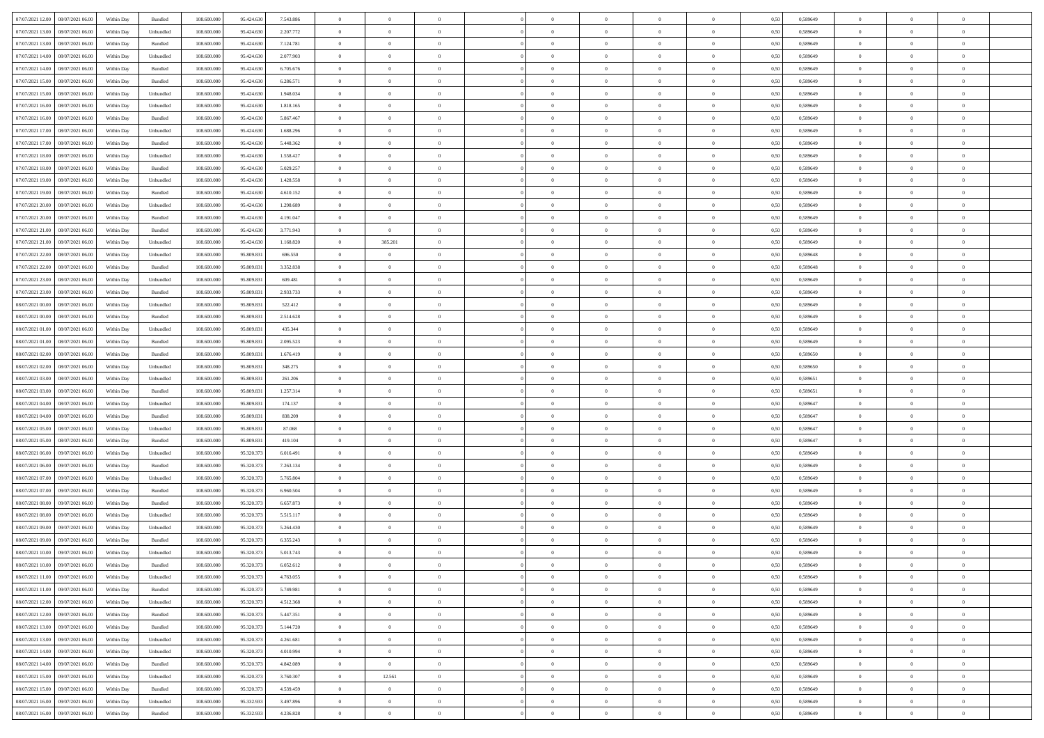| 07/07/2021 12:00 | 08/07/2021 06:00 | Within Day | Bundled | 108.600.000 | 95.424.630 | 7.543.886 | 0 | 0 | 0 | | 0 | 0 | 0 | 0 | 0,50 | 0,589649 | 0 | 0 | 0 | |
|---|---|---|---|---|---|---|---|---|---|---|---|---|---|---|---|---|---|---|---|---|
| 07/07/2021 13:00 | 08/07/2021 06:00 | Within Day | Unbundled | 108.600.000 | 95.424.630 | 2.207.772 | 0 | 0 | 0 | | 0 | 0 | 0 | 0 | 0,50 | 0,589649 | 0 | 0 | 0 | |
| 07/07/2021 13:00 | 08/07/2021 06:00 | Within Day | Bundled | 108.600.000 | 95.424.630 | 7.124.781 | 0 | 0 | 0 | | 0 | 0 | 0 | 0 | 0,50 | 0,589649 | 0 | 0 | 0 | |
| 07/07/2021 14:00 | 08/07/2021 06:00 | Within Day | Unbundled | 108.600.000 | 95.424.630 | 2.077.903 | 0 | 0 | 0 | | 0 | 0 | 0 | 0 | 0,50 | 0,589649 | 0 | 0 | 0 | |
| 07/07/2021 14:00 | 08/07/2021 06:00 | Within Day | Bundled | 108.600.000 | 95.424.630 | 6.705.676 | 0 | 0 | 0 | | 0 | 0 | 0 | 0 | 0,50 | 0,589649 | 0 | 0 | 0 | |
| 07/07/2021 15:00 | 08/07/2021 06:00 | Within Day | Bundled | 108.600.000 | 95.424.630 | 6.286.571 | 0 | 0 | 0 | | 0 | 0 | 0 | 0 | 0,50 | 0,589649 | 0 | 0 | 0 | |
| 07/07/2021 15:00 | 08/07/2021 06:00 | Within Day | Unbundled | 108.600.000 | 95.424.630 | 1.948.034 | 0 | 0 | 0 | | 0 | 0 | 0 | 0 | 0,50 | 0,589649 | 0 | 0 | 0 | |
| 07/07/2021 16:00 | 08/07/2021 06:00 | Within Day | Unbundled | 108.600.000 | 95.424.630 | 1.818.165 | 0 | 0 | 0 | | 0 | 0 | 0 | 0 | 0,50 | 0,589649 | 0 | 0 | 0 | |
| 07/07/2021 16:00 | 08/07/2021 06:00 | Within Day | Bundled | 108.600.000 | 95.424.630 | 5.867.467 | 0 | 0 | 0 | | 0 | 0 | 0 | 0 | 0,50 | 0,589649 | 0 | 0 | 0 | |
| 07/07/2021 17:00 | 08/07/2021 06:00 | Within Day | Unbundled | 108.600.000 | 95.424.630 | 1.688.296 | 0 | 0 | 0 | | 0 | 0 | 0 | 0 | 0,50 | 0,589649 | 0 | 0 | 0 | |
| 07/07/2021 17:00 | 08/07/2021 06:00 | Within Day | Bundled | 108.600.000 | 95.424.630 | 5.448.362 | 0 | 0 | 0 | | 0 | 0 | 0 | 0 | 0,50 | 0,589649 | 0 | 0 | 0 | |
| 07/07/2021 18:00 | 08/07/2021 06:00 | Within Day | Unbundled | 108.600.000 | 95.424.630 | 1.558.427 | 0 | 0 | 0 | | 0 | 0 | 0 | 0 | 0,50 | 0,589649 | 0 | 0 | 0 | |
| 07/07/2021 18:00 | 08/07/2021 06:00 | Within Day | Bundled | 108.600.000 | 95.424.630 | 5.029.257 | 0 | 0 | 0 | | 0 | 0 | 0 | 0 | 0,50 | 0,589649 | 0 | 0 | 0 | |
| 07/07/2021 19:00 | 08/07/2021 06:00 | Within Day | Unbundled | 108.600.000 | 95.424.630 | 1.428.558 | 0 | 0 | 0 | | 0 | 0 | 0 | 0 | 0,50 | 0,589649 | 0 | 0 | 0 | |
| 07/07/2021 19:00 | 08/07/2021 06:00 | Within Day | Bundled | 108.600.000 | 95.424.630 | 4.610.152 | 0 | 0 | 0 | | 0 | 0 | 0 | 0 | 0,50 | 0,589649 | 0 | 0 | 0 | |
| 07/07/2021 20:00 | 08/07/2021 06:00 | Within Day | Unbundled | 108.600.000 | 95.424.630 | 1.298.689 | 0 | 0 | 0 | | 0 | 0 | 0 | 0 | 0,50 | 0,589649 | 0 | 0 | 0 | |
| 07/07/2021 20:00 | 08/07/2021 06:00 | Within Day | Bundled | 108.600.000 | 95.424.630 | 4.191.047 | 0 | 0 | 0 | | 0 | 0 | 0 | 0 | 0,50 | 0,589649 | 0 | 0 | 0 | |
| 07/07/2021 21:00 | 08/07/2021 06:00 | Within Day | Bundled | 108.600.000 | 95.424.630 | 3.771.943 | 0 | 0 | 0 | | 0 | 0 | 0 | 0 | 0,50 | 0,589649 | 0 | 0 | 0 | |
| 07/07/2021 21:00 | 08/07/2021 06:00 | Within Day | Unbundled | 108.600.000 | 95.424.630 | 1.168.820 | 0 | 385.201 | 0 | | 0 | 0 | 0 | 0 | 0,50 | 0,589649 | 0 | 0 | 0 | |
| 07/07/2021 22:00 | 08/07/2021 06:00 | Within Day | Unbundled | 108.600.000 | 95.809.831 | 696.550 | 0 | 0 | 0 | | 0 | 0 | 0 | 0 | 0,50 | 0,589648 | 0 | 0 | 0 | |
| 07/07/2021 22:00 | 08/07/2021 06:00 | Within Day | Bundled | 108.600.000 | 95.809.831 | 3.352.838 | 0 | 0 | 0 | | 0 | 0 | 0 | 0 | 0,50 | 0,589648 | 0 | 0 | 0 | |
| 07/07/2021 23:00 | 08/07/2021 06:00 | Within Day | Unbundled | 108.600.000 | 95.809.831 | 609.481 | 0 | 0 | 0 | | 0 | 0 | 0 | 0 | 0,50 | 0,589649 | 0 | 0 | 0 | |
| 07/07/2021 23:00 | 08/07/2021 06:00 | Within Day | Bundled | 108.600.000 | 95.809.831 | 2.933.733 | 0 | 0 | 0 | | 0 | 0 | 0 | 0 | 0,50 | 0,589649 | 0 | 0 | 0 | |
| 08/07/2021 00:00 | 08/07/2021 06:00 | Within Day | Unbundled | 108.600.000 | 95.809.831 | 522.412 | 0 | 0 | 0 | | 0 | 0 | 0 | 0 | 0,50 | 0,589649 | 0 | 0 | 0 | |
| 08/07/2021 00:00 | 08/07/2021 06:00 | Within Day | Bundled | 108.600.000 | 95.809.831 | 2.514.628 | 0 | 0 | 0 | | 0 | 0 | 0 | 0 | 0,50 | 0,589649 | 0 | 0 | 0 | |
| 08/07/2021 01:00 | 08/07/2021 06:00 | Within Day | Unbundled | 108.600.000 | 95.809.831 | 435.344 | 0 | 0 | 0 | | 0 | 0 | 0 | 0 | 0,50 | 0,589649 | 0 | 0 | 0 | |
| 08/07/2021 01:00 | 08/07/2021 06:00 | Within Day | Bundled | 108.600.000 | 95.809.831 | 2.095.523 | 0 | 0 | 0 | | 0 | 0 | 0 | 0 | 0,50 | 0,589649 | 0 | 0 | 0 | |
| 08/07/2021 02:00 | 08/07/2021 06:00 | Within Day | Bundled | 108.600.000 | 95.809.831 | 1.676.419 | 0 | 0 | 0 | | 0 | 0 | 0 | 0 | 0,50 | 0,589650 | 0 | 0 | 0 | |
| 08/07/2021 02:00 | 08/07/2021 06:00 | Within Day | Unbundled | 108.600.000 | 95.809.831 | 348.275 | 0 | 0 | 0 | | 0 | 0 | 0 | 0 | 0,50 | 0,589650 | 0 | 0 | 0 | |
| 08/07/2021 03:00 | 08/07/2021 06:00 | Within Day | Unbundled | 108.600.000 | 95.809.831 | 261.206 | 0 | 0 | 0 | | 0 | 0 | 0 | 0 | 0,50 | 0,589651 | 0 | 0 | 0 | |
| 08/07/2021 03:00 | 08/07/2021 06:00 | Within Day | Bundled | 108.600.000 | 95.809.831 | 1.257.314 | 0 | 0 | 0 | | 0 | 0 | 0 | 0 | 0,50 | 0,589651 | 0 | 0 | 0 | |
| 08/07/2021 04:00 | 08/07/2021 06:00 | Within Day | Unbundled | 108.600.000 | 95.809.831 | 174.137 | 0 | 0 | 0 | | 0 | 0 | 0 | 0 | 0,50 | 0,589647 | 0 | 0 | 0 | |
| 08/07/2021 04:00 | 08/07/2021 06:00 | Within Day | Bundled | 108.600.000 | 95.809.831 | 838.209 | 0 | 0 | 0 | | 0 | 0 | 0 | 0 | 0,50 | 0,589647 | 0 | 0 | 0 | |
| 08/07/2021 05:00 | 08/07/2021 06:00 | Within Day | Unbundled | 108.600.000 | 95.809.831 | 87.068 | 0 | 0 | 0 | | 0 | 0 | 0 | 0 | 0,50 | 0,589647 | 0 | 0 | 0 | |
| 08/07/2021 05:00 | 08/07/2021 06:00 | Within Day | Bundled | 108.600.000 | 95.809.831 | 419.104 | 0 | 0 | 0 | | 0 | 0 | 0 | 0 | 0,50 | 0,589647 | 0 | 0 | 0 | |
| 08/07/2021 06:00 | 09/07/2021 06:00 | Within Day | Unbundled | 108.600.000 | 95.320.373 | 6.016.491 | 0 | 0 | 0 | | 0 | 0 | 0 | 0 | 0,50 | 0,589649 | 0 | 0 | 0 | |
| 08/07/2021 06:00 | 09/07/2021 06:00 | Within Day | Bundled | 108.600.000 | 95.320.373 | 7.263.134 | 0 | 0 | 0 | | 0 | 0 | 0 | 0 | 0,50 | 0,589649 | 0 | 0 | 0 | |
| 08/07/2021 07:00 | 09/07/2021 06:00 | Within Day | Unbundled | 108.600.000 | 95.320.373 | 5.765.804 | 0 | 0 | 0 | | 0 | 0 | 0 | 0 | 0,50 | 0,589649 | 0 | 0 | 0 | |
| 08/07/2021 07:00 | 09/07/2021 06:00 | Within Day | Bundled | 108.600.000 | 95.320.373 | 6.960.504 | 0 | 0 | 0 | | 0 | 0 | 0 | 0 | 0,50 | 0,589649 | 0 | 0 | 0 | |
| 08/07/2021 08:00 | 09/07/2021 06:00 | Within Day | Bundled | 108.600.000 | 95.320.373 | 6.657.873 | 0 | 0 | 0 | | 0 | 0 | 0 | 0 | 0,50 | 0,589649 | 0 | 0 | 0 | |
| 08/07/2021 08:00 | 09/07/2021 06:00 | Within Day | Unbundled | 108.600.000 | 95.320.373 | 5.515.117 | 0 | 0 | 0 | | 0 | 0 | 0 | 0 | 0,50 | 0,589649 | 0 | 0 | 0 | |
| 08/07/2021 09:00 | 09/07/2021 06:00 | Within Day | Unbundled | 108.600.000 | 95.320.373 | 5.264.430 | 0 | 0 | 0 | | 0 | 0 | 0 | 0 | 0,50 | 0,589649 | 0 | 0 | 0 | |
| 08/07/2021 09:00 | 09/07/2021 06:00 | Within Day | Bundled | 108.600.000 | 95.320.373 | 6.355.243 | 0 | 0 | 0 | | 0 | 0 | 0 | 0 | 0,50 | 0,589649 | 0 | 0 | 0 | |
| 08/07/2021 10:00 | 09/07/2021 06:00 | Within Day | Unbundled | 108.600.000 | 95.320.373 | 5.013.743 | 0 | 0 | 0 | | 0 | 0 | 0 | 0 | 0,50 | 0,589649 | 0 | 0 | 0 | |
| 08/07/2021 10:00 | 09/07/2021 06:00 | Within Day | Bundled | 108.600.000 | 95.320.373 | 6.052.612 | 0 | 0 | 0 | | 0 | 0 | 0 | 0 | 0,50 | 0,589649 | 0 | 0 | 0 | |
| 08/07/2021 11:00 | 09/07/2021 06:00 | Within Day | Unbundled | 108.600.000 | 95.320.373 | 4.763.055 | 0 | 0 | 0 | | 0 | 0 | 0 | 0 | 0,50 | 0,589649 | 0 | 0 | 0 | |
| 08/07/2021 11:00 | 09/07/2021 06:00 | Within Day | Bundled | 108.600.000 | 95.320.373 | 5.749.981 | 0 | 0 | 0 | | 0 | 0 | 0 | 0 | 0,50 | 0,589649 | 0 | 0 | 0 | |
| 08/07/2021 12:00 | 09/07/2021 06:00 | Within Day | Unbundled | 108.600.000 | 95.320.373 | 4.512.368 | 0 | 0 | 0 | | 0 | 0 | 0 | 0 | 0,50 | 0,589649 | 0 | 0 | 0 | |
| 08/07/2021 12:00 | 09/07/2021 06:00 | Within Day | Bundled | 108.600.000 | 95.320.373 | 5.447.351 | 0 | 0 | 0 | | 0 | 0 | 0 | 0 | 0,50 | 0,589649 | 0 | 0 | 0 | |
| 08/07/2021 13:00 | 09/07/2021 06:00 | Within Day | Bundled | 108.600.000 | 95.320.373 | 5.144.720 | 0 | 0 | 0 | | 0 | 0 | 0 | 0 | 0,50 | 0,589649 | 0 | 0 | 0 | |
| 08/07/2021 13:00 | 09/07/2021 06:00 | Within Day | Unbundled | 108.600.000 | 95.320.373 | 4.261.681 | 0 | 0 | 0 | | 0 | 0 | 0 | 0 | 0,50 | 0,589649 | 0 | 0 | 0 | |
| 08/07/2021 14:00 | 09/07/2021 06:00 | Within Day | Unbundled | 108.600.000 | 95.320.373 | 4.010.994 | 0 | 0 | 0 | | 0 | 0 | 0 | 0 | 0,50 | 0,589649 | 0 | 0 | 0 | |
| 08/07/2021 14:00 | 09/07/2021 06:00 | Within Day | Bundled | 108.600.000 | 95.320.373 | 4.842.089 | 0 | 0 | 0 | | 0 | 0 | 0 | 0 | 0,50 | 0,589649 | 0 | 0 | 0 | |
| 08/07/2021 15:00 | 09/07/2021 06:00 | Within Day | Unbundled | 108.600.000 | 95.320.373 | 3.760.307 | 0 | 12.561 | 0 | | 0 | 0 | 0 | 0 | 0,50 | 0,589649 | 0 | 0 | 0 | |
| 08/07/2021 15:00 | 09/07/2021 06:00 | Within Day | Bundled | 108.600.000 | 95.320.373 | 4.539.459 | 0 | 0 | 0 | | 0 | 0 | 0 | 0 | 0,50 | 0,589649 | 0 | 0 | 0 | |
| 08/07/2021 16:00 | 09/07/2021 06:00 | Within Day | Unbundled | 108.600.000 | 95.332.933 | 3.497.896 | 0 | 0 | 0 | | 0 | 0 | 0 | 0 | 0,50 | 0,589649 | 0 | 0 | 0 | |
| 08/07/2021 16:00 | 09/07/2021 06:00 | Within Day | Bundled | 108.600.000 | 95.332.933 | 4.236.828 | 0 | 0 | 0 | | 0 | 0 | 0 | 0 | 0,50 | 0,589649 | 0 | 0 | 0 | |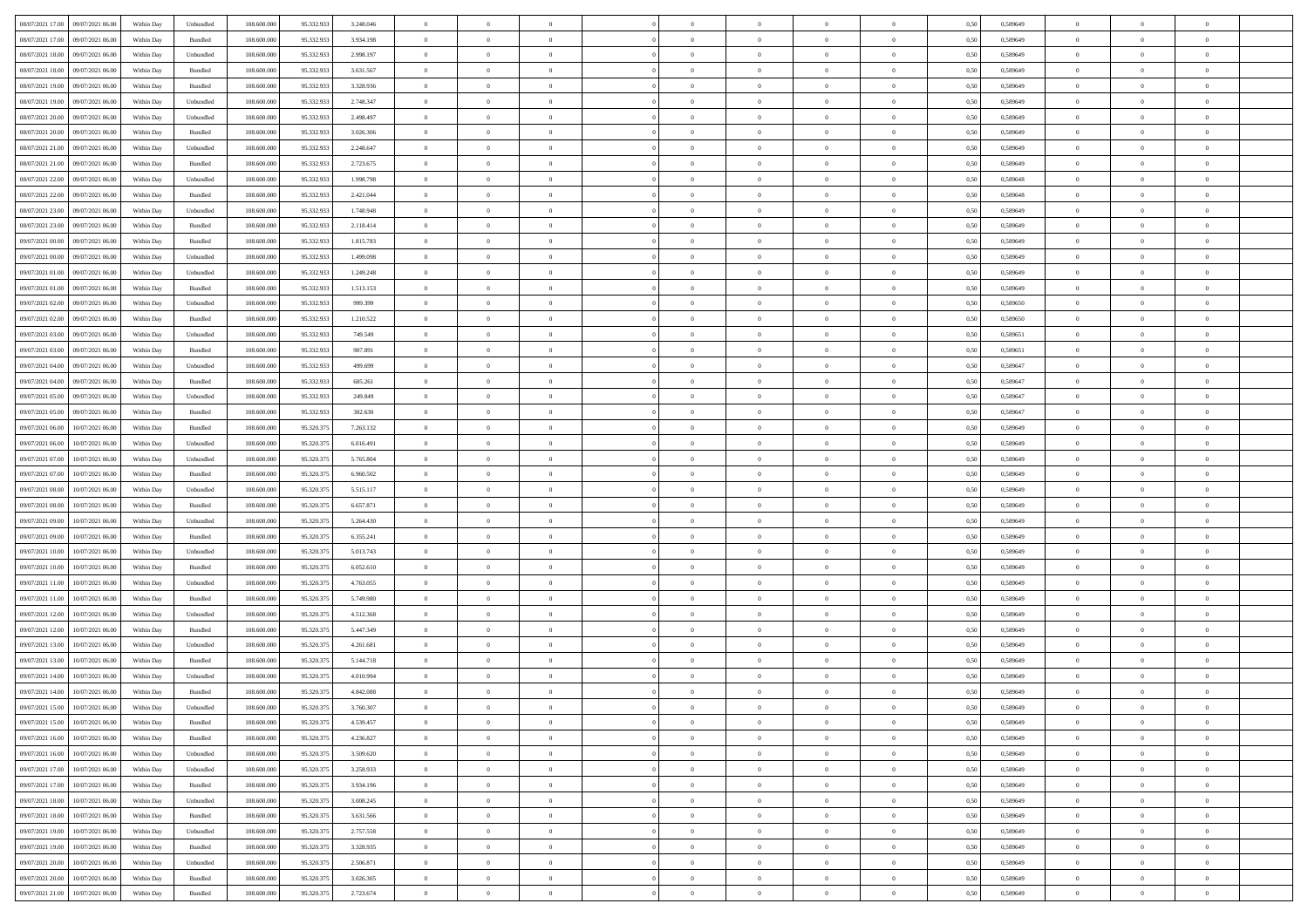| | | | | | | | | | | | | | | | | | | | | | |
|---|---|---|---|---|---|---|---|---|---|---|---|---|---|---|---|---|---|---|---|---|---|
| 08/07/2021 17:00 | 09/07/2021 06:00 | Within Day | Unbundled | 108.600.000 | 95.332.933 | 3.248.046 | 0 | 0 | 0 | | 0 | 0 | 0 | 0 | 0,50 | 0,589649 | 0 | 0 | 0 | |
| 08/07/2021 17:00 | 09/07/2021 06:00 | Within Day | Bundled | 108.600.000 | 95.332.933 | 3.934.198 | 0 | 0 | 0 | | 0 | 0 | 0 | 0 | 0,50 | 0,589649 | 0 | 0 | 0 | |
| 08/07/2021 18:00 | 09/07/2021 06:00 | Within Day | Unbundled | 108.600.000 | 95.332.933 | 2.998.197 | 0 | 0 | 0 | | 0 | 0 | 0 | 0 | 0,50 | 0,589649 | 0 | 0 | 0 | |
| 08/07/2021 18:00 | 09/07/2021 06:00 | Within Day | Bundled | 108.600.000 | 95.332.933 | 3.631.567 | 0 | 0 | 0 | | 0 | 0 | 0 | 0 | 0,50 | 0,589649 | 0 | 0 | 0 | |
| 08/07/2021 19:00 | 09/07/2021 06:00 | Within Day | Bundled | 108.600.000 | 95.332.933 | 3.328.936 | 0 | 0 | 0 | | 0 | 0 | 0 | 0 | 0,50 | 0,589649 | 0 | 0 | 0 | |
| 08/07/2021 19:00 | 09/07/2021 06:00 | Within Day | Unbundled | 108.600.000 | 95.332.933 | 2.748.347 | 0 | 0 | 0 | | 0 | 0 | 0 | 0 | 0,50 | 0,589649 | 0 | 0 | 0 | |
| 08/07/2021 20:00 | 09/07/2021 06:00 | Within Day | Unbundled | 108.600.000 | 95.332.933 | 2.498.497 | 0 | 0 | 0 | | 0 | 0 | 0 | 0 | 0,50 | 0,589649 | 0 | 0 | 0 | |
| 08/07/2021 20:00 | 09/07/2021 06:00 | Within Day | Bundled | 108.600.000 | 95.332.933 | 3.026.306 | 0 | 0 | 0 | | 0 | 0 | 0 | 0 | 0,50 | 0,589649 | 0 | 0 | 0 | |
| 08/07/2021 21:00 | 09/07/2021 06:00 | Within Day | Unbundled | 108.600.000 | 95.332.933 | 2.248.647 | 0 | 0 | 0 | | 0 | 0 | 0 | 0 | 0,50 | 0,589649 | 0 | 0 | 0 | |
| 08/07/2021 21:00 | 09/07/2021 06:00 | Within Day | Bundled | 108.600.000 | 95.332.933 | 2.723.675 | 0 | 0 | 0 | | 0 | 0 | 0 | 0 | 0,50 | 0,589649 | 0 | 0 | 0 | |
| 08/07/2021 22:00 | 09/07/2021 06:00 | Within Day | Unbundled | 108.600.000 | 95.332.933 | 1.998.798 | 0 | 0 | 0 | | 0 | 0 | 0 | 0 | 0,50 | 0,589648 | 0 | 0 | 0 | |
| 08/07/2021 22:00 | 09/07/2021 06:00 | Within Day | Bundled | 108.600.000 | 95.332.933 | 2.421.044 | 0 | 0 | 0 | | 0 | 0 | 0 | 0 | 0,50 | 0,589648 | 0 | 0 | 0 | |
| 08/07/2021 23:00 | 09/07/2021 06:00 | Within Day | Unbundled | 108.600.000 | 95.332.933 | 1.748.948 | 0 | 0 | 0 | | 0 | 0 | 0 | 0 | 0,50 | 0,589649 | 0 | 0 | 0 | |
| 08/07/2021 23:00 | 09/07/2021 06:00 | Within Day | Bundled | 108.600.000 | 95.332.933 | 2.118.414 | 0 | 0 | 0 | | 0 | 0 | 0 | 0 | 0,50 | 0,589649 | 0 | 0 | 0 | |
| 09/07/2021 00:00 | 09/07/2021 06:00 | Within Day | Bundled | 108.600.000 | 95.332.933 | 1.815.783 | 0 | 0 | 0 | | 0 | 0 | 0 | 0 | 0,50 | 0,589649 | 0 | 0 | 0 | |
| 09/07/2021 00:00 | 09/07/2021 06:00 | Within Day | Unbundled | 108.600.000 | 95.332.933 | 1.499.098 | 0 | 0 | 0 | | 0 | 0 | 0 | 0 | 0,50 | 0,589649 | 0 | 0 | 0 | |
| 09/07/2021 01:00 | 09/07/2021 06:00 | Within Day | Unbundled | 108.600.000 | 95.332.933 | 1.249.248 | 0 | 0 | 0 | | 0 | 0 | 0 | 0 | 0,50 | 0,589649 | 0 | 0 | 0 | |
| 09/07/2021 01:00 | 09/07/2021 06:00 | Within Day | Bundled | 108.600.000 | 95.332.933 | 1.513.153 | 0 | 0 | 0 | | 0 | 0 | 0 | 0 | 0,50 | 0,589649 | 0 | 0 | 0 | |
| 09/07/2021 02:00 | 09/07/2021 06:00 | Within Day | Unbundled | 108.600.000 | 95.332.933 | 999.399 | 0 | 0 | 0 | | 0 | 0 | 0 | 0 | 0,50 | 0,589650 | 0 | 0 | 0 | |
| 09/07/2021 02:00 | 09/07/2021 06:00 | Within Day | Bundled | 108.600.000 | 95.332.933 | 1.210.522 | 0 | 0 | 0 | | 0 | 0 | 0 | 0 | 0,50 | 0,589650 | 0 | 0 | 0 | |
| 09/07/2021 03:00 | 09/07/2021 06:00 | Within Day | Unbundled | 108.600.000 | 95.332.933 | 749.549 | 0 | 0 | 0 | | 0 | 0 | 0 | 0 | 0,50 | 0,589651 | 0 | 0 | 0 | |
| 09/07/2021 03:00 | 09/07/2021 06:00 | Within Day | Bundled | 108.600.000 | 95.332.933 | 907.891 | 0 | 0 | 0 | | 0 | 0 | 0 | 0 | 0,50 | 0,589651 | 0 | 0 | 0 | |
| 09/07/2021 04:00 | 09/07/2021 06:00 | Within Day | Unbundled | 108.600.000 | 95.332.933 | 499.699 | 0 | 0 | 0 | | 0 | 0 | 0 | 0 | 0,50 | 0,589647 | 0 | 0 | 0 | |
| 09/07/2021 04:00 | 09/07/2021 06:00 | Within Day | Bundled | 108.600.000 | 95.332.933 | 605.261 | 0 | 0 | 0 | | 0 | 0 | 0 | 0 | 0,50 | 0,589647 | 0 | 0 | 0 | |
| 09/07/2021 05:00 | 09/07/2021 06:00 | Within Day | Unbundled | 108.600.000 | 95.332.933 | 249.849 | 0 | 0 | 0 | | 0 | 0 | 0 | 0 | 0,50 | 0,589647 | 0 | 0 | 0 | |
| 09/07/2021 05:00 | 09/07/2021 06:00 | Within Day | Bundled | 108.600.000 | 95.332.933 | 302.630 | 0 | 0 | 0 | | 0 | 0 | 0 | 0 | 0,50 | 0,589647 | 0 | 0 | 0 | |
| 09/07/2021 06:00 | 10/07/2021 06:00 | Within Day | Bundled | 108.600.000 | 95.320.375 | 7.263.132 | 0 | 0 | 0 | | 0 | 0 | 0 | 0 | 0,50 | 0,589649 | 0 | 0 | 0 | |
| 09/07/2021 06:00 | 10/07/2021 06:00 | Within Day | Unbundled | 108.600.000 | 95.320.375 | 6.016.491 | 0 | 0 | 0 | | 0 | 0 | 0 | 0 | 0,50 | 0,589649 | 0 | 0 | 0 | |
| 09/07/2021 07:00 | 10/07/2021 06:00 | Within Day | Unbundled | 108.600.000 | 95.320.375 | 5.765.804 | 0 | 0 | 0 | | 0 | 0 | 0 | 0 | 0,50 | 0,589649 | 0 | 0 | 0 | |
| 09/07/2021 07:00 | 10/07/2021 06:00 | Within Day | Bundled | 108.600.000 | 95.320.375 | 6.960.502 | 0 | 0 | 0 | | 0 | 0 | 0 | 0 | 0,50 | 0,589649 | 0 | 0 | 0 | |
| 09/07/2021 08:00 | 10/07/2021 06:00 | Within Day | Unbundled | 108.600.000 | 95.320.375 | 5.515.117 | 0 | 0 | 0 | | 0 | 0 | 0 | 0 | 0,50 | 0,589649 | 0 | 0 | 0 | |
| 09/07/2021 08:00 | 10/07/2021 06:00 | Within Day | Bundled | 108.600.000 | 95.320.375 | 6.657.871 | 0 | 0 | 0 | | 0 | 0 | 0 | 0 | 0,50 | 0,589649 | 0 | 0 | 0 | |
| 09/07/2021 09:00 | 10/07/2021 06:00 | Within Day | Unbundled | 108.600.000 | 95.320.375 | 5.264.430 | 0 | 0 | 0 | | 0 | 0 | 0 | 0 | 0,50 | 0,589649 | 0 | 0 | 0 | |
| 09/07/2021 09:00 | 10/07/2021 06:00 | Within Day | Bundled | 108.600.000 | 95.320.375 | 6.355.241 | 0 | 0 | 0 | | 0 | 0 | 0 | 0 | 0,50 | 0,589649 | 0 | 0 | 0 | |
| 09/07/2021 10:00 | 10/07/2021 06:00 | Within Day | Unbundled | 108.600.000 | 95.320.375 | 5.013.743 | 0 | 0 | 0 | | 0 | 0 | 0 | 0 | 0,50 | 0,589649 | 0 | 0 | 0 | |
| 09/07/2021 10:00 | 10/07/2021 06:00 | Within Day | Bundled | 108.600.000 | 95.320.375 | 6.052.610 | 0 | 0 | 0 | | 0 | 0 | 0 | 0 | 0,50 | 0,589649 | 0 | 0 | 0 | |
| 09/07/2021 11:00 | 10/07/2021 06:00 | Within Day | Unbundled | 108.600.000 | 95.320.375 | 4.763.055 | 0 | 0 | 0 | | 0 | 0 | 0 | 0 | 0,50 | 0,589649 | 0 | 0 | 0 | |
| 09/07/2021 11:00 | 10/07/2021 06:00 | Within Day | Bundled | 108.600.000 | 95.320.375 | 5.749.980 | 0 | 0 | 0 | | 0 | 0 | 0 | 0 | 0,50 | 0,589649 | 0 | 0 | 0 | |
| 09/07/2021 12:00 | 10/07/2021 06:00 | Within Day | Unbundled | 108.600.000 | 95.320.375 | 4.512.368 | 0 | 0 | 0 | | 0 | 0 | 0 | 0 | 0,50 | 0,589649 | 0 | 0 | 0 | |
| 09/07/2021 12:00 | 10/07/2021 06:00 | Within Day | Bundled | 108.600.000 | 95.320.375 | 5.447.349 | 0 | 0 | 0 | | 0 | 0 | 0 | 0 | 0,50 | 0,589649 | 0 | 0 | 0 | |
| 09/07/2021 13:00 | 10/07/2021 06:00 | Within Day | Unbundled | 108.600.000 | 95.320.375 | 4.261.681 | 0 | 0 | 0 | | 0 | 0 | 0 | 0 | 0,50 | 0,589649 | 0 | 0 | 0 | |
| 09/07/2021 13:00 | 10/07/2021 06:00 | Within Day | Bundled | 108.600.000 | 95.320.375 | 5.144.718 | 0 | 0 | 0 | | 0 | 0 | 0 | 0 | 0,50 | 0,589649 | 0 | 0 | 0 | |
| 09/07/2021 14:00 | 10/07/2021 06:00 | Within Day | Unbundled | 108.600.000 | 95.320.375 | 4.010.994 | 0 | 0 | 0 | | 0 | 0 | 0 | 0 | 0,50 | 0,589649 | 0 | 0 | 0 | |
| 09/07/2021 14:00 | 10/07/2021 06:00 | Within Day | Bundled | 108.600.000 | 95.320.375 | 4.842.088 | 0 | 0 | 0 | | 0 | 0 | 0 | 0 | 0,50 | 0,589649 | 0 | 0 | 0 | |
| 09/07/2021 15:00 | 10/07/2021 06:00 | Within Day | Unbundled | 108.600.000 | 95.320.375 | 3.760.307 | 0 | 0 | 0 | | 0 | 0 | 0 | 0 | 0,50 | 0,589649 | 0 | 0 | 0 | |
| 09/07/2021 15:00 | 10/07/2021 06:00 | Within Day | Bundled | 108.600.000 | 95.320.375 | 4.539.457 | 0 | 0 | 0 | | 0 | 0 | 0 | 0 | 0,50 | 0,589649 | 0 | 0 | 0 | |
| 09/07/2021 16:00 | 10/07/2021 06:00 | Within Day | Bundled | 108.600.000 | 95.320.375 | 4.236.827 | 0 | 0 | 0 | | 0 | 0 | 0 | 0 | 0,50 | 0,589649 | 0 | 0 | 0 | |
| 09/07/2021 16:00 | 10/07/2021 06:00 | Within Day | Unbundled | 108.600.000 | 95.320.375 | 3.509.620 | 0 | 0 | 0 | | 0 | 0 | 0 | 0 | 0,50 | 0,589649 | 0 | 0 | 0 | |
| 09/07/2021 17:00 | 10/07/2021 06:00 | Within Day | Unbundled | 108.600.000 | 95.320.375 | 3.258.933 | 0 | 0 | 0 | | 0 | 0 | 0 | 0 | 0,50 | 0,589649 | 0 | 0 | 0 | |
| 09/07/2021 17:00 | 10/07/2021 06:00 | Within Day | Bundled | 108.600.000 | 95.320.375 | 3.934.196 | 0 | 0 | 0 | | 0 | 0 | 0 | 0 | 0,50 | 0,589649 | 0 | 0 | 0 | |
| 09/07/2021 18:00 | 10/07/2021 06:00 | Within Day | Unbundled | 108.600.000 | 95.320.375 | 3.008.245 | 0 | 0 | 0 | | 0 | 0 | 0 | 0 | 0,50 | 0,589649 | 0 | 0 | 0 | |
| 09/07/2021 18:00 | 10/07/2021 06:00 | Within Day | Bundled | 108.600.000 | 95.320.375 | 3.631.566 | 0 | 0 | 0 | | 0 | 0 | 0 | 0 | 0,50 | 0,589649 | 0 | 0 | 0 | |
| 09/07/2021 19:00 | 10/07/2021 06:00 | Within Day | Unbundled | 108.600.000 | 95.320.375 | 2.757.558 | 0 | 0 | 0 | | 0 | 0 | 0 | 0 | 0,50 | 0,589649 | 0 | 0 | 0 | |
| 09/07/2021 19:00 | 10/07/2021 06:00 | Within Day | Bundled | 108.600.000 | 95.320.375 | 3.328.935 | 0 | 0 | 0 | | 0 | 0 | 0 | 0 | 0,50 | 0,589649 | 0 | 0 | 0 | |
| 09/07/2021 20:00 | 10/07/2021 06:00 | Within Day | Unbundled | 108.600.000 | 95.320.375 | 2.506.871 | 0 | 0 | 0 | | 0 | 0 | 0 | 0 | 0,50 | 0,589649 | 0 | 0 | 0 | |
| 09/07/2021 20:00 | 10/07/2021 06:00 | Within Day | Bundled | 108.600.000 | 95.320.375 | 3.026.305 | 0 | 0 | 0 | | 0 | 0 | 0 | 0 | 0,50 | 0,589649 | 0 | 0 | 0 | |
| 09/07/2021 21:00 | 10/07/2021 06:00 | Within Day | Bundled | 108.600.000 | 95.320.375 | 2.723.674 | 0 | 0 | 0 | | 0 | 0 | 0 | 0 | 0,50 | 0,589649 | 0 | 0 | 0 | |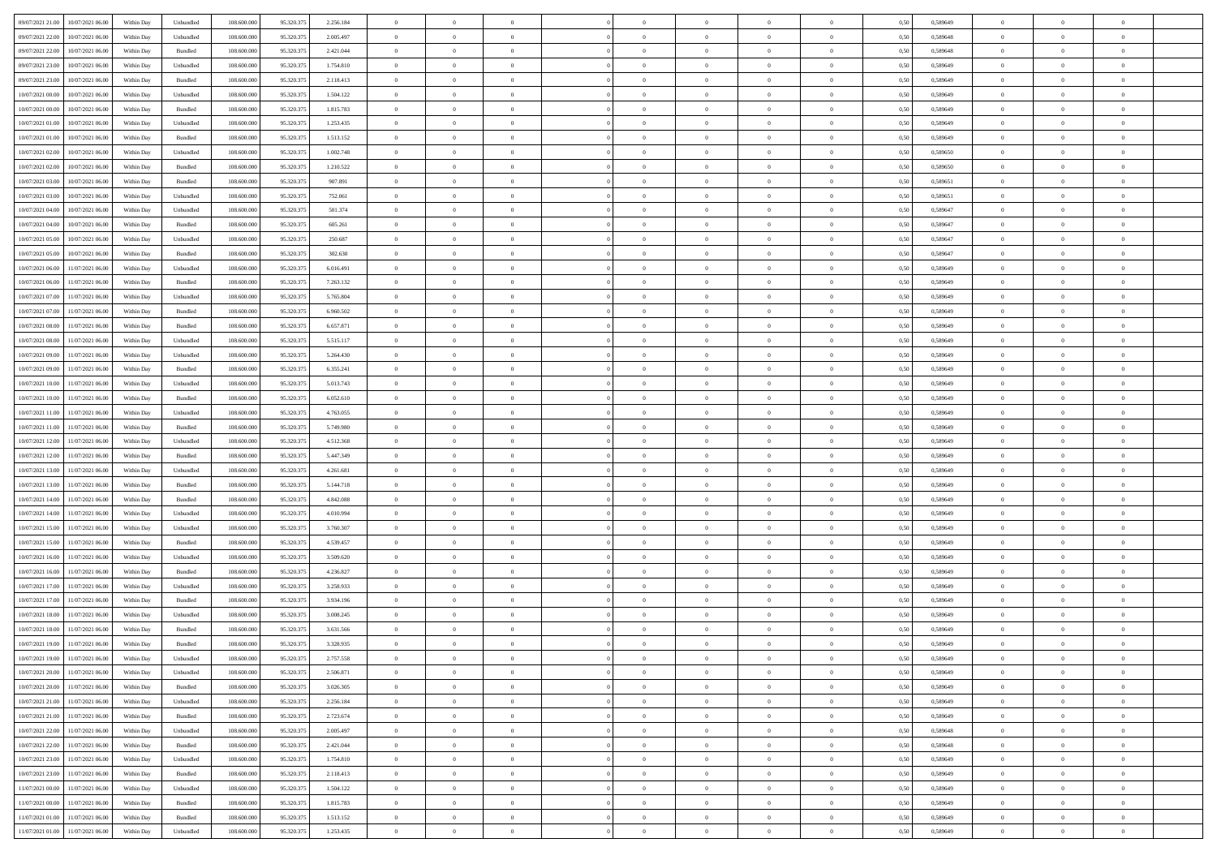| | | | | | | | | | | | | | | | | | | | | |
|---|---|---|---|---|---|---|---|---|---|---|---|---|---|---|---|---|---|---|---|---|
| 09/07/2021 21:00 | 10/07/2021 06:00 | Within Day | Unbundled | 108.600.000 | 95.320.375 | 2.256.184 | 0 | 0 | 0 | | 0 | 0 | 0 | 0 | 0,50 | 0,589649 | 0 | 0 | 0 | |
| 09/07/2021 22:00 | 10/07/2021 06:00 | Within Day | Unbundled | 108.600.000 | 95.320.375 | 2.005.497 | 0 | 0 | 0 | | 0 | 0 | 0 | 0 | 0,50 | 0,589648 | 0 | 0 | 0 | |
| 09/07/2021 22:00 | 10/07/2021 06:00 | Within Day | Bundled | 108.600.000 | 95.320.375 | 2.421.044 | 0 | 0 | 0 | | 0 | 0 | 0 | 0 | 0,50 | 0,589648 | 0 | 0 | 0 | |
| 09/07/2021 23:00 | 10/07/2021 06:00 | Within Day | Unbundled | 108.600.000 | 95.320.375 | 1.754.810 | 0 | 0 | 0 | | 0 | 0 | 0 | 0 | 0,50 | 0,589649 | 0 | 0 | 0 | |
| 09/07/2021 23:00 | 10/07/2021 06:00 | Within Day | Bundled | 108.600.000 | 95.320.375 | 2.118.413 | 0 | 0 | 0 | | 0 | 0 | 0 | 0 | 0,50 | 0,589649 | 0 | 0 | 0 | |
| 10/07/2021 00:00 | 10/07/2021 06:00 | Within Day | Unbundled | 108.600.000 | 95.320.375 | 1.504.122 | 0 | 0 | 0 | | 0 | 0 | 0 | 0 | 0,50 | 0,589649 | 0 | 0 | 0 | |
| 10/07/2021 00:00 | 10/07/2021 06:00 | Within Day | Bundled | 108.600.000 | 95.320.375 | 1.815.783 | 0 | 0 | 0 | | 0 | 0 | 0 | 0 | 0,50 | 0,589649 | 0 | 0 | 0 | |
| 10/07/2021 01:00 | 10/07/2021 06:00 | Within Day | Unbundled | 108.600.000 | 95.320.375 | 1.253.435 | 0 | 0 | 0 | | 0 | 0 | 0 | 0 | 0,50 | 0,589649 | 0 | 0 | 0 | |
| 10/07/2021 01:00 | 10/07/2021 06:00 | Within Day | Bundled | 108.600.000 | 95.320.375 | 1.513.152 | 0 | 0 | 0 | | 0 | 0 | 0 | 0 | 0,50 | 0,589649 | 0 | 0 | 0 | |
| 10/07/2021 02:00 | 10/07/2021 06:00 | Within Day | Unbundled | 108.600.000 | 95.320.375 | 1.002.748 | 0 | 0 | 0 | | 0 | 0 | 0 | 0 | 0,50 | 0,589650 | 0 | 0 | 0 | |
| 10/07/2021 02:00 | 10/07/2021 06:00 | Within Day | Bundled | 108.600.000 | 95.320.375 | 1.210.522 | 0 | 0 | 0 | | 0 | 0 | 0 | 0 | 0,50 | 0,589650 | 0 | 0 | 0 | |
| 10/07/2021 03:00 | 10/07/2021 06:00 | Within Day | Bundled | 108.600.000 | 95.320.375 | 907.891 | 0 | 0 | 0 | | 0 | 0 | 0 | 0 | 0,50 | 0,589651 | 0 | 0 | 0 | |
| 10/07/2021 03:00 | 10/07/2021 06:00 | Within Day | Unbundled | 108.600.000 | 95.320.375 | 752.061 | 0 | 0 | 0 | | 0 | 0 | 0 | 0 | 0,50 | 0,589651 | 0 | 0 | 0 | |
| 10/07/2021 04:00 | 10/07/2021 06:00 | Within Day | Unbundled | 108.600.000 | 95.320.375 | 501.374 | 0 | 0 | 0 | | 0 | 0 | 0 | 0 | 0,50 | 0,589647 | 0 | 0 | 0 | |
| 10/07/2021 04:00 | 10/07/2021 06:00 | Within Day | Bundled | 108.600.000 | 95.320.375 | 605.261 | 0 | 0 | 0 | | 0 | 0 | 0 | 0 | 0,50 | 0,589647 | 0 | 0 | 0 | |
| 10/07/2021 05:00 | 10/07/2021 06:00 | Within Day | Unbundled | 108.600.000 | 95.320.375 | 250.687 | 0 | 0 | 0 | | 0 | 0 | 0 | 0 | 0,50 | 0,589647 | 0 | 0 | 0 | |
| 10/07/2021 05:00 | 10/07/2021 06:00 | Within Day | Bundled | 108.600.000 | 95.320.375 | 302.630 | 0 | 0 | 0 | | 0 | 0 | 0 | 0 | 0,50 | 0,589647 | 0 | 0 | 0 | |
| 10/07/2021 06:00 | 11/07/2021 06:00 | Within Day | Unbundled | 108.600.000 | 95.320.375 | 6.016.491 | 0 | 0 | 0 | | 0 | 0 | 0 | 0 | 0,50 | 0,589649 | 0 | 0 | 0 | |
| 10/07/2021 06:00 | 11/07/2021 06:00 | Within Day | Bundled | 108.600.000 | 95.320.375 | 7.263.132 | 0 | 0 | 0 | | 0 | 0 | 0 | 0 | 0,50 | 0,589649 | 0 | 0 | 0 | |
| 10/07/2021 07:00 | 11/07/2021 06:00 | Within Day | Unbundled | 108.600.000 | 95.320.375 | 5.765.804 | 0 | 0 | 0 | | 0 | 0 | 0 | 0 | 0,50 | 0,589649 | 0 | 0 | 0 | |
| 10/07/2021 07:00 | 11/07/2021 06:00 | Within Day | Bundled | 108.600.000 | 95.320.375 | 6.960.502 | 0 | 0 | 0 | | 0 | 0 | 0 | 0 | 0,50 | 0,589649 | 0 | 0 | 0 | |
| 10/07/2021 08:00 | 11/07/2021 06:00 | Within Day | Bundled | 108.600.000 | 95.320.375 | 6.657.871 | 0 | 0 | 0 | | 0 | 0 | 0 | 0 | 0,50 | 0,589649 | 0 | 0 | 0 | |
| 10/07/2021 08:00 | 11/07/2021 06:00 | Within Day | Unbundled | 108.600.000 | 95.320.375 | 5.515.117 | 0 | 0 | 0 | | 0 | 0 | 0 | 0 | 0,50 | 0,589649 | 0 | 0 | 0 | |
| 10/07/2021 09:00 | 11/07/2021 06:00 | Within Day | Unbundled | 108.600.000 | 95.320.375 | 5.264.430 | 0 | 0 | 0 | | 0 | 0 | 0 | 0 | 0,50 | 0,589649 | 0 | 0 | 0 | |
| 10/07/2021 09:00 | 11/07/2021 06:00 | Within Day | Bundled | 108.600.000 | 95.320.375 | 6.355.241 | 0 | 0 | 0 | | 0 | 0 | 0 | 0 | 0,50 | 0,589649 | 0 | 0 | 0 | |
| 10/07/2021 10:00 | 11/07/2021 06:00 | Within Day | Unbundled | 108.600.000 | 95.320.375 | 5.013.743 | 0 | 0 | 0 | | 0 | 0 | 0 | 0 | 0,50 | 0,589649 | 0 | 0 | 0 | |
| 10/07/2021 10:00 | 11/07/2021 06:00 | Within Day | Bundled | 108.600.000 | 95.320.375 | 6.052.610 | 0 | 0 | 0 | | 0 | 0 | 0 | 0 | 0,50 | 0,589649 | 0 | 0 | 0 | |
| 10/07/2021 11:00 | 11/07/2021 06:00 | Within Day | Unbundled | 108.600.000 | 95.320.375 | 4.763.055 | 0 | 0 | 0 | | 0 | 0 | 0 | 0 | 0,50 | 0,589649 | 0 | 0 | 0 | |
| 10/07/2021 11:00 | 11/07/2021 06:00 | Within Day | Bundled | 108.600.000 | 95.320.375 | 5.749.980 | 0 | 0 | 0 | | 0 | 0 | 0 | 0 | 0,50 | 0,589649 | 0 | 0 | 0 | |
| 10/07/2021 12:00 | 11/07/2021 06:00 | Within Day | Unbundled | 108.600.000 | 95.320.375 | 4.512.368 | 0 | 0 | 0 | | 0 | 0 | 0 | 0 | 0,50 | 0,589649 | 0 | 0 | 0 | |
| 10/07/2021 12:00 | 11/07/2021 06:00 | Within Day | Bundled | 108.600.000 | 95.320.375 | 5.447.349 | 0 | 0 | 0 | | 0 | 0 | 0 | 0 | 0,50 | 0,589649 | 0 | 0 | 0 | |
| 10/07/2021 13:00 | 11/07/2021 06:00 | Within Day | Unbundled | 108.600.000 | 95.320.375 | 4.261.681 | 0 | 0 | 0 | | 0 | 0 | 0 | 0 | 0,50 | 0,589649 | 0 | 0 | 0 | |
| 10/07/2021 13:00 | 11/07/2021 06:00 | Within Day | Bundled | 108.600.000 | 95.320.375 | 5.144.718 | 0 | 0 | 0 | | 0 | 0 | 0 | 0 | 0,50 | 0,589649 | 0 | 0 | 0 | |
| 10/07/2021 14:00 | 11/07/2021 06:00 | Within Day | Bundled | 108.600.000 | 95.320.375 | 4.842.088 | 0 | 0 | 0 | | 0 | 0 | 0 | 0 | 0,50 | 0,589649 | 0 | 0 | 0 | |
| 10/07/2021 14:00 | 11/07/2021 06:00 | Within Day | Unbundled | 108.600.000 | 95.320.375 | 4.010.994 | 0 | 0 | 0 | | 0 | 0 | 0 | 0 | 0,50 | 0,589649 | 0 | 0 | 0 | |
| 10/07/2021 15:00 | 11/07/2021 06:00 | Within Day | Unbundled | 108.600.000 | 95.320.375 | 3.760.307 | 0 | 0 | 0 | | 0 | 0 | 0 | 0 | 0,50 | 0,589649 | 0 | 0 | 0 | |
| 10/07/2021 15:00 | 11/07/2021 06:00 | Within Day | Bundled | 108.600.000 | 95.320.375 | 4.539.457 | 0 | 0 | 0 | | 0 | 0 | 0 | 0 | 0,50 | 0,589649 | 0 | 0 | 0 | |
| 10/07/2021 16:00 | 11/07/2021 06:00 | Within Day | Unbundled | 108.600.000 | 95.320.375 | 3.509.620 | 0 | 0 | 0 | | 0 | 0 | 0 | 0 | 0,50 | 0,589649 | 0 | 0 | 0 | |
| 10/07/2021 16:00 | 11/07/2021 06:00 | Within Day | Bundled | 108.600.000 | 95.320.375 | 4.236.827 | 0 | 0 | 0 | | 0 | 0 | 0 | 0 | 0,50 | 0,589649 | 0 | 0 | 0 | |
| 10/07/2021 17:00 | 11/07/2021 06:00 | Within Day | Unbundled | 108.600.000 | 95.320.375 | 3.258.933 | 0 | 0 | 0 | | 0 | 0 | 0 | 0 | 0,50 | 0,589649 | 0 | 0 | 0 | |
| 10/07/2021 17:00 | 11/07/2021 06:00 | Within Day | Bundled | 108.600.000 | 95.320.375 | 3.934.196 | 0 | 0 | 0 | | 0 | 0 | 0 | 0 | 0,50 | 0,589649 | 0 | 0 | 0 | |
| 10/07/2021 18:00 | 11/07/2021 06:00 | Within Day | Unbundled | 108.600.000 | 95.320.375 | 3.008.245 | 0 | 0 | 0 | | 0 | 0 | 0 | 0 | 0,50 | 0,589649 | 0 | 0 | 0 | |
| 10/07/2021 18:00 | 11/07/2021 06:00 | Within Day | Bundled | 108.600.000 | 95.320.375 | 3.631.566 | 0 | 0 | 0 | | 0 | 0 | 0 | 0 | 0,50 | 0,589649 | 0 | 0 | 0 | |
| 10/07/2021 19:00 | 11/07/2021 06:00 | Within Day | Bundled | 108.600.000 | 95.320.375 | 3.328.935 | 0 | 0 | 0 | | 0 | 0 | 0 | 0 | 0,50 | 0,589649 | 0 | 0 | 0 | |
| 10/07/2021 19:00 | 11/07/2021 06:00 | Within Day | Unbundled | 108.600.000 | 95.320.375 | 2.757.558 | 0 | 0 | 0 | | 0 | 0 | 0 | 0 | 0,50 | 0,589649 | 0 | 0 | 0 | |
| 10/07/2021 20:00 | 11/07/2021 06:00 | Within Day | Unbundled | 108.600.000 | 95.320.375 | 2.506.871 | 0 | 0 | 0 | | 0 | 0 | 0 | 0 | 0,50 | 0,589649 | 0 | 0 | 0 | |
| 10/07/2021 20:00 | 11/07/2021 06:00 | Within Day | Bundled | 108.600.000 | 95.320.375 | 3.026.305 | 0 | 0 | 0 | | 0 | 0 | 0 | 0 | 0,50 | 0,589649 | 0 | 0 | 0 | |
| 10/07/2021 21:00 | 11/07/2021 06:00 | Within Day | Unbundled | 108.600.000 | 95.320.375 | 2.256.184 | 0 | 0 | 0 | | 0 | 0 | 0 | 0 | 0,50 | 0,589649 | 0 | 0 | 0 | |
| 10/07/2021 21:00 | 11/07/2021 06:00 | Within Day | Bundled | 108.600.000 | 95.320.375 | 2.723.674 | 0 | 0 | 0 | | 0 | 0 | 0 | 0 | 0,50 | 0,589649 | 0 | 0 | 0 | |
| 10/07/2021 22:00 | 11/07/2021 06:00 | Within Day | Unbundled | 108.600.000 | 95.320.375 | 2.005.497 | 0 | 0 | 0 | | 0 | 0 | 0 | 0 | 0,50 | 0,589648 | 0 | 0 | 0 | |
| 10/07/2021 22:00 | 11/07/2021 06:00 | Within Day | Bundled | 108.600.000 | 95.320.375 | 2.421.044 | 0 | 0 | 0 | | 0 | 0 | 0 | 0 | 0,50 | 0,589648 | 0 | 0 | 0 | |
| 10/07/2021 23:00 | 11/07/2021 06:00 | Within Day | Unbundled | 108.600.000 | 95.320.375 | 1.754.810 | 0 | 0 | 0 | | 0 | 0 | 0 | 0 | 0,50 | 0,589649 | 0 | 0 | 0 | |
| 10/07/2021 23:00 | 11/07/2021 06:00 | Within Day | Bundled | 108.600.000 | 95.320.375 | 2.118.413 | 0 | 0 | 0 | | 0 | 0 | 0 | 0 | 0,50 | 0,589649 | 0 | 0 | 0 | |
| 11/07/2021 00:00 | 11/07/2021 06:00 | Within Day | Unbundled | 108.600.000 | 95.320.375 | 1.504.122 | 0 | 0 | 0 | | 0 | 0 | 0 | 0 | 0,50 | 0,589649 | 0 | 0 | 0 | |
| 11/07/2021 00:00 | 11/07/2021 06:00 | Within Day | Bundled | 108.600.000 | 95.320.375 | 1.815.783 | 0 | 0 | 0 | | 0 | 0 | 0 | 0 | 0,50 | 0,589649 | 0 | 0 | 0 | |
| 11/07/2021 01:00 | 11/07/2021 06:00 | Within Day | Bundled | 108.600.000 | 95.320.375 | 1.513.152 | 0 | 0 | 0 | | 0 | 0 | 0 | 0 | 0,50 | 0,589649 | 0 | 0 | 0 | |
| 11/07/2021 01:00 | 11/07/2021 06:00 | Within Day | Unbundled | 108.600.000 | 95.320.375 | 1.253.435 | 0 | 0 | 0 | | 0 | 0 | 0 | 0 | 0,50 | 0,589649 | 0 | 0 | 0 | |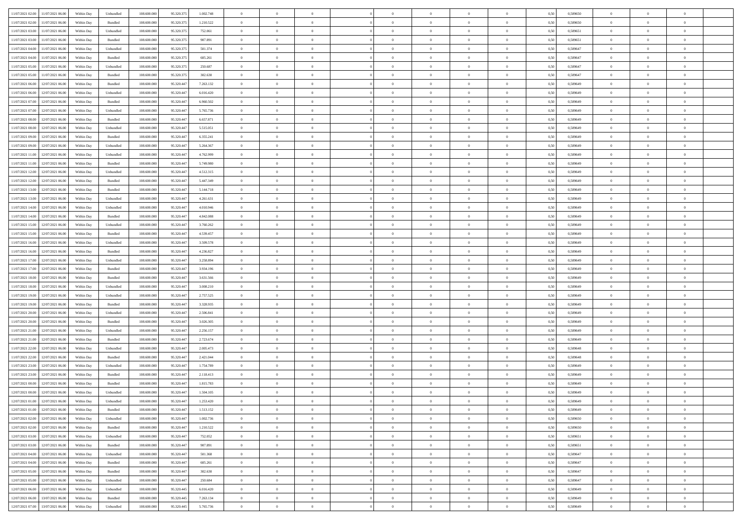| | | | | | | | | | | | | | | | | | | | | |
|---|---|---|---|---|---|---|---|---|---|---|---|---|---|---|---|---|---|---|---|---|
| 11/07/2021 02.00 | 11/07/2021 06.00 | Within Day | Unbundled | 108.600.000 | 95.320.375 | 1.002.748 | 0 | 0 | 0 | | 0 | 0 | 0 | 0 | 0,50 | 0,589650 | 0 | 0 | 0 | |
| 11/07/2021 02.00 | 11/07/2021 06.00 | Within Day | Bundled | 108.600.000 | 95.320.375 | 1.210.522 | 0 | 0 | 0 | | 0 | 0 | 0 | 0 | 0,50 | 0,589650 | 0 | 0 | 0 | |
| 11/07/2021 03.00 | 11/07/2021 06.00 | Within Day | Unbundled | 108.600.000 | 95.320.375 | 752.061 | 0 | 0 | 0 | | 0 | 0 | 0 | 0 | 0,50 | 0,589651 | 0 | 0 | 0 | |
| 11/07/2021 03.00 | 11/07/2021 06.00 | Within Day | Bundled | 108.600.000 | 95.320.375 | 907.891 | 0 | 0 | 0 | | 0 | 0 | 0 | 0 | 0,50 | 0,589651 | 0 | 0 | 0 | |
| 11/07/2021 04.00 | 11/07/2021 06.00 | Within Day | Unbundled | 108.600.000 | 95.320.375 | 501.374 | 0 | 0 | 0 | | 0 | 0 | 0 | 0 | 0,50 | 0,589647 | 0 | 0 | 0 | |
| 11/07/2021 04.00 | 11/07/2021 06.00 | Within Day | Bundled | 108.600.000 | 95.320.375 | 605.261 | 0 | 0 | 0 | | 0 | 0 | 0 | 0 | 0,50 | 0,589647 | 0 | 0 | 0 | |
| 11/07/2021 05.00 | 11/07/2021 06.00 | Within Day | Unbundled | 108.600.000 | 95.320.375 | 250.687 | 0 | 0 | 0 | | 0 | 0 | 0 | 0 | 0,50 | 0,589647 | 0 | 0 | 0 | |
| 11/07/2021 05.00 | 11/07/2021 06.00 | Within Day | Bundled | 108.600.000 | 95.320.375 | 302.630 | 0 | 0 | 0 | | 0 | 0 | 0 | 0 | 0,50 | 0,589647 | 0 | 0 | 0 | |
| 11/07/2021 06.00 | 12/07/2021 06.00 | Within Day | Bundled | 108.600.000 | 95.320.447 | 7.263.132 | 0 | 0 | 0 | | 0 | 0 | 0 | 0 | 0,50 | 0,589649 | 0 | 0 | 0 | |
| 11/07/2021 06.00 | 12/07/2021 06.00 | Within Day | Unbundled | 108.600.000 | 95.320.447 | 6.016.420 | 0 | 0 | 0 | | 0 | 0 | 0 | 0 | 0,50 | 0,589649 | 0 | 0 | 0 | |
| 11/07/2021 07.00 | 12/07/2021 06.00 | Within Day | Bundled | 108.600.000 | 95.320.447 | 6.960.502 | 0 | 0 | 0 | | 0 | 0 | 0 | 0 | 0,50 | 0,589649 | 0 | 0 | 0 | |
| 11/07/2021 07.00 | 12/07/2021 06.00 | Within Day | Unbundled | 108.600.000 | 95.320.447 | 5.765.736 | 0 | 0 | 0 | | 0 | 0 | 0 | 0 | 0,50 | 0,589649 | 0 | 0 | 0 | |
| 11/07/2021 08.00 | 12/07/2021 06.00 | Within Day | Bundled | 108.600.000 | 95.320.447 | 6.657.871 | 0 | 0 | 0 | | 0 | 0 | 0 | 0 | 0,50 | 0,589649 | 0 | 0 | 0 | |
| 11/07/2021 08.00 | 12/07/2021 06.00 | Within Day | Unbundled | 108.600.000 | 95.320.447 | 5.515.051 | 0 | 0 | 0 | | 0 | 0 | 0 | 0 | 0,50 | 0,589649 | 0 | 0 | 0 | |
| 11/07/2021 09.00 | 12/07/2021 06.00 | Within Day | Bundled | 108.600.000 | 95.320.447 | 6.355.241 | 0 | 0 | 0 | | 0 | 0 | 0 | 0 | 0,50 | 0,589649 | 0 | 0 | 0 | |
| 11/07/2021 09.00 | 12/07/2021 06.00 | Within Day | Unbundled | 108.600.000 | 95.320.447 | 5.264.367 | 0 | 0 | 0 | | 0 | 0 | 0 | 0 | 0,50 | 0,589649 | 0 | 0 | 0 | |
| 11/07/2021 11.00 | 12/07/2021 06.00 | Within Day | Unbundled | 108.600.000 | 95.320.447 | 4.762.999 | 0 | 0 | 0 | | 0 | 0 | 0 | 0 | 0,50 | 0,589649 | 0 | 0 | 0 | |
| 11/07/2021 11.00 | 12/07/2021 06.00 | Within Day | Bundled | 108.600.000 | 95.320.447 | 5.749.980 | 0 | 0 | 0 | | 0 | 0 | 0 | 0 | 0,50 | 0,589649 | 0 | 0 | 0 | |
| 11/07/2021 12.00 | 12/07/2021 06.00 | Within Day | Unbundled | 108.600.000 | 95.320.447 | 4.512.315 | 0 | 0 | 0 | | 0 | 0 | 0 | 0 | 0,50 | 0,589649 | 0 | 0 | 0 | |
| 11/07/2021 12.00 | 12/07/2021 06.00 | Within Day | Bundled | 108.600.000 | 95.320.447 | 5.447.349 | 0 | 0 | 0 | | 0 | 0 | 0 | 0 | 0,50 | 0,589649 | 0 | 0 | 0 | |
| 11/07/2021 13.00 | 12/07/2021 06.00 | Within Day | Bundled | 108.600.000 | 95.320.447 | 5.144.718 | 0 | 0 | 0 | | 0 | 0 | 0 | 0 | 0,50 | 0,589649 | 0 | 0 | 0 | |
| 11/07/2021 13.00 | 12/07/2021 06.00 | Within Day | Unbundled | 108.600.000 | 95.320.447 | 4.261.631 | 0 | 0 | 0 | | 0 | 0 | 0 | 0 | 0,50 | 0,589649 | 0 | 0 | 0 | |
| 11/07/2021 14.00 | 12/07/2021 06.00 | Within Day | Unbundled | 108.600.000 | 95.320.447 | 4.010.946 | 0 | 0 | 0 | | 0 | 0 | 0 | 0 | 0,50 | 0,589649 | 0 | 0 | 0 | |
| 11/07/2021 14.00 | 12/07/2021 06.00 | Within Day | Bundled | 108.600.000 | 95.320.447 | 4.842.088 | 0 | 0 | 0 | | 0 | 0 | 0 | 0 | 0,50 | 0,589649 | 0 | 0 | 0 | |
| 11/07/2021 15.00 | 12/07/2021 06.00 | Within Day | Unbundled | 108.600.000 | 95.320.447 | 3.760.262 | 0 | 0 | 0 | | 0 | 0 | 0 | 0 | 0,50 | 0,589649 | 0 | 0 | 0 | |
| 11/07/2021 15.00 | 12/07/2021 06.00 | Within Day | Bundled | 108.600.000 | 95.320.447 | 4.539.457 | 0 | 0 | 0 | | 0 | 0 | 0 | 0 | 0,50 | 0,589649 | 0 | 0 | 0 | |
| 11/07/2021 16.00 | 12/07/2021 06.00 | Within Day | Unbundled | 108.600.000 | 95.320.447 | 3.509.578 | 0 | 0 | 0 | | 0 | 0 | 0 | 0 | 0,50 | 0,589649 | 0 | 0 | 0 | |
| 11/07/2021 16.00 | 12/07/2021 06.00 | Within Day | Bundled | 108.600.000 | 95.320.447 | 4.236.827 | 0 | 0 | 0 | | 0 | 0 | 0 | 0 | 0,50 | 0,589649 | 0 | 0 | 0 | |
| 11/07/2021 17.00 | 12/07/2021 06.00 | Within Day | Unbundled | 108.600.000 | 95.320.447 | 3.258.894 | 0 | 0 | 0 | | 0 | 0 | 0 | 0 | 0,50 | 0,589649 | 0 | 0 | 0 | |
| 11/07/2021 17.00 | 12/07/2021 06.00 | Within Day | Bundled | 108.600.000 | 95.320.447 | 3.934.196 | 0 | 0 | 0 | | 0 | 0 | 0 | 0 | 0,50 | 0,589649 | 0 | 0 | 0 | |
| 11/07/2021 18.00 | 12/07/2021 06.00 | Within Day | Bundled | 108.600.000 | 95.320.447 | 3.631.566 | 0 | 0 | 0 | | 0 | 0 | 0 | 0 | 0,50 | 0,589649 | 0 | 0 | 0 | |
| 11/07/2021 18.00 | 12/07/2021 06.00 | Within Day | Unbundled | 108.600.000 | 95.320.447 | 3.008.210 | 0 | 0 | 0 | | 0 | 0 | 0 | 0 | 0,50 | 0,589649 | 0 | 0 | 0 | |
| 11/07/2021 19.00 | 12/07/2021 06.00 | Within Day | Unbundled | 108.600.000 | 95.320.447 | 2.757.525 | 0 | 0 | 0 | | 0 | 0 | 0 | 0 | 0,50 | 0,589649 | 0 | 0 | 0 | |
| 11/07/2021 19.00 | 12/07/2021 06.00 | Within Day | Bundled | 108.600.000 | 95.320.447 | 3.328.935 | 0 | 0 | 0 | | 0 | 0 | 0 | 0 | 0,50 | 0,589649 | 0 | 0 | 0 | |
| 11/07/2021 20.00 | 12/07/2021 06.00 | Within Day | Unbundled | 108.600.000 | 95.320.447 | 2.506.841 | 0 | 0 | 0 | | 0 | 0 | 0 | 0 | 0,50 | 0,589649 | 0 | 0 | 0 | |
| 11/07/2021 20.00 | 12/07/2021 06.00 | Within Day | Bundled | 108.600.000 | 95.320.447 | 3.026.305 | 0 | 0 | 0 | | 0 | 0 | 0 | 0 | 0,50 | 0,589649 | 0 | 0 | 0 | |
| 11/07/2021 21.00 | 12/07/2021 06.00 | Within Day | Unbundled | 108.600.000 | 95.320.447 | 2.256.157 | 0 | 0 | 0 | | 0 | 0 | 0 | 0 | 0,50 | 0,589649 | 0 | 0 | 0 | |
| 11/07/2021 21.00 | 12/07/2021 06.00 | Within Day | Bundled | 108.600.000 | 95.320.447 | 2.723.674 | 0 | 0 | 0 | | 0 | 0 | 0 | 0 | 0,50 | 0,589649 | 0 | 0 | 0 | |
| 11/07/2021 22.00 | 12/07/2021 06.00 | Within Day | Unbundled | 108.600.000 | 95.320.447 | 2.005.473 | 0 | 0 | 0 | | 0 | 0 | 0 | 0 | 0,50 | 0,589648 | 0 | 0 | 0 | |
| 11/07/2021 22.00 | 12/07/2021 06.00 | Within Day | Bundled | 108.600.000 | 95.320.447 | 2.421.044 | 0 | 0 | 0 | | 0 | 0 | 0 | 0 | 0,50 | 0,589648 | 0 | 0 | 0 | |
| 11/07/2021 23.00 | 12/07/2021 06.00 | Within Day | Unbundled | 108.600.000 | 95.320.447 | 1.754.789 | 0 | 0 | 0 | | 0 | 0 | 0 | 0 | 0,50 | 0,589649 | 0 | 0 | 0 | |
| 11/07/2021 23.00 | 12/07/2021 06.00 | Within Day | Bundled | 108.600.000 | 95.320.447 | 2.118.413 | 0 | 0 | 0 | | 0 | 0 | 0 | 0 | 0,50 | 0,589649 | 0 | 0 | 0 | |
| 12/07/2021 00.00 | 12/07/2021 06.00 | Within Day | Bundled | 108.600.000 | 95.320.447 | 1.815.783 | 0 | 0 | 0 | | 0 | 0 | 0 | 0 | 0,50 | 0,589649 | 0 | 0 | 0 | |
| 12/07/2021 00.00 | 12/07/2021 06.00 | Within Day | Unbundled | 108.600.000 | 95.320.447 | 1.504.105 | 0 | 0 | 0 | | 0 | 0 | 0 | 0 | 0,50 | 0,589649 | 0 | 0 | 0 | |
| 12/07/2021 01.00 | 12/07/2021 06.00 | Within Day | Unbundled | 108.600.000 | 95.320.447 | 1.253.420 | 0 | 0 | 0 | | 0 | 0 | 0 | 0 | 0,50 | 0,589649 | 0 | 0 | 0 | |
| 12/07/2021 01.00 | 12/07/2021 06.00 | Within Day | Bundled | 108.600.000 | 95.320.447 | 1.513.152 | 0 | 0 | 0 | | 0 | 0 | 0 | 0 | 0,50 | 0,589649 | 0 | 0 | 0 | |
| 12/07/2021 02.00 | 12/07/2021 06.00 | Within Day | Unbundled | 108.600.000 | 95.320.447 | 1.002.736 | 0 | 0 | 0 | | 0 | 0 | 0 | 0 | 0,50 | 0,589650 | 0 | 0 | 0 | |
| 12/07/2021 02.00 | 12/07/2021 06.00 | Within Day | Bundled | 108.600.000 | 95.320.447 | 1.210.522 | 0 | 0 | 0 | | 0 | 0 | 0 | 0 | 0,50 | 0,589650 | 0 | 0 | 0 | |
| 12/07/2021 03.00 | 12/07/2021 06.00 | Within Day | Unbundled | 108.600.000 | 95.320.447 | 752.052 | 0 | 0 | 0 | | 0 | 0 | 0 | 0 | 0,50 | 0,589651 | 0 | 0 | 0 | |
| 12/07/2021 03.00 | 12/07/2021 06.00 | Within Day | Bundled | 108.600.000 | 95.320.447 | 907.891 | 0 | 0 | 0 | | 0 | 0 | 0 | 0 | 0,50 | 0,589651 | 0 | 0 | 0 | |
| 12/07/2021 04.00 | 12/07/2021 06.00 | Within Day | Unbundled | 108.600.000 | 95.320.447 | 501.368 | 0 | 0 | 0 | | 0 | 0 | 0 | 0 | 0,50 | 0,589647 | 0 | 0 | 0 | |
| 12/07/2021 04.00 | 12/07/2021 06.00 | Within Day | Bundled | 108.600.000 | 95.320.447 | 605.261 | 0 | 0 | 0 | | 0 | 0 | 0 | 0 | 0,50 | 0,589647 | 0 | 0 | 0 | |
| 12/07/2021 05.00 | 12/07/2021 06.00 | Within Day | Bundled | 108.600.000 | 95.320.447 | 302.630 | 0 | 0 | 0 | | 0 | 0 | 0 | 0 | 0,50 | 0,589647 | 0 | 0 | 0 | |
| 12/07/2021 05.00 | 12/07/2021 06.00 | Within Day | Unbundled | 108.600.000 | 95.320.447 | 250.684 | 0 | 0 | 0 | | 0 | 0 | 0 | 0 | 0,50 | 0,589647 | 0 | 0 | 0 | |
| 12/07/2021 06.00 | 13/07/2021 06.00 | Within Day | Unbundled | 108.600.000 | 95.320.445 | 6.016.420 | 0 | 0 | 0 | | 0 | 0 | 0 | 0 | 0,50 | 0,589649 | 0 | 0 | 0 | |
| 12/07/2021 06.00 | 13/07/2021 06.00 | Within Day | Bundled | 108.600.000 | 95.320.445 | 7.263.134 | 0 | 0 | 0 | | 0 | 0 | 0 | 0 | 0,50 | 0,589649 | 0 | 0 | 0 | |
| 12/07/2021 07.00 | 13/07/2021 06.00 | Within Day | Unbundled | 108.600.000 | 95.320.445 | 5.765.736 | 0 | 0 | 0 | | 0 | 0 | 0 | 0 | 0,50 | 0,589649 | 0 | 0 | 0 | |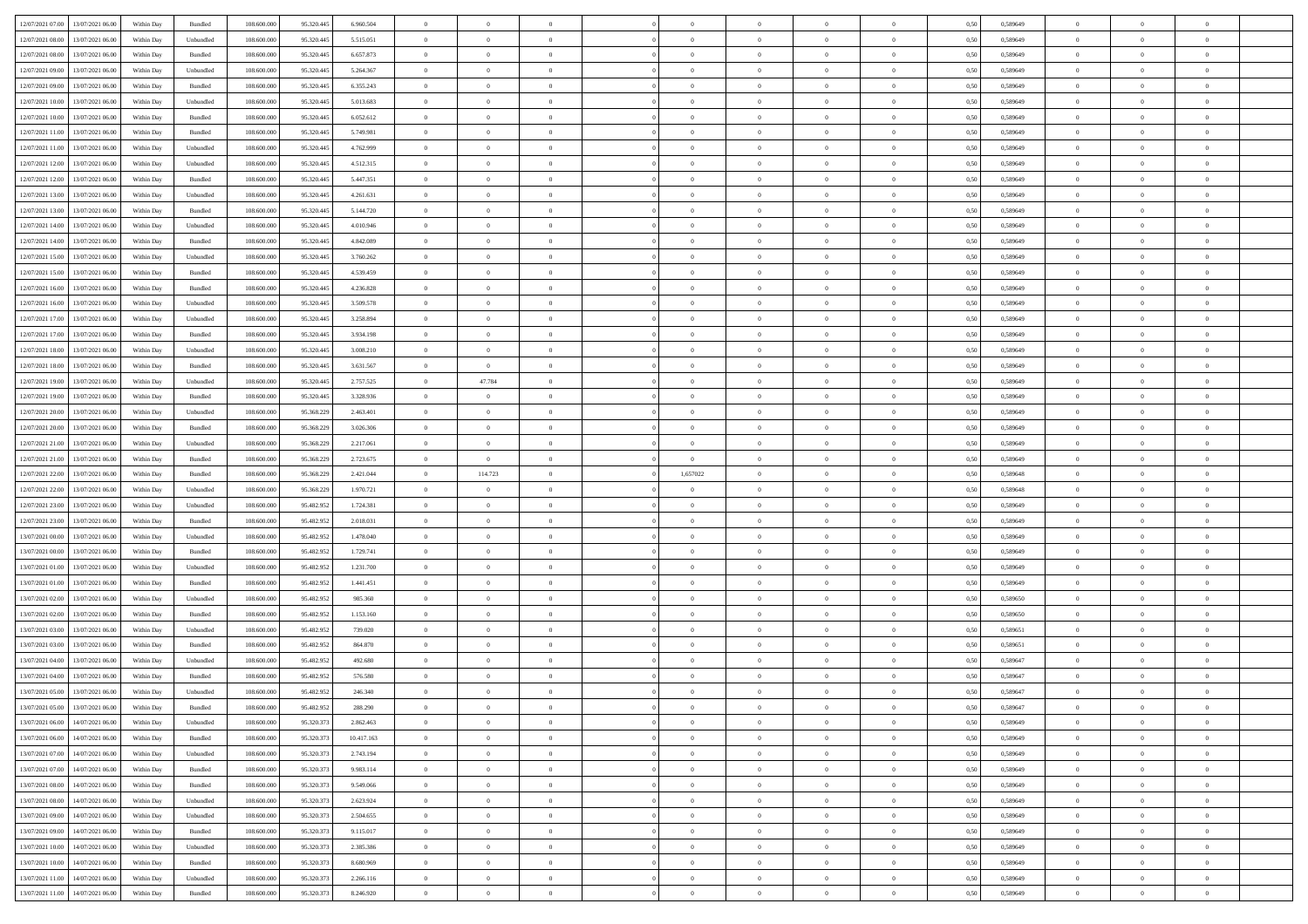| | | | | | | | | | | | | | | | | | | | | |
|---|---|---|---|---|---|---|---|---|---|---|---|---|---|---|---|---|---|---|---|---|
| 12/07/2021 07.00 | 13/07/2021 06.00 | Within Day | Bundled | 108.600.000 | 95.320.445 | 6.960.504 | 0 | 0 | 0 | | 0 | 0 | 0 | 0 | 0,50 | 0,589649 | 0 | 0 | 0 | |
| 12/07/2021 08.00 | 13/07/2021 06.00 | Within Day | Unbundled | 108.600.000 | 95.320.445 | 5.515.051 | 0 | 0 | 0 | | 0 | 0 | 0 | 0 | 0,50 | 0,589649 | 0 | 0 | 0 | |
| 12/07/2021 08.00 | 13/07/2021 06.00 | Within Day | Bundled | 108.600.000 | 95.320.445 | 6.657.873 | 0 | 0 | 0 | | 0 | 0 | 0 | 0 | 0,50 | 0,589649 | 0 | 0 | 0 | |
| 12/07/2021 09.00 | 13/07/2021 06.00 | Within Day | Unbundled | 108.600.000 | 95.320.445 | 5.264.367 | 0 | 0 | 0 | | 0 | 0 | 0 | 0 | 0,50 | 0,589649 | 0 | 0 | 0 | |
| 12/07/2021 09.00 | 13/07/2021 06.00 | Within Day | Bundled | 108.600.000 | 95.320.445 | 6.355.243 | 0 | 0 | 0 | | 0 | 0 | 0 | 0 | 0,50 | 0,589649 | 0 | 0 | 0 | |
| 12/07/2021 10.00 | 13/07/2021 06.00 | Within Day | Unbundled | 108.600.000 | 95.320.445 | 5.013.683 | 0 | 0 | 0 | | 0 | 0 | 0 | 0 | 0,50 | 0,589649 | 0 | 0 | 0 | |
| 12/07/2021 10.00 | 13/07/2021 06.00 | Within Day | Bundled | 108.600.000 | 95.320.445 | 6.052.612 | 0 | 0 | 0 | | 0 | 0 | 0 | 0 | 0,50 | 0,589649 | 0 | 0 | 0 | |
| 12/07/2021 11.00 | 13/07/2021 06.00 | Within Day | Bundled | 108.600.000 | 95.320.445 | 5.749.981 | 0 | 0 | 0 | | 0 | 0 | 0 | 0 | 0,50 | 0,589649 | 0 | 0 | 0 | |
| 12/07/2021 11.00 | 13/07/2021 06.00 | Within Day | Unbundled | 108.600.000 | 95.320.445 | 4.762.999 | 0 | 0 | 0 | | 0 | 0 | 0 | 0 | 0,50 | 0,589649 | 0 | 0 | 0 | |
| 12/07/2021 12.00 | 13/07/2021 06.00 | Within Day | Unbundled | 108.600.000 | 95.320.445 | 4.512.315 | 0 | 0 | 0 | | 0 | 0 | 0 | 0 | 0,50 | 0,589649 | 0 | 0 | 0 | |
| 12/07/2021 12.00 | 13/07/2021 06.00 | Within Day | Bundled | 108.600.000 | 95.320.445 | 5.447.351 | 0 | 0 | 0 | | 0 | 0 | 0 | 0 | 0,50 | 0,589649 | 0 | 0 | 0 | |
| 12/07/2021 13.00 | 13/07/2021 06.00 | Within Day | Unbundled | 108.600.000 | 95.320.445 | 4.261.631 | 0 | 0 | 0 | | 0 | 0 | 0 | 0 | 0,50 | 0,589649 | 0 | 0 | 0 | |
| 12/07/2021 13.00 | 13/07/2021 06.00 | Within Day | Bundled | 108.600.000 | 95.320.445 | 5.144.720 | 0 | 0 | 0 | | 0 | 0 | 0 | 0 | 0,50 | 0,589649 | 0 | 0 | 0 | |
| 12/07/2021 14.00 | 13/07/2021 06.00 | Within Day | Unbundled | 108.600.000 | 95.320.445 | 4.010.946 | 0 | 0 | 0 | | 0 | 0 | 0 | 0 | 0,50 | 0,589649 | 0 | 0 | 0 | |
| 12/07/2021 14.00 | 13/07/2021 06.00 | Within Day | Bundled | 108.600.000 | 95.320.445 | 4.842.089 | 0 | 0 | 0 | | 0 | 0 | 0 | 0 | 0,50 | 0,589649 | 0 | 0 | 0 | |
| 12/07/2021 15.00 | 13/07/2021 06.00 | Within Day | Unbundled | 108.600.000 | 95.320.445 | 3.760.262 | 0 | 0 | 0 | | 0 | 0 | 0 | 0 | 0,50 | 0,589649 | 0 | 0 | 0 | |
| 12/07/2021 15.00 | 13/07/2021 06.00 | Within Day | Bundled | 108.600.000 | 95.320.445 | 4.539.459 | 0 | 0 | 0 | | 0 | 0 | 0 | 0 | 0,50 | 0,589649 | 0 | 0 | 0 | |
| 12/07/2021 16.00 | 13/07/2021 06.00 | Within Day | Bundled | 108.600.000 | 95.320.445 | 4.236.828 | 0 | 0 | 0 | | 0 | 0 | 0 | 0 | 0,50 | 0,589649 | 0 | 0 | 0 | |
| 12/07/2021 16.00 | 13/07/2021 06.00 | Within Day | Unbundled | 108.600.000 | 95.320.445 | 3.509.578 | 0 | 0 | 0 | | 0 | 0 | 0 | 0 | 0,50 | 0,589649 | 0 | 0 | 0 | |
| 12/07/2021 17.00 | 13/07/2021 06.00 | Within Day | Unbundled | 108.600.000 | 95.320.445 | 3.258.894 | 0 | 0 | 0 | | 0 | 0 | 0 | 0 | 0,50 | 0,589649 | 0 | 0 | 0 | |
| 12/07/2021 17.00 | 13/07/2021 06.00 | Within Day | Bundled | 108.600.000 | 95.320.445 | 3.934.198 | 0 | 0 | 0 | | 0 | 0 | 0 | 0 | 0,50 | 0,589649 | 0 | 0 | 0 | |
| 12/07/2021 18.00 | 13/07/2021 06.00 | Within Day | Unbundled | 108.600.000 | 95.320.445 | 3.008.210 | 0 | 0 | 0 | | 0 | 0 | 0 | 0 | 0,50 | 0,589649 | 0 | 0 | 0 | |
| 12/07/2021 18.00 | 13/07/2021 06.00 | Within Day | Bundled | 108.600.000 | 95.320.445 | 3.631.567 | 0 | 0 | 0 | | 0 | 0 | 0 | 0 | 0,50 | 0,589649 | 0 | 0 | 0 | |
| 12/07/2021 19.00 | 13/07/2021 06.00 | Within Day | Unbundled | 108.600.000 | 95.320.445 | 2.757.525 | 0 | 47.784 | 0 | | 0 | 0 | 0 | 0 | 0,50 | 0,589649 | 0 | 0 | 0 | |
| 12/07/2021 19.00 | 13/07/2021 06.00 | Within Day | Bundled | 108.600.000 | 95.320.445 | 3.328.936 | 0 | 0 | 0 | | 0 | 0 | 0 | 0 | 0,50 | 0,589649 | 0 | 0 | 0 | |
| 12/07/2021 20.00 | 13/07/2021 06.00 | Within Day | Unbundled | 108.600.000 | 95.368.229 | 2.463.401 | 0 | 0 | 0 | | 0 | 0 | 0 | 0 | 0,50 | 0,589649 | 0 | 0 | 0 | |
| 12/07/2021 20.00 | 13/07/2021 06.00 | Within Day | Bundled | 108.600.000 | 95.368.229 | 3.026.306 | 0 | 0 | 0 | | 0 | 0 | 0 | 0 | 0,50 | 0,589649 | 0 | 0 | 0 | |
| 12/07/2021 21.00 | 13/07/2021 06.00 | Within Day | Unbundled | 108.600.000 | 95.368.229 | 2.217.061 | 0 | 0 | 0 | | 0 | 0 | 0 | 0 | 0,50 | 0,589649 | 0 | 0 | 0 | |
| 12/07/2021 21.00 | 13/07/2021 06.00 | Within Day | Bundled | 108.600.000 | 95.368.229 | 2.723.675 | 0 | 0 | 0 | | 0 | 0 | 0 | 0 | 0,50 | 0,589649 | 0 | 0 | 0 | |
| 12/07/2021 22.00 | 13/07/2021 06.00 | Within Day | Bundled | 108.600.000 | 95.368.229 | 2.421.044 | 0 | 114.723 | 0 | | 1,657022 | 0 | 0 | 0 | 0,50 | 0,589648 | 0 | 0 | 0 | |
| 12/07/2021 22.00 | 13/07/2021 06.00 | Within Day | Unbundled | 108.600.000 | 95.368.229 | 1.970.721 | 0 | 0 | 0 | | 0 | 0 | 0 | 0 | 0,50 | 0,589648 | 0 | 0 | 0 | |
| 12/07/2021 23.00 | 13/07/2021 06.00 | Within Day | Unbundled | 108.600.000 | 95.482.952 | 1.724.381 | 0 | 0 | 0 | | 0 | 0 | 0 | 0 | 0,50 | 0,589649 | 0 | 0 | 0 | |
| 12/07/2021 23.00 | 13/07/2021 06.00 | Within Day | Bundled | 108.600.000 | 95.482.952 | 2.018.031 | 0 | 0 | 0 | | 0 | 0 | 0 | 0 | 0,50 | 0,589649 | 0 | 0 | 0 | |
| 13/07/2021 00.00 | 13/07/2021 06.00 | Within Day | Unbundled | 108.600.000 | 95.482.952 | 1.478.040 | 0 | 0 | 0 | | 0 | 0 | 0 | 0 | 0,50 | 0,589649 | 0 | 0 | 0 | |
| 13/07/2021 00.00 | 13/07/2021 06.00 | Within Day | Bundled | 108.600.000 | 95.482.952 | 1.729.741 | 0 | 0 | 0 | | 0 | 0 | 0 | 0 | 0,50 | 0,589649 | 0 | 0 | 0 | |
| 13/07/2021 01.00 | 13/07/2021 06.00 | Within Day | Unbundled | 108.600.000 | 95.482.952 | 1.231.700 | 0 | 0 | 0 | | 0 | 0 | 0 | 0 | 0,50 | 0,589649 | 0 | 0 | 0 | |
| 13/07/2021 01.00 | 13/07/2021 06.00 | Within Day | Bundled | 108.600.000 | 95.482.952 | 1.441.451 | 0 | 0 | 0 | | 0 | 0 | 0 | 0 | 0,50 | 0,589649 | 0 | 0 | 0 | |
| 13/07/2021 02.00 | 13/07/2021 06.00 | Within Day | Unbundled | 108.600.000 | 95.482.952 | 985.360 | 0 | 0 | 0 | | 0 | 0 | 0 | 0 | 0,50 | 0,589650 | 0 | 0 | 0 | |
| 13/07/2021 02.00 | 13/07/2021 06.00 | Within Day | Bundled | 108.600.000 | 95.482.952 | 1.153.160 | 0 | 0 | 0 | | 0 | 0 | 0 | 0 | 0,50 | 0,589650 | 0 | 0 | 0 | |
| 13/07/2021 03.00 | 13/07/2021 06.00 | Within Day | Unbundled | 108.600.000 | 95.482.952 | 739.020 | 0 | 0 | 0 | | 0 | 0 | 0 | 0 | 0,50 | 0,589651 | 0 | 0 | 0 | |
| 13/07/2021 03.00 | 13/07/2021 06.00 | Within Day | Bundled | 108.600.000 | 95.482.952 | 864.870 | 0 | 0 | 0 | | 0 | 0 | 0 | 0 | 0,50 | 0,589651 | 0 | 0 | 0 | |
| 13/07/2021 04.00 | 13/07/2021 06.00 | Within Day | Unbundled | 108.600.000 | 95.482.952 | 492.680 | 0 | 0 | 0 | | 0 | 0 | 0 | 0 | 0,50 | 0,589647 | 0 | 0 | 0 | |
| 13/07/2021 04.00 | 13/07/2021 06.00 | Within Day | Bundled | 108.600.000 | 95.482.952 | 576.580 | 0 | 0 | 0 | | 0 | 0 | 0 | 0 | 0,50 | 0,589647 | 0 | 0 | 0 | |
| 13/07/2021 05.00 | 13/07/2021 06.00 | Within Day | Unbundled | 108.600.000 | 95.482.952 | 246.340 | 0 | 0 | 0 | | 0 | 0 | 0 | 0 | 0,50 | 0,589647 | 0 | 0 | 0 | |
| 13/07/2021 05.00 | 13/07/2021 06.00 | Within Day | Bundled | 108.600.000 | 95.482.952 | 288.290 | 0 | 0 | 0 | | 0 | 0 | 0 | 0 | 0,50 | 0,589647 | 0 | 0 | 0 | |
| 13/07/2021 06.00 | 14/07/2021 06.00 | Within Day | Unbundled | 108.600.000 | 95.320.373 | 2.862.463 | 0 | 0 | 0 | | 0 | 0 | 0 | 0 | 0,50 | 0,589649 | 0 | 0 | 0 | |
| 13/07/2021 06.00 | 14/07/2021 06.00 | Within Day | Bundled | 108.600.000 | 95.320.373 | 10.417.163 | 0 | 0 | 0 | | 0 | 0 | 0 | 0 | 0,50 | 0,589649 | 0 | 0 | 0 | |
| 13/07/2021 07.00 | 14/07/2021 06.00 | Within Day | Unbundled | 108.600.000 | 95.320.373 | 2.743.194 | 0 | 0 | 0 | | 0 | 0 | 0 | 0 | 0,50 | 0,589649 | 0 | 0 | 0 | |
| 13/07/2021 07.00 | 14/07/2021 06.00 | Within Day | Bundled | 108.600.000 | 95.320.373 | 9.983.114 | 0 | 0 | 0 | | 0 | 0 | 0 | 0 | 0,50 | 0,589649 | 0 | 0 | 0 | |
| 13/07/2021 08.00 | 14/07/2021 06.00 | Within Day | Bundled | 108.600.000 | 95.320.373 | 9.549.066 | 0 | 0 | 0 | | 0 | 0 | 0 | 0 | 0,50 | 0,589649 | 0 | 0 | 0 | |
| 13/07/2021 08.00 | 14/07/2021 06.00 | Within Day | Unbundled | 108.600.000 | 95.320.373 | 2.623.924 | 0 | 0 | 0 | | 0 | 0 | 0 | 0 | 0,50 | 0,589649 | 0 | 0 | 0 | |
| 13/07/2021 09.00 | 14/07/2021 06.00 | Within Day | Unbundled | 108.600.000 | 95.320.373 | 2.504.655 | 0 | 0 | 0 | | 0 | 0 | 0 | 0 | 0,50 | 0,589649 | 0 | 0 | 0 | |
| 13/07/2021 09.00 | 14/07/2021 06.00 | Within Day | Bundled | 108.600.000 | 95.320.373 | 9.115.017 | 0 | 0 | 0 | | 0 | 0 | 0 | 0 | 0,50 | 0,589649 | 0 | 0 | 0 | |
| 13/07/2021 10.00 | 14/07/2021 06.00 | Within Day | Unbundled | 108.600.000 | 95.320.373 | 2.385.386 | 0 | 0 | 0 | | 0 | 0 | 0 | 0 | 0,50 | 0,589649 | 0 | 0 | 0 | |
| 13/07/2021 10.00 | 14/07/2021 06.00 | Within Day | Bundled | 108.600.000 | 95.320.373 | 8.680.969 | 0 | 0 | 0 | | 0 | 0 | 0 | 0 | 0,50 | 0,589649 | 0 | 0 | 0 | |
| 13/07/2021 11.00 | 14/07/2021 06.00 | Within Day | Unbundled | 108.600.000 | 95.320.373 | 2.266.116 | 0 | 0 | 0 | | 0 | 0 | 0 | 0 | 0,50 | 0,589649 | 0 | 0 | 0 | |
| 13/07/2021 11.00 | 14/07/2021 06.00 | Within Day | Bundled | 108.600.000 | 95.320.373 | 8.246.920 | 0 | 0 | 0 | | 0 | 0 | 0 | 0 | 0,50 | 0,589649 | 0 | 0 | 0 | |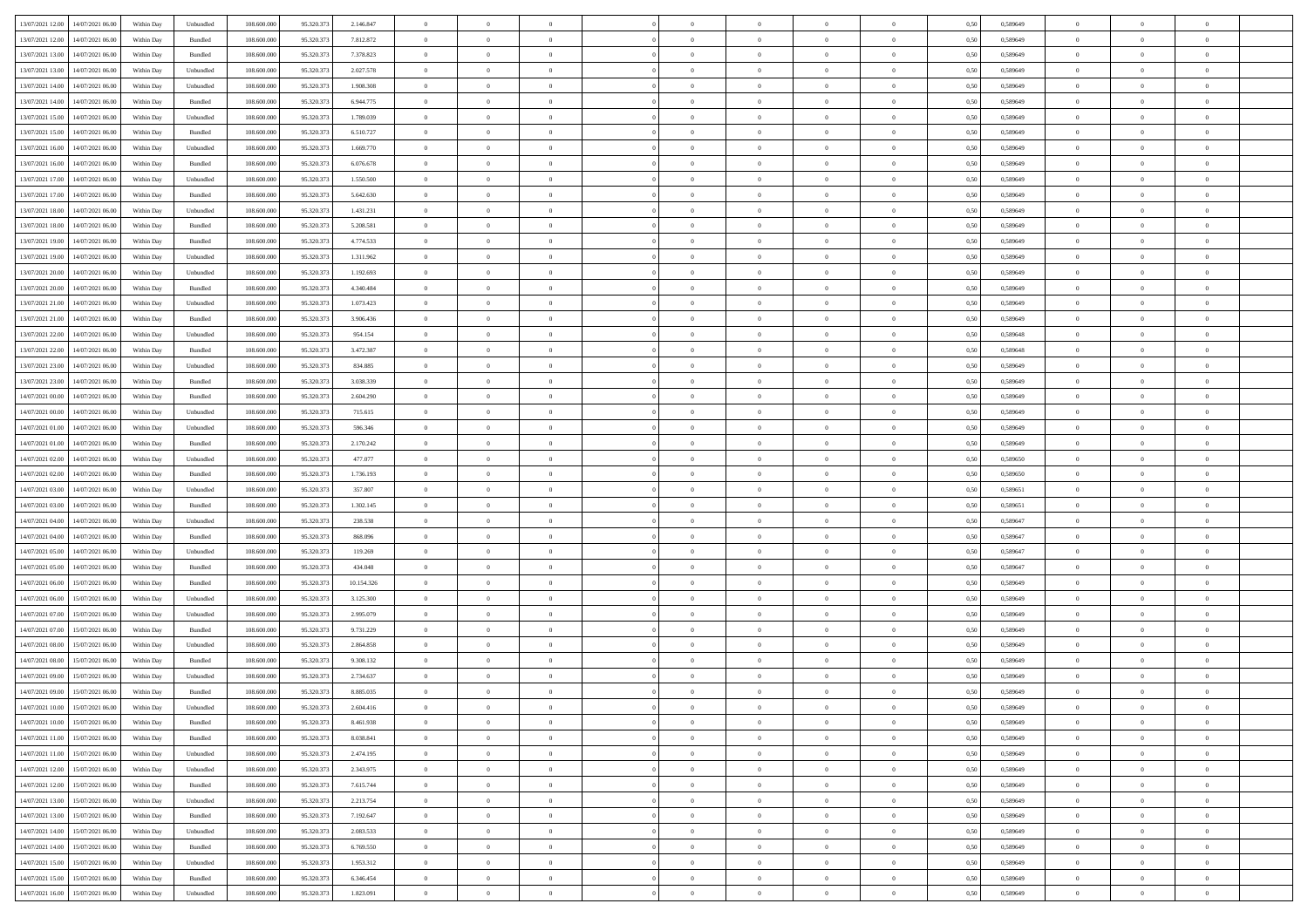| | | | | | | | | | | | | | | | | | | | | | |
|---|---|---|---|---|---|---|---|---|---|---|---|---|---|---|---|---|---|---|---|---|---|
| 13/07/2021 12:00 | 14/07/2021 06:00 | Within Day | Unbundled | 108.600.000 | 95.320.373 | 2.146.847 | 0 | 0 | 0 | | 0 | 0 | 0 | 0 | 0,50 | 0,589649 | 0 | 0 | 0 | |
| 13/07/2021 12:00 | 14/07/2021 06:00 | Within Day | Bundled | 108.600.000 | 95.320.373 | 7.812.872 | 0 | 0 | 0 | | 0 | 0 | 0 | 0 | 0,50 | 0,589649 | 0 | 0 | 0 | |
| 13/07/2021 13:00 | 14/07/2021 06:00 | Within Day | Bundled | 108.600.000 | 95.320.373 | 7.378.823 | 0 | 0 | 0 | | 0 | 0 | 0 | 0 | 0,50 | 0,589649 | 0 | 0 | 0 | |
| 13/07/2021 13:00 | 14/07/2021 06:00 | Within Day | Unbundled | 108.600.000 | 95.320.373 | 2.027.578 | 0 | 0 | 0 | | 0 | 0 | 0 | 0 | 0,50 | 0,589649 | 0 | 0 | 0 | |
| 13/07/2021 14:00 | 14/07/2021 06:00 | Within Day | Unbundled | 108.600.000 | 95.320.373 | 1.908.308 | 0 | 0 | 0 | | 0 | 0 | 0 | 0 | 0,50 | 0,589649 | 0 | 0 | 0 | |
| 13/07/2021 14:00 | 14/07/2021 06:00 | Within Day | Bundled | 108.600.000 | 95.320.373 | 6.944.775 | 0 | 0 | 0 | | 0 | 0 | 0 | 0 | 0,50 | 0,589649 | 0 | 0 | 0 | |
| 13/07/2021 15:00 | 14/07/2021 06:00 | Within Day | Unbundled | 108.600.000 | 95.320.373 | 1.789.039 | 0 | 0 | 0 | | 0 | 0 | 0 | 0 | 0,50 | 0,589649 | 0 | 0 | 0 | |
| 13/07/2021 15:00 | 14/07/2021 06:00 | Within Day | Bundled | 108.600.000 | 95.320.373 | 6.510.727 | 0 | 0 | 0 | | 0 | 0 | 0 | 0 | 0,50 | 0,589649 | 0 | 0 | 0 | |
| 13/07/2021 16:00 | 14/07/2021 06:00 | Within Day | Unbundled | 108.600.000 | 95.320.373 | 1.669.770 | 0 | 0 | 0 | | 0 | 0 | 0 | 0 | 0,50 | 0,589649 | 0 | 0 | 0 | |
| 13/07/2021 16:00 | 14/07/2021 06:00 | Within Day | Bundled | 108.600.000 | 95.320.373 | 6.076.678 | 0 | 0 | 0 | | 0 | 0 | 0 | 0 | 0,50 | 0,589649 | 0 | 0 | 0 | |
| 13/07/2021 17:00 | 14/07/2021 06:00 | Within Day | Unbundled | 108.600.000 | 95.320.373 | 1.550.500 | 0 | 0 | 0 | | 0 | 0 | 0 | 0 | 0,50 | 0,589649 | 0 | 0 | 0 | |
| 13/07/2021 17:00 | 14/07/2021 06:00 | Within Day | Bundled | 108.600.000 | 95.320.373 | 5.642.630 | 0 | 0 | 0 | | 0 | 0 | 0 | 0 | 0,50 | 0,589649 | 0 | 0 | 0 | |
| 13/07/2021 18:00 | 14/07/2021 06:00 | Within Day | Unbundled | 108.600.000 | 95.320.373 | 1.431.231 | 0 | 0 | 0 | | 0 | 0 | 0 | 0 | 0,50 | 0,589649 | 0 | 0 | 0 | |
| 13/07/2021 18:00 | 14/07/2021 06:00 | Within Day | Bundled | 108.600.000 | 95.320.373 | 5.208.581 | 0 | 0 | 0 | | 0 | 0 | 0 | 0 | 0,50 | 0,589649 | 0 | 0 | 0 | |
| 13/07/2021 19:00 | 14/07/2021 06:00 | Within Day | Bundled | 108.600.000 | 95.320.373 | 4.774.533 | 0 | 0 | 0 | | 0 | 0 | 0 | 0 | 0,50 | 0,589649 | 0 | 0 | 0 | |
| 13/07/2021 19:00 | 14/07/2021 06:00 | Within Day | Unbundled | 108.600.000 | 95.320.373 | 1.311.962 | 0 | 0 | 0 | | 0 | 0 | 0 | 0 | 0,50 | 0,589649 | 0 | 0 | 0 | |
| 13/07/2021 20:00 | 14/07/2021 06:00 | Within Day | Unbundled | 108.600.000 | 95.320.373 | 1.192.693 | 0 | 0 | 0 | | 0 | 0 | 0 | 0 | 0,50 | 0,589649 | 0 | 0 | 0 | |
| 13/07/2021 20:00 | 14/07/2021 06:00 | Within Day | Bundled | 108.600.000 | 95.320.373 | 4.340.484 | 0 | 0 | 0 | | 0 | 0 | 0 | 0 | 0,50 | 0,589649 | 0 | 0 | 0 | |
| 13/07/2021 21:00 | 14/07/2021 06:00 | Within Day | Unbundled | 108.600.000 | 95.320.373 | 1.073.423 | 0 | 0 | 0 | | 0 | 0 | 0 | 0 | 0,50 | 0,589649 | 0 | 0 | 0 | |
| 13/07/2021 21:00 | 14/07/2021 06:00 | Within Day | Bundled | 108.600.000 | 95.320.373 | 3.906.436 | 0 | 0 | 0 | | 0 | 0 | 0 | 0 | 0,50 | 0,589649 | 0 | 0 | 0 | |
| 13/07/2021 22:00 | 14/07/2021 06:00 | Within Day | Unbundled | 108.600.000 | 95.320.373 | 954.154 | 0 | 0 | 0 | | 0 | 0 | 0 | 0 | 0,50 | 0,589648 | 0 | 0 | 0 | |
| 13/07/2021 22:00 | 14/07/2021 06:00 | Within Day | Bundled | 108.600.000 | 95.320.373 | 3.472.387 | 0 | 0 | 0 | | 0 | 0 | 0 | 0 | 0,50 | 0,589648 | 0 | 0 | 0 | |
| 13/07/2021 23:00 | 14/07/2021 06:00 | Within Day | Unbundled | 108.600.000 | 95.320.373 | 834.885 | 0 | 0 | 0 | | 0 | 0 | 0 | 0 | 0,50 | 0,589649 | 0 | 0 | 0 | |
| 13/07/2021 23:00 | 14/07/2021 06:00 | Within Day | Bundled | 108.600.000 | 95.320.373 | 3.038.339 | 0 | 0 | 0 | | 0 | 0 | 0 | 0 | 0,50 | 0,589649 | 0 | 0 | 0 | |
| 14/07/2021 00:00 | 14/07/2021 06:00 | Within Day | Bundled | 108.600.000 | 95.320.373 | 2.604.290 | 0 | 0 | 0 | | 0 | 0 | 0 | 0 | 0,50 | 0,589649 | 0 | 0 | 0 | |
| 14/07/2021 00:00 | 14/07/2021 06:00 | Within Day | Unbundled | 108.600.000 | 95.320.373 | 715.615 | 0 | 0 | 0 | | 0 | 0 | 0 | 0 | 0,50 | 0,589649 | 0 | 0 | 0 | |
| 14/07/2021 01:00 | 14/07/2021 06:00 | Within Day | Unbundled | 108.600.000 | 95.320.373 | 596.346 | 0 | 0 | 0 | | 0 | 0 | 0 | 0 | 0,50 | 0,589649 | 0 | 0 | 0 | |
| 14/07/2021 01:00 | 14/07/2021 06:00 | Within Day | Bundled | 108.600.000 | 95.320.373 | 2.170.242 | 0 | 0 | 0 | | 0 | 0 | 0 | 0 | 0,50 | 0,589649 | 0 | 0 | 0 | |
| 14/07/2021 02:00 | 14/07/2021 06:00 | Within Day | Unbundled | 108.600.000 | 95.320.373 | 477.077 | 0 | 0 | 0 | | 0 | 0 | 0 | 0 | 0,50 | 0,589650 | 0 | 0 | 0 | |
| 14/07/2021 02:00 | 14/07/2021 06:00 | Within Day | Bundled | 108.600.000 | 95.320.373 | 1.736.193 | 0 | 0 | 0 | | 0 | 0 | 0 | 0 | 0,50 | 0,589650 | 0 | 0 | 0 | |
| 14/07/2021 03:00 | 14/07/2021 06:00 | Within Day | Unbundled | 108.600.000 | 95.320.373 | 357.807 | 0 | 0 | 0 | | 0 | 0 | 0 | 0 | 0,50 | 0,589651 | 0 | 0 | 0 | |
| 14/07/2021 03:00 | 14/07/2021 06:00 | Within Day | Bundled | 108.600.000 | 95.320.373 | 1.302.145 | 0 | 0 | 0 | | 0 | 0 | 0 | 0 | 0,50 | 0,589651 | 0 | 0 | 0 | |
| 14/07/2021 04:00 | 14/07/2021 06:00 | Within Day | Unbundled | 108.600.000 | 95.320.373 | 238.538 | 0 | 0 | 0 | | 0 | 0 | 0 | 0 | 0,50 | 0,589647 | 0 | 0 | 0 | |
| 14/07/2021 04:00 | 14/07/2021 06:00 | Within Day | Bundled | 108.600.000 | 95.320.373 | 868.096 | 0 | 0 | 0 | | 0 | 0 | 0 | 0 | 0,50 | 0,589647 | 0 | 0 | 0 | |
| 14/07/2021 05:00 | 14/07/2021 06:00 | Within Day | Unbundled | 108.600.000 | 95.320.373 | 119.269 | 0 | 0 | 0 | | 0 | 0 | 0 | 0 | 0,50 | 0,589647 | 0 | 0 | 0 | |
| 14/07/2021 05:00 | 14/07/2021 06:00 | Within Day | Bundled | 108.600.000 | 95.320.373 | 434.048 | 0 | 0 | 0 | | 0 | 0 | 0 | 0 | 0,50 | 0,589647 | 0 | 0 | 0 | |
| 14/07/2021 06:00 | 15/07/2021 06:00 | Within Day | Bundled | 108.600.000 | 95.320.373 | 10.154.326 | 0 | 0 | 0 | | 0 | 0 | 0 | 0 | 0,50 | 0,589649 | 0 | 0 | 0 | |
| 14/07/2021 06:00 | 15/07/2021 06:00 | Within Day | Unbundled | 108.600.000 | 95.320.373 | 3.125.300 | 0 | 0 | 0 | | 0 | 0 | 0 | 0 | 0,50 | 0,589649 | 0 | 0 | 0 | |
| 14/07/2021 07:00 | 15/07/2021 06:00 | Within Day | Unbundled | 108.600.000 | 95.320.373 | 2.995.079 | 0 | 0 | 0 | | 0 | 0 | 0 | 0 | 0,50 | 0,589649 | 0 | 0 | 0 | |
| 14/07/2021 07:00 | 15/07/2021 06:00 | Within Day | Bundled | 108.600.000 | 95.320.373 | 9.731.229 | 0 | 0 | 0 | | 0 | 0 | 0 | 0 | 0,50 | 0,589649 | 0 | 0 | 0 | |
| 14/07/2021 08:00 | 15/07/2021 06:00 | Within Day | Unbundled | 108.600.000 | 95.320.373 | 2.864.858 | 0 | 0 | 0 | | 0 | 0 | 0 | 0 | 0,50 | 0,589649 | 0 | 0 | 0 | |
| 14/07/2021 08:00 | 15/07/2021 06:00 | Within Day | Bundled | 108.600.000 | 95.320.373 | 9.308.132 | 0 | 0 | 0 | | 0 | 0 | 0 | 0 | 0,50 | 0,589649 | 0 | 0 | 0 | |
| 14/07/2021 09:00 | 15/07/2021 06:00 | Within Day | Unbundled | 108.600.000 | 95.320.373 | 2.734.637 | 0 | 0 | 0 | | 0 | 0 | 0 | 0 | 0,50 | 0,589649 | 0 | 0 | 0 | |
| 14/07/2021 09:00 | 15/07/2021 06:00 | Within Day | Bundled | 108.600.000 | 95.320.373 | 8.885.035 | 0 | 0 | 0 | | 0 | 0 | 0 | 0 | 0,50 | 0,589649 | 0 | 0 | 0 | |
| 14/07/2021 10:00 | 15/07/2021 06:00 | Within Day | Unbundled | 108.600.000 | 95.320.373 | 2.604.416 | 0 | 0 | 0 | | 0 | 0 | 0 | 0 | 0,50 | 0,589649 | 0 | 0 | 0 | |
| 14/07/2021 10:00 | 15/07/2021 06:00 | Within Day | Bundled | 108.600.000 | 95.320.373 | 8.461.938 | 0 | 0 | 0 | | 0 | 0 | 0 | 0 | 0,50 | 0,589649 | 0 | 0 | 0 | |
| 14/07/2021 11:00 | 15/07/2021 06:00 | Within Day | Bundled | 108.600.000 | 95.320.373 | 8.038.841 | 0 | 0 | 0 | | 0 | 0 | 0 | 0 | 0,50 | 0,589649 | 0 | 0 | 0 | |
| 14/07/2021 11:00 | 15/07/2021 06:00 | Within Day | Unbundled | 108.600.000 | 95.320.373 | 2.474.195 | 0 | 0 | 0 | | 0 | 0 | 0 | 0 | 0,50 | 0,589649 | 0 | 0 | 0 | |
| 14/07/2021 12:00 | 15/07/2021 06:00 | Within Day | Unbundled | 108.600.000 | 95.320.373 | 2.343.975 | 0 | 0 | 0 | | 0 | 0 | 0 | 0 | 0,50 | 0,589649 | 0 | 0 | 0 | |
| 14/07/2021 12:00 | 15/07/2021 06:00 | Within Day | Bundled | 108.600.000 | 95.320.373 | 7.615.744 | 0 | 0 | 0 | | 0 | 0 | 0 | 0 | 0,50 | 0,589649 | 0 | 0 | 0 | |
| 14/07/2021 13:00 | 15/07/2021 06:00 | Within Day | Unbundled | 108.600.000 | 95.320.373 | 2.213.754 | 0 | 0 | 0 | | 0 | 0 | 0 | 0 | 0,50 | 0,589649 | 0 | 0 | 0 | |
| 14/07/2021 13:00 | 15/07/2021 06:00 | Within Day | Bundled | 108.600.000 | 95.320.373 | 7.192.647 | 0 | 0 | 0 | | 0 | 0 | 0 | 0 | 0,50 | 0,589649 | 0 | 0 | 0 | |
| 14/07/2021 14:00 | 15/07/2021 06:00 | Within Day | Unbundled | 108.600.000 | 95.320.373 | 2.083.533 | 0 | 0 | 0 | | 0 | 0 | 0 | 0 | 0,50 | 0,589649 | 0 | 0 | 0 | |
| 14/07/2021 14:00 | 15/07/2021 06:00 | Within Day | Bundled | 108.600.000 | 95.320.373 | 6.769.550 | 0 | 0 | 0 | | 0 | 0 | 0 | 0 | 0,50 | 0,589649 | 0 | 0 | 0 | |
| 14/07/2021 15:00 | 15/07/2021 06:00 | Within Day | Unbundled | 108.600.000 | 95.320.373 | 1.953.312 | 0 | 0 | 0 | | 0 | 0 | 0 | 0 | 0,50 | 0,589649 | 0 | 0 | 0 | |
| 14/07/2021 15:00 | 15/07/2021 06:00 | Within Day | Bundled | 108.600.000 | 95.320.373 | 6.346.454 | 0 | 0 | 0 | | 0 | 0 | 0 | 0 | 0,50 | 0,589649 | 0 | 0 | 0 | |
| 14/07/2021 16:00 | 15/07/2021 06:00 | Within Day | Unbundled | 108.600.000 | 95.320.373 | 1.823.091 | 0 | 0 | 0 | | 0 | 0 | 0 | 0 | 0,50 | 0,589649 | 0 | 0 | 0 | |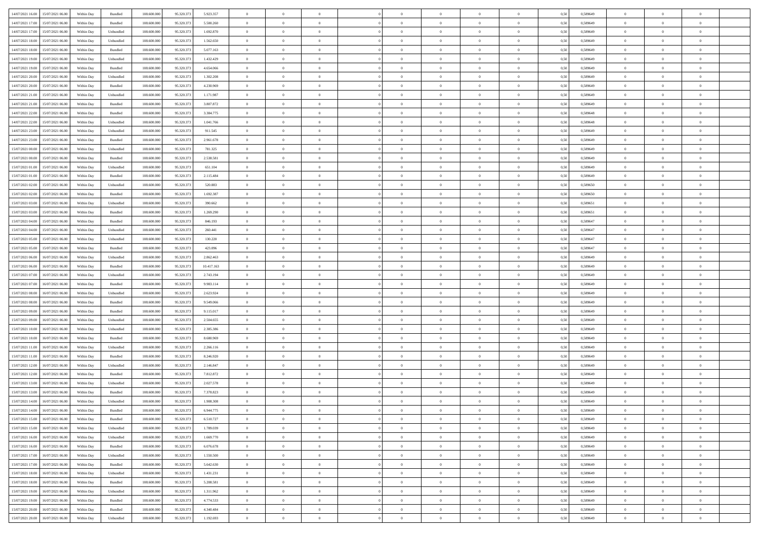| | | | | | | | | | | | | | | | | | | | | |
|---|---|---|---|---|---|---|---|---|---|---|---|---|---|---|---|---|---|---|---|---|
| 14/07/2021 16:00 | 15/07/2021 06:00 | Within Day | Bundled | 108.600.000 | 95.320.373 | 5.923.357 | 0 | 0 | 0 | | 0 | 0 | 0 | 0 | 0,50 | 0,589649 | 0 | 0 | 0 | |
| 14/07/2021 17:00 | 15/07/2021 06:00 | Within Day | Bundled | 108.600.000 | 95.320.373 | 5.500.260 | 0 | 0 | 0 | | 0 | 0 | 0 | 0 | 0,50 | 0,589649 | 0 | 0 | 0 | |
| 14/07/2021 17:00 | 15/07/2021 06:00 | Within Day | Unbundled | 108.600.000 | 95.320.373 | 1.692.870 | 0 | 0 | 0 | | 0 | 0 | 0 | 0 | 0,50 | 0,589649 | 0 | 0 | 0 | |
| 14/07/2021 18:00 | 15/07/2021 06:00 | Within Day | Unbundled | 108.600.000 | 95.320.373 | 1.562.650 | 0 | 0 | 0 | | 0 | 0 | 0 | 0 | 0,50 | 0,589649 | 0 | 0 | 0 | |
| 14/07/2021 18:00 | 15/07/2021 06:00 | Within Day | Bundled | 108.600.000 | 95.320.373 | 5.077.163 | 0 | 0 | 0 | | 0 | 0 | 0 | 0 | 0,50 | 0,589649 | 0 | 0 | 0 | |
| 14/07/2021 19:00 | 15/07/2021 06:00 | Within Day | Unbundled | 108.600.000 | 95.320.373 | 1.432.429 | 0 | 0 | 0 | | 0 | 0 | 0 | 0 | 0,50 | 0,589649 | 0 | 0 | 0 | |
| 14/07/2021 19:00 | 15/07/2021 06:00 | Within Day | Bundled | 108.600.000 | 95.320.373 | 4.654.066 | 0 | 0 | 0 | | 0 | 0 | 0 | 0 | 0,50 | 0,589649 | 0 | 0 | 0 | |
| 14/07/2021 20:00 | 15/07/2021 06:00 | Within Day | Unbundled | 108.600.000 | 95.320.373 | 1.302.208 | 0 | 0 | 0 | | 0 | 0 | 0 | 0 | 0,50 | 0,589649 | 0 | 0 | 0 | |
| 14/07/2021 20:00 | 15/07/2021 06:00 | Within Day | Bundled | 108.600.000 | 95.320.373 | 4.230.969 | 0 | 0 | 0 | | 0 | 0 | 0 | 0 | 0,50 | 0,589649 | 0 | 0 | 0 | |
| 14/07/2021 21:00 | 15/07/2021 06:00 | Within Day | Unbundled | 108.600.000 | 95.320.373 | 1.171.987 | 0 | 0 | 0 | | 0 | 0 | 0 | 0 | 0,50 | 0,589649 | 0 | 0 | 0 | |
| 14/07/2021 21:00 | 15/07/2021 06:00 | Within Day | Bundled | 108.600.000 | 95.320.373 | 3.807.872 | 0 | 0 | 0 | | 0 | 0 | 0 | 0 | 0,50 | 0,589649 | 0 | 0 | 0 | |
| 14/07/2021 22:00 | 15/07/2021 06:00 | Within Day | Bundled | 108.600.000 | 95.320.373 | 3.384.775 | 0 | 0 | 0 | | 0 | 0 | 0 | 0 | 0,50 | 0,589648 | 0 | 0 | 0 | |
| 14/07/2021 22:00 | 15/07/2021 06:00 | Within Day | Unbundled | 108.600.000 | 95.320.373 | 1.041.766 | 0 | 0 | 0 | | 0 | 0 | 0 | 0 | 0,50 | 0,589648 | 0 | 0 | 0 | |
| 14/07/2021 23:00 | 15/07/2021 06:00 | Within Day | Unbundled | 108.600.000 | 95.320.373 | 911.545 | 0 | 0 | 0 | | 0 | 0 | 0 | 0 | 0,50 | 0,589649 | 0 | 0 | 0 | |
| 14/07/2021 23:00 | 15/07/2021 06:00 | Within Day | Bundled | 108.600.000 | 95.320.373 | 2.961.678 | 0 | 0 | 0 | | 0 | 0 | 0 | 0 | 0,50 | 0,589649 | 0 | 0 | 0 | |
| 15/07/2021 00:00 | 15/07/2021 06:00 | Within Day | Unbundled | 108.600.000 | 95.320.373 | 781.325 | 0 | 0 | 0 | | 0 | 0 | 0 | 0 | 0,50 | 0,589649 | 0 | 0 | 0 | |
| 15/07/2021 00:00 | 15/07/2021 06:00 | Within Day | Bundled | 108.600.000 | 95.320.373 | 2.538.581 | 0 | 0 | 0 | | 0 | 0 | 0 | 0 | 0,50 | 0,589649 | 0 | 0 | 0 | |
| 15/07/2021 01:00 | 15/07/2021 06:00 | Within Day | Unbundled | 108.600.000 | 95.320.373 | 651.104 | 0 | 0 | 0 | | 0 | 0 | 0 | 0 | 0,50 | 0,589649 | 0 | 0 | 0 | |
| 15/07/2021 01:00 | 15/07/2021 06:00 | Within Day | Bundled | 108.600.000 | 95.320.373 | 2.115.484 | 0 | 0 | 0 | | 0 | 0 | 0 | 0 | 0,50 | 0,589649 | 0 | 0 | 0 | |
| 15/07/2021 02:00 | 15/07/2021 06:00 | Within Day | Unbundled | 108.600.000 | 95.320.373 | 520.883 | 0 | 0 | 0 | | 0 | 0 | 0 | 0 | 0,50 | 0,589650 | 0 | 0 | 0 | |
| 15/07/2021 02:00 | 15/07/2021 06:00 | Within Day | Bundled | 108.600.000 | 95.320.373 | 1.692.387 | 0 | 0 | 0 | | 0 | 0 | 0 | 0 | 0,50 | 0,589650 | 0 | 0 | 0 | |
| 15/07/2021 03:00 | 15/07/2021 06:00 | Within Day | Unbundled | 108.600.000 | 95.320.373 | 390.662 | 0 | 0 | 0 | | 0 | 0 | 0 | 0 | 0,50 | 0,589651 | 0 | 0 | 0 | |
| 15/07/2021 03:00 | 15/07/2021 06:00 | Within Day | Bundled | 108.600.000 | 95.320.373 | 1.269.290 | 0 | 0 | 0 | | 0 | 0 | 0 | 0 | 0,50 | 0,589651 | 0 | 0 | 0 | |
| 15/07/2021 04:00 | 15/07/2021 06:00 | Within Day | Bundled | 108.600.000 | 95.320.373 | 846.193 | 0 | 0 | 0 | | 0 | 0 | 0 | 0 | 0,50 | 0,589647 | 0 | 0 | 0 | |
| 15/07/2021 04:00 | 15/07/2021 06:00 | Within Day | Unbundled | 108.600.000 | 95.320.373 | 260.441 | 0 | 0 | 0 | | 0 | 0 | 0 | 0 | 0,50 | 0,589647 | 0 | 0 | 0 | |
| 15/07/2021 05:00 | 15/07/2021 06:00 | Within Day | Unbundled | 108.600.000 | 95.320.373 | 130.220 | 0 | 0 | 0 | | 0 | 0 | 0 | 0 | 0,50 | 0,589647 | 0 | 0 | 0 | |
| 15/07/2021 05:00 | 15/07/2021 06:00 | Within Day | Bundled | 108.600.000 | 95.320.373 | 423.096 | 0 | 0 | 0 | | 0 | 0 | 0 | 0 | 0,50 | 0,589647 | 0 | 0 | 0 | |
| 15/07/2021 06:00 | 16/07/2021 06:00 | Within Day | Unbundled | 108.600.000 | 95.320.373 | 2.862.463 | 0 | 0 | 0 | | 0 | 0 | 0 | 0 | 0,50 | 0,589649 | 0 | 0 | 0 | |
| 15/07/2021 06:00 | 16/07/2021 06:00 | Within Day | Bundled | 108.600.000 | 95.320.373 | 10.417.163 | 0 | 0 | 0 | | 0 | 0 | 0 | 0 | 0,50 | 0,589649 | 0 | 0 | 0 | |
| 15/07/2021 07:00 | 16/07/2021 06:00 | Within Day | Unbundled | 108.600.000 | 95.320.373 | 2.743.194 | 0 | 0 | 0 | | 0 | 0 | 0 | 0 | 0,50 | 0,589649 | 0 | 0 | 0 | |
| 15/07/2021 07:00 | 16/07/2021 06:00 | Within Day | Bundled | 108.600.000 | 95.320.373 | 9.983.114 | 0 | 0 | 0 | | 0 | 0 | 0 | 0 | 0,50 | 0,589649 | 0 | 0 | 0 | |
| 15/07/2021 08:00 | 16/07/2021 06:00 | Within Day | Unbundled | 108.600.000 | 95.320.373 | 2.623.924 | 0 | 0 | 0 | | 0 | 0 | 0 | 0 | 0,50 | 0,589649 | 0 | 0 | 0 | |
| 15/07/2021 08:00 | 16/07/2021 06:00 | Within Day | Bundled | 108.600.000 | 95.320.373 | 9.549.066 | 0 | 0 | 0 | | 0 | 0 | 0 | 0 | 0,50 | 0,589649 | 0 | 0 | 0 | |
| 15/07/2021 09:00 | 16/07/2021 06:00 | Within Day | Bundled | 108.600.000 | 95.320.373 | 9.115.017 | 0 | 0 | 0 | | 0 | 0 | 0 | 0 | 0,50 | 0,589649 | 0 | 0 | 0 | |
| 15/07/2021 09:00 | 16/07/2021 06:00 | Within Day | Unbundled | 108.600.000 | 95.320.373 | 2.504.655 | 0 | 0 | 0 | | 0 | 0 | 0 | 0 | 0,50 | 0,589649 | 0 | 0 | 0 | |
| 15/07/2021 10:00 | 16/07/2021 06:00 | Within Day | Unbundled | 108.600.000 | 95.320.373 | 2.385.386 | 0 | 0 | 0 | | 0 | 0 | 0 | 0 | 0,50 | 0,589649 | 0 | 0 | 0 | |
| 15/07/2021 10:00 | 16/07/2021 06:00 | Within Day | Bundled | 108.600.000 | 95.320.373 | 8.680.969 | 0 | 0 | 0 | | 0 | 0 | 0 | 0 | 0,50 | 0,589649 | 0 | 0 | 0 | |
| 15/07/2021 11:00 | 16/07/2021 06:00 | Within Day | Unbundled | 108.600.000 | 95.320.373 | 2.266.116 | 0 | 0 | 0 | | 0 | 0 | 0 | 0 | 0,50 | 0,589649 | 0 | 0 | 0 | |
| 15/07/2021 11:00 | 16/07/2021 06:00 | Within Day | Bundled | 108.600.000 | 95.320.373 | 8.246.920 | 0 | 0 | 0 | | 0 | 0 | 0 | 0 | 0,50 | 0,589649 | 0 | 0 | 0 | |
| 15/07/2021 12:00 | 16/07/2021 06:00 | Within Day | Unbundled | 108.600.000 | 95.320.373 | 2.146.847 | 0 | 0 | 0 | | 0 | 0 | 0 | 0 | 0,50 | 0,589649 | 0 | 0 | 0 | |
| 15/07/2021 12:00 | 16/07/2021 06:00 | Within Day | Bundled | 108.600.000 | 95.320.373 | 7.812.872 | 0 | 0 | 0 | | 0 | 0 | 0 | 0 | 0,50 | 0,589649 | 0 | 0 | 0 | |
| 15/07/2021 13:00 | 16/07/2021 06:00 | Within Day | Unbundled | 108.600.000 | 95.320.373 | 2.027.578 | 0 | 0 | 0 | | 0 | 0 | 0 | 0 | 0,50 | 0,589649 | 0 | 0 | 0 | |
| 15/07/2021 13:00 | 16/07/2021 06:00 | Within Day | Bundled | 108.600.000 | 95.320.373 | 7.378.823 | 0 | 0 | 0 | | 0 | 0 | 0 | 0 | 0,50 | 0,589649 | 0 | 0 | 0 | |
| 15/07/2021 14:00 | 16/07/2021 06:00 | Within Day | Unbundled | 108.600.000 | 95.320.373 | 1.908.308 | 0 | 0 | 0 | | 0 | 0 | 0 | 0 | 0,50 | 0,589649 | 0 | 0 | 0 | |
| 15/07/2021 14:00 | 16/07/2021 06:00 | Within Day | Bundled | 108.600.000 | 95.320.373 | 6.944.775 | 0 | 0 | 0 | | 0 | 0 | 0 | 0 | 0,50 | 0,589649 | 0 | 0 | 0 | |
| 15/07/2021 15:00 | 16/07/2021 06:00 | Within Day | Bundled | 108.600.000 | 95.320.373 | 6.510.727 | 0 | 0 | 0 | | 0 | 0 | 0 | 0 | 0,50 | 0,589649 | 0 | 0 | 0 | |
| 15/07/2021 15:00 | 16/07/2021 06:00 | Within Day | Unbundled | 108.600.000 | 95.320.373 | 1.789.039 | 0 | 0 | 0 | | 0 | 0 | 0 | 0 | 0,50 | 0,589649 | 0 | 0 | 0 | |
| 15/07/2021 16:00 | 16/07/2021 06:00 | Within Day | Unbundled | 108.600.000 | 95.320.373 | 1.669.770 | 0 | 0 | 0 | | 0 | 0 | 0 | 0 | 0,50 | 0,589649 | 0 | 0 | 0 | |
| 15/07/2021 16:00 | 16/07/2021 06:00 | Within Day | Bundled | 108.600.000 | 95.320.373 | 6.076.678 | 0 | 0 | 0 | | 0 | 0 | 0 | 0 | 0,50 | 0,589649 | 0 | 0 | 0 | |
| 15/07/2021 17:00 | 16/07/2021 06:00 | Within Day | Unbundled | 108.600.000 | 95.320.373 | 1.550.500 | 0 | 0 | 0 | | 0 | 0 | 0 | 0 | 0,50 | 0,589649 | 0 | 0 | 0 | |
| 15/07/2021 17:00 | 16/07/2021 06:00 | Within Day | Bundled | 108.600.000 | 95.320.373 | 5.642.630 | 0 | 0 | 0 | | 0 | 0 | 0 | 0 | 0,50 | 0,589649 | 0 | 0 | 0 | |
| 15/07/2021 18:00 | 16/07/2021 06:00 | Within Day | Unbundled | 108.600.000 | 95.320.373 | 1.431.231 | 0 | 0 | 0 | | 0 | 0 | 0 | 0 | 0,50 | 0,589649 | 0 | 0 | 0 | |
| 15/07/2021 18:00 | 16/07/2021 06:00 | Within Day | Bundled | 108.600.000 | 95.320.373 | 5.208.581 | 0 | 0 | 0 | | 0 | 0 | 0 | 0 | 0,50 | 0,589649 | 0 | 0 | 0 | |
| 15/07/2021 19:00 | 16/07/2021 06:00 | Within Day | Unbundled | 108.600.000 | 95.320.373 | 1.311.962 | 0 | 0 | 0 | | 0 | 0 | 0 | 0 | 0,50 | 0,589649 | 0 | 0 | 0 | |
| 15/07/2021 19:00 | 16/07/2021 06:00 | Within Day | Bundled | 108.600.000 | 95.320.373 | 4.774.533 | 0 | 0 | 0 | | 0 | 0 | 0 | 0 | 0,50 | 0,589649 | 0 | 0 | 0 | |
| 15/07/2021 20:00 | 16/07/2021 06:00 | Within Day | Bundled | 108.600.000 | 95.320.373 | 4.340.484 | 0 | 0 | 0 | | 0 | 0 | 0 | 0 | 0,50 | 0,589649 | 0 | 0 | 0 | |
| 15/07/2021 20:00 | 16/07/2021 06:00 | Within Day | Unbundled | 108.600.000 | 95.320.373 | 1.192.693 | 0 | 0 | 0 | | 0 | 0 | 0 | 0 | 0,50 | 0,589649 | 0 | 0 | 0 | |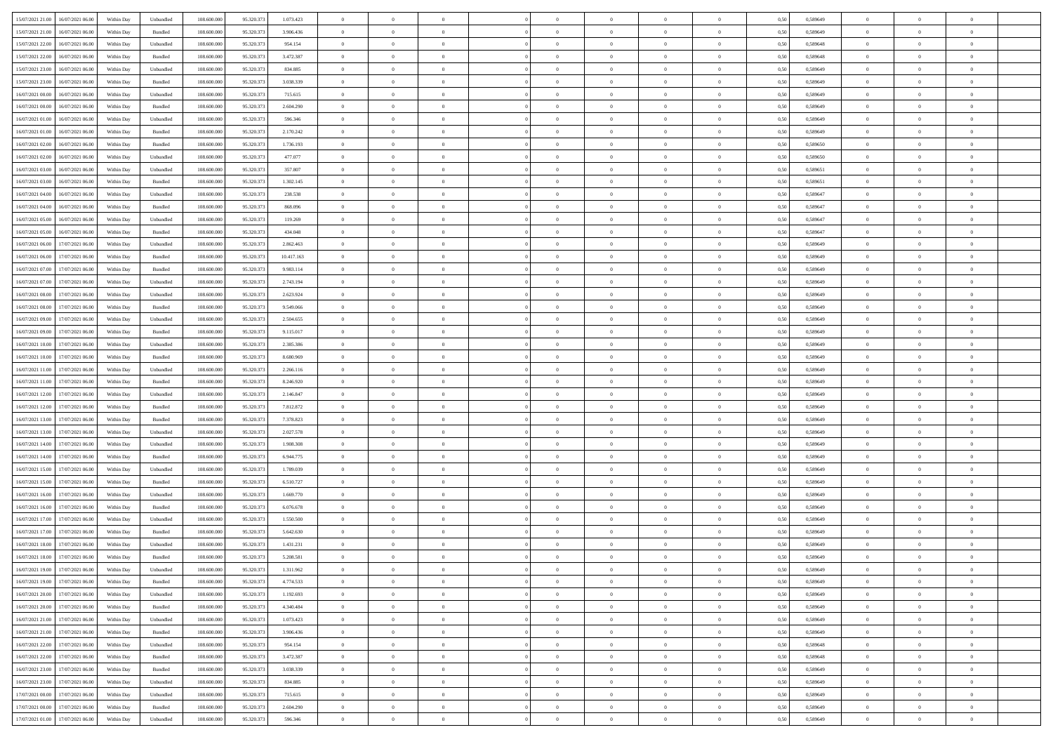| | | | | | | | | | | | | | | | | | | | | | |
|---|---|---|---|---|---|---|---|---|---|---|---|---|---|---|---|---|---|---|---|---|---|
| 15/07/2021 21:00 | 16/07/2021 06:00 | Within Day | Unbundled | 108.600.000 | 95.320.373 | 1.073.423 | 0 | 0 | 0 | | 0 | 0 | 0 | 0 | 0,50 | 0,589649 | 0 | 0 | 0 | |
| 15/07/2021 21:00 | 16/07/2021 06:00 | Within Day | Bundled | 108.600.000 | 95.320.373 | 3.906.436 | 0 | 0 | 0 | | 0 | 0 | 0 | 0 | 0,50 | 0,589649 | 0 | 0 | 0 | |
| 15/07/2021 22:00 | 16/07/2021 06:00 | Within Day | Unbundled | 108.600.000 | 95.320.373 | 954.154 | 0 | 0 | 0 | | 0 | 0 | 0 | 0 | 0,50 | 0,589648 | 0 | 0 | 0 | |
| 15/07/2021 22:00 | 16/07/2021 06:00 | Within Day | Bundled | 108.600.000 | 95.320.373 | 3.472.387 | 0 | 0 | 0 | | 0 | 0 | 0 | 0 | 0,50 | 0,589648 | 0 | 0 | 0 | |
| 15/07/2021 23:00 | 16/07/2021 06:00 | Within Day | Unbundled | 108.600.000 | 95.320.373 | 834.885 | 0 | 0 | 0 | | 0 | 0 | 0 | 0 | 0,50 | 0,589649 | 0 | 0 | 0 | |
| 15/07/2021 23:00 | 16/07/2021 06:00 | Within Day | Bundled | 108.600.000 | 95.320.373 | 3.038.339 | 0 | 0 | 0 | | 0 | 0 | 0 | 0 | 0,50 | 0,589649 | 0 | 0 | 0 | |
| 16/07/2021 00:00 | 16/07/2021 06:00 | Within Day | Unbundled | 108.600.000 | 95.320.373 | 715.615 | 0 | 0 | 0 | | 0 | 0 | 0 | 0 | 0,50 | 0,589649 | 0 | 0 | 0 | |
| 16/07/2021 00:00 | 16/07/2021 06:00 | Within Day | Bundled | 108.600.000 | 95.320.373 | 2.604.290 | 0 | 0 | 0 | | 0 | 0 | 0 | 0 | 0,50 | 0,589649 | 0 | 0 | 0 | |
| 16/07/2021 01:00 | 16/07/2021 06:00 | Within Day | Unbundled | 108.600.000 | 95.320.373 | 596.346 | 0 | 0 | 0 | | 0 | 0 | 0 | 0 | 0,50 | 0,589649 | 0 | 0 | 0 | |
| 16/07/2021 01:00 | 16/07/2021 06:00 | Within Day | Bundled | 108.600.000 | 95.320.373 | 2.170.242 | 0 | 0 | 0 | | 0 | 0 | 0 | 0 | 0,50 | 0,589649 | 0 | 0 | 0 | |
| 16/07/2021 02:00 | 16/07/2021 06:00 | Within Day | Bundled | 108.600.000 | 95.320.373 | 1.736.193 | 0 | 0 | 0 | | 0 | 0 | 0 | 0 | 0,50 | 0,589650 | 0 | 0 | 0 | |
| 16/07/2021 02:00 | 16/07/2021 06:00 | Within Day | Unbundled | 108.600.000 | 95.320.373 | 477.077 | 0 | 0 | 0 | | 0 | 0 | 0 | 0 | 0,50 | 0,589650 | 0 | 0 | 0 | |
| 16/07/2021 03:00 | 16/07/2021 06:00 | Within Day | Unbundled | 108.600.000 | 95.320.373 | 357.807 | 0 | 0 | 0 | | 0 | 0 | 0 | 0 | 0,50 | 0,589651 | 0 | 0 | 0 | |
| 16/07/2021 03:00 | 16/07/2021 06:00 | Within Day | Bundled | 108.600.000 | 95.320.373 | 1.302.145 | 0 | 0 | 0 | | 0 | 0 | 0 | 0 | 0,50 | 0,589651 | 0 | 0 | 0 | |
| 16/07/2021 04:00 | 16/07/2021 06:00 | Within Day | Unbundled | 108.600.000 | 95.320.373 | 238.538 | 0 | 0 | 0 | | 0 | 0 | 0 | 0 | 0,50 | 0,589647 | 0 | 0 | 0 | |
| 16/07/2021 04:00 | 16/07/2021 06:00 | Within Day | Bundled | 108.600.000 | 95.320.373 | 868.096 | 0 | 0 | 0 | | 0 | 0 | 0 | 0 | 0,50 | 0,589647 | 0 | 0 | 0 | |
| 16/07/2021 05:00 | 16/07/2021 06:00 | Within Day | Unbundled | 108.600.000 | 95.320.373 | 119.269 | 0 | 0 | 0 | | 0 | 0 | 0 | 0 | 0,50 | 0,589647 | 0 | 0 | 0 | |
| 16/07/2021 05:00 | 16/07/2021 06:00 | Within Day | Bundled | 108.600.000 | 95.320.373 | 434.048 | 0 | 0 | 0 | | 0 | 0 | 0 | 0 | 0,50 | 0,589647 | 0 | 0 | 0 | |
| 16/07/2021 06:00 | 17/07/2021 06:00 | Within Day | Unbundled | 108.600.000 | 95.320.373 | 2.862.463 | 0 | 0 | 0 | | 0 | 0 | 0 | 0 | 0,50 | 0,589649 | 0 | 0 | 0 | |
| 16/07/2021 06:00 | 17/07/2021 06:00 | Within Day | Bundled | 108.600.000 | 95.320.373 | 10.417.163 | 0 | 0 | 0 | | 0 | 0 | 0 | 0 | 0,50 | 0,589649 | 0 | 0 | 0 | |
| 16/07/2021 07:00 | 17/07/2021 06:00 | Within Day | Bundled | 108.600.000 | 95.320.373 | 9.983.114 | 0 | 0 | 0 | | 0 | 0 | 0 | 0 | 0,50 | 0,589649 | 0 | 0 | 0 | |
| 16/07/2021 07:00 | 17/07/2021 06:00 | Within Day | Unbundled | 108.600.000 | 95.320.373 | 2.743.194 | 0 | 0 | 0 | | 0 | 0 | 0 | 0 | 0,50 | 0,589649 | 0 | 0 | 0 | |
| 16/07/2021 08:00 | 17/07/2021 06:00 | Within Day | Unbundled | 108.600.000 | 95.320.373 | 2.623.924 | 0 | 0 | 0 | | 0 | 0 | 0 | 0 | 0,50 | 0,589649 | 0 | 0 | 0 | |
| 16/07/2021 08:00 | 17/07/2021 06:00 | Within Day | Bundled | 108.600.000 | 95.320.373 | 9.549.066 | 0 | 0 | 0 | | 0 | 0 | 0 | 0 | 0,50 | 0,589649 | 0 | 0 | 0 | |
| 16/07/2021 09:00 | 17/07/2021 06:00 | Within Day | Unbundled | 108.600.000 | 95.320.373 | 2.504.655 | 0 | 0 | 0 | | 0 | 0 | 0 | 0 | 0,50 | 0,589649 | 0 | 0 | 0 | |
| 16/07/2021 09:00 | 17/07/2021 06:00 | Within Day | Bundled | 108.600.000 | 95.320.373 | 9.115.017 | 0 | 0 | 0 | | 0 | 0 | 0 | 0 | 0,50 | 0,589649 | 0 | 0 | 0 | |
| 16/07/2021 10:00 | 17/07/2021 06:00 | Within Day | Unbundled | 108.600.000 | 95.320.373 | 2.385.386 | 0 | 0 | 0 | | 0 | 0 | 0 | 0 | 0,50 | 0,589649 | 0 | 0 | 0 | |
| 16/07/2021 10:00 | 17/07/2021 06:00 | Within Day | Bundled | 108.600.000 | 95.320.373 | 8.680.969 | 0 | 0 | 0 | | 0 | 0 | 0 | 0 | 0,50 | 0,589649 | 0 | 0 | 0 | |
| 16/07/2021 11:00 | 17/07/2021 06:00 | Within Day | Unbundled | 108.600.000 | 95.320.373 | 2.266.116 | 0 | 0 | 0 | | 0 | 0 | 0 | 0 | 0,50 | 0,589649 | 0 | 0 | 0 | |
| 16/07/2021 11:00 | 17/07/2021 06:00 | Within Day | Bundled | 108.600.000 | 95.320.373 | 8.246.920 | 0 | 0 | 0 | | 0 | 0 | 0 | 0 | 0,50 | 0,589649 | 0 | 0 | 0 | |
| 16/07/2021 12:00 | 17/07/2021 06:00 | Within Day | Unbundled | 108.600.000 | 95.320.373 | 2.146.847 | 0 | 0 | 0 | | 0 | 0 | 0 | 0 | 0,50 | 0,589649 | 0 | 0 | 0 | |
| 16/07/2021 12:00 | 17/07/2021 06:00 | Within Day | Bundled | 108.600.000 | 95.320.373 | 7.812.872 | 0 | 0 | 0 | | 0 | 0 | 0 | 0 | 0,50 | 0,589649 | 0 | 0 | 0 | |
| 16/07/2021 13:00 | 17/07/2021 06:00 | Within Day | Bundled | 108.600.000 | 95.320.373 | 7.378.823 | 0 | 0 | 0 | | 0 | 0 | 0 | 0 | 0,50 | 0,589649 | 0 | 0 | 0 | |
| 16/07/2021 13:00 | 17/07/2021 06:00 | Within Day | Unbundled | 108.600.000 | 95.320.373 | 2.027.578 | 0 | 0 | 0 | | 0 | 0 | 0 | 0 | 0,50 | 0,589649 | 0 | 0 | 0 | |
| 16/07/2021 14:00 | 17/07/2021 06:00 | Within Day | Unbundled | 108.600.000 | 95.320.373 | 1.908.308 | 0 | 0 | 0 | | 0 | 0 | 0 | 0 | 0,50 | 0,589649 | 0 | 0 | 0 | |
| 16/07/2021 14:00 | 17/07/2021 06:00 | Within Day | Bundled | 108.600.000 | 95.320.373 | 6.944.775 | 0 | 0 | 0 | | 0 | 0 | 0 | 0 | 0,50 | 0,589649 | 0 | 0 | 0 | |
| 16/07/2021 15:00 | 17/07/2021 06:00 | Within Day | Unbundled | 108.600.000 | 95.320.373 | 1.789.039 | 0 | 0 | 0 | | 0 | 0 | 0 | 0 | 0,50 | 0,589649 | 0 | 0 | 0 | |
| 16/07/2021 15:00 | 17/07/2021 06:00 | Within Day | Bundled | 108.600.000 | 95.320.373 | 6.510.727 | 0 | 0 | 0 | | 0 | 0 | 0 | 0 | 0,50 | 0,589649 | 0 | 0 | 0 | |
| 16/07/2021 16:00 | 17/07/2021 06:00 | Within Day | Unbundled | 108.600.000 | 95.320.373 | 1.669.770 | 0 | 0 | 0 | | 0 | 0 | 0 | 0 | 0,50 | 0,589649 | 0 | 0 | 0 | |
| 16/07/2021 16:00 | 17/07/2021 06:00 | Within Day | Bundled | 108.600.000 | 95.320.373 | 6.076.678 | 0 | 0 | 0 | | 0 | 0 | 0 | 0 | 0,50 | 0,589649 | 0 | 0 | 0 | |
| 16/07/2021 17:00 | 17/07/2021 06:00 | Within Day | Unbundled | 108.600.000 | 95.320.373 | 1.550.500 | 0 | 0 | 0 | | 0 | 0 | 0 | 0 | 0,50 | 0,589649 | 0 | 0 | 0 | |
| 16/07/2021 17:00 | 17/07/2021 06:00 | Within Day | Bundled | 108.600.000 | 95.320.373 | 5.642.630 | 0 | 0 | 0 | | 0 | 0 | 0 | 0 | 0,50 | 0,589649 | 0 | 0 | 0 | |
| 16/07/2021 18:00 | 17/07/2021 06:00 | Within Day | Unbundled | 108.600.000 | 95.320.373 | 1.431.231 | 0 | 0 | 0 | | 0 | 0 | 0 | 0 | 0,50 | 0,589649 | 0 | 0 | 0 | |
| 16/07/2021 18:00 | 17/07/2021 06:00 | Within Day | Bundled | 108.600.000 | 95.320.373 | 5.208.581 | 0 | 0 | 0 | | 0 | 0 | 0 | 0 | 0,50 | 0,589649 | 0 | 0 | 0 | |
| 16/07/2021 19:00 | 17/07/2021 06:00 | Within Day | Unbundled | 108.600.000 | 95.320.373 | 1.311.962 | 0 | 0 | 0 | | 0 | 0 | 0 | 0 | 0,50 | 0,589649 | 0 | 0 | 0 | |
| 16/07/2021 19:00 | 17/07/2021 06:00 | Within Day | Bundled | 108.600.000 | 95.320.373 | 4.774.533 | 0 | 0 | 0 | | 0 | 0 | 0 | 0 | 0,50 | 0,589649 | 0 | 0 | 0 | |
| 16/07/2021 20:00 | 17/07/2021 06:00 | Within Day | Unbundled | 108.600.000 | 95.320.373 | 1.192.693 | 0 | 0 | 0 | | 0 | 0 | 0 | 0 | 0,50 | 0,589649 | 0 | 0 | 0 | |
| 16/07/2021 20:00 | 17/07/2021 06:00 | Within Day | Bundled | 108.600.000 | 95.320.373 | 4.340.484 | 0 | 0 | 0 | | 0 | 0 | 0 | 0 | 0,50 | 0,589649 | 0 | 0 | 0 | |
| 16/07/2021 21:00 | 17/07/2021 06:00 | Within Day | Unbundled | 108.600.000 | 95.320.373 | 1.073.423 | 0 | 0 | 0 | | 0 | 0 | 0 | 0 | 0,50 | 0,589649 | 0 | 0 | 0 | |
| 16/07/2021 21:00 | 17/07/2021 06:00 | Within Day | Bundled | 108.600.000 | 95.320.373 | 3.906.436 | 0 | 0 | 0 | | 0 | 0 | 0 | 0 | 0,50 | 0,589649 | 0 | 0 | 0 | |
| 16/07/2021 22:00 | 17/07/2021 06:00 | Within Day | Unbundled | 108.600.000 | 95.320.373 | 954.154 | 0 | 0 | 0 | | 0 | 0 | 0 | 0 | 0,50 | 0,589648 | 0 | 0 | 0 | |
| 16/07/2021 22:00 | 17/07/2021 06:00 | Within Day | Bundled | 108.600.000 | 95.320.373 | 3.472.387 | 0 | 0 | 0 | | 0 | 0 | 0 | 0 | 0,50 | 0,589648 | 0 | 0 | 0 | |
| 16/07/2021 23:00 | 17/07/2021 06:00 | Within Day | Bundled | 108.600.000 | 95.320.373 | 3.038.339 | 0 | 0 | 0 | | 0 | 0 | 0 | 0 | 0,50 | 0,589649 | 0 | 0 | 0 | |
| 16/07/2021 23:00 | 17/07/2021 06:00 | Within Day | Unbundled | 108.600.000 | 95.320.373 | 834.885 | 0 | 0 | 0 | | 0 | 0 | 0 | 0 | 0,50 | 0,589649 | 0 | 0 | 0 | |
| 17/07/2021 00:00 | 17/07/2021 06:00 | Within Day | Unbundled | 108.600.000 | 95.320.373 | 715.615 | 0 | 0 | 0 | | 0 | 0 | 0 | 0 | 0,50 | 0,589649 | 0 | 0 | 0 | |
| 17/07/2021 00:00 | 17/07/2021 06:00 | Within Day | Bundled | 108.600.000 | 95.320.373 | 2.604.290 | 0 | 0 | 0 | | 0 | 0 | 0 | 0 | 0,50 | 0,589649 | 0 | 0 | 0 | |
| 17/07/2021 01:00 | 17/07/2021 06:00 | Within Day | Unbundled | 108.600.000 | 95.320.373 | 596.346 | 0 | 0 | 0 | | 0 | 0 | 0 | 0 | 0,50 | 0,589649 | 0 | 0 | 0 | |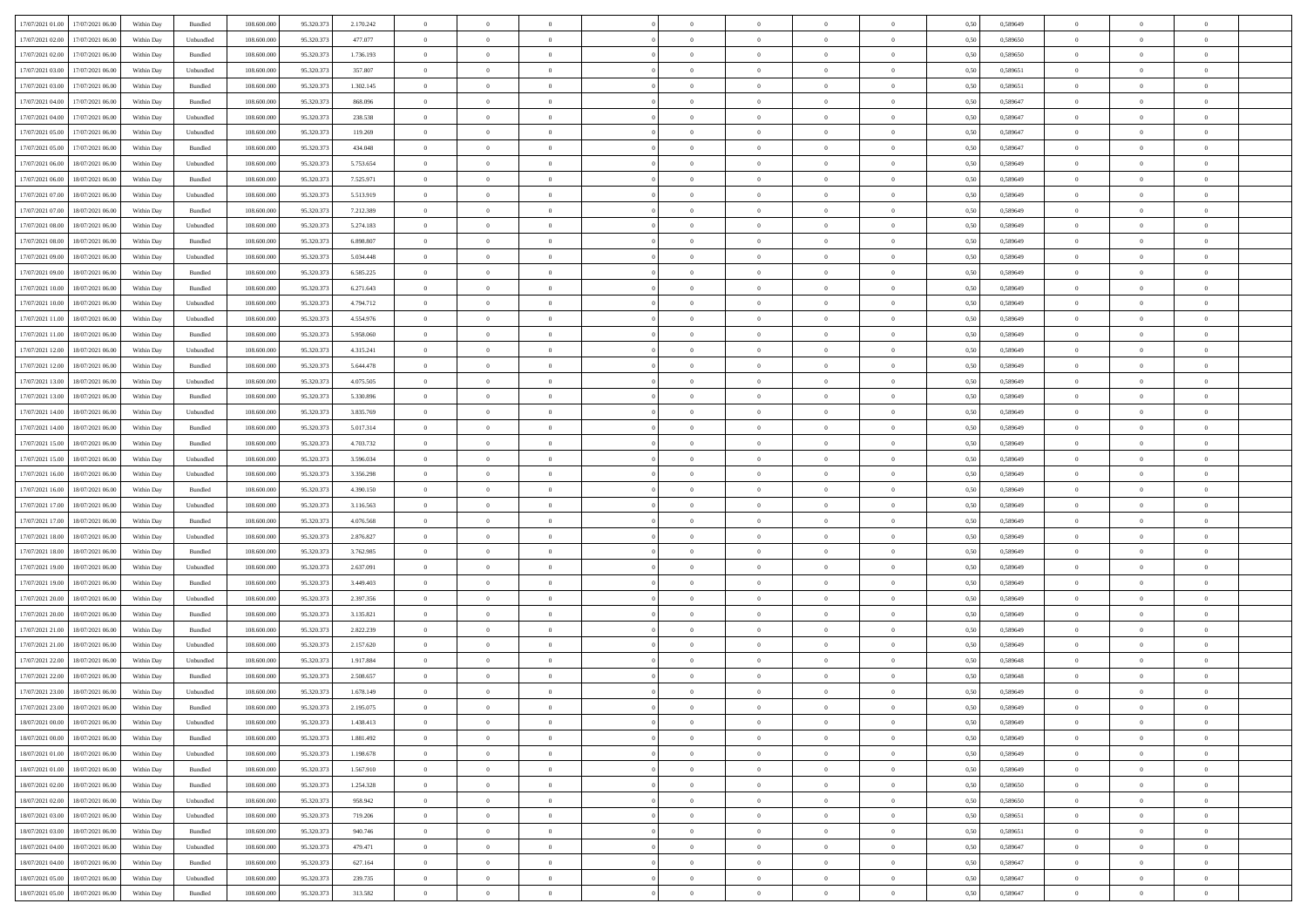| | | | | | | | | | | | | | | | | | | | | | |
|---|---|---|---|---|---|---|---|---|---|---|---|---|---|---|---|---|---|---|---|---|---|
| 17/07/2021 01.00 | 17/07/2021 06.00 | Within Day | Bundled | 108.600.000 | 95.320.373 | 2.170.242 | 0 | 0 | 0 | | 0 | 0 | 0 | 0 | 0 | 0,50 | 0,589649 | 0 | 0 | 0 | |
| 17/07/2021 02.00 | 17/07/2021 06.00 | Within Day | Unbundled | 108.600.000 | 95.320.373 | 477.077 | 0 | 0 | 0 | | 0 | 0 | 0 | 0 | 0 | 0,50 | 0,589650 | 0 | 0 | 0 | |
| 17/07/2021 02.00 | 17/07/2021 06.00 | Within Day | Bundled | 108.600.000 | 95.320.373 | 1.736.193 | 0 | 0 | 0 | | 0 | 0 | 0 | 0 | 0 | 0,50 | 0,589650 | 0 | 0 | 0 | |
| 17/07/2021 03.00 | 17/07/2021 06.00 | Within Day | Unbundled | 108.600.000 | 95.320.373 | 357.807 | 0 | 0 | 0 | | 0 | 0 | 0 | 0 | 0 | 0,50 | 0,589651 | 0 | 0 | 0 | |
| 17/07/2021 03.00 | 17/07/2021 06.00 | Within Day | Bundled | 108.600.000 | 95.320.373 | 1.302.145 | 0 | 0 | 0 | | 0 | 0 | 0 | 0 | 0 | 0,50 | 0,589651 | 0 | 0 | 0 | |
| 17/07/2021 04.00 | 17/07/2021 06.00 | Within Day | Bundled | 108.600.000 | 95.320.373 | 868.096 | 0 | 0 | 0 | | 0 | 0 | 0 | 0 | 0 | 0,50 | 0,589647 | 0 | 0 | 0 | |
| 17/07/2021 04.00 | 17/07/2021 06.00 | Within Day | Unbundled | 108.600.000 | 95.320.373 | 238.538 | 0 | 0 | 0 | | 0 | 0 | 0 | 0 | 0 | 0,50 | 0,589647 | 0 | 0 | 0 | |
| 17/07/2021 05.00 | 17/07/2021 06.00 | Within Day | Unbundled | 108.600.000 | 95.320.373 | 119.269 | 0 | 0 | 0 | | 0 | 0 | 0 | 0 | 0 | 0,50 | 0,589647 | 0 | 0 | 0 | |
| 17/07/2021 05.00 | 17/07/2021 06.00 | Within Day | Bundled | 108.600.000 | 95.320.373 | 434.048 | 0 | 0 | 0 | | 0 | 0 | 0 | 0 | 0 | 0,50 | 0,589647 | 0 | 0 | 0 | |
| 17/07/2021 06.00 | 18/07/2021 06.00 | Within Day | Unbundled | 108.600.000 | 95.320.373 | 5.753.654 | 0 | 0 | 0 | | 0 | 0 | 0 | 0 | 0 | 0,50 | 0,589649 | 0 | 0 | 0 | |
| 17/07/2021 06.00 | 18/07/2021 06.00 | Within Day | Bundled | 108.600.000 | 95.320.373 | 7.525.971 | 0 | 0 | 0 | | 0 | 0 | 0 | 0 | 0 | 0,50 | 0,589649 | 0 | 0 | 0 | |
| 17/07/2021 07.00 | 18/07/2021 06.00 | Within Day | Unbundled | 108.600.000 | 95.320.373 | 5.513.919 | 0 | 0 | 0 | | 0 | 0 | 0 | 0 | 0 | 0,50 | 0,589649 | 0 | 0 | 0 | |
| 17/07/2021 07.00 | 18/07/2021 06.00 | Within Day | Bundled | 108.600.000 | 95.320.373 | 7.212.389 | 0 | 0 | 0 | | 0 | 0 | 0 | 0 | 0 | 0,50 | 0,589649 | 0 | 0 | 0 | |
| 17/07/2021 08.00 | 18/07/2021 06.00 | Within Day | Unbundled | 108.600.000 | 95.320.373 | 5.274.183 | 0 | 0 | 0 | | 0 | 0 | 0 | 0 | 0 | 0,50 | 0,589649 | 0 | 0 | 0 | |
| 17/07/2021 08.00 | 18/07/2021 06.00 | Within Day | Bundled | 108.600.000 | 95.320.373 | 6.898.807 | 0 | 0 | 0 | | 0 | 0 | 0 | 0 | 0 | 0,50 | 0,589649 | 0 | 0 | 0 | |
| 17/07/2021 09.00 | 18/07/2021 06.00 | Within Day | Unbundled | 108.600.000 | 95.320.373 | 5.034.448 | 0 | 0 | 0 | | 0 | 0 | 0 | 0 | 0 | 0,50 | 0,589649 | 0 | 0 | 0 | |
| 17/07/2021 09.00 | 18/07/2021 06.00 | Within Day | Bundled | 108.600.000 | 95.320.373 | 6.585.225 | 0 | 0 | 0 | | 0 | 0 | 0 | 0 | 0 | 0,50 | 0,589649 | 0 | 0 | 0 | |
| 17/07/2021 10.00 | 18/07/2021 06.00 | Within Day | Bundled | 108.600.000 | 95.320.373 | 6.271.643 | 0 | 0 | 0 | | 0 | 0 | 0 | 0 | 0 | 0,50 | 0,589649 | 0 | 0 | 0 | |
| 17/07/2021 10.00 | 18/07/2021 06.00 | Within Day | Unbundled | 108.600.000 | 95.320.373 | 4.794.712 | 0 | 0 | 0 | | 0 | 0 | 0 | 0 | 0 | 0,50 | 0,589649 | 0 | 0 | 0 | |
| 17/07/2021 11.00 | 18/07/2021 06.00 | Within Day | Unbundled | 108.600.000 | 95.320.373 | 4.554.976 | 0 | 0 | 0 | | 0 | 0 | 0 | 0 | 0 | 0,50 | 0,589649 | 0 | 0 | 0 | |
| 17/07/2021 11.00 | 18/07/2021 06.00 | Within Day | Bundled | 108.600.000 | 95.320.373 | 5.958.060 | 0 | 0 | 0 | | 0 | 0 | 0 | 0 | 0 | 0,50 | 0,589649 | 0 | 0 | 0 | |
| 17/07/2021 12.00 | 18/07/2021 06.00 | Within Day | Unbundled | 108.600.000 | 95.320.373 | 4.315.241 | 0 | 0 | 0 | | 0 | 0 | 0 | 0 | 0 | 0,50 | 0,589649 | 0 | 0 | 0 | |
| 17/07/2021 12.00 | 18/07/2021 06.00 | Within Day | Bundled | 108.600.000 | 95.320.373 | 5.644.478 | 0 | 0 | 0 | | 0 | 0 | 0 | 0 | 0 | 0,50 | 0,589649 | 0 | 0 | 0 | |
| 17/07/2021 13.00 | 18/07/2021 06.00 | Within Day | Unbundled | 108.600.000 | 95.320.373 | 4.075.505 | 0 | 0 | 0 | | 0 | 0 | 0 | 0 | 0 | 0,50 | 0,589649 | 0 | 0 | 0 | |
| 17/07/2021 13.00 | 18/07/2021 06.00 | Within Day | Bundled | 108.600.000 | 95.320.373 | 5.330.896 | 0 | 0 | 0 | | 0 | 0 | 0 | 0 | 0 | 0,50 | 0,589649 | 0 | 0 | 0 | |
| 17/07/2021 14.00 | 18/07/2021 06.00 | Within Day | Unbundled | 108.600.000 | 95.320.373 | 3.835.769 | 0 | 0 | 0 | | 0 | 0 | 0 | 0 | 0 | 0,50 | 0,589649 | 0 | 0 | 0 | |
| 17/07/2021 14.00 | 18/07/2021 06.00 | Within Day | Bundled | 108.600.000 | 95.320.373 | 5.017.314 | 0 | 0 | 0 | | 0 | 0 | 0 | 0 | 0 | 0,50 | 0,589649 | 0 | 0 | 0 | |
| 17/07/2021 15.00 | 18/07/2021 06.00 | Within Day | Bundled | 108.600.000 | 95.320.373 | 4.703.732 | 0 | 0 | 0 | | 0 | 0 | 0 | 0 | 0 | 0,50 | 0,589649 | 0 | 0 | 0 | |
| 17/07/2021 15.00 | 18/07/2021 06.00 | Within Day | Unbundled | 108.600.000 | 95.320.373 | 3.596.034 | 0 | 0 | 0 | | 0 | 0 | 0 | 0 | 0 | 0,50 | 0,589649 | 0 | 0 | 0 | |
| 17/07/2021 16.00 | 18/07/2021 06.00 | Within Day | Unbundled | 108.600.000 | 95.320.373 | 3.356.298 | 0 | 0 | 0 | | 0 | 0 | 0 | 0 | 0 | 0,50 | 0,589649 | 0 | 0 | 0 | |
| 17/07/2021 16.00 | 18/07/2021 06.00 | Within Day | Bundled | 108.600.000 | 95.320.373 | 4.390.150 | 0 | 0 | 0 | | 0 | 0 | 0 | 0 | 0 | 0,50 | 0,589649 | 0 | 0 | 0 | |
| 17/07/2021 17.00 | 18/07/2021 06.00 | Within Day | Unbundled | 108.600.000 | 95.320.373 | 3.116.563 | 0 | 0 | 0 | | 0 | 0 | 0 | 0 | 0 | 0,50 | 0,589649 | 0 | 0 | 0 | |
| 17/07/2021 17.00 | 18/07/2021 06.00 | Within Day | Bundled | 108.600.000 | 95.320.373 | 4.076.568 | 0 | 0 | 0 | | 0 | 0 | 0 | 0 | 0 | 0,50 | 0,589649 | 0 | 0 | 0 | |
| 17/07/2021 18.00 | 18/07/2021 06.00 | Within Day | Unbundled | 108.600.000 | 95.320.373 | 2.876.827 | 0 | 0 | 0 | | 0 | 0 | 0 | 0 | 0 | 0,50 | 0,589649 | 0 | 0 | 0 | |
| 17/07/2021 18.00 | 18/07/2021 06.00 | Within Day | Bundled | 108.600.000 | 95.320.373 | 3.762.985 | 0 | 0 | 0 | | 0 | 0 | 0 | 0 | 0 | 0,50 | 0,589649 | 0 | 0 | 0 | |
| 17/07/2021 19.00 | 18/07/2021 06.00 | Within Day | Unbundled | 108.600.000 | 95.320.373 | 2.637.091 | 0 | 0 | 0 | | 0 | 0 | 0 | 0 | 0 | 0,50 | 0,589649 | 0 | 0 | 0 | |
| 17/07/2021 19.00 | 18/07/2021 06.00 | Within Day | Bundled | 108.600.000 | 95.320.373 | 3.449.403 | 0 | 0 | 0 | | 0 | 0 | 0 | 0 | 0 | 0,50 | 0,589649 | 0 | 0 | 0 | |
| 17/07/2021 20.00 | 18/07/2021 06.00 | Within Day | Unbundled | 108.600.000 | 95.320.373 | 2.397.356 | 0 | 0 | 0 | | 0 | 0 | 0 | 0 | 0 | 0,50 | 0,589649 | 0 | 0 | 0 | |
| 17/07/2021 20.00 | 18/07/2021 06.00 | Within Day | Bundled | 108.600.000 | 95.320.373 | 3.135.821 | 0 | 0 | 0 | | 0 | 0 | 0 | 0 | 0 | 0,50 | 0,589649 | 0 | 0 | 0 | |
| 17/07/2021 21.00 | 18/07/2021 06.00 | Within Day | Bundled | 108.600.000 | 95.320.373 | 2.822.239 | 0 | 0 | 0 | | 0 | 0 | 0 | 0 | 0 | 0,50 | 0,589649 | 0 | 0 | 0 | |
| 17/07/2021 21.00 | 18/07/2021 06.00 | Within Day | Unbundled | 108.600.000 | 95.320.373 | 2.157.620 | 0 | 0 | 0 | | 0 | 0 | 0 | 0 | 0 | 0,50 | 0,589649 | 0 | 0 | 0 | |
| 17/07/2021 22.00 | 18/07/2021 06.00 | Within Day | Unbundled | 108.600.000 | 95.320.373 | 1.917.884 | 0 | 0 | 0 | | 0 | 0 | 0 | 0 | 0 | 0,50 | 0,589648 | 0 | 0 | 0 | |
| 17/07/2021 22.00 | 18/07/2021 06.00 | Within Day | Bundled | 108.600.000 | 95.320.373 | 2.508.657 | 0 | 0 | 0 | | 0 | 0 | 0 | 0 | 0 | 0,50 | 0,589648 | 0 | 0 | 0 | |
| 17/07/2021 23.00 | 18/07/2021 06.00 | Within Day | Unbundled | 108.600.000 | 95.320.373 | 1.678.149 | 0 | 0 | 0 | | 0 | 0 | 0 | 0 | 0 | 0,50 | 0,589649 | 0 | 0 | 0 | |
| 17/07/2021 23.00 | 18/07/2021 06.00 | Within Day | Bundled | 108.600.000 | 95.320.373 | 2.195.075 | 0 | 0 | 0 | | 0 | 0 | 0 | 0 | 0 | 0,50 | 0,589649 | 0 | 0 | 0 | |
| 18/07/2021 00.00 | 18/07/2021 06.00 | Within Day | Unbundled | 108.600.000 | 95.320.373 | 1.438.413 | 0 | 0 | 0 | | 0 | 0 | 0 | 0 | 0 | 0,50 | 0,589649 | 0 | 0 | 0 | |
| 18/07/2021 00.00 | 18/07/2021 06.00 | Within Day | Bundled | 108.600.000 | 95.320.373 | 1.881.492 | 0 | 0 | 0 | | 0 | 0 | 0 | 0 | 0 | 0,50 | 0,589649 | 0 | 0 | 0 | |
| 18/07/2021 01.00 | 18/07/2021 06.00 | Within Day | Unbundled | 108.600.000 | 95.320.373 | 1.198.678 | 0 | 0 | 0 | | 0 | 0 | 0 | 0 | 0 | 0,50 | 0,589649 | 0 | 0 | 0 | |
| 18/07/2021 01.00 | 18/07/2021 06.00 | Within Day | Bundled | 108.600.000 | 95.320.373 | 1.567.910 | 0 | 0 | 0 | | 0 | 0 | 0 | 0 | 0 | 0,50 | 0,589649 | 0 | 0 | 0 | |
| 18/07/2021 02.00 | 18/07/2021 06.00 | Within Day | Bundled | 108.600.000 | 95.320.373 | 1.254.328 | 0 | 0 | 0 | | 0 | 0 | 0 | 0 | 0 | 0,50 | 0,589650 | 0 | 0 | 0 | |
| 18/07/2021 02.00 | 18/07/2021 06.00 | Within Day | Unbundled | 108.600.000 | 95.320.373 | 958.942 | 0 | 0 | 0 | | 0 | 0 | 0 | 0 | 0 | 0,50 | 0,589650 | 0 | 0 | 0 | |
| 18/07/2021 03.00 | 18/07/2021 06.00 | Within Day | Unbundled | 108.600.000 | 95.320.373 | 719.206 | 0 | 0 | 0 | | 0 | 0 | 0 | 0 | 0 | 0,50 | 0,589651 | 0 | 0 | 0 | |
| 18/07/2021 03.00 | 18/07/2021 06.00 | Within Day | Bundled | 108.600.000 | 95.320.373 | 940.746 | 0 | 0 | 0 | | 0 | 0 | 0 | 0 | 0 | 0,50 | 0,589651 | 0 | 0 | 0 | |
| 18/07/2021 04.00 | 18/07/2021 06.00 | Within Day | Unbundled | 108.600.000 | 95.320.373 | 479.471 | 0 | 0 | 0 | | 0 | 0 | 0 | 0 | 0 | 0,50 | 0,589647 | 0 | 0 | 0 | |
| 18/07/2021 04.00 | 18/07/2021 06.00 | Within Day | Bundled | 108.600.000 | 95.320.373 | 627.164 | 0 | 0 | 0 | | 0 | 0 | 0 | 0 | 0 | 0,50 | 0,589647 | 0 | 0 | 0 | |
| 18/07/2021 05.00 | 18/07/2021 06.00 | Within Day | Unbundled | 108.600.000 | 95.320.373 | 239.735 | 0 | 0 | 0 | | 0 | 0 | 0 | 0 | 0 | 0,50 | 0,589647 | 0 | 0 | 0 | |
| 18/07/2021 05.00 | 18/07/2021 06.00 | Within Day | Bundled | 108.600.000 | 95.320.373 | 313.582 | 0 | 0 | 0 | | 0 | 0 | 0 | 0 | 0 | 0,50 | 0,589647 | 0 | 0 | 0 | |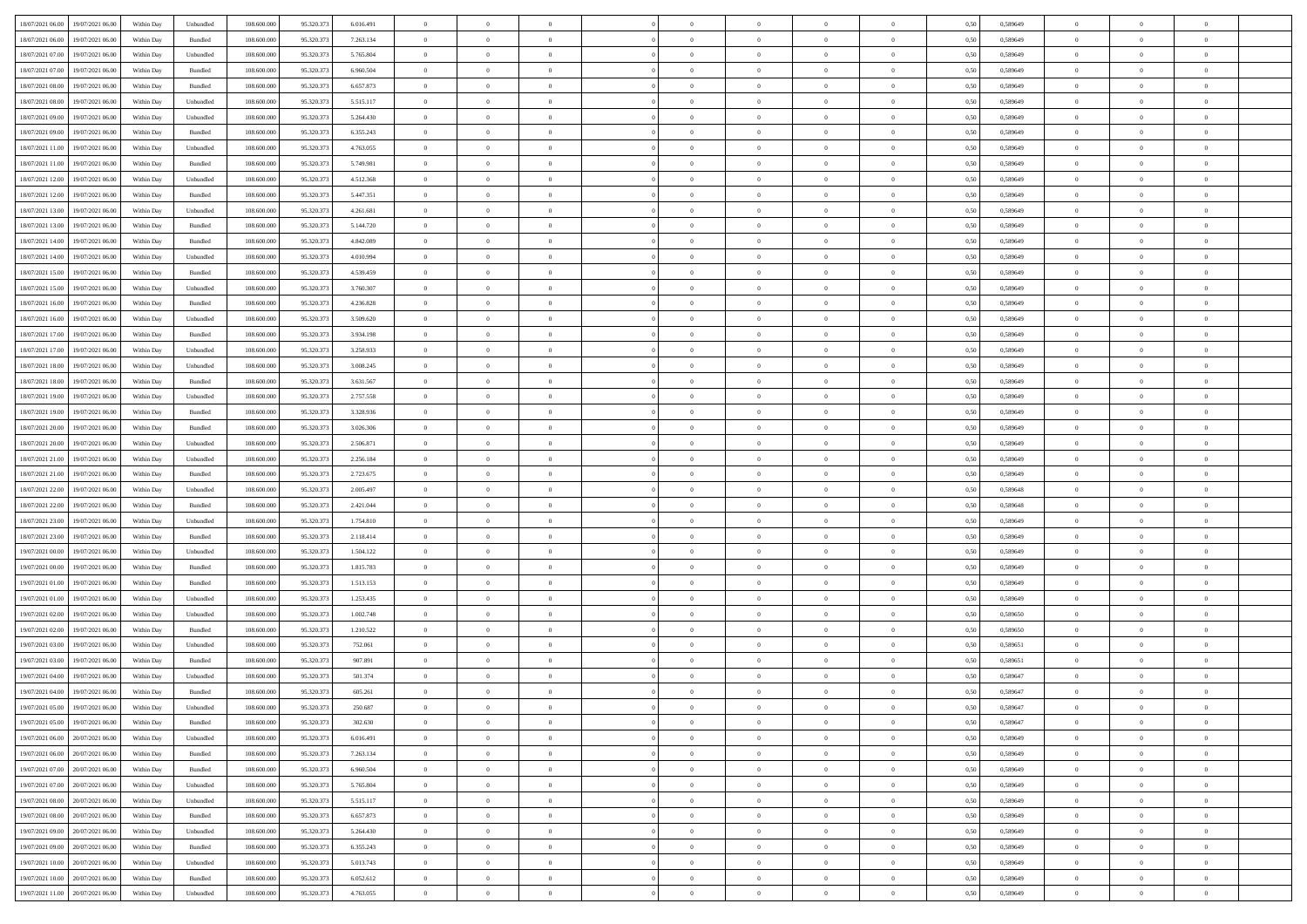| | | | | | | | | | | | | | | | | | | | | |
|---|---|---|---|---|---|---|---|---|---|---|---|---|---|---|---|---|---|---|---|---|
| 18/07/2021 06:00 | 19/07/2021 06:00 | Within Day | Unbundled | 108.600.000 | 95.320.373 | 6.016.491 | 0 | 0 | 0 | | 0 | 0 | 0 | 0 | 0,50 | 0,589649 | 0 | 0 | 0 | |
| 18/07/2021 06:00 | 19/07/2021 06:00 | Within Day | Bundled | 108.600.000 | 95.320.373 | 7.263.134 | 0 | 0 | 0 | | 0 | 0 | 0 | 0 | 0,50 | 0,589649 | 0 | 0 | 0 | |
| 18/07/2021 07:00 | 19/07/2021 06:00 | Within Day | Unbundled | 108.600.000 | 95.320.373 | 5.765.804 | 0 | 0 | 0 | | 0 | 0 | 0 | 0 | 0,50 | 0,589649 | 0 | 0 | 0 | |
| 18/07/2021 07:00 | 19/07/2021 06:00 | Within Day | Bundled | 108.600.000 | 95.320.373 | 6.960.504 | 0 | 0 | 0 | | 0 | 0 | 0 | 0 | 0,50 | 0,589649 | 0 | 0 | 0 | |
| 18/07/2021 08:00 | 19/07/2021 06:00 | Within Day | Bundled | 108.600.000 | 95.320.373 | 6.657.873 | 0 | 0 | 0 | | 0 | 0 | 0 | 0 | 0,50 | 0,589649 | 0 | 0 | 0 | |
| 18/07/2021 08:00 | 19/07/2021 06:00 | Within Day | Unbundled | 108.600.000 | 95.320.373 | 5.515.117 | 0 | 0 | 0 | | 0 | 0 | 0 | 0 | 0,50 | 0,589649 | 0 | 0 | 0 | |
| 18/07/2021 09:00 | 19/07/2021 06:00 | Within Day | Unbundled | 108.600.000 | 95.320.373 | 5.264.430 | 0 | 0 | 0 | | 0 | 0 | 0 | 0 | 0,50 | 0,589649 | 0 | 0 | 0 | |
| 18/07/2021 09:00 | 19/07/2021 06:00 | Within Day | Bundled | 108.600.000 | 95.320.373 | 6.355.243 | 0 | 0 | 0 | | 0 | 0 | 0 | 0 | 0,50 | 0,589649 | 0 | 0 | 0 | |
| 18/07/2021 11:00 | 19/07/2021 06:00 | Within Day | Unbundled | 108.600.000 | 95.320.373 | 4.763.055 | 0 | 0 | 0 | | 0 | 0 | 0 | 0 | 0,50 | 0,589649 | 0 | 0 | 0 | |
| 18/07/2021 11:00 | 19/07/2021 06:00 | Within Day | Bundled | 108.600.000 | 95.320.373 | 5.749.981 | 0 | 0 | 0 | | 0 | 0 | 0 | 0 | 0,50 | 0,589649 | 0 | 0 | 0 | |
| 18/07/2021 12:00 | 19/07/2021 06:00 | Within Day | Unbundled | 108.600.000 | 95.320.373 | 4.512.368 | 0 | 0 | 0 | | 0 | 0 | 0 | 0 | 0,50 | 0,589649 | 0 | 0 | 0 | |
| 18/07/2021 12:00 | 19/07/2021 06:00 | Within Day | Bundled | 108.600.000 | 95.320.373 | 5.447.351 | 0 | 0 | 0 | | 0 | 0 | 0 | 0 | 0,50 | 0,589649 | 0 | 0 | 0 | |
| 18/07/2021 13:00 | 19/07/2021 06:00 | Within Day | Unbundled | 108.600.000 | 95.320.373 | 4.261.681 | 0 | 0 | 0 | | 0 | 0 | 0 | 0 | 0,50 | 0,589649 | 0 | 0 | 0 | |
| 18/07/2021 13:00 | 19/07/2021 06:00 | Within Day | Bundled | 108.600.000 | 95.320.373 | 5.144.720 | 0 | 0 | 0 | | 0 | 0 | 0 | 0 | 0,50 | 0,589649 | 0 | 0 | 0 | |
| 18/07/2021 14:00 | 19/07/2021 06:00 | Within Day | Bundled | 108.600.000 | 95.320.373 | 4.842.089 | 0 | 0 | 0 | | 0 | 0 | 0 | 0 | 0,50 | 0,589649 | 0 | 0 | 0 | |
| 18/07/2021 14:00 | 19/07/2021 06:00 | Within Day | Unbundled | 108.600.000 | 95.320.373 | 4.010.994 | 0 | 0 | 0 | | 0 | 0 | 0 | 0 | 0,50 | 0,589649 | 0 | 0 | 0 | |
| 18/07/2021 15:00 | 19/07/2021 06:00 | Within Day | Bundled | 108.600.000 | 95.320.373 | 4.539.459 | 0 | 0 | 0 | | 0 | 0 | 0 | 0 | 0,50 | 0,589649 | 0 | 0 | 0 | |
| 18/07/2021 15:00 | 19/07/2021 06:00 | Within Day | Unbundled | 108.600.000 | 95.320.373 | 3.760.307 | 0 | 0 | 0 | | 0 | 0 | 0 | 0 | 0,50 | 0,589649 | 0 | 0 | 0 | |
| 18/07/2021 16:00 | 19/07/2021 06:00 | Within Day | Bundled | 108.600.000 | 95.320.373 | 4.236.828 | 0 | 0 | 0 | | 0 | 0 | 0 | 0 | 0,50 | 0,589649 | 0 | 0 | 0 | |
| 18/07/2021 16:00 | 19/07/2021 06:00 | Within Day | Unbundled | 108.600.000 | 95.320.373 | 3.509.620 | 0 | 0 | 0 | | 0 | 0 | 0 | 0 | 0,50 | 0,589649 | 0 | 0 | 0 | |
| 18/07/2021 17:00 | 19/07/2021 06:00 | Within Day | Bundled | 108.600.000 | 95.320.373 | 3.934.198 | 0 | 0 | 0 | | 0 | 0 | 0 | 0 | 0,50 | 0,589649 | 0 | 0 | 0 | |
| 18/07/2021 17:00 | 19/07/2021 06:00 | Within Day | Unbundled | 108.600.000 | 95.320.373 | 3.258.933 | 0 | 0 | 0 | | 0 | 0 | 0 | 0 | 0,50 | 0,589649 | 0 | 0 | 0 | |
| 18/07/2021 18:00 | 19/07/2021 06:00 | Within Day | Unbundled | 108.600.000 | 95.320.373 | 3.008.245 | 0 | 0 | 0 | | 0 | 0 | 0 | 0 | 0,50 | 0,589649 | 0 | 0 | 0 | |
| 18/07/2021 18:00 | 19/07/2021 06:00 | Within Day | Bundled | 108.600.000 | 95.320.373 | 3.631.567 | 0 | 0 | 0 | | 0 | 0 | 0 | 0 | 0,50 | 0,589649 | 0 | 0 | 0 | |
| 18/07/2021 19:00 | 19/07/2021 06:00 | Within Day | Unbundled | 108.600.000 | 95.320.373 | 2.757.558 | 0 | 0 | 0 | | 0 | 0 | 0 | 0 | 0,50 | 0,589649 | 0 | 0 | 0 | |
| 18/07/2021 19:00 | 19/07/2021 06:00 | Within Day | Bundled | 108.600.000 | 95.320.373 | 3.328.936 | 0 | 0 | 0 | | 0 | 0 | 0 | 0 | 0,50 | 0,589649 | 0 | 0 | 0 | |
| 18/07/2021 20:00 | 19/07/2021 06:00 | Within Day | Bundled | 108.600.000 | 95.320.373 | 3.026.306 | 0 | 0 | 0 | | 0 | 0 | 0 | 0 | 0,50 | 0,589649 | 0 | 0 | 0 | |
| 18/07/2021 20:00 | 19/07/2021 06:00 | Within Day | Unbundled | 108.600.000 | 95.320.373 | 2.506.871 | 0 | 0 | 0 | | 0 | 0 | 0 | 0 | 0,50 | 0,589649 | 0 | 0 | 0 | |
| 18/07/2021 21:00 | 19/07/2021 06:00 | Within Day | Unbundled | 108.600.000 | 95.320.373 | 2.256.184 | 0 | 0 | 0 | | 0 | 0 | 0 | 0 | 0,50 | 0,589649 | 0 | 0 | 0 | |
| 18/07/2021 21:00 | 19/07/2021 06:00 | Within Day | Bundled | 108.600.000 | 95.320.373 | 2.723.675 | 0 | 0 | 0 | | 0 | 0 | 0 | 0 | 0,50 | 0,589649 | 0 | 0 | 0 | |
| 18/07/2021 22:00 | 19/07/2021 06:00 | Within Day | Unbundled | 108.600.000 | 95.320.373 | 2.005.497 | 0 | 0 | 0 | | 0 | 0 | 0 | 0 | 0,50 | 0,589648 | 0 | 0 | 0 | |
| 18/07/2021 22:00 | 19/07/2021 06:00 | Within Day | Bundled | 108.600.000 | 95.320.373 | 2.421.044 | 0 | 0 | 0 | | 0 | 0 | 0 | 0 | 0,50 | 0,589648 | 0 | 0 | 0 | |
| 18/07/2021 23:00 | 19/07/2021 06:00 | Within Day | Unbundled | 108.600.000 | 95.320.373 | 1.754.810 | 0 | 0 | 0 | | 0 | 0 | 0 | 0 | 0,50 | 0,589649 | 0 | 0 | 0 | |
| 18/07/2021 23:00 | 19/07/2021 06:00 | Within Day | Bundled | 108.600.000 | 95.320.373 | 2.118.414 | 0 | 0 | 0 | | 0 | 0 | 0 | 0 | 0,50 | 0,589649 | 0 | 0 | 0 | |
| 19/07/2021 00:00 | 19/07/2021 06:00 | Within Day | Unbundled | 108.600.000 | 95.320.373 | 1.504.122 | 0 | 0 | 0 | | 0 | 0 | 0 | 0 | 0,50 | 0,589649 | 0 | 0 | 0 | |
| 19/07/2021 00:00 | 19/07/2021 06:00 | Within Day | Bundled | 108.600.000 | 95.320.373 | 1.815.783 | 0 | 0 | 0 | | 0 | 0 | 0 | 0 | 0,50 | 0,589649 | 0 | 0 | 0 | |
| 19/07/2021 01:00 | 19/07/2021 06:00 | Within Day | Bundled | 108.600.000 | 95.320.373 | 1.513.153 | 0 | 0 | 0 | | 0 | 0 | 0 | 0 | 0,50 | 0,589649 | 0 | 0 | 0 | |
| 19/07/2021 01:00 | 19/07/2021 06:00 | Within Day | Unbundled | 108.600.000 | 95.320.373 | 1.253.435 | 0 | 0 | 0 | | 0 | 0 | 0 | 0 | 0,50 | 0,589649 | 0 | 0 | 0 | |
| 19/07/2021 02:00 | 19/07/2021 06:00 | Within Day | Unbundled | 108.600.000 | 95.320.373 | 1.002.748 | 0 | 0 | 0 | | 0 | 0 | 0 | 0 | 0,50 | 0,589650 | 0 | 0 | 0 | |
| 19/07/2021 02:00 | 19/07/2021 06:00 | Within Day | Bundled | 108.600.000 | 95.320.373 | 1.210.522 | 0 | 0 | 0 | | 0 | 0 | 0 | 0 | 0,50 | 0,589650 | 0 | 0 | 0 | |
| 19/07/2021 03:00 | 19/07/2021 06:00 | Within Day | Unbundled | 108.600.000 | 95.320.373 | 752.061 | 0 | 0 | 0 | | 0 | 0 | 0 | 0 | 0,50 | 0,589651 | 0 | 0 | 0 | |
| 19/07/2021 03:00 | 19/07/2021 06:00 | Within Day | Bundled | 108.600.000 | 95.320.373 | 907.891 | 0 | 0 | 0 | | 0 | 0 | 0 | 0 | 0,50 | 0,589651 | 0 | 0 | 0 | |
| 19/07/2021 04:00 | 19/07/2021 06:00 | Within Day | Unbundled | 108.600.000 | 95.320.373 | 501.374 | 0 | 0 | 0 | | 0 | 0 | 0 | 0 | 0,50 | 0,589647 | 0 | 0 | 0 | |
| 19/07/2021 04:00 | 19/07/2021 06:00 | Within Day | Bundled | 108.600.000 | 95.320.373 | 605.261 | 0 | 0 | 0 | | 0 | 0 | 0 | 0 | 0,50 | 0,589647 | 0 | 0 | 0 | |
| 19/07/2021 05:00 | 19/07/2021 06:00 | Within Day | Unbundled | 108.600.000 | 95.320.373 | 250.687 | 0 | 0 | 0 | | 0 | 0 | 0 | 0 | 0,50 | 0,589647 | 0 | 0 | 0 | |
| 19/07/2021 05:00 | 19/07/2021 06:00 | Within Day | Bundled | 108.600.000 | 95.320.373 | 302.630 | 0 | 0 | 0 | | 0 | 0 | 0 | 0 | 0,50 | 0,589647 | 0 | 0 | 0 | |
| 19/07/2021 06:00 | 20/07/2021 06:00 | Within Day | Unbundled | 108.600.000 | 95.320.373 | 6.016.491 | 0 | 0 | 0 | | 0 | 0 | 0 | 0 | 0,50 | 0,589649 | 0 | 0 | 0 | |
| 19/07/2021 06:00 | 20/07/2021 06:00 | Within Day | Bundled | 108.600.000 | 95.320.373 | 7.263.134 | 0 | 0 | 0 | | 0 | 0 | 0 | 0 | 0,50 | 0,589649 | 0 | 0 | 0 | |
| 19/07/2021 07:00 | 20/07/2021 06:00 | Within Day | Bundled | 108.600.000 | 95.320.373 | 6.960.504 | 0 | 0 | 0 | | 0 | 0 | 0 | 0 | 0,50 | 0,589649 | 0 | 0 | 0 | |
| 19/07/2021 07:00 | 20/07/2021 06:00 | Within Day | Unbundled | 108.600.000 | 95.320.373 | 5.765.804 | 0 | 0 | 0 | | 0 | 0 | 0 | 0 | 0,50 | 0,589649 | 0 | 0 | 0 | |
| 19/07/2021 08:00 | 20/07/2021 06:00 | Within Day | Unbundled | 108.600.000 | 95.320.373 | 5.515.117 | 0 | 0 | 0 | | 0 | 0 | 0 | 0 | 0,50 | 0,589649 | 0 | 0 | 0 | |
| 19/07/2021 08:00 | 20/07/2021 06:00 | Within Day | Bundled | 108.600.000 | 95.320.373 | 6.657.873 | 0 | 0 | 0 | | 0 | 0 | 0 | 0 | 0,50 | 0,589649 | 0 | 0 | 0 | |
| 19/07/2021 09:00 | 20/07/2021 06:00 | Within Day | Unbundled | 108.600.000 | 95.320.373 | 5.264.430 | 0 | 0 | 0 | | 0 | 0 | 0 | 0 | 0,50 | 0,589649 | 0 | 0 | 0 | |
| 19/07/2021 09:00 | 20/07/2021 06:00 | Within Day | Bundled | 108.600.000 | 95.320.373 | 6.355.243 | 0 | 0 | 0 | | 0 | 0 | 0 | 0 | 0,50 | 0,589649 | 0 | 0 | 0 | |
| 19/07/2021 10:00 | 20/07/2021 06:00 | Within Day | Unbundled | 108.600.000 | 95.320.373 | 5.013.743 | 0 | 0 | 0 | | 0 | 0 | 0 | 0 | 0,50 | 0,589649 | 0 | 0 | 0 | |
| 19/07/2021 10:00 | 20/07/2021 06:00 | Within Day | Bundled | 108.600.000 | 95.320.373 | 6.052.612 | 0 | 0 | 0 | | 0 | 0 | 0 | 0 | 0,50 | 0,589649 | 0 | 0 | 0 | |
| 19/07/2021 11:00 | 20/07/2021 06:00 | Within Day | Unbundled | 108.600.000 | 95.320.373 | 4.763.055 | 0 | 0 | 0 | | 0 | 0 | 0 | 0 | 0,50 | 0,589649 | 0 | 0 | 0 | |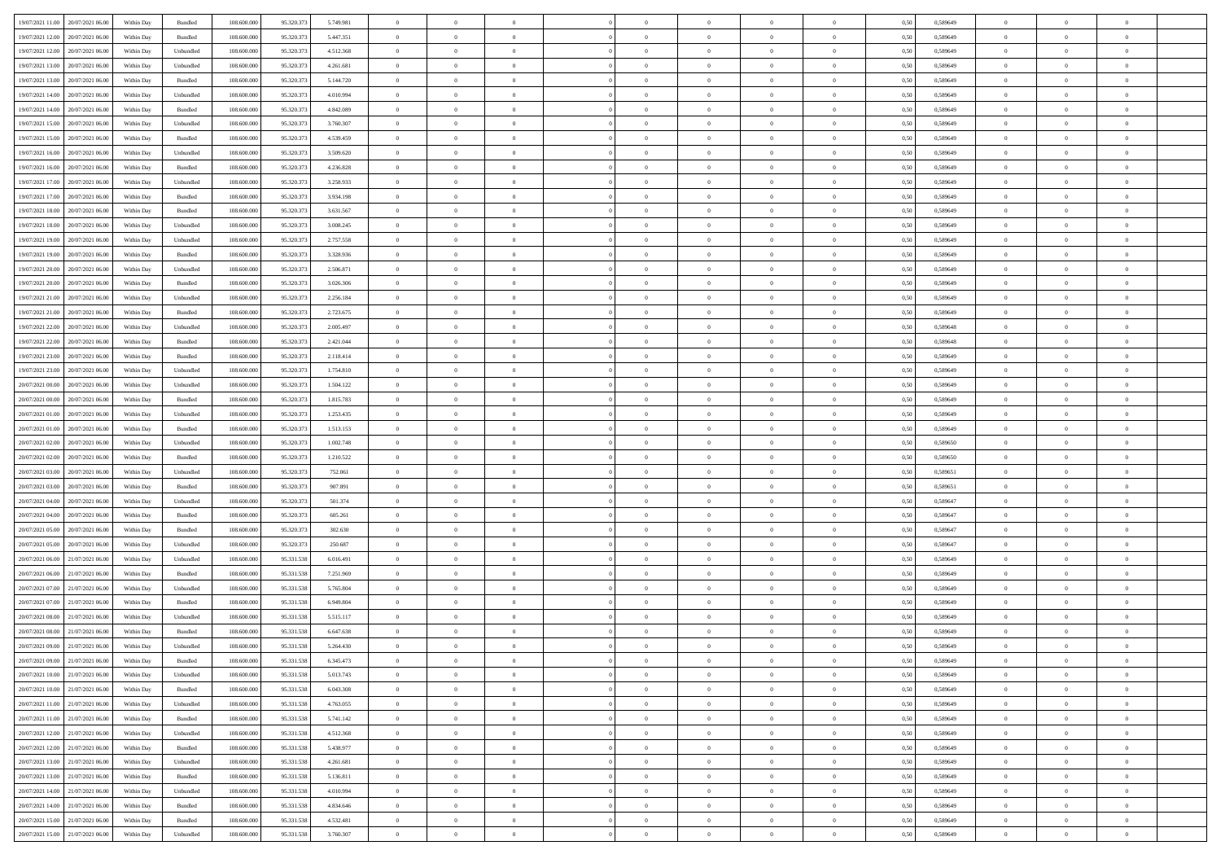| 19/07/2021 11:00 | 20/07/2021 06:00 | Within Day | Bundled | 108.600.000 | 95.320.373 | 5.749.981 | 0 | 0 | 0 | | 0 | 0 | 0 | 0 | 0,50 | 0,589649 | 0 | 0 | 0 | |
|---|---|---|---|---|---|---|---|---|---|---|---|---|---|---|---|---|---|---|---|---|
| 19/07/2021 12:00 | 20/07/2021 06:00 | Within Day | Bundled | 108.600.000 | 95.320.373 | 5.447.351 | 0 | 0 | 0 | | 0 | 0 | 0 | 0 | 0,50 | 0,589649 | 0 | 0 | 0 | |
| 19/07/2021 12:00 | 20/07/2021 06:00 | Within Day | Unbundled | 108.600.000 | 95.320.373 | 4.512.368 | 0 | 0 | 0 | | 0 | 0 | 0 | 0 | 0,50 | 0,589649 | 0 | 0 | 0 | |
| 19/07/2021 13:00 | 20/07/2021 06:00 | Within Day | Unbundled | 108.600.000 | 95.320.373 | 4.261.681 | 0 | 0 | 0 | | 0 | 0 | 0 | 0 | 0,50 | 0,589649 | 0 | 0 | 0 | |
| 19/07/2021 13:00 | 20/07/2021 06:00 | Within Day | Bundled | 108.600.000 | 95.320.373 | 5.144.720 | 0 | 0 | 0 | | 0 | 0 | 0 | 0 | 0,50 | 0,589649 | 0 | 0 | 0 | |
| 19/07/2021 14:00 | 20/07/2021 06:00 | Within Day | Unbundled | 108.600.000 | 95.320.373 | 4.010.994 | 0 | 0 | 0 | | 0 | 0 | 0 | 0 | 0,50 | 0,589649 | 0 | 0 | 0 | |
| 19/07/2021 14:00 | 20/07/2021 06:00 | Within Day | Bundled | 108.600.000 | 95.320.373 | 4.842.089 | 0 | 0 | 0 | | 0 | 0 | 0 | 0 | 0,50 | 0,589649 | 0 | 0 | 0 | |
| 19/07/2021 15:00 | 20/07/2021 06:00 | Within Day | Unbundled | 108.600.000 | 95.320.373 | 3.760.307 | 0 | 0 | 0 | | 0 | 0 | 0 | 0 | 0,50 | 0,589649 | 0 | 0 | 0 | |
| 19/07/2021 15:00 | 20/07/2021 06:00 | Within Day | Bundled | 108.600.000 | 95.320.373 | 4.539.459 | 0 | 0 | 0 | | 0 | 0 | 0 | 0 | 0,50 | 0,589649 | 0 | 0 | 0 | |
| 19/07/2021 16:00 | 20/07/2021 06:00 | Within Day | Unbundled | 108.600.000 | 95.320.373 | 3.509.620 | 0 | 0 | 0 | | 0 | 0 | 0 | 0 | 0,50 | 0,589649 | 0 | 0 | 0 | |
| 19/07/2021 16:00 | 20/07/2021 06:00 | Within Day | Bundled | 108.600.000 | 95.320.373 | 4.236.828 | 0 | 0 | 0 | | 0 | 0 | 0 | 0 | 0,50 | 0,589649 | 0 | 0 | 0 | |
| 19/07/2021 17:00 | 20/07/2021 06:00 | Within Day | Unbundled | 108.600.000 | 95.320.373 | 3.258.933 | 0 | 0 | 0 | | 0 | 0 | 0 | 0 | 0,50 | 0,589649 | 0 | 0 | 0 | |
| 19/07/2021 17:00 | 20/07/2021 06:00 | Within Day | Bundled | 108.600.000 | 95.320.373 | 3.934.198 | 0 | 0 | 0 | | 0 | 0 | 0 | 0 | 0,50 | 0,589649 | 0 | 0 | 0 | |
| 19/07/2021 18:00 | 20/07/2021 06:00 | Within Day | Bundled | 108.600.000 | 95.320.373 | 3.631.567 | 0 | 0 | 0 | | 0 | 0 | 0 | 0 | 0,50 | 0,589649 | 0 | 0 | 0 | |
| 19/07/2021 18:00 | 20/07/2021 06:00 | Within Day | Unbundled | 108.600.000 | 95.320.373 | 3.008.245 | 0 | 0 | 0 | | 0 | 0 | 0 | 0 | 0,50 | 0,589649 | 0 | 0 | 0 | |
| 19/07/2021 19:00 | 20/07/2021 06:00 | Within Day | Unbundled | 108.600.000 | 95.320.373 | 2.757.558 | 0 | 0 | 0 | | 0 | 0 | 0 | 0 | 0,50 | 0,589649 | 0 | 0 | 0 | |
| 19/07/2021 19:00 | 20/07/2021 06:00 | Within Day | Bundled | 108.600.000 | 95.320.373 | 3.328.936 | 0 | 0 | 0 | | 0 | 0 | 0 | 0 | 0,50 | 0,589649 | 0 | 0 | 0 | |
| 19/07/2021 20:00 | 20/07/2021 06:00 | Within Day | Unbundled | 108.600.000 | 95.320.373 | 2.506.871 | 0 | 0 | 0 | | 0 | 0 | 0 | 0 | 0,50 | 0,589649 | 0 | 0 | 0 | |
| 19/07/2021 20:00 | 20/07/2021 06:00 | Within Day | Bundled | 108.600.000 | 95.320.373 | 3.026.306 | 0 | 0 | 0 | | 0 | 0 | 0 | 0 | 0,50 | 0,589649 | 0 | 0 | 0 | |
| 19/07/2021 21:00 | 20/07/2021 06:00 | Within Day | Unbundled | 108.600.000 | 95.320.373 | 2.256.184 | 0 | 0 | 0 | | 0 | 0 | 0 | 0 | 0,50 | 0,589649 | 0 | 0 | 0 | |
| 19/07/2021 21:00 | 20/07/2021 06:00 | Within Day | Bundled | 108.600.000 | 95.320.373 | 2.723.675 | 0 | 0 | 0 | | 0 | 0 | 0 | 0 | 0,50 | 0,589649 | 0 | 0 | 0 | |
| 19/07/2021 22:00 | 20/07/2021 06:00 | Within Day | Unbundled | 108.600.000 | 95.320.373 | 2.005.497 | 0 | 0 | 0 | | 0 | 0 | 0 | 0 | 0,50 | 0,589648 | 0 | 0 | 0 | |
| 19/07/2021 22:00 | 20/07/2021 06:00 | Within Day | Bundled | 108.600.000 | 95.320.373 | 2.421.044 | 0 | 0 | 0 | | 0 | 0 | 0 | 0 | 0,50 | 0,589648 | 0 | 0 | 0 | |
| 19/07/2021 23:00 | 20/07/2021 06:00 | Within Day | Bundled | 108.600.000 | 95.320.373 | 2.118.414 | 0 | 0 | 0 | | 0 | 0 | 0 | 0 | 0,50 | 0,589649 | 0 | 0 | 0 | |
| 19/07/2021 23:00 | 20/07/2021 06:00 | Within Day | Unbundled | 108.600.000 | 95.320.373 | 1.754.810 | 0 | 0 | 0 | | 0 | 0 | 0 | 0 | 0,50 | 0,589649 | 0 | 0 | 0 | |
| 20/07/2021 00:00 | 20/07/2021 06:00 | Within Day | Unbundled | 108.600.000 | 95.320.373 | 1.504.122 | 0 | 0 | 0 | | 0 | 0 | 0 | 0 | 0,50 | 0,589649 | 0 | 0 | 0 | |
| 20/07/2021 00:00 | 20/07/2021 06:00 | Within Day | Bundled | 108.600.000 | 95.320.373 | 1.815.783 | 0 | 0 | 0 | | 0 | 0 | 0 | 0 | 0,50 | 0,589649 | 0 | 0 | 0 | |
| 20/07/2021 01:00 | 20/07/2021 06:00 | Within Day | Unbundled | 108.600.000 | 95.320.373 | 1.253.435 | 0 | 0 | 0 | | 0 | 0 | 0 | 0 | 0,50 | 0,589649 | 0 | 0 | 0 | |
| 20/07/2021 01:00 | 20/07/2021 06:00 | Within Day | Bundled | 108.600.000 | 95.320.373 | 1.513.153 | 0 | 0 | 0 | | 0 | 0 | 0 | 0 | 0,50 | 0,589649 | 0 | 0 | 0 | |
| 20/07/2021 02:00 | 20/07/2021 06:00 | Within Day | Unbundled | 108.600.000 | 95.320.373 | 1.002.748 | 0 | 0 | 0 | | 0 | 0 | 0 | 0 | 0,50 | 0,589650 | 0 | 0 | 0 | |
| 20/07/2021 02:00 | 20/07/2021 06:00 | Within Day | Bundled | 108.600.000 | 95.320.373 | 1.210.522 | 0 | 0 | 0 | | 0 | 0 | 0 | 0 | 0,50 | 0,589650 | 0 | 0 | 0 | |
| 20/07/2021 03:00 | 20/07/2021 06:00 | Within Day | Unbundled | 108.600.000 | 95.320.373 | 752.061 | 0 | 0 | 0 | | 0 | 0 | 0 | 0 | 0,50 | 0,589651 | 0 | 0 | 0 | |
| 20/07/2021 03:00 | 20/07/2021 06:00 | Within Day | Bundled | 108.600.000 | 95.320.373 | 907.891 | 0 | 0 | 0 | | 0 | 0 | 0 | 0 | 0,50 | 0,589651 | 0 | 0 | 0 | |
| 20/07/2021 04:00 | 20/07/2021 06:00 | Within Day | Unbundled | 108.600.000 | 95.320.373 | 501.374 | 0 | 0 | 0 | | 0 | 0 | 0 | 0 | 0,50 | 0,589647 | 0 | 0 | 0 | |
| 20/07/2021 04:00 | 20/07/2021 06:00 | Within Day | Bundled | 108.600.000 | 95.320.373 | 605.261 | 0 | 0 | 0 | | 0 | 0 | 0 | 0 | 0,50 | 0,589647 | 0 | 0 | 0 | |
| 20/07/2021 05:00 | 20/07/2021 06:00 | Within Day | Bundled | 108.600.000 | 95.320.373 | 302.630 | 0 | 0 | 0 | | 0 | 0 | 0 | 0 | 0,50 | 0,589647 | 0 | 0 | 0 | |
| 20/07/2021 05:00 | 20/07/2021 06:00 | Within Day | Unbundled | 108.600.000 | 95.320.373 | 250.687 | 0 | 0 | 0 | | 0 | 0 | 0 | 0 | 0,50 | 0,589647 | 0 | 0 | 0 | |
| 20/07/2021 06:00 | 21/07/2021 06:00 | Within Day | Unbundled | 108.600.000 | 95.331.538 | 6.016.491 | 0 | 0 | 0 | | 0 | 0 | 0 | 0 | 0,50 | 0,589649 | 0 | 0 | 0 | |
| 20/07/2021 06:00 | 21/07/2021 06:00 | Within Day | Bundled | 108.600.000 | 95.331.538 | 7.251.969 | 0 | 0 | 0 | | 0 | 0 | 0 | 0 | 0,50 | 0,589649 | 0 | 0 | 0 | |
| 20/07/2021 07:00 | 21/07/2021 06:00 | Within Day | Unbundled | 108.600.000 | 95.331.538 | 5.765.804 | 0 | 0 | 0 | | 0 | 0 | 0 | 0 | 0,50 | 0,589649 | 0 | 0 | 0 | |
| 20/07/2021 07:00 | 21/07/2021 06:00 | Within Day | Bundled | 108.600.000 | 95.331.538 | 6.949.804 | 0 | 0 | 0 | | 0 | 0 | 0 | 0 | 0,50 | 0,589649 | 0 | 0 | 0 | |
| 20/07/2021 08:00 | 21/07/2021 06:00 | Within Day | Unbundled | 108.600.000 | 95.331.538 | 5.515.117 | 0 | 0 | 0 | | 0 | 0 | 0 | 0 | 0,50 | 0,589649 | 0 | 0 | 0 | |
| 20/07/2021 08:00 | 21/07/2021 06:00 | Within Day | Bundled | 108.600.000 | 95.331.538 | 6.647.638 | 0 | 0 | 0 | | 0 | 0 | 0 | 0 | 0,50 | 0,589649 | 0 | 0 | 0 | |
| 20/07/2021 09:00 | 21/07/2021 06:00 | Within Day | Unbundled | 108.600.000 | 95.331.538 | 5.264.430 | 0 | 0 | 0 | | 0 | 0 | 0 | 0 | 0,50 | 0,589649 | 0 | 0 | 0 | |
| 20/07/2021 09:00 | 21/07/2021 06:00 | Within Day | Bundled | 108.600.000 | 95.331.538 | 6.345.473 | 0 | 0 | 0 | | 0 | 0 | 0 | 0 | 0,50 | 0,589649 | 0 | 0 | 0 | |
| 20/07/2021 10:00 | 21/07/2021 06:00 | Within Day | Unbundled | 108.600.000 | 95.331.538 | 5.013.743 | 0 | 0 | 0 | | 0 | 0 | 0 | 0 | 0,50 | 0,589649 | 0 | 0 | 0 | |
| 20/07/2021 10:00 | 21/07/2021 06:00 | Within Day | Bundled | 108.600.000 | 95.331.538 | 6.043.308 | 0 | 0 | 0 | | 0 | 0 | 0 | 0 | 0,50 | 0,589649 | 0 | 0 | 0 | |
| 20/07/2021 11:00 | 21/07/2021 06:00 | Within Day | Unbundled | 108.600.000 | 95.331.538 | 4.763.055 | 0 | 0 | 0 | | 0 | 0 | 0 | 0 | 0,50 | 0,589649 | 0 | 0 | 0 | |
| 20/07/2021 11:00 | 21/07/2021 06:00 | Within Day | Bundled | 108.600.000 | 95.331.538 | 5.741.142 | 0 | 0 | 0 | | 0 | 0 | 0 | 0 | 0,50 | 0,589649 | 0 | 0 | 0 | |
| 20/07/2021 12:00 | 21/07/2021 06:00 | Within Day | Unbundled | 108.600.000 | 95.331.538 | 4.512.368 | 0 | 0 | 0 | | 0 | 0 | 0 | 0 | 0,50 | 0,589649 | 0 | 0 | 0 | |
| 20/07/2021 12:00 | 21/07/2021 06:00 | Within Day | Bundled | 108.600.000 | 95.331.538 | 5.438.977 | 0 | 0 | 0 | | 0 | 0 | 0 | 0 | 0,50 | 0,589649 | 0 | 0 | 0 | |
| 20/07/2021 13:00 | 21/07/2021 06:00 | Within Day | Unbundled | 108.600.000 | 95.331.538 | 4.261.681 | 0 | 0 | 0 | | 0 | 0 | 0 | 0 | 0,50 | 0,589649 | 0 | 0 | 0 | |
| 20/07/2021 13:00 | 21/07/2021 06:00 | Within Day | Bundled | 108.600.000 | 95.331.538 | 5.136.811 | 0 | 0 | 0 | | 0 | 0 | 0 | 0 | 0,50 | 0,589649 | 0 | 0 | 0 | |
| 20/07/2021 14:00 | 21/07/2021 06:00 | Within Day | Unbundled | 108.600.000 | 95.331.538 | 4.010.994 | 0 | 0 | 0 | | 0 | 0 | 0 | 0 | 0,50 | 0,589649 | 0 | 0 | 0 | |
| 20/07/2021 14:00 | 21/07/2021 06:00 | Within Day | Bundled | 108.600.000 | 95.331.538 | 4.834.646 | 0 | 0 | 0 | | 0 | 0 | 0 | 0 | 0,50 | 0,589649 | 0 | 0 | 0 | |
| 20/07/2021 15:00 | 21/07/2021 06:00 | Within Day | Bundled | 108.600.000 | 95.331.538 | 4.532.481 | 0 | 0 | 0 | | 0 | 0 | 0 | 0 | 0,50 | 0,589649 | 0 | 0 | 0 | |
| 20/07/2021 15:00 | 21/07/2021 06:00 | Within Day | Unbundled | 108.600.000 | 95.331.538 | 3.760.307 | 0 | 0 | 0 | | 0 | 0 | 0 | 0 | 0,50 | 0,589649 | 0 | 0 | 0 | |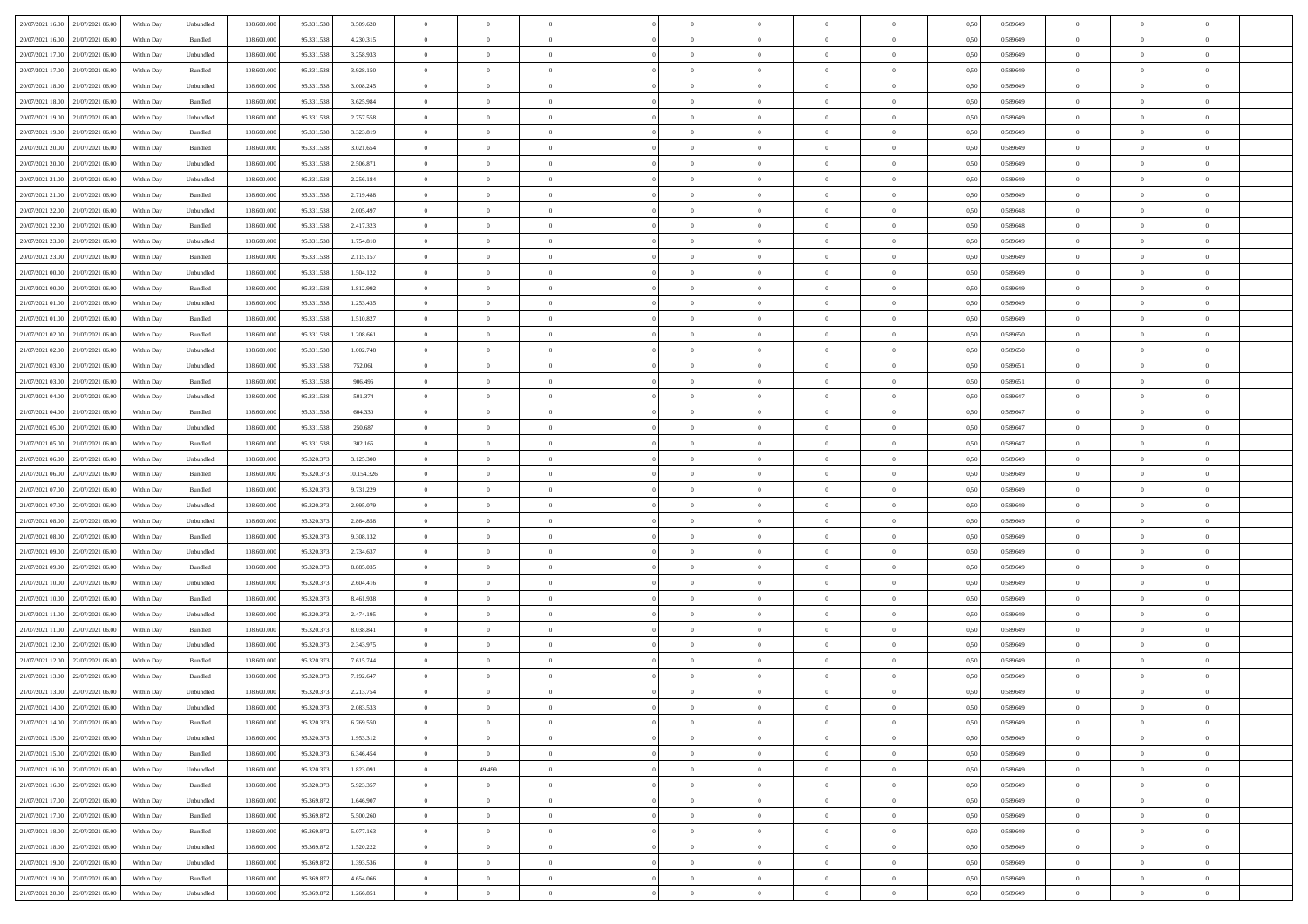| | | | | | | | | | | | | | | | | | | | | |
|---|---|---|---|---|---|---|---|---|---|---|---|---|---|---|---|---|---|---|---|---|
| 20/07/2021 16:00 | 21/07/2021 06:00 | Within Day | Unbundled | 108.600.000 | 95.331.538 | 3.509.620 | 0 | 0 | 0 | | 0 | 0 | 0 | 0 | 0,50 | 0,589649 | 0 | 0 | 0 | |
| 20/07/2021 16:00 | 21/07/2021 06:00 | Within Day | Bundled | 108.600.000 | 95.331.538 | 4.230.315 | 0 | 0 | 0 | | 0 | 0 | 0 | 0 | 0,50 | 0,589649 | 0 | 0 | 0 | |
| 20/07/2021 17:00 | 21/07/2021 06:00 | Within Day | Unbundled | 108.600.000 | 95.331.538 | 3.258.933 | 0 | 0 | 0 | | 0 | 0 | 0 | 0 | 0,50 | 0,589649 | 0 | 0 | 0 | |
| 20/07/2021 17:00 | 21/07/2021 06:00 | Within Day | Bundled | 108.600.000 | 95.331.538 | 3.928.150 | 0 | 0 | 0 | | 0 | 0 | 0 | 0 | 0,50 | 0,589649 | 0 | 0 | 0 | |
| 20/07/2021 18:00 | 21/07/2021 06:00 | Within Day | Unbundled | 108.600.000 | 95.331.538 | 3.008.245 | 0 | 0 | 0 | | 0 | 0 | 0 | 0 | 0,50 | 0,589649 | 0 | 0 | 0 | |
| 20/07/2021 18:00 | 21/07/2021 06:00 | Within Day | Bundled | 108.600.000 | 95.331.538 | 3.625.984 | 0 | 0 | 0 | | 0 | 0 | 0 | 0 | 0,50 | 0,589649 | 0 | 0 | 0 | |
| 20/07/2021 19:00 | 21/07/2021 06:00 | Within Day | Unbundled | 108.600.000 | 95.331.538 | 2.757.558 | 0 | 0 | 0 | | 0 | 0 | 0 | 0 | 0,50 | 0,589649 | 0 | 0 | 0 | |
| 20/07/2021 19:00 | 21/07/2021 06:00 | Within Day | Bundled | 108.600.000 | 95.331.538 | 3.323.819 | 0 | 0 | 0 | | 0 | 0 | 0 | 0 | 0,50 | 0,589649 | 0 | 0 | 0 | |
| 20/07/2021 20:00 | 21/07/2021 06:00 | Within Day | Bundled | 108.600.000 | 95.331.538 | 3.021.654 | 0 | 0 | 0 | | 0 | 0 | 0 | 0 | 0,50 | 0,589649 | 0 | 0 | 0 | |
| 20/07/2021 20:00 | 21/07/2021 06:00 | Within Day | Unbundled | 108.600.000 | 95.331.538 | 2.506.871 | 0 | 0 | 0 | | 0 | 0 | 0 | 0 | 0,50 | 0,589649 | 0 | 0 | 0 | |
| 20/07/2021 21:00 | 21/07/2021 06:00 | Within Day | Unbundled | 108.600.000 | 95.331.538 | 2.256.184 | 0 | 0 | 0 | | 0 | 0 | 0 | 0 | 0,50 | 0,589649 | 0 | 0 | 0 | |
| 20/07/2021 21:00 | 21/07/2021 06:00 | Within Day | Bundled | 108.600.000 | 95.331.538 | 2.719.488 | 0 | 0 | 0 | | 0 | 0 | 0 | 0 | 0,50 | 0,589649 | 0 | 0 | 0 | |
| 20/07/2021 22:00 | 21/07/2021 06:00 | Within Day | Unbundled | 108.600.000 | 95.331.538 | 2.005.497 | 0 | 0 | 0 | | 0 | 0 | 0 | 0 | 0,50 | 0,589648 | 0 | 0 | 0 | |
| 20/07/2021 22:00 | 21/07/2021 06:00 | Within Day | Bundled | 108.600.000 | 95.331.538 | 2.417.323 | 0 | 0 | 0 | | 0 | 0 | 0 | 0 | 0,50 | 0,589648 | 0 | 0 | 0 | |
| 20/07/2021 23:00 | 21/07/2021 06:00 | Within Day | Unbundled | 108.600.000 | 95.331.538 | 1.754.810 | 0 | 0 | 0 | | 0 | 0 | 0 | 0 | 0,50 | 0,589649 | 0 | 0 | 0 | |
| 20/07/2021 23:00 | 21/07/2021 06:00 | Within Day | Bundled | 108.600.000 | 95.331.538 | 2.115.157 | 0 | 0 | 0 | | 0 | 0 | 0 | 0 | 0,50 | 0,589649 | 0 | 0 | 0 | |
| 21/07/2021 00:00 | 21/07/2021 06:00 | Within Day | Unbundled | 108.600.000 | 95.331.538 | 1.504.122 | 0 | 0 | 0 | | 0 | 0 | 0 | 0 | 0,50 | 0,589649 | 0 | 0 | 0 | |
| 21/07/2021 00:00 | 21/07/2021 06:00 | Within Day | Bundled | 108.600.000 | 95.331.538 | 1.812.992 | 0 | 0 | 0 | | 0 | 0 | 0 | 0 | 0,50 | 0,589649 | 0 | 0 | 0 | |
| 21/07/2021 01:00 | 21/07/2021 06:00 | Within Day | Unbundled | 108.600.000 | 95.331.538 | 1.253.435 | 0 | 0 | 0 | | 0 | 0 | 0 | 0 | 0,50 | 0,589649 | 0 | 0 | 0 | |
| 21/07/2021 01:00 | 21/07/2021 06:00 | Within Day | Bundled | 108.600.000 | 95.331.538 | 1.510.827 | 0 | 0 | 0 | | 0 | 0 | 0 | 0 | 0,50 | 0,589649 | 0 | 0 | 0 | |
| 21/07/2021 02:00 | 21/07/2021 06:00 | Within Day | Bundled | 108.600.000 | 95.331.538 | 1.208.661 | 0 | 0 | 0 | | 0 | 0 | 0 | 0 | 0,50 | 0,589650 | 0 | 0 | 0 | |
| 21/07/2021 02:00 | 21/07/2021 06:00 | Within Day | Unbundled | 108.600.000 | 95.331.538 | 1.002.748 | 0 | 0 | 0 | | 0 | 0 | 0 | 0 | 0,50 | 0,589650 | 0 | 0 | 0 | |
| 21/07/2021 03:00 | 21/07/2021 06:00 | Within Day | Unbundled | 108.600.000 | 95.331.538 | 752.061 | 0 | 0 | 0 | | 0 | 0 | 0 | 0 | 0,50 | 0,589651 | 0 | 0 | 0 | |
| 21/07/2021 03:00 | 21/07/2021 06:00 | Within Day | Bundled | 108.600.000 | 95.331.538 | 906.496 | 0 | 0 | 0 | | 0 | 0 | 0 | 0 | 0,50 | 0,589651 | 0 | 0 | 0 | |
| 21/07/2021 04:00 | 21/07/2021 06:00 | Within Day | Unbundled | 108.600.000 | 95.331.538 | 501.374 | 0 | 0 | 0 | | 0 | 0 | 0 | 0 | 0,50 | 0,589647 | 0 | 0 | 0 | |
| 21/07/2021 04:00 | 21/07/2021 06:00 | Within Day | Bundled | 108.600.000 | 95.331.538 | 604.330 | 0 | 0 | 0 | | 0 | 0 | 0 | 0 | 0,50 | 0,589647 | 0 | 0 | 0 | |
| 21/07/2021 05:00 | 21/07/2021 06:00 | Within Day | Unbundled | 108.600.000 | 95.331.538 | 250.687 | 0 | 0 | 0 | | 0 | 0 | 0 | 0 | 0,50 | 0,589647 | 0 | 0 | 0 | |
| 21/07/2021 05:00 | 21/07/2021 06:00 | Within Day | Bundled | 108.600.000 | 95.331.538 | 302.165 | 0 | 0 | 0 | | 0 | 0 | 0 | 0 | 0,50 | 0,589647 | 0 | 0 | 0 | |
| 21/07/2021 06:00 | 22/07/2021 06:00 | Within Day | Unbundled | 108.600.000 | 95.320.373 | 3.125.300 | 0 | 0 | 0 | | 0 | 0 | 0 | 0 | 0,50 | 0,589649 | 0 | 0 | 0 | |
| 21/07/2021 06:00 | 22/07/2021 06:00 | Within Day | Bundled | 108.600.000 | 95.320.373 | 10.154.326 | 0 | 0 | 0 | | 0 | 0 | 0 | 0 | 0,50 | 0,589649 | 0 | 0 | 0 | |
| 21/07/2021 07:00 | 22/07/2021 06:00 | Within Day | Bundled | 108.600.000 | 95.320.373 | 9.731.229 | 0 | 0 | 0 | | 0 | 0 | 0 | 0 | 0,50 | 0,589649 | 0 | 0 | 0 | |
| 21/07/2021 07:00 | 22/07/2021 06:00 | Within Day | Unbundled | 108.600.000 | 95.320.373 | 2.995.079 | 0 | 0 | 0 | | 0 | 0 | 0 | 0 | 0,50 | 0,589649 | 0 | 0 | 0 | |
| 21/07/2021 08:00 | 22/07/2021 06:00 | Within Day | Unbundled | 108.600.000 | 95.320.373 | 2.864.858 | 0 | 0 | 0 | | 0 | 0 | 0 | 0 | 0,50 | 0,589649 | 0 | 0 | 0 | |
| 21/07/2021 08:00 | 22/07/2021 06:00 | Within Day | Bundled | 108.600.000 | 95.320.373 | 9.308.132 | 0 | 0 | 0 | | 0 | 0 | 0 | 0 | 0,50 | 0,589649 | 0 | 0 | 0 | |
| 21/07/2021 09:00 | 22/07/2021 06:00 | Within Day | Unbundled | 108.600.000 | 95.320.373 | 2.734.637 | 0 | 0 | 0 | | 0 | 0 | 0 | 0 | 0,50 | 0,589649 | 0 | 0 | 0 | |
| 21/07/2021 09:00 | 22/07/2021 06:00 | Within Day | Bundled | 108.600.000 | 95.320.373 | 8.885.035 | 0 | 0 | 0 | | 0 | 0 | 0 | 0 | 0,50 | 0,589649 | 0 | 0 | 0 | |
| 21/07/2021 10:00 | 22/07/2021 06:00 | Within Day | Unbundled | 108.600.000 | 95.320.373 | 2.604.416 | 0 | 0 | 0 | | 0 | 0 | 0 | 0 | 0,50 | 0,589649 | 0 | 0 | 0 | |
| 21/07/2021 10:00 | 22/07/2021 06:00 | Within Day | Bundled | 108.600.000 | 95.320.373 | 8.461.938 | 0 | 0 | 0 | | 0 | 0 | 0 | 0 | 0,50 | 0,589649 | 0 | 0 | 0 | |
| 21/07/2021 11:00 | 22/07/2021 06:00 | Within Day | Unbundled | 108.600.000 | 95.320.373 | 2.474.195 | 0 | 0 | 0 | | 0 | 0 | 0 | 0 | 0,50 | 0,589649 | 0 | 0 | 0 | |
| 21/07/2021 11:00 | 22/07/2021 06:00 | Within Day | Bundled | 108.600.000 | 95.320.373 | 8.038.841 | 0 | 0 | 0 | | 0 | 0 | 0 | 0 | 0,50 | 0,589649 | 0 | 0 | 0 | |
| 21/07/2021 12:00 | 22/07/2021 06:00 | Within Day | Unbundled | 108.600.000 | 95.320.373 | 2.343.975 | 0 | 0 | 0 | | 0 | 0 | 0 | 0 | 0,50 | 0,589649 | 0 | 0 | 0 | |
| 21/07/2021 12:00 | 22/07/2021 06:00 | Within Day | Bundled | 108.600.000 | 95.320.373 | 7.615.744 | 0 | 0 | 0 | | 0 | 0 | 0 | 0 | 0,50 | 0,589649 | 0 | 0 | 0 | |
| 21/07/2021 13:00 | 22/07/2021 06:00 | Within Day | Bundled | 108.600.000 | 95.320.373 | 7.192.647 | 0 | 0 | 0 | | 0 | 0 | 0 | 0 | 0,50 | 0,589649 | 0 | 0 | 0 | |
| 21/07/2021 13:00 | 22/07/2021 06:00 | Within Day | Unbundled | 108.600.000 | 95.320.373 | 2.213.754 | 0 | 0 | 0 | | 0 | 0 | 0 | 0 | 0,50 | 0,589649 | 0 | 0 | 0 | |
| 21/07/2021 14:00 | 22/07/2021 06:00 | Within Day | Unbundled | 108.600.000 | 95.320.373 | 2.083.533 | 0 | 0 | 0 | | 0 | 0 | 0 | 0 | 0,50 | 0,589649 | 0 | 0 | 0 | |
| 21/07/2021 14:00 | 22/07/2021 06:00 | Within Day | Bundled | 108.600.000 | 95.320.373 | 6.769.550 | 0 | 0 | 0 | | 0 | 0 | 0 | 0 | 0,50 | 0,589649 | 0 | 0 | 0 | |
| 21/07/2021 15:00 | 22/07/2021 06:00 | Within Day | Unbundled | 108.600.000 | 95.320.373 | 1.953.312 | 0 | 0 | 0 | | 0 | 0 | 0 | 0 | 0,50 | 0,589649 | 0 | 0 | 0 | |
| 21/07/2021 15:00 | 22/07/2021 06:00 | Within Day | Bundled | 108.600.000 | 95.320.373 | 6.346.454 | 0 | 0 | 0 | | 0 | 0 | 0 | 0 | 0,50 | 0,589649 | 0 | 0 | 0 | |
| 21/07/2021 16:00 | 22/07/2021 06:00 | Within Day | Unbundled | 108.600.000 | 95.320.373 | 1.823.091 | 0 | 49.499 | 0 | | 0 | 0 | 0 | 0 | 0,50 | 0,589649 | 0 | 0 | 0 | |
| 21/07/2021 16:00 | 22/07/2021 06:00 | Within Day | Bundled | 108.600.000 | 95.320.373 | 5.923.357 | 0 | 0 | 0 | | 0 | 0 | 0 | 0 | 0,50 | 0,589649 | 0 | 0 | 0 | |
| 21/07/2021 17:00 | 22/07/2021 06:00 | Within Day | Unbundled | 108.600.000 | 95.369.872 | 1.646.907 | 0 | 0 | 0 | | 0 | 0 | 0 | 0 | 0,50 | 0,589649 | 0 | 0 | 0 | |
| 21/07/2021 17:00 | 22/07/2021 06:00 | Within Day | Bundled | 108.600.000 | 95.369.872 | 5.500.260 | 0 | 0 | 0 | | 0 | 0 | 0 | 0 | 0,50 | 0,589649 | 0 | 0 | 0 | |
| 21/07/2021 18:00 | 22/07/2021 06:00 | Within Day | Bundled | 108.600.000 | 95.369.872 | 5.077.163 | 0 | 0 | 0 | | 0 | 0 | 0 | 0 | 0,50 | 0,589649 | 0 | 0 | 0 | |
| 21/07/2021 18:00 | 22/07/2021 06:00 | Within Day | Unbundled | 108.600.000 | 95.369.872 | 1.520.222 | 0 | 0 | 0 | | 0 | 0 | 0 | 0 | 0,50 | 0,589649 | 0 | 0 | 0 | |
| 21/07/2021 19:00 | 22/07/2021 06:00 | Within Day | Unbundled | 108.600.000 | 95.369.872 | 1.393.536 | 0 | 0 | 0 | | 0 | 0 | 0 | 0 | 0,50 | 0,589649 | 0 | 0 | 0 | |
| 21/07/2021 19:00 | 22/07/2021 06:00 | Within Day | Bundled | 108.600.000 | 95.369.872 | 4.654.066 | 0 | 0 | 0 | | 0 | 0 | 0 | 0 | 0,50 | 0,589649 | 0 | 0 | 0 | |
| 21/07/2021 20:00 | 22/07/2021 06:00 | Within Day | Unbundled | 108.600.000 | 95.369.872 | 1.266.851 | 0 | 0 | 0 | | 0 | 0 | 0 | 0 | 0,50 | 0,589649 | 0 | 0 | 0 | |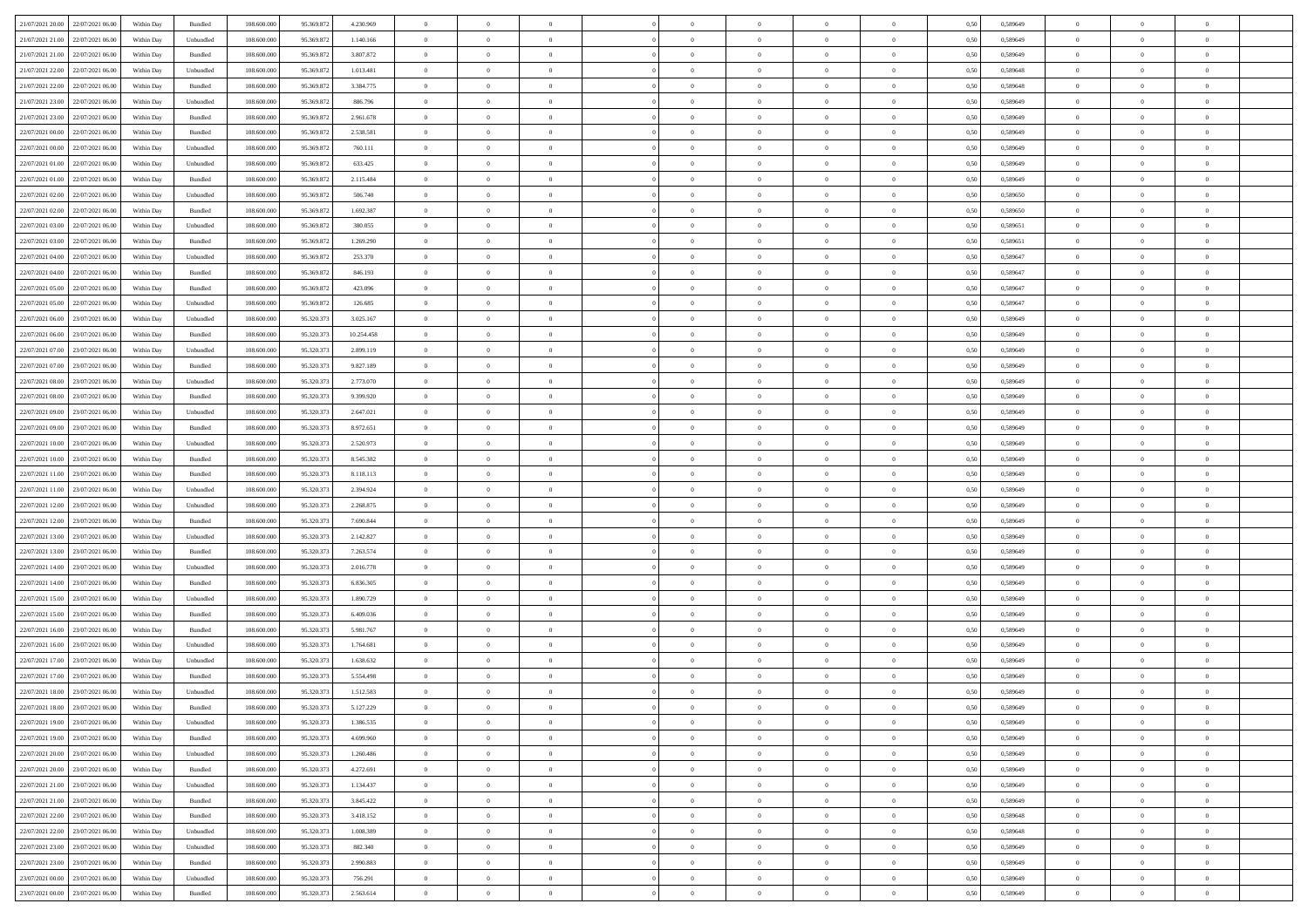| | | | | | | | | | | | | | | | | | | | | | |
|---|---|---|---|---|---|---|---|---|---|---|---|---|---|---|---|---|---|---|---|---|---|
| 21/07/2021 20.00 | 22/07/2021 06.00 | Within Day | Bundled | 108.600.000 | 95.369.872 | 4.230.969 | 0 | 0 | 0 | | 0 | 0 | 0 | 0 | 0,50 | 0,589649 | 0 | 0 | 0 | |
| 21/07/2021 21.00 | 22/07/2021 06.00 | Within Day | Unbundled | 108.600.000 | 95.369.872 | 1.140.166 | 0 | 0 | 0 | | 0 | 0 | 0 | 0 | 0,50 | 0,589649 | 0 | 0 | 0 | |
| 21/07/2021 21.00 | 22/07/2021 06.00 | Within Day | Bundled | 108.600.000 | 95.369.872 | 3.807.872 | 0 | 0 | 0 | | 0 | 0 | 0 | 0 | 0,50 | 0,589649 | 0 | 0 | 0 | |
| 21/07/2021 22.00 | 22/07/2021 06.00 | Within Day | Unbundled | 108.600.000 | 95.369.872 | 1.013.481 | 0 | 0 | 0 | | 0 | 0 | 0 | 0 | 0,50 | 0,589648 | 0 | 0 | 0 | |
| 21/07/2021 22.00 | 22/07/2021 06.00 | Within Day | Bundled | 108.600.000 | 95.369.872 | 3.384.775 | 0 | 0 | 0 | | 0 | 0 | 0 | 0 | 0,50 | 0,589648 | 0 | 0 | 0 | |
| 21/07/2021 23.00 | 22/07/2021 06.00 | Within Day | Unbundled | 108.600.000 | 95.369.872 | 886.796 | 0 | 0 | 0 | | 0 | 0 | 0 | 0 | 0,50 | 0,589649 | 0 | 0 | 0 | |
| 21/07/2021 23.00 | 22/07/2021 06.00 | Within Day | Bundled | 108.600.000 | 95.369.872 | 2.961.678 | 0 | 0 | 0 | | 0 | 0 | 0 | 0 | 0,50 | 0,589649 | 0 | 0 | 0 | |
| 22/07/2021 00.00 | 22/07/2021 06.00 | Within Day | Bundled | 108.600.000 | 95.369.872 | 2.538.581 | 0 | 0 | 0 | | 0 | 0 | 0 | 0 | 0,50 | 0,589649 | 0 | 0 | 0 | |
| 22/07/2021 00.00 | 22/07/2021 06.00 | Within Day | Unbundled | 108.600.000 | 95.369.872 | 760.111 | 0 | 0 | 0 | | 0 | 0 | 0 | 0 | 0,50 | 0,589649 | 0 | 0 | 0 | |
| 22/07/2021 01.00 | 22/07/2021 06.00 | Within Day | Unbundled | 108.600.000 | 95.369.872 | 633.425 | 0 | 0 | 0 | | 0 | 0 | 0 | 0 | 0,50 | 0,589649 | 0 | 0 | 0 | |
| 22/07/2021 01.00 | 22/07/2021 06.00 | Within Day | Bundled | 108.600.000 | 95.369.872 | 2.115.484 | 0 | 0 | 0 | | 0 | 0 | 0 | 0 | 0,50 | 0,589649 | 0 | 0 | 0 | |
| 22/07/2021 02.00 | 22/07/2021 06.00 | Within Day | Unbundled | 108.600.000 | 95.369.872 | 506.740 | 0 | 0 | 0 | | 0 | 0 | 0 | 0 | 0,50 | 0,589650 | 0 | 0 | 0 | |
| 22/07/2021 02.00 | 22/07/2021 06.00 | Within Day | Bundled | 108.600.000 | 95.369.872 | 1.692.387 | 0 | 0 | 0 | | 0 | 0 | 0 | 0 | 0,50 | 0,589650 | 0 | 0 | 0 | |
| 22/07/2021 03.00 | 22/07/2021 06.00 | Within Day | Unbundled | 108.600.000 | 95.369.872 | 380.055 | 0 | 0 | 0 | | 0 | 0 | 0 | 0 | 0,50 | 0,589651 | 0 | 0 | 0 | |
| 22/07/2021 03.00 | 22/07/2021 06.00 | Within Day | Bundled | 108.600.000 | 95.369.872 | 1.269.290 | 0 | 0 | 0 | | 0 | 0 | 0 | 0 | 0,50 | 0,589651 | 0 | 0 | 0 | |
| 22/07/2021 04.00 | 22/07/2021 06.00 | Within Day | Unbundled | 108.600.000 | 95.369.872 | 253.370 | 0 | 0 | 0 | | 0 | 0 | 0 | 0 | 0,50 | 0,589647 | 0 | 0 | 0 | |
| 22/07/2021 04.00 | 22/07/2021 06.00 | Within Day | Bundled | 108.600.000 | 95.369.872 | 846.193 | 0 | 0 | 0 | | 0 | 0 | 0 | 0 | 0,50 | 0,589647 | 0 | 0 | 0 | |
| 22/07/2021 05.00 | 22/07/2021 06.00 | Within Day | Bundled | 108.600.000 | 95.369.872 | 423.096 | 0 | 0 | 0 | | 0 | 0 | 0 | 0 | 0,50 | 0,589647 | 0 | 0 | 0 | |
| 22/07/2021 05.00 | 22/07/2021 06.00 | Within Day | Unbundled | 108.600.000 | 95.369.872 | 126.685 | 0 | 0 | 0 | | 0 | 0 | 0 | 0 | 0,50 | 0,589647 | 0 | 0 | 0 | |
| 22/07/2021 06.00 | 23/07/2021 06.00 | Within Day | Unbundled | 108.600.000 | 95.320.373 | 3.025.167 | 0 | 0 | 0 | | 0 | 0 | 0 | 0 | 0,50 | 0,589649 | 0 | 0 | 0 | |
| 22/07/2021 06.00 | 23/07/2021 06.00 | Within Day | Bundled | 108.600.000 | 95.320.373 | 10.254.458 | 0 | 0 | 0 | | 0 | 0 | 0 | 0 | 0,50 | 0,589649 | 0 | 0 | 0 | |
| 22/07/2021 07.00 | 23/07/2021 06.00 | Within Day | Unbundled | 108.600.000 | 95.320.373 | 2.899.119 | 0 | 0 | 0 | | 0 | 0 | 0 | 0 | 0,50 | 0,589649 | 0 | 0 | 0 | |
| 22/07/2021 07.00 | 23/07/2021 06.00 | Within Day | Bundled | 108.600.000 | 95.320.373 | 9.827.189 | 0 | 0 | 0 | | 0 | 0 | 0 | 0 | 0,50 | 0,589649 | 0 | 0 | 0 | |
| 22/07/2021 08.00 | 23/07/2021 06.00 | Within Day | Unbundled | 108.600.000 | 95.320.373 | 2.773.070 | 0 | 0 | 0 | | 0 | 0 | 0 | 0 | 0,50 | 0,589649 | 0 | 0 | 0 | |
| 22/07/2021 08.00 | 23/07/2021 06.00 | Within Day | Bundled | 108.600.000 | 95.320.373 | 9.399.920 | 0 | 0 | 0 | | 0 | 0 | 0 | 0 | 0,50 | 0,589649 | 0 | 0 | 0 | |
| 22/07/2021 09.00 | 23/07/2021 06.00 | Within Day | Unbundled | 108.600.000 | 95.320.373 | 2.647.021 | 0 | 0 | 0 | | 0 | 0 | 0 | 0 | 0,50 | 0,589649 | 0 | 0 | 0 | |
| 22/07/2021 09.00 | 23/07/2021 06.00 | Within Day | Bundled | 108.600.000 | 95.320.373 | 8.972.651 | 0 | 0 | 0 | | 0 | 0 | 0 | 0 | 0,50 | 0,589649 | 0 | 0 | 0 | |
| 22/07/2021 10.00 | 23/07/2021 06.00 | Within Day | Unbundled | 108.600.000 | 95.320.373 | 2.520.973 | 0 | 0 | 0 | | 0 | 0 | 0 | 0 | 0,50 | 0,589649 | 0 | 0 | 0 | |
| 22/07/2021 10.00 | 23/07/2021 06.00 | Within Day | Bundled | 108.600.000 | 95.320.373 | 8.545.382 | 0 | 0 | 0 | | 0 | 0 | 0 | 0 | 0,50 | 0,589649 | 0 | 0 | 0 | |
| 22/07/2021 11.00 | 23/07/2021 06.00 | Within Day | Bundled | 108.600.000 | 95.320.373 | 8.118.113 | 0 | 0 | 0 | | 0 | 0 | 0 | 0 | 0,50 | 0,589649 | 0 | 0 | 0 | |
| 22/07/2021 11.00 | 23/07/2021 06.00 | Within Day | Unbundled | 108.600.000 | 95.320.373 | 2.394.924 | 0 | 0 | 0 | | 0 | 0 | 0 | 0 | 0,50 | 0,589649 | 0 | 0 | 0 | |
| 22/07/2021 12.00 | 23/07/2021 06.00 | Within Day | Unbundled | 108.600.000 | 95.320.373 | 2.268.875 | 0 | 0 | 0 | | 0 | 0 | 0 | 0 | 0,50 | 0,589649 | 0 | 0 | 0 | |
| 22/07/2021 12.00 | 23/07/2021 06.00 | Within Day | Bundled | 108.600.000 | 95.320.373 | 7.690.844 | 0 | 0 | 0 | | 0 | 0 | 0 | 0 | 0,50 | 0,589649 | 0 | 0 | 0 | |
| 22/07/2021 13.00 | 23/07/2021 06.00 | Within Day | Unbundled | 108.600.000 | 95.320.373 | 2.142.827 | 0 | 0 | 0 | | 0 | 0 | 0 | 0 | 0,50 | 0,589649 | 0 | 0 | 0 | |
| 22/07/2021 13.00 | 23/07/2021 06.00 | Within Day | Bundled | 108.600.000 | 95.320.373 | 7.263.574 | 0 | 0 | 0 | | 0 | 0 | 0 | 0 | 0,50 | 0,589649 | 0 | 0 | 0 | |
| 22/07/2021 14.00 | 23/07/2021 06.00 | Within Day | Unbundled | 108.600.000 | 95.320.373 | 2.016.778 | 0 | 0 | 0 | | 0 | 0 | 0 | 0 | 0,50 | 0,589649 | 0 | 0 | 0 | |
| 22/07/2021 14.00 | 23/07/2021 06.00 | Within Day | Bundled | 108.600.000 | 95.320.373 | 6.836.305 | 0 | 0 | 0 | | 0 | 0 | 0 | 0 | 0,50 | 0,589649 | 0 | 0 | 0 | |
| 22/07/2021 15.00 | 23/07/2021 06.00 | Within Day | Unbundled | 108.600.000 | 95.320.373 | 1.890.729 | 0 | 0 | 0 | | 0 | 0 | 0 | 0 | 0,50 | 0,589649 | 0 | 0 | 0 | |
| 22/07/2021 15.00 | 23/07/2021 06.00 | Within Day | Bundled | 108.600.000 | 95.320.373 | 6.409.036 | 0 | 0 | 0 | | 0 | 0 | 0 | 0 | 0,50 | 0,589649 | 0 | 0 | 0 | |
| 22/07/2021 16.00 | 23/07/2021 06.00 | Within Day | Bundled | 108.600.000 | 95.320.373 | 5.981.767 | 0 | 0 | 0 | | 0 | 0 | 0 | 0 | 0,50 | 0,589649 | 0 | 0 | 0 | |
| 22/07/2021 16.00 | 23/07/2021 06.00 | Within Day | Unbundled | 108.600.000 | 95.320.373 | 1.764.681 | 0 | 0 | 0 | | 0 | 0 | 0 | 0 | 0,50 | 0,589649 | 0 | 0 | 0 | |
| 22/07/2021 17.00 | 23/07/2021 06.00 | Within Day | Unbundled | 108.600.000 | 95.320.373 | 1.638.632 | 0 | 0 | 0 | | 0 | 0 | 0 | 0 | 0,50 | 0,589649 | 0 | 0 | 0 | |
| 22/07/2021 17.00 | 23/07/2021 06.00 | Within Day | Bundled | 108.600.000 | 95.320.373 | 5.554.498 | 0 | 0 | 0 | | 0 | 0 | 0 | 0 | 0,50 | 0,589649 | 0 | 0 | 0 | |
| 22/07/2021 18.00 | 23/07/2021 06.00 | Within Day | Unbundled | 108.600.000 | 95.320.373 | 1.512.583 | 0 | 0 | 0 | | 0 | 0 | 0 | 0 | 0,50 | 0,589649 | 0 | 0 | 0 | |
| 22/07/2021 18.00 | 23/07/2021 06.00 | Within Day | Bundled | 108.600.000 | 95.320.373 | 5.127.229 | 0 | 0 | 0 | | 0 | 0 | 0 | 0 | 0,50 | 0,589649 | 0 | 0 | 0 | |
| 22/07/2021 19.00 | 23/07/2021 06.00 | Within Day | Unbundled | 108.600.000 | 95.320.373 | 1.386.535 | 0 | 0 | 0 | | 0 | 0 | 0 | 0 | 0,50 | 0,589649 | 0 | 0 | 0 | |
| 22/07/2021 19.00 | 23/07/2021 06.00 | Within Day | Bundled | 108.600.000 | 95.320.373 | 4.699.960 | 0 | 0 | 0 | | 0 | 0 | 0 | 0 | 0,50 | 0,589649 | 0 | 0 | 0 | |
| 22/07/2021 20.00 | 23/07/2021 06.00 | Within Day | Unbundled | 108.600.000 | 95.320.373 | 1.260.486 | 0 | 0 | 0 | | 0 | 0 | 0 | 0 | 0,50 | 0,589649 | 0 | 0 | 0 | |
| 22/07/2021 20.00 | 23/07/2021 06.00 | Within Day | Bundled | 108.600.000 | 95.320.373 | 4.272.691 | 0 | 0 | 0 | | 0 | 0 | 0 | 0 | 0,50 | 0,589649 | 0 | 0 | 0 | |
| 22/07/2021 21.00 | 23/07/2021 06.00 | Within Day | Unbundled | 108.600.000 | 95.320.373 | 1.134.437 | 0 | 0 | 0 | | 0 | 0 | 0 | 0 | 0,50 | 0,589649 | 0 | 0 | 0 | |
| 22/07/2021 21.00 | 23/07/2021 06.00 | Within Day | Bundled | 108.600.000 | 95.320.373 | 3.845.422 | 0 | 0 | 0 | | 0 | 0 | 0 | 0 | 0,50 | 0,589649 | 0 | 0 | 0 | |
| 22/07/2021 22.00 | 23/07/2021 06.00 | Within Day | Bundled | 108.600.000 | 95.320.373 | 3.418.152 | 0 | 0 | 0 | | 0 | 0 | 0 | 0 | 0,50 | 0,589648 | 0 | 0 | 0 | |
| 22/07/2021 22.00 | 23/07/2021 06.00 | Within Day | Unbundled | 108.600.000 | 95.320.373 | 1.008.389 | 0 | 0 | 0 | | 0 | 0 | 0 | 0 | 0,50 | 0,589648 | 0 | 0 | 0 | |
| 22/07/2021 23.00 | 23/07/2021 06.00 | Within Day | Unbundled | 108.600.000 | 95.320.373 | 882.340 | 0 | 0 | 0 | | 0 | 0 | 0 | 0 | 0,50 | 0,589649 | 0 | 0 | 0 | |
| 22/07/2021 23.00 | 23/07/2021 06.00 | Within Day | Bundled | 108.600.000 | 95.320.373 | 2.990.883 | 0 | 0 | 0 | | 0 | 0 | 0 | 0 | 0,50 | 0,589649 | 0 | 0 | 0 | |
| 23/07/2021 00.00 | 23/07/2021 06.00 | Within Day | Unbundled | 108.600.000 | 95.320.373 | 756.291 | 0 | 0 | 0 | | 0 | 0 | 0 | 0 | 0,50 | 0,589649 | 0 | 0 | 0 | |
| 23/07/2021 00.00 | 23/07/2021 06.00 | Within Day | Bundled | 108.600.000 | 95.320.373 | 2.563.614 | 0 | 0 | 0 | | 0 | 0 | 0 | 0 | 0,50 | 0,589649 | 0 | 0 | 0 | |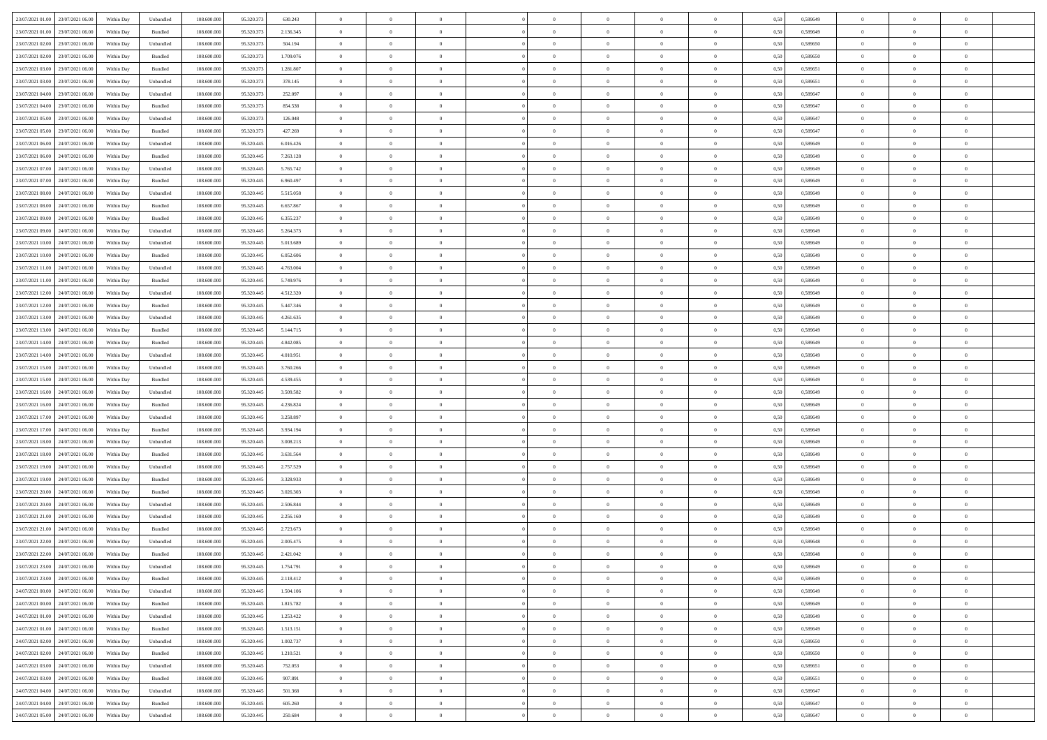| 23/07/2021 01:00 | 23/07/2021 06:00 | Within Day | Unbundled | 108.600.000 | 95.320.373 | 630.243 | 0 | 0 | 0 | | 0 | 0 | 0 | 0 | 0,50 | 0,589649 | 0 | 0 | 0 | |
|---|---|---|---|---|---|---|---|---|---|---|---|---|---|---|---|---|---|---|---|---|
| 23/07/2021 01:00 | 23/07/2021 06:00 | Within Day | Bundled | 108.600.000 | 95.320.373 | 2.136.345 | 0 | 0 | 0 | | 0 | 0 | 0 | 0 | 0,50 | 0,589649 | 0 | 0 | 0 | |
| 23/07/2021 02:00 | 23/07/2021 06:00 | Within Day | Unbundled | 108.600.000 | 95.320.373 | 504.194 | 0 | 0 | 0 | | 0 | 0 | 0 | 0 | 0,50 | 0,589650 | 0 | 0 | 0 | |
| 23/07/2021 02:00 | 23/07/2021 06:00 | Within Day | Bundled | 108.600.000 | 95.320.373 | 1.709.076 | 0 | 0 | 0 | | 0 | 0 | 0 | 0 | 0,50 | 0,589650 | 0 | 0 | 0 | |
| 23/07/2021 03:00 | 23/07/2021 06:00 | Within Day | Bundled | 108.600.000 | 95.320.373 | 1.281.807 | 0 | 0 | 0 | | 0 | 0 | 0 | 0 | 0,50 | 0,589651 | 0 | 0 | 0 | |
| 23/07/2021 03:00 | 23/07/2021 06:00 | Within Day | Unbundled | 108.600.000 | 95.320.373 | 378.145 | 0 | 0 | 0 | | 0 | 0 | 0 | 0 | 0,50 | 0,589651 | 0 | 0 | 0 | |
| 23/07/2021 04:00 | 23/07/2021 06:00 | Within Day | Unbundled | 108.600.000 | 95.320.373 | 252.097 | 0 | 0 | 0 | | 0 | 0 | 0 | 0 | 0,50 | 0,589647 | 0 | 0 | 0 | |
| 23/07/2021 04:00 | 23/07/2021 06:00 | Within Day | Bundled | 108.600.000 | 95.320.373 | 854.538 | 0 | 0 | 0 | | 0 | 0 | 0 | 0 | 0,50 | 0,589647 | 0 | 0 | 0 | |
| 23/07/2021 05:00 | 23/07/2021 06:00 | Within Day | Unbundled | 108.600.000 | 95.320.373 | 126.048 | 0 | 0 | 0 | | 0 | 0 | 0 | 0 | 0,50 | 0,589647 | 0 | 0 | 0 | |
| 23/07/2021 05:00 | 23/07/2021 06:00 | Within Day | Bundled | 108.600.000 | 95.320.373 | 427.269 | 0 | 0 | 0 | | 0 | 0 | 0 | 0 | 0,50 | 0,589647 | 0 | 0 | 0 | |
| 23/07/2021 06:00 | 24/07/2021 06:00 | Within Day | Unbundled | 108.600.000 | 95.320.445 | 6.016.426 | 0 | 0 | 0 | | 0 | 0 | 0 | 0 | 0,50 | 0,589649 | 0 | 0 | 0 | |
| 23/07/2021 06:00 | 24/07/2021 06:00 | Within Day | Bundled | 108.600.000 | 95.320.445 | 7.263.128 | 0 | 0 | 0 | | 0 | 0 | 0 | 0 | 0,50 | 0,589649 | 0 | 0 | 0 | |
| 23/07/2021 07:00 | 24/07/2021 06:00 | Within Day | Unbundled | 108.600.000 | 95.320.445 | 5.765.742 | 0 | 0 | 0 | | 0 | 0 | 0 | 0 | 0,50 | 0,589649 | 0 | 0 | 0 | |
| 23/07/2021 07:00 | 24/07/2021 06:00 | Within Day | Bundled | 108.600.000 | 95.320.445 | 6.960.497 | 0 | 0 | 0 | | 0 | 0 | 0 | 0 | 0,50 | 0,589649 | 0 | 0 | 0 | |
| 23/07/2021 08:00 | 24/07/2021 06:00 | Within Day | Unbundled | 108.600.000 | 95.320.445 | 5.515.058 | 0 | 0 | 0 | | 0 | 0 | 0 | 0 | 0,50 | 0,589649 | 0 | 0 | 0 | |
| 23/07/2021 08:00 | 24/07/2021 06:00 | Within Day | Bundled | 108.600.000 | 95.320.445 | 6.657.867 | 0 | 0 | 0 | | 0 | 0 | 0 | 0 | 0,50 | 0,589649 | 0 | 0 | 0 | |
| 23/07/2021 09:00 | 24/07/2021 06:00 | Within Day | Bundled | 108.600.000 | 95.320.445 | 6.355.237 | 0 | 0 | 0 | | 0 | 0 | 0 | 0 | 0,50 | 0,589649 | 0 | 0 | 0 | |
| 23/07/2021 09:00 | 24/07/2021 06:00 | Within Day | Unbundled | 108.600.000 | 95.320.445 | 5.264.373 | 0 | 0 | 0 | | 0 | 0 | 0 | 0 | 0,50 | 0,589649 | 0 | 0 | 0 | |
| 23/07/2021 10:00 | 24/07/2021 06:00 | Within Day | Unbundled | 108.600.000 | 95.320.445 | 5.013.689 | 0 | 0 | 0 | | 0 | 0 | 0 | 0 | 0,50 | 0,589649 | 0 | 0 | 0 | |
| 23/07/2021 10:00 | 24/07/2021 06:00 | Within Day | Bundled | 108.600.000 | 95.320.445 | 6.052.606 | 0 | 0 | 0 | | 0 | 0 | 0 | 0 | 0,50 | 0,589649 | 0 | 0 | 0 | |
| 23/07/2021 11:00 | 24/07/2021 06:00 | Within Day | Unbundled | 108.600.000 | 95.320.445 | 4.763.004 | 0 | 0 | 0 | | 0 | 0 | 0 | 0 | 0,50 | 0,589649 | 0 | 0 | 0 | |
| 23/07/2021 11:00 | 24/07/2021 06:00 | Within Day | Bundled | 108.600.000 | 95.320.445 | 5.749.976 | 0 | 0 | 0 | | 0 | 0 | 0 | 0 | 0,50 | 0,589649 | 0 | 0 | 0 | |
| 23/07/2021 12:00 | 24/07/2021 06:00 | Within Day | Unbundled | 108.600.000 | 95.320.445 | 4.512.320 | 0 | 0 | 0 | | 0 | 0 | 0 | 0 | 0,50 | 0,589649 | 0 | 0 | 0 | |
| 23/07/2021 12:00 | 24/07/2021 06:00 | Within Day | Bundled | 108.600.000 | 95.320.445 | 5.447.346 | 0 | 0 | 0 | | 0 | 0 | 0 | 0 | 0,50 | 0,589649 | 0 | 0 | 0 | |
| 23/07/2021 13:00 | 24/07/2021 06:00 | Within Day | Unbundled | 108.600.000 | 95.320.445 | 4.261.635 | 0 | 0 | 0 | | 0 | 0 | 0 | 0 | 0,50 | 0,589649 | 0 | 0 | 0 | |
| 23/07/2021 13:00 | 24/07/2021 06:00 | Within Day | Bundled | 108.600.000 | 95.320.445 | 5.144.715 | 0 | 0 | 0 | | 0 | 0 | 0 | 0 | 0,50 | 0,589649 | 0 | 0 | 0 | |
| 23/07/2021 14:00 | 24/07/2021 06:00 | Within Day | Bundled | 108.600.000 | 95.320.445 | 4.842.085 | 0 | 0 | 0 | | 0 | 0 | 0 | 0 | 0,50 | 0,589649 | 0 | 0 | 0 | |
| 23/07/2021 14:00 | 24/07/2021 06:00 | Within Day | Unbundled | 108.600.000 | 95.320.445 | 4.010.951 | 0 | 0 | 0 | | 0 | 0 | 0 | 0 | 0,50 | 0,589649 | 0 | 0 | 0 | |
| 23/07/2021 15:00 | 24/07/2021 06:00 | Within Day | Unbundled | 108.600.000 | 95.320.445 | 3.760.266 | 0 | 0 | 0 | | 0 | 0 | 0 | 0 | 0,50 | 0,589649 | 0 | 0 | 0 | |
| 23/07/2021 15:00 | 24/07/2021 06:00 | Within Day | Bundled | 108.600.000 | 95.320.445 | 4.539.455 | 0 | 0 | 0 | | 0 | 0 | 0 | 0 | 0,50 | 0,589649 | 0 | 0 | 0 | |
| 23/07/2021 16:00 | 24/07/2021 06:00 | Within Day | Unbundled | 108.600.000 | 95.320.445 | 3.509.582 | 0 | 0 | 0 | | 0 | 0 | 0 | 0 | 0,50 | 0,589649 | 0 | 0 | 0 | |
| 23/07/2021 16:00 | 24/07/2021 06:00 | Within Day | Bundled | 108.600.000 | 95.320.445 | 4.236.824 | 0 | 0 | 0 | | 0 | 0 | 0 | 0 | 0,50 | 0,589649 | 0 | 0 | 0 | |
| 23/07/2021 17:00 | 24/07/2021 06:00 | Within Day | Unbundled | 108.600.000 | 95.320.445 | 3.258.897 | 0 | 0 | 0 | | 0 | 0 | 0 | 0 | 0,50 | 0,589649 | 0 | 0 | 0 | |
| 23/07/2021 17:00 | 24/07/2021 06:00 | Within Day | Bundled | 108.600.000 | 95.320.445 | 3.934.194 | 0 | 0 | 0 | | 0 | 0 | 0 | 0 | 0,50 | 0,589649 | 0 | 0 | 0 | |
| 23/07/2021 18:00 | 24/07/2021 06:00 | Within Day | Unbundled | 108.600.000 | 95.320.445 | 3.008.213 | 0 | 0 | 0 | | 0 | 0 | 0 | 0 | 0,50 | 0,589649 | 0 | 0 | 0 | |
| 23/07/2021 18:00 | 24/07/2021 06:00 | Within Day | Bundled | 108.600.000 | 95.320.445 | 3.631.564 | 0 | 0 | 0 | | 0 | 0 | 0 | 0 | 0,50 | 0,589649 | 0 | 0 | 0 | |
| 23/07/2021 19:00 | 24/07/2021 06:00 | Within Day | Unbundled | 108.600.000 | 95.320.445 | 2.757.529 | 0 | 0 | 0 | | 0 | 0 | 0 | 0 | 0,50 | 0,589649 | 0 | 0 | 0 | |
| 23/07/2021 19:00 | 24/07/2021 06:00 | Within Day | Bundled | 108.600.000 | 95.320.445 | 3.328.933 | 0 | 0 | 0 | | 0 | 0 | 0 | 0 | 0,50 | 0,589649 | 0 | 0 | 0 | |
| 23/07/2021 20:00 | 24/07/2021 06:00 | Within Day | Bundled | 108.600.000 | 95.320.445 | 3.026.303 | 0 | 0 | 0 | | 0 | 0 | 0 | 0 | 0,50 | 0,589649 | 0 | 0 | 0 | |
| 23/07/2021 20:00 | 24/07/2021 06:00 | Within Day | Unbundled | 108.600.000 | 95.320.445 | 2.506.844 | 0 | 0 | 0 | | 0 | 0 | 0 | 0 | 0,50 | 0,589649 | 0 | 0 | 0 | |
| 23/07/2021 21:00 | 24/07/2021 06:00 | Within Day | Unbundled | 108.600.000 | 95.320.445 | 2.256.160 | 0 | 0 | 0 | | 0 | 0 | 0 | 0 | 0,50 | 0,589649 | 0 | 0 | 0 | |
| 23/07/2021 21:00 | 24/07/2021 06:00 | Within Day | Bundled | 108.600.000 | 95.320.445 | 2.723.673 | 0 | 0 | 0 | | 0 | 0 | 0 | 0 | 0,50 | 0,589649 | 0 | 0 | 0 | |
| 23/07/2021 22:00 | 24/07/2021 06:00 | Within Day | Unbundled | 108.600.000 | 95.320.445 | 2.005.475 | 0 | 0 | 0 | | 0 | 0 | 0 | 0 | 0,50 | 0,589648 | 0 | 0 | 0 | |
| 23/07/2021 22:00 | 24/07/2021 06:00 | Within Day | Bundled | 108.600.000 | 95.320.445 | 2.421.042 | 0 | 0 | 0 | | 0 | 0 | 0 | 0 | 0,50 | 0,589648 | 0 | 0 | 0 | |
| 23/07/2021 23:00 | 24/07/2021 06:00 | Within Day | Unbundled | 108.600.000 | 95.320.445 | 1.754.791 | 0 | 0 | 0 | | 0 | 0 | 0 | 0 | 0,50 | 0,589649 | 0 | 0 | 0 | |
| 23/07/2021 23:00 | 24/07/2021 06:00 | Within Day | Bundled | 108.600.000 | 95.320.445 | 2.118.412 | 0 | 0 | 0 | | 0 | 0 | 0 | 0 | 0,50 | 0,589649 | 0 | 0 | 0 | |
| 24/07/2021 00:00 | 24/07/2021 06:00 | Within Day | Unbundled | 108.600.000 | 95.320.445 | 1.504.106 | 0 | 0 | 0 | | 0 | 0 | 0 | 0 | 0,50 | 0,589649 | 0 | 0 | 0 | |
| 24/07/2021 00:00 | 24/07/2021 06:00 | Within Day | Bundled | 108.600.000 | 95.320.445 | 1.815.782 | 0 | 0 | 0 | | 0 | 0 | 0 | 0 | 0,50 | 0,589649 | 0 | 0 | 0 | |
| 24/07/2021 01:00 | 24/07/2021 06:00 | Within Day | Unbundled | 108.600.000 | 95.320.445 | 1.253.422 | 0 | 0 | 0 | | 0 | 0 | 0 | 0 | 0,50 | 0,589649 | 0 | 0 | 0 | |
| 24/07/2021 01:00 | 24/07/2021 06:00 | Within Day | Bundled | 108.600.000 | 95.320.445 | 1.513.151 | 0 | 0 | 0 | | 0 | 0 | 0 | 0 | 0,50 | 0,589649 | 0 | 0 | 0 | |
| 24/07/2021 02:00 | 24/07/2021 06:00 | Within Day | Unbundled | 108.600.000 | 95.320.445 | 1.002.737 | 0 | 0 | 0 | | 0 | 0 | 0 | 0 | 0,50 | 0,589650 | 0 | 0 | 0 | |
| 24/07/2021 02:00 | 24/07/2021 06:00 | Within Day | Bundled | 108.600.000 | 95.320.445 | 1.210.521 | 0 | 0 | 0 | | 0 | 0 | 0 | 0 | 0,50 | 0,589650 | 0 | 0 | 0 | |
| 24/07/2021 03:00 | 24/07/2021 06:00 | Within Day | Unbundled | 108.600.000 | 95.320.445 | 752.053 | 0 | 0 | 0 | | 0 | 0 | 0 | 0 | 0,50 | 0,589651 | 0 | 0 | 0 | |
| 24/07/2021 03:00 | 24/07/2021 06:00 | Within Day | Bundled | 108.600.000 | 95.320.445 | 907.891 | 0 | 0 | 0 | | 0 | 0 | 0 | 0 | 0,50 | 0,589651 | 0 | 0 | 0 | |
| 24/07/2021 04:00 | 24/07/2021 06:00 | Within Day | Unbundled | 108.600.000 | 95.320.445 | 501.368 | 0 | 0 | 0 | | 0 | 0 | 0 | 0 | 0,50 | 0,589647 | 0 | 0 | 0 | |
| 24/07/2021 04:00 | 24/07/2021 06:00 | Within Day | Bundled | 108.600.000 | 95.320.445 | 605.260 | 0 | 0 | 0 | | 0 | 0 | 0 | 0 | 0,50 | 0,589647 | 0 | 0 | 0 | |
| 24/07/2021 05:00 | 24/07/2021 06:00 | Within Day | Unbundled | 108.600.000 | 95.320.445 | 250.684 | 0 | 0 | 0 | | 0 | 0 | 0 | 0 | 0,50 | 0,589647 | 0 | 0 | 0 | |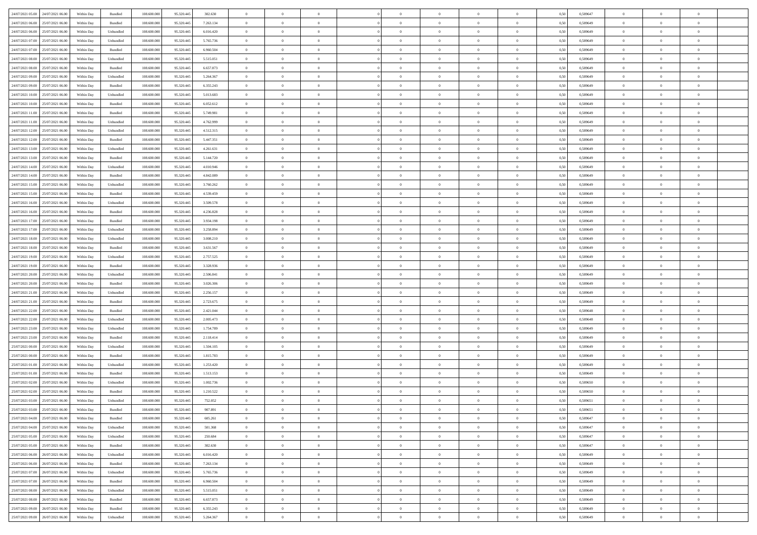| | | | | | | | | | | | | | | | | | | | | | |
|---|---|---|---|---|---|---|---|---|---|---|---|---|---|---|---|---|---|---|---|---|---|
| 24/07/2021 05.00 | 24/07/2021 06.00 | Within Day | Bundled | 108.600.000 | 95.320.445 | 302.630 | 0 | 0 | 0 | | 0 | 0 | 0 | 0 | 0,50 | 0,589647 | 0 | 0 | 0 | |
| 24/07/2021 06.00 | 25/07/2021 06.00 | Within Day | Bundled | 108.600.000 | 95.320.445 | 7.263.134 | 0 | 0 | 0 | | 0 | 0 | 0 | 0 | 0,50 | 0,589649 | 0 | 0 | 0 | |
| 24/07/2021 06.00 | 25/07/2021 06.00 | Within Day | Unbundled | 108.600.000 | 95.320.445 | 6.016.420 | 0 | 0 | 0 | | 0 | 0 | 0 | 0 | 0,50 | 0,589649 | 0 | 0 | 0 | |
| 24/07/2021 07.00 | 25/07/2021 06.00 | Within Day | Unbundled | 108.600.000 | 95.320.445 | 5.765.736 | 0 | 0 | 0 | | 0 | 0 | 0 | 0 | 0,50 | 0,589649 | 0 | 0 | 0 | |
| 24/07/2021 07.00 | 25/07/2021 06.00 | Within Day | Bundled | 108.600.000 | 95.320.445 | 6.960.504 | 0 | 0 | 0 | | 0 | 0 | 0 | 0 | 0,50 | 0,589649 | 0 | 0 | 0 | |
| 24/07/2021 08.00 | 25/07/2021 06.00 | Within Day | Unbundled | 108.600.000 | 95.320.445 | 5.515.051 | 0 | 0 | 0 | | 0 | 0 | 0 | 0 | 0,50 | 0,589649 | 0 | 0 | 0 | |
| 24/07/2021 08.00 | 25/07/2021 06.00 | Within Day | Bundled | 108.600.000 | 95.320.445 | 6.657.873 | 0 | 0 | 0 | | 0 | 0 | 0 | 0 | 0,50 | 0,589649 | 0 | 0 | 0 | |
| 24/07/2021 09.00 | 25/07/2021 06.00 | Within Day | Unbundled | 108.600.000 | 95.320.445 | 5.264.367 | 0 | 0 | 0 | | 0 | 0 | 0 | 0 | 0,50 | 0,589649 | 0 | 0 | 0 | |
| 24/07/2021 09.00 | 25/07/2021 06.00 | Within Day | Bundled | 108.600.000 | 95.320.445 | 6.355.243 | 0 | 0 | 0 | | 0 | 0 | 0 | 0 | 0,50 | 0,589649 | 0 | 0 | 0 | |
| 24/07/2021 10.00 | 25/07/2021 06.00 | Within Day | Unbundled | 108.600.000 | 95.320.445 | 5.013.683 | 0 | 0 | 0 | | 0 | 0 | 0 | 0 | 0,50 | 0,589649 | 0 | 0 | 0 | |
| 24/07/2021 10.00 | 25/07/2021 06.00 | Within Day | Bundled | 108.600.000 | 95.320.445 | 6.052.612 | 0 | 0 | 0 | | 0 | 0 | 0 | 0 | 0,50 | 0,589649 | 0 | 0 | 0 | |
| 24/07/2021 11.00 | 25/07/2021 06.00 | Within Day | Bundled | 108.600.000 | 95.320.445 | 5.749.981 | 0 | 0 | 0 | | 0 | 0 | 0 | 0 | 0,50 | 0,589649 | 0 | 0 | 0 | |
| 24/07/2021 11.00 | 25/07/2021 06.00 | Within Day | Unbundled | 108.600.000 | 95.320.445 | 4.762.999 | 0 | 0 | 0 | | 0 | 0 | 0 | 0 | 0,50 | 0,589649 | 0 | 0 | 0 | |
| 24/07/2021 12.00 | 25/07/2021 06.00 | Within Day | Unbundled | 108.600.000 | 95.320.445 | 4.512.315 | 0 | 0 | 0 | | 0 | 0 | 0 | 0 | 0,50 | 0,589649 | 0 | 0 | 0 | |
| 24/07/2021 12.00 | 25/07/2021 06.00 | Within Day | Bundled | 108.600.000 | 95.320.445 | 5.447.351 | 0 | 0 | 0 | | 0 | 0 | 0 | 0 | 0,50 | 0,589649 | 0 | 0 | 0 | |
| 24/07/2021 13.00 | 25/07/2021 06.00 | Within Day | Unbundled | 108.600.000 | 95.320.445 | 4.261.631 | 0 | 0 | 0 | | 0 | 0 | 0 | 0 | 0,50 | 0,589649 | 0 | 0 | 0 | |
| 24/07/2021 13.00 | 25/07/2021 06.00 | Within Day | Bundled | 108.600.000 | 95.320.445 | 5.144.720 | 0 | 0 | 0 | | 0 | 0 | 0 | 0 | 0,50 | 0,589649 | 0 | 0 | 0 | |
| 24/07/2021 14.00 | 25/07/2021 06.00 | Within Day | Unbundled | 108.600.000 | 95.320.445 | 4.010.946 | 0 | 0 | 0 | | 0 | 0 | 0 | 0 | 0,50 | 0,589649 | 0 | 0 | 0 | |
| 24/07/2021 14.00 | 25/07/2021 06.00 | Within Day | Bundled | 108.600.000 | 95.320.445 | 4.842.089 | 0 | 0 | 0 | | 0 | 0 | 0 | 0 | 0,50 | 0,589649 | 0 | 0 | 0 | |
| 24/07/2021 15.00 | 25/07/2021 06.00 | Within Day | Unbundled | 108.600.000 | 95.320.445 | 3.760.262 | 0 | 0 | 0 | | 0 | 0 | 0 | 0 | 0,50 | 0,589649 | 0 | 0 | 0 | |
| 24/07/2021 15.00 | 25/07/2021 06.00 | Within Day | Bundled | 108.600.000 | 95.320.445 | 4.539.459 | 0 | 0 | 0 | | 0 | 0 | 0 | 0 | 0,50 | 0,589649 | 0 | 0 | 0 | |
| 24/07/2021 16.00 | 25/07/2021 06.00 | Within Day | Unbundled | 108.600.000 | 95.320.445 | 3.509.578 | 0 | 0 | 0 | | 0 | 0 | 0 | 0 | 0,50 | 0,589649 | 0 | 0 | 0 | |
| 24/07/2021 16.00 | 25/07/2021 06.00 | Within Day | Bundled | 108.600.000 | 95.320.445 | 4.236.828 | 0 | 0 | 0 | | 0 | 0 | 0 | 0 | 0,50 | 0,589649 | 0 | 0 | 0 | |
| 24/07/2021 17.00 | 25/07/2021 06.00 | Within Day | Bundled | 108.600.000 | 95.320.445 | 3.934.198 | 0 | 0 | 0 | | 0 | 0 | 0 | 0 | 0,50 | 0,589649 | 0 | 0 | 0 | |
| 24/07/2021 17.00 | 25/07/2021 06.00 | Within Day | Unbundled | 108.600.000 | 95.320.445 | 3.258.894 | 0 | 0 | 0 | | 0 | 0 | 0 | 0 | 0,50 | 0,589649 | 0 | 0 | 0 | |
| 24/07/2021 18.00 | 25/07/2021 06.00 | Within Day | Unbundled | 108.600.000 | 95.320.445 | 3.008.210 | 0 | 0 | 0 | | 0 | 0 | 0 | 0 | 0,50 | 0,589649 | 0 | 0 | 0 | |
| 24/07/2021 18.00 | 25/07/2021 06.00 | Within Day | Bundled | 108.600.000 | 95.320.445 | 3.631.567 | 0 | 0 | 0 | | 0 | 0 | 0 | 0 | 0,50 | 0,589649 | 0 | 0 | 0 | |
| 24/07/2021 19.00 | 25/07/2021 06.00 | Within Day | Unbundled | 108.600.000 | 95.320.445 | 2.757.525 | 0 | 0 | 0 | | 0 | 0 | 0 | 0 | 0,50 | 0,589649 | 0 | 0 | 0 | |
| 24/07/2021 19.00 | 25/07/2021 06.00 | Within Day | Bundled | 108.600.000 | 95.320.445 | 3.328.936 | 0 | 0 | 0 | | 0 | 0 | 0 | 0 | 0,50 | 0,589649 | 0 | 0 | 0 | |
| 24/07/2021 20.00 | 25/07/2021 06.00 | Within Day | Unbundled | 108.600.000 | 95.320.445 | 2.506.841 | 0 | 0 | 0 | | 0 | 0 | 0 | 0 | 0,50 | 0,589649 | 0 | 0 | 0 | |
| 24/07/2021 20.00 | 25/07/2021 06.00 | Within Day | Bundled | 108.600.000 | 95.320.445 | 3.026.306 | 0 | 0 | 0 | | 0 | 0 | 0 | 0 | 0,50 | 0,589649 | 0 | 0 | 0 | |
| 24/07/2021 21.00 | 25/07/2021 06.00 | Within Day | Unbundled | 108.600.000 | 95.320.445 | 2.256.157 | 0 | 0 | 0 | | 0 | 0 | 0 | 0 | 0,50 | 0,589649 | 0 | 0 | 0 | |
| 24/07/2021 21.00 | 25/07/2021 06.00 | Within Day | Bundled | 108.600.000 | 95.320.445 | 2.723.675 | 0 | 0 | 0 | | 0 | 0 | 0 | 0 | 0,50 | 0,589649 | 0 | 0 | 0 | |
| 24/07/2021 22.00 | 25/07/2021 06.00 | Within Day | Bundled | 108.600.000 | 95.320.445 | 2.421.044 | 0 | 0 | 0 | | 0 | 0 | 0 | 0 | 0,50 | 0,589648 | 0 | 0 | 0 | |
| 24/07/2021 22.00 | 25/07/2021 06.00 | Within Day | Unbundled | 108.600.000 | 95.320.445 | 2.005.473 | 0 | 0 | 0 | | 0 | 0 | 0 | 0 | 0,50 | 0,589648 | 0 | 0 | 0 | |
| 24/07/2021 23.00 | 25/07/2021 06.00 | Within Day | Unbundled | 108.600.000 | 95.320.445 | 1.754.789 | 0 | 0 | 0 | | 0 | 0 | 0 | 0 | 0,50 | 0,589649 | 0 | 0 | 0 | |
| 24/07/2021 23.00 | 25/07/2021 06.00 | Within Day | Bundled | 108.600.000 | 95.320.445 | 2.118.414 | 0 | 0 | 0 | | 0 | 0 | 0 | 0 | 0,50 | 0,589649 | 0 | 0 | 0 | |
| 25/07/2021 00.00 | 25/07/2021 06.00 | Within Day | Unbundled | 108.600.000 | 95.320.445 | 1.504.105 | 0 | 0 | 0 | | 0 | 0 | 0 | 0 | 0,50 | 0,589649 | 0 | 0 | 0 | |
| 25/07/2021 00.00 | 25/07/2021 06.00 | Within Day | Bundled | 108.600.000 | 95.320.445 | 1.815.783 | 0 | 0 | 0 | | 0 | 0 | 0 | 0 | 0,50 | 0,589649 | 0 | 0 | 0 | |
| 25/07/2021 01.00 | 25/07/2021 06.00 | Within Day | Unbundled | 108.600.000 | 95.320.445 | 1.253.420 | 0 | 0 | 0 | | 0 | 0 | 0 | 0 | 0,50 | 0,589649 | 0 | 0 | 0 | |
| 25/07/2021 01.00 | 25/07/2021 06.00 | Within Day | Bundled | 108.600.000 | 95.320.445 | 1.513.153 | 0 | 0 | 0 | | 0 | 0 | 0 | 0 | 0,50 | 0,589649 | 0 | 0 | 0 | |
| 25/07/2021 02.00 | 25/07/2021 06.00 | Within Day | Unbundled | 108.600.000 | 95.320.445 | 1.002.736 | 0 | 0 | 0 | | 0 | 0 | 0 | 0 | 0,50 | 0,589650 | 0 | 0 | 0 | |
| 25/07/2021 02.00 | 25/07/2021 06.00 | Within Day | Bundled | 108.600.000 | 95.320.445 | 1.210.522 | 0 | 0 | 0 | | 0 | 0 | 0 | 0 | 0,50 | 0,589650 | 0 | 0 | 0 | |
| 25/07/2021 03.00 | 25/07/2021 06.00 | Within Day | Unbundled | 108.600.000 | 95.320.445 | 752.052 | 0 | 0 | 0 | | 0 | 0 | 0 | 0 | 0,50 | 0,589651 | 0 | 0 | 0 | |
| 25/07/2021 03.00 | 25/07/2021 06.00 | Within Day | Bundled | 108.600.000 | 95.320.445 | 907.891 | 0 | 0 | 0 | | 0 | 0 | 0 | 0 | 0,50 | 0,589651 | 0 | 0 | 0 | |
| 25/07/2021 04.00 | 25/07/2021 06.00 | Within Day | Bundled | 108.600.000 | 95.320.445 | 605.261 | 0 | 0 | 0 | | 0 | 0 | 0 | 0 | 0,50 | 0,589647 | 0 | 0 | 0 | |
| 25/07/2021 04.00 | 25/07/2021 06.00 | Within Day | Unbundled | 108.600.000 | 95.320.445 | 501.368 | 0 | 0 | 0 | | 0 | 0 | 0 | 0 | 0,50 | 0,589647 | 0 | 0 | 0 | |
| 25/07/2021 05.00 | 25/07/2021 06.00 | Within Day | Unbundled | 108.600.000 | 95.320.445 | 250.684 | 0 | 0 | 0 | | 0 | 0 | 0 | 0 | 0,50 | 0,589647 | 0 | 0 | 0 | |
| 25/07/2021 05.00 | 25/07/2021 06.00 | Within Day | Bundled | 108.600.000 | 95.320.445 | 302.630 | 0 | 0 | 0 | | 0 | 0 | 0 | 0 | 0,50 | 0,589647 | 0 | 0 | 0 | |
| 25/07/2021 06.00 | 26/07/2021 06.00 | Within Day | Unbundled | 108.600.000 | 95.320.445 | 6.016.420 | 0 | 0 | 0 | | 0 | 0 | 0 | 0 | 0,50 | 0,589649 | 0 | 0 | 0 | |
| 25/07/2021 06.00 | 26/07/2021 06.00 | Within Day | Bundled | 108.600.000 | 95.320.445 | 7.263.134 | 0 | 0 | 0 | | 0 | 0 | 0 | 0 | 0,50 | 0,589649 | 0 | 0 | 0 | |
| 25/07/2021 07.00 | 26/07/2021 06.00 | Within Day | Unbundled | 108.600.000 | 95.320.445 | 5.765.736 | 0 | 0 | 0 | | 0 | 0 | 0 | 0 | 0,50 | 0,589649 | 0 | 0 | 0 | |
| 25/07/2021 07.00 | 26/07/2021 06.00 | Within Day | Bundled | 108.600.000 | 95.320.445 | 6.960.504 | 0 | 0 | 0 | | 0 | 0 | 0 | 0 | 0,50 | 0,589649 | 0 | 0 | 0 | |
| 25/07/2021 08.00 | 26/07/2021 06.00 | Within Day | Unbundled | 108.600.000 | 95.320.445 | 5.515.051 | 0 | 0 | 0 | | 0 | 0 | 0 | 0 | 0,50 | 0,589649 | 0 | 0 | 0 | |
| 25/07/2021 08.00 | 26/07/2021 06.00 | Within Day | Bundled | 108.600.000 | 95.320.445 | 6.657.873 | 0 | 0 | 0 | | 0 | 0 | 0 | 0 | 0,50 | 0,589649 | 0 | 0 | 0 | |
| 25/07/2021 09.00 | 26/07/2021 06.00 | Within Day | Bundled | 108.600.000 | 95.320.445 | 6.355.243 | 0 | 0 | 0 | | 0 | 0 | 0 | 0 | 0,50 | 0,589649 | 0 | 0 | 0 | |
| 25/07/2021 09.00 | 26/07/2021 06.00 | Within Day | Unbundled | 108.600.000 | 95.320.445 | 5.264.367 | 0 | 0 | 0 | | 0 | 0 | 0 | 0 | 0,50 | 0,589649 | 0 | 0 | 0 | |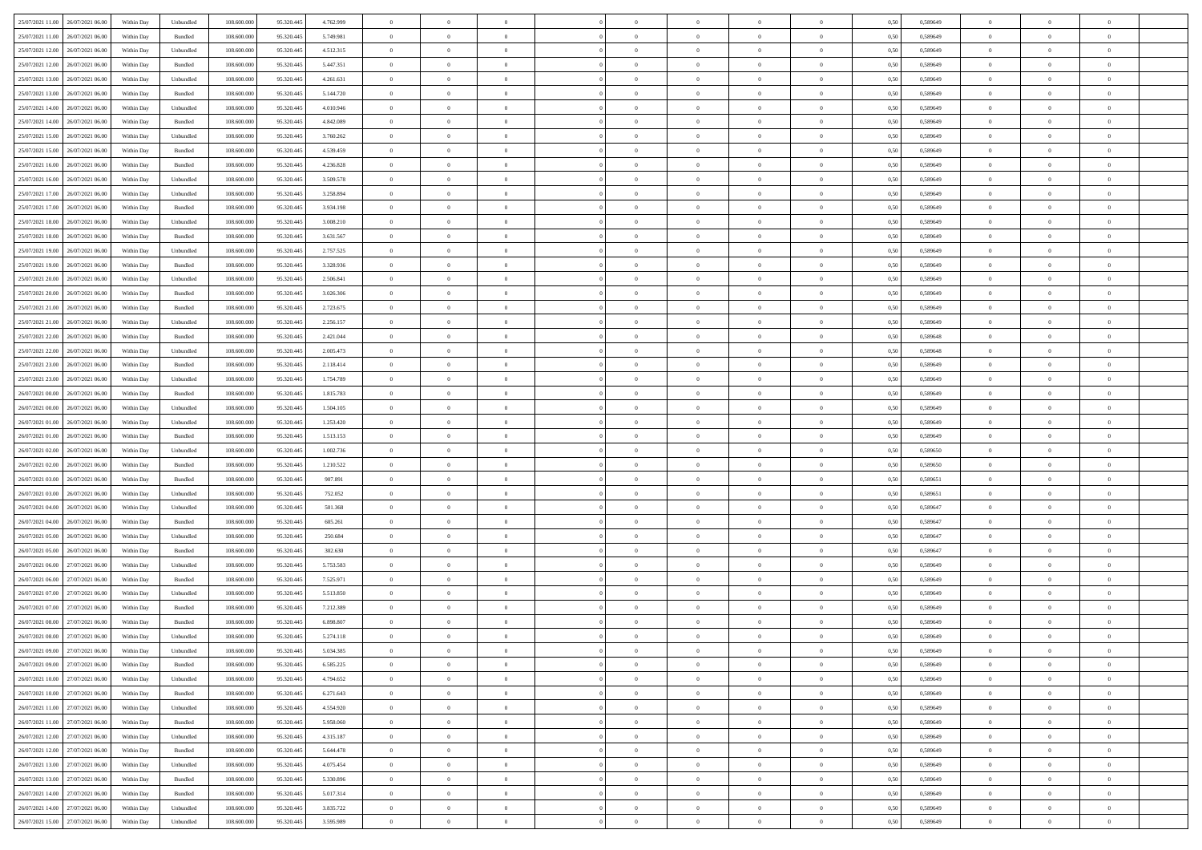| | | | | | | | | | | | | | | | | | | | | |
|---|---|---|---|---|---|---|---|---|---|---|---|---|---|---|---|---|---|---|---|---|
| 25/07/2021 11:00 | 26/07/2021 06:00 | Within Day | Unbundled | 108.600.000 | 95.320.445 | 4.762.999 | 0 | 0 | 0 | | 0 | 0 | 0 | 0 | 0,50 | 0,589649 | 0 | 0 | 0 | |
| 25/07/2021 11:00 | 26/07/2021 06:00 | Within Day | Bundled | 108.600.000 | 95.320.445 | 5.749.981 | 0 | 0 | 0 | | 0 | 0 | 0 | 0 | 0,50 | 0,589649 | 0 | 0 | 0 | |
| 25/07/2021 12:00 | 26/07/2021 06:00 | Within Day | Unbundled | 108.600.000 | 95.320.445 | 4.512.315 | 0 | 0 | 0 | | 0 | 0 | 0 | 0 | 0,50 | 0,589649 | 0 | 0 | 0 | |
| 25/07/2021 12:00 | 26/07/2021 06:00 | Within Day | Bundled | 108.600.000 | 95.320.445 | 5.447.351 | 0 | 0 | 0 | | 0 | 0 | 0 | 0 | 0,50 | 0,589649 | 0 | 0 | 0 | |
| 25/07/2021 13:00 | 26/07/2021 06:00 | Within Day | Unbundled | 108.600.000 | 95.320.445 | 4.261.631 | 0 | 0 | 0 | | 0 | 0 | 0 | 0 | 0,50 | 0,589649 | 0 | 0 | 0 | |
| 25/07/2021 13:00 | 26/07/2021 06:00 | Within Day | Bundled | 108.600.000 | 95.320.445 | 5.144.720 | 0 | 0 | 0 | | 0 | 0 | 0 | 0 | 0,50 | 0,589649 | 0 | 0 | 0 | |
| 25/07/2021 14:00 | 26/07/2021 06:00 | Within Day | Unbundled | 108.600.000 | 95.320.445 | 4.010.946 | 0 | 0 | 0 | | 0 | 0 | 0 | 0 | 0,50 | 0,589649 | 0 | 0 | 0 | |
| 25/07/2021 14:00 | 26/07/2021 06:00 | Within Day | Bundled | 108.600.000 | 95.320.445 | 4.842.089 | 0 | 0 | 0 | | 0 | 0 | 0 | 0 | 0,50 | 0,589649 | 0 | 0 | 0 | |
| 25/07/2021 15:00 | 26/07/2021 06:00 | Within Day | Unbundled | 108.600.000 | 95.320.445 | 3.760.262 | 0 | 0 | 0 | | 0 | 0 | 0 | 0 | 0,50 | 0,589649 | 0 | 0 | 0 | |
| 25/07/2021 15:00 | 26/07/2021 06:00 | Within Day | Bundled | 108.600.000 | 95.320.445 | 4.539.459 | 0 | 0 | 0 | | 0 | 0 | 0 | 0 | 0,50 | 0,589649 | 0 | 0 | 0 | |
| 25/07/2021 16:00 | 26/07/2021 06:00 | Within Day | Bundled | 108.600.000 | 95.320.445 | 4.236.828 | 0 | 0 | 0 | | 0 | 0 | 0 | 0 | 0,50 | 0,589649 | 0 | 0 | 0 | |
| 25/07/2021 16:00 | 26/07/2021 06:00 | Within Day | Unbundled | 108.600.000 | 95.320.445 | 3.509.578 | 0 | 0 | 0 | | 0 | 0 | 0 | 0 | 0,50 | 0,589649 | 0 | 0 | 0 | |
| 25/07/2021 17:00 | 26/07/2021 06:00 | Within Day | Unbundled | 108.600.000 | 95.320.445 | 3.258.894 | 0 | 0 | 0 | | 0 | 0 | 0 | 0 | 0,50 | 0,589649 | 0 | 0 | 0 | |
| 25/07/2021 17:00 | 26/07/2021 06:00 | Within Day | Bundled | 108.600.000 | 95.320.445 | 3.934.198 | 0 | 0 | 0 | | 0 | 0 | 0 | 0 | 0,50 | 0,589649 | 0 | 0 | 0 | |
| 25/07/2021 18:00 | 26/07/2021 06:00 | Within Day | Unbundled | 108.600.000 | 95.320.445 | 3.008.210 | 0 | 0 | 0 | | 0 | 0 | 0 | 0 | 0,50 | 0,589649 | 0 | 0 | 0 | |
| 25/07/2021 18:00 | 26/07/2021 06:00 | Within Day | Bundled | 108.600.000 | 95.320.445 | 3.631.567 | 0 | 0 | 0 | | 0 | 0 | 0 | 0 | 0,50 | 0,589649 | 0 | 0 | 0 | |
| 25/07/2021 19:00 | 26/07/2021 06:00 | Within Day | Unbundled | 108.600.000 | 95.320.445 | 2.757.525 | 0 | 0 | 0 | | 0 | 0 | 0 | 0 | 0,50 | 0,589649 | 0 | 0 | 0 | |
| 25/07/2021 19:00 | 26/07/2021 06:00 | Within Day | Bundled | 108.600.000 | 95.320.445 | 3.328.936 | 0 | 0 | 0 | | 0 | 0 | 0 | 0 | 0,50 | 0,589649 | 0 | 0 | 0 | |
| 25/07/2021 20:00 | 26/07/2021 06:00 | Within Day | Unbundled | 108.600.000 | 95.320.445 | 2.506.841 | 0 | 0 | 0 | | 0 | 0 | 0 | 0 | 0,50 | 0,589649 | 0 | 0 | 0 | |
| 25/07/2021 20:00 | 26/07/2021 06:00 | Within Day | Bundled | 108.600.000 | 95.320.445 | 3.026.306 | 0 | 0 | 0 | | 0 | 0 | 0 | 0 | 0,50 | 0,589649 | 0 | 0 | 0 | |
| 25/07/2021 21:00 | 26/07/2021 06:00 | Within Day | Bundled | 108.600.000 | 95.320.445 | 2.723.675 | 0 | 0 | 0 | | 0 | 0 | 0 | 0 | 0,50 | 0,589649 | 0 | 0 | 0 | |
| 25/07/2021 21:00 | 26/07/2021 06:00 | Within Day | Unbundled | 108.600.000 | 95.320.445 | 2.256.157 | 0 | 0 | 0 | | 0 | 0 | 0 | 0 | 0,50 | 0,589649 | 0 | 0 | 0 | |
| 25/07/2021 22:00 | 26/07/2021 06:00 | Within Day | Bundled | 108.600.000 | 95.320.445 | 2.421.044 | 0 | 0 | 0 | | 0 | 0 | 0 | 0 | 0,50 | 0,589648 | 0 | 0 | 0 | |
| 25/07/2021 22:00 | 26/07/2021 06:00 | Within Day | Unbundled | 108.600.000 | 95.320.445 | 2.005.473 | 0 | 0 | 0 | | 0 | 0 | 0 | 0 | 0,50 | 0,589648 | 0 | 0 | 0 | |
| 25/07/2021 23:00 | 26/07/2021 06:00 | Within Day | Bundled | 108.600.000 | 95.320.445 | 2.118.414 | 0 | 0 | 0 | | 0 | 0 | 0 | 0 | 0,50 | 0,589649 | 0 | 0 | 0 | |
| 25/07/2021 23:00 | 26/07/2021 06:00 | Within Day | Unbundled | 108.600.000 | 95.320.445 | 1.754.789 | 0 | 0 | 0 | | 0 | 0 | 0 | 0 | 0,50 | 0,589649 | 0 | 0 | 0 | |
| 26/07/2021 00:00 | 26/07/2021 06:00 | Within Day | Bundled | 108.600.000 | 95.320.445 | 1.815.783 | 0 | 0 | 0 | | 0 | 0 | 0 | 0 | 0,50 | 0,589649 | 0 | 0 | 0 | |
| 26/07/2021 00:00 | 26/07/2021 06:00 | Within Day | Unbundled | 108.600.000 | 95.320.445 | 1.504.105 | 0 | 0 | 0 | | 0 | 0 | 0 | 0 | 0,50 | 0,589649 | 0 | 0 | 0 | |
| 26/07/2021 01:00 | 26/07/2021 06:00 | Within Day | Unbundled | 108.600.000 | 95.320.445 | 1.253.420 | 0 | 0 | 0 | | 0 | 0 | 0 | 0 | 0,50 | 0,589649 | 0 | 0 | 0 | |
| 26/07/2021 01:00 | 26/07/2021 06:00 | Within Day | Bundled | 108.600.000 | 95.320.445 | 1.513.153 | 0 | 0 | 0 | | 0 | 0 | 0 | 0 | 0,50 | 0,589649 | 0 | 0 | 0 | |
| 26/07/2021 02:00 | 26/07/2021 06:00 | Within Day | Unbundled | 108.600.000 | 95.320.445 | 1.002.736 | 0 | 0 | 0 | | 0 | 0 | 0 | 0 | 0,50 | 0,589650 | 0 | 0 | 0 | |
| 26/07/2021 02:00 | 26/07/2021 06:00 | Within Day | Bundled | 108.600.000 | 95.320.445 | 1.210.522 | 0 | 0 | 0 | | 0 | 0 | 0 | 0 | 0,50 | 0,589650 | 0 | 0 | 0 | |
| 26/07/2021 03:00 | 26/07/2021 06:00 | Within Day | Bundled | 108.600.000 | 95.320.445 | 907.891 | 0 | 0 | 0 | | 0 | 0 | 0 | 0 | 0,50 | 0,589651 | 0 | 0 | 0 | |
| 26/07/2021 03:00 | 26/07/2021 06:00 | Within Day | Unbundled | 108.600.000 | 95.320.445 | 752.052 | 0 | 0 | 0 | | 0 | 0 | 0 | 0 | 0,50 | 0,589651 | 0 | 0 | 0 | |
| 26/07/2021 04:00 | 26/07/2021 06:00 | Within Day | Unbundled | 108.600.000 | 95.320.445 | 501.368 | 0 | 0 | 0 | | 0 | 0 | 0 | 0 | 0,50 | 0,589647 | 0 | 0 | 0 | |
| 26/07/2021 04:00 | 26/07/2021 06:00 | Within Day | Bundled | 108.600.000 | 95.320.445 | 605.261 | 0 | 0 | 0 | | 0 | 0 | 0 | 0 | 0,50 | 0,589647 | 0 | 0 | 0 | |
| 26/07/2021 05:00 | 26/07/2021 06:00 | Within Day | Unbundled | 108.600.000 | 95.320.445 | 250.684 | 0 | 0 | 0 | | 0 | 0 | 0 | 0 | 0,50 | 0,589647 | 0 | 0 | 0 | |
| 26/07/2021 05:00 | 26/07/2021 06:00 | Within Day | Bundled | 108.600.000 | 95.320.445 | 302.630 | 0 | 0 | 0 | | 0 | 0 | 0 | 0 | 0,50 | 0,589647 | 0 | 0 | 0 | |
| 26/07/2021 06:00 | 27/07/2021 06:00 | Within Day | Unbundled | 108.600.000 | 95.320.445 | 5.753.583 | 0 | 0 | 0 | | 0 | 0 | 0 | 0 | 0,50 | 0,589649 | 0 | 0 | 0 | |
| 26/07/2021 06:00 | 27/07/2021 06:00 | Within Day | Bundled | 108.600.000 | 95.320.445 | 7.525.971 | 0 | 0 | 0 | | 0 | 0 | 0 | 0 | 0,50 | 0,589649 | 0 | 0 | 0 | |
| 26/07/2021 07:00 | 27/07/2021 06:00 | Within Day | Unbundled | 108.600.000 | 95.320.445 | 5.513.850 | 0 | 0 | 0 | | 0 | 0 | 0 | 0 | 0,50 | 0,589649 | 0 | 0 | 0 | |
| 26/07/2021 07:00 | 27/07/2021 06:00 | Within Day | Bundled | 108.600.000 | 95.320.445 | 7.212.389 | 0 | 0 | 0 | | 0 | 0 | 0 | 0 | 0,50 | 0,589649 | 0 | 0 | 0 | |
| 26/07/2021 08:00 | 27/07/2021 06:00 | Within Day | Bundled | 108.600.000 | 95.320.445 | 6.898.807 | 0 | 0 | 0 | | 0 | 0 | 0 | 0 | 0,50 | 0,589649 | 0 | 0 | 0 | |
| 26/07/2021 08:00 | 27/07/2021 06:00 | Within Day | Unbundled | 108.600.000 | 95.320.445 | 5.274.118 | 0 | 0 | 0 | | 0 | 0 | 0 | 0 | 0,50 | 0,589649 | 0 | 0 | 0 | |
| 26/07/2021 09:00 | 27/07/2021 06:00 | Within Day | Unbundled | 108.600.000 | 95.320.445 | 5.034.385 | 0 | 0 | 0 | | 0 | 0 | 0 | 0 | 0,50 | 0,589649 | 0 | 0 | 0 | |
| 26/07/2021 09:00 | 27/07/2021 06:00 | Within Day | Bundled | 108.600.000 | 95.320.445 | 6.585.225 | 0 | 0 | 0 | | 0 | 0 | 0 | 0 | 0,50 | 0,589649 | 0 | 0 | 0 | |
| 26/07/2021 10:00 | 27/07/2021 06:00 | Within Day | Unbundled | 108.600.000 | 95.320.445 | 4.794.652 | 0 | 0 | 0 | | 0 | 0 | 0 | 0 | 0,50 | 0,589649 | 0 | 0 | 0 | |
| 26/07/2021 10:00 | 27/07/2021 06:00 | Within Day | Bundled | 108.600.000 | 95.320.445 | 6.271.643 | 0 | 0 | 0 | | 0 | 0 | 0 | 0 | 0,50 | 0,589649 | 0 | 0 | 0 | |
| 26/07/2021 11:00 | 27/07/2021 06:00 | Within Day | Unbundled | 108.600.000 | 95.320.445 | 4.554.920 | 0 | 0 | 0 | | 0 | 0 | 0 | 0 | 0,50 | 0,589649 | 0 | 0 | 0 | |
| 26/07/2021 11:00 | 27/07/2021 06:00 | Within Day | Bundled | 108.600.000 | 95.320.445 | 5.958.060 | 0 | 0 | 0 | | 0 | 0 | 0 | 0 | 0,50 | 0,589649 | 0 | 0 | 0 | |
| 26/07/2021 12:00 | 27/07/2021 06:00 | Within Day | Unbundled | 108.600.000 | 95.320.445 | 4.315.187 | 0 | 0 | 0 | | 0 | 0 | 0 | 0 | 0,50 | 0,589649 | 0 | 0 | 0 | |
| 26/07/2021 12:00 | 27/07/2021 06:00 | Within Day | Bundled | 108.600.000 | 95.320.445 | 5.644.478 | 0 | 0 | 0 | | 0 | 0 | 0 | 0 | 0,50 | 0,589649 | 0 | 0 | 0 | |
| 26/07/2021 13:00 | 27/07/2021 06:00 | Within Day | Unbundled | 108.600.000 | 95.320.445 | 4.075.454 | 0 | 0 | 0 | | 0 | 0 | 0 | 0 | 0,50 | 0,589649 | 0 | 0 | 0 | |
| 26/07/2021 13:00 | 27/07/2021 06:00 | Within Day | Bundled | 108.600.000 | 95.320.445 | 5.330.896 | 0 | 0 | 0 | | 0 | 0 | 0 | 0 | 0,50 | 0,589649 | 0 | 0 | 0 | |
| 26/07/2021 14:00 | 27/07/2021 06:00 | Within Day | Bundled | 108.600.000 | 95.320.445 | 5.017.314 | 0 | 0 | 0 | | 0 | 0 | 0 | 0 | 0,50 | 0,589649 | 0 | 0 | 0 | |
| 26/07/2021 14:00 | 27/07/2021 06:00 | Within Day | Unbundled | 108.600.000 | 95.320.445 | 3.835.722 | 0 | 0 | 0 | | 0 | 0 | 0 | 0 | 0,50 | 0,589649 | 0 | 0 | 0 | |
| 26/07/2021 15:00 | 27/07/2021 06:00 | Within Day | Unbundled | 108.600.000 | 95.320.445 | 3.595.989 | 0 | 0 | 0 | | 0 | 0 | 0 | 0 | 0,50 | 0,589649 | 0 | 0 | 0 | |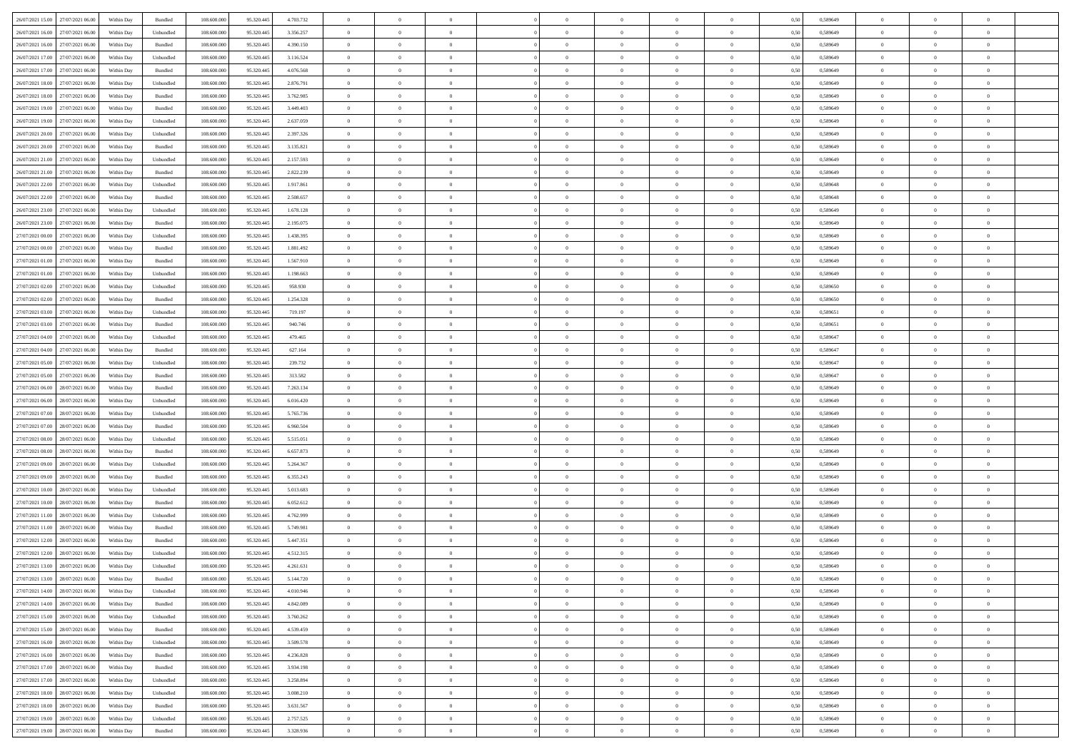| 26/07/2021 15:00 | 27/07/2021 06:00 | Within Day | Bundled | 108.600.000 | 95.320.445 | 4.703.732 | 0 | 0 | 0 | | 0 | 0 | 0 | 0 | 0,50 | 0,589649 | 0 | 0 | 0 | |
|---|---|---|---|---|---|---|---|---|---|---|---|---|---|---|---|---|---|---|---|---|
| 26/07/2021 16:00 | 27/07/2021 06:00 | Within Day | Unbundled | 108.600.000 | 95.320.445 | 3.356.257 | 0 | 0 | 0 | | 0 | 0 | 0 | 0 | 0,50 | 0,589649 | 0 | 0 | 0 | |
| 26/07/2021 16:00 | 27/07/2021 06:00 | Within Day | Bundled | 108.600.000 | 95.320.445 | 4.390.150 | 0 | 0 | 0 | | 0 | 0 | 0 | 0 | 0,50 | 0,589649 | 0 | 0 | 0 | |
| 26/07/2021 17:00 | 27/07/2021 06:00 | Within Day | Unbundled | 108.600.000 | 95.320.445 | 3.116.524 | 0 | 0 | 0 | | 0 | 0 | 0 | 0 | 0,50 | 0,589649 | 0 | 0 | 0 | |
| 26/07/2021 17:00 | 27/07/2021 06:00 | Within Day | Bundled | 108.600.000 | 95.320.445 | 4.076.568 | 0 | 0 | 0 | | 0 | 0 | 0 | 0 | 0,50 | 0,589649 | 0 | 0 | 0 | |
| 26/07/2021 18:00 | 27/07/2021 06:00 | Within Day | Unbundled | 108.600.000 | 95.320.445 | 2.876.791 | 0 | 0 | 0 | | 0 | 0 | 0 | 0 | 0,50 | 0,589649 | 0 | 0 | 0 | |
| 26/07/2021 18:00 | 27/07/2021 06:00 | Within Day | Bundled | 108.600.000 | 95.320.445 | 3.762.985 | 0 | 0 | 0 | | 0 | 0 | 0 | 0 | 0,50 | 0,589649 | 0 | 0 | 0 | |
| 26/07/2021 19:00 | 27/07/2021 06:00 | Within Day | Bundled | 108.600.000 | 95.320.445 | 3.449.403 | 0 | 0 | 0 | | 0 | 0 | 0 | 0 | 0,50 | 0,589649 | 0 | 0 | 0 | |
| 26/07/2021 19:00 | 27/07/2021 06:00 | Within Day | Unbundled | 108.600.000 | 95.320.445 | 2.637.059 | 0 | 0 | 0 | | 0 | 0 | 0 | 0 | 0,50 | 0,589649 | 0 | 0 | 0 | |
| 26/07/2021 20:00 | 27/07/2021 06:00 | Within Day | Unbundled | 108.600.000 | 95.320.445 | 2.397.326 | 0 | 0 | 0 | | 0 | 0 | 0 | 0 | 0,50 | 0,589649 | 0 | 0 | 0 | |
| 26/07/2021 20:00 | 27/07/2021 06:00 | Within Day | Bundled | 108.600.000 | 95.320.445 | 3.135.821 | 0 | 0 | 0 | | 0 | 0 | 0 | 0 | 0,50 | 0,589649 | 0 | 0 | 0 | |
| 26/07/2021 21:00 | 27/07/2021 06:00 | Within Day | Unbundled | 108.600.000 | 95.320.445 | 2.157.593 | 0 | 0 | 0 | | 0 | 0 | 0 | 0 | 0,50 | 0,589649 | 0 | 0 | 0 | |
| 26/07/2021 21:00 | 27/07/2021 06:00 | Within Day | Bundled | 108.600.000 | 95.320.445 | 2.822.239 | 0 | 0 | 0 | | 0 | 0 | 0 | 0 | 0,50 | 0,589649 | 0 | 0 | 0 | |
| 26/07/2021 22:00 | 27/07/2021 06:00 | Within Day | Unbundled | 108.600.000 | 95.320.445 | 1.917.861 | 0 | 0 | 0 | | 0 | 0 | 0 | 0 | 0,50 | 0,589648 | 0 | 0 | 0 | |
| 26/07/2021 22:00 | 27/07/2021 06:00 | Within Day | Bundled | 108.600.000 | 95.320.445 | 2.508.657 | 0 | 0 | 0 | | 0 | 0 | 0 | 0 | 0,50 | 0,589648 | 0 | 0 | 0 | |
| 26/07/2021 23:00 | 27/07/2021 06:00 | Within Day | Unbundled | 108.600.000 | 95.320.445 | 1.678.128 | 0 | 0 | 0 | | 0 | 0 | 0 | 0 | 0,50 | 0,589649 | 0 | 0 | 0 | |
| 26/07/2021 23:00 | 27/07/2021 06:00 | Within Day | Bundled | 108.600.000 | 95.320.445 | 2.195.075 | 0 | 0 | 0 | | 0 | 0 | 0 | 0 | 0,50 | 0,589649 | 0 | 0 | 0 | |
| 27/07/2021 00:00 | 27/07/2021 06:00 | Within Day | Unbundled | 108.600.000 | 95.320.445 | 1.438.395 | 0 | 0 | 0 | | 0 | 0 | 0 | 0 | 0,50 | 0,589649 | 0 | 0 | 0 | |
| 27/07/2021 00:00 | 27/07/2021 06:00 | Within Day | Bundled | 108.600.000 | 95.320.445 | 1.881.492 | 0 | 0 | 0 | | 0 | 0 | 0 | 0 | 0,50 | 0,589649 | 0 | 0 | 0 | |
| 27/07/2021 01:00 | 27/07/2021 06:00 | Within Day | Bundled | 108.600.000 | 95.320.445 | 1.567.910 | 0 | 0 | 0 | | 0 | 0 | 0 | 0 | 0,50 | 0,589649 | 0 | 0 | 0 | |
| 27/07/2021 01:00 | 27/07/2021 06:00 | Within Day | Unbundled | 108.600.000 | 95.320.445 | 1.198.663 | 0 | 0 | 0 | | 0 | 0 | 0 | 0 | 0,50 | 0,589649 | 0 | 0 | 0 | |
| 27/07/2021 02:00 | 27/07/2021 06:00 | Within Day | Unbundled | 108.600.000 | 95.320.445 | 958.930 | 0 | 0 | 0 | | 0 | 0 | 0 | 0 | 0,50 | 0,589650 | 0 | 0 | 0 | |
| 27/07/2021 02:00 | 27/07/2021 06:00 | Within Day | Bundled | 108.600.000 | 95.320.445 | 1.254.328 | 0 | 0 | 0 | | 0 | 0 | 0 | 0 | 0,50 | 0,589650 | 0 | 0 | 0 | |
| 27/07/2021 03:00 | 27/07/2021 06:00 | Within Day | Unbundled | 108.600.000 | 95.320.445 | 719.197 | 0 | 0 | 0 | | 0 | 0 | 0 | 0 | 0,50 | 0,589651 | 0 | 0 | 0 | |
| 27/07/2021 03:00 | 27/07/2021 06:00 | Within Day | Bundled | 108.600.000 | 95.320.445 | 940.746 | 0 | 0 | 0 | | 0 | 0 | 0 | 0 | 0,50 | 0,589651 | 0 | 0 | 0 | |
| 27/07/2021 04:00 | 27/07/2021 06:00 | Within Day | Unbundled | 108.600.000 | 95.320.445 | 479.465 | 0 | 0 | 0 | | 0 | 0 | 0 | 0 | 0,50 | 0,589647 | 0 | 0 | 0 | |
| 27/07/2021 04:00 | 27/07/2021 06:00 | Within Day | Bundled | 108.600.000 | 95.320.445 | 627.164 | 0 | 0 | 0 | | 0 | 0 | 0 | 0 | 0,50 | 0,589647 | 0 | 0 | 0 | |
| 27/07/2021 05:00 | 27/07/2021 06:00 | Within Day | Unbundled | 108.600.000 | 95.320.445 | 239.732 | 0 | 0 | 0 | | 0 | 0 | 0 | 0 | 0,50 | 0,589647 | 0 | 0 | 0 | |
| 27/07/2021 05:00 | 27/07/2021 06:00 | Within Day | Bundled | 108.600.000 | 95.320.445 | 313.582 | 0 | 0 | 0 | | 0 | 0 | 0 | 0 | 0,50 | 0,589647 | 0 | 0 | 0 | |
| 27/07/2021 06:00 | 28/07/2021 06:00 | Within Day | Bundled | 108.600.000 | 95.320.445 | 7.263.134 | 0 | 0 | 0 | | 0 | 0 | 0 | 0 | 0,50 | 0,589649 | 0 | 0 | 0 | |
| 27/07/2021 06:00 | 28/07/2021 06:00 | Within Day | Unbundled | 108.600.000 | 95.320.445 | 6.016.420 | 0 | 0 | 0 | | 0 | 0 | 0 | 0 | 0,50 | 0,589649 | 0 | 0 | 0 | |
| 27/07/2021 07:00 | 28/07/2021 06:00 | Within Day | Unbundled | 108.600.000 | 95.320.445 | 5.765.736 | 0 | 0 | 0 | | 0 | 0 | 0 | 0 | 0,50 | 0,589649 | 0 | 0 | 0 | |
| 27/07/2021 07:00 | 28/07/2021 06:00 | Within Day | Bundled | 108.600.000 | 95.320.445 | 6.960.504 | 0 | 0 | 0 | | 0 | 0 | 0 | 0 | 0,50 | 0,589649 | 0 | 0 | 0 | |
| 27/07/2021 08:00 | 28/07/2021 06:00 | Within Day | Unbundled | 108.600.000 | 95.320.445 | 5.515.051 | 0 | 0 | 0 | | 0 | 0 | 0 | 0 | 0,50 | 0,589649 | 0 | 0 | 0 | |
| 27/07/2021 08:00 | 28/07/2021 06:00 | Within Day | Bundled | 108.600.000 | 95.320.445 | 6.657.873 | 0 | 0 | 0 | | 0 | 0 | 0 | 0 | 0,50 | 0,589649 | 0 | 0 | 0 | |
| 27/07/2021 09:00 | 28/07/2021 06:00 | Within Day | Unbundled | 108.600.000 | 95.320.445 | 5.264.367 | 0 | 0 | 0 | | 0 | 0 | 0 | 0 | 0,50 | 0,589649 | 0 | 0 | 0 | |
| 27/07/2021 09:00 | 28/07/2021 06:00 | Within Day | Bundled | 108.600.000 | 95.320.445 | 6.355.243 | 0 | 0 | 0 | | 0 | 0 | 0 | 0 | 0,50 | 0,589649 | 0 | 0 | 0 | |
| 27/07/2021 10:00 | 28/07/2021 06:00 | Within Day | Unbundled | 108.600.000 | 95.320.445 | 5.013.683 | 0 | 0 | 0 | | 0 | 0 | 0 | 0 | 0,50 | 0,589649 | 0 | 0 | 0 | |
| 27/07/2021 10:00 | 28/07/2021 06:00 | Within Day | Bundled | 108.600.000 | 95.320.445 | 6.052.612 | 0 | 0 | 0 | | 0 | 0 | 0 | 0 | 0,50 | 0,589649 | 0 | 0 | 0 | |
| 27/07/2021 11:00 | 28/07/2021 06:00 | Within Day | Unbundled | 108.600.000 | 95.320.445 | 4.762.999 | 0 | 0 | 0 | | 0 | 0 | 0 | 0 | 0,50 | 0,589649 | 0 | 0 | 0 | |
| 27/07/2021 11:00 | 28/07/2021 06:00 | Within Day | Bundled | 108.600.000 | 95.320.445 | 5.749.981 | 0 | 0 | 0 | | 0 | 0 | 0 | 0 | 0,50 | 0,589649 | 0 | 0 | 0 | |
| 27/07/2021 12:00 | 28/07/2021 06:00 | Within Day | Bundled | 108.600.000 | 95.320.445 | 5.447.351 | 0 | 0 | 0 | | 0 | 0 | 0 | 0 | 0,50 | 0,589649 | 0 | 0 | 0 | |
| 27/07/2021 12:00 | 28/07/2021 06:00 | Within Day | Unbundled | 108.600.000 | 95.320.445 | 4.512.315 | 0 | 0 | 0 | | 0 | 0 | 0 | 0 | 0,50 | 0,589649 | 0 | 0 | 0 | |
| 27/07/2021 13:00 | 28/07/2021 06:00 | Within Day | Unbundled | 108.600.000 | 95.320.445 | 4.261.631 | 0 | 0 | 0 | | 0 | 0 | 0 | 0 | 0,50 | 0,589649 | 0 | 0 | 0 | |
| 27/07/2021 13:00 | 28/07/2021 06:00 | Within Day | Bundled | 108.600.000 | 95.320.445 | 5.144.720 | 0 | 0 | 0 | | 0 | 0 | 0 | 0 | 0,50 | 0,589649 | 0 | 0 | 0 | |
| 27/07/2021 14:00 | 28/07/2021 06:00 | Within Day | Unbundled | 108.600.000 | 95.320.445 | 4.010.946 | 0 | 0 | 0 | | 0 | 0 | 0 | 0 | 0,50 | 0,589649 | 0 | 0 | 0 | |
| 27/07/2021 14:00 | 28/07/2021 06:00 | Within Day | Bundled | 108.600.000 | 95.320.445 | 4.842.089 | 0 | 0 | 0 | | 0 | 0 | 0 | 0 | 0,50 | 0,589649 | 0 | 0 | 0 | |
| 27/07/2021 15:00 | 28/07/2021 06:00 | Within Day | Unbundled | 108.600.000 | 95.320.445 | 3.760.262 | 0 | 0 | 0 | | 0 | 0 | 0 | 0 | 0,50 | 0,589649 | 0 | 0 | 0 | |
| 27/07/2021 15:00 | 28/07/2021 06:00 | Within Day | Bundled | 108.600.000 | 95.320.445 | 4.539.459 | 0 | 0 | 0 | | 0 | 0 | 0 | 0 | 0,50 | 0,589649 | 0 | 0 | 0 | |
| 27/07/2021 16:00 | 28/07/2021 06:00 | Within Day | Unbundled | 108.600.000 | 95.320.445 | 3.509.578 | 0 | 0 | 0 | | 0 | 0 | 0 | 0 | 0,50 | 0,589649 | 0 | 0 | 0 | |
| 27/07/2021 16:00 | 28/07/2021 06:00 | Within Day | Bundled | 108.600.000 | 95.320.445 | 4.236.828 | 0 | 0 | 0 | | 0 | 0 | 0 | 0 | 0,50 | 0,589649 | 0 | 0 | 0 | |
| 27/07/2021 17:00 | 28/07/2021 06:00 | Within Day | Bundled | 108.600.000 | 95.320.445 | 3.934.198 | 0 | 0 | 0 | | 0 | 0 | 0 | 0 | 0,50 | 0,589649 | 0 | 0 | 0 | |
| 27/07/2021 17:00 | 28/07/2021 06:00 | Within Day | Unbundled | 108.600.000 | 95.320.445 | 3.258.894 | 0 | 0 | 0 | | 0 | 0 | 0 | 0 | 0,50 | 0,589649 | 0 | 0 | 0 | |
| 27/07/2021 18:00 | 28/07/2021 06:00 | Within Day | Unbundled | 108.600.000 | 95.320.445 | 3.008.210 | 0 | 0 | 0 | | 0 | 0 | 0 | 0 | 0,50 | 0,589649 | 0 | 0 | 0 | |
| 27/07/2021 18:00 | 28/07/2021 06:00 | Within Day | Bundled | 108.600.000 | 95.320.445 | 3.631.567 | 0 | 0 | 0 | | 0 | 0 | 0 | 0 | 0,50 | 0,589649 | 0 | 0 | 0 | |
| 27/07/2021 19:00 | 28/07/2021 06:00 | Within Day | Unbundled | 108.600.000 | 95.320.445 | 2.757.525 | 0 | 0 | 0 | | 0 | 0 | 0 | 0 | 0,50 | 0,589649 | 0 | 0 | 0 | |
| 27/07/2021 19:00 | 28/07/2021 06:00 | Within Day | Bundled | 108.600.000 | 95.320.445 | 3.328.936 | 0 | 0 | 0 | | 0 | 0 | 0 | 0 | 0,50 | 0,589649 | 0 | 0 | 0 | |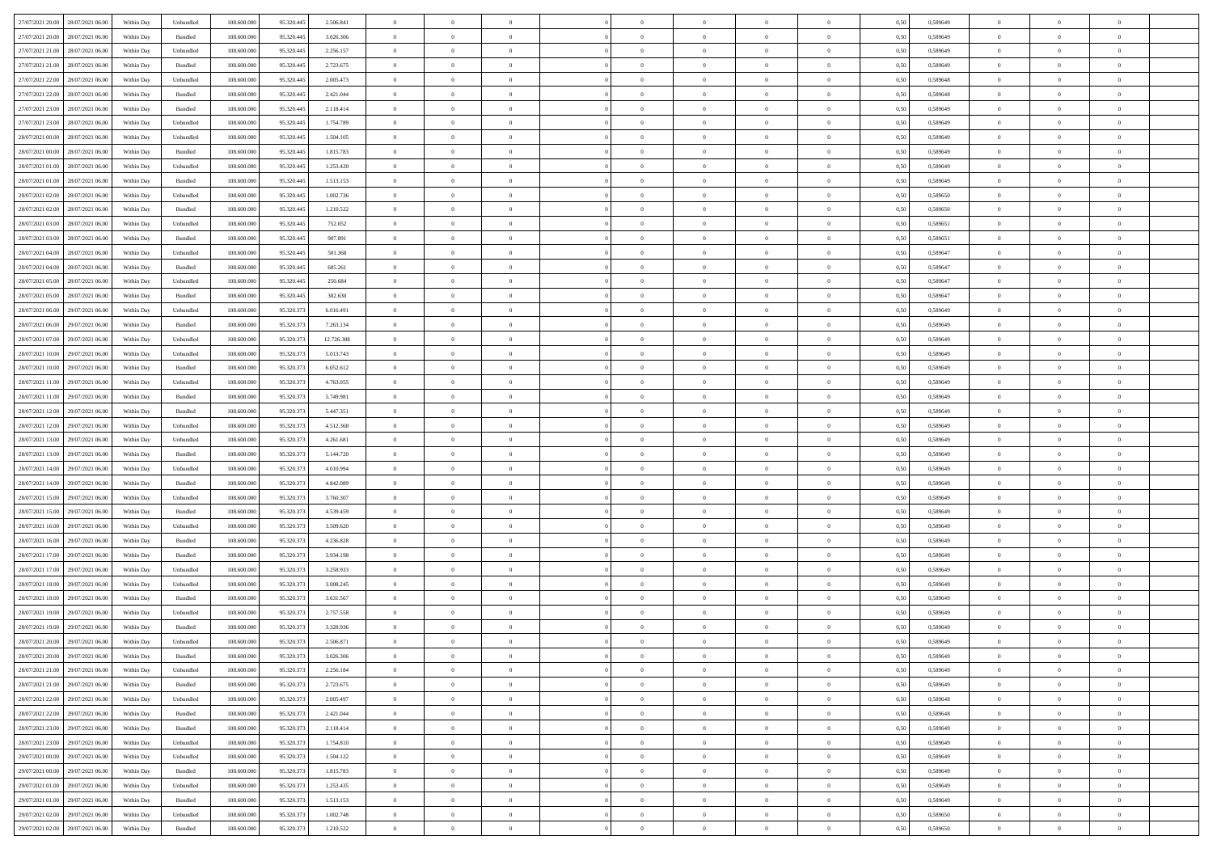| | | | | | | | | | | | | | | | | | | | | | |
|---|---|---|---|---|---|---|---|---|---|---|---|---|---|---|---|---|---|---|---|---|---|
| 27/07/2021 20:00 | 28/07/2021 06:00 | Within Day | Unbundled | 108.600.000 | 95.320.445 | 2.506.841 | 0 | 0 | 0 | | 0 | 0 | 0 | 0 | 0,50 | 0,589649 | 0 | 0 | 0 | |
| 27/07/2021 20:00 | 28/07/2021 06:00 | Within Day | Bundled | 108.600.000 | 95.320.445 | 3.026.306 | 0 | 0 | 0 | | 0 | 0 | 0 | 0 | 0,50 | 0,589649 | 0 | 0 | 0 | |
| 27/07/2021 21:00 | 28/07/2021 06:00 | Within Day | Unbundled | 108.600.000 | 95.320.445 | 2.256.157 | 0 | 0 | 0 | | 0 | 0 | 0 | 0 | 0,50 | 0,589649 | 0 | 0 | 0 | |
| 27/07/2021 21:00 | 28/07/2021 06:00 | Within Day | Bundled | 108.600.000 | 95.320.445 | 2.723.675 | 0 | 0 | 0 | | 0 | 0 | 0 | 0 | 0,50 | 0,589649 | 0 | 0 | 0 | |
| 27/07/2021 22:00 | 28/07/2021 06:00 | Within Day | Unbundled | 108.600.000 | 95.320.445 | 2.005.473 | 0 | 0 | 0 | | 0 | 0 | 0 | 0 | 0,50 | 0,589648 | 0 | 0 | 0 | |
| 27/07/2021 22:00 | 28/07/2021 06:00 | Within Day | Bundled | 108.600.000 | 95.320.445 | 2.421.044 | 0 | 0 | 0 | | 0 | 0 | 0 | 0 | 0,50 | 0,589648 | 0 | 0 | 0 | |
| 27/07/2021 23:00 | 28/07/2021 06:00 | Within Day | Bundled | 108.600.000 | 95.320.445 | 2.118.414 | 0 | 0 | 0 | | 0 | 0 | 0 | 0 | 0,50 | 0,589649 | 0 | 0 | 0 | |
| 27/07/2021 23:00 | 28/07/2021 06:00 | Within Day | Unbundled | 108.600.000 | 95.320.445 | 1.754.789 | 0 | 0 | 0 | | 0 | 0 | 0 | 0 | 0,50 | 0,589649 | 0 | 0 | 0 | |
| 28/07/2021 00:00 | 28/07/2021 06:00 | Within Day | Unbundled | 108.600.000 | 95.320.445 | 1.504.105 | 0 | 0 | 0 | | 0 | 0 | 0 | 0 | 0,50 | 0,589649 | 0 | 0 | 0 | |
| 28/07/2021 00:00 | 28/07/2021 06:00 | Within Day | Bundled | 108.600.000 | 95.320.445 | 1.815.783 | 0 | 0 | 0 | | 0 | 0 | 0 | 0 | 0,50 | 0,589649 | 0 | 0 | 0 | |
| 28/07/2021 01:00 | 28/07/2021 06:00 | Within Day | Unbundled | 108.600.000 | 95.320.445 | 1.253.420 | 0 | 0 | 0 | | 0 | 0 | 0 | 0 | 0,50 | 0,589649 | 0 | 0 | 0 | |
| 28/07/2021 01:00 | 28/07/2021 06:00 | Within Day | Bundled | 108.600.000 | 95.320.445 | 1.513.153 | 0 | 0 | 0 | | 0 | 0 | 0 | 0 | 0,50 | 0,589649 | 0 | 0 | 0 | |
| 28/07/2021 02:00 | 28/07/2021 06:00 | Within Day | Unbundled | 108.600.000 | 95.320.445 | 1.002.736 | 0 | 0 | 0 | | 0 | 0 | 0 | 0 | 0,50 | 0,589650 | 0 | 0 | 0 | |
| 28/07/2021 02:00 | 28/07/2021 06:00 | Within Day | Bundled | 108.600.000 | 95.320.445 | 1.210.522 | 0 | 0 | 0 | | 0 | 0 | 0 | 0 | 0,50 | 0,589650 | 0 | 0 | 0 | |
| 28/07/2021 03:00 | 28/07/2021 06:00 | Within Day | Unbundled | 108.600.000 | 95.320.445 | 752.052 | 0 | 0 | 0 | | 0 | 0 | 0 | 0 | 0,50 | 0,589651 | 0 | 0 | 0 | |
| 28/07/2021 03:00 | 28/07/2021 06:00 | Within Day | Bundled | 108.600.000 | 95.320.445 | 907.891 | 0 | 0 | 0 | | 0 | 0 | 0 | 0 | 0,50 | 0,589651 | 0 | 0 | 0 | |
| 28/07/2021 04:00 | 28/07/2021 06:00 | Within Day | Unbundled | 108.600.000 | 95.320.445 | 501.368 | 0 | 0 | 0 | | 0 | 0 | 0 | 0 | 0,50 | 0,589647 | 0 | 0 | 0 | |
| 28/07/2021 04:00 | 28/07/2021 06:00 | Within Day | Bundled | 108.600.000 | 95.320.445 | 605.261 | 0 | 0 | 0 | | 0 | 0 | 0 | 0 | 0,50 | 0,589647 | 0 | 0 | 0 | |
| 28/07/2021 05:00 | 28/07/2021 06:00 | Within Day | Unbundled | 108.600.000 | 95.320.445 | 250.684 | 0 | 0 | 0 | | 0 | 0 | 0 | 0 | 0,50 | 0,589647 | 0 | 0 | 0 | |
| 28/07/2021 05:00 | 28/07/2021 06:00 | Within Day | Bundled | 108.600.000 | 95.320.445 | 302.630 | 0 | 0 | 0 | | 0 | 0 | 0 | 0 | 0,50 | 0,589647 | 0 | 0 | 0 | |
| 28/07/2021 06:00 | 29/07/2021 06:00 | Within Day | Unbundled | 108.600.000 | 95.320.373 | 6.016.491 | 0 | 0 | 0 | | 0 | 0 | 0 | 0 | 0,50 | 0,589649 | 0 | 0 | 0 | |
| 28/07/2021 06:00 | 29/07/2021 06:00 | Within Day | Bundled | 108.600.000 | 95.320.373 | 7.263.134 | 0 | 0 | 0 | | 0 | 0 | 0 | 0 | 0,50 | 0,589649 | 0 | 0 | 0 | |
| 28/07/2021 07:00 | 29/07/2021 06:00 | Within Day | Unbundled | 108.600.000 | 95.320.373 | 12.726.308 | 0 | 0 | 0 | | 0 | 0 | 0 | 0 | 0,50 | 0,589649 | 0 | 0 | 0 | |
| 28/07/2021 10:00 | 29/07/2021 06:00 | Within Day | Unbundled | 108.600.000 | 95.320.373 | 5.013.743 | 0 | 0 | 0 | | 0 | 0 | 0 | 0 | 0,50 | 0,589649 | 0 | 0 | 0 | |
| 28/07/2021 10:00 | 29/07/2021 06:00 | Within Day | Bundled | 108.600.000 | 95.320.373 | 6.052.612 | 0 | 0 | 0 | | 0 | 0 | 0 | 0 | 0,50 | 0,589649 | 0 | 0 | 0 | |
| 28/07/2021 11:00 | 29/07/2021 06:00 | Within Day | Unbundled | 108.600.000 | 95.320.373 | 4.763.055 | 0 | 0 | 0 | | 0 | 0 | 0 | 0 | 0,50 | 0,589649 | 0 | 0 | 0 | |
| 28/07/2021 11:00 | 29/07/2021 06:00 | Within Day | Bundled | 108.600.000 | 95.320.373 | 5.749.981 | 0 | 0 | 0 | | 0 | 0 | 0 | 0 | 0,50 | 0,589649 | 0 | 0 | 0 | |
| 28/07/2021 12:00 | 29/07/2021 06:00 | Within Day | Bundled | 108.600.000 | 95.320.373 | 5.447.351 | 0 | 0 | 0 | | 0 | 0 | 0 | 0 | 0,50 | 0,589649 | 0 | 0 | 0 | |
| 28/07/2021 12:00 | 29/07/2021 06:00 | Within Day | Unbundled | 108.600.000 | 95.320.373 | 4.512.368 | 0 | 0 | 0 | | 0 | 0 | 0 | 0 | 0,50 | 0,589649 | 0 | 0 | 0 | |
| 28/07/2021 13:00 | 29/07/2021 06:00 | Within Day | Unbundled | 108.600.000 | 95.320.373 | 4.261.681 | 0 | 0 | 0 | | 0 | 0 | 0 | 0 | 0,50 | 0,589649 | 0 | 0 | 0 | |
| 28/07/2021 13:00 | 29/07/2021 06:00 | Within Day | Bundled | 108.600.000 | 95.320.373 | 5.144.720 | 0 | 0 | 0 | | 0 | 0 | 0 | 0 | 0,50 | 0,589649 | 0 | 0 | 0 | |
| 28/07/2021 14:00 | 29/07/2021 06:00 | Within Day | Unbundled | 108.600.000 | 95.320.373 | 4.010.994 | 0 | 0 | 0 | | 0 | 0 | 0 | 0 | 0,50 | 0,589649 | 0 | 0 | 0 | |
| 28/07/2021 14:00 | 29/07/2021 06:00 | Within Day | Bundled | 108.600.000 | 95.320.373 | 4.842.089 | 0 | 0 | 0 | | 0 | 0 | 0 | 0 | 0,50 | 0,589649 | 0 | 0 | 0 | |
| 28/07/2021 15:00 | 29/07/2021 06:00 | Within Day | Unbundled | 108.600.000 | 95.320.373 | 3.760.307 | 0 | 0 | 0 | | 0 | 0 | 0 | 0 | 0,50 | 0,589649 | 0 | 0 | 0 | |
| 28/07/2021 15:00 | 29/07/2021 06:00 | Within Day | Bundled | 108.600.000 | 95.320.373 | 4.539.459 | 0 | 0 | 0 | | 0 | 0 | 0 | 0 | 0,50 | 0,589649 | 0 | 0 | 0 | |
| 28/07/2021 16:00 | 29/07/2021 06:00 | Within Day | Unbundled | 108.600.000 | 95.320.373 | 3.509.620 | 0 | 0 | 0 | | 0 | 0 | 0 | 0 | 0,50 | 0,589649 | 0 | 0 | 0 | |
| 28/07/2021 16:00 | 29/07/2021 06:00 | Within Day | Bundled | 108.600.000 | 95.320.373 | 4.236.828 | 0 | 0 | 0 | | 0 | 0 | 0 | 0 | 0,50 | 0,589649 | 0 | 0 | 0 | |
| 28/07/2021 17:00 | 29/07/2021 06:00 | Within Day | Bundled | 108.600.000 | 95.320.373 | 3.934.198 | 0 | 0 | 0 | | 0 | 0 | 0 | 0 | 0,50 | 0,589649 | 0 | 0 | 0 | |
| 28/07/2021 17:00 | 29/07/2021 06:00 | Within Day | Unbundled | 108.600.000 | 95.320.373 | 3.258.933 | 0 | 0 | 0 | | 0 | 0 | 0 | 0 | 0,50 | 0,589649 | 0 | 0 | 0 | |
| 28/07/2021 18:00 | 29/07/2021 06:00 | Within Day | Unbundled | 108.600.000 | 95.320.373 | 3.008.245 | 0 | 0 | 0 | | 0 | 0 | 0 | 0 | 0,50 | 0,589649 | 0 | 0 | 0 | |
| 28/07/2021 18:00 | 29/07/2021 06:00 | Within Day | Bundled | 108.600.000 | 95.320.373 | 3.631.567 | 0 | 0 | 0 | | 0 | 0 | 0 | 0 | 0,50 | 0,589649 | 0 | 0 | 0 | |
| 28/07/2021 19:00 | 29/07/2021 06:00 | Within Day | Unbundled | 108.600.000 | 95.320.373 | 2.757.558 | 0 | 0 | 0 | | 0 | 0 | 0 | 0 | 0,50 | 0,589649 | 0 | 0 | 0 | |
| 28/07/2021 19:00 | 29/07/2021 06:00 | Within Day | Bundled | 108.600.000 | 95.320.373 | 3.328.936 | 0 | 0 | 0 | | 0 | 0 | 0 | 0 | 0,50 | 0,589649 | 0 | 0 | 0 | |
| 28/07/2021 20:00 | 29/07/2021 06:00 | Within Day | Unbundled | 108.600.000 | 95.320.373 | 2.506.871 | 0 | 0 | 0 | | 0 | 0 | 0 | 0 | 0,50 | 0,589649 | 0 | 0 | 0 | |
| 28/07/2021 20:00 | 29/07/2021 06:00 | Within Day | Bundled | 108.600.000 | 95.320.373 | 3.026.306 | 0 | 0 | 0 | | 0 | 0 | 0 | 0 | 0,50 | 0,589649 | 0 | 0 | 0 | |
| 28/07/2021 21:00 | 29/07/2021 06:00 | Within Day | Unbundled | 108.600.000 | 95.320.373 | 2.256.184 | 0 | 0 | 0 | | 0 | 0 | 0 | 0 | 0,50 | 0,589649 | 0 | 0 | 0 | |
| 28/07/2021 21:00 | 29/07/2021 06:00 | Within Day | Bundled | 108.600.000 | 95.320.373 | 2.723.675 | 0 | 0 | 0 | | 0 | 0 | 0 | 0 | 0,50 | 0,589649 | 0 | 0 | 0 | |
| 28/07/2021 22:00 | 29/07/2021 06:00 | Within Day | Unbundled | 108.600.000 | 95.320.373 | 2.005.497 | 0 | 0 | 0 | | 0 | 0 | 0 | 0 | 0,50 | 0,589648 | 0 | 0 | 0 | |
| 28/07/2021 22:00 | 29/07/2021 06:00 | Within Day | Bundled | 108.600.000 | 95.320.373 | 2.421.044 | 0 | 0 | 0 | | 0 | 0 | 0 | 0 | 0,50 | 0,589648 | 0 | 0 | 0 | |
| 28/07/2021 23:00 | 29/07/2021 06:00 | Within Day | Bundled | 108.600.000 | 95.320.373 | 2.118.414 | 0 | 0 | 0 | | 0 | 0 | 0 | 0 | 0,50 | 0,589649 | 0 | 0 | 0 | |
| 28/07/2021 23:00 | 29/07/2021 06:00 | Within Day | Unbundled | 108.600.000 | 95.320.373 | 1.754.810 | 0 | 0 | 0 | | 0 | 0 | 0 | 0 | 0,50 | 0,589649 | 0 | 0 | 0 | |
| 29/07/2021 00:00 | 29/07/2021 06:00 | Within Day | Unbundled | 108.600.000 | 95.320.373 | 1.504.122 | 0 | 0 | 0 | | 0 | 0 | 0 | 0 | 0,50 | 0,589649 | 0 | 0 | 0 | |
| 29/07/2021 00:00 | 29/07/2021 06:00 | Within Day | Bundled | 108.600.000 | 95.320.373 | 1.815.783 | 0 | 0 | 0 | | 0 | 0 | 0 | 0 | 0,50 | 0,589649 | 0 | 0 | 0 | |
| 29/07/2021 01:00 | 29/07/2021 06:00 | Within Day | Unbundled | 108.600.000 | 95.320.373 | 1.253.435 | 0 | 0 | 0 | | 0 | 0 | 0 | 0 | 0,50 | 0,589649 | 0 | 0 | 0 | |
| 29/07/2021 01:00 | 29/07/2021 06:00 | Within Day | Bundled | 108.600.000 | 95.320.373 | 1.513.153 | 0 | 0 | 0 | | 0 | 0 | 0 | 0 | 0,50 | 0,589649 | 0 | 0 | 0 | |
| 29/07/2021 02:00 | 29/07/2021 06:00 | Within Day | Unbundled | 108.600.000 | 95.320.373 | 1.002.748 | 0 | 0 | 0 | | 0 | 0 | 0 | 0 | 0,50 | 0,589650 | 0 | 0 | 0 | |
| 29/07/2021 02:00 | 29/07/2021 06:00 | Within Day | Bundled | 108.600.000 | 95.320.373 | 1.210.522 | 0 | 0 | 0 | | 0 | 0 | 0 | 0 | 0,50 | 0,589650 | 0 | 0 | 0 | |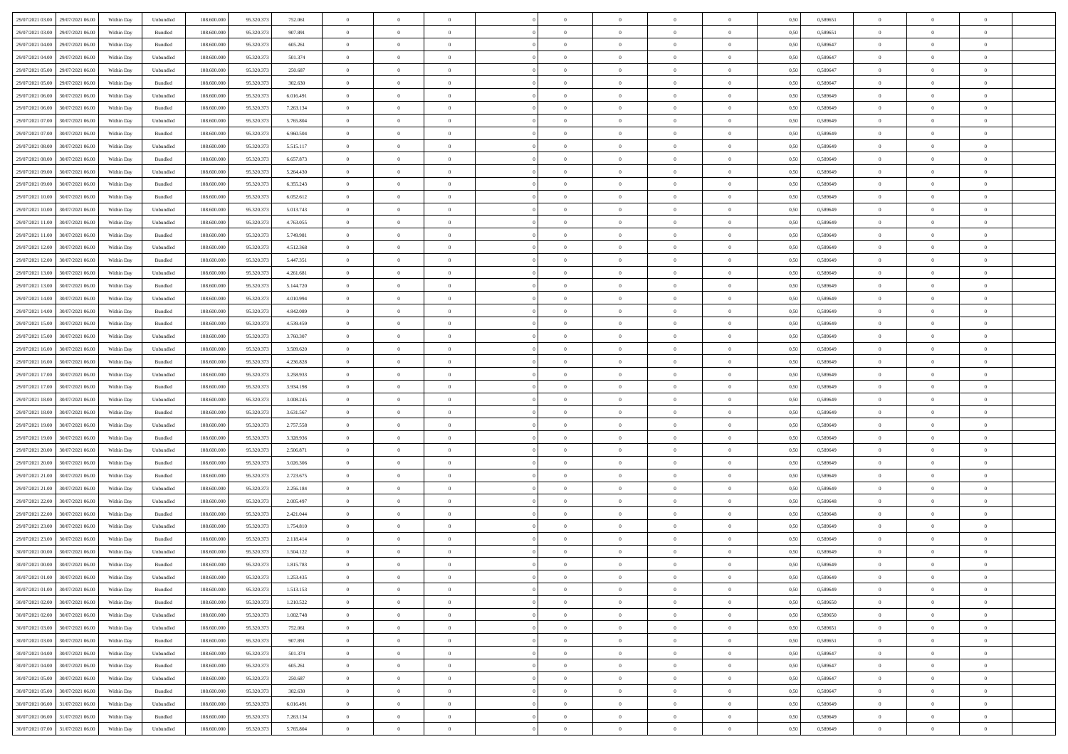| | | | | | | | | | | | | | | | | | | | | | |
|---|---|---|---|---|---|---|---|---|---|---|---|---|---|---|---|---|---|---|---|---|---|
| 29/07/2021 03.00 | 29/07/2021 06.00 | Within Day | Unbundled | 108.600.000 | 95.320.373 | 752.061 | 0 | 0 | 0 | | 0 | 0 | 0 | 0 | 0,50 | 0,589651 | 0 | 0 | 0 | |
| 29/07/2021 03.00 | 29/07/2021 06.00 | Within Day | Bundled | 108.600.000 | 95.320.373 | 907.891 | 0 | 0 | 0 | | 0 | 0 | 0 | 0 | 0,50 | 0,589651 | 0 | 0 | 0 | |
| 29/07/2021 04.00 | 29/07/2021 06.00 | Within Day | Bundled | 108.600.000 | 95.320.373 | 605.261 | 0 | 0 | 0 | | 0 | 0 | 0 | 0 | 0,50 | 0,589647 | 0 | 0 | 0 | |
| 29/07/2021 04.00 | 29/07/2021 06.00 | Within Day | Unbundled | 108.600.000 | 95.320.373 | 501.374 | 0 | 0 | 0 | | 0 | 0 | 0 | 0 | 0,50 | 0,589647 | 0 | 0 | 0 | |
| 29/07/2021 05.00 | 29/07/2021 06.00 | Within Day | Unbundled | 108.600.000 | 95.320.373 | 250.687 | 0 | 0 | 0 | | 0 | 0 | 0 | 0 | 0,50 | 0,589647 | 0 | 0 | 0 | |
| 29/07/2021 05.00 | 29/07/2021 06.00 | Within Day | Bundled | 108.600.000 | 95.320.373 | 302.630 | 0 | 0 | 0 | | 0 | 0 | 0 | 0 | 0,50 | 0,589647 | 0 | 0 | 0 | |
| 29/07/2021 06.00 | 30/07/2021 06.00 | Within Day | Unbundled | 108.600.000 | 95.320.373 | 6.016.491 | 0 | 0 | 0 | | 0 | 0 | 0 | 0 | 0,50 | 0,589649 | 0 | 0 | 0 | |
| 29/07/2021 06.00 | 30/07/2021 06.00 | Within Day | Bundled | 108.600.000 | 95.320.373 | 7.263.134 | 0 | 0 | 0 | | 0 | 0 | 0 | 0 | 0,50 | 0,589649 | 0 | 0 | 0 | |
| 29/07/2021 07.00 | 30/07/2021 06.00 | Within Day | Unbundled | 108.600.000 | 95.320.373 | 5.765.804 | 0 | 0 | 0 | | 0 | 0 | 0 | 0 | 0,50 | 0,589649 | 0 | 0 | 0 | |
| 29/07/2021 07.00 | 30/07/2021 06.00 | Within Day | Bundled | 108.600.000 | 95.320.373 | 6.960.504 | 0 | 0 | 0 | | 0 | 0 | 0 | 0 | 0,50 | 0,589649 | 0 | 0 | 0 | |
| 29/07/2021 08.00 | 30/07/2021 06.00 | Within Day | Unbundled | 108.600.000 | 95.320.373 | 5.515.117 | 0 | 0 | 0 | | 0 | 0 | 0 | 0 | 0,50 | 0,589649 | 0 | 0 | 0 | |
| 29/07/2021 08.00 | 30/07/2021 06.00 | Within Day | Bundled | 108.600.000 | 95.320.373 | 6.657.873 | 0 | 0 | 0 | | 0 | 0 | 0 | 0 | 0,50 | 0,589649 | 0 | 0 | 0 | |
| 29/07/2021 09.00 | 30/07/2021 06.00 | Within Day | Unbundled | 108.600.000 | 95.320.373 | 5.264.430 | 0 | 0 | 0 | | 0 | 0 | 0 | 0 | 0,50 | 0,589649 | 0 | 0 | 0 | |
| 29/07/2021 09.00 | 30/07/2021 06.00 | Within Day | Bundled | 108.600.000 | 95.320.373 | 6.355.243 | 0 | 0 | 0 | | 0 | 0 | 0 | 0 | 0,50 | 0,589649 | 0 | 0 | 0 | |
| 29/07/2021 10.00 | 30/07/2021 06.00 | Within Day | Bundled | 108.600.000 | 95.320.373 | 6.052.612 | 0 | 0 | 0 | | 0 | 0 | 0 | 0 | 0,50 | 0,589649 | 0 | 0 | 0 | |
| 29/07/2021 10.00 | 30/07/2021 06.00 | Within Day | Unbundled | 108.600.000 | 95.320.373 | 5.013.743 | 0 | 0 | 0 | | 0 | 0 | 0 | 0 | 0,50 | 0,589649 | 0 | 0 | 0 | |
| 29/07/2021 11.00 | 30/07/2021 06.00 | Within Day | Unbundled | 108.600.000 | 95.320.373 | 4.763.055 | 0 | 0 | 0 | | 0 | 0 | 0 | 0 | 0,50 | 0,589649 | 0 | 0 | 0 | |
| 29/07/2021 11.00 | 30/07/2021 06.00 | Within Day | Bundled | 108.600.000 | 95.320.373 | 5.749.981 | 0 | 0 | 0 | | 0 | 0 | 0 | 0 | 0,50 | 0,589649 | 0 | 0 | 0 | |
| 29/07/2021 12.00 | 30/07/2021 06.00 | Within Day | Unbundled | 108.600.000 | 95.320.373 | 4.512.368 | 0 | 0 | 0 | | 0 | 0 | 0 | 0 | 0,50 | 0,589649 | 0 | 0 | 0 | |
| 29/07/2021 12.00 | 30/07/2021 06.00 | Within Day | Bundled | 108.600.000 | 95.320.373 | 5.447.351 | 0 | 0 | 0 | | 0 | 0 | 0 | 0 | 0,50 | 0,589649 | 0 | 0 | 0 | |
| 29/07/2021 13.00 | 30/07/2021 06.00 | Within Day | Unbundled | 108.600.000 | 95.320.373 | 4.261.681 | 0 | 0 | 0 | | 0 | 0 | 0 | 0 | 0,50 | 0,589649 | 0 | 0 | 0 | |
| 29/07/2021 13.00 | 30/07/2021 06.00 | Within Day | Bundled | 108.600.000 | 95.320.373 | 5.144.720 | 0 | 0 | 0 | | 0 | 0 | 0 | 0 | 0,50 | 0,589649 | 0 | 0 | 0 | |
| 29/07/2021 14.00 | 30/07/2021 06.00 | Within Day | Unbundled | 108.600.000 | 95.320.373 | 4.010.994 | 0 | 0 | 0 | | 0 | 0 | 0 | 0 | 0,50 | 0,589649 | 0 | 0 | 0 | |
| 29/07/2021 14.00 | 30/07/2021 06.00 | Within Day | Bundled | 108.600.000 | 95.320.373 | 4.842.089 | 0 | 0 | 0 | | 0 | 0 | 0 | 0 | 0,50 | 0,589649 | 0 | 0 | 0 | |
| 29/07/2021 15.00 | 30/07/2021 06.00 | Within Day | Bundled | 108.600.000 | 95.320.373 | 4.539.459 | 0 | 0 | 0 | | 0 | 0 | 0 | 0 | 0,50 | 0,589649 | 0 | 0 | 0 | |
| 29/07/2021 15.00 | 30/07/2021 06.00 | Within Day | Unbundled | 108.600.000 | 95.320.373 | 3.760.307 | 0 | 0 | 0 | | 0 | 0 | 0 | 0 | 0,50 | 0,589649 | 0 | 0 | 0 | |
| 29/07/2021 16.00 | 30/07/2021 06.00 | Within Day | Unbundled | 108.600.000 | 95.320.373 | 3.509.620 | 0 | 0 | 0 | | 0 | 0 | 0 | 0 | 0,50 | 0,589649 | 0 | 0 | 0 | |
| 29/07/2021 16.00 | 30/07/2021 06.00 | Within Day | Bundled | 108.600.000 | 95.320.373 | 4.236.828 | 0 | 0 | 0 | | 0 | 0 | 0 | 0 | 0,50 | 0,589649 | 0 | 0 | 0 | |
| 29/07/2021 17.00 | 30/07/2021 06.00 | Within Day | Unbundled | 108.600.000 | 95.320.373 | 3.258.933 | 0 | 0 | 0 | | 0 | 0 | 0 | 0 | 0,50 | 0,589649 | 0 | 0 | 0 | |
| 29/07/2021 17.00 | 30/07/2021 06.00 | Within Day | Bundled | 108.600.000 | 95.320.373 | 3.934.198 | 0 | 0 | 0 | | 0 | 0 | 0 | 0 | 0,50 | 0,589649 | 0 | 0 | 0 | |
| 29/07/2021 18.00 | 30/07/2021 06.00 | Within Day | Unbundled | 108.600.000 | 95.320.373 | 3.008.245 | 0 | 0 | 0 | | 0 | 0 | 0 | 0 | 0,50 | 0,589649 | 0 | 0 | 0 | |
| 29/07/2021 18.00 | 30/07/2021 06.00 | Within Day | Bundled | 108.600.000 | 95.320.373 | 3.631.567 | 0 | 0 | 0 | | 0 | 0 | 0 | 0 | 0,50 | 0,589649 | 0 | 0 | 0 | |
| 29/07/2021 19.00 | 30/07/2021 06.00 | Within Day | Unbundled | 108.600.000 | 95.320.373 | 2.757.558 | 0 | 0 | 0 | | 0 | 0 | 0 | 0 | 0,50 | 0,589649 | 0 | 0 | 0 | |
| 29/07/2021 19.00 | 30/07/2021 06.00 | Within Day | Bundled | 108.600.000 | 95.320.373 | 3.328.936 | 0 | 0 | 0 | | 0 | 0 | 0 | 0 | 0,50 | 0,589649 | 0 | 0 | 0 | |
| 29/07/2021 20.00 | 30/07/2021 06.00 | Within Day | Unbundled | 108.600.000 | 95.320.373 | 2.506.871 | 0 | 0 | 0 | | 0 | 0 | 0 | 0 | 0,50 | 0,589649 | 0 | 0 | 0 | |
| 29/07/2021 20.00 | 30/07/2021 06.00 | Within Day | Bundled | 108.600.000 | 95.320.373 | 3.026.306 | 0 | 0 | 0 | | 0 | 0 | 0 | 0 | 0,50 | 0,589649 | 0 | 0 | 0 | |
| 29/07/2021 21.00 | 30/07/2021 06.00 | Within Day | Bundled | 108.600.000 | 95.320.373 | 2.723.675 | 0 | 0 | 0 | | 0 | 0 | 0 | 0 | 0,50 | 0,589649 | 0 | 0 | 0 | |
| 29/07/2021 21.00 | 30/07/2021 06.00 | Within Day | Unbundled | 108.600.000 | 95.320.373 | 2.256.184 | 0 | 0 | 0 | | 0 | 0 | 0 | 0 | 0,50 | 0,589649 | 0 | 0 | 0 | |
| 29/07/2021 22.00 | 30/07/2021 06.00 | Within Day | Unbundled | 108.600.000 | 95.320.373 | 2.005.497 | 0 | 0 | 0 | | 0 | 0 | 0 | 0 | 0,50 | 0,589648 | 0 | 0 | 0 | |
| 29/07/2021 22.00 | 30/07/2021 06.00 | Within Day | Bundled | 108.600.000 | 95.320.373 | 2.421.044 | 0 | 0 | 0 | | 0 | 0 | 0 | 0 | 0,50 | 0,589648 | 0 | 0 | 0 | |
| 29/07/2021 23.00 | 30/07/2021 06.00 | Within Day | Unbundled | 108.600.000 | 95.320.373 | 1.754.810 | 0 | 0 | 0 | | 0 | 0 | 0 | 0 | 0,50 | 0,589649 | 0 | 0 | 0 | |
| 29/07/2021 23.00 | 30/07/2021 06.00 | Within Day | Bundled | 108.600.000 | 95.320.373 | 2.118.414 | 0 | 0 | 0 | | 0 | 0 | 0 | 0 | 0,50 | 0,589649 | 0 | 0 | 0 | |
| 30/07/2021 00.00 | 30/07/2021 06.00 | Within Day | Unbundled | 108.600.000 | 95.320.373 | 1.504.122 | 0 | 0 | 0 | | 0 | 0 | 0 | 0 | 0,50 | 0,589649 | 0 | 0 | 0 | |
| 30/07/2021 00.00 | 30/07/2021 06.00 | Within Day | Bundled | 108.600.000 | 95.320.373 | 1.815.783 | 0 | 0 | 0 | | 0 | 0 | 0 | 0 | 0,50 | 0,589649 | 0 | 0 | 0 | |
| 30/07/2021 01.00 | 30/07/2021 06.00 | Within Day | Unbundled | 108.600.000 | 95.320.373 | 1.253.435 | 0 | 0 | 0 | | 0 | 0 | 0 | 0 | 0,50 | 0,589649 | 0 | 0 | 0 | |
| 30/07/2021 01.00 | 30/07/2021 06.00 | Within Day | Bundled | 108.600.000 | 95.320.373 | 1.513.153 | 0 | 0 | 0 | | 0 | 0 | 0 | 0 | 0,50 | 0,589649 | 0 | 0 | 0 | |
| 30/07/2021 02.00 | 30/07/2021 06.00 | Within Day | Bundled | 108.600.000 | 95.320.373 | 1.210.522 | 0 | 0 | 0 | | 0 | 0 | 0 | 0 | 0,50 | 0,589650 | 0 | 0 | 0 | |
| 30/07/2021 02.00 | 30/07/2021 06.00 | Within Day | Unbundled | 108.600.000 | 95.320.373 | 1.002.748 | 0 | 0 | 0 | | 0 | 0 | 0 | 0 | 0,50 | 0,589650 | 0 | 0 | 0 | |
| 30/07/2021 03.00 | 30/07/2021 06.00 | Within Day | Unbundled | 108.600.000 | 95.320.373 | 752.061 | 0 | 0 | 0 | | 0 | 0 | 0 | 0 | 0,50 | 0,589651 | 0 | 0 | 0 | |
| 30/07/2021 03.00 | 30/07/2021 06.00 | Within Day | Bundled | 108.600.000 | 95.320.373 | 907.891 | 0 | 0 | 0 | | 0 | 0 | 0 | 0 | 0,50 | 0,589651 | 0 | 0 | 0 | |
| 30/07/2021 04.00 | 30/07/2021 06.00 | Within Day | Unbundled | 108.600.000 | 95.320.373 | 501.374 | 0 | 0 | 0 | | 0 | 0 | 0 | 0 | 0,50 | 0,589647 | 0 | 0 | 0 | |
| 30/07/2021 04.00 | 30/07/2021 06.00 | Within Day | Bundled | 108.600.000 | 95.320.373 | 605.261 | 0 | 0 | 0 | | 0 | 0 | 0 | 0 | 0,50 | 0,589647 | 0 | 0 | 0 | |
| 30/07/2021 05.00 | 30/07/2021 06.00 | Within Day | Unbundled | 108.600.000 | 95.320.373 | 250.687 | 0 | 0 | 0 | | 0 | 0 | 0 | 0 | 0,50 | 0,589647 | 0 | 0 | 0 | |
| 30/07/2021 05.00 | 30/07/2021 06.00 | Within Day | Bundled | 108.600.000 | 95.320.373 | 302.630 | 0 | 0 | 0 | | 0 | 0 | 0 | 0 | 0,50 | 0,589647 | 0 | 0 | 0 | |
| 30/07/2021 06.00 | 31/07/2021 06.00 | Within Day | Unbundled | 108.600.000 | 95.320.373 | 6.016.491 | 0 | 0 | 0 | | 0 | 0 | 0 | 0 | 0,50 | 0,589649 | 0 | 0 | 0 | |
| 30/07/2021 06.00 | 31/07/2021 06.00 | Within Day | Bundled | 108.600.000 | 95.320.373 | 7.263.134 | 0 | 0 | 0 | | 0 | 0 | 0 | 0 | 0,50 | 0,589649 | 0 | 0 | 0 | |
| 30/07/2021 07.00 | 31/07/2021 06.00 | Within Day | Unbundled | 108.600.000 | 95.320.373 | 5.765.804 | 0 | 0 | 0 | | 0 | 0 | 0 | 0 | 0,50 | 0,589649 | 0 | 0 | 0 | |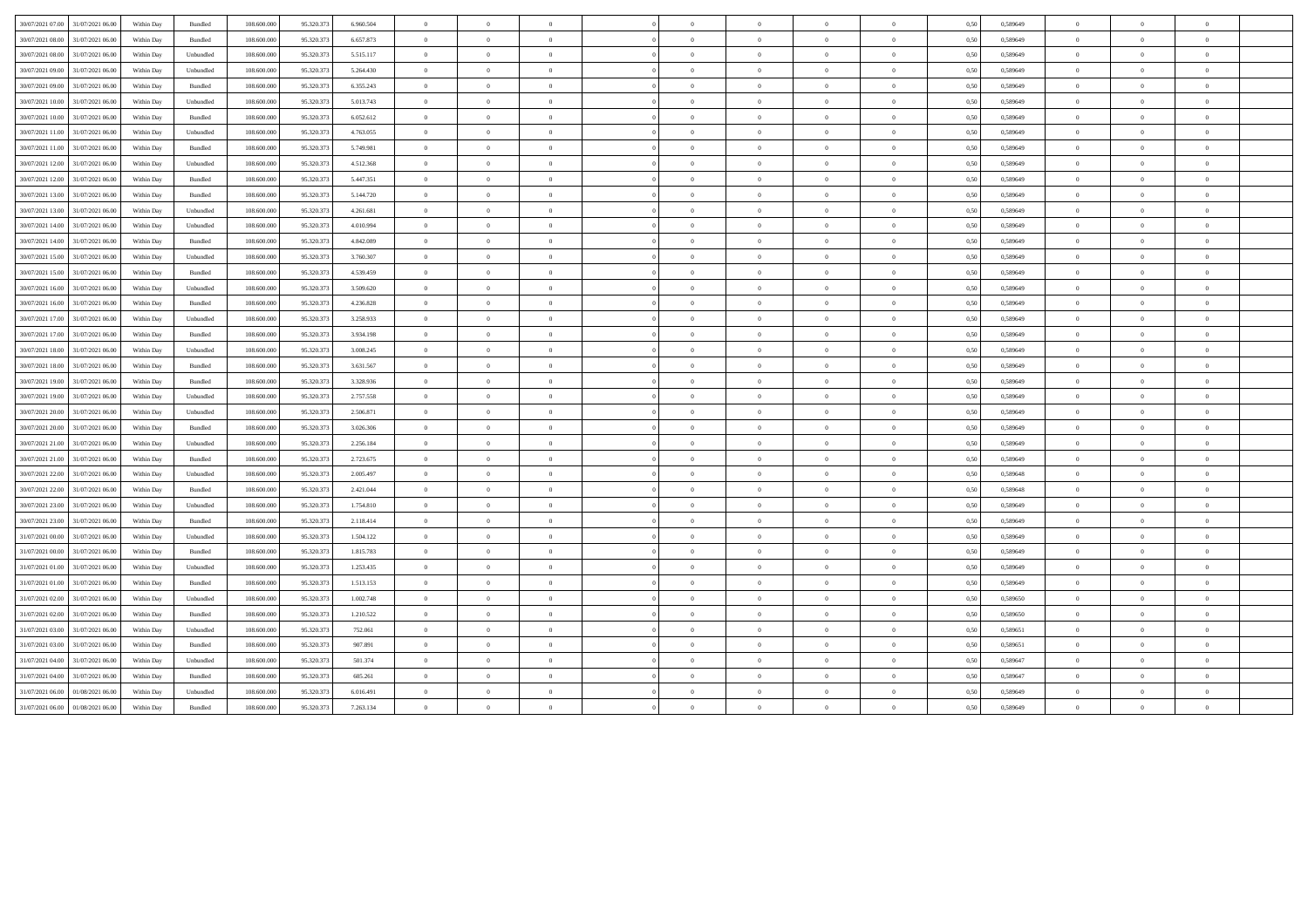| | | | | | | | | | | | | | | | | | | | | | |
|---|---|---|---|---|---|---|---|---|---|---|---|---|---|---|---|---|---|---|---|---|---|
| 30/07/2021 07:00 | 31/07/2021 06:00 | Within Day | Bundled | 108.600.000 | 95.320.373 | 6.960.504 | 0 | 0 | 0 | | 0 | 0 | 0 | 0 | 0 | 0,50 | 0,589649 | 0 | 0 | 0 | |
| 30/07/2021 08:00 | 31/07/2021 06:00 | Within Day | Bundled | 108.600.000 | 95.320.373 | 6.657.873 | 0 | 0 | 0 | | 0 | 0 | 0 | 0 | 0 | 0,50 | 0,589649 | 0 | 0 | 0 | |
| 30/07/2021 08:00 | 31/07/2021 06:00 | Within Day | Unbundled | 108.600.000 | 95.320.373 | 5.515.117 | 0 | 0 | 0 | | 0 | 0 | 0 | 0 | 0 | 0,50 | 0,589649 | 0 | 0 | 0 | |
| 30/07/2021 09:00 | 31/07/2021 06:00 | Within Day | Unbundled | 108.600.000 | 95.320.373 | 5.264.430 | 0 | 0 | 0 | | 0 | 0 | 0 | 0 | 0 | 0,50 | 0,589649 | 0 | 0 | 0 | |
| 30/07/2021 09:00 | 31/07/2021 06:00 | Within Day | Bundled | 108.600.000 | 95.320.373 | 6.355.243 | 0 | 0 | 0 | | 0 | 0 | 0 | 0 | 0 | 0,50 | 0,589649 | 0 | 0 | 0 | |
| 30/07/2021 10:00 | 31/07/2021 06:00 | Within Day | Unbundled | 108.600.000 | 95.320.373 | 5.013.743 | 0 | 0 | 0 | | 0 | 0 | 0 | 0 | 0 | 0,50 | 0,589649 | 0 | 0 | 0 | |
| 30/07/2021 10:00 | 31/07/2021 06:00 | Within Day | Bundled | 108.600.000 | 95.320.373 | 6.052.612 | 0 | 0 | 0 | | 0 | 0 | 0 | 0 | 0 | 0,50 | 0,589649 | 0 | 0 | 0 | |
| 30/07/2021 11:00 | 31/07/2021 06:00 | Within Day | Unbundled | 108.600.000 | 95.320.373 | 4.763.055 | 0 | 0 | 0 | | 0 | 0 | 0 | 0 | 0 | 0,50 | 0,589649 | 0 | 0 | 0 | |
| 30/07/2021 11:00 | 31/07/2021 06:00 | Within Day | Bundled | 108.600.000 | 95.320.373 | 5.749.981 | 0 | 0 | 0 | | 0 | 0 | 0 | 0 | 0 | 0,50 | 0,589649 | 0 | 0 | 0 | |
| 30/07/2021 12:00 | 31/07/2021 06:00 | Within Day | Unbundled | 108.600.000 | 95.320.373 | 4.512.368 | 0 | 0 | 0 | | 0 | 0 | 0 | 0 | 0 | 0,50 | 0,589649 | 0 | 0 | 0 | |
| 30/07/2021 12:00 | 31/07/2021 06:00 | Within Day | Bundled | 108.600.000 | 95.320.373 | 5.447.351 | 0 | 0 | 0 | | 0 | 0 | 0 | 0 | 0 | 0,50 | 0,589649 | 0 | 0 | 0 | |
| 30/07/2021 13:00 | 31/07/2021 06:00 | Within Day | Bundled | 108.600.000 | 95.320.373 | 5.144.720 | 0 | 0 | 0 | | 0 | 0 | 0 | 0 | 0 | 0,50 | 0,589649 | 0 | 0 | 0 | |
| 30/07/2021 13:00 | 31/07/2021 06:00 | Within Day | Unbundled | 108.600.000 | 95.320.373 | 4.261.681 | 0 | 0 | 0 | | 0 | 0 | 0 | 0 | 0 | 0,50 | 0,589649 | 0 | 0 | 0 | |
| 30/07/2021 14:00 | 31/07/2021 06:00 | Within Day | Unbundled | 108.600.000 | 95.320.373 | 4.010.994 | 0 | 0 | 0 | | 0 | 0 | 0 | 0 | 0 | 0,50 | 0,589649 | 0 | 0 | 0 | |
| 30/07/2021 14:00 | 31/07/2021 06:00 | Within Day | Bundled | 108.600.000 | 95.320.373 | 4.842.089 | 0 | 0 | 0 | | 0 | 0 | 0 | 0 | 0 | 0,50 | 0,589649 | 0 | 0 | 0 | |
| 30/07/2021 15:00 | 31/07/2021 06:00 | Within Day | Unbundled | 108.600.000 | 95.320.373 | 3.760.307 | 0 | 0 | 0 | | 0 | 0 | 0 | 0 | 0 | 0,50 | 0,589649 | 0 | 0 | 0 | |
| 30/07/2021 15:00 | 31/07/2021 06:00 | Within Day | Bundled | 108.600.000 | 95.320.373 | 4.539.459 | 0 | 0 | 0 | | 0 | 0 | 0 | 0 | 0 | 0,50 | 0,589649 | 0 | 0 | 0 | |
| 30/07/2021 16:00 | 31/07/2021 06:00 | Within Day | Unbundled | 108.600.000 | 95.320.373 | 3.509.620 | 0 | 0 | 0 | | 0 | 0 | 0 | 0 | 0 | 0,50 | 0,589649 | 0 | 0 | 0 | |
| 30/07/2021 16:00 | 31/07/2021 06:00 | Within Day | Bundled | 108.600.000 | 95.320.373 | 4.236.828 | 0 | 0 | 0 | | 0 | 0 | 0 | 0 | 0 | 0,50 | 0,589649 | 0 | 0 | 0 | |
| 30/07/2021 17:00 | 31/07/2021 06:00 | Within Day | Unbundled | 108.600.000 | 95.320.373 | 3.258.933 | 0 | 0 | 0 | | 0 | 0 | 0 | 0 | 0 | 0,50 | 0,589649 | 0 | 0 | 0 | |
| 30/07/2021 17:00 | 31/07/2021 06:00 | Within Day | Bundled | 108.600.000 | 95.320.373 | 3.934.198 | 0 | 0 | 0 | | 0 | 0 | 0 | 0 | 0 | 0,50 | 0,589649 | 0 | 0 | 0 | |
| 30/07/2021 18:00 | 31/07/2021 06:00 | Within Day | Unbundled | 108.600.000 | 95.320.373 | 3.008.245 | 0 | 0 | 0 | | 0 | 0 | 0 | 0 | 0 | 0,50 | 0,589649 | 0 | 0 | 0 | |
| 30/07/2021 18:00 | 31/07/2021 06:00 | Within Day | Bundled | 108.600.000 | 95.320.373 | 3.631.567 | 0 | 0 | 0 | | 0 | 0 | 0 | 0 | 0 | 0,50 | 0,589649 | 0 | 0 | 0 | |
| 30/07/2021 19:00 | 31/07/2021 06:00 | Within Day | Bundled | 108.600.000 | 95.320.373 | 3.328.936 | 0 | 0 | 0 | | 0 | 0 | 0 | 0 | 0 | 0,50 | 0,589649 | 0 | 0 | 0 | |
| 30/07/2021 19:00 | 31/07/2021 06:00 | Within Day | Unbundled | 108.600.000 | 95.320.373 | 2.757.558 | 0 | 0 | 0 | | 0 | 0 | 0 | 0 | 0 | 0,50 | 0,589649 | 0 | 0 | 0 | |
| 30/07/2021 20:00 | 31/07/2021 06:00 | Within Day | Unbundled | 108.600.000 | 95.320.373 | 2.506.871 | 0 | 0 | 0 | | 0 | 0 | 0 | 0 | 0 | 0,50 | 0,589649 | 0 | 0 | 0 | |
| 30/07/2021 20:00 | 31/07/2021 06:00 | Within Day | Bundled | 108.600.000 | 95.320.373 | 3.026.306 | 0 | 0 | 0 | | 0 | 0 | 0 | 0 | 0 | 0,50 | 0,589649 | 0 | 0 | 0 | |
| 30/07/2021 21:00 | 31/07/2021 06:00 | Within Day | Unbundled | 108.600.000 | 95.320.373 | 2.256.184 | 0 | 0 | 0 | | 0 | 0 | 0 | 0 | 0 | 0,50 | 0,589649 | 0 | 0 | 0 | |
| 30/07/2021 21:00 | 31/07/2021 06:00 | Within Day | Bundled | 108.600.000 | 95.320.373 | 2.723.675 | 0 | 0 | 0 | | 0 | 0 | 0 | 0 | 0 | 0,50 | 0,589649 | 0 | 0 | 0 | |
| 30/07/2021 22:00 | 31/07/2021 06:00 | Within Day | Unbundled | 108.600.000 | 95.320.373 | 2.005.497 | 0 | 0 | 0 | | 0 | 0 | 0 | 0 | 0 | 0,50 | 0,589648 | 0 | 0 | 0 | |
| 30/07/2021 22:00 | 31/07/2021 06:00 | Within Day | Bundled | 108.600.000 | 95.320.373 | 2.421.044 | 0 | 0 | 0 | | 0 | 0 | 0 | 0 | 0 | 0,50 | 0,589648 | 0 | 0 | 0 | |
| 30/07/2021 23:00 | 31/07/2021 06:00 | Within Day | Unbundled | 108.600.000 | 95.320.373 | 1.754.810 | 0 | 0 | 0 | | 0 | 0 | 0 | 0 | 0 | 0,50 | 0,589649 | 0 | 0 | 0 | |
| 30/07/2021 23:00 | 31/07/2021 06:00 | Within Day | Bundled | 108.600.000 | 95.320.373 | 2.118.414 | 0 | 0 | 0 | | 0 | 0 | 0 | 0 | 0 | 0,50 | 0,589649 | 0 | 0 | 0 | |
| 31/07/2021 00:00 | 31/07/2021 06:00 | Within Day | Unbundled | 108.600.000 | 95.320.373 | 1.504.122 | 0 | 0 | 0 | | 0 | 0 | 0 | 0 | 0 | 0,50 | 0,589649 | 0 | 0 | 0 | |
| 31/07/2021 00:00 | 31/07/2021 06:00 | Within Day | Bundled | 108.600.000 | 95.320.373 | 1.815.783 | 0 | 0 | 0 | | 0 | 0 | 0 | 0 | 0 | 0,50 | 0,589649 | 0 | 0 | 0 | |
| 31/07/2021 01:00 | 31/07/2021 06:00 | Within Day | Unbundled | 108.600.000 | 95.320.373 | 1.253.435 | 0 | 0 | 0 | | 0 | 0 | 0 | 0 | 0 | 0,50 | 0,589649 | 0 | 0 | 0 | |
| 31/07/2021 01:00 | 31/07/2021 06:00 | Within Day | Bundled | 108.600.000 | 95.320.373 | 1.513.153 | 0 | 0 | 0 | | 0 | 0 | 0 | 0 | 0 | 0,50 | 0,589649 | 0 | 0 | 0 | |
| 31/07/2021 02:00 | 31/07/2021 06:00 | Within Day | Unbundled | 108.600.000 | 95.320.373 | 1.002.748 | 0 | 0 | 0 | | 0 | 0 | 0 | 0 | 0 | 0,50 | 0,589650 | 0 | 0 | 0 | |
| 31/07/2021 02:00 | 31/07/2021 06:00 | Within Day | Bundled | 108.600.000 | 95.320.373 | 1.210.522 | 0 | 0 | 0 | | 0 | 0 | 0 | 0 | 0 | 0,50 | 0,589650 | 0 | 0 | 0 | |
| 31/07/2021 03:00 | 31/07/2021 06:00 | Within Day | Unbundled | 108.600.000 | 95.320.373 | 752.061 | 0 | 0 | 0 | | 0 | 0 | 0 | 0 | 0 | 0,50 | 0,589651 | 0 | 0 | 0 | |
| 31/07/2021 03:00 | 31/07/2021 06:00 | Within Day | Bundled | 108.600.000 | 95.320.373 | 907.891 | 0 | 0 | 0 | | 0 | 0 | 0 | 0 | 0 | 0,50 | 0,589651 | 0 | 0 | 0 | |
| 31/07/2021 04:00 | 31/07/2021 06:00 | Within Day | Unbundled | 108.600.000 | 95.320.373 | 501.374 | 0 | 0 | 0 | | 0 | 0 | 0 | 0 | 0 | 0,50 | 0,589647 | 0 | 0 | 0 | |
| 31/07/2021 04:00 | 31/07/2021 06:00 | Within Day | Bundled | 108.600.000 | 95.320.373 | 605.261 | 0 | 0 | 0 | | 0 | 0 | 0 | 0 | 0 | 0,50 | 0,589647 | 0 | 0 | 0 | |
| 31/07/2021 06:00 | 01/08/2021 06:00 | Within Day | Unbundled | 108.600.000 | 95.320.373 | 6.016.491 | 0 | 0 | 0 | | 0 | 0 | 0 | 0 | 0 | 0,50 | 0,589649 | 0 | 0 | 0 | |
| 31/07/2021 06:00 | 01/08/2021 06:00 | Within Day | Bundled | 108.600.000 | 95.320.373 | 7.263.134 | 0 | 0 | 0 | | 0 | 0 | 0 | 0 | 0 | 0,50 | 0,589649 | 0 | 0 | 0 | |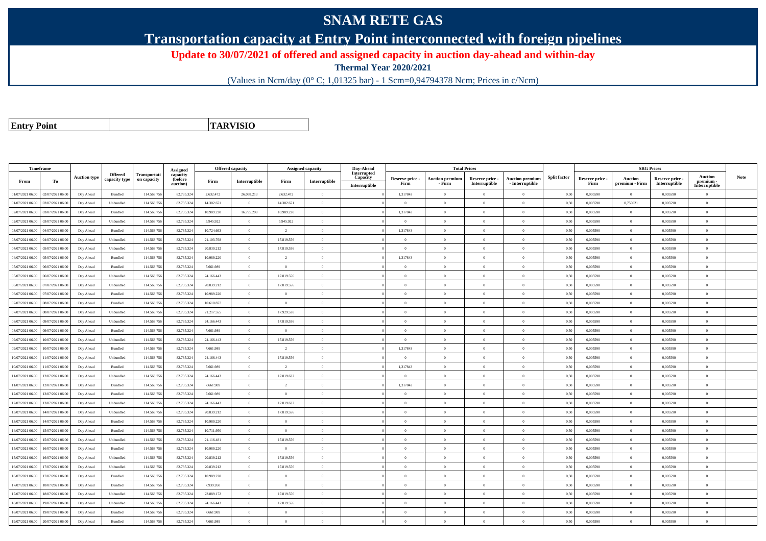# SNAM RETE GAS

## Transportation capacity at Entry Point interconnected with foreign pipelines

### Update to 30/07/2021 of offered and assigned capacity in auction day-ahead and within-day

**Thermal Year 2020/2021**

(Values in Ncm/day (0° C; 1,01325 bar) - 1 Scm=0,94794378 Ncm; Prices in c/Ncm)

| **Entry Point** | **TARVISIO** |
|---|---|

| Timeframe | | Auction type | Offered capacity type | Transportation capacity | Assigned capacity (before auction) | Offered capacity | | Assigned capacity | | Day-Ahead Interrupted Capacity | Total Prices | | | | Split factor | SRG Prices | | | | Note |
|---|---|---|---|---|---|---|---|---|---|---|---|---|---|---|---|---|---|---|---|---|
| From | To | | | | | Firm | Interruptible | Firm | Interruptible | Interruptible | Reserve price - Firm | Auction premium - Firm | Reserve price - Interruptible | Auction premium - Interruptible | | Reserve price - Firm | Auction premium - Firm | Reserve price - Interruptible | Auction premium - Interruptible | |
| 01/07/2021 06.00 | 02/07/2021 06.00 | Day Ahead | Bundled | 114.563.756 | 82.735.324 | 2.632.472 | 26.058.213 | 2.632.472 | 0 | 0 | 1,317843 | 0 | 0 | 0 | 0,50 | 0,005590 | 0 | 0,005590 | 0 | |
| 01/07/2021 06.00 | 02/07/2021 06.00 | Day Ahead | Unbundled | 114.563.756 | 82.735.324 | 14.302.671 | 0 | 14.302.671 | 0 | 0 | 0 | 0 | 0 | 0 | 0,50 | 0,005590 | 0,755621 | 0,005590 | 0 | |
| 02/07/2021 06.00 | 03/07/2021 06.00 | Day Ahead | Bundled | 114.563.756 | 82.735.324 | 10.989.220 | 16.795.298 | 10.989.220 | 0 | 0 | 1,317843 | 0 | 0 | 0 | 0,50 | 0,005590 | 0 | 0,005590 | 0 | |
| 02/07/2021 06.00 | 03/07/2021 06.00 | Day Ahead | Unbundled | 114.563.756 | 82.735.324 | 5.945.922 | 0 | 5.945.922 | 0 | 0 | 0 | 0 | 0 | 0 | 0,50 | 0,005590 | 0 | 0,005590 | 0 | |
| 03/07/2021 06.00 | 04/07/2021 06.00 | Day Ahead | Bundled | 114.563.756 | 82.735.324 | 10.724.663 | 0 | 2 | 0 | 0 | 1,317843 | 0 | 0 | 0 | 0,50 | 0,005590 | 0 | 0,005590 | 0 | |
| 03/07/2021 06.00 | 04/07/2021 06.00 | Day Ahead | Unbundled | 114.563.756 | 82.735.324 | 21.103.768 | 0 | 17.819.556 | 0 | 0 | 0 | 0 | 0 | 0 | 0,50 | 0,005590 | 0 | 0,005590 | 0 | |
| 04/07/2021 06.00 | 05/07/2021 06.00 | Day Ahead | Unbundled | 114.563.756 | 82.735.324 | 20.839.212 | 0 | 17.819.556 | 0 | 0 | 0 | 0 | 0 | 0 | 0,50 | 0,005590 | 0 | 0,005590 | 0 | |
| 04/07/2021 06.00 | 05/07/2021 06.00 | Day Ahead | Bundled | 114.563.756 | 82.735.324 | 10.989.220 | 0 | 2 | 0 | 0 | 1,317843 | 0 | 0 | 0 | 0,50 | 0,005590 | 0 | 0,005590 | 0 | |
| 05/07/2021 06.00 | 06/07/2021 06.00 | Day Ahead | Bundled | 114.563.756 | 82.735.324 | 7.661.989 | 0 | 0 | 0 | 0 | 0 | 0 | 0 | 0 | 0,50 | 0,005590 | 0 | 0,005590 | 0 | |
| 05/07/2021 06.00 | 06/07/2021 06.00 | Day Ahead | Unbundled | 114.563.756 | 82.735.324 | 24.166.443 | 0 | 17.819.556 | 0 | 0 | 0 | 0 | 0 | 0 | 0,50 | 0,005590 | 0 | 0,005590 | 0 | |
| 06/07/2021 06.00 | 07/07/2021 06.00 | Day Ahead | Unbundled | 114.563.756 | 82.735.324 | 20.839.212 | 0 | 17.819.556 | 0 | 0 | 0 | 0 | 0 | 0 | 0,50 | 0,005590 | 0 | 0,005590 | 0 | |
| 06/07/2021 06.00 | 07/07/2021 06.00 | Day Ahead | Bundled | 114.563.756 | 82.735.324 | 10.989.220 | 0 | 0 | 0 | 0 | 0 | 0 | 0 | 0 | 0,50 | 0,005590 | 0 | 0,005590 | 0 | |
| 07/07/2021 06.00 | 08/07/2021 06.00 | Day Ahead | Bundled | 114.563.756 | 82.735.324 | 10.610.877 | 0 | 0 | 0 | 0 | 0 | 0 | 0 | 0 | 0,50 | 0,005590 | 0 | 0,005590 | 0 | |
| 07/07/2021 06.00 | 08/07/2021 06.00 | Day Ahead | Unbundled | 114.563.756 | 82.735.324 | 21.217.555 | 0 | 17.929.538 | 0 | 0 | 0 | 0 | 0 | 0 | 0,50 | 0,005590 | 0 | 0,005590 | 0 | |
| 08/07/2021 06.00 | 09/07/2021 06.00 | Day Ahead | Unbundled | 114.563.756 | 82.735.324 | 24.166.443 | 0 | 17.819.556 | 0 | 0 | 0 | 0 | 0 | 0 | 0,50 | 0,005590 | 0 | 0,005590 | 0 | |
| 08/07/2021 06.00 | 09/07/2021 06.00 | Day Ahead | Bundled | 114.563.756 | 82.735.324 | 7.661.989 | 0 | 0 | 0 | 0 | 0 | 0 | 0 | 0 | 0,50 | 0,005590 | 0 | 0,005590 | 0 | |
| 09/07/2021 06.00 | 10/07/2021 06.00 | Day Ahead | Unbundled | 114.563.756 | 82.735.324 | 24.166.443 | 0 | 17.819.556 | 0 | 0 | 0 | 0 | 0 | 0 | 0,50 | 0,005590 | 0 | 0,005590 | 0 | |
| 09/07/2021 06.00 | 10/07/2021 06.00 | Day Ahead | Bundled | 114.563.756 | 82.735.324 | 7.661.989 | 0 | 2 | 0 | 0 | 1,317843 | 0 | 0 | 0 | 0,50 | 0,005590 | 0 | 0,005590 | 0 | |
| 10/07/2021 06.00 | 11/07/2021 06.00 | Day Ahead | Unbundled | 114.563.756 | 82.735.324 | 24.166.443 | 0 | 17.819.556 | 0 | 0 | 0 | 0 | 0 | 0 | 0,50 | 0,005590 | 0 | 0,005590 | 0 | |
| 10/07/2021 06.00 | 11/07/2021 06.00 | Day Ahead | Bundled | 114.563.756 | 82.735.324 | 7.661.989 | 0 | 2 | 0 | 0 | 1,317843 | 0 | 0 | 0 | 0,50 | 0,005590 | 0 | 0,005590 | 0 | |
| 11/07/2021 06.00 | 12/07/2021 06.00 | Day Ahead | Unbundled | 114.563.756 | 82.735.324 | 24.166.443 | 0 | 17.819.632 | 0 | 0 | 0 | 0 | 0 | 0 | 0,50 | 0,005590 | 0 | 0,005590 | 0 | |
| 11/07/2021 06.00 | 12/07/2021 06.00 | Day Ahead | Bundled | 114.563.756 | 82.735.324 | 7.661.989 | 0 | 2 | 0 | 0 | 1,317843 | 0 | 0 | 0 | 0,50 | 0,005590 | 0 | 0,005590 | 0 | |
| 12/07/2021 06.00 | 13/07/2021 06.00 | Day Ahead | Bundled | 114.563.756 | 82.735.324 | 7.661.989 | 0 | 0 | 0 | 0 | 0 | 0 | 0 | 0 | 0,50 | 0,005590 | 0 | 0,005590 | 0 | |
| 12/07/2021 06.00 | 13/07/2021 06.00 | Day Ahead | Unbundled | 114.563.756 | 82.735.324 | 24.166.443 | 0 | 17.819.632 | 0 | 0 | 0 | 0 | 0 | 0 | 0,50 | 0,005590 | 0 | 0,005590 | 0 | |
| 13/07/2021 06.00 | 14/07/2021 06.00 | Day Ahead | Unbundled | 114.563.756 | 82.735.324 | 20.839.212 | 0 | 17.819.556 | 0 | 0 | 0 | 0 | 0 | 0 | 0,50 | 0,005590 | 0 | 0,005590 | 0 | |
| 13/07/2021 06.00 | 14/07/2021 06.00 | Day Ahead | Bundled | 114.563.756 | 82.735.324 | 10.989.220 | 0 | 0 | 0 | 0 | 0 | 0 | 0 | 0 | 0,50 | 0,005590 | 0 | 0,005590 | 0 | |
| 14/07/2021 06.00 | 15/07/2021 06.00 | Day Ahead | Bundled | 114.563.756 | 82.735.324 | 10.711.950 | 0 | 0 | 0 | 0 | 0 | 0 | 0 | 0 | 0,50 | 0,005590 | 0 | 0,005590 | 0 | |
| 14/07/2021 06.00 | 15/07/2021 06.00 | Day Ahead | Unbundled | 114.563.756 | 82.735.324 | 21.116.481 | 0 | 17.819.556 | 0 | 0 | 0 | 0 | 0 | 0 | 0,50 | 0,005590 | 0 | 0,005590 | 0 | |
| 15/07/2021 06.00 | 16/07/2021 06.00 | Day Ahead | Bundled | 114.563.756 | 82.735.324 | 10.989.220 | 0 | 0 | 0 | 0 | 0 | 0 | 0 | 0 | 0,50 | 0,005590 | 0 | 0,005590 | 0 | |
| 15/07/2021 06.00 | 16/07/2021 06.00 | Day Ahead | Unbundled | 114.563.756 | 82.735.324 | 20.839.212 | 0 | 17.819.556 | 0 | 0 | 0 | 0 | 0 | 0 | 0,50 | 0,005590 | 0 | 0,005590 | 0 | |
| 16/07/2021 06.00 | 17/07/2021 06.00 | Day Ahead | Unbundled | 114.563.756 | 82.735.324 | 20.839.212 | 0 | 17.819.556 | 0 | 0 | 0 | 0 | 0 | 0 | 0,50 | 0,005590 | 0 | 0,005590 | 0 | |
| 16/07/2021 06.00 | 17/07/2021 06.00 | Day Ahead | Bundled | 114.563.756 | 82.735.324 | 10.989.220 | 0 | 0 | 0 | 0 | 0 | 0 | 0 | 0 | 0,50 | 0,005590 | 0 | 0,005590 | 0 | |
| 17/07/2021 06.00 | 18/07/2021 06.00 | Day Ahead | Bundled | 114.563.756 | 82.735.324 | 7.939.260 | 0 | 0 | 0 | 0 | 0 | 0 | 0 | 0 | 0,50 | 0,005590 | 0 | 0,005590 | 0 | |
| 17/07/2021 06.00 | 18/07/2021 06.00 | Day Ahead | Unbundled | 114.563.756 | 82.735.324 | 23.889.172 | 0 | 17.819.556 | 0 | 0 | 0 | 0 | 0 | 0 | 0,50 | 0,005590 | 0 | 0,005590 | 0 | |
| 18/07/2021 06.00 | 19/07/2021 06.00 | Day Ahead | Unbundled | 114.563.756 | 82.735.324 | 24.166.443 | 0 | 17.819.556 | 0 | 0 | 0 | 0 | 0 | 0 | 0,50 | 0,005590 | 0 | 0,005590 | 0 | |
| 18/07/2021 06.00 | 19/07/2021 06.00 | Day Ahead | Bundled | 114.563.756 | 82.735.324 | 7.661.989 | 0 | 0 | 0 | 0 | 0 | 0 | 0 | 0 | 0,50 | 0,005590 | 0 | 0,005590 | 0 | |
| 19/07/2021 06.00 | 20/07/2021 06.00 | Day Ahead | Bundled | 114.563.756 | 82.735.324 | 7.661.989 | 0 | 0 | 0 | 0 | 0 | 0 | 0 | 0 | 0,50 | 0,005590 | 0 | 0,005590 | 0 | |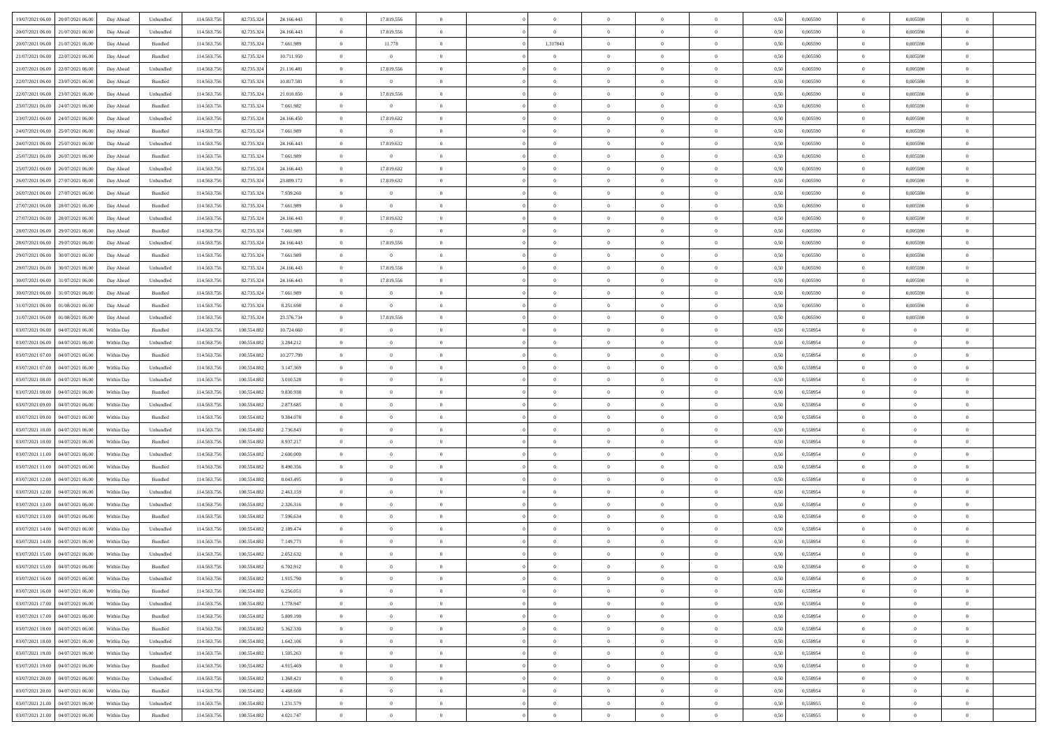| | | | | | | | | | | | | | | | | | | | | | |
|---|---|---|---|---|---|---|---|---|---|---|---|---|---|---|---|---|---|---|---|---|---|
| 19/07/2021 06:00 | 20/07/2021 06:00 | Day Ahead | Unbundled | 114.563.756 | 82.735.324 | 24.166.443 | 0 | 17.819.556 | 0 | | | 0 | 0 | 0 | 0 | 0,50 | 0,005590 | 0 | 0,005590 | 0 | |
| 20/07/2021 06:00 | 21/07/2021 06:00 | Day Ahead | Unbundled | 114.563.756 | 82.735.324 | 24.166.443 | 0 | 17.819.556 | 0 | | | 0 | 0 | 0 | 0 | 0,50 | 0,005590 | 0 | 0,005590 | 0 | |
| 20/07/2021 06:00 | 21/07/2021 06:00 | Day Ahead | Bundled | 114.563.756 | 82.735.324 | 7.661.989 | 0 | 11.778 | 0 | | | 1,317843 | 0 | 0 | 0 | 0,50 | 0,005590 | 0 | 0,005590 | 0 | |
| 21/07/2021 06:00 | 22/07/2021 06:00 | Day Ahead | Bundled | 114.563.756 | 82.735.324 | 10.711.950 | 0 | 0 | 0 | | | 0 | 0 | 0 | 0 | 0,50 | 0,005590 | 0 | 0,005590 | 0 | |
| 21/07/2021 06:00 | 22/07/2021 06:00 | Day Ahead | Unbundled | 114.563.756 | 82.735.324 | 21.116.481 | 0 | 17.819.556 | 0 | | | 0 | 0 | 0 | 0 | 0,50 | 0,005590 | 0 | 0,005590 | 0 | |
| 22/07/2021 06:00 | 23/07/2021 06:00 | Day Ahead | Bundled | 114.563.756 | 82.735.324 | 10.817.581 | 0 | 0 | 0 | | | 0 | 0 | 0 | 0 | 0,50 | 0,005590 | 0 | 0,005590 | 0 | |
| 22/07/2021 06:00 | 23/07/2021 06:00 | Day Ahead | Unbundled | 114.563.756 | 82.735.324 | 21.010.850 | 0 | 17.819.556 | 0 | | | 0 | 0 | 0 | 0 | 0,50 | 0,005590 | 0 | 0,005590 | 0 | |
| 23/07/2021 06:00 | 24/07/2021 06:00 | Day Ahead | Bundled | 114.563.756 | 82.735.324 | 7.661.982 | 0 | 0 | 0 | | | 0 | 0 | 0 | 0 | 0,50 | 0,005590 | 0 | 0,005590 | 0 | |
| 23/07/2021 06:00 | 24/07/2021 06:00 | Day Ahead | Unbundled | 114.563.756 | 82.735.324 | 24.166.450 | 0 | 17.819.632 | 0 | | | 0 | 0 | 0 | 0 | 0,50 | 0,005590 | 0 | 0,005590 | 0 | |
| 24/07/2021 06:00 | 25/07/2021 06:00 | Day Ahead | Bundled | 114.563.756 | 82.735.324 | 7.661.989 | 0 | 0 | 0 | | | 0 | 0 | 0 | 0 | 0,50 | 0,005590 | 0 | 0,005590 | 0 | |
| 24/07/2021 06:00 | 25/07/2021 06:00 | Day Ahead | Unbundled | 114.563.756 | 82.735.324 | 24.166.443 | 0 | 17.819.632 | 0 | | | 0 | 0 | 0 | 0 | 0,50 | 0,005590 | 0 | 0,005590 | 0 | |
| 25/07/2021 06:00 | 26/07/2021 06:00 | Day Ahead | Bundled | 114.563.756 | 82.735.324 | 7.661.989 | 0 | 0 | 0 | | | 0 | 0 | 0 | 0 | 0,50 | 0,005590 | 0 | 0,005590 | 0 | |
| 25/07/2021 06:00 | 26/07/2021 06:00 | Day Ahead | Unbundled | 114.563.756 | 82.735.324 | 24.166.443 | 0 | 17.819.632 | 0 | | | 0 | 0 | 0 | 0 | 0,50 | 0,005590 | 0 | 0,005590 | 0 | |
| 26/07/2021 06:00 | 27/07/2021 06:00 | Day Ahead | Unbundled | 114.563.756 | 82.735.324 | 23.889.172 | 0 | 17.819.632 | 0 | | | 0 | 0 | 0 | 0 | 0,50 | 0,005590 | 0 | 0,005590 | 0 | |
| 26/07/2021 06:00 | 27/07/2021 06:00 | Day Ahead | Bundled | 114.563.756 | 82.735.324 | 7.939.260 | 0 | 0 | 0 | | | 0 | 0 | 0 | 0 | 0,50 | 0,005590 | 0 | 0,005590 | 0 | |
| 27/07/2021 06:00 | 28/07/2021 06:00 | Day Ahead | Bundled | 114.563.756 | 82.735.324 | 7.661.989 | 0 | 0 | 0 | | | 0 | 0 | 0 | 0 | 0,50 | 0,005590 | 0 | 0,005590 | 0 | |
| 27/07/2021 06:00 | 28/07/2021 06:00 | Day Ahead | Unbundled | 114.563.756 | 82.735.324 | 24.166.443 | 0 | 17.819.632 | 0 | | | 0 | 0 | 0 | 0 | 0,50 | 0,005590 | 0 | 0,005590 | 0 | |
| 28/07/2021 06:00 | 29/07/2021 06:00 | Day Ahead | Bundled | 114.563.756 | 82.735.324 | 7.661.989 | 0 | 0 | 0 | | | 0 | 0 | 0 | 0 | 0,50 | 0,005590 | 0 | 0,005590 | 0 | |
| 28/07/2021 06:00 | 29/07/2021 06:00 | Day Ahead | Unbundled | 114.563.756 | 82.735.324 | 24.166.443 | 0 | 17.819.556 | 0 | | | 0 | 0 | 0 | 0 | 0,50 | 0,005590 | 0 | 0,005590 | 0 | |
| 29/07/2021 06:00 | 30/07/2021 06:00 | Day Ahead | Bundled | 114.563.756 | 82.735.324 | 7.661.989 | 0 | 0 | 0 | | | 0 | 0 | 0 | 0 | 0,50 | 0,005590 | 0 | 0,005590 | 0 | |
| 29/07/2021 06:00 | 30/07/2021 06:00 | Day Ahead | Unbundled | 114.563.756 | 82.735.324 | 24.166.443 | 0 | 17.819.556 | 0 | | | 0 | 0 | 0 | 0 | 0,50 | 0,005590 | 0 | 0,005590 | 0 | |
| 30/07/2021 06:00 | 31/07/2021 06:00 | Day Ahead | Unbundled | 114.563.756 | 82.735.324 | 24.166.443 | 0 | 17.819.556 | 0 | | | 0 | 0 | 0 | 0 | 0,50 | 0,005590 | 0 | 0,005590 | 0 | |
| 30/07/2021 06:00 | 31/07/2021 06:00 | Day Ahead | Bundled | 114.563.756 | 82.735.324 | 7.661.989 | 0 | 0 | 0 | | | 0 | 0 | 0 | 0 | 0,50 | 0,005590 | 0 | 0,005590 | 0 | |
| 31/07/2021 06:00 | 01/08/2021 06:00 | Day Ahead | Bundled | 114.563.756 | 82.735.324 | 8.251.698 | 0 | 0 | 0 | | | 0 | 0 | 0 | 0 | 0,50 | 0,005590 | 0 | 0,005590 | 0 | |
| 31/07/2021 06:00 | 01/08/2021 06:00 | Day Ahead | Unbundled | 114.563.756 | 82.735.324 | 23.576.734 | 0 | 17.819.556 | 0 | | | 0 | 0 | 0 | 0 | 0,50 | 0,005590 | 0 | 0,005590 | 0 | |
| 03/07/2021 06:00 | 04/07/2021 06:00 | Within Day | Bundled | 114.563.756 | 100.554.882 | 10.724.660 | 0 | 0 | 0 | | | 0 | 0 | 0 | 0 | 0,50 | 0,558954 | 0 | 0 | 0 | |
| 03/07/2021 06:00 | 04/07/2021 06:00 | Within Day | Unbundled | 114.563.756 | 100.554.882 | 3.284.212 | 0 | 0 | 0 | | | 0 | 0 | 0 | 0 | 0,50 | 0,558954 | 0 | 0 | 0 | |
| 03/07/2021 07:00 | 04/07/2021 06:00 | Within Day | Bundled | 114.563.756 | 100.554.882 | 10.277.799 | 0 | 0 | 0 | | | 0 | 0 | 0 | 0 | 0,50 | 0,558954 | 0 | 0 | 0 | |
| 03/07/2021 07:00 | 04/07/2021 06:00 | Within Day | Unbundled | 114.563.756 | 100.554.882 | 3.147.369 | 0 | 0 | 0 | | | 0 | 0 | 0 | 0 | 0,50 | 0,558954 | 0 | 0 | 0 | |
| 03/07/2021 08:00 | 04/07/2021 06:00 | Within Day | Unbundled | 114.563.756 | 100.554.882 | 3.010.528 | 0 | 0 | 0 | | | 0 | 0 | 0 | 0 | 0,50 | 0,558954 | 0 | 0 | 0 | |
| 03/07/2021 08:00 | 04/07/2021 06:00 | Within Day | Bundled | 114.563.756 | 100.554.882 | 9.830.938 | 0 | 0 | 0 | | | 0 | 0 | 0 | 0 | 0,50 | 0,558954 | 0 | 0 | 0 | |
| 03/07/2021 09:00 | 04/07/2021 06:00 | Within Day | Unbundled | 114.563.756 | 100.554.882 | 2.873.685 | 0 | 0 | 0 | | | 0 | 0 | 0 | 0 | 0,50 | 0,558954 | 0 | 0 | 0 | |
| 03/07/2021 09:00 | 04/07/2021 06:00 | Within Day | Bundled | 114.563.756 | 100.554.882 | 9.384.078 | 0 | 0 | 0 | | | 0 | 0 | 0 | 0 | 0,50 | 0,558954 | 0 | 0 | 0 | |
| 03/07/2021 10:00 | 04/07/2021 06:00 | Within Day | Unbundled | 114.563.756 | 100.554.882 | 2.736.843 | 0 | 0 | 0 | | | 0 | 0 | 0 | 0 | 0,50 | 0,558954 | 0 | 0 | 0 | |
| 03/07/2021 10:00 | 04/07/2021 06:00 | Within Day | Bundled | 114.563.756 | 100.554.882 | 8.937.217 | 0 | 0 | 0 | | | 0 | 0 | 0 | 0 | 0,50 | 0,558954 | 0 | 0 | 0 | |
| 03/07/2021 11:00 | 04/07/2021 06:00 | Within Day | Unbundled | 114.563.756 | 100.554.882 | 2.600.000 | 0 | 0 | 0 | | | 0 | 0 | 0 | 0 | 0,50 | 0,558954 | 0 | 0 | 0 | |
| 03/07/2021 11:00 | 04/07/2021 06:00 | Within Day | Bundled | 114.563.756 | 100.554.882 | 8.490.356 | 0 | 0 | 0 | | | 0 | 0 | 0 | 0 | 0,50 | 0,558954 | 0 | 0 | 0 | |
| 03/07/2021 12:00 | 04/07/2021 06:00 | Within Day | Bundled | 114.563.756 | 100.554.882 | 8.043.495 | 0 | 0 | 0 | | | 0 | 0 | 0 | 0 | 0,50 | 0,558954 | 0 | 0 | 0 | |
| 03/07/2021 12:00 | 04/07/2021 06:00 | Within Day | Unbundled | 114.563.756 | 100.554.882 | 2.463.159 | 0 | 0 | 0 | | | 0 | 0 | 0 | 0 | 0,50 | 0,558954 | 0 | 0 | 0 | |
| 03/07/2021 13:00 | 04/07/2021 06:00 | Within Day | Unbundled | 114.563.756 | 100.554.882 | 2.326.316 | 0 | 0 | 0 | | | 0 | 0 | 0 | 0 | 0,50 | 0,558954 | 0 | 0 | 0 | |
| 03/07/2021 13:00 | 04/07/2021 06:00 | Within Day | Bundled | 114.563.756 | 100.554.882 | 7.596.634 | 0 | 0 | 0 | | | 0 | 0 | 0 | 0 | 0,50 | 0,558954 | 0 | 0 | 0 | |
| 03/07/2021 14:00 | 04/07/2021 06:00 | Within Day | Unbundled | 114.563.756 | 100.554.882 | 2.189.474 | 0 | 0 | 0 | | | 0 | 0 | 0 | 0 | 0,50 | 0,558954 | 0 | 0 | 0 | |
| 03/07/2021 14:00 | 04/07/2021 06:00 | Within Day | Bundled | 114.563.756 | 100.554.882 | 7.149.773 | 0 | 0 | 0 | | | 0 | 0 | 0 | 0 | 0,50 | 0,558954 | 0 | 0 | 0 | |
| 03/07/2021 15:00 | 04/07/2021 06:00 | Within Day | Unbundled | 114.563.756 | 100.554.882 | 2.052.632 | 0 | 0 | 0 | | | 0 | 0 | 0 | 0 | 0,50 | 0,558954 | 0 | 0 | 0 | |
| 03/07/2021 15:00 | 04/07/2021 06:00 | Within Day | Bundled | 114.563.756 | 100.554.882 | 6.702.912 | 0 | 0 | 0 | | | 0 | 0 | 0 | 0 | 0,50 | 0,558954 | 0 | 0 | 0 | |
| 03/07/2021 16:00 | 04/07/2021 06:00 | Within Day | Unbundled | 114.563.756 | 100.554.882 | 1.915.790 | 0 | 0 | 0 | | | 0 | 0 | 0 | 0 | 0,50 | 0,558954 | 0 | 0 | 0 | |
| 03/07/2021 16:00 | 04/07/2021 06:00 | Within Day | Bundled | 114.563.756 | 100.554.882 | 6.256.051 | 0 | 0 | 0 | | | 0 | 0 | 0 | 0 | 0,50 | 0,558954 | 0 | 0 | 0 | |
| 03/07/2021 17:00 | 04/07/2021 06:00 | Within Day | Unbundled | 114.563.756 | 100.554.882 | 1.778.947 | 0 | 0 | 0 | | | 0 | 0 | 0 | 0 | 0,50 | 0,558954 | 0 | 0 | 0 | |
| 03/07/2021 17:00 | 04/07/2021 06:00 | Within Day | Bundled | 114.563.756 | 100.554.882 | 5.809.190 | 0 | 0 | 0 | | | 0 | 0 | 0 | 0 | 0,50 | 0,558954 | 0 | 0 | 0 | |
| 03/07/2021 18:00 | 04/07/2021 06:00 | Within Day | Bundled | 114.563.756 | 100.554.882 | 5.362.330 | 0 | 0 | 0 | | | 0 | 0 | 0 | 0 | 0,50 | 0,558954 | 0 | 0 | 0 | |
| 03/07/2021 18:00 | 04/07/2021 06:00 | Within Day | Unbundled | 114.563.756 | 100.554.882 | 1.642.106 | 0 | 0 | 0 | | | 0 | 0 | 0 | 0 | 0,50 | 0,558954 | 0 | 0 | 0 | |
| 03/07/2021 19:00 | 04/07/2021 06:00 | Within Day | Unbundled | 114.563.756 | 100.554.882 | 1.505.263 | 0 | 0 | 0 | | | 0 | 0 | 0 | 0 | 0,50 | 0,558954 | 0 | 0 | 0 | |
| 03/07/2021 19:00 | 04/07/2021 06:00 | Within Day | Bundled | 114.563.756 | 100.554.882 | 4.915.469 | 0 | 0 | 0 | | | 0 | 0 | 0 | 0 | 0,50 | 0,558954 | 0 | 0 | 0 | |
| 03/07/2021 20:00 | 04/07/2021 06:00 | Within Day | Unbundled | 114.563.756 | 100.554.882 | 1.368.421 | 0 | 0 | 0 | | | 0 | 0 | 0 | 0 | 0,50 | 0,558954 | 0 | 0 | 0 | |
| 03/07/2021 20:00 | 04/07/2021 06:00 | Within Day | Bundled | 114.563.756 | 100.554.882 | 4.468.608 | 0 | 0 | 0 | | | 0 | 0 | 0 | 0 | 0,50 | 0,558954 | 0 | 0 | 0 | |
| 03/07/2021 21:00 | 04/07/2021 06:00 | Within Day | Unbundled | 114.563.756 | 100.554.882 | 1.231.579 | 0 | 0 | 0 | | | 0 | 0 | 0 | 0 | 0,50 | 0,558955 | 0 | 0 | 0 | |
| 03/07/2021 21:00 | 04/07/2021 06:00 | Within Day | Bundled | 114.563.756 | 100.554.882 | 4.021.747 | 0 | 0 | 0 | | | 0 | 0 | 0 | 0 | 0,50 | 0,558955 | 0 | 0 | 0 | |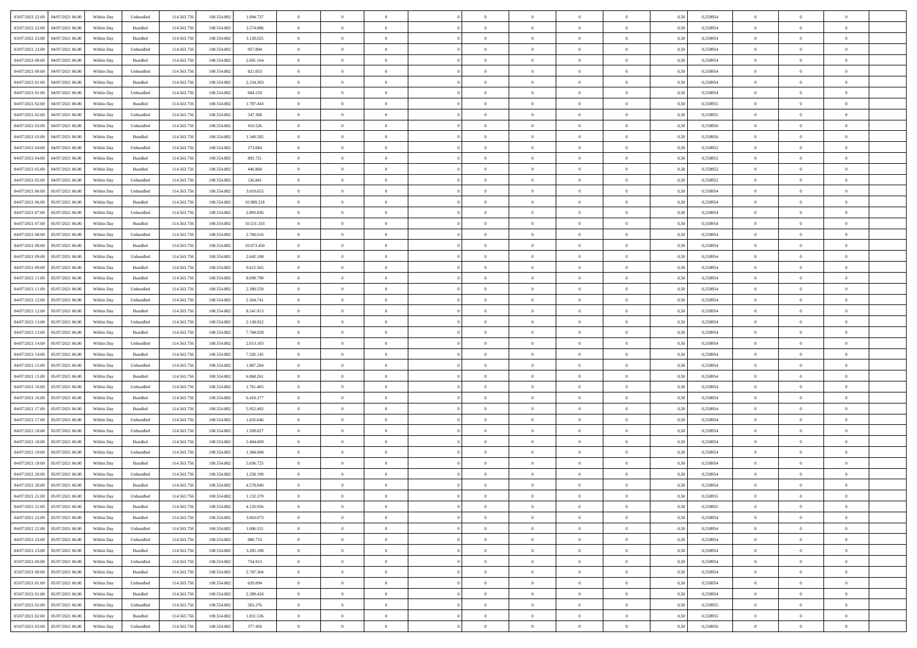| | | | | | | | | | | | | | | | | | | | | | |
|---|---|---|---|---|---|---|---|---|---|---|---|---|---|---|---|---|---|---|---|---|---|
| 03/07/2021 22.00 | 04/07/2021 06.00 | Within Day | Unbundled | 114.563.756 | 100.554.882 | 1.094.737 | 0 | 0 | 0 | | 0 | 0 | 0 | 0 | 0 | 0,50 | 0,558954 | 0 | 0 | 0 | |
| 03/07/2021 22.00 | 04/07/2021 06.00 | Within Day | Bundled | 114.563.756 | 100.554.882 | 3.574.886 | 0 | 0 | 0 | | 0 | 0 | 0 | 0 | 0 | 0,50 | 0,558954 | 0 | 0 | 0 | |
| 03/07/2021 23.00 | 04/07/2021 06.00 | Within Day | Bundled | 114.563.756 | 100.554.882 | 3.128.025 | 0 | 0 | 0 | | 0 | 0 | 0 | 0 | 0 | 0,50 | 0,558954 | 0 | 0 | 0 | |
| 03/07/2021 23.00 | 04/07/2021 06.00 | Within Day | Unbundled | 114.563.756 | 100.554.882 | 957.894 | 0 | 0 | 0 | | 0 | 0 | 0 | 0 | 0 | 0,50 | 0,558954 | 0 | 0 | 0 | |
| 04/07/2021 00.00 | 04/07/2021 06.00 | Within Day | Bundled | 114.563.756 | 100.554.882 | 2.681.164 | 0 | 0 | 0 | | 0 | 0 | 0 | 0 | 0 | 0,50 | 0,558954 | 0 | 0 | 0 | |
| 04/07/2021 00.00 | 04/07/2021 06.00 | Within Day | Unbundled | 114.563.756 | 100.554.882 | 821.053 | 0 | 0 | 0 | | 0 | 0 | 0 | 0 | 0 | 0,50 | 0,558954 | 0 | 0 | 0 | |
| 04/07/2021 01.00 | 04/07/2021 06.00 | Within Day | Bundled | 114.563.756 | 100.554.882 | 2.234.303 | 0 | 0 | 0 | | 0 | 0 | 0 | 0 | 0 | 0,50 | 0,558954 | 0 | 0 | 0 | |
| 04/07/2021 01.00 | 04/07/2021 06.00 | Within Day | Unbundled | 114.563.756 | 100.554.882 | 684.210 | 0 | 0 | 0 | | 0 | 0 | 0 | 0 | 0 | 0,50 | 0,558954 | 0 | 0 | 0 | |
| 04/07/2021 02.00 | 04/07/2021 06.00 | Within Day | Bundled | 114.563.756 | 100.554.882 | 1.787.443 | 0 | 0 | 0 | | 0 | 0 | 0 | 0 | 0 | 0,50 | 0,558955 | 0 | 0 | 0 | |
| 04/07/2021 02.00 | 04/07/2021 06.00 | Within Day | Unbundled | 114.563.756 | 100.554.882 | 547.368 | 0 | 0 | 0 | | 0 | 0 | 0 | 0 | 0 | 0,50 | 0,558955 | 0 | 0 | 0 | |
| 04/07/2021 03.00 | 04/07/2021 06.00 | Within Day | Unbundled | 114.563.756 | 100.554.882 | 410.526 | 0 | 0 | 0 | | 0 | 0 | 0 | 0 | 0 | 0,50 | 0,558956 | 0 | 0 | 0 | |
| 04/07/2021 03.00 | 04/07/2021 06.00 | Within Day | Bundled | 114.563.756 | 100.554.882 | 1.340.582 | 0 | 0 | 0 | | 0 | 0 | 0 | 0 | 0 | 0,50 | 0,558956 | 0 | 0 | 0 | |
| 04/07/2021 04.00 | 04/07/2021 06.00 | Within Day | Unbundled | 114.563.756 | 100.554.882 | 273.684 | 0 | 0 | 0 | | 0 | 0 | 0 | 0 | 0 | 0,50 | 0,558952 | 0 | 0 | 0 | |
| 04/07/2021 04.00 | 04/07/2021 06.00 | Within Day | Bundled | 114.563.756 | 100.554.882 | 893.721 | 0 | 0 | 0 | | 0 | 0 | 0 | 0 | 0 | 0,50 | 0,558952 | 0 | 0 | 0 | |
| 04/07/2021 05.00 | 04/07/2021 06.00 | Within Day | Bundled | 114.563.756 | 100.554.882 | 446.860 | 0 | 0 | 0 | | 0 | 0 | 0 | 0 | 0 | 0,50 | 0,558952 | 0 | 0 | 0 | |
| 04/07/2021 05.00 | 04/07/2021 06.00 | Within Day | Unbundled | 114.563.756 | 100.554.882 | 136.841 | 0 | 0 | 0 | | 0 | 0 | 0 | 0 | 0 | 0,50 | 0,558952 | 0 | 0 | 0 | |
| 04/07/2021 06.00 | 05/07/2021 06.00 | Within Day | Unbundled | 114.563.756 | 100.554.882 | 3.019.655 | 0 | 0 | 0 | | 0 | 0 | 0 | 0 | 0 | 0,50 | 0,558954 | 0 | 0 | 0 | |
| 04/07/2021 06.00 | 05/07/2021 06.00 | Within Day | Bundled | 114.563.756 | 100.554.882 | 10.989.218 | 0 | 0 | 0 | | 0 | 0 | 0 | 0 | 0 | 0,50 | 0,558954 | 0 | 0 | 0 | |
| 04/07/2021 07.00 | 05/07/2021 06.00 | Within Day | Unbundled | 114.563.756 | 100.554.882 | 2.893.836 | 0 | 0 | 0 | | 0 | 0 | 0 | 0 | 0 | 0,50 | 0,558954 | 0 | 0 | 0 | |
| 04/07/2021 07.00 | 05/07/2021 06.00 | Within Day | Bundled | 114.563.756 | 100.554.882 | 10.531.333 | 0 | 0 | 0 | | 0 | 0 | 0 | 0 | 0 | 0,50 | 0,558954 | 0 | 0 | 0 | |
| 04/07/2021 08.00 | 05/07/2021 06.00 | Within Day | Unbundled | 114.563.756 | 100.554.882 | 2.768.016 | 0 | 0 | 0 | | 0 | 0 | 0 | 0 | 0 | 0,50 | 0,558954 | 0 | 0 | 0 | |
| 04/07/2021 08.00 | 05/07/2021 06.00 | Within Day | Bundled | 114.563.756 | 100.554.882 | 10.073.450 | 0 | 0 | 0 | | 0 | 0 | 0 | 0 | 0 | 0,50 | 0,558954 | 0 | 0 | 0 | |
| 04/07/2021 09.00 | 05/07/2021 06.00 | Within Day | Unbundled | 114.563.756 | 100.554.882 | 2.642.198 | 0 | 0 | 0 | | 0 | 0 | 0 | 0 | 0 | 0,50 | 0,558954 | 0 | 0 | 0 | |
| 04/07/2021 09.00 | 05/07/2021 06.00 | Within Day | Bundled | 114.563.756 | 100.554.882 | 9.615.565 | 0 | 0 | 0 | | 0 | 0 | 0 | 0 | 0 | 0,50 | 0,558954 | 0 | 0 | 0 | |
| 04/07/2021 11.00 | 05/07/2021 06.00 | Within Day | Bundled | 114.563.756 | 100.554.882 | 8.699.798 | 0 | 0 | 0 | | 0 | 0 | 0 | 0 | 0 | 0,50 | 0,558954 | 0 | 0 | 0 | |
| 04/07/2021 11.00 | 05/07/2021 06.00 | Within Day | Unbundled | 114.563.756 | 100.554.882 | 2.390.559 | 0 | 0 | 0 | | 0 | 0 | 0 | 0 | 0 | 0,50 | 0,558954 | 0 | 0 | 0 | |
| 04/07/2021 12.00 | 05/07/2021 06.00 | Within Day | Unbundled | 114.563.756 | 100.554.882 | 2.264.741 | 0 | 0 | 0 | | 0 | 0 | 0 | 0 | 0 | 0,50 | 0,558954 | 0 | 0 | 0 | |
| 04/07/2021 12.00 | 05/07/2021 06.00 | Within Day | Bundled | 114.563.756 | 100.554.882 | 8.241.913 | 0 | 0 | 0 | | 0 | 0 | 0 | 0 | 0 | 0,50 | 0,558954 | 0 | 0 | 0 | |
| 04/07/2021 13.00 | 05/07/2021 06.00 | Within Day | Unbundled | 114.563.756 | 100.554.882 | 2.138.922 | 0 | 0 | 0 | | 0 | 0 | 0 | 0 | 0 | 0,50 | 0,558954 | 0 | 0 | 0 | |
| 04/07/2021 13.00 | 05/07/2021 06.00 | Within Day | Bundled | 114.563.756 | 100.554.882 | 7.784.029 | 0 | 0 | 0 | | 0 | 0 | 0 | 0 | 0 | 0,50 | 0,558954 | 0 | 0 | 0 | |
| 04/07/2021 14.00 | 05/07/2021 06.00 | Within Day | Unbundled | 114.563.756 | 100.554.882 | 2.013.103 | 0 | 0 | 0 | | 0 | 0 | 0 | 0 | 0 | 0,50 | 0,558954 | 0 | 0 | 0 | |
| 04/07/2021 14.00 | 05/07/2021 06.00 | Within Day | Bundled | 114.563.756 | 100.554.882 | 7.326.145 | 0 | 0 | 0 | | 0 | 0 | 0 | 0 | 0 | 0,50 | 0,558954 | 0 | 0 | 0 | |
| 04/07/2021 15.00 | 05/07/2021 06.00 | Within Day | Unbundled | 114.563.756 | 100.554.882 | 1.887.284 | 0 | 0 | 0 | | 0 | 0 | 0 | 0 | 0 | 0,50 | 0,558954 | 0 | 0 | 0 | |
| 04/07/2021 15.00 | 05/07/2021 06.00 | Within Day | Bundled | 114.563.756 | 100.554.882 | 6.868.261 | 0 | 0 | 0 | | 0 | 0 | 0 | 0 | 0 | 0,50 | 0,558954 | 0 | 0 | 0 | |
| 04/07/2021 16.00 | 05/07/2021 06.00 | Within Day | Unbundled | 114.563.756 | 100.554.882 | 1.761.465 | 0 | 0 | 0 | | 0 | 0 | 0 | 0 | 0 | 0,50 | 0,558954 | 0 | 0 | 0 | |
| 04/07/2021 16.00 | 05/07/2021 06.00 | Within Day | Bundled | 114.563.756 | 100.554.882 | 6.410.377 | 0 | 0 | 0 | | 0 | 0 | 0 | 0 | 0 | 0,50 | 0,558954 | 0 | 0 | 0 | |
| 04/07/2021 17.00 | 05/07/2021 06.00 | Within Day | Bundled | 114.563.756 | 100.554.882 | 5.952.492 | 0 | 0 | 0 | | 0 | 0 | 0 | 0 | 0 | 0,50 | 0,558954 | 0 | 0 | 0 | |
| 04/07/2021 17.00 | 05/07/2021 06.00 | Within Day | Unbundled | 114.563.756 | 100.554.882 | 1.635.646 | 0 | 0 | 0 | | 0 | 0 | 0 | 0 | 0 | 0,50 | 0,558954 | 0 | 0 | 0 | |
| 04/07/2021 18.00 | 05/07/2021 06.00 | Within Day | Unbundled | 114.563.756 | 100.554.882 | 1.509.827 | 0 | 0 | 0 | | 0 | 0 | 0 | 0 | 0 | 0,50 | 0,558954 | 0 | 0 | 0 | |
| 04/07/2021 18.00 | 05/07/2021 06.00 | Within Day | Bundled | 114.563.756 | 100.554.882 | 5.494.609 | 0 | 0 | 0 | | 0 | 0 | 0 | 0 | 0 | 0,50 | 0,558954 | 0 | 0 | 0 | |
| 04/07/2021 19.00 | 05/07/2021 06.00 | Within Day | Unbundled | 114.563.756 | 100.554.882 | 1.384.008 | 0 | 0 | 0 | | 0 | 0 | 0 | 0 | 0 | 0,50 | 0,558954 | 0 | 0 | 0 | |
| 04/07/2021 19.00 | 05/07/2021 06.00 | Within Day | Bundled | 114.563.756 | 100.554.882 | 5.036.725 | 0 | 0 | 0 | | 0 | 0 | 0 | 0 | 0 | 0,50 | 0,558954 | 0 | 0 | 0 | |
| 04/07/2021 20.00 | 05/07/2021 06.00 | Within Day | Unbundled | 114.563.756 | 100.554.882 | 1.258.190 | 0 | 0 | 0 | | 0 | 0 | 0 | 0 | 0 | 0,50 | 0,558954 | 0 | 0 | 0 | |
| 04/07/2021 20.00 | 05/07/2021 06.00 | Within Day | Bundled | 114.563.756 | 100.554.882 | 4.578.840 | 0 | 0 | 0 | | 0 | 0 | 0 | 0 | 0 | 0,50 | 0,558954 | 0 | 0 | 0 | |
| 04/07/2021 21.00 | 05/07/2021 06.00 | Within Day | Unbundled | 114.563.756 | 100.554.882 | 1.132.370 | 0 | 0 | 0 | | 0 | 0 | 0 | 0 | 0 | 0,50 | 0,558955 | 0 | 0 | 0 | |
| 04/07/2021 21.00 | 05/07/2021 06.00 | Within Day | Bundled | 114.563.756 | 100.554.882 | 4.120.956 | 0 | 0 | 0 | | 0 | 0 | 0 | 0 | 0 | 0,50 | 0,558955 | 0 | 0 | 0 | |
| 04/07/2021 22.00 | 05/07/2021 06.00 | Within Day | Bundled | 114.563.756 | 100.554.882 | 3.663.073 | 0 | 0 | 0 | | 0 | 0 | 0 | 0 | 0 | 0,50 | 0,558954 | 0 | 0 | 0 | |
| 04/07/2021 22.00 | 05/07/2021 06.00 | Within Day | Unbundled | 114.563.756 | 100.554.882 | 1.006.551 | 0 | 0 | 0 | | 0 | 0 | 0 | 0 | 0 | 0,50 | 0,558954 | 0 | 0 | 0 | |
| 04/07/2021 23.00 | 05/07/2021 06.00 | Within Day | Unbundled | 114.563.756 | 100.554.882 | 880.733 | 0 | 0 | 0 | | 0 | 0 | 0 | 0 | 0 | 0,50 | 0,558954 | 0 | 0 | 0 | |
| 04/07/2021 23.00 | 05/07/2021 06.00 | Within Day | Bundled | 114.563.756 | 100.554.882 | 3.205.188 | 0 | 0 | 0 | | 0 | 0 | 0 | 0 | 0 | 0,50 | 0,558954 | 0 | 0 | 0 | |
| 05/07/2021 00.00 | 05/07/2021 06.00 | Within Day | Unbundled | 114.563.756 | 100.554.882 | 754.913 | 0 | 0 | 0 | | 0 | 0 | 0 | 0 | 0 | 0,50 | 0,558954 | 0 | 0 | 0 | |
| 05/07/2021 00.00 | 05/07/2021 06.00 | Within Day | Bundled | 114.563.756 | 100.554.882 | 2.747.304 | 0 | 0 | 0 | | 0 | 0 | 0 | 0 | 0 | 0,50 | 0,558954 | 0 | 0 | 0 | |
| 05/07/2021 01.00 | 05/07/2021 06.00 | Within Day | Unbundled | 114.563.756 | 100.554.882 | 629.094 | 0 | 0 | 0 | | 0 | 0 | 0 | 0 | 0 | 0,50 | 0,558954 | 0 | 0 | 0 | |
| 05/07/2021 01.00 | 05/07/2021 06.00 | Within Day | Bundled | 114.563.756 | 100.554.882 | 2.289.420 | 0 | 0 | 0 | | 0 | 0 | 0 | 0 | 0 | 0,50 | 0,558954 | 0 | 0 | 0 | |
| 05/07/2021 02.00 | 05/07/2021 06.00 | Within Day | Unbundled | 114.563.756 | 100.554.882 | 503.276 | 0 | 0 | 0 | | 0 | 0 | 0 | 0 | 0 | 0,50 | 0,558955 | 0 | 0 | 0 | |
| 05/07/2021 02.00 | 05/07/2021 06.00 | Within Day | Bundled | 114.563.756 | 100.554.882 | 1.831.536 | 0 | 0 | 0 | | 0 | 0 | 0 | 0 | 0 | 0,50 | 0,558955 | 0 | 0 | 0 | |
| 05/07/2021 03.00 | 05/07/2021 06.00 | Within Day | Unbundled | 114.563.756 | 100.554.882 | 377.456 | 0 | 0 | 0 | | 0 | 0 | 0 | 0 | 0 | 0,50 | 0,558956 | 0 | 0 | 0 | |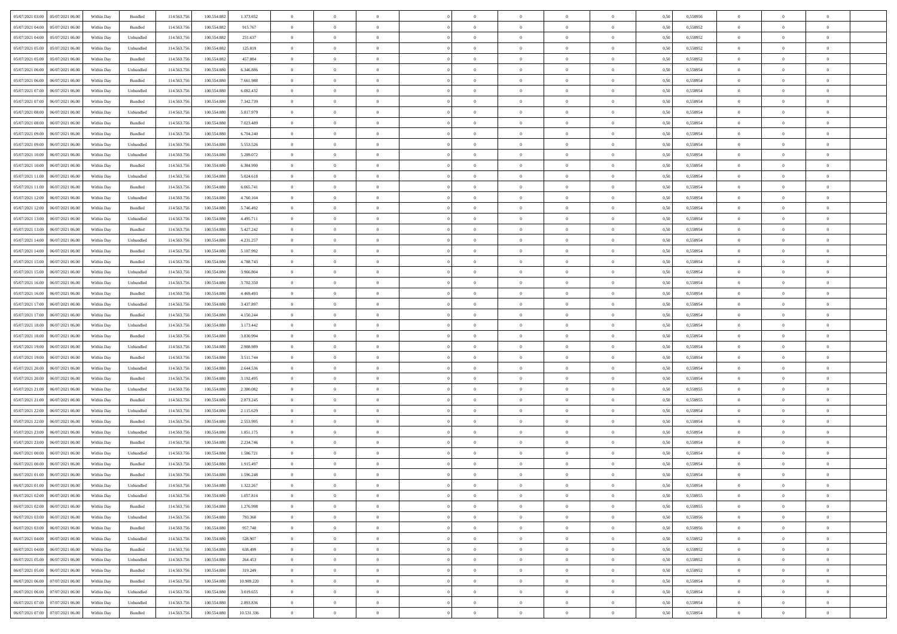| 05/07/2021 03:00 | 05/07/2021 06:00 | Within Day | Bundled | 114.563.756 | 100.554.882 | 1.373.652 | 0 | 0 | 0 | | 0 | 0 | 0 | 0 | 0,50 | 0,558956 | 0 | 0 | 0 | |
|---|---|---|---|---|---|---|---|---|---|---|---|---|---|---|---|---|---|---|---|---|
| 05/07/2021 04:00 | 05/07/2021 06:00 | Within Day | Bundled | 114.563.756 | 100.554.882 | 915.767 | 0 | 0 | 0 | | 0 | 0 | 0 | 0 | 0,50 | 0,558952 | 0 | 0 | 0 | |
| 05/07/2021 04:00 | 05/07/2021 06:00 | Within Day | Unbundled | 114.563.756 | 100.554.882 | 251.637 | 0 | 0 | 0 | | 0 | 0 | 0 | 0 | 0,50 | 0,558952 | 0 | 0 | 0 | |
| 05/07/2021 05:00 | 05/07/2021 06:00 | Within Day | Unbundled | 114.563.756 | 100.554.882 | 125.819 | 0 | 0 | 0 | | 0 | 0 | 0 | 0 | 0,50 | 0,558952 | 0 | 0 | 0 | |
| 05/07/2021 05:00 | 05/07/2021 06:00 | Within Day | Bundled | 114.563.756 | 100.554.882 | 457.884 | 0 | 0 | 0 | | 0 | 0 | 0 | 0 | 0,50 | 0,558952 | 0 | 0 | 0 | |
| 05/07/2021 06:00 | 06/07/2021 06:00 | Within Day | Unbundled | 114.563.756 | 100.554.880 | 6.346.886 | 0 | 0 | 0 | | 0 | 0 | 0 | 0 | 0,50 | 0,558954 | 0 | 0 | 0 | |
| 05/07/2021 06:00 | 06/07/2021 06:00 | Within Day | Bundled | 114.563.756 | 100.554.880 | 7.661.988 | 0 | 0 | 0 | | 0 | 0 | 0 | 0 | 0,50 | 0,558954 | 0 | 0 | 0 | |
| 05/07/2021 07:00 | 06/07/2021 06:00 | Within Day | Unbundled | 114.563.756 | 100.554.880 | 6.082.432 | 0 | 0 | 0 | | 0 | 0 | 0 | 0 | 0,50 | 0,558954 | 0 | 0 | 0 | |
| 05/07/2021 07:00 | 06/07/2021 06:00 | Within Day | Bundled | 114.563.756 | 100.554.880 | 7.342.739 | 0 | 0 | 0 | | 0 | 0 | 0 | 0 | 0,50 | 0,558954 | 0 | 0 | 0 | |
| 05/07/2021 08:00 | 06/07/2021 06:00 | Within Day | Unbundled | 114.563.756 | 100.554.880 | 5.817.979 | 0 | 0 | 0 | | 0 | 0 | 0 | 0 | 0,50 | 0,558954 | 0 | 0 | 0 | |
| 05/07/2021 08:00 | 06/07/2021 06:00 | Within Day | Bundled | 114.563.756 | 100.554.880 | 7.023.489 | 0 | 0 | 0 | | 0 | 0 | 0 | 0 | 0,50 | 0,558954 | 0 | 0 | 0 | |
| 05/07/2021 09:00 | 06/07/2021 06:00 | Within Day | Bundled | 114.563.756 | 100.554.880 | 6.704.240 | 0 | 0 | 0 | | 0 | 0 | 0 | 0 | 0,50 | 0,558954 | 0 | 0 | 0 | |
| 05/07/2021 09:00 | 06/07/2021 06:00 | Within Day | Unbundled | 114.563.756 | 100.554.880 | 5.553.526 | 0 | 0 | 0 | | 0 | 0 | 0 | 0 | 0,50 | 0,558954 | 0 | 0 | 0 | |
| 05/07/2021 10:00 | 06/07/2021 06:00 | Within Day | Unbundled | 114.563.756 | 100.554.880 | 5.289.072 | 0 | 0 | 0 | | 0 | 0 | 0 | 0 | 0,50 | 0,558954 | 0 | 0 | 0 | |
| 05/07/2021 10:00 | 06/07/2021 06:00 | Within Day | Bundled | 114.563.756 | 100.554.880 | 6.384.990 | 0 | 0 | 0 | | 0 | 0 | 0 | 0 | 0,50 | 0,558954 | 0 | 0 | 0 | |
| 05/07/2021 11:00 | 06/07/2021 06:00 | Within Day | Unbundled | 114.563.756 | 100.554.880 | 5.024.618 | 0 | 0 | 0 | | 0 | 0 | 0 | 0 | 0,50 | 0,558954 | 0 | 0 | 0 | |
| 05/07/2021 11:00 | 06/07/2021 06:00 | Within Day | Bundled | 114.563.756 | 100.554.880 | 6.065.741 | 0 | 0 | 0 | | 0 | 0 | 0 | 0 | 0,50 | 0,558954 | 0 | 0 | 0 | |
| 05/07/2021 12:00 | 06/07/2021 06:00 | Within Day | Unbundled | 114.563.756 | 100.554.880 | 4.760.164 | 0 | 0 | 0 | | 0 | 0 | 0 | 0 | 0,50 | 0,558954 | 0 | 0 | 0 | |
| 05/07/2021 12:00 | 06/07/2021 06:00 | Within Day | Bundled | 114.563.756 | 100.554.880 | 5.746.492 | 0 | 0 | 0 | | 0 | 0 | 0 | 0 | 0,50 | 0,558954 | 0 | 0 | 0 | |
| 05/07/2021 13:00 | 06/07/2021 06:00 | Within Day | Unbundled | 114.563.756 | 100.554.880 | 4.495.711 | 0 | 0 | 0 | | 0 | 0 | 0 | 0 | 0,50 | 0,558954 | 0 | 0 | 0 | |
| 05/07/2021 13:00 | 06/07/2021 06:00 | Within Day | Bundled | 114.563.756 | 100.554.880 | 5.427.242 | 0 | 0 | 0 | | 0 | 0 | 0 | 0 | 0,50 | 0,558954 | 0 | 0 | 0 | |
| 05/07/2021 14:00 | 06/07/2021 06:00 | Within Day | Unbundled | 114.563.756 | 100.554.880 | 4.231.257 | 0 | 0 | 0 | | 0 | 0 | 0 | 0 | 0,50 | 0,558954 | 0 | 0 | 0 | |
| 05/07/2021 14:00 | 06/07/2021 06:00 | Within Day | Bundled | 114.563.756 | 100.554.880 | 5.107.992 | 0 | 0 | 0 | | 0 | 0 | 0 | 0 | 0,50 | 0,558954 | 0 | 0 | 0 | |
| 05/07/2021 15:00 | 06/07/2021 06:00 | Within Day | Bundled | 114.563.756 | 100.554.880 | 4.788.743 | 0 | 0 | 0 | | 0 | 0 | 0 | 0 | 0,50 | 0,558954 | 0 | 0 | 0 | |
| 05/07/2021 15:00 | 06/07/2021 06:00 | Within Day | Unbundled | 114.563.756 | 100.554.880 | 3.966.804 | 0 | 0 | 0 | | 0 | 0 | 0 | 0 | 0,50 | 0,558954 | 0 | 0 | 0 | |
| 05/07/2021 16:00 | 06/07/2021 06:00 | Within Day | Unbundled | 114.563.756 | 100.554.880 | 3.702.350 | 0 | 0 | 0 | | 0 | 0 | 0 | 0 | 0,50 | 0,558954 | 0 | 0 | 0 | |
| 05/07/2021 16:00 | 06/07/2021 06:00 | Within Day | Bundled | 114.563.756 | 100.554.880 | 4.469.493 | 0 | 0 | 0 | | 0 | 0 | 0 | 0 | 0,50 | 0,558954 | 0 | 0 | 0 | |
| 05/07/2021 17:00 | 06/07/2021 06:00 | Within Day | Unbundled | 114.563.756 | 100.554.880 | 3.437.897 | 0 | 0 | 0 | | 0 | 0 | 0 | 0 | 0,50 | 0,558954 | 0 | 0 | 0 | |
| 05/07/2021 17:00 | 06/07/2021 06:00 | Within Day | Bundled | 114.563.756 | 100.554.880 | 4.150.244 | 0 | 0 | 0 | | 0 | 0 | 0 | 0 | 0,50 | 0,558954 | 0 | 0 | 0 | |
| 05/07/2021 18:00 | 06/07/2021 06:00 | Within Day | Unbundled | 114.563.756 | 100.554.880 | 3.173.442 | 0 | 0 | 0 | | 0 | 0 | 0 | 0 | 0,50 | 0,558954 | 0 | 0 | 0 | |
| 05/07/2021 18:00 | 06/07/2021 06:00 | Within Day | Bundled | 114.563.756 | 100.554.880 | 3.830.994 | 0 | 0 | 0 | | 0 | 0 | 0 | 0 | 0,50 | 0,558954 | 0 | 0 | 0 | |
| 05/07/2021 19:00 | 06/07/2021 06:00 | Within Day | Unbundled | 114.563.756 | 100.554.880 | 2.908.989 | 0 | 0 | 0 | | 0 | 0 | 0 | 0 | 0,50 | 0,558954 | 0 | 0 | 0 | |
| 05/07/2021 19:00 | 06/07/2021 06:00 | Within Day | Bundled | 114.563.756 | 100.554.880 | 3.511.744 | 0 | 0 | 0 | | 0 | 0 | 0 | 0 | 0,50 | 0,558954 | 0 | 0 | 0 | |
| 05/07/2021 20:00 | 06/07/2021 06:00 | Within Day | Unbundled | 114.563.756 | 100.554.880 | 2.644.536 | 0 | 0 | 0 | | 0 | 0 | 0 | 0 | 0,50 | 0,558954 | 0 | 0 | 0 | |
| 05/07/2021 20:00 | 06/07/2021 06:00 | Within Day | Bundled | 114.563.756 | 100.554.880 | 3.192.495 | 0 | 0 | 0 | | 0 | 0 | 0 | 0 | 0,50 | 0,558954 | 0 | 0 | 0 | |
| 05/07/2021 21:00 | 06/07/2021 06:00 | Within Day | Unbundled | 114.563.756 | 100.554.880 | 2.380.082 | 0 | 0 | 0 | | 0 | 0 | 0 | 0 | 0,50 | 0,558955 | 0 | 0 | 0 | |
| 05/07/2021 21:00 | 06/07/2021 06:00 | Within Day | Bundled | 114.563.756 | 100.554.880 | 2.873.245 | 0 | 0 | 0 | | 0 | 0 | 0 | 0 | 0,50 | 0,558955 | 0 | 0 | 0 | |
| 05/07/2021 22:00 | 06/07/2021 06:00 | Within Day | Unbundled | 114.563.756 | 100.554.880 | 2.115.629 | 0 | 0 | 0 | | 0 | 0 | 0 | 0 | 0,50 | 0,558954 | 0 | 0 | 0 | |
| 05/07/2021 22:00 | 06/07/2021 06:00 | Within Day | Bundled | 114.563.756 | 100.554.880 | 2.553.995 | 0 | 0 | 0 | | 0 | 0 | 0 | 0 | 0,50 | 0,558954 | 0 | 0 | 0 | |
| 05/07/2021 23:00 | 06/07/2021 06:00 | Within Day | Unbundled | 114.563.756 | 100.554.880 | 1.851.175 | 0 | 0 | 0 | | 0 | 0 | 0 | 0 | 0,50 | 0,558954 | 0 | 0 | 0 | |
| 05/07/2021 23:00 | 06/07/2021 06:00 | Within Day | Bundled | 114.563.756 | 100.554.880 | 2.234.746 | 0 | 0 | 0 | | 0 | 0 | 0 | 0 | 0,50 | 0,558954 | 0 | 0 | 0 | |
| 06/07/2021 00:00 | 06/07/2021 06:00 | Within Day | Unbundled | 114.563.756 | 100.554.880 | 1.586.721 | 0 | 0 | 0 | | 0 | 0 | 0 | 0 | 0,50 | 0,558954 | 0 | 0 | 0 | |
| 06/07/2021 00:00 | 06/07/2021 06:00 | Within Day | Bundled | 114.563.756 | 100.554.880 | 1.915.497 | 0 | 0 | 0 | | 0 | 0 | 0 | 0 | 0,50 | 0,558954 | 0 | 0 | 0 | |
| 06/07/2021 01:00 | 06/07/2021 06:00 | Within Day | Bundled | 114.563.756 | 100.554.880 | 1.596.248 | 0 | 0 | 0 | | 0 | 0 | 0 | 0 | 0,50 | 0,558954 | 0 | 0 | 0 | |
| 06/07/2021 01:00 | 06/07/2021 06:00 | Within Day | Unbundled | 114.563.756 | 100.554.880 | 1.322.267 | 0 | 0 | 0 | | 0 | 0 | 0 | 0 | 0,50 | 0,558954 | 0 | 0 | 0 | |
| 06/07/2021 02:00 | 06/07/2021 06:00 | Within Day | Unbundled | 114.563.756 | 100.554.880 | 1.057.814 | 0 | 0 | 0 | | 0 | 0 | 0 | 0 | 0,50 | 0,558955 | 0 | 0 | 0 | |
| 06/07/2021 02:00 | 06/07/2021 06:00 | Within Day | Bundled | 114.563.756 | 100.554.880 | 1.276.998 | 0 | 0 | 0 | | 0 | 0 | 0 | 0 | 0,50 | 0,558955 | 0 | 0 | 0 | |
| 06/07/2021 03:00 | 06/07/2021 06:00 | Within Day | Unbundled | 114.563.756 | 100.554.880 | 793.360 | 0 | 0 | 0 | | 0 | 0 | 0 | 0 | 0,50 | 0,558956 | 0 | 0 | 0 | |
| 06/07/2021 03:00 | 06/07/2021 06:00 | Within Day | Bundled | 114.563.756 | 100.554.880 | 957.748 | 0 | 0 | 0 | | 0 | 0 | 0 | 0 | 0,50 | 0,558956 | 0 | 0 | 0 | |
| 06/07/2021 04:00 | 06/07/2021 06:00 | Within Day | Unbundled | 114.563.756 | 100.554.880 | 528.907 | 0 | 0 | 0 | | 0 | 0 | 0 | 0 | 0,50 | 0,558952 | 0 | 0 | 0 | |
| 06/07/2021 04:00 | 06/07/2021 06:00 | Within Day | Bundled | 114.563.756 | 100.554.880 | 638.499 | 0 | 0 | 0 | | 0 | 0 | 0 | 0 | 0,50 | 0,558952 | 0 | 0 | 0 | |
| 06/07/2021 05:00 | 06/07/2021 06:00 | Within Day | Unbundled | 114.563.756 | 100.554.880 | 264.453 | 0 | 0 | 0 | | 0 | 0 | 0 | 0 | 0,50 | 0,558952 | 0 | 0 | 0 | |
| 06/07/2021 05:00 | 06/07/2021 06:00 | Within Day | Bundled | 114.563.756 | 100.554.880 | 319.249 | 0 | 0 | 0 | | 0 | 0 | 0 | 0 | 0,50 | 0,558952 | 0 | 0 | 0 | |
| 06/07/2021 06:00 | 07/07/2021 06:00 | Within Day | Bundled | 114.563.756 | 100.554.880 | 10.989.220 | 0 | 0 | 0 | | 0 | 0 | 0 | 0 | 0,50 | 0,558954 | 0 | 0 | 0 | |
| 06/07/2021 06:00 | 07/07/2021 06:00 | Within Day | Unbundled | 114.563.756 | 100.554.880 | 3.019.655 | 0 | 0 | 0 | | 0 | 0 | 0 | 0 | 0,50 | 0,558954 | 0 | 0 | 0 | |
| 06/07/2021 07:00 | 07/07/2021 06:00 | Within Day | Unbundled | 114.563.756 | 100.554.880 | 2.893.836 | 0 | 0 | 0 | | 0 | 0 | 0 | 0 | 0,50 | 0,558954 | 0 | 0 | 0 | |
| 06/07/2021 07:00 | 07/07/2021 06:00 | Within Day | Bundled | 114.563.756 | 100.554.880 | 10.531.336 | 0 | 0 | 0 | | 0 | 0 | 0 | 0 | 0,50 | 0,558954 | 0 | 0 | 0 | |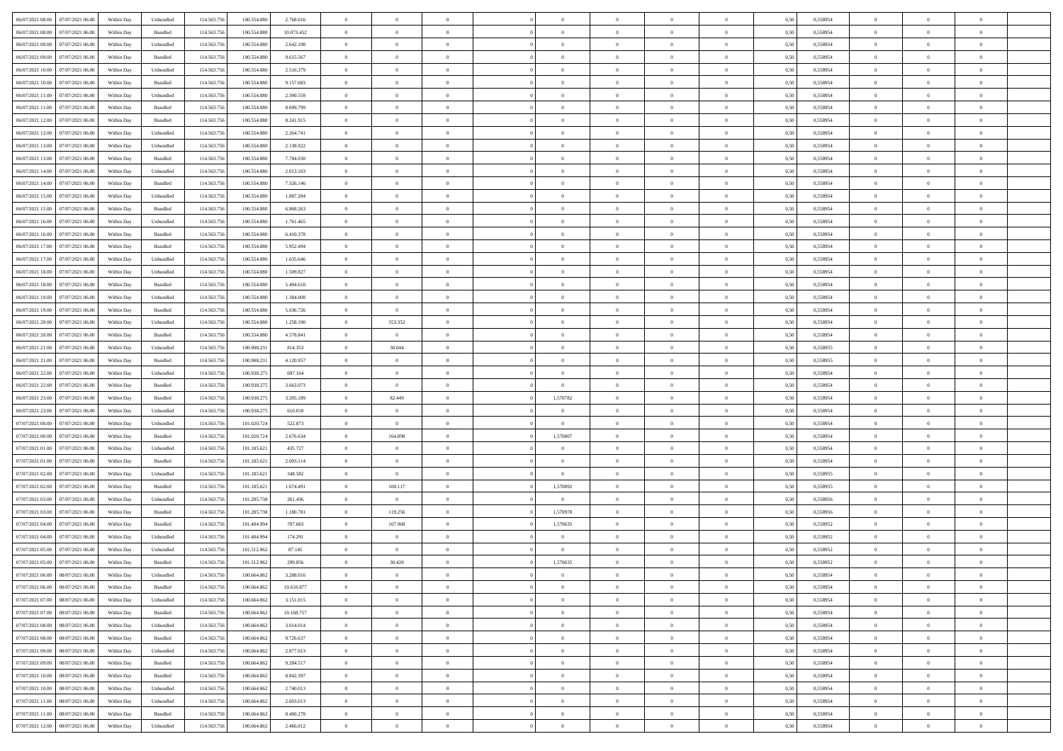| | | | | | | | | | | | | | | | | | | | | | |
|---|---|---|---|---|---|---|---|---|---|---|---|---|---|---|---|---|---|---|---|---|---|
| 06/07/2021 08:00 | 07/07/2021 06:00 | Within Day | Unbundled | 114.563.756 | 100.554.880 | 2.768.016 | 0 | 0 | 0 | | 0 | 0 | 0 | 0 | 0,50 | 0,558954 | 0 | 0 | 0 | |
| 06/07/2021 08:00 | 07/07/2021 06:00 | Within Day | Bundled | 114.563.756 | 100.554.880 | 10.073.452 | 0 | 0 | 0 | | 0 | 0 | 0 | 0 | 0,50 | 0,558954 | 0 | 0 | 0 | |
| 06/07/2021 09:00 | 07/07/2021 06:00 | Within Day | Unbundled | 114.563.756 | 100.554.880 | 2.642.198 | 0 | 0 | 0 | | 0 | 0 | 0 | 0 | 0,50 | 0,558954 | 0 | 0 | 0 | |
| 06/07/2021 09:00 | 07/07/2021 06:00 | Within Day | Bundled | 114.563.756 | 100.554.880 | 9.615.567 | 0 | 0 | 0 | | 0 | 0 | 0 | 0 | 0,50 | 0,558954 | 0 | 0 | 0 | |
| 06/07/2021 10:00 | 07/07/2021 06:00 | Within Day | Unbundled | 114.563.756 | 100.554.880 | 2.516.379 | 0 | 0 | 0 | | 0 | 0 | 0 | 0 | 0,50 | 0,558954 | 0 | 0 | 0 | |
| 06/07/2021 10:00 | 07/07/2021 06:00 | Within Day | Bundled | 114.563.756 | 100.554.880 | 9.157.683 | 0 | 0 | 0 | | 0 | 0 | 0 | 0 | 0,50 | 0,558954 | 0 | 0 | 0 | |
| 06/07/2021 11:00 | 07/07/2021 06:00 | Within Day | Unbundled | 114.563.756 | 100.554.880 | 2.390.559 | 0 | 0 | 0 | | 0 | 0 | 0 | 0 | 0,50 | 0,558954 | 0 | 0 | 0 | |
| 06/07/2021 11:00 | 07/07/2021 06:00 | Within Day | Bundled | 114.563.756 | 100.554.880 | 8.699.799 | 0 | 0 | 0 | | 0 | 0 | 0 | 0 | 0,50 | 0,558954 | 0 | 0 | 0 | |
| 06/07/2021 12:00 | 07/07/2021 06:00 | Within Day | Bundled | 114.563.756 | 100.554.880 | 8.241.915 | 0 | 0 | 0 | | 0 | 0 | 0 | 0 | 0,50 | 0,558954 | 0 | 0 | 0 | |
| 06/07/2021 12:00 | 07/07/2021 06:00 | Within Day | Unbundled | 114.563.756 | 100.554.880 | 2.264.741 | 0 | 0 | 0 | | 0 | 0 | 0 | 0 | 0,50 | 0,558954 | 0 | 0 | 0 | |
| 06/07/2021 13:00 | 07/07/2021 06:00 | Within Day | Unbundled | 114.563.756 | 100.554.880 | 2.138.922 | 0 | 0 | 0 | | 0 | 0 | 0 | 0 | 0,50 | 0,558954 | 0 | 0 | 0 | |
| 06/07/2021 13:00 | 07/07/2021 06:00 | Within Day | Bundled | 114.563.756 | 100.554.880 | 7.784.030 | 0 | 0 | 0 | | 0 | 0 | 0 | 0 | 0,50 | 0,558954 | 0 | 0 | 0 | |
| 06/07/2021 14:00 | 07/07/2021 06:00 | Within Day | Unbundled | 114.563.756 | 100.554.880 | 2.013.103 | 0 | 0 | 0 | | 0 | 0 | 0 | 0 | 0,50 | 0,558954 | 0 | 0 | 0 | |
| 06/07/2021 14:00 | 07/07/2021 06:00 | Within Day | Bundled | 114.563.756 | 100.554.880 | 7.326.146 | 0 | 0 | 0 | | 0 | 0 | 0 | 0 | 0,50 | 0,558954 | 0 | 0 | 0 | |
| 06/07/2021 15:00 | 07/07/2021 06:00 | Within Day | Unbundled | 114.563.756 | 100.554.880 | 1.887.284 | 0 | 0 | 0 | | 0 | 0 | 0 | 0 | 0,50 | 0,558954 | 0 | 0 | 0 | |
| 06/07/2021 15:00 | 07/07/2021 06:00 | Within Day | Bundled | 114.563.756 | 100.554.880 | 6.868.263 | 0 | 0 | 0 | | 0 | 0 | 0 | 0 | 0,50 | 0,558954 | 0 | 0 | 0 | |
| 06/07/2021 16:00 | 07/07/2021 06:00 | Within Day | Unbundled | 114.563.756 | 100.554.880 | 1.761.465 | 0 | 0 | 0 | | 0 | 0 | 0 | 0 | 0,50 | 0,558954 | 0 | 0 | 0 | |
| 06/07/2021 16:00 | 07/07/2021 06:00 | Within Day | Bundled | 114.563.756 | 100.554.880 | 6.410.378 | 0 | 0 | 0 | | 0 | 0 | 0 | 0 | 0,50 | 0,558954 | 0 | 0 | 0 | |
| 06/07/2021 17:00 | 07/07/2021 06:00 | Within Day | Bundled | 114.563.756 | 100.554.880 | 5.952.494 | 0 | 0 | 0 | | 0 | 0 | 0 | 0 | 0,50 | 0,558954 | 0 | 0 | 0 | |
| 06/07/2021 17:00 | 07/07/2021 06:00 | Within Day | Unbundled | 114.563.756 | 100.554.880 | 1.635.646 | 0 | 0 | 0 | | 0 | 0 | 0 | 0 | 0,50 | 0,558954 | 0 | 0 | 0 | |
| 06/07/2021 18:00 | 07/07/2021 06:00 | Within Day | Unbundled | 114.563.756 | 100.554.880 | 1.509.827 | 0 | 0 | 0 | | 0 | 0 | 0 | 0 | 0,50 | 0,558954 | 0 | 0 | 0 | |
| 06/07/2021 18:00 | 07/07/2021 06:00 | Within Day | Bundled | 114.563.756 | 100.554.880 | 5.494.610 | 0 | 0 | 0 | | 0 | 0 | 0 | 0 | 0,50 | 0,558954 | 0 | 0 | 0 | |
| 06/07/2021 19:00 | 07/07/2021 06:00 | Within Day | Unbundled | 114.563.756 | 100.554.880 | 1.384.008 | 0 | 0 | 0 | | 0 | 0 | 0 | 0 | 0,50 | 0,558954 | 0 | 0 | 0 | |
| 06/07/2021 19:00 | 07/07/2021 06:00 | Within Day | Bundled | 114.563.756 | 100.554.880 | 5.036.726 | 0 | 0 | 0 | | 0 | 0 | 0 | 0 | 0,50 | 0,558954 | 0 | 0 | 0 | |
| 06/07/2021 20:00 | 07/07/2021 06:00 | Within Day | Unbundled | 114.563.756 | 100.554.880 | 1.258.190 | 0 | 353.352 | 0 | | 0 | 0 | 0 | 0 | 0,50 | 0,558954 | 0 | 0 | 0 | |
| 06/07/2021 20:00 | 07/07/2021 06:00 | Within Day | Bundled | 114.563.756 | 100.554.880 | 4.578.841 | 0 | 0 | 0 | | 0 | 0 | 0 | 0 | 0,50 | 0,558954 | 0 | 0 | 0 | |
| 06/07/2021 21:00 | 07/07/2021 06:00 | Within Day | Unbundled | 114.563.756 | 100.908.231 | 814.353 | 0 | 30.044 | 0 | | 0 | 0 | 0 | 0 | 0,50 | 0,558955 | 0 | 0 | 0 | |
| 06/07/2021 21:00 | 07/07/2021 06:00 | Within Day | Bundled | 114.563.756 | 100.908.231 | 4.120.957 | 0 | 0 | 0 | | 0 | 0 | 0 | 0 | 0,50 | 0,558955 | 0 | 0 | 0 | |
| 06/07/2021 22:00 | 07/07/2021 06:00 | Within Day | Unbundled | 114.563.756 | 100.938.275 | 697.164 | 0 | 0 | 0 | | 0 | 0 | 0 | 0 | 0,50 | 0,558954 | 0 | 0 | 0 | |
| 06/07/2021 22:00 | 07/07/2021 06:00 | Within Day | Bundled | 114.563.756 | 100.938.275 | 3.663.073 | 0 | 0 | 0 | | 0 | 0 | 0 | 0 | 0,50 | 0,558954 | 0 | 0 | 0 | |
| 06/07/2021 23:00 | 07/07/2021 06:00 | Within Day | Bundled | 114.563.756 | 100.938.275 | 3.205.189 | 0 | 82.449 | 0 | | 1,570782 | 0 | 0 | 0 | 0,50 | 0,558954 | 0 | 0 | 0 | |
| 06/07/2021 23:00 | 07/07/2021 06:00 | Within Day | Unbundled | 114.563.756 | 100.938.275 | 610.018 | 0 | 0 | 0 | | 0 | 0 | 0 | 0 | 0,50 | 0,558954 | 0 | 0 | 0 | |
| 07/07/2021 00:00 | 07/07/2021 06:00 | Within Day | Unbundled | 114.563.756 | 101.020.724 | 522.873 | 0 | 0 | 0 | | 0 | 0 | 0 | 0 | 0,50 | 0,558954 | 0 | 0 | 0 | |
| 07/07/2021 00:00 | 07/07/2021 06:00 | Within Day | Bundled | 114.563.756 | 101.020.724 | 2.676.634 | 0 | 164.898 | 0 | | 1,570807 | 0 | 0 | 0 | 0,50 | 0,558954 | 0 | 0 | 0 | |
| 07/07/2021 01:00 | 07/07/2021 06:00 | Within Day | Unbundled | 114.563.756 | 101.185.621 | 435.727 | 0 | 0 | 0 | | 0 | 0 | 0 | 0 | 0,50 | 0,558954 | 0 | 0 | 0 | |
| 07/07/2021 01:00 | 07/07/2021 06:00 | Within Day | Bundled | 114.563.756 | 101.185.621 | 2.093.114 | 0 | 0 | 0 | | 0 | 0 | 0 | 0 | 0,50 | 0,558954 | 0 | 0 | 0 | |
| 07/07/2021 02:00 | 07/07/2021 06:00 | Within Day | Unbundled | 114.563.756 | 101.185.621 | 348.582 | 0 | 0 | 0 | | 0 | 0 | 0 | 0 | 0,50 | 0,558955 | 0 | 0 | 0 | |
| 07/07/2021 02:00 | 07/07/2021 06:00 | Within Day | Bundled | 114.563.756 | 101.185.621 | 1.674.491 | 0 | 100.117 | 0 | | 1,570892 | 0 | 0 | 0 | 0,50 | 0,558955 | 0 | 0 | 0 | |
| 07/07/2021 03:00 | 07/07/2021 06:00 | Within Day | Unbundled | 114.563.756 | 101.285.738 | 261.436 | 0 | 0 | 0 | | 0 | 0 | 0 | 0 | 0,50 | 0,558956 | 0 | 0 | 0 | |
| 07/07/2021 03:00 | 07/07/2021 06:00 | Within Day | Bundled | 114.563.756 | 101.285.738 | 1.180.781 | 0 | 119.256 | 0 | | 1,570978 | 0 | 0 | 0 | 0,50 | 0,558956 | 0 | 0 | 0 | |
| 07/07/2021 04:00 | 07/07/2021 06:00 | Within Day | Bundled | 114.563.756 | 101.404.994 | 707.683 | 0 | 107.968 | 0 | | 1,570635 | 0 | 0 | 0 | 0,50 | 0,558952 | 0 | 0 | 0 | |
| 07/07/2021 04:00 | 07/07/2021 06:00 | Within Day | Unbundled | 114.563.756 | 101.404.994 | 174.291 | 0 | 0 | 0 | | 0 | 0 | 0 | 0 | 0,50 | 0,558952 | 0 | 0 | 0 | |
| 07/07/2021 05:00 | 07/07/2021 06:00 | Within Day | Unbundled | 114.563.756 | 101.512.962 | 87.145 | 0 | 0 | 0 | | 0 | 0 | 0 | 0 | 0,50 | 0,558952 | 0 | 0 | 0 | |
| 07/07/2021 05:00 | 07/07/2021 06:00 | Within Day | Bundled | 114.563.756 | 101.512.962 | 299.856 | 0 | 30.428 | 0 | | 1,570635 | 0 | 0 | 0 | 0,50 | 0,558952 | 0 | 0 | 0 | |
| 07/07/2021 06:00 | 08/07/2021 06:00 | Within Day | Unbundled | 114.563.756 | 100.664.862 | 3.288.016 | 0 | 0 | 0 | | 0 | 0 | 0 | 0 | 0,50 | 0,558954 | 0 | 0 | 0 | |
| 07/07/2021 06:00 | 08/07/2021 06:00 | Within Day | Bundled | 114.563.756 | 100.664.862 | 10.610.877 | 0 | 0 | 0 | | 0 | 0 | 0 | 0 | 0,50 | 0,558954 | 0 | 0 | 0 | |
| 07/07/2021 07:00 | 08/07/2021 06:00 | Within Day | Unbundled | 114.563.756 | 100.664.862 | 3.151.015 | 0 | 0 | 0 | | 0 | 0 | 0 | 0 | 0,50 | 0,558954 | 0 | 0 | 0 | |
| 07/07/2021 07:00 | 08/07/2021 06:00 | Within Day | Bundled | 114.563.756 | 100.664.862 | 10.168.757 | 0 | 0 | 0 | | 0 | 0 | 0 | 0 | 0,50 | 0,558954 | 0 | 0 | 0 | |
| 07/07/2021 08:00 | 08/07/2021 06:00 | Within Day | Unbundled | 114.563.756 | 100.664.862 | 3.014.014 | 0 | 0 | 0 | | 0 | 0 | 0 | 0 | 0,50 | 0,558954 | 0 | 0 | 0 | |
| 07/07/2021 08:00 | 08/07/2021 06:00 | Within Day | Bundled | 114.563.756 | 100.664.862 | 9.726.637 | 0 | 0 | 0 | | 0 | 0 | 0 | 0 | 0,50 | 0,558954 | 0 | 0 | 0 | |
| 07/07/2021 09:00 | 08/07/2021 06:00 | Within Day | Unbundled | 114.563.756 | 100.664.862 | 2.877.013 | 0 | 0 | 0 | | 0 | 0 | 0 | 0 | 0,50 | 0,558954 | 0 | 0 | 0 | |
| 07/07/2021 09:00 | 08/07/2021 06:00 | Within Day | Bundled | 114.563.756 | 100.664.862 | 9.284.517 | 0 | 0 | 0 | | 0 | 0 | 0 | 0 | 0,50 | 0,558954 | 0 | 0 | 0 | |
| 07/07/2021 10:00 | 08/07/2021 06:00 | Within Day | Bundled | 114.563.756 | 100.664.862 | 8.842.397 | 0 | 0 | 0 | | 0 | 0 | 0 | 0 | 0,50 | 0,558954 | 0 | 0 | 0 | |
| 07/07/2021 10:00 | 08/07/2021 06:00 | Within Day | Unbundled | 114.563.756 | 100.664.862 | 2.740.013 | 0 | 0 | 0 | | 0 | 0 | 0 | 0 | 0,50 | 0,558954 | 0 | 0 | 0 | |
| 07/07/2021 11:00 | 08/07/2021 06:00 | Within Day | Unbundled | 114.563.756 | 100.664.862 | 2.603.013 | 0 | 0 | 0 | | 0 | 0 | 0 | 0 | 0,50 | 0,558954 | 0 | 0 | 0 | |
| 07/07/2021 11:00 | 08/07/2021 06:00 | Within Day | Bundled | 114.563.756 | 100.664.862 | 8.400.278 | 0 | 0 | 0 | | 0 | 0 | 0 | 0 | 0,50 | 0,558954 | 0 | 0 | 0 | |
| 07/07/2021 12:00 | 08/07/2021 06:00 | Within Day | Unbundled | 114.563.756 | 100.664.862 | 2.466.012 | 0 | 0 | 0 | | 0 | 0 | 0 | 0 | 0,50 | 0,558954 | 0 | 0 | 0 | |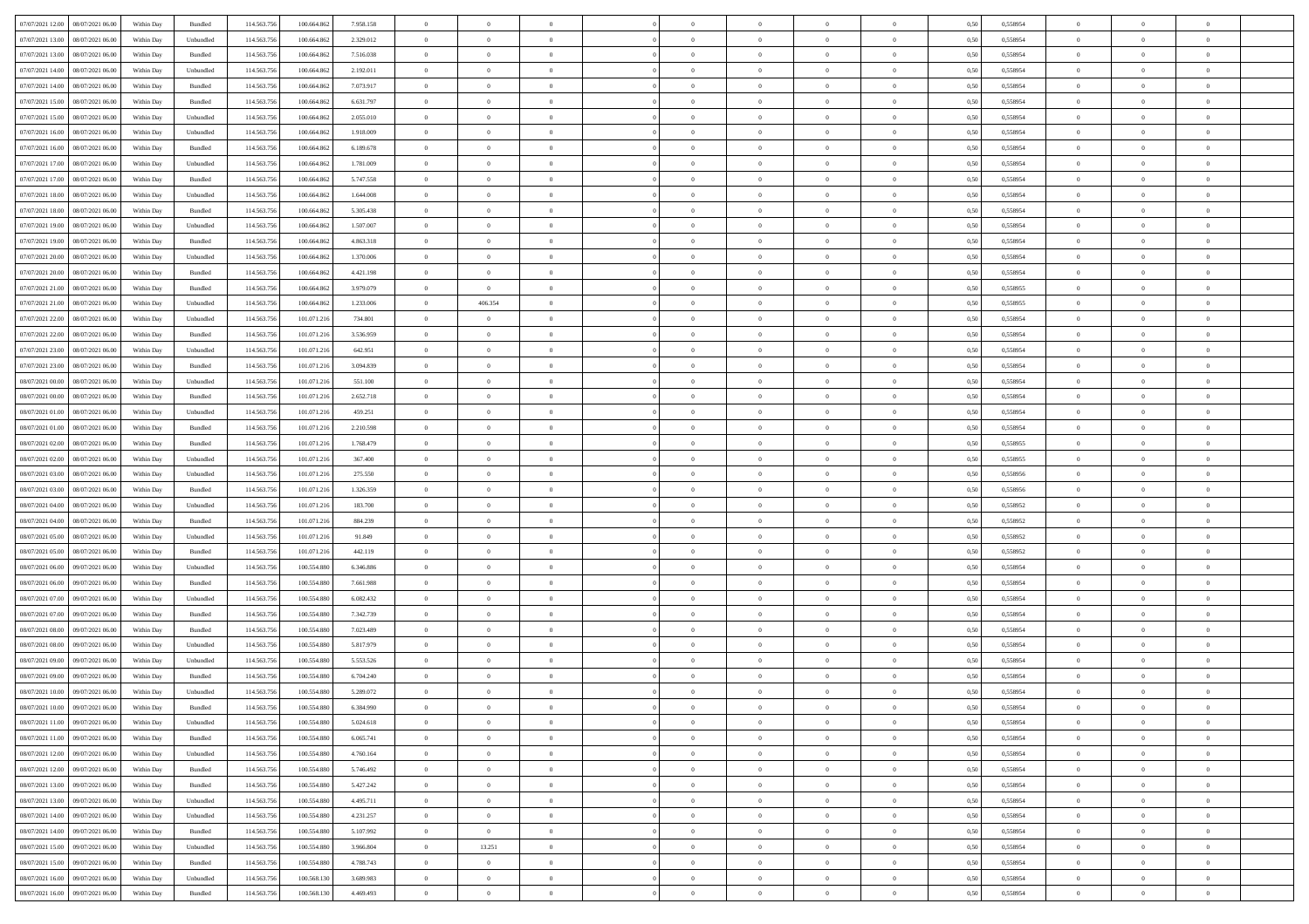| | | | | | | | | | | | | | | | | | | | | |
|---|---|---|---|---|---|---|---|---|---|---|---|---|---|---|---|---|---|---|---|---|
| 07/07/2021 12.00 | 08/07/2021 06.00 | Within Day | Bundled | 114.563.756 | 100.664.862 | 7.958.158 | 0 | 0 | 0 | | 0 | 0 | 0 | 0 | 0,50 | 0,558954 | 0 | 0 | 0 | |
| 07/07/2021 13.00 | 08/07/2021 06.00 | Within Day | Unbundled | 114.563.756 | 100.664.862 | 2.329.012 | 0 | 0 | 0 | | 0 | 0 | 0 | 0 | 0,50 | 0,558954 | 0 | 0 | 0 | |
| 07/07/2021 13.00 | 08/07/2021 06.00 | Within Day | Bundled | 114.563.756 | 100.664.862 | 7.516.038 | 0 | 0 | 0 | | 0 | 0 | 0 | 0 | 0,50 | 0,558954 | 0 | 0 | 0 | |
| 07/07/2021 14.00 | 08/07/2021 06.00 | Within Day | Unbundled | 114.563.756 | 100.664.862 | 2.192.011 | 0 | 0 | 0 | | 0 | 0 | 0 | 0 | 0,50 | 0,558954 | 0 | 0 | 0 | |
| 07/07/2021 14.00 | 08/07/2021 06.00 | Within Day | Bundled | 114.563.756 | 100.664.862 | 7.073.917 | 0 | 0 | 0 | | 0 | 0 | 0 | 0 | 0,50 | 0,558954 | 0 | 0 | 0 | |
| 07/07/2021 15.00 | 08/07/2021 06.00 | Within Day | Bundled | 114.563.756 | 100.664.862 | 6.631.797 | 0 | 0 | 0 | | 0 | 0 | 0 | 0 | 0,50 | 0,558954 | 0 | 0 | 0 | |
| 07/07/2021 15.00 | 08/07/2021 06.00 | Within Day | Unbundled | 114.563.756 | 100.664.862 | 2.055.010 | 0 | 0 | 0 | | 0 | 0 | 0 | 0 | 0,50 | 0,558954 | 0 | 0 | 0 | |
| 07/07/2021 16.00 | 08/07/2021 06.00 | Within Day | Unbundled | 114.563.756 | 100.664.862 | 1.918.009 | 0 | 0 | 0 | | 0 | 0 | 0 | 0 | 0,50 | 0,558954 | 0 | 0 | 0 | |
| 07/07/2021 16.00 | 08/07/2021 06.00 | Within Day | Bundled | 114.563.756 | 100.664.862 | 6.189.678 | 0 | 0 | 0 | | 0 | 0 | 0 | 0 | 0,50 | 0,558954 | 0 | 0 | 0 | |
| 07/07/2021 17.00 | 08/07/2021 06.00 | Within Day | Unbundled | 114.563.756 | 100.664.862 | 1.781.009 | 0 | 0 | 0 | | 0 | 0 | 0 | 0 | 0,50 | 0,558954 | 0 | 0 | 0 | |
| 07/07/2021 17.00 | 08/07/2021 06.00 | Within Day | Bundled | 114.563.756 | 100.664.862 | 5.747.558 | 0 | 0 | 0 | | 0 | 0 | 0 | 0 | 0,50 | 0,558954 | 0 | 0 | 0 | |
| 07/07/2021 18.00 | 08/07/2021 06.00 | Within Day | Unbundled | 114.563.756 | 100.664.862 | 1.644.008 | 0 | 0 | 0 | | 0 | 0 | 0 | 0 | 0,50 | 0,558954 | 0 | 0 | 0 | |
| 07/07/2021 18.00 | 08/07/2021 06.00 | Within Day | Bundled | 114.563.756 | 100.664.862 | 5.305.438 | 0 | 0 | 0 | | 0 | 0 | 0 | 0 | 0,50 | 0,558954 | 0 | 0 | 0 | |
| 07/07/2021 19.00 | 08/07/2021 06.00 | Within Day | Unbundled | 114.563.756 | 100.664.862 | 1.507.007 | 0 | 0 | 0 | | 0 | 0 | 0 | 0 | 0,50 | 0,558954 | 0 | 0 | 0 | |
| 07/07/2021 19.00 | 08/07/2021 06.00 | Within Day | Bundled | 114.563.756 | 100.664.862 | 4.863.318 | 0 | 0 | 0 | | 0 | 0 | 0 | 0 | 0,50 | 0,558954 | 0 | 0 | 0 | |
| 07/07/2021 20.00 | 08/07/2021 06.00 | Within Day | Unbundled | 114.563.756 | 100.664.862 | 1.370.006 | 0 | 0 | 0 | | 0 | 0 | 0 | 0 | 0,50 | 0,558954 | 0 | 0 | 0 | |
| 07/07/2021 20.00 | 08/07/2021 06.00 | Within Day | Bundled | 114.563.756 | 100.664.862 | 4.421.198 | 0 | 0 | 0 | | 0 | 0 | 0 | 0 | 0,50 | 0,558954 | 0 | 0 | 0 | |
| 07/07/2021 21.00 | 08/07/2021 06.00 | Within Day | Bundled | 114.563.756 | 100.664.862 | 3.979.079 | 0 | 0 | 0 | | 0 | 0 | 0 | 0 | 0,50 | 0,558955 | 0 | 0 | 0 | |
| 07/07/2021 21.00 | 08/07/2021 06.00 | Within Day | Unbundled | 114.563.756 | 100.664.862 | 1.233.006 | 0 | 406.354 | 0 | | 0 | 0 | 0 | 0 | 0,50 | 0,558955 | 0 | 0 | 0 | |
| 07/07/2021 22.00 | 08/07/2021 06.00 | Within Day | Unbundled | 114.563.756 | 101.071.216 | 734.801 | 0 | 0 | 0 | | 0 | 0 | 0 | 0 | 0,50 | 0,558954 | 0 | 0 | 0 | |
| 07/07/2021 22.00 | 08/07/2021 06.00 | Within Day | Bundled | 114.563.756 | 101.071.216 | 3.536.959 | 0 | 0 | 0 | | 0 | 0 | 0 | 0 | 0,50 | 0,558954 | 0 | 0 | 0 | |
| 07/07/2021 23.00 | 08/07/2021 06.00 | Within Day | Unbundled | 114.563.756 | 101.071.216 | 642.951 | 0 | 0 | 0 | | 0 | 0 | 0 | 0 | 0,50 | 0,558954 | 0 | 0 | 0 | |
| 07/07/2021 23.00 | 08/07/2021 06.00 | Within Day | Bundled | 114.563.756 | 101.071.216 | 3.094.839 | 0 | 0 | 0 | | 0 | 0 | 0 | 0 | 0,50 | 0,558954 | 0 | 0 | 0 | |
| 08/07/2021 00.00 | 08/07/2021 06.00 | Within Day | Unbundled | 114.563.756 | 101.071.216 | 551.100 | 0 | 0 | 0 | | 0 | 0 | 0 | 0 | 0,50 | 0,558954 | 0 | 0 | 0 | |
| 08/07/2021 00.00 | 08/07/2021 06.00 | Within Day | Bundled | 114.563.756 | 101.071.216 | 2.652.718 | 0 | 0 | 0 | | 0 | 0 | 0 | 0 | 0,50 | 0,558954 | 0 | 0 | 0 | |
| 08/07/2021 01.00 | 08/07/2021 06.00 | Within Day | Unbundled | 114.563.756 | 101.071.216 | 459.251 | 0 | 0 | 0 | | 0 | 0 | 0 | 0 | 0,50 | 0,558954 | 0 | 0 | 0 | |
| 08/07/2021 01.00 | 08/07/2021 06.00 | Within Day | Bundled | 114.563.756 | 101.071.216 | 2.210.598 | 0 | 0 | 0 | | 0 | 0 | 0 | 0 | 0,50 | 0,558954 | 0 | 0 | 0 | |
| 08/07/2021 02.00 | 08/07/2021 06.00 | Within Day | Bundled | 114.563.756 | 101.071.216 | 1.768.479 | 0 | 0 | 0 | | 0 | 0 | 0 | 0 | 0,50 | 0,558955 | 0 | 0 | 0 | |
| 08/07/2021 02.00 | 08/07/2021 06.00 | Within Day | Unbundled | 114.563.756 | 101.071.216 | 367.400 | 0 | 0 | 0 | | 0 | 0 | 0 | 0 | 0,50 | 0,558955 | 0 | 0 | 0 | |
| 08/07/2021 03.00 | 08/07/2021 06.00 | Within Day | Unbundled | 114.563.756 | 101.071.216 | 275.550 | 0 | 0 | 0 | | 0 | 0 | 0 | 0 | 0,50 | 0,558956 | 0 | 0 | 0 | |
| 08/07/2021 03.00 | 08/07/2021 06.00 | Within Day | Bundled | 114.563.756 | 101.071.216 | 1.326.359 | 0 | 0 | 0 | | 0 | 0 | 0 | 0 | 0,50 | 0,558956 | 0 | 0 | 0 | |
| 08/07/2021 04.00 | 08/07/2021 06.00 | Within Day | Unbundled | 114.563.756 | 101.071.216 | 183.700 | 0 | 0 | 0 | | 0 | 0 | 0 | 0 | 0,50 | 0,558952 | 0 | 0 | 0 | |
| 08/07/2021 04.00 | 08/07/2021 06.00 | Within Day | Bundled | 114.563.756 | 101.071.216 | 884.239 | 0 | 0 | 0 | | 0 | 0 | 0 | 0 | 0,50 | 0,558952 | 0 | 0 | 0 | |
| 08/07/2021 05.00 | 08/07/2021 06.00 | Within Day | Unbundled | 114.563.756 | 101.071.216 | 91.849 | 0 | 0 | 0 | | 0 | 0 | 0 | 0 | 0,50 | 0,558952 | 0 | 0 | 0 | |
| 08/07/2021 05.00 | 08/07/2021 06.00 | Within Day | Bundled | 114.563.756 | 101.071.216 | 442.119 | 0 | 0 | 0 | | 0 | 0 | 0 | 0 | 0,50 | 0,558952 | 0 | 0 | 0 | |
| 08/07/2021 06.00 | 09/07/2021 06.00 | Within Day | Unbundled | 114.563.756 | 100.554.880 | 6.346.886 | 0 | 0 | 0 | | 0 | 0 | 0 | 0 | 0,50 | 0,558954 | 0 | 0 | 0 | |
| 08/07/2021 06.00 | 09/07/2021 06.00 | Within Day | Bundled | 114.563.756 | 100.554.880 | 7.661.988 | 0 | 0 | 0 | | 0 | 0 | 0 | 0 | 0,50 | 0,558954 | 0 | 0 | 0 | |
| 08/07/2021 07.00 | 09/07/2021 06.00 | Within Day | Unbundled | 114.563.756 | 100.554.880 | 6.082.432 | 0 | 0 | 0 | | 0 | 0 | 0 | 0 | 0,50 | 0,558954 | 0 | 0 | 0 | |
| 08/07/2021 07.00 | 09/07/2021 06.00 | Within Day | Bundled | 114.563.756 | 100.554.880 | 7.342.739 | 0 | 0 | 0 | | 0 | 0 | 0 | 0 | 0,50 | 0,558954 | 0 | 0 | 0 | |
| 08/07/2021 08.00 | 09/07/2021 06.00 | Within Day | Bundled | 114.563.756 | 100.554.880 | 7.023.489 | 0 | 0 | 0 | | 0 | 0 | 0 | 0 | 0,50 | 0,558954 | 0 | 0 | 0 | |
| 08/07/2021 08.00 | 09/07/2021 06.00 | Within Day | Unbundled | 114.563.756 | 100.554.880 | 5.817.979 | 0 | 0 | 0 | | 0 | 0 | 0 | 0 | 0,50 | 0,558954 | 0 | 0 | 0 | |
| 08/07/2021 09.00 | 09/07/2021 06.00 | Within Day | Unbundled | 114.563.756 | 100.554.880 | 5.553.526 | 0 | 0 | 0 | | 0 | 0 | 0 | 0 | 0,50 | 0,558954 | 0 | 0 | 0 | |
| 08/07/2021 09.00 | 09/07/2021 06.00 | Within Day | Bundled | 114.563.756 | 100.554.880 | 6.704.240 | 0 | 0 | 0 | | 0 | 0 | 0 | 0 | 0,50 | 0,558954 | 0 | 0 | 0 | |
| 08/07/2021 10.00 | 09/07/2021 06.00 | Within Day | Unbundled | 114.563.756 | 100.554.880 | 5.289.072 | 0 | 0 | 0 | | 0 | 0 | 0 | 0 | 0,50 | 0,558954 | 0 | 0 | 0 | |
| 08/07/2021 10.00 | 09/07/2021 06.00 | Within Day | Bundled | 114.563.756 | 100.554.880 | 6.384.990 | 0 | 0 | 0 | | 0 | 0 | 0 | 0 | 0,50 | 0,558954 | 0 | 0 | 0 | |
| 08/07/2021 11.00 | 09/07/2021 06.00 | Within Day | Unbundled | 114.563.756 | 100.554.880 | 5.024.618 | 0 | 0 | 0 | | 0 | 0 | 0 | 0 | 0,50 | 0,558954 | 0 | 0 | 0 | |
| 08/07/2021 11.00 | 09/07/2021 06.00 | Within Day | Bundled | 114.563.756 | 100.554.880 | 6.065.741 | 0 | 0 | 0 | | 0 | 0 | 0 | 0 | 0,50 | 0,558954 | 0 | 0 | 0 | |
| 08/07/2021 12.00 | 09/07/2021 06.00 | Within Day | Unbundled | 114.563.756 | 100.554.880 | 4.760.164 | 0 | 0 | 0 | | 0 | 0 | 0 | 0 | 0,50 | 0,558954 | 0 | 0 | 0 | |
| 08/07/2021 12.00 | 09/07/2021 06.00 | Within Day | Bundled | 114.563.756 | 100.554.880 | 5.746.492 | 0 | 0 | 0 | | 0 | 0 | 0 | 0 | 0,50 | 0,558954 | 0 | 0 | 0 | |
| 08/07/2021 13.00 | 09/07/2021 06.00 | Within Day | Bundled | 114.563.756 | 100.554.880 | 5.427.242 | 0 | 0 | 0 | | 0 | 0 | 0 | 0 | 0,50 | 0,558954 | 0 | 0 | 0 | |
| 08/07/2021 13.00 | 09/07/2021 06.00 | Within Day | Unbundled | 114.563.756 | 100.554.880 | 4.495.711 | 0 | 0 | 0 | | 0 | 0 | 0 | 0 | 0,50 | 0,558954 | 0 | 0 | 0 | |
| 08/07/2021 14.00 | 09/07/2021 06.00 | Within Day | Unbundled | 114.563.756 | 100.554.880 | 4.231.257 | 0 | 0 | 0 | | 0 | 0 | 0 | 0 | 0,50 | 0,558954 | 0 | 0 | 0 | |
| 08/07/2021 14.00 | 09/07/2021 06.00 | Within Day | Bundled | 114.563.756 | 100.554.880 | 5.107.992 | 0 | 0 | 0 | | 0 | 0 | 0 | 0 | 0,50 | 0,558954 | 0 | 0 | 0 | |
| 08/07/2021 15.00 | 09/07/2021 06.00 | Within Day | Unbundled | 114.563.756 | 100.554.880 | 3.966.804 | 0 | 13.251 | 0 | | 0 | 0 | 0 | 0 | 0,50 | 0,558954 | 0 | 0 | 0 | |
| 08/07/2021 15.00 | 09/07/2021 06.00 | Within Day | Bundled | 114.563.756 | 100.554.880 | 4.788.743 | 0 | 0 | 0 | | 0 | 0 | 0 | 0 | 0,50 | 0,558954 | 0 | 0 | 0 | |
| 08/07/2021 16.00 | 09/07/2021 06.00 | Within Day | Unbundled | 114.563.756 | 100.568.130 | 3.689.983 | 0 | 0 | 0 | | 0 | 0 | 0 | 0 | 0,50 | 0,558954 | 0 | 0 | 0 | |
| 08/07/2021 16.00 | 09/07/2021 06.00 | Within Day | Bundled | 114.563.756 | 100.568.130 | 4.469.493 | 0 | 0 | 0 | | 0 | 0 | 0 | 0 | 0,50 | 0,558954 | 0 | 0 | 0 | |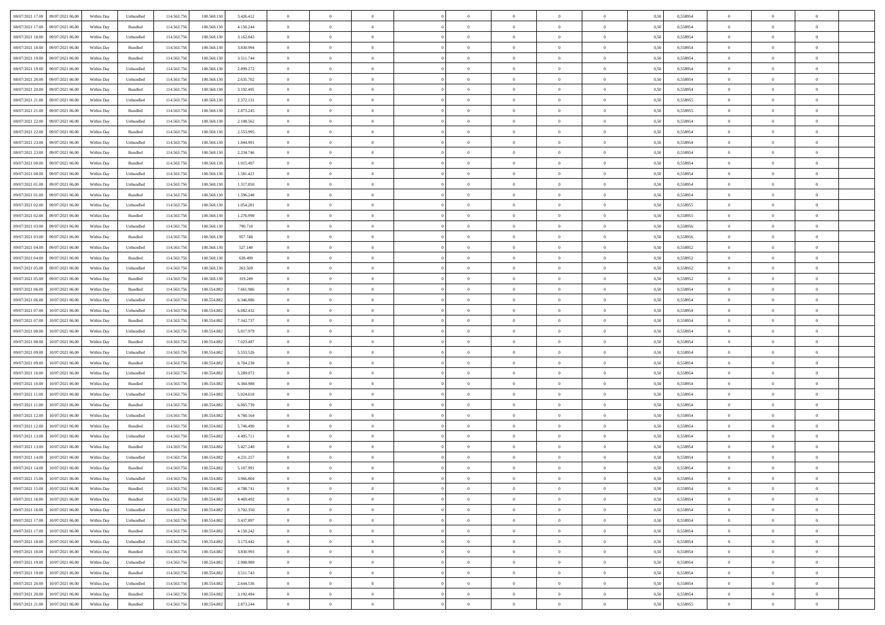| | | | | | | | | | | | | | | | | | | | | |
|---|---|---|---|---|---|---|---|---|---|---|---|---|---|---|---|---|---|---|---|---|
| 08/07/2021 17.00 | 09/07/2021 06.00 | Within Day | Unbundled | 114.563.756 | 100.568.130 | 3.426.412 | 0 | 0 | 0 | | 0 | 0 | 0 | 0 | 0,50 | 0,558954 | 0 | 0 | 0 | |
| 08/07/2021 17.00 | 09/07/2021 06.00 | Within Day | Bundled | 114.563.756 | 100.568.130 | 4.150.244 | 0 | 0 | 0 | | 0 | 0 | 0 | 0 | 0,50 | 0,558954 | 0 | 0 | 0 | |
| 08/07/2021 18.00 | 09/07/2021 06.00 | Within Day | Unbundled | 114.563.756 | 100.568.130 | 3.162.843 | 0 | 0 | 0 | | 0 | 0 | 0 | 0 | 0,50 | 0,558954 | 0 | 0 | 0 | |
| 08/07/2021 18.00 | 09/07/2021 06.00 | Within Day | Bundled | 114.563.756 | 100.568.130 | 3.830.994 | 0 | 0 | 0 | | 0 | 0 | 0 | 0 | 0,50 | 0,558954 | 0 | 0 | 0 | |
| 08/07/2021 19.00 | 09/07/2021 06.00 | Within Day | Bundled | 114.563.756 | 100.568.130 | 3.511.744 | 0 | 0 | 0 | | 0 | 0 | 0 | 0 | 0,50 | 0,558954 | 0 | 0 | 0 | |
| 08/07/2021 19.00 | 09/07/2021 06.00 | Within Day | Unbundled | 114.563.756 | 100.568.130 | 2.899.272 | 0 | 0 | 0 | | 0 | 0 | 0 | 0 | 0,50 | 0,558954 | 0 | 0 | 0 | |
| 08/07/2021 20.00 | 09/07/2021 06.00 | Within Day | Unbundled | 114.563.756 | 100.568.130 | 2.635.702 | 0 | 0 | 0 | | 0 | 0 | 0 | 0 | 0,50 | 0,558954 | 0 | 0 | 0 | |
| 08/07/2021 20.00 | 09/07/2021 06.00 | Within Day | Bundled | 114.563.756 | 100.568.130 | 3.192.495 | 0 | 0 | 0 | | 0 | 0 | 0 | 0 | 0,50 | 0,558954 | 0 | 0 | 0 | |
| 08/07/2021 21.00 | 09/07/2021 06.00 | Within Day | Unbundled | 114.563.756 | 100.568.130 | 2.372.131 | 0 | 0 | 0 | | 0 | 0 | 0 | 0 | 0,50 | 0,558955 | 0 | 0 | 0 | |
| 08/07/2021 21.00 | 09/07/2021 06.00 | Within Day | Bundled | 114.563.756 | 100.568.130 | 2.873.245 | 0 | 0 | 0 | | 0 | 0 | 0 | 0 | 0,50 | 0,558955 | 0 | 0 | 0 | |
| 08/07/2021 22.00 | 09/07/2021 06.00 | Within Day | Unbundled | 114.563.756 | 100.568.130 | 2.108.562 | 0 | 0 | 0 | | 0 | 0 | 0 | 0 | 0,50 | 0,558954 | 0 | 0 | 0 | |
| 08/07/2021 22.00 | 09/07/2021 06.00 | Within Day | Bundled | 114.563.756 | 100.568.130 | 2.553.995 | 0 | 0 | 0 | | 0 | 0 | 0 | 0 | 0,50 | 0,558954 | 0 | 0 | 0 | |
| 08/07/2021 23.00 | 09/07/2021 06.00 | Within Day | Unbundled | 114.563.756 | 100.568.130 | 1.844.991 | 0 | 0 | 0 | | 0 | 0 | 0 | 0 | 0,50 | 0,558954 | 0 | 0 | 0 | |
| 08/07/2021 23.00 | 09/07/2021 06.00 | Within Day | Bundled | 114.563.756 | 100.568.130 | 2.234.746 | 0 | 0 | 0 | | 0 | 0 | 0 | 0 | 0,50 | 0,558954 | 0 | 0 | 0 | |
| 09/07/2021 00.00 | 09/07/2021 06.00 | Within Day | Bundled | 114.563.756 | 100.568.130 | 1.915.497 | 0 | 0 | 0 | | 0 | 0 | 0 | 0 | 0,50 | 0,558954 | 0 | 0 | 0 | |
| 09/07/2021 00.00 | 09/07/2021 06.00 | Within Day | Unbundled | 114.563.756 | 100.568.130 | 1.581.421 | 0 | 0 | 0 | | 0 | 0 | 0 | 0 | 0,50 | 0,558954 | 0 | 0 | 0 | |
| 09/07/2021 01.00 | 09/07/2021 06.00 | Within Day | Unbundled | 114.563.756 | 100.568.130 | 1.317.850 | 0 | 0 | 0 | | 0 | 0 | 0 | 0 | 0,50 | 0,558954 | 0 | 0 | 0 | |
| 09/07/2021 01.00 | 09/07/2021 06.00 | Within Day | Bundled | 114.563.756 | 100.568.130 | 1.596.248 | 0 | 0 | 0 | | 0 | 0 | 0 | 0 | 0,50 | 0,558954 | 0 | 0 | 0 | |
| 09/07/2021 02.00 | 09/07/2021 06.00 | Within Day | Unbundled | 114.563.756 | 100.568.130 | 1.054.281 | 0 | 0 | 0 | | 0 | 0 | 0 | 0 | 0,50 | 0,558955 | 0 | 0 | 0 | |
| 09/07/2021 02.00 | 09/07/2021 06.00 | Within Day | Bundled | 114.563.756 | 100.568.130 | 1.276.998 | 0 | 0 | 0 | | 0 | 0 | 0 | 0 | 0,50 | 0,558955 | 0 | 0 | 0 | |
| 09/07/2021 03.00 | 09/07/2021 06.00 | Within Day | Unbundled | 114.563.756 | 100.568.130 | 790.710 | 0 | 0 | 0 | | 0 | 0 | 0 | 0 | 0,50 | 0,558956 | 0 | 0 | 0 | |
| 09/07/2021 03.00 | 09/07/2021 06.00 | Within Day | Bundled | 114.563.756 | 100.568.130 | 957.748 | 0 | 0 | 0 | | 0 | 0 | 0 | 0 | 0,50 | 0,558956 | 0 | 0 | 0 | |
| 09/07/2021 04.00 | 09/07/2021 06.00 | Within Day | Unbundled | 114.563.756 | 100.568.130 | 527.140 | 0 | 0 | 0 | | 0 | 0 | 0 | 0 | 0,50 | 0,558952 | 0 | 0 | 0 | |
| 09/07/2021 04.00 | 09/07/2021 06.00 | Within Day | Bundled | 114.563.756 | 100.568.130 | 638.499 | 0 | 0 | 0 | | 0 | 0 | 0 | 0 | 0,50 | 0,558952 | 0 | 0 | 0 | |
| 09/07/2021 05.00 | 09/07/2021 06.00 | Within Day | Unbundled | 114.563.756 | 100.568.130 | 263.569 | 0 | 0 | 0 | | 0 | 0 | 0 | 0 | 0,50 | 0,558952 | 0 | 0 | 0 | |
| 09/07/2021 05.00 | 09/07/2021 06.00 | Within Day | Bundled | 114.563.756 | 100.568.130 | 319.249 | 0 | 0 | 0 | | 0 | 0 | 0 | 0 | 0,50 | 0,558952 | 0 | 0 | 0 | |
| 09/07/2021 06.00 | 10/07/2021 06.00 | Within Day | Bundled | 114.563.756 | 100.554.882 | 7.661.986 | 0 | 0 | 0 | | 0 | 0 | 0 | 0 | 0,50 | 0,558954 | 0 | 0 | 0 | |
| 09/07/2021 06.00 | 10/07/2021 06.00 | Within Day | Unbundled | 114.563.756 | 100.554.882 | 6.346.886 | 0 | 0 | 0 | | 0 | 0 | 0 | 0 | 0,50 | 0,558954 | 0 | 0 | 0 | |
| 09/07/2021 07.00 | 10/07/2021 06.00 | Within Day | Unbundled | 114.563.756 | 100.554.882 | 6.082.432 | 0 | 0 | 0 | | 0 | 0 | 0 | 0 | 0,50 | 0,558954 | 0 | 0 | 0 | |
| 09/07/2021 07.00 | 10/07/2021 06.00 | Within Day | Bundled | 114.563.756 | 100.554.882 | 7.342.737 | 0 | 0 | 0 | | 0 | 0 | 0 | 0 | 0,50 | 0,558954 | 0 | 0 | 0 | |
| 09/07/2021 08.00 | 10/07/2021 06.00 | Within Day | Unbundled | 114.563.756 | 100.554.882 | 5.817.979 | 0 | 0 | 0 | | 0 | 0 | 0 | 0 | 0,50 | 0,558954 | 0 | 0 | 0 | |
| 09/07/2021 08.00 | 10/07/2021 06.00 | Within Day | Bundled | 114.563.756 | 100.554.882 | 7.023.487 | 0 | 0 | 0 | | 0 | 0 | 0 | 0 | 0,50 | 0,558954 | 0 | 0 | 0 | |
| 09/07/2021 09.00 | 10/07/2021 06.00 | Within Day | Unbundled | 114.563.756 | 100.554.882 | 5.553.526 | 0 | 0 | 0 | | 0 | 0 | 0 | 0 | 0,50 | 0,558954 | 0 | 0 | 0 | |
| 09/07/2021 09.00 | 10/07/2021 06.00 | Within Day | Bundled | 114.563.756 | 100.554.882 | 6.704.238 | 0 | 0 | 0 | | 0 | 0 | 0 | 0 | 0,50 | 0,558954 | 0 | 0 | 0 | |
| 09/07/2021 10.00 | 10/07/2021 06.00 | Within Day | Unbundled | 114.563.756 | 100.554.882 | 5.289.072 | 0 | 0 | 0 | | 0 | 0 | 0 | 0 | 0,50 | 0,558954 | 0 | 0 | 0 | |
| 09/07/2021 10.00 | 10/07/2021 06.00 | Within Day | Bundled | 114.563.756 | 100.554.882 | 6.384.988 | 0 | 0 | 0 | | 0 | 0 | 0 | 0 | 0,50 | 0,558954 | 0 | 0 | 0 | |
| 09/07/2021 11.00 | 10/07/2021 06.00 | Within Day | Unbundled | 114.563.756 | 100.554.882 | 5.024.618 | 0 | 0 | 0 | | 0 | 0 | 0 | 0 | 0,50 | 0,558954 | 0 | 0 | 0 | |
| 09/07/2021 11.00 | 10/07/2021 06.00 | Within Day | Bundled | 114.563.756 | 100.554.882 | 6.065.739 | 0 | 0 | 0 | | 0 | 0 | 0 | 0 | 0,50 | 0,558954 | 0 | 0 | 0 | |
| 09/07/2021 12.00 | 10/07/2021 06.00 | Within Day | Unbundled | 114.563.756 | 100.554.882 | 4.760.164 | 0 | 0 | 0 | | 0 | 0 | 0 | 0 | 0,50 | 0,558954 | 0 | 0 | 0 | |
| 09/07/2021 12.00 | 10/07/2021 06.00 | Within Day | Bundled | 114.563.756 | 100.554.882 | 5.746.490 | 0 | 0 | 0 | | 0 | 0 | 0 | 0 | 0,50 | 0,558954 | 0 | 0 | 0 | |
| 09/07/2021 13.00 | 10/07/2021 06.00 | Within Day | Unbundled | 114.563.756 | 100.554.882 | 4.495.711 | 0 | 0 | 0 | | 0 | 0 | 0 | 0 | 0,50 | 0,558954 | 0 | 0 | 0 | |
| 09/07/2021 13.00 | 10/07/2021 06.00 | Within Day | Bundled | 114.563.756 | 100.554.882 | 5.427.240 | 0 | 0 | 0 | | 0 | 0 | 0 | 0 | 0,50 | 0,558954 | 0 | 0 | 0 | |
| 09/07/2021 14.00 | 10/07/2021 06.00 | Within Day | Unbundled | 114.563.756 | 100.554.882 | 4.231.257 | 0 | 0 | 0 | | 0 | 0 | 0 | 0 | 0,50 | 0,558954 | 0 | 0 | 0 | |
| 09/07/2021 14.00 | 10/07/2021 06.00 | Within Day | Bundled | 114.563.756 | 100.554.882 | 5.107.991 | 0 | 0 | 0 | | 0 | 0 | 0 | 0 | 0,50 | 0,558954 | 0 | 0 | 0 | |
| 09/07/2021 15.00 | 10/07/2021 06.00 | Within Day | Unbundled | 114.563.756 | 100.554.882 | 3.966.804 | 0 | 0 | 0 | | 0 | 0 | 0 | 0 | 0,50 | 0,558954 | 0 | 0 | 0 | |
| 09/07/2021 15.00 | 10/07/2021 06.00 | Within Day | Bundled | 114.563.756 | 100.554.882 | 4.788.741 | 0 | 0 | 0 | | 0 | 0 | 0 | 0 | 0,50 | 0,558954 | 0 | 0 | 0 | |
| 09/07/2021 16.00 | 10/07/2021 06.00 | Within Day | Bundled | 114.563.756 | 100.554.882 | 4.469.492 | 0 | 0 | 0 | | 0 | 0 | 0 | 0 | 0,50 | 0,558954 | 0 | 0 | 0 | |
| 09/07/2021 16.00 | 10/07/2021 06.00 | Within Day | Unbundled | 114.563.756 | 100.554.882 | 3.702.350 | 0 | 0 | 0 | | 0 | 0 | 0 | 0 | 0,50 | 0,558954 | 0 | 0 | 0 | |
| 09/07/2021 17.00 | 10/07/2021 06.00 | Within Day | Unbundled | 114.563.756 | 100.554.882 | 3.437.897 | 0 | 0 | 0 | | 0 | 0 | 0 | 0 | 0,50 | 0,558954 | 0 | 0 | 0 | |
| 09/07/2021 17.00 | 10/07/2021 06.00 | Within Day | Bundled | 114.563.756 | 100.554.882 | 4.150.242 | 0 | 0 | 0 | | 0 | 0 | 0 | 0 | 0,50 | 0,558954 | 0 | 0 | 0 | |
| 09/07/2021 18.00 | 10/07/2021 06.00 | Within Day | Unbundled | 114.563.756 | 100.554.882 | 3.173.442 | 0 | 0 | 0 | | 0 | 0 | 0 | 0 | 0,50 | 0,558954 | 0 | 0 | 0 | |
| 09/07/2021 18.00 | 10/07/2021 06.00 | Within Day | Bundled | 114.563.756 | 100.554.882 | 3.830.993 | 0 | 0 | 0 | | 0 | 0 | 0 | 0 | 0,50 | 0,558954 | 0 | 0 | 0 | |
| 09/07/2021 19.00 | 10/07/2021 06.00 | Within Day | Unbundled | 114.563.756 | 100.554.882 | 2.908.989 | 0 | 0 | 0 | | 0 | 0 | 0 | 0 | 0,50 | 0,558954 | 0 | 0 | 0 | |
| 09/07/2021 19.00 | 10/07/2021 06.00 | Within Day | Bundled | 114.563.756 | 100.554.882 | 3.511.743 | 0 | 0 | 0 | | 0 | 0 | 0 | 0 | 0,50 | 0,558954 | 0 | 0 | 0 | |
| 09/07/2021 20.00 | 10/07/2021 06.00 | Within Day | Unbundled | 114.563.756 | 100.554.882 | 2.644.536 | 0 | 0 | 0 | | 0 | 0 | 0 | 0 | 0,50 | 0,558954 | 0 | 0 | 0 | |
| 09/07/2021 20.00 | 10/07/2021 06.00 | Within Day | Bundled | 114.563.756 | 100.554.882 | 3.192.494 | 0 | 0 | 0 | | 0 | 0 | 0 | 0 | 0,50 | 0,558954 | 0 | 0 | 0 | |
| 09/07/2021 21.00 | 10/07/2021 06.00 | Within Day | Bundled | 114.563.756 | 100.554.882 | 2.873.244 | 0 | 0 | 0 | | 0 | 0 | 0 | 0 | 0,50 | 0,558955 | 0 | 0 | 0 | |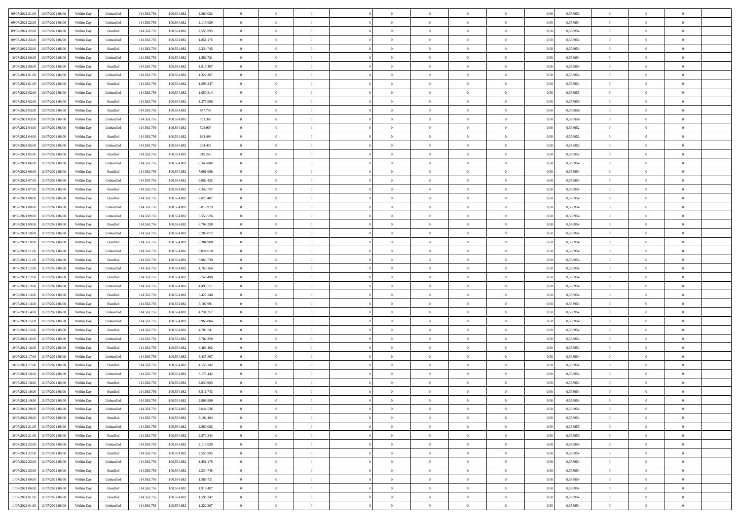| | | | | | | | | | | | | | | | | | | | | | |
|---|---|---|---|---|---|---|---|---|---|---|---|---|---|---|---|---|---|---|---|---|---|
| 09/07/2021 21:00 | 10/07/2021 06:00 | Within Day | Unbundled | 114.563.756 | 100.554.882 | 2.380.082 | 0 | 0 | 0 | | 0 | 0 | 0 | 0 | 0,50 | 0,558955 | 0 | 0 | 0 | |
| 09/07/2021 22:00 | 10/07/2021 06:00 | Within Day | Unbundled | 114.563.756 | 100.554.882 | 2.115.629 | 0 | 0 | 0 | | 0 | 0 | 0 | 0 | 0,50 | 0,558954 | 0 | 0 | 0 | |
| 09/07/2021 22:00 | 10/07/2021 06:00 | Within Day | Bundled | 114.563.756 | 100.554.882 | 2.553.995 | 0 | 0 | 0 | | 0 | 0 | 0 | 0 | 0,50 | 0,558954 | 0 | 0 | 0 | |
| 09/07/2021 23:00 | 10/07/2021 06:00 | Within Day | Unbundled | 114.563.756 | 100.554.882 | 1.851.175 | 0 | 0 | 0 | | 0 | 0 | 0 | 0 | 0,50 | 0,558954 | 0 | 0 | 0 | |
| 09/07/2021 23:00 | 10/07/2021 06:00 | Within Day | Bundled | 114.563.756 | 100.554.882 | 2.234.745 | 0 | 0 | 0 | | 0 | 0 | 0 | 0 | 0,50 | 0,558954 | 0 | 0 | 0 | |
| 10/07/2021 00:00 | 10/07/2021 06:00 | Within Day | Unbundled | 114.563.756 | 100.554.882 | 1.586.721 | 0 | 0 | 0 | | 0 | 0 | 0 | 0 | 0,50 | 0,558954 | 0 | 0 | 0 | |
| 10/07/2021 00:00 | 10/07/2021 06:00 | Within Day | Bundled | 114.563.756 | 100.554.882 | 1.915.497 | 0 | 0 | 0 | | 0 | 0 | 0 | 0 | 0,50 | 0,558954 | 0 | 0 | 0 | |
| 10/07/2021 01:00 | 10/07/2021 06:00 | Within Day | Unbundled | 114.563.756 | 100.554.882 | 1.322.267 | 0 | 0 | 0 | | 0 | 0 | 0 | 0 | 0,50 | 0,558954 | 0 | 0 | 0 | |
| 10/07/2021 01:00 | 10/07/2021 06:00 | Within Day | Bundled | 114.563.756 | 100.554.882 | 1.596.247 | 0 | 0 | 0 | | 0 | 0 | 0 | 0 | 0,50 | 0,558954 | 0 | 0 | 0 | |
| 10/07/2021 02:00 | 10/07/2021 06:00 | Within Day | Unbundled | 114.563.756 | 100.554.882 | 1.057.814 | 0 | 0 | 0 | | 0 | 0 | 0 | 0 | 0,50 | 0,558955 | 0 | 0 | 0 | |
| 10/07/2021 02:00 | 10/07/2021 06:00 | Within Day | Bundled | 114.563.756 | 100.554.882 | 1.276.998 | 0 | 0 | 0 | | 0 | 0 | 0 | 0 | 0,50 | 0,558955 | 0 | 0 | 0 | |
| 10/07/2021 03:00 | 10/07/2021 06:00 | Within Day | Bundled | 114.563.756 | 100.554.882 | 957.748 | 0 | 0 | 0 | | 0 | 0 | 0 | 0 | 0,50 | 0,558956 | 0 | 0 | 0 | |
| 10/07/2021 03:00 | 10/07/2021 06:00 | Within Day | Unbundled | 114.563.756 | 100.554.882 | 793.360 | 0 | 0 | 0 | | 0 | 0 | 0 | 0 | 0,50 | 0,558956 | 0 | 0 | 0 | |
| 10/07/2021 04:00 | 10/07/2021 06:00 | Within Day | Unbundled | 114.563.756 | 100.554.882 | 528.907 | 0 | 0 | 0 | | 0 | 0 | 0 | 0 | 0,50 | 0,558952 | 0 | 0 | 0 | |
| 10/07/2021 04:00 | 10/07/2021 06:00 | Within Day | Bundled | 114.563.756 | 100.554.882 | 638.499 | 0 | 0 | 0 | | 0 | 0 | 0 | 0 | 0,50 | 0,558952 | 0 | 0 | 0 | |
| 10/07/2021 05:00 | 10/07/2021 06:00 | Within Day | Unbundled | 114.563.756 | 100.554.882 | 264.453 | 0 | 0 | 0 | | 0 | 0 | 0 | 0 | 0,50 | 0,558952 | 0 | 0 | 0 | |
| 10/07/2021 05:00 | 10/07/2021 06:00 | Within Day | Bundled | 114.563.756 | 100.554.882 | 319.249 | 0 | 0 | 0 | | 0 | 0 | 0 | 0 | 0,50 | 0,558952 | 0 | 0 | 0 | |
| 10/07/2021 06:00 | 11/07/2021 06:00 | Within Day | Unbundled | 114.563.756 | 100.554.882 | 6.346.886 | 0 | 0 | 0 | | 0 | 0 | 0 | 0 | 0,50 | 0,558954 | 0 | 0 | 0 | |
| 10/07/2021 06:00 | 11/07/2021 06:00 | Within Day | Bundled | 114.563.756 | 100.554.882 | 7.661.986 | 0 | 0 | 0 | | 0 | 0 | 0 | 0 | 0,50 | 0,558954 | 0 | 0 | 0 | |
| 10/07/2021 07:00 | 11/07/2021 06:00 | Within Day | Unbundled | 114.563.756 | 100.554.882 | 6.082.432 | 0 | 0 | 0 | | 0 | 0 | 0 | 0 | 0,50 | 0,558954 | 0 | 0 | 0 | |
| 10/07/2021 07:00 | 11/07/2021 06:00 | Within Day | Bundled | 114.563.756 | 100.554.882 | 7.342.737 | 0 | 0 | 0 | | 0 | 0 | 0 | 0 | 0,50 | 0,558954 | 0 | 0 | 0 | |
| 10/07/2021 08:00 | 11/07/2021 06:00 | Within Day | Bundled | 114.563.756 | 100.554.882 | 7.023.487 | 0 | 0 | 0 | | 0 | 0 | 0 | 0 | 0,50 | 0,558954 | 0 | 0 | 0 | |
| 10/07/2021 08:00 | 11/07/2021 06:00 | Within Day | Unbundled | 114.563.756 | 100.554.882 | 5.817.979 | 0 | 0 | 0 | | 0 | 0 | 0 | 0 | 0,50 | 0,558954 | 0 | 0 | 0 | |
| 10/07/2021 09:00 | 11/07/2021 06:00 | Within Day | Unbundled | 114.563.756 | 100.554.882 | 5.553.526 | 0 | 0 | 0 | | 0 | 0 | 0 | 0 | 0,50 | 0,558954 | 0 | 0 | 0 | |
| 10/07/2021 09:00 | 11/07/2021 06:00 | Within Day | Bundled | 114.563.756 | 100.554.882 | 6.704.238 | 0 | 0 | 0 | | 0 | 0 | 0 | 0 | 0,50 | 0,558954 | 0 | 0 | 0 | |
| 10/07/2021 10:00 | 11/07/2021 06:00 | Within Day | Unbundled | 114.563.756 | 100.554.882 | 5.289.072 | 0 | 0 | 0 | | 0 | 0 | 0 | 0 | 0,50 | 0,558954 | 0 | 0 | 0 | |
| 10/07/2021 10:00 | 11/07/2021 06:00 | Within Day | Bundled | 114.563.756 | 100.554.882 | 6.384.988 | 0 | 0 | 0 | | 0 | 0 | 0 | 0 | 0,50 | 0,558954 | 0 | 0 | 0 | |
| 10/07/2021 11:00 | 11/07/2021 06:00 | Within Day | Unbundled | 114.563.756 | 100.554.882 | 5.024.618 | 0 | 0 | 0 | | 0 | 0 | 0 | 0 | 0,50 | 0,558954 | 0 | 0 | 0 | |
| 10/07/2021 11:00 | 11/07/2021 06:00 | Within Day | Bundled | 114.563.756 | 100.554.882 | 6.065.739 | 0 | 0 | 0 | | 0 | 0 | 0 | 0 | 0,50 | 0,558954 | 0 | 0 | 0 | |
| 10/07/2021 12:00 | 11/07/2021 06:00 | Within Day | Unbundled | 114.563.756 | 100.554.882 | 4.760.164 | 0 | 0 | 0 | | 0 | 0 | 0 | 0 | 0,50 | 0,558954 | 0 | 0 | 0 | |
| 10/07/2021 12:00 | 11/07/2021 06:00 | Within Day | Bundled | 114.563.756 | 100.554.882 | 5.746.490 | 0 | 0 | 0 | | 0 | 0 | 0 | 0 | 0,50 | 0,558954 | 0 | 0 | 0 | |
| 10/07/2021 13:00 | 11/07/2021 06:00 | Within Day | Unbundled | 114.563.756 | 100.554.882 | 4.495.711 | 0 | 0 | 0 | | 0 | 0 | 0 | 0 | 0,50 | 0,558954 | 0 | 0 | 0 | |
| 10/07/2021 13:00 | 11/07/2021 06:00 | Within Day | Bundled | 114.563.756 | 100.554.882 | 5.427.240 | 0 | 0 | 0 | | 0 | 0 | 0 | 0 | 0,50 | 0,558954 | 0 | 0 | 0 | |
| 10/07/2021 14:00 | 11/07/2021 06:00 | Within Day | Bundled | 114.563.756 | 100.554.882 | 5.107.991 | 0 | 0 | 0 | | 0 | 0 | 0 | 0 | 0,50 | 0,558954 | 0 | 0 | 0 | |
| 10/07/2021 14:00 | 11/07/2021 06:00 | Within Day | Unbundled | 114.563.756 | 100.554.882 | 4.231.257 | 0 | 0 | 0 | | 0 | 0 | 0 | 0 | 0,50 | 0,558954 | 0 | 0 | 0 | |
| 10/07/2021 15:00 | 11/07/2021 06:00 | Within Day | Unbundled | 114.563.756 | 100.554.882 | 3.966.804 | 0 | 0 | 0 | | 0 | 0 | 0 | 0 | 0,50 | 0,558954 | 0 | 0 | 0 | |
| 10/07/2021 15:00 | 11/07/2021 06:00 | Within Day | Bundled | 114.563.756 | 100.554.882 | 4.788.741 | 0 | 0 | 0 | | 0 | 0 | 0 | 0 | 0,50 | 0,558954 | 0 | 0 | 0 | |
| 10/07/2021 16:00 | 11/07/2021 06:00 | Within Day | Unbundled | 114.563.756 | 100.554.882 | 3.702.350 | 0 | 0 | 0 | | 0 | 0 | 0 | 0 | 0,50 | 0,558954 | 0 | 0 | 0 | |
| 10/07/2021 16:00 | 11/07/2021 06:00 | Within Day | Bundled | 114.563.756 | 100.554.882 | 4.469.492 | 0 | 0 | 0 | | 0 | 0 | 0 | 0 | 0,50 | 0,558954 | 0 | 0 | 0 | |
| 10/07/2021 17:00 | 11/07/2021 06:00 | Within Day | Unbundled | 114.563.756 | 100.554.882 | 3.437.897 | 0 | 0 | 0 | | 0 | 0 | 0 | 0 | 0,50 | 0,558954 | 0 | 0 | 0 | |
| 10/07/2021 17:00 | 11/07/2021 06:00 | Within Day | Bundled | 114.563.756 | 100.554.882 | 4.150.242 | 0 | 0 | 0 | | 0 | 0 | 0 | 0 | 0,50 | 0,558954 | 0 | 0 | 0 | |
| 10/07/2021 18:00 | 11/07/2021 06:00 | Within Day | Unbundled | 114.563.756 | 100.554.882 | 3.173.442 | 0 | 0 | 0 | | 0 | 0 | 0 | 0 | 0,50 | 0,558954 | 0 | 0 | 0 | |
| 10/07/2021 18:00 | 11/07/2021 06:00 | Within Day | Bundled | 114.563.756 | 100.554.882 | 3.830.993 | 0 | 0 | 0 | | 0 | 0 | 0 | 0 | 0,50 | 0,558954 | 0 | 0 | 0 | |
| 10/07/2021 19:00 | 11/07/2021 06:00 | Within Day | Bundled | 114.563.756 | 100.554.882 | 3.511.743 | 0 | 0 | 0 | | 0 | 0 | 0 | 0 | 0,50 | 0,558954 | 0 | 0 | 0 | |
| 10/07/2021 19:00 | 11/07/2021 06:00 | Within Day | Unbundled | 114.563.756 | 100.554.882 | 2.908.989 | 0 | 0 | 0 | | 0 | 0 | 0 | 0 | 0,50 | 0,558954 | 0 | 0 | 0 | |
| 10/07/2021 20:00 | 11/07/2021 06:00 | Within Day | Unbundled | 114.563.756 | 100.554.882 | 2.644.536 | 0 | 0 | 0 | | 0 | 0 | 0 | 0 | 0,50 | 0,558954 | 0 | 0 | 0 | |
| 10/07/2021 20:00 | 11/07/2021 06:00 | Within Day | Bundled | 114.563.756 | 100.554.882 | 3.192.494 | 0 | 0 | 0 | | 0 | 0 | 0 | 0 | 0,50 | 0,558954 | 0 | 0 | 0 | |
| 10/07/2021 21:00 | 11/07/2021 06:00 | Within Day | Unbundled | 114.563.756 | 100.554.882 | 2.380.082 | 0 | 0 | 0 | | 0 | 0 | 0 | 0 | 0,50 | 0,558955 | 0 | 0 | 0 | |
| 10/07/2021 21:00 | 11/07/2021 06:00 | Within Day | Bundled | 114.563.756 | 100.554.882 | 2.873.244 | 0 | 0 | 0 | | 0 | 0 | 0 | 0 | 0,50 | 0,558955 | 0 | 0 | 0 | |
| 10/07/2021 22:00 | 11/07/2021 06:00 | Within Day | Unbundled | 114.563.756 | 100.554.882 | 2.115.629 | 0 | 0 | 0 | | 0 | 0 | 0 | 0 | 0,50 | 0,558954 | 0 | 0 | 0 | |
| 10/07/2021 22:00 | 11/07/2021 06:00 | Within Day | Bundled | 114.563.756 | 100.554.882 | 2.553.995 | 0 | 0 | 0 | | 0 | 0 | 0 | 0 | 0,50 | 0,558954 | 0 | 0 | 0 | |
| 10/07/2021 23:00 | 11/07/2021 06:00 | Within Day | Unbundled | 114.563.756 | 100.554.882 | 1.851.175 | 0 | 0 | 0 | | 0 | 0 | 0 | 0 | 0,50 | 0,558954 | 0 | 0 | 0 | |
| 10/07/2021 23:00 | 11/07/2021 06:00 | Within Day | Bundled | 114.563.756 | 100.554.882 | 2.234.745 | 0 | 0 | 0 | | 0 | 0 | 0 | 0 | 0,50 | 0,558954 | 0 | 0 | 0 | |
| 11/07/2021 00:00 | 11/07/2021 06:00 | Within Day | Unbundled | 114.563.756 | 100.554.882 | 1.586.721 | 0 | 0 | 0 | | 0 | 0 | 0 | 0 | 0,50 | 0,558954 | 0 | 0 | 0 | |
| 11/07/2021 00:00 | 11/07/2021 06:00 | Within Day | Bundled | 114.563.756 | 100.554.882 | 1.915.497 | 0 | 0 | 0 | | 0 | 0 | 0 | 0 | 0,50 | 0,558954 | 0 | 0 | 0 | |
| 11/07/2021 01:00 | 11/07/2021 06:00 | Within Day | Bundled | 114.563.756 | 100.554.882 | 1.596.247 | 0 | 0 | 0 | | 0 | 0 | 0 | 0 | 0,50 | 0,558954 | 0 | 0 | 0 | |
| 11/07/2021 01:00 | 11/07/2021 06:00 | Within Day | Unbundled | 114.563.756 | 100.554.882 | 1.322.267 | 0 | 0 | 0 | | 0 | 0 | 0 | 0 | 0,50 | 0,558954 | 0 | 0 | 0 | |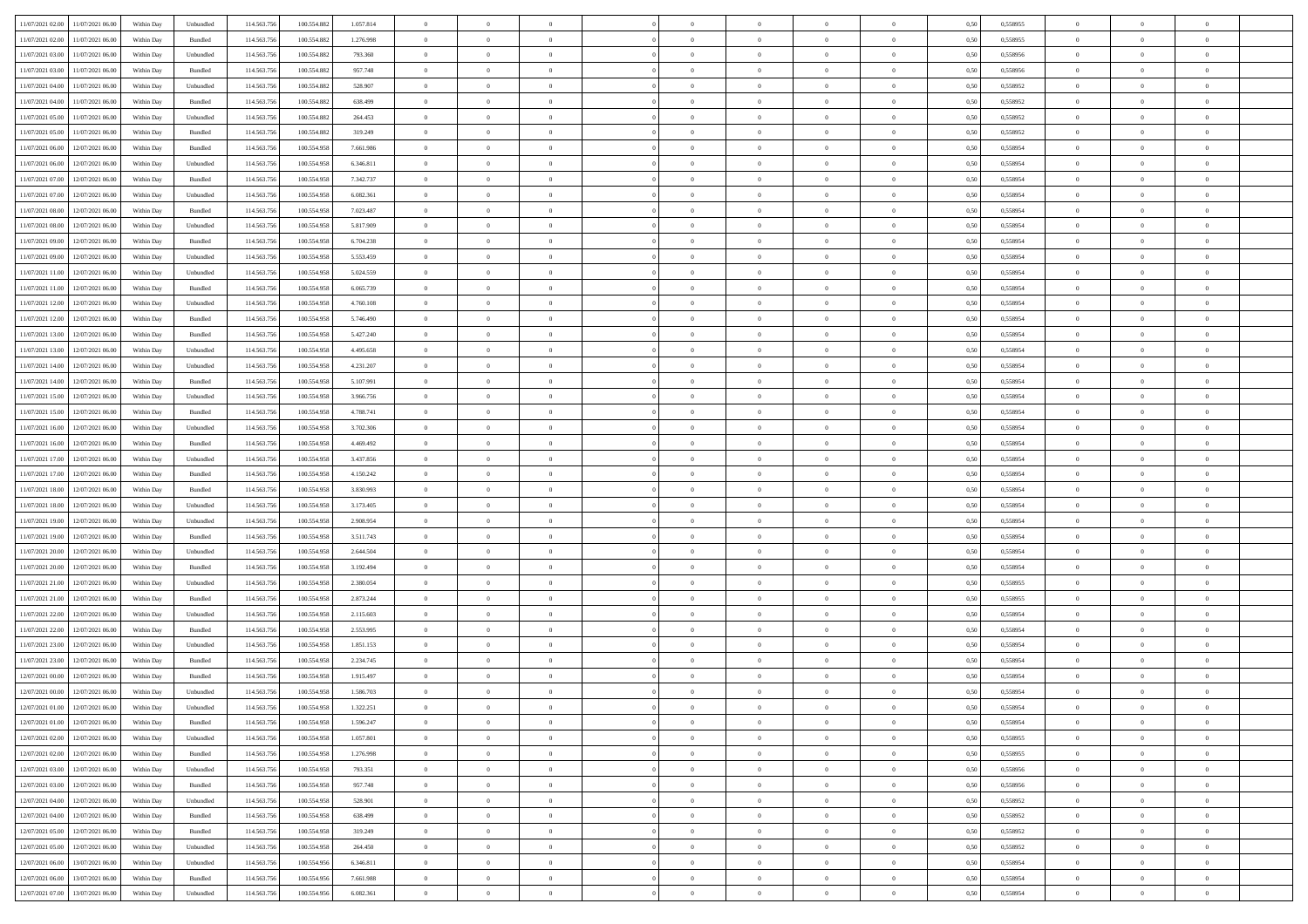| | | | | | | | | | | | | | | | | | | | | |
|---|---|---|---|---|---|---|---|---|---|---|---|---|---|---|---|---|---|---|---|---|
| 11/07/2021 02.00 | 11/07/2021 06.00 | Within Day | Unbundled | 114.563.756 | 100.554.882 | 1.057.814 | 0 | 0 | 0 | | 0 | 0 | 0 | 0 | 0,50 | 0,558955 | 0 | 0 | 0 | |
| 11/07/2021 02.00 | 11/07/2021 06.00 | Within Day | Bundled | 114.563.756 | 100.554.882 | 1.276.998 | 0 | 0 | 0 | | 0 | 0 | 0 | 0 | 0,50 | 0,558955 | 0 | 0 | 0 | |
| 11/07/2021 03.00 | 11/07/2021 06.00 | Within Day | Unbundled | 114.563.756 | 100.554.882 | 793.360 | 0 | 0 | 0 | | 0 | 0 | 0 | 0 | 0,50 | 0,558956 | 0 | 0 | 0 | |
| 11/07/2021 03.00 | 11/07/2021 06.00 | Within Day | Bundled | 114.563.756 | 100.554.882 | 957.748 | 0 | 0 | 0 | | 0 | 0 | 0 | 0 | 0,50 | 0,558956 | 0 | 0 | 0 | |
| 11/07/2021 04.00 | 11/07/2021 06.00 | Within Day | Unbundled | 114.563.756 | 100.554.882 | 528.907 | 0 | 0 | 0 | | 0 | 0 | 0 | 0 | 0,50 | 0,558952 | 0 | 0 | 0 | |
| 11/07/2021 04.00 | 11/07/2021 06.00 | Within Day | Bundled | 114.563.756 | 100.554.882 | 638.499 | 0 | 0 | 0 | | 0 | 0 | 0 | 0 | 0,50 | 0,558952 | 0 | 0 | 0 | |
| 11/07/2021 05.00 | 11/07/2021 06.00 | Within Day | Unbundled | 114.563.756 | 100.554.882 | 264.453 | 0 | 0 | 0 | | 0 | 0 | 0 | 0 | 0,50 | 0,558952 | 0 | 0 | 0 | |
| 11/07/2021 05.00 | 11/07/2021 06.00 | Within Day | Bundled | 114.563.756 | 100.554.882 | 319.249 | 0 | 0 | 0 | | 0 | 0 | 0 | 0 | 0,50 | 0,558952 | 0 | 0 | 0 | |
| 11/07/2021 06.00 | 12/07/2021 06.00 | Within Day | Bundled | 114.563.756 | 100.554.958 | 7.661.986 | 0 | 0 | 0 | | 0 | 0 | 0 | 0 | 0,50 | 0,558954 | 0 | 0 | 0 | |
| 11/07/2021 06.00 | 12/07/2021 06.00 | Within Day | Unbundled | 114.563.756 | 100.554.958 | 6.346.811 | 0 | 0 | 0 | | 0 | 0 | 0 | 0 | 0,50 | 0,558954 | 0 | 0 | 0 | |
| 11/07/2021 07.00 | 12/07/2021 06.00 | Within Day | Bundled | 114.563.756 | 100.554.958 | 7.342.737 | 0 | 0 | 0 | | 0 | 0 | 0 | 0 | 0,50 | 0,558954 | 0 | 0 | 0 | |
| 11/07/2021 07.00 | 12/07/2021 06.00 | Within Day | Unbundled | 114.563.756 | 100.554.958 | 6.082.361 | 0 | 0 | 0 | | 0 | 0 | 0 | 0 | 0,50 | 0,558954 | 0 | 0 | 0 | |
| 11/07/2021 08.00 | 12/07/2021 06.00 | Within Day | Bundled | 114.563.756 | 100.554.958 | 7.023.487 | 0 | 0 | 0 | | 0 | 0 | 0 | 0 | 0,50 | 0,558954 | 0 | 0 | 0 | |
| 11/07/2021 08.00 | 12/07/2021 06.00 | Within Day | Unbundled | 114.563.756 | 100.554.958 | 5.817.909 | 0 | 0 | 0 | | 0 | 0 | 0 | 0 | 0,50 | 0,558954 | 0 | 0 | 0 | |
| 11/07/2021 09.00 | 12/07/2021 06.00 | Within Day | Bundled | 114.563.756 | 100.554.958 | 6.704.238 | 0 | 0 | 0 | | 0 | 0 | 0 | 0 | 0,50 | 0,558954 | 0 | 0 | 0 | |
| 11/07/2021 09.00 | 12/07/2021 06.00 | Within Day | Unbundled | 114.563.756 | 100.554.958 | 5.553.459 | 0 | 0 | 0 | | 0 | 0 | 0 | 0 | 0,50 | 0,558954 | 0 | 0 | 0 | |
| 11/07/2021 11.00 | 12/07/2021 06.00 | Within Day | Unbundled | 114.563.756 | 100.554.958 | 5.024.559 | 0 | 0 | 0 | | 0 | 0 | 0 | 0 | 0,50 | 0,558954 | 0 | 0 | 0 | |
| 11/07/2021 11.00 | 12/07/2021 06.00 | Within Day | Bundled | 114.563.756 | 100.554.958 | 6.065.739 | 0 | 0 | 0 | | 0 | 0 | 0 | 0 | 0,50 | 0,558954 | 0 | 0 | 0 | |
| 11/07/2021 12.00 | 12/07/2021 06.00 | Within Day | Unbundled | 114.563.756 | 100.554.958 | 4.760.108 | 0 | 0 | 0 | | 0 | 0 | 0 | 0 | 0,50 | 0,558954 | 0 | 0 | 0 | |
| 11/07/2021 12.00 | 12/07/2021 06.00 | Within Day | Bundled | 114.563.756 | 100.554.958 | 5.746.490 | 0 | 0 | 0 | | 0 | 0 | 0 | 0 | 0,50 | 0,558954 | 0 | 0 | 0 | |
| 11/07/2021 13.00 | 12/07/2021 06.00 | Within Day | Bundled | 114.563.756 | 100.554.958 | 5.427.240 | 0 | 0 | 0 | | 0 | 0 | 0 | 0 | 0,50 | 0,558954 | 0 | 0 | 0 | |
| 11/07/2021 13.00 | 12/07/2021 06.00 | Within Day | Unbundled | 114.563.756 | 100.554.958 | 4.495.658 | 0 | 0 | 0 | | 0 | 0 | 0 | 0 | 0,50 | 0,558954 | 0 | 0 | 0 | |
| 11/07/2021 14.00 | 12/07/2021 06.00 | Within Day | Unbundled | 114.563.756 | 100.554.958 | 4.231.207 | 0 | 0 | 0 | | 0 | 0 | 0 | 0 | 0,50 | 0,558954 | 0 | 0 | 0 | |
| 11/07/2021 14.00 | 12/07/2021 06.00 | Within Day | Bundled | 114.563.756 | 100.554.958 | 5.107.991 | 0 | 0 | 0 | | 0 | 0 | 0 | 0 | 0,50 | 0,558954 | 0 | 0 | 0 | |
| 11/07/2021 15.00 | 12/07/2021 06.00 | Within Day | Unbundled | 114.563.756 | 100.554.958 | 3.966.756 | 0 | 0 | 0 | | 0 | 0 | 0 | 0 | 0,50 | 0,558954 | 0 | 0 | 0 | |
| 11/07/2021 15.00 | 12/07/2021 06.00 | Within Day | Bundled | 114.563.756 | 100.554.958 | 4.788.741 | 0 | 0 | 0 | | 0 | 0 | 0 | 0 | 0,50 | 0,558954 | 0 | 0 | 0 | |
| 11/07/2021 16.00 | 12/07/2021 06.00 | Within Day | Unbundled | 114.563.756 | 100.554.958 | 3.702.306 | 0 | 0 | 0 | | 0 | 0 | 0 | 0 | 0,50 | 0,558954 | 0 | 0 | 0 | |
| 11/07/2021 16.00 | 12/07/2021 06.00 | Within Day | Bundled | 114.563.756 | 100.554.958 | 4.469.492 | 0 | 0 | 0 | | 0 | 0 | 0 | 0 | 0,50 | 0,558954 | 0 | 0 | 0 | |
| 11/07/2021 17.00 | 12/07/2021 06.00 | Within Day | Unbundled | 114.563.756 | 100.554.958 | 3.437.856 | 0 | 0 | 0 | | 0 | 0 | 0 | 0 | 0,50 | 0,558954 | 0 | 0 | 0 | |
| 11/07/2021 17.00 | 12/07/2021 06.00 | Within Day | Bundled | 114.563.756 | 100.554.958 | 4.150.242 | 0 | 0 | 0 | | 0 | 0 | 0 | 0 | 0,50 | 0,558954 | 0 | 0 | 0 | |
| 11/07/2021 18.00 | 12/07/2021 06.00 | Within Day | Bundled | 114.563.756 | 100.554.958 | 3.830.993 | 0 | 0 | 0 | | 0 | 0 | 0 | 0 | 0,50 | 0,558954 | 0 | 0 | 0 | |
| 11/07/2021 18.00 | 12/07/2021 06.00 | Within Day | Unbundled | 114.563.756 | 100.554.958 | 3.173.405 | 0 | 0 | 0 | | 0 | 0 | 0 | 0 | 0,50 | 0,558954 | 0 | 0 | 0 | |
| 11/07/2021 19.00 | 12/07/2021 06.00 | Within Day | Unbundled | 114.563.756 | 100.554.958 | 2.908.954 | 0 | 0 | 0 | | 0 | 0 | 0 | 0 | 0,50 | 0,558954 | 0 | 0 | 0 | |
| 11/07/2021 19.00 | 12/07/2021 06.00 | Within Day | Bundled | 114.563.756 | 100.554.958 | 3.511.743 | 0 | 0 | 0 | | 0 | 0 | 0 | 0 | 0,50 | 0,558954 | 0 | 0 | 0 | |
| 11/07/2021 20.00 | 12/07/2021 06.00 | Within Day | Unbundled | 114.563.756 | 100.554.958 | 2.644.504 | 0 | 0 | 0 | | 0 | 0 | 0 | 0 | 0,50 | 0,558954 | 0 | 0 | 0 | |
| 11/07/2021 20.00 | 12/07/2021 06.00 | Within Day | Bundled | 114.563.756 | 100.554.958 | 3.192.494 | 0 | 0 | 0 | | 0 | 0 | 0 | 0 | 0,50 | 0,558954 | 0 | 0 | 0 | |
| 11/07/2021 21.00 | 12/07/2021 06.00 | Within Day | Unbundled | 114.563.756 | 100.554.958 | 2.380.054 | 0 | 0 | 0 | | 0 | 0 | 0 | 0 | 0,50 | 0,558955 | 0 | 0 | 0 | |
| 11/07/2021 21.00 | 12/07/2021 06.00 | Within Day | Bundled | 114.563.756 | 100.554.958 | 2.873.244 | 0 | 0 | 0 | | 0 | 0 | 0 | 0 | 0,50 | 0,558955 | 0 | 0 | 0 | |
| 11/07/2021 22.00 | 12/07/2021 06.00 | Within Day | Unbundled | 114.563.756 | 100.554.958 | 2.115.603 | 0 | 0 | 0 | | 0 | 0 | 0 | 0 | 0,50 | 0,558954 | 0 | 0 | 0 | |
| 11/07/2021 22.00 | 12/07/2021 06.00 | Within Day | Bundled | 114.563.756 | 100.554.958 | 2.553.995 | 0 | 0 | 0 | | 0 | 0 | 0 | 0 | 0,50 | 0,558954 | 0 | 0 | 0 | |
| 11/07/2021 23.00 | 12/07/2021 06.00 | Within Day | Unbundled | 114.563.756 | 100.554.958 | 1.851.153 | 0 | 0 | 0 | | 0 | 0 | 0 | 0 | 0,50 | 0,558954 | 0 | 0 | 0 | |
| 11/07/2021 23.00 | 12/07/2021 06.00 | Within Day | Bundled | 114.563.756 | 100.554.958 | 2.234.745 | 0 | 0 | 0 | | 0 | 0 | 0 | 0 | 0,50 | 0,558954 | 0 | 0 | 0 | |
| 12/07/2021 00.00 | 12/07/2021 06.00 | Within Day | Bundled | 114.563.756 | 100.554.958 | 1.915.497 | 0 | 0 | 0 | | 0 | 0 | 0 | 0 | 0,50 | 0,558954 | 0 | 0 | 0 | |
| 12/07/2021 00.00 | 12/07/2021 06.00 | Within Day | Unbundled | 114.563.756 | 100.554.958 | 1.586.703 | 0 | 0 | 0 | | 0 | 0 | 0 | 0 | 0,50 | 0,558954 | 0 | 0 | 0 | |
| 12/07/2021 01.00 | 12/07/2021 06.00 | Within Day | Unbundled | 114.563.756 | 100.554.958 | 1.322.251 | 0 | 0 | 0 | | 0 | 0 | 0 | 0 | 0,50 | 0,558954 | 0 | 0 | 0 | |
| 12/07/2021 01.00 | 12/07/2021 06.00 | Within Day | Bundled | 114.563.756 | 100.554.958 | 1.596.247 | 0 | 0 | 0 | | 0 | 0 | 0 | 0 | 0,50 | 0,558954 | 0 | 0 | 0 | |
| 12/07/2021 02.00 | 12/07/2021 06.00 | Within Day | Unbundled | 114.563.756 | 100.554.958 | 1.057.801 | 0 | 0 | 0 | | 0 | 0 | 0 | 0 | 0,50 | 0,558955 | 0 | 0 | 0 | |
| 12/07/2021 02.00 | 12/07/2021 06.00 | Within Day | Bundled | 114.563.756 | 100.554.958 | 1.276.998 | 0 | 0 | 0 | | 0 | 0 | 0 | 0 | 0,50 | 0,558955 | 0 | 0 | 0 | |
| 12/07/2021 03.00 | 12/07/2021 06.00 | Within Day | Unbundled | 114.563.756 | 100.554.958 | 793.351 | 0 | 0 | 0 | | 0 | 0 | 0 | 0 | 0,50 | 0,558956 | 0 | 0 | 0 | |
| 12/07/2021 03.00 | 12/07/2021 06.00 | Within Day | Bundled | 114.563.756 | 100.554.958 | 957.748 | 0 | 0 | 0 | | 0 | 0 | 0 | 0 | 0,50 | 0,558956 | 0 | 0 | 0 | |
| 12/07/2021 04.00 | 12/07/2021 06.00 | Within Day | Unbundled | 114.563.756 | 100.554.958 | 528.901 | 0 | 0 | 0 | | 0 | 0 | 0 | 0 | 0,50 | 0,558952 | 0 | 0 | 0 | |
| 12/07/2021 04.00 | 12/07/2021 06.00 | Within Day | Bundled | 114.563.756 | 100.554.958 | 638.499 | 0 | 0 | 0 | | 0 | 0 | 0 | 0 | 0,50 | 0,558952 | 0 | 0 | 0 | |
| 12/07/2021 05.00 | 12/07/2021 06.00 | Within Day | Bundled | 114.563.756 | 100.554.958 | 319.249 | 0 | 0 | 0 | | 0 | 0 | 0 | 0 | 0,50 | 0,558952 | 0 | 0 | 0 | |
| 12/07/2021 05.00 | 12/07/2021 06.00 | Within Day | Unbundled | 114.563.756 | 100.554.958 | 264.450 | 0 | 0 | 0 | | 0 | 0 | 0 | 0 | 0,50 | 0,558952 | 0 | 0 | 0 | |
| 12/07/2021 06.00 | 13/07/2021 06.00 | Within Day | Unbundled | 114.563.756 | 100.554.956 | 6.346.811 | 0 | 0 | 0 | | 0 | 0 | 0 | 0 | 0,50 | 0,558954 | 0 | 0 | 0 | |
| 12/07/2021 06.00 | 13/07/2021 06.00 | Within Day | Bundled | 114.563.756 | 100.554.956 | 7.661.988 | 0 | 0 | 0 | | 0 | 0 | 0 | 0 | 0,50 | 0,558954 | 0 | 0 | 0 | |
| 12/07/2021 07.00 | 13/07/2021 06.00 | Within Day | Unbundled | 114.563.756 | 100.554.956 | 6.082.361 | 0 | 0 | 0 | | 0 | 0 | 0 | 0 | 0,50 | 0,558954 | 0 | 0 | 0 | |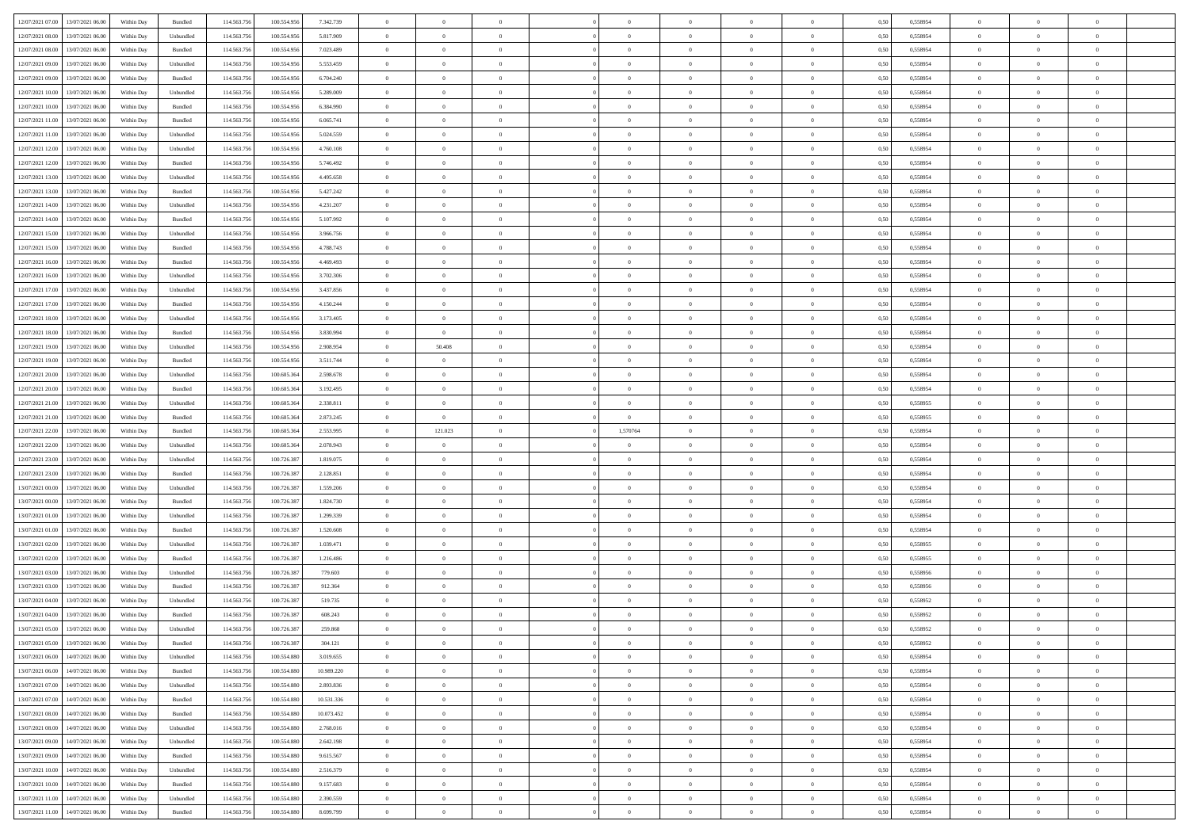| | | | | | | | | | | | | | | | | | | | | | |
|---|---|---|---|---|---|---|---|---|---|---|---|---|---|---|---|---|---|---|---|---|---|
| 12/07/2021 07.00 | 13/07/2021 06.00 | Within Day | Bundled | 114.563.756 | 100.554.956 | 7.342.739 | 0 | 0 | 0 | | 0 | 0 | 0 | 0 | 0,50 | 0,558954 | 0 | 0 | 0 | |
| 12/07/2021 08.00 | 13/07/2021 06.00 | Within Day | Unbundled | 114.563.756 | 100.554.956 | 5.817.909 | 0 | 0 | 0 | | 0 | 0 | 0 | 0 | 0,50 | 0,558954 | 0 | 0 | 0 | |
| 12/07/2021 08.00 | 13/07/2021 06.00 | Within Day | Bundled | 114.563.756 | 100.554.956 | 7.023.489 | 0 | 0 | 0 | | 0 | 0 | 0 | 0 | 0,50 | 0,558954 | 0 | 0 | 0 | |
| 12/07/2021 09.00 | 13/07/2021 06.00 | Within Day | Unbundled | 114.563.756 | 100.554.956 | 5.553.459 | 0 | 0 | 0 | | 0 | 0 | 0 | 0 | 0,50 | 0,558954 | 0 | 0 | 0 | |
| 12/07/2021 09.00 | 13/07/2021 06.00 | Within Day | Bundled | 114.563.756 | 100.554.956 | 6.704.240 | 0 | 0 | 0 | | 0 | 0 | 0 | 0 | 0,50 | 0,558954 | 0 | 0 | 0 | |
| 12/07/2021 10.00 | 13/07/2021 06.00 | Within Day | Unbundled | 114.563.756 | 100.554.956 | 5.289.009 | 0 | 0 | 0 | | 0 | 0 | 0 | 0 | 0,50 | 0,558954 | 0 | 0 | 0 | |
| 12/07/2021 10.00 | 13/07/2021 06.00 | Within Day | Bundled | 114.563.756 | 100.554.956 | 6.384.990 | 0 | 0 | 0 | | 0 | 0 | 0 | 0 | 0,50 | 0,558954 | 0 | 0 | 0 | |
| 12/07/2021 11.00 | 13/07/2021 06.00 | Within Day | Bundled | 114.563.756 | 100.554.956 | 6.065.741 | 0 | 0 | 0 | | 0 | 0 | 0 | 0 | 0,50 | 0,558954 | 0 | 0 | 0 | |
| 12/07/2021 11.00 | 13/07/2021 06.00 | Within Day | Unbundled | 114.563.756 | 100.554.956 | 5.024.559 | 0 | 0 | 0 | | 0 | 0 | 0 | 0 | 0,50 | 0,558954 | 0 | 0 | 0 | |
| 12/07/2021 12.00 | 13/07/2021 06.00 | Within Day | Unbundled | 114.563.756 | 100.554.956 | 4.760.108 | 0 | 0 | 0 | | 0 | 0 | 0 | 0 | 0,50 | 0,558954 | 0 | 0 | 0 | |
| 12/07/2021 12.00 | 13/07/2021 06.00 | Within Day | Bundled | 114.563.756 | 100.554.956 | 5.746.492 | 0 | 0 | 0 | | 0 | 0 | 0 | 0 | 0,50 | 0,558954 | 0 | 0 | 0 | |
| 12/07/2021 13.00 | 13/07/2021 06.00 | Within Day | Unbundled | 114.563.756 | 100.554.956 | 4.495.658 | 0 | 0 | 0 | | 0 | 0 | 0 | 0 | 0,50 | 0,558954 | 0 | 0 | 0 | |
| 12/07/2021 13.00 | 13/07/2021 06.00 | Within Day | Bundled | 114.563.756 | 100.554.956 | 5.427.242 | 0 | 0 | 0 | | 0 | 0 | 0 | 0 | 0,50 | 0,558954 | 0 | 0 | 0 | |
| 12/07/2021 14.00 | 13/07/2021 06.00 | Within Day | Unbundled | 114.563.756 | 100.554.956 | 4.231.207 | 0 | 0 | 0 | | 0 | 0 | 0 | 0 | 0,50 | 0,558954 | 0 | 0 | 0 | |
| 12/07/2021 14.00 | 13/07/2021 06.00 | Within Day | Bundled | 114.563.756 | 100.554.956 | 5.107.992 | 0 | 0 | 0 | | 0 | 0 | 0 | 0 | 0,50 | 0,558954 | 0 | 0 | 0 | |
| 12/07/2021 15.00 | 13/07/2021 06.00 | Within Day | Unbundled | 114.563.756 | 100.554.956 | 3.966.756 | 0 | 0 | 0 | | 0 | 0 | 0 | 0 | 0,50 | 0,558954 | 0 | 0 | 0 | |
| 12/07/2021 15.00 | 13/07/2021 06.00 | Within Day | Bundled | 114.563.756 | 100.554.956 | 4.788.743 | 0 | 0 | 0 | | 0 | 0 | 0 | 0 | 0,50 | 0,558954 | 0 | 0 | 0 | |
| 12/07/2021 16.00 | 13/07/2021 06.00 | Within Day | Bundled | 114.563.756 | 100.554.956 | 4.469.493 | 0 | 0 | 0 | | 0 | 0 | 0 | 0 | 0,50 | 0,558954 | 0 | 0 | 0 | |
| 12/07/2021 16.00 | 13/07/2021 06.00 | Within Day | Unbundled | 114.563.756 | 100.554.956 | 3.702.306 | 0 | 0 | 0 | | 0 | 0 | 0 | 0 | 0,50 | 0,558954 | 0 | 0 | 0 | |
| 12/07/2021 17.00 | 13/07/2021 06.00 | Within Day | Unbundled | 114.563.756 | 100.554.956 | 3.437.856 | 0 | 0 | 0 | | 0 | 0 | 0 | 0 | 0,50 | 0,558954 | 0 | 0 | 0 | |
| 12/07/2021 17.00 | 13/07/2021 06.00 | Within Day | Bundled | 114.563.756 | 100.554.956 | 4.150.244 | 0 | 0 | 0 | | 0 | 0 | 0 | 0 | 0,50 | 0,558954 | 0 | 0 | 0 | |
| 12/07/2021 18.00 | 13/07/2021 06.00 | Within Day | Unbundled | 114.563.756 | 100.554.956 | 3.173.405 | 0 | 0 | 0 | | 0 | 0 | 0 | 0 | 0,50 | 0,558954 | 0 | 0 | 0 | |
| 12/07/2021 18.00 | 13/07/2021 06.00 | Within Day | Bundled | 114.563.756 | 100.554.956 | 3.830.994 | 0 | 0 | 0 | | 0 | 0 | 0 | 0 | 0,50 | 0,558954 | 0 | 0 | 0 | |
| 12/07/2021 19.00 | 13/07/2021 06.00 | Within Day | Unbundled | 114.563.756 | 100.554.956 | 2.908.954 | 0 | 50.408 | 0 | | 0 | 0 | 0 | 0 | 0,50 | 0,558954 | 0 | 0 | 0 | |
| 12/07/2021 19.00 | 13/07/2021 06.00 | Within Day | Bundled | 114.563.756 | 100.554.956 | 3.511.744 | 0 | 0 | 0 | | 0 | 0 | 0 | 0 | 0,50 | 0,558954 | 0 | 0 | 0 | |
| 12/07/2021 20.00 | 13/07/2021 06.00 | Within Day | Unbundled | 114.563.756 | 100.605.364 | 2.598.678 | 0 | 0 | 0 | | 0 | 0 | 0 | 0 | 0,50 | 0,558954 | 0 | 0 | 0 | |
| 12/07/2021 20.00 | 13/07/2021 06.00 | Within Day | Bundled | 114.563.756 | 100.605.364 | 3.192.495 | 0 | 0 | 0 | | 0 | 0 | 0 | 0 | 0,50 | 0,558954 | 0 | 0 | 0 | |
| 12/07/2021 21.00 | 13/07/2021 06.00 | Within Day | Unbundled | 114.563.756 | 100.605.364 | 2.338.811 | 0 | 0 | 0 | | 0 | 0 | 0 | 0 | 0,50 | 0,558955 | 0 | 0 | 0 | |
| 12/07/2021 21.00 | 13/07/2021 06.00 | Within Day | Bundled | 114.563.756 | 100.605.364 | 2.873.245 | 0 | 0 | 0 | | 0 | 0 | 0 | 0 | 0,50 | 0,558955 | 0 | 0 | 0 | |
| 12/07/2021 22.00 | 13/07/2021 06.00 | Within Day | Bundled | 114.563.756 | 100.605.364 | 2.553.995 | 0 | 121.023 | 0 | | 1,570764 | 0 | 0 | 0 | 0,50 | 0,558954 | 0 | 0 | 0 | |
| 12/07/2021 22.00 | 13/07/2021 06.00 | Within Day | Unbundled | 114.563.756 | 100.605.364 | 2.078.943 | 0 | 0 | 0 | | 0 | 0 | 0 | 0 | 0,50 | 0,558954 | 0 | 0 | 0 | |
| 12/07/2021 23.00 | 13/07/2021 06.00 | Within Day | Unbundled | 114.563.756 | 100.726.387 | 1.819.075 | 0 | 0 | 0 | | 0 | 0 | 0 | 0 | 0,50 | 0,558954 | 0 | 0 | 0 | |
| 12/07/2021 23.00 | 13/07/2021 06.00 | Within Day | Bundled | 114.563.756 | 100.726.387 | 2.128.851 | 0 | 0 | 0 | | 0 | 0 | 0 | 0 | 0,50 | 0,558954 | 0 | 0 | 0 | |
| 13/07/2021 00.00 | 13/07/2021 06.00 | Within Day | Unbundled | 114.563.756 | 100.726.387 | 1.559.206 | 0 | 0 | 0 | | 0 | 0 | 0 | 0 | 0,50 | 0,558954 | 0 | 0 | 0 | |
| 13/07/2021 00.00 | 13/07/2021 06.00 | Within Day | Bundled | 114.563.756 | 100.726.387 | 1.824.730 | 0 | 0 | 0 | | 0 | 0 | 0 | 0 | 0,50 | 0,558954 | 0 | 0 | 0 | |
| 13/07/2021 01.00 | 13/07/2021 06.00 | Within Day | Unbundled | 114.563.756 | 100.726.387 | 1.299.339 | 0 | 0 | 0 | | 0 | 0 | 0 | 0 | 0,50 | 0,558954 | 0 | 0 | 0 | |
| 13/07/2021 01.00 | 13/07/2021 06.00 | Within Day | Bundled | 114.563.756 | 100.726.387 | 1.520.608 | 0 | 0 | 0 | | 0 | 0 | 0 | 0 | 0,50 | 0,558954 | 0 | 0 | 0 | |
| 13/07/2021 02.00 | 13/07/2021 06.00 | Within Day | Unbundled | 114.563.756 | 100.726.387 | 1.039.471 | 0 | 0 | 0 | | 0 | 0 | 0 | 0 | 0,50 | 0,558955 | 0 | 0 | 0 | |
| 13/07/2021 02.00 | 13/07/2021 06.00 | Within Day | Bundled | 114.563.756 | 100.726.387 | 1.216.486 | 0 | 0 | 0 | | 0 | 0 | 0 | 0 | 0,50 | 0,558955 | 0 | 0 | 0 | |
| 13/07/2021 03.00 | 13/07/2021 06.00 | Within Day | Unbundled | 114.563.756 | 100.726.387 | 779.603 | 0 | 0 | 0 | | 0 | 0 | 0 | 0 | 0,50 | 0,558956 | 0 | 0 | 0 | |
| 13/07/2021 03.00 | 13/07/2021 06.00 | Within Day | Bundled | 114.563.756 | 100.726.387 | 912.364 | 0 | 0 | 0 | | 0 | 0 | 0 | 0 | 0,50 | 0,558956 | 0 | 0 | 0 | |
| 13/07/2021 04.00 | 13/07/2021 06.00 | Within Day | Unbundled | 114.563.756 | 100.726.387 | 519.735 | 0 | 0 | 0 | | 0 | 0 | 0 | 0 | 0,50 | 0,558952 | 0 | 0 | 0 | |
| 13/07/2021 04.00 | 13/07/2021 06.00 | Within Day | Bundled | 114.563.756 | 100.726.387 | 608.243 | 0 | 0 | 0 | | 0 | 0 | 0 | 0 | 0,50 | 0,558952 | 0 | 0 | 0 | |
| 13/07/2021 05.00 | 13/07/2021 06.00 | Within Day | Unbundled | 114.563.756 | 100.726.387 | 259.868 | 0 | 0 | 0 | | 0 | 0 | 0 | 0 | 0,50 | 0,558952 | 0 | 0 | 0 | |
| 13/07/2021 05.00 | 13/07/2021 06.00 | Within Day | Bundled | 114.563.756 | 100.726.387 | 304.121 | 0 | 0 | 0 | | 0 | 0 | 0 | 0 | 0,50 | 0,558952 | 0 | 0 | 0 | |
| 13/07/2021 06.00 | 14/07/2021 06.00 | Within Day | Unbundled | 114.563.756 | 100.554.880 | 3.019.655 | 0 | 0 | 0 | | 0 | 0 | 0 | 0 | 0,50 | 0,558954 | 0 | 0 | 0 | |
| 13/07/2021 06.00 | 14/07/2021 06.00 | Within Day | Bundled | 114.563.756 | 100.554.880 | 10.989.220 | 0 | 0 | 0 | | 0 | 0 | 0 | 0 | 0,50 | 0,558954 | 0 | 0 | 0 | |
| 13/07/2021 07.00 | 14/07/2021 06.00 | Within Day | Unbundled | 114.563.756 | 100.554.880 | 2.893.836 | 0 | 0 | 0 | | 0 | 0 | 0 | 0 | 0,50 | 0,558954 | 0 | 0 | 0 | |
| 13/07/2021 07.00 | 14/07/2021 06.00 | Within Day | Bundled | 114.563.756 | 100.554.880 | 10.531.336 | 0 | 0 | 0 | | 0 | 0 | 0 | 0 | 0,50 | 0,558954 | 0 | 0 | 0 | |
| 13/07/2021 08.00 | 14/07/2021 06.00 | Within Day | Bundled | 114.563.756 | 100.554.880 | 10.073.452 | 0 | 0 | 0 | | 0 | 0 | 0 | 0 | 0,50 | 0,558954 | 0 | 0 | 0 | |
| 13/07/2021 08.00 | 14/07/2021 06.00 | Within Day | Unbundled | 114.563.756 | 100.554.880 | 2.768.016 | 0 | 0 | 0 | | 0 | 0 | 0 | 0 | 0,50 | 0,558954 | 0 | 0 | 0 | |
| 13/07/2021 09.00 | 14/07/2021 06.00 | Within Day | Unbundled | 114.563.756 | 100.554.880 | 2.642.198 | 0 | 0 | 0 | | 0 | 0 | 0 | 0 | 0,50 | 0,558954 | 0 | 0 | 0 | |
| 13/07/2021 09.00 | 14/07/2021 06.00 | Within Day | Bundled | 114.563.756 | 100.554.880 | 9.615.567 | 0 | 0 | 0 | | 0 | 0 | 0 | 0 | 0,50 | 0,558954 | 0 | 0 | 0 | |
| 13/07/2021 10.00 | 14/07/2021 06.00 | Within Day | Unbundled | 114.563.756 | 100.554.880 | 2.516.379 | 0 | 0 | 0 | | 0 | 0 | 0 | 0 | 0,50 | 0,558954 | 0 | 0 | 0 | |
| 13/07/2021 10.00 | 14/07/2021 06.00 | Within Day | Bundled | 114.563.756 | 100.554.880 | 9.157.683 | 0 | 0 | 0 | | 0 | 0 | 0 | 0 | 0,50 | 0,558954 | 0 | 0 | 0 | |
| 13/07/2021 11.00 | 14/07/2021 06.00 | Within Day | Unbundled | 114.563.756 | 100.554.880 | 2.390.559 | 0 | 0 | 0 | | 0 | 0 | 0 | 0 | 0,50 | 0,558954 | 0 | 0 | 0 | |
| 13/07/2021 11.00 | 14/07/2021 06.00 | Within Day | Bundled | 114.563.756 | 100.554.880 | 8.699.799 | 0 | 0 | 0 | | 0 | 0 | 0 | 0 | 0,50 | 0,558954 | 0 | 0 | 0 | |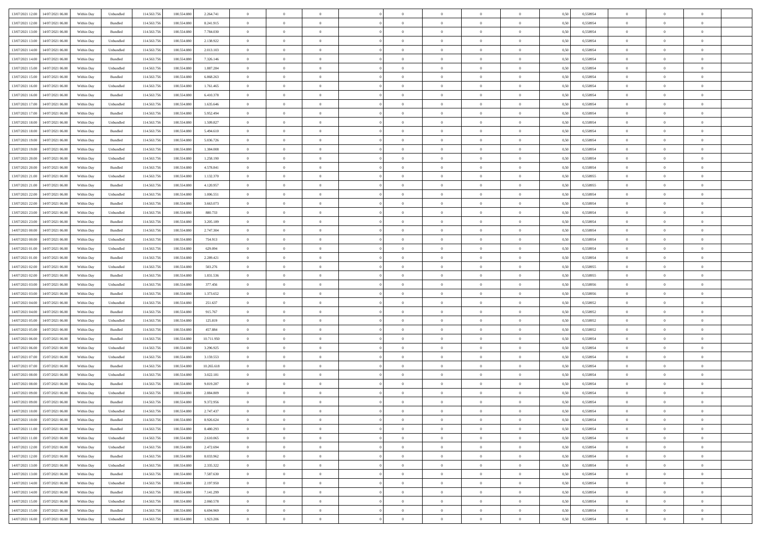| 13/07/2021 12:00 | 14/07/2021 06:00 | Within Day | Unbundled | 114.563.756 | 100.554.880 | 2.264.741 | 0 | 0 | 0 | | 0 | 0 | 0 | 0 | 0,50 | 0,558954 | 0 | 0 | 0 | |
|---|---|---|---|---|---|---|---|---|---|---|---|---|---|---|---|---|---|---|---|---|
| 13/07/2021 12:00 | 14/07/2021 06:00 | Within Day | Bundled | 114.563.756 | 100.554.880 | 8.241.915 | 0 | 0 | 0 | | 0 | 0 | 0 | 0 | 0,50 | 0,558954 | 0 | 0 | 0 | |
| 13/07/2021 13:00 | 14/07/2021 06:00 | Within Day | Bundled | 114.563.756 | 100.554.880 | 7.784.030 | 0 | 0 | 0 | | 0 | 0 | 0 | 0 | 0,50 | 0,558954 | 0 | 0 | 0 | |
| 13/07/2021 13:00 | 14/07/2021 06:00 | Within Day | Unbundled | 114.563.756 | 100.554.880 | 2.138.922 | 0 | 0 | 0 | | 0 | 0 | 0 | 0 | 0,50 | 0,558954 | 0 | 0 | 0 | |
| 13/07/2021 14:00 | 14/07/2021 06:00 | Within Day | Unbundled | 114.563.756 | 100.554.880 | 2.013.103 | 0 | 0 | 0 | | 0 | 0 | 0 | 0 | 0,50 | 0,558954 | 0 | 0 | 0 | |
| 13/07/2021 14:00 | 14/07/2021 06:00 | Within Day | Bundled | 114.563.756 | 100.554.880 | 7.326.146 | 0 | 0 | 0 | | 0 | 0 | 0 | 0 | 0,50 | 0,558954 | 0 | 0 | 0 | |
| 13/07/2021 15:00 | 14/07/2021 06:00 | Within Day | Unbundled | 114.563.756 | 100.554.880 | 1.887.284 | 0 | 0 | 0 | | 0 | 0 | 0 | 0 | 0,50 | 0,558954 | 0 | 0 | 0 | |
| 13/07/2021 15:00 | 14/07/2021 06:00 | Within Day | Bundled | 114.563.756 | 100.554.880 | 6.868.263 | 0 | 0 | 0 | | 0 | 0 | 0 | 0 | 0,50 | 0,558954 | 0 | 0 | 0 | |
| 13/07/2021 16:00 | 14/07/2021 06:00 | Within Day | Unbundled | 114.563.756 | 100.554.880 | 1.761.465 | 0 | 0 | 0 | | 0 | 0 | 0 | 0 | 0,50 | 0,558954 | 0 | 0 | 0 | |
| 13/07/2021 16:00 | 14/07/2021 06:00 | Within Day | Bundled | 114.563.756 | 100.554.880 | 6.410.378 | 0 | 0 | 0 | | 0 | 0 | 0 | 0 | 0,50 | 0,558954 | 0 | 0 | 0 | |
| 13/07/2021 17:00 | 14/07/2021 06:00 | Within Day | Unbundled | 114.563.756 | 100.554.880 | 1.635.646 | 0 | 0 | 0 | | 0 | 0 | 0 | 0 | 0,50 | 0,558954 | 0 | 0 | 0 | |
| 13/07/2021 17:00 | 14/07/2021 06:00 | Within Day | Bundled | 114.563.756 | 100.554.880 | 5.952.494 | 0 | 0 | 0 | | 0 | 0 | 0 | 0 | 0,50 | 0,558954 | 0 | 0 | 0 | |
| 13/07/2021 18:00 | 14/07/2021 06:00 | Within Day | Unbundled | 114.563.756 | 100.554.880 | 1.509.827 | 0 | 0 | 0 | | 0 | 0 | 0 | 0 | 0,50 | 0,558954 | 0 | 0 | 0 | |
| 13/07/2021 18:00 | 14/07/2021 06:00 | Within Day | Bundled | 114.563.756 | 100.554.880 | 5.494.610 | 0 | 0 | 0 | | 0 | 0 | 0 | 0 | 0,50 | 0,558954 | 0 | 0 | 0 | |
| 13/07/2021 19:00 | 14/07/2021 06:00 | Within Day | Bundled | 114.563.756 | 100.554.880 | 5.036.726 | 0 | 0 | 0 | | 0 | 0 | 0 | 0 | 0,50 | 0,558954 | 0 | 0 | 0 | |
| 13/07/2021 19:00 | 14/07/2021 06:00 | Within Day | Unbundled | 114.563.756 | 100.554.880 | 1.384.008 | 0 | 0 | 0 | | 0 | 0 | 0 | 0 | 0,50 | 0,558954 | 0 | 0 | 0 | |
| 13/07/2021 20:00 | 14/07/2021 06:00 | Within Day | Unbundled | 114.563.756 | 100.554.880 | 1.258.190 | 0 | 0 | 0 | | 0 | 0 | 0 | 0 | 0,50 | 0,558954 | 0 | 0 | 0 | |
| 13/07/2021 20:00 | 14/07/2021 06:00 | Within Day | Bundled | 114.563.756 | 100.554.880 | 4.578.841 | 0 | 0 | 0 | | 0 | 0 | 0 | 0 | 0,50 | 0,558954 | 0 | 0 | 0 | |
| 13/07/2021 21:00 | 14/07/2021 06:00 | Within Day | Unbundled | 114.563.756 | 100.554.880 | 1.132.370 | 0 | 0 | 0 | | 0 | 0 | 0 | 0 | 0,50 | 0,558955 | 0 | 0 | 0 | |
| 13/07/2021 21:00 | 14/07/2021 06:00 | Within Day | Bundled | 114.563.756 | 100.554.880 | 4.120.957 | 0 | 0 | 0 | | 0 | 0 | 0 | 0 | 0,50 | 0,558955 | 0 | 0 | 0 | |
| 13/07/2021 22:00 | 14/07/2021 06:00 | Within Day | Unbundled | 114.563.756 | 100.554.880 | 1.006.551 | 0 | 0 | 0 | | 0 | 0 | 0 | 0 | 0,50 | 0,558954 | 0 | 0 | 0 | |
| 13/07/2021 22:00 | 14/07/2021 06:00 | Within Day | Bundled | 114.563.756 | 100.554.880 | 3.663.073 | 0 | 0 | 0 | | 0 | 0 | 0 | 0 | 0,50 | 0,558954 | 0 | 0 | 0 | |
| 13/07/2021 23:00 | 14/07/2021 06:00 | Within Day | Unbundled | 114.563.756 | 100.554.880 | 880.733 | 0 | 0 | 0 | | 0 | 0 | 0 | 0 | 0,50 | 0,558954 | 0 | 0 | 0 | |
| 13/07/2021 23:00 | 14/07/2021 06:00 | Within Day | Bundled | 114.563.756 | 100.554.880 | 3.205.189 | 0 | 0 | 0 | | 0 | 0 | 0 | 0 | 0,50 | 0,558954 | 0 | 0 | 0 | |
| 14/07/2021 00:00 | 14/07/2021 06:00 | Within Day | Bundled | 114.563.756 | 100.554.880 | 2.747.304 | 0 | 0 | 0 | | 0 | 0 | 0 | 0 | 0,50 | 0,558954 | 0 | 0 | 0 | |
| 14/07/2021 00:00 | 14/07/2021 06:00 | Within Day | Unbundled | 114.563.756 | 100.554.880 | 754.913 | 0 | 0 | 0 | | 0 | 0 | 0 | 0 | 0,50 | 0,558954 | 0 | 0 | 0 | |
| 14/07/2021 01:00 | 14/07/2021 06:00 | Within Day | Unbundled | 114.563.756 | 100.554.880 | 629.094 | 0 | 0 | 0 | | 0 | 0 | 0 | 0 | 0,50 | 0,558954 | 0 | 0 | 0 | |
| 14/07/2021 01:00 | 14/07/2021 06:00 | Within Day | Bundled | 114.563.756 | 100.554.880 | 2.289.421 | 0 | 0 | 0 | | 0 | 0 | 0 | 0 | 0,50 | 0,558954 | 0 | 0 | 0 | |
| 14/07/2021 02:00 | 14/07/2021 06:00 | Within Day | Unbundled | 114.563.756 | 100.554.880 | 503.276 | 0 | 0 | 0 | | 0 | 0 | 0 | 0 | 0,50 | 0,558955 | 0 | 0 | 0 | |
| 14/07/2021 02:00 | 14/07/2021 06:00 | Within Day | Bundled | 114.563.756 | 100.554.880 | 1.831.536 | 0 | 0 | 0 | | 0 | 0 | 0 | 0 | 0,50 | 0,558955 | 0 | 0 | 0 | |
| 14/07/2021 03:00 | 14/07/2021 06:00 | Within Day | Unbundled | 114.563.756 | 100.554.880 | 377.456 | 0 | 0 | 0 | | 0 | 0 | 0 | 0 | 0,50 | 0,558956 | 0 | 0 | 0 | |
| 14/07/2021 03:00 | 14/07/2021 06:00 | Within Day | Bundled | 114.563.756 | 100.554.880 | 1.373.652 | 0 | 0 | 0 | | 0 | 0 | 0 | 0 | 0,50 | 0,558956 | 0 | 0 | 0 | |
| 14/07/2021 04:00 | 14/07/2021 06:00 | Within Day | Unbundled | 114.563.756 | 100.554.880 | 251.637 | 0 | 0 | 0 | | 0 | 0 | 0 | 0 | 0,50 | 0,558952 | 0 | 0 | 0 | |
| 14/07/2021 04:00 | 14/07/2021 06:00 | Within Day | Bundled | 114.563.756 | 100.554.880 | 915.767 | 0 | 0 | 0 | | 0 | 0 | 0 | 0 | 0,50 | 0,558952 | 0 | 0 | 0 | |
| 14/07/2021 05:00 | 14/07/2021 06:00 | Within Day | Unbundled | 114.563.756 | 100.554.880 | 125.819 | 0 | 0 | 0 | | 0 | 0 | 0 | 0 | 0,50 | 0,558952 | 0 | 0 | 0 | |
| 14/07/2021 05:00 | 14/07/2021 06:00 | Within Day | Bundled | 114.563.756 | 100.554.880 | 457.884 | 0 | 0 | 0 | | 0 | 0 | 0 | 0 | 0,50 | 0,558952 | 0 | 0 | 0 | |
| 14/07/2021 06:00 | 15/07/2021 06:00 | Within Day | Bundled | 114.563.756 | 100.554.880 | 10.711.950 | 0 | 0 | 0 | | 0 | 0 | 0 | 0 | 0,50 | 0,558954 | 0 | 0 | 0 | |
| 14/07/2021 06:00 | 15/07/2021 06:00 | Within Day | Unbundled | 114.563.756 | 100.554.880 | 3.296.925 | 0 | 0 | 0 | | 0 | 0 | 0 | 0 | 0,50 | 0,558954 | 0 | 0 | 0 | |
| 14/07/2021 07:00 | 15/07/2021 06:00 | Within Day | Unbundled | 114.563.756 | 100.554.880 | 3.159.553 | 0 | 0 | 0 | | 0 | 0 | 0 | 0 | 0,50 | 0,558954 | 0 | 0 | 0 | |
| 14/07/2021 07:00 | 15/07/2021 06:00 | Within Day | Bundled | 114.563.756 | 100.554.880 | 10.265.618 | 0 | 0 | 0 | | 0 | 0 | 0 | 0 | 0,50 | 0,558954 | 0 | 0 | 0 | |
| 14/07/2021 08:00 | 15/07/2021 06:00 | Within Day | Unbundled | 114.563.756 | 100.554.880 | 3.022.181 | 0 | 0 | 0 | | 0 | 0 | 0 | 0 | 0,50 | 0,558954 | 0 | 0 | 0 | |
| 14/07/2021 08:00 | 15/07/2021 06:00 | Within Day | Bundled | 114.563.756 | 100.554.880 | 9.819.287 | 0 | 0 | 0 | | 0 | 0 | 0 | 0 | 0,50 | 0,558954 | 0 | 0 | 0 | |
| 14/07/2021 09:00 | 15/07/2021 06:00 | Within Day | Unbundled | 114.563.756 | 100.554.880 | 2.884.809 | 0 | 0 | 0 | | 0 | 0 | 0 | 0 | 0,50 | 0,558954 | 0 | 0 | 0 | |
| 14/07/2021 09:00 | 15/07/2021 06:00 | Within Day | Bundled | 114.563.756 | 100.554.880 | 9.372.956 | 0 | 0 | 0 | | 0 | 0 | 0 | 0 | 0,50 | 0,558954 | 0 | 0 | 0 | |
| 14/07/2021 10:00 | 15/07/2021 06:00 | Within Day | Unbundled | 114.563.756 | 100.554.880 | 2.747.437 | 0 | 0 | 0 | | 0 | 0 | 0 | 0 | 0,50 | 0,558954 | 0 | 0 | 0 | |
| 14/07/2021 10:00 | 15/07/2021 06:00 | Within Day | Bundled | 114.563.756 | 100.554.880 | 8.926.624 | 0 | 0 | 0 | | 0 | 0 | 0 | 0 | 0,50 | 0,558954 | 0 | 0 | 0 | |
| 14/07/2021 11:00 | 15/07/2021 06:00 | Within Day | Bundled | 114.563.756 | 100.554.880 | 8.480.293 | 0 | 0 | 0 | | 0 | 0 | 0 | 0 | 0,50 | 0,558954 | 0 | 0 | 0 | |
| 14/07/2021 11:00 | 15/07/2021 06:00 | Within Day | Unbundled | 114.563.756 | 100.554.880 | 2.610.065 | 0 | 0 | 0 | | 0 | 0 | 0 | 0 | 0,50 | 0,558954 | 0 | 0 | 0 | |
| 14/07/2021 12:00 | 15/07/2021 06:00 | Within Day | Unbundled | 114.563.756 | 100.554.880 | 2.472.694 | 0 | 0 | 0 | | 0 | 0 | 0 | 0 | 0,50 | 0,558954 | 0 | 0 | 0 | |
| 14/07/2021 12:00 | 15/07/2021 06:00 | Within Day | Bundled | 114.563.756 | 100.554.880 | 8.033.962 | 0 | 0 | 0 | | 0 | 0 | 0 | 0 | 0,50 | 0,558954 | 0 | 0 | 0 | |
| 14/07/2021 13:00 | 15/07/2021 06:00 | Within Day | Unbundled | 114.563.756 | 100.554.880 | 2.335.322 | 0 | 0 | 0 | | 0 | 0 | 0 | 0 | 0,50 | 0,558954 | 0 | 0 | 0 | |
| 14/07/2021 13:00 | 15/07/2021 06:00 | Within Day | Bundled | 114.563.756 | 100.554.880 | 7.587.630 | 0 | 0 | 0 | | 0 | 0 | 0 | 0 | 0,50 | 0,558954 | 0 | 0 | 0 | |
| 14/07/2021 14:00 | 15/07/2021 06:00 | Within Day | Unbundled | 114.563.756 | 100.554.880 | 2.197.950 | 0 | 0 | 0 | | 0 | 0 | 0 | 0 | 0,50 | 0,558954 | 0 | 0 | 0 | |
| 14/07/2021 14:00 | 15/07/2021 06:00 | Within Day | Bundled | 114.563.756 | 100.554.880 | 7.141.299 | 0 | 0 | 0 | | 0 | 0 | 0 | 0 | 0,50 | 0,558954 | 0 | 0 | 0 | |
| 14/07/2021 15:00 | 15/07/2021 06:00 | Within Day | Unbundled | 114.563.756 | 100.554.880 | 2.060.578 | 0 | 0 | 0 | | 0 | 0 | 0 | 0 | 0,50 | 0,558954 | 0 | 0 | 0 | |
| 14/07/2021 15:00 | 15/07/2021 06:00 | Within Day | Bundled | 114.563.756 | 100.554.880 | 6.694.969 | 0 | 0 | 0 | | 0 | 0 | 0 | 0 | 0,50 | 0,558954 | 0 | 0 | 0 | |
| 14/07/2021 16:00 | 15/07/2021 06:00 | Within Day | Unbundled | 114.563.756 | 100.554.880 | 1.923.206 | 0 | 0 | 0 | | 0 | 0 | 0 | 0 | 0,50 | 0,558954 | 0 | 0 | 0 | |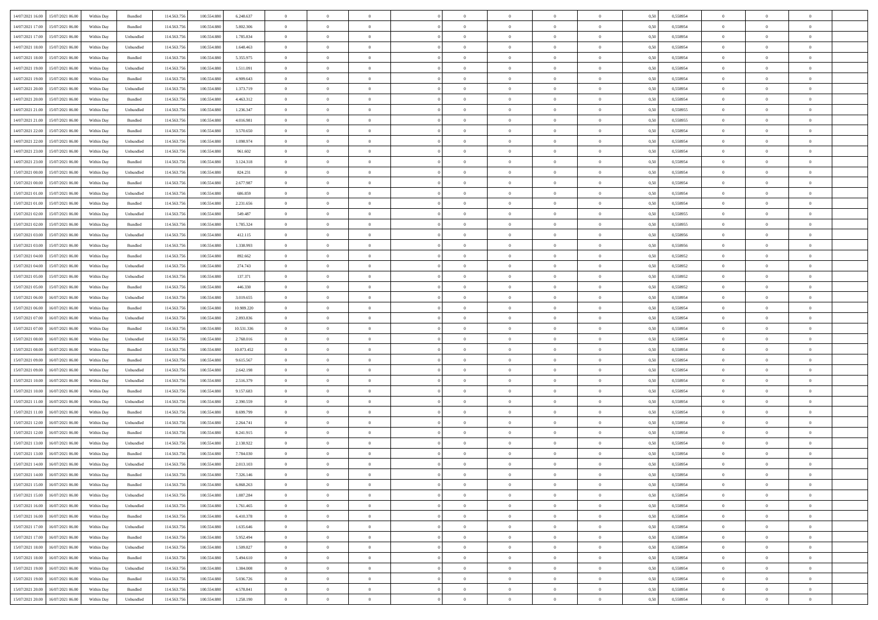| | | | | | | | | | | | | | | | | | | | | |
|---|---|---|---|---|---|---|---|---|---|---|---|---|---|---|---|---|---|---|---|---|
| 14/07/2021 16:00 | 15/07/2021 06:00 | Within Day | Bundled | 114.563.756 | 100.554.880 | 6.248.637 | 0 | 0 | 0 | | 0 | 0 | 0 | 0 | 0,50 | 0,558954 | 0 | 0 | 0 | |
| 14/07/2021 17:00 | 15/07/2021 06:00 | Within Day | Bundled | 114.563.756 | 100.554.880 | 5.802.306 | 0 | 0 | 0 | | 0 | 0 | 0 | 0 | 0,50 | 0,558954 | 0 | 0 | 0 | |
| 14/07/2021 17:00 | 15/07/2021 06:00 | Within Day | Unbundled | 114.563.756 | 100.554.880 | 1.785.834 | 0 | 0 | 0 | | 0 | 0 | 0 | 0 | 0,50 | 0,558954 | 0 | 0 | 0 | |
| 14/07/2021 18:00 | 15/07/2021 06:00 | Within Day | Unbundled | 114.563.756 | 100.554.880 | 1.648.463 | 0 | 0 | 0 | | 0 | 0 | 0 | 0 | 0,50 | 0,558954 | 0 | 0 | 0 | |
| 14/07/2021 18:00 | 15/07/2021 06:00 | Within Day | Bundled | 114.563.756 | 100.554.880 | 5.355.975 | 0 | 0 | 0 | | 0 | 0 | 0 | 0 | 0,50 | 0,558954 | 0 | 0 | 0 | |
| 14/07/2021 19:00 | 15/07/2021 06:00 | Within Day | Unbundled | 114.563.756 | 100.554.880 | 1.511.091 | 0 | 0 | 0 | | 0 | 0 | 0 | 0 | 0,50 | 0,558954 | 0 | 0 | 0 | |
| 14/07/2021 19:00 | 15/07/2021 06:00 | Within Day | Bundled | 114.563.756 | 100.554.880 | 4.909.643 | 0 | 0 | 0 | | 0 | 0 | 0 | 0 | 0,50 | 0,558954 | 0 | 0 | 0 | |
| 14/07/2021 20:00 | 15/07/2021 06:00 | Within Day | Unbundled | 114.563.756 | 100.554.880 | 1.373.719 | 0 | 0 | 0 | | 0 | 0 | 0 | 0 | 0,50 | 0,558954 | 0 | 0 | 0 | |
| 14/07/2021 20:00 | 15/07/2021 06:00 | Within Day | Bundled | 114.563.756 | 100.554.880 | 4.463.312 | 0 | 0 | 0 | | 0 | 0 | 0 | 0 | 0,50 | 0,558954 | 0 | 0 | 0 | |
| 14/07/2021 21:00 | 15/07/2021 06:00 | Within Day | Unbundled | 114.563.756 | 100.554.880 | 1.236.347 | 0 | 0 | 0 | | 0 | 0 | 0 | 0 | 0,50 | 0,558955 | 0 | 0 | 0 | |
| 14/07/2021 21:00 | 15/07/2021 06:00 | Within Day | Bundled | 114.563.756 | 100.554.880 | 4.016.981 | 0 | 0 | 0 | | 0 | 0 | 0 | 0 | 0,50 | 0,558955 | 0 | 0 | 0 | |
| 14/07/2021 22:00 | 15/07/2021 06:00 | Within Day | Bundled | 114.563.756 | 100.554.880 | 3.570.650 | 0 | 0 | 0 | | 0 | 0 | 0 | 0 | 0,50 | 0,558954 | 0 | 0 | 0 | |
| 14/07/2021 22:00 | 15/07/2021 06:00 | Within Day | Unbundled | 114.563.756 | 100.554.880 | 1.098.974 | 0 | 0 | 0 | | 0 | 0 | 0 | 0 | 0,50 | 0,558954 | 0 | 0 | 0 | |
| 14/07/2021 23:00 | 15/07/2021 06:00 | Within Day | Unbundled | 114.563.756 | 100.554.880 | 961.602 | 0 | 0 | 0 | | 0 | 0 | 0 | 0 | 0,50 | 0,558954 | 0 | 0 | 0 | |
| 14/07/2021 23:00 | 15/07/2021 06:00 | Within Day | Bundled | 114.563.756 | 100.554.880 | 3.124.318 | 0 | 0 | 0 | | 0 | 0 | 0 | 0 | 0,50 | 0,558954 | 0 | 0 | 0 | |
| 15/07/2021 00:00 | 15/07/2021 06:00 | Within Day | Unbundled | 114.563.756 | 100.554.880 | 824.231 | 0 | 0 | 0 | | 0 | 0 | 0 | 0 | 0,50 | 0,558954 | 0 | 0 | 0 | |
| 15/07/2021 00:00 | 15/07/2021 06:00 | Within Day | Bundled | 114.563.756 | 100.554.880 | 2.677.987 | 0 | 0 | 0 | | 0 | 0 | 0 | 0 | 0,50 | 0,558954 | 0 | 0 | 0 | |
| 15/07/2021 01:00 | 15/07/2021 06:00 | Within Day | Unbundled | 114.563.756 | 100.554.880 | 686.859 | 0 | 0 | 0 | | 0 | 0 | 0 | 0 | 0,50 | 0,558954 | 0 | 0 | 0 | |
| 15/07/2021 01:00 | 15/07/2021 06:00 | Within Day | Bundled | 114.563.756 | 100.554.880 | 2.231.656 | 0 | 0 | 0 | | 0 | 0 | 0 | 0 | 0,50 | 0,558954 | 0 | 0 | 0 | |
| 15/07/2021 02:00 | 15/07/2021 06:00 | Within Day | Unbundled | 114.563.756 | 100.554.880 | 549.487 | 0 | 0 | 0 | | 0 | 0 | 0 | 0 | 0,50 | 0,558955 | 0 | 0 | 0 | |
| 15/07/2021 02:00 | 15/07/2021 06:00 | Within Day | Bundled | 114.563.756 | 100.554.880 | 1.785.324 | 0 | 0 | 0 | | 0 | 0 | 0 | 0 | 0,50 | 0,558955 | 0 | 0 | 0 | |
| 15/07/2021 03:00 | 15/07/2021 06:00 | Within Day | Unbundled | 114.563.756 | 100.554.880 | 412.115 | 0 | 0 | 0 | | 0 | 0 | 0 | 0 | 0,50 | 0,558956 | 0 | 0 | 0 | |
| 15/07/2021 03:00 | 15/07/2021 06:00 | Within Day | Bundled | 114.563.756 | 100.554.880 | 1.338.993 | 0 | 0 | 0 | | 0 | 0 | 0 | 0 | 0,50 | 0,558956 | 0 | 0 | 0 | |
| 15/07/2021 04:00 | 15/07/2021 06:00 | Within Day | Bundled | 114.563.756 | 100.554.880 | 892.662 | 0 | 0 | 0 | | 0 | 0 | 0 | 0 | 0,50 | 0,558952 | 0 | 0 | 0 | |
| 15/07/2021 04:00 | 15/07/2021 06:00 | Within Day | Unbundled | 114.563.756 | 100.554.880 | 274.743 | 0 | 0 | 0 | | 0 | 0 | 0 | 0 | 0,50 | 0,558952 | 0 | 0 | 0 | |
| 15/07/2021 05:00 | 15/07/2021 06:00 | Within Day | Unbundled | 114.563.756 | 100.554.880 | 137.371 | 0 | 0 | 0 | | 0 | 0 | 0 | 0 | 0,50 | 0,558952 | 0 | 0 | 0 | |
| 15/07/2021 05:00 | 15/07/2021 06:00 | Within Day | Bundled | 114.563.756 | 100.554.880 | 446.330 | 0 | 0 | 0 | | 0 | 0 | 0 | 0 | 0,50 | 0,558952 | 0 | 0 | 0 | |
| 15/07/2021 06:00 | 16/07/2021 06:00 | Within Day | Unbundled | 114.563.756 | 100.554.880 | 3.019.655 | 0 | 0 | 0 | | 0 | 0 | 0 | 0 | 0,50 | 0,558954 | 0 | 0 | 0 | |
| 15/07/2021 06:00 | 16/07/2021 06:00 | Within Day | Bundled | 114.563.756 | 100.554.880 | 10.989.220 | 0 | 0 | 0 | | 0 | 0 | 0 | 0 | 0,50 | 0,558954 | 0 | 0 | 0 | |
| 15/07/2021 07:00 | 16/07/2021 06:00 | Within Day | Unbundled | 114.563.756 | 100.554.880 | 2.893.836 | 0 | 0 | 0 | | 0 | 0 | 0 | 0 | 0,50 | 0,558954 | 0 | 0 | 0 | |
| 15/07/2021 07:00 | 16/07/2021 06:00 | Within Day | Bundled | 114.563.756 | 100.554.880 | 10.531.336 | 0 | 0 | 0 | | 0 | 0 | 0 | 0 | 0,50 | 0,558954 | 0 | 0 | 0 | |
| 15/07/2021 08:00 | 16/07/2021 06:00 | Within Day | Unbundled | 114.563.756 | 100.554.880 | 2.768.016 | 0 | 0 | 0 | | 0 | 0 | 0 | 0 | 0,50 | 0,558954 | 0 | 0 | 0 | |
| 15/07/2021 08:00 | 16/07/2021 06:00 | Within Day | Bundled | 114.563.756 | 100.554.880 | 10.073.452 | 0 | 0 | 0 | | 0 | 0 | 0 | 0 | 0,50 | 0,558954 | 0 | 0 | 0 | |
| 15/07/2021 09:00 | 16/07/2021 06:00 | Within Day | Bundled | 114.563.756 | 100.554.880 | 9.615.567 | 0 | 0 | 0 | | 0 | 0 | 0 | 0 | 0,50 | 0,558954 | 0 | 0 | 0 | |
| 15/07/2021 09:00 | 16/07/2021 06:00 | Within Day | Unbundled | 114.563.756 | 100.554.880 | 2.642.198 | 0 | 0 | 0 | | 0 | 0 | 0 | 0 | 0,50 | 0,558954 | 0 | 0 | 0 | |
| 15/07/2021 10:00 | 16/07/2021 06:00 | Within Day | Unbundled | 114.563.756 | 100.554.880 | 2.516.379 | 0 | 0 | 0 | | 0 | 0 | 0 | 0 | 0,50 | 0,558954 | 0 | 0 | 0 | |
| 15/07/2021 10:00 | 16/07/2021 06:00 | Within Day | Bundled | 114.563.756 | 100.554.880 | 9.157.683 | 0 | 0 | 0 | | 0 | 0 | 0 | 0 | 0,50 | 0,558954 | 0 | 0 | 0 | |
| 15/07/2021 11:00 | 16/07/2021 06:00 | Within Day | Unbundled | 114.563.756 | 100.554.880 | 2.390.559 | 0 | 0 | 0 | | 0 | 0 | 0 | 0 | 0,50 | 0,558954 | 0 | 0 | 0 | |
| 15/07/2021 11:00 | 16/07/2021 06:00 | Within Day | Bundled | 114.563.756 | 100.554.880 | 8.699.799 | 0 | 0 | 0 | | 0 | 0 | 0 | 0 | 0,50 | 0,558954 | 0 | 0 | 0 | |
| 15/07/2021 12:00 | 16/07/2021 06:00 | Within Day | Unbundled | 114.563.756 | 100.554.880 | 2.264.741 | 0 | 0 | 0 | | 0 | 0 | 0 | 0 | 0,50 | 0,558954 | 0 | 0 | 0 | |
| 15/07/2021 12:00 | 16/07/2021 06:00 | Within Day | Bundled | 114.563.756 | 100.554.880 | 8.241.915 | 0 | 0 | 0 | | 0 | 0 | 0 | 0 | 0,50 | 0,558954 | 0 | 0 | 0 | |
| 15/07/2021 13:00 | 16/07/2021 06:00 | Within Day | Unbundled | 114.563.756 | 100.554.880 | 2.138.922 | 0 | 0 | 0 | | 0 | 0 | 0 | 0 | 0,50 | 0,558954 | 0 | 0 | 0 | |
| 15/07/2021 13:00 | 16/07/2021 06:00 | Within Day | Bundled | 114.563.756 | 100.554.880 | 7.784.030 | 0 | 0 | 0 | | 0 | 0 | 0 | 0 | 0,50 | 0,558954 | 0 | 0 | 0 | |
| 15/07/2021 14:00 | 16/07/2021 06:00 | Within Day | Unbundled | 114.563.756 | 100.554.880 | 2.013.103 | 0 | 0 | 0 | | 0 | 0 | 0 | 0 | 0,50 | 0,558954 | 0 | 0 | 0 | |
| 15/07/2021 14:00 | 16/07/2021 06:00 | Within Day | Bundled | 114.563.756 | 100.554.880 | 7.326.146 | 0 | 0 | 0 | | 0 | 0 | 0 | 0 | 0,50 | 0,558954 | 0 | 0 | 0 | |
| 15/07/2021 15:00 | 16/07/2021 06:00 | Within Day | Bundled | 114.563.756 | 100.554.880 | 6.868.263 | 0 | 0 | 0 | | 0 | 0 | 0 | 0 | 0,50 | 0,558954 | 0 | 0 | 0 | |
| 15/07/2021 15:00 | 16/07/2021 06:00 | Within Day | Unbundled | 114.563.756 | 100.554.880 | 1.887.284 | 0 | 0 | 0 | | 0 | 0 | 0 | 0 | 0,50 | 0,558954 | 0 | 0 | 0 | |
| 15/07/2021 16:00 | 16/07/2021 06:00 | Within Day | Unbundled | 114.563.756 | 100.554.880 | 1.761.465 | 0 | 0 | 0 | | 0 | 0 | 0 | 0 | 0,50 | 0,558954 | 0 | 0 | 0 | |
| 15/07/2021 16:00 | 16/07/2021 06:00 | Within Day | Bundled | 114.563.756 | 100.554.880 | 6.410.378 | 0 | 0 | 0 | | 0 | 0 | 0 | 0 | 0,50 | 0,558954 | 0 | 0 | 0 | |
| 15/07/2021 17:00 | 16/07/2021 06:00 | Within Day | Unbundled | 114.563.756 | 100.554.880 | 1.635.646 | 0 | 0 | 0 | | 0 | 0 | 0 | 0 | 0,50 | 0,558954 | 0 | 0 | 0 | |
| 15/07/2021 17:00 | 16/07/2021 06:00 | Within Day | Bundled | 114.563.756 | 100.554.880 | 5.952.494 | 0 | 0 | 0 | | 0 | 0 | 0 | 0 | 0,50 | 0,558954 | 0 | 0 | 0 | |
| 15/07/2021 18:00 | 16/07/2021 06:00 | Within Day | Unbundled | 114.563.756 | 100.554.880 | 1.509.827 | 0 | 0 | 0 | | 0 | 0 | 0 | 0 | 0,50 | 0,558954 | 0 | 0 | 0 | |
| 15/07/2021 18:00 | 16/07/2021 06:00 | Within Day | Bundled | 114.563.756 | 100.554.880 | 5.494.610 | 0 | 0 | 0 | | 0 | 0 | 0 | 0 | 0,50 | 0,558954 | 0 | 0 | 0 | |
| 15/07/2021 19:00 | 16/07/2021 06:00 | Within Day | Unbundled | 114.563.756 | 100.554.880 | 1.384.008 | 0 | 0 | 0 | | 0 | 0 | 0 | 0 | 0,50 | 0,558954 | 0 | 0 | 0 | |
| 15/07/2021 19:00 | 16/07/2021 06:00 | Within Day | Bundled | 114.563.756 | 100.554.880 | 5.036.726 | 0 | 0 | 0 | | 0 | 0 | 0 | 0 | 0,50 | 0,558954 | 0 | 0 | 0 | |
| 15/07/2021 20:00 | 16/07/2021 06:00 | Within Day | Bundled | 114.563.756 | 100.554.880 | 4.578.841 | 0 | 0 | 0 | | 0 | 0 | 0 | 0 | 0,50 | 0,558954 | 0 | 0 | 0 | |
| 15/07/2021 20:00 | 16/07/2021 06:00 | Within Day | Unbundled | 114.563.756 | 100.554.880 | 1.258.190 | 0 | 0 | 0 | | 0 | 0 | 0 | 0 | 0,50 | 0,558954 | 0 | 0 | 0 | |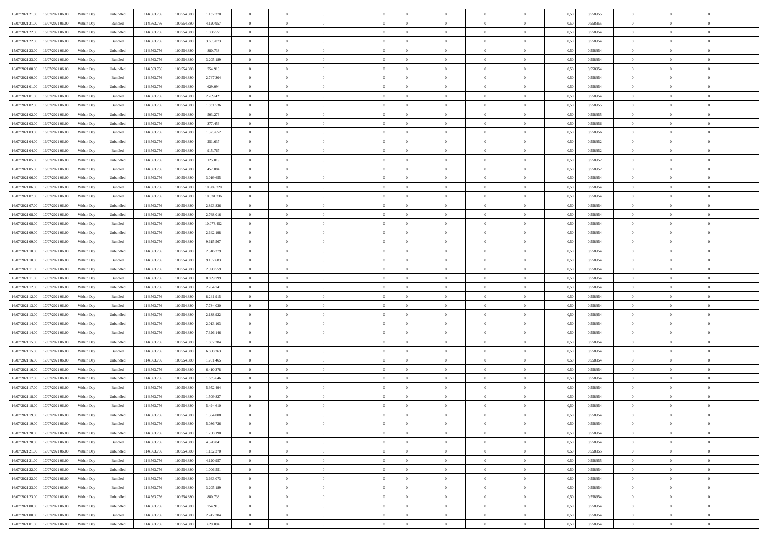| | | | | | | | | | | | | | | | | | | | | |
|---|---|---|---|---|---|---|---|---|---|---|---|---|---|---|---|---|---|---|---|---|
| 15/07/2021 21:00 | 16/07/2021 06:00 | Within Day | Unbundled | 114.563.756 | 100.554.880 | 1.132.370 | 0 | 0 | 0 | | 0 | 0 | 0 | 0 | 0,50 | 0,558955 | 0 | 0 | 0 | |
| 15/07/2021 21:00 | 16/07/2021 06:00 | Within Day | Bundled | 114.563.756 | 100.554.880 | 4.120.957 | 0 | 0 | 0 | | 0 | 0 | 0 | 0 | 0,50 | 0,558955 | 0 | 0 | 0 | |
| 15/07/2021 22:00 | 16/07/2021 06:00 | Within Day | Unbundled | 114.563.756 | 100.554.880 | 1.006.551 | 0 | 0 | 0 | | 0 | 0 | 0 | 0 | 0,50 | 0,558954 | 0 | 0 | 0 | |
| 15/07/2021 22:00 | 16/07/2021 06:00 | Within Day | Bundled | 114.563.756 | 100.554.880 | 3.663.073 | 0 | 0 | 0 | | 0 | 0 | 0 | 0 | 0,50 | 0,558954 | 0 | 0 | 0 | |
| 15/07/2021 23:00 | 16/07/2021 06:00 | Within Day | Unbundled | 114.563.756 | 100.554.880 | 880.733 | 0 | 0 | 0 | | 0 | 0 | 0 | 0 | 0,50 | 0,558954 | 0 | 0 | 0 | |
| 15/07/2021 23:00 | 16/07/2021 06:00 | Within Day | Bundled | 114.563.756 | 100.554.880 | 3.205.189 | 0 | 0 | 0 | | 0 | 0 | 0 | 0 | 0,50 | 0,558954 | 0 | 0 | 0 | |
| 16/07/2021 00:00 | 16/07/2021 06:00 | Within Day | Unbundled | 114.563.756 | 100.554.880 | 754.913 | 0 | 0 | 0 | | 0 | 0 | 0 | 0 | 0,50 | 0,558954 | 0 | 0 | 0 | |
| 16/07/2021 00:00 | 16/07/2021 06:00 | Within Day | Bundled | 114.563.756 | 100.554.880 | 2.747.304 | 0 | 0 | 0 | | 0 | 0 | 0 | 0 | 0,50 | 0,558954 | 0 | 0 | 0 | |
| 16/07/2021 01:00 | 16/07/2021 06:00 | Within Day | Unbundled | 114.563.756 | 100.554.880 | 629.094 | 0 | 0 | 0 | | 0 | 0 | 0 | 0 | 0,50 | 0,558954 | 0 | 0 | 0 | |
| 16/07/2021 01:00 | 16/07/2021 06:00 | Within Day | Bundled | 114.563.756 | 100.554.880 | 2.289.421 | 0 | 0 | 0 | | 0 | 0 | 0 | 0 | 0,50 | 0,558954 | 0 | 0 | 0 | |
| 16/07/2021 02:00 | 16/07/2021 06:00 | Within Day | Bundled | 114.563.756 | 100.554.880 | 1.831.536 | 0 | 0 | 0 | | 0 | 0 | 0 | 0 | 0,50 | 0,558955 | 0 | 0 | 0 | |
| 16/07/2021 02:00 | 16/07/2021 06:00 | Within Day | Unbundled | 114.563.756 | 100.554.880 | 503.276 | 0 | 0 | 0 | | 0 | 0 | 0 | 0 | 0,50 | 0,558955 | 0 | 0 | 0 | |
| 16/07/2021 03:00 | 16/07/2021 06:00 | Within Day | Unbundled | 114.563.756 | 100.554.880 | 377.456 | 0 | 0 | 0 | | 0 | 0 | 0 | 0 | 0,50 | 0,558956 | 0 | 0 | 0 | |
| 16/07/2021 03:00 | 16/07/2021 06:00 | Within Day | Bundled | 114.563.756 | 100.554.880 | 1.373.652 | 0 | 0 | 0 | | 0 | 0 | 0 | 0 | 0,50 | 0,558956 | 0 | 0 | 0 | |
| 16/07/2021 04:00 | 16/07/2021 06:00 | Within Day | Unbundled | 114.563.756 | 100.554.880 | 251.637 | 0 | 0 | 0 | | 0 | 0 | 0 | 0 | 0,50 | 0,558952 | 0 | 0 | 0 | |
| 16/07/2021 04:00 | 16/07/2021 06:00 | Within Day | Bundled | 114.563.756 | 100.554.880 | 915.767 | 0 | 0 | 0 | | 0 | 0 | 0 | 0 | 0,50 | 0,558952 | 0 | 0 | 0 | |
| 16/07/2021 05:00 | 16/07/2021 06:00 | Within Day | Unbundled | 114.563.756 | 100.554.880 | 125.819 | 0 | 0 | 0 | | 0 | 0 | 0 | 0 | 0,50 | 0,558952 | 0 | 0 | 0 | |
| 16/07/2021 05:00 | 16/07/2021 06:00 | Within Day | Bundled | 114.563.756 | 100.554.880 | 457.884 | 0 | 0 | 0 | | 0 | 0 | 0 | 0 | 0,50 | 0,558952 | 0 | 0 | 0 | |
| 16/07/2021 06:00 | 17/07/2021 06:00 | Within Day | Unbundled | 114.563.756 | 100.554.880 | 3.019.655 | 0 | 0 | 0 | | 0 | 0 | 0 | 0 | 0,50 | 0,558954 | 0 | 0 | 0 | |
| 16/07/2021 06:00 | 17/07/2021 06:00 | Within Day | Bundled | 114.563.756 | 100.554.880 | 10.989.220 | 0 | 0 | 0 | | 0 | 0 | 0 | 0 | 0,50 | 0,558954 | 0 | 0 | 0 | |
| 16/07/2021 07:00 | 17/07/2021 06:00 | Within Day | Bundled | 114.563.756 | 100.554.880 | 10.531.336 | 0 | 0 | 0 | | 0 | 0 | 0 | 0 | 0,50 | 0,558954 | 0 | 0 | 0 | |
| 16/07/2021 07:00 | 17/07/2021 06:00 | Within Day | Unbundled | 114.563.756 | 100.554.880 | 2.893.836 | 0 | 0 | 0 | | 0 | 0 | 0 | 0 | 0,50 | 0,558954 | 0 | 0 | 0 | |
| 16/07/2021 08:00 | 17/07/2021 06:00 | Within Day | Unbundled | 114.563.756 | 100.554.880 | 2.768.016 | 0 | 0 | 0 | | 0 | 0 | 0 | 0 | 0,50 | 0,558954 | 0 | 0 | 0 | |
| 16/07/2021 08:00 | 17/07/2021 06:00 | Within Day | Bundled | 114.563.756 | 100.554.880 | 10.073.452 | 0 | 0 | 0 | | 0 | 0 | 0 | 0 | 0,50 | 0,558954 | 0 | 0 | 0 | |
| 16/07/2021 09:00 | 17/07/2021 06:00 | Within Day | Unbundled | 114.563.756 | 100.554.880 | 2.642.198 | 0 | 0 | 0 | | 0 | 0 | 0 | 0 | 0,50 | 0,558954 | 0 | 0 | 0 | |
| 16/07/2021 09:00 | 17/07/2021 06:00 | Within Day | Bundled | 114.563.756 | 100.554.880 | 9.615.567 | 0 | 0 | 0 | | 0 | 0 | 0 | 0 | 0,50 | 0,558954 | 0 | 0 | 0 | |
| 16/07/2021 10:00 | 17/07/2021 06:00 | Within Day | Unbundled | 114.563.756 | 100.554.880 | 2.516.379 | 0 | 0 | 0 | | 0 | 0 | 0 | 0 | 0,50 | 0,558954 | 0 | 0 | 0 | |
| 16/07/2021 10:00 | 17/07/2021 06:00 | Within Day | Bundled | 114.563.756 | 100.554.880 | 9.157.683 | 0 | 0 | 0 | | 0 | 0 | 0 | 0 | 0,50 | 0,558954 | 0 | 0 | 0 | |
| 16/07/2021 11:00 | 17/07/2021 06:00 | Within Day | Unbundled | 114.563.756 | 100.554.880 | 2.390.559 | 0 | 0 | 0 | | 0 | 0 | 0 | 0 | 0,50 | 0,558954 | 0 | 0 | 0 | |
| 16/07/2021 11:00 | 17/07/2021 06:00 | Within Day | Bundled | 114.563.756 | 100.554.880 | 8.699.799 | 0 | 0 | 0 | | 0 | 0 | 0 | 0 | 0,50 | 0,558954 | 0 | 0 | 0 | |
| 16/07/2021 12:00 | 17/07/2021 06:00 | Within Day | Unbundled | 114.563.756 | 100.554.880 | 2.264.741 | 0 | 0 | 0 | | 0 | 0 | 0 | 0 | 0,50 | 0,558954 | 0 | 0 | 0 | |
| 16/07/2021 12:00 | 17/07/2021 06:00 | Within Day | Bundled | 114.563.756 | 100.554.880 | 8.241.915 | 0 | 0 | 0 | | 0 | 0 | 0 | 0 | 0,50 | 0,558954 | 0 | 0 | 0 | |
| 16/07/2021 13:00 | 17/07/2021 06:00 | Within Day | Bundled | 114.563.756 | 100.554.880 | 7.784.030 | 0 | 0 | 0 | | 0 | 0 | 0 | 0 | 0,50 | 0,558954 | 0 | 0 | 0 | |
| 16/07/2021 13:00 | 17/07/2021 06:00 | Within Day | Unbundled | 114.563.756 | 100.554.880 | 2.138.922 | 0 | 0 | 0 | | 0 | 0 | 0 | 0 | 0,50 | 0,558954 | 0 | 0 | 0 | |
| 16/07/2021 14:00 | 17/07/2021 06:00 | Within Day | Unbundled | 114.563.756 | 100.554.880 | 2.013.103 | 0 | 0 | 0 | | 0 | 0 | 0 | 0 | 0,50 | 0,558954 | 0 | 0 | 0 | |
| 16/07/2021 14:00 | 17/07/2021 06:00 | Within Day | Bundled | 114.563.756 | 100.554.880 | 7.326.146 | 0 | 0 | 0 | | 0 | 0 | 0 | 0 | 0,50 | 0,558954 | 0 | 0 | 0 | |
| 16/07/2021 15:00 | 17/07/2021 06:00 | Within Day | Unbundled | 114.563.756 | 100.554.880 | 1.887.284 | 0 | 0 | 0 | | 0 | 0 | 0 | 0 | 0,50 | 0,558954 | 0 | 0 | 0 | |
| 16/07/2021 15:00 | 17/07/2021 06:00 | Within Day | Bundled | 114.563.756 | 100.554.880 | 6.868.263 | 0 | 0 | 0 | | 0 | 0 | 0 | 0 | 0,50 | 0,558954 | 0 | 0 | 0 | |
| 16/07/2021 16:00 | 17/07/2021 06:00 | Within Day | Unbundled | 114.563.756 | 100.554.880 | 1.761.465 | 0 | 0 | 0 | | 0 | 0 | 0 | 0 | 0,50 | 0,558954 | 0 | 0 | 0 | |
| 16/07/2021 16:00 | 17/07/2021 06:00 | Within Day | Bundled | 114.563.756 | 100.554.880 | 6.410.378 | 0 | 0 | 0 | | 0 | 0 | 0 | 0 | 0,50 | 0,558954 | 0 | 0 | 0 | |
| 16/07/2021 17:00 | 17/07/2021 06:00 | Within Day | Unbundled | 114.563.756 | 100.554.880 | 1.635.646 | 0 | 0 | 0 | | 0 | 0 | 0 | 0 | 0,50 | 0,558954 | 0 | 0 | 0 | |
| 16/07/2021 17:00 | 17/07/2021 06:00 | Within Day | Bundled | 114.563.756 | 100.554.880 | 5.952.494 | 0 | 0 | 0 | | 0 | 0 | 0 | 0 | 0,50 | 0,558954 | 0 | 0 | 0 | |
| 16/07/2021 18:00 | 17/07/2021 06:00 | Within Day | Unbundled | 114.563.756 | 100.554.880 | 1.509.827 | 0 | 0 | 0 | | 0 | 0 | 0 | 0 | 0,50 | 0,558954 | 0 | 0 | 0 | |
| 16/07/2021 18:00 | 17/07/2021 06:00 | Within Day | Bundled | 114.563.756 | 100.554.880 | 5.494.610 | 0 | 0 | 0 | | 0 | 0 | 0 | 0 | 0,50 | 0,558954 | 0 | 0 | 0 | |
| 16/07/2021 19:00 | 17/07/2021 06:00 | Within Day | Unbundled | 114.563.756 | 100.554.880 | 1.384.008 | 0 | 0 | 0 | | 0 | 0 | 0 | 0 | 0,50 | 0,558954 | 0 | 0 | 0 | |
| 16/07/2021 19:00 | 17/07/2021 06:00 | Within Day | Bundled | 114.563.756 | 100.554.880 | 5.036.726 | 0 | 0 | 0 | | 0 | 0 | 0 | 0 | 0,50 | 0,558954 | 0 | 0 | 0 | |
| 16/07/2021 20:00 | 17/07/2021 06:00 | Within Day | Unbundled | 114.563.756 | 100.554.880 | 1.258.190 | 0 | 0 | 0 | | 0 | 0 | 0 | 0 | 0,50 | 0,558954 | 0 | 0 | 0 | |
| 16/07/2021 20:00 | 17/07/2021 06:00 | Within Day | Bundled | 114.563.756 | 100.554.880 | 4.578.841 | 0 | 0 | 0 | | 0 | 0 | 0 | 0 | 0,50 | 0,558954 | 0 | 0 | 0 | |
| 16/07/2021 21:00 | 17/07/2021 06:00 | Within Day | Unbundled | 114.563.756 | 100.554.880 | 1.132.370 | 0 | 0 | 0 | | 0 | 0 | 0 | 0 | 0,50 | 0,558955 | 0 | 0 | 0 | |
| 16/07/2021 21:00 | 17/07/2021 06:00 | Within Day | Bundled | 114.563.756 | 100.554.880 | 4.120.957 | 0 | 0 | 0 | | 0 | 0 | 0 | 0 | 0,50 | 0,558955 | 0 | 0 | 0 | |
| 16/07/2021 22:00 | 17/07/2021 06:00 | Within Day | Unbundled | 114.563.756 | 100.554.880 | 1.006.551 | 0 | 0 | 0 | | 0 | 0 | 0 | 0 | 0,50 | 0,558954 | 0 | 0 | 0 | |
| 16/07/2021 22:00 | 17/07/2021 06:00 | Within Day | Bundled | 114.563.756 | 100.554.880 | 3.663.073 | 0 | 0 | 0 | | 0 | 0 | 0 | 0 | 0,50 | 0,558954 | 0 | 0 | 0 | |
| 16/07/2021 23:00 | 17/07/2021 06:00 | Within Day | Bundled | 114.563.756 | 100.554.880 | 3.205.189 | 0 | 0 | 0 | | 0 | 0 | 0 | 0 | 0,50 | 0,558954 | 0 | 0 | 0 | |
| 16/07/2021 23:00 | 17/07/2021 06:00 | Within Day | Unbundled | 114.563.756 | 100.554.880 | 880.733 | 0 | 0 | 0 | | 0 | 0 | 0 | 0 | 0,50 | 0,558954 | 0 | 0 | 0 | |
| 17/07/2021 00:00 | 17/07/2021 06:00 | Within Day | Unbundled | 114.563.756 | 100.554.880 | 754.913 | 0 | 0 | 0 | | 0 | 0 | 0 | 0 | 0,50 | 0,558954 | 0 | 0 | 0 | |
| 17/07/2021 00:00 | 17/07/2021 06:00 | Within Day | Bundled | 114.563.756 | 100.554.880 | 2.747.304 | 0 | 0 | 0 | | 0 | 0 | 0 | 0 | 0,50 | 0,558954 | 0 | 0 | 0 | |
| 17/07/2021 01:00 | 17/07/2021 06:00 | Within Day | Unbundled | 114.563.756 | 100.554.880 | 629.094 | 0 | 0 | 0 | | 0 | 0 | 0 | 0 | 0,50 | 0,558954 | 0 | 0 | 0 | |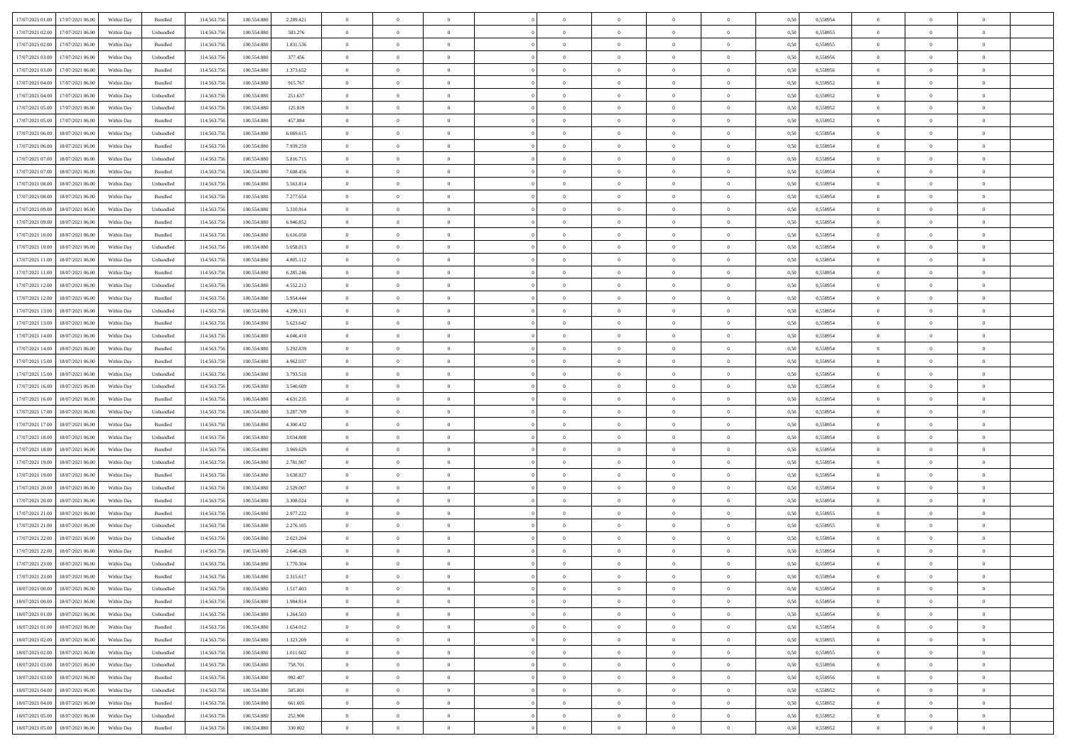| 17/07/2021 01:00 | 17/07/2021 06:00 | Within Day | Bundled | 114.563.756 | 100.554.880 | 2.289.421 | 0 | 0 | 0 | | 0 | 0 | 0 | 0 | 0,50 | 0,558954 | 0 | 0 | 0 | |
|---|---|---|---|---|---|---|---|---|---|---|---|---|---|---|---|---|---|---|---|---|
| 17/07/2021 02:00 | 17/07/2021 06:00 | Within Day | Unbundled | 114.563.756 | 100.554.880 | 503.276 | 0 | 0 | 0 | | 0 | 0 | 0 | 0 | 0,50 | 0,558955 | 0 | 0 | 0 | |
| 17/07/2021 02:00 | 17/07/2021 06:00 | Within Day | Bundled | 114.563.756 | 100.554.880 | 1.831.536 | 0 | 0 | 0 | | 0 | 0 | 0 | 0 | 0,50 | 0,558955 | 0 | 0 | 0 | |
| 17/07/2021 03:00 | 17/07/2021 06:00 | Within Day | Unbundled | 114.563.756 | 100.554.880 | 377.456 | 0 | 0 | 0 | | 0 | 0 | 0 | 0 | 0,50 | 0,558956 | 0 | 0 | 0 | |
| 17/07/2021 03:00 | 17/07/2021 06:00 | Within Day | Bundled | 114.563.756 | 100.554.880 | 1.373.652 | 0 | 0 | 0 | | 0 | 0 | 0 | 0 | 0,50 | 0,558956 | 0 | 0 | 0 | |
| 17/07/2021 04:00 | 17/07/2021 06:00 | Within Day | Bundled | 114.563.756 | 100.554.880 | 915.767 | 0 | 0 | 0 | | 0 | 0 | 0 | 0 | 0,50 | 0,558952 | 0 | 0 | 0 | |
| 17/07/2021 04:00 | 17/07/2021 06:00 | Within Day | Unbundled | 114.563.756 | 100.554.880 | 251.637 | 0 | 0 | 0 | | 0 | 0 | 0 | 0 | 0,50 | 0,558952 | 0 | 0 | 0 | |
| 17/07/2021 05:00 | 17/07/2021 06:00 | Within Day | Unbundled | 114.563.756 | 100.554.880 | 125.819 | 0 | 0 | 0 | | 0 | 0 | 0 | 0 | 0,50 | 0,558952 | 0 | 0 | 0 | |
| 17/07/2021 05:00 | 17/07/2021 06:00 | Within Day | Bundled | 114.563.756 | 100.554.880 | 457.884 | 0 | 0 | 0 | | 0 | 0 | 0 | 0 | 0,50 | 0,558952 | 0 | 0 | 0 | |
| 17/07/2021 06:00 | 18/07/2021 06:00 | Within Day | Unbundled | 114.563.756 | 100.554.880 | 6.069.615 | 0 | 0 | 0 | | 0 | 0 | 0 | 0 | 0,50 | 0,558954 | 0 | 0 | 0 | |
| 17/07/2021 06:00 | 18/07/2021 06:00 | Within Day | Bundled | 114.563.756 | 100.554.880 | 7.939.259 | 0 | 0 | 0 | | 0 | 0 | 0 | 0 | 0,50 | 0,558954 | 0 | 0 | 0 | |
| 17/07/2021 07:00 | 18/07/2021 06:00 | Within Day | Unbundled | 114.563.756 | 100.554.880 | 5.816.715 | 0 | 0 | 0 | | 0 | 0 | 0 | 0 | 0,50 | 0,558954 | 0 | 0 | 0 | |
| 17/07/2021 07:00 | 18/07/2021 06:00 | Within Day | Bundled | 114.563.756 | 100.554.880 | 7.608.456 | 0 | 0 | 0 | | 0 | 0 | 0 | 0 | 0,50 | 0,558954 | 0 | 0 | 0 | |
| 17/07/2021 08:00 | 18/07/2021 06:00 | Within Day | Unbundled | 114.563.756 | 100.554.880 | 5.563.814 | 0 | 0 | 0 | | 0 | 0 | 0 | 0 | 0,50 | 0,558954 | 0 | 0 | 0 | |
| 17/07/2021 08:00 | 18/07/2021 06:00 | Within Day | Bundled | 114.563.756 | 100.554.880 | 7.277.654 | 0 | 0 | 0 | | 0 | 0 | 0 | 0 | 0,50 | 0,558954 | 0 | 0 | 0 | |
| 17/07/2021 09:00 | 18/07/2021 06:00 | Within Day | Unbundled | 114.563.756 | 100.554.880 | 5.310.914 | 0 | 0 | 0 | | 0 | 0 | 0 | 0 | 0,50 | 0,558954 | 0 | 0 | 0 | |
| 17/07/2021 09:00 | 18/07/2021 06:00 | Within Day | Bundled | 114.563.756 | 100.554.880 | 6.946.852 | 0 | 0 | 0 | | 0 | 0 | 0 | 0 | 0,50 | 0,558954 | 0 | 0 | 0 | |
| 17/07/2021 10:00 | 18/07/2021 06:00 | Within Day | Bundled | 114.563.756 | 100.554.880 | 6.616.050 | 0 | 0 | 0 | | 0 | 0 | 0 | 0 | 0,50 | 0,558954 | 0 | 0 | 0 | |
| 17/07/2021 10:00 | 18/07/2021 06:00 | Within Day | Unbundled | 114.563.756 | 100.554.880 | 5.058.013 | 0 | 0 | 0 | | 0 | 0 | 0 | 0 | 0,50 | 0,558954 | 0 | 0 | 0 | |
| 17/07/2021 11:00 | 18/07/2021 06:00 | Within Day | Unbundled | 114.563.756 | 100.554.880 | 4.805.112 | 0 | 0 | 0 | | 0 | 0 | 0 | 0 | 0,50 | 0,558954 | 0 | 0 | 0 | |
| 17/07/2021 11:00 | 18/07/2021 06:00 | Within Day | Bundled | 114.563.756 | 100.554.880 | 6.285.246 | 0 | 0 | 0 | | 0 | 0 | 0 | 0 | 0,50 | 0,558954 | 0 | 0 | 0 | |
| 17/07/2021 12:00 | 18/07/2021 06:00 | Within Day | Unbundled | 114.563.756 | 100.554.880 | 4.552.212 | 0 | 0 | 0 | | 0 | 0 | 0 | 0 | 0,50 | 0,558954 | 0 | 0 | 0 | |
| 17/07/2021 12:00 | 18/07/2021 06:00 | Within Day | Bundled | 114.563.756 | 100.554.880 | 5.954.444 | 0 | 0 | 0 | | 0 | 0 | 0 | 0 | 0,50 | 0,558954 | 0 | 0 | 0 | |
| 17/07/2021 13:00 | 18/07/2021 06:00 | Within Day | Unbundled | 114.563.756 | 100.554.880 | 4.299.311 | 0 | 0 | 0 | | 0 | 0 | 0 | 0 | 0,50 | 0,558954 | 0 | 0 | 0 | |
| 17/07/2021 13:00 | 18/07/2021 06:00 | Within Day | Bundled | 114.563.756 | 100.554.880 | 5.623.642 | 0 | 0 | 0 | | 0 | 0 | 0 | 0 | 0,50 | 0,558954 | 0 | 0 | 0 | |
| 17/07/2021 14:00 | 18/07/2021 06:00 | Within Day | Unbundled | 114.563.756 | 100.554.880 | 4.046.410 | 0 | 0 | 0 | | 0 | 0 | 0 | 0 | 0,50 | 0,558954 | 0 | 0 | 0 | |
| 17/07/2021 14:00 | 18/07/2021 06:00 | Within Day | Bundled | 114.563.756 | 100.554.880 | 5.292.839 | 0 | 0 | 0 | | 0 | 0 | 0 | 0 | 0,50 | 0,558954 | 0 | 0 | 0 | |
| 17/07/2021 15:00 | 18/07/2021 06:00 | Within Day | Bundled | 114.563.756 | 100.554.880 | 4.962.037 | 0 | 0 | 0 | | 0 | 0 | 0 | 0 | 0,50 | 0,558954 | 0 | 0 | 0 | |
| 17/07/2021 15:00 | 18/07/2021 06:00 | Within Day | Unbundled | 114.563.756 | 100.554.880 | 3.793.510 | 0 | 0 | 0 | | 0 | 0 | 0 | 0 | 0,50 | 0,558954 | 0 | 0 | 0 | |
| 17/07/2021 16:00 | 18/07/2021 06:00 | Within Day | Unbundled | 114.563.756 | 100.554.880 | 3.540.609 | 0 | 0 | 0 | | 0 | 0 | 0 | 0 | 0,50 | 0,558954 | 0 | 0 | 0 | |
| 17/07/2021 16:00 | 18/07/2021 06:00 | Within Day | Bundled | 114.563.756 | 100.554.880 | 4.631.235 | 0 | 0 | 0 | | 0 | 0 | 0 | 0 | 0,50 | 0,558954 | 0 | 0 | 0 | |
| 17/07/2021 17:00 | 18/07/2021 06:00 | Within Day | Unbundled | 114.563.756 | 100.554.880 | 3.287.709 | 0 | 0 | 0 | | 0 | 0 | 0 | 0 | 0,50 | 0,558954 | 0 | 0 | 0 | |
| 17/07/2021 17:00 | 18/07/2021 06:00 | Within Day | Bundled | 114.563.756 | 100.554.880 | 4.300.432 | 0 | 0 | 0 | | 0 | 0 | 0 | 0 | 0,50 | 0,558954 | 0 | 0 | 0 | |
| 17/07/2021 18:00 | 18/07/2021 06:00 | Within Day | Unbundled | 114.563.756 | 100.554.880 | 3.034.808 | 0 | 0 | 0 | | 0 | 0 | 0 | 0 | 0,50 | 0,558954 | 0 | 0 | 0 | |
| 17/07/2021 18:00 | 18/07/2021 06:00 | Within Day | Bundled | 114.563.756 | 100.554.880 | 3.969.629 | 0 | 0 | 0 | | 0 | 0 | 0 | 0 | 0,50 | 0,558954 | 0 | 0 | 0 | |
| 17/07/2021 19:00 | 18/07/2021 06:00 | Within Day | Unbundled | 114.563.756 | 100.554.880 | 2.781.907 | 0 | 0 | 0 | | 0 | 0 | 0 | 0 | 0,50 | 0,558954 | 0 | 0 | 0 | |
| 17/07/2021 19:00 | 18/07/2021 06:00 | Within Day | Bundled | 114.563.756 | 100.554.880 | 3.638.827 | 0 | 0 | 0 | | 0 | 0 | 0 | 0 | 0,50 | 0,558954 | 0 | 0 | 0 | |
| 17/07/2021 20:00 | 18/07/2021 06:00 | Within Day | Unbundled | 114.563.756 | 100.554.880 | 2.529.007 | 0 | 0 | 0 | | 0 | 0 | 0 | 0 | 0,50 | 0,558954 | 0 | 0 | 0 | |
| 17/07/2021 20:00 | 18/07/2021 06:00 | Within Day | Bundled | 114.563.756 | 100.554.880 | 3.308.024 | 0 | 0 | 0 | | 0 | 0 | 0 | 0 | 0,50 | 0,558954 | 0 | 0 | 0 | |
| 17/07/2021 21:00 | 18/07/2021 06:00 | Within Day | Bundled | 114.563.756 | 100.554.880 | 2.977.222 | 0 | 0 | 0 | | 0 | 0 | 0 | 0 | 0,50 | 0,558955 | 0 | 0 | 0 | |
| 17/07/2021 21:00 | 18/07/2021 06:00 | Within Day | Unbundled | 114.563.756 | 100.554.880 | 2.276.105 | 0 | 0 | 0 | | 0 | 0 | 0 | 0 | 0,50 | 0,558955 | 0 | 0 | 0 | |
| 17/07/2021 22:00 | 18/07/2021 06:00 | Within Day | Unbundled | 114.563.756 | 100.554.880 | 2.023.204 | 0 | 0 | 0 | | 0 | 0 | 0 | 0 | 0,50 | 0,558954 | 0 | 0 | 0 | |
| 17/07/2021 22:00 | 18/07/2021 06:00 | Within Day | Bundled | 114.563.756 | 100.554.880 | 2.646.420 | 0 | 0 | 0 | | 0 | 0 | 0 | 0 | 0,50 | 0,558954 | 0 | 0 | 0 | |
| 17/07/2021 23:00 | 18/07/2021 06:00 | Within Day | Unbundled | 114.563.756 | 100.554.880 | 1.770.304 | 0 | 0 | 0 | | 0 | 0 | 0 | 0 | 0,50 | 0,558954 | 0 | 0 | 0 | |
| 17/07/2021 23:00 | 18/07/2021 06:00 | Within Day | Bundled | 114.563.756 | 100.554.880 | 2.315.617 | 0 | 0 | 0 | | 0 | 0 | 0 | 0 | 0,50 | 0,558954 | 0 | 0 | 0 | |
| 18/07/2021 00:00 | 18/07/2021 06:00 | Within Day | Unbundled | 114.563.756 | 100.554.880 | 1.517.403 | 0 | 0 | 0 | | 0 | 0 | 0 | 0 | 0,50 | 0,558954 | 0 | 0 | 0 | |
| 18/07/2021 00:00 | 18/07/2021 06:00 | Within Day | Bundled | 114.563.756 | 100.554.880 | 1.984.814 | 0 | 0 | 0 | | 0 | 0 | 0 | 0 | 0,50 | 0,558954 | 0 | 0 | 0 | |
| 18/07/2021 01:00 | 18/07/2021 06:00 | Within Day | Unbundled | 114.563.756 | 100.554.880 | 1.264.503 | 0 | 0 | 0 | | 0 | 0 | 0 | 0 | 0,50 | 0,558954 | 0 | 0 | 0 | |
| 18/07/2021 01:00 | 18/07/2021 06:00 | Within Day | Bundled | 114.563.756 | 100.554.880 | 1.654.012 | 0 | 0 | 0 | | 0 | 0 | 0 | 0 | 0,50 | 0,558954 | 0 | 0 | 0 | |
| 18/07/2021 02:00 | 18/07/2021 06:00 | Within Day | Bundled | 114.563.756 | 100.554.880 | 1.323.209 | 0 | 0 | 0 | | 0 | 0 | 0 | 0 | 0,50 | 0,558955 | 0 | 0 | 0 | |
| 18/07/2021 02:00 | 18/07/2021 06:00 | Within Day | Unbundled | 114.563.756 | 100.554.880 | 1.011.602 | 0 | 0 | 0 | | 0 | 0 | 0 | 0 | 0,50 | 0,558955 | 0 | 0 | 0 | |
| 18/07/2021 03:00 | 18/07/2021 06:00 | Within Day | Unbundled | 114.563.756 | 100.554.880 | 758.701 | 0 | 0 | 0 | | 0 | 0 | 0 | 0 | 0,50 | 0,558956 | 0 | 0 | 0 | |
| 18/07/2021 03:00 | 18/07/2021 06:00 | Within Day | Bundled | 114.563.756 | 100.554.880 | 992.407 | 0 | 0 | 0 | | 0 | 0 | 0 | 0 | 0,50 | 0,558956 | 0 | 0 | 0 | |
| 18/07/2021 04:00 | 18/07/2021 06:00 | Within Day | Unbundled | 114.563.756 | 100.554.880 | 505.801 | 0 | 0 | 0 | | 0 | 0 | 0 | 0 | 0,50 | 0,558952 | 0 | 0 | 0 | |
| 18/07/2021 04:00 | 18/07/2021 06:00 | Within Day | Bundled | 114.563.756 | 100.554.880 | 661.605 | 0 | 0 | 0 | | 0 | 0 | 0 | 0 | 0,50 | 0,558952 | 0 | 0 | 0 | |
| 18/07/2021 05:00 | 18/07/2021 06:00 | Within Day | Unbundled | 114.563.756 | 100.554.880 | 252.900 | 0 | 0 | 0 | | 0 | 0 | 0 | 0 | 0,50 | 0,558952 | 0 | 0 | 0 | |
| 18/07/2021 05:00 | 18/07/2021 06:00 | Within Day | Bundled | 114.563.756 | 100.554.880 | 330.802 | 0 | 0 | 0 | | 0 | 0 | 0 | 0 | 0,50 | 0,558952 | 0 | 0 | 0 | |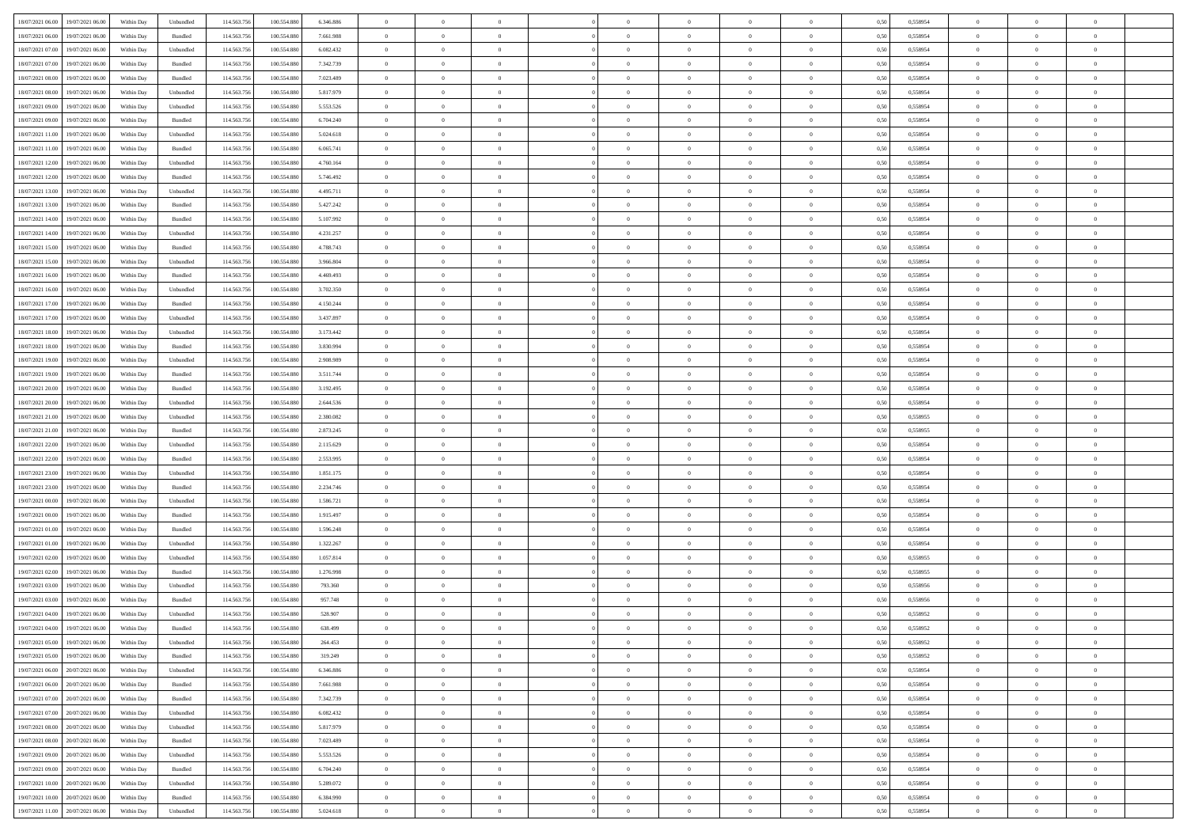| | | | | | | | | | | | | | | | | | | | | |
|---|---|---|---|---|---|---|---|---|---|---|---|---|---|---|---|---|---|---|---|---|
| 18/07/2021 06:00 | 19/07/2021 06:00 | Within Day | Unbundled | 114.563.756 | 100.554.880 | 6.346.886 | 0 | 0 | 0 | | 0 | 0 | 0 | 0 | 0,50 | 0,558954 | 0 | 0 | 0 | |
| 18/07/2021 06:00 | 19/07/2021 06:00 | Within Day | Bundled | 114.563.756 | 100.554.880 | 7.661.988 | 0 | 0 | 0 | | 0 | 0 | 0 | 0 | 0,50 | 0,558954 | 0 | 0 | 0 | |
| 18/07/2021 07:00 | 19/07/2021 06:00 | Within Day | Unbundled | 114.563.756 | 100.554.880 | 6.082.432 | 0 | 0 | 0 | | 0 | 0 | 0 | 0 | 0,50 | 0,558954 | 0 | 0 | 0 | |
| 18/07/2021 07:00 | 19/07/2021 06:00 | Within Day | Bundled | 114.563.756 | 100.554.880 | 7.342.739 | 0 | 0 | 0 | | 0 | 0 | 0 | 0 | 0,50 | 0,558954 | 0 | 0 | 0 | |
| 18/07/2021 08:00 | 19/07/2021 06:00 | Within Day | Bundled | 114.563.756 | 100.554.880 | 7.023.489 | 0 | 0 | 0 | | 0 | 0 | 0 | 0 | 0,50 | 0,558954 | 0 | 0 | 0 | |
| 18/07/2021 08:00 | 19/07/2021 06:00 | Within Day | Unbundled | 114.563.756 | 100.554.880 | 5.817.979 | 0 | 0 | 0 | | 0 | 0 | 0 | 0 | 0,50 | 0,558954 | 0 | 0 | 0 | |
| 18/07/2021 09:00 | 19/07/2021 06:00 | Within Day | Unbundled | 114.563.756 | 100.554.880 | 5.553.526 | 0 | 0 | 0 | | 0 | 0 | 0 | 0 | 0,50 | 0,558954 | 0 | 0 | 0 | |
| 18/07/2021 09:00 | 19/07/2021 06:00 | Within Day | Bundled | 114.563.756 | 100.554.880 | 6.704.240 | 0 | 0 | 0 | | 0 | 0 | 0 | 0 | 0,50 | 0,558954 | 0 | 0 | 0 | |
| 18/07/2021 11:00 | 19/07/2021 06:00 | Within Day | Unbundled | 114.563.756 | 100.554.880 | 5.024.618 | 0 | 0 | 0 | | 0 | 0 | 0 | 0 | 0,50 | 0,558954 | 0 | 0 | 0 | |
| 18/07/2021 11:00 | 19/07/2021 06:00 | Within Day | Bundled | 114.563.756 | 100.554.880 | 6.065.741 | 0 | 0 | 0 | | 0 | 0 | 0 | 0 | 0,50 | 0,558954 | 0 | 0 | 0 | |
| 18/07/2021 12:00 | 19/07/2021 06:00 | Within Day | Unbundled | 114.563.756 | 100.554.880 | 4.760.164 | 0 | 0 | 0 | | 0 | 0 | 0 | 0 | 0,50 | 0,558954 | 0 | 0 | 0 | |
| 18/07/2021 12:00 | 19/07/2021 06:00 | Within Day | Bundled | 114.563.756 | 100.554.880 | 5.746.492 | 0 | 0 | 0 | | 0 | 0 | 0 | 0 | 0,50 | 0,558954 | 0 | 0 | 0 | |
| 18/07/2021 13:00 | 19/07/2021 06:00 | Within Day | Unbundled | 114.563.756 | 100.554.880 | 4.495.711 | 0 | 0 | 0 | | 0 | 0 | 0 | 0 | 0,50 | 0,558954 | 0 | 0 | 0 | |
| 18/07/2021 13:00 | 19/07/2021 06:00 | Within Day | Bundled | 114.563.756 | 100.554.880 | 5.427.242 | 0 | 0 | 0 | | 0 | 0 | 0 | 0 | 0,50 | 0,558954 | 0 | 0 | 0 | |
| 18/07/2021 14:00 | 19/07/2021 06:00 | Within Day | Bundled | 114.563.756 | 100.554.880 | 5.107.992 | 0 | 0 | 0 | | 0 | 0 | 0 | 0 | 0,50 | 0,558954 | 0 | 0 | 0 | |
| 18/07/2021 14:00 | 19/07/2021 06:00 | Within Day | Unbundled | 114.563.756 | 100.554.880 | 4.231.257 | 0 | 0 | 0 | | 0 | 0 | 0 | 0 | 0,50 | 0,558954 | 0 | 0 | 0 | |
| 18/07/2021 15:00 | 19/07/2021 06:00 | Within Day | Bundled | 114.563.756 | 100.554.880 | 4.788.743 | 0 | 0 | 0 | | 0 | 0 | 0 | 0 | 0,50 | 0,558954 | 0 | 0 | 0 | |
| 18/07/2021 15:00 | 19/07/2021 06:00 | Within Day | Unbundled | 114.563.756 | 100.554.880 | 3.966.804 | 0 | 0 | 0 | | 0 | 0 | 0 | 0 | 0,50 | 0,558954 | 0 | 0 | 0 | |
| 18/07/2021 16:00 | 19/07/2021 06:00 | Within Day | Bundled | 114.563.756 | 100.554.880 | 4.469.493 | 0 | 0 | 0 | | 0 | 0 | 0 | 0 | 0,50 | 0,558954 | 0 | 0 | 0 | |
| 18/07/2021 16:00 | 19/07/2021 06:00 | Within Day | Unbundled | 114.563.756 | 100.554.880 | 3.702.350 | 0 | 0 | 0 | | 0 | 0 | 0 | 0 | 0,50 | 0,558954 | 0 | 0 | 0 | |
| 18/07/2021 17:00 | 19/07/2021 06:00 | Within Day | Bundled | 114.563.756 | 100.554.880 | 4.150.244 | 0 | 0 | 0 | | 0 | 0 | 0 | 0 | 0,50 | 0,558954 | 0 | 0 | 0 | |
| 18/07/2021 17:00 | 19/07/2021 06:00 | Within Day | Unbundled | 114.563.756 | 100.554.880 | 3.437.897 | 0 | 0 | 0 | | 0 | 0 | 0 | 0 | 0,50 | 0,558954 | 0 | 0 | 0 | |
| 18/07/2021 18:00 | 19/07/2021 06:00 | Within Day | Unbundled | 114.563.756 | 100.554.880 | 3.173.442 | 0 | 0 | 0 | | 0 | 0 | 0 | 0 | 0,50 | 0,558954 | 0 | 0 | 0 | |
| 18/07/2021 18:00 | 19/07/2021 06:00 | Within Day | Bundled | 114.563.756 | 100.554.880 | 3.830.994 | 0 | 0 | 0 | | 0 | 0 | 0 | 0 | 0,50 | 0,558954 | 0 | 0 | 0 | |
| 18/07/2021 19:00 | 19/07/2021 06:00 | Within Day | Unbundled | 114.563.756 | 100.554.880 | 2.908.989 | 0 | 0 | 0 | | 0 | 0 | 0 | 0 | 0,50 | 0,558954 | 0 | 0 | 0 | |
| 18/07/2021 19:00 | 19/07/2021 06:00 | Within Day | Bundled | 114.563.756 | 100.554.880 | 3.511.744 | 0 | 0 | 0 | | 0 | 0 | 0 | 0 | 0,50 | 0,558954 | 0 | 0 | 0 | |
| 18/07/2021 20:00 | 19/07/2021 06:00 | Within Day | Bundled | 114.563.756 | 100.554.880 | 3.192.495 | 0 | 0 | 0 | | 0 | 0 | 0 | 0 | 0,50 | 0,558954 | 0 | 0 | 0 | |
| 18/07/2021 20:00 | 19/07/2021 06:00 | Within Day | Unbundled | 114.563.756 | 100.554.880 | 2.644.536 | 0 | 0 | 0 | | 0 | 0 | 0 | 0 | 0,50 | 0,558954 | 0 | 0 | 0 | |
| 18/07/2021 21:00 | 19/07/2021 06:00 | Within Day | Unbundled | 114.563.756 | 100.554.880 | 2.380.082 | 0 | 0 | 0 | | 0 | 0 | 0 | 0 | 0,50 | 0,558955 | 0 | 0 | 0 | |
| 18/07/2021 21:00 | 19/07/2021 06:00 | Within Day | Bundled | 114.563.756 | 100.554.880 | 2.873.245 | 0 | 0 | 0 | | 0 | 0 | 0 | 0 | 0,50 | 0,558955 | 0 | 0 | 0 | |
| 18/07/2021 22:00 | 19/07/2021 06:00 | Within Day | Unbundled | 114.563.756 | 100.554.880 | 2.115.629 | 0 | 0 | 0 | | 0 | 0 | 0 | 0 | 0,50 | 0,558954 | 0 | 0 | 0 | |
| 18/07/2021 22:00 | 19/07/2021 06:00 | Within Day | Bundled | 114.563.756 | 100.554.880 | 2.553.995 | 0 | 0 | 0 | | 0 | 0 | 0 | 0 | 0,50 | 0,558954 | 0 | 0 | 0 | |
| 18/07/2021 23:00 | 19/07/2021 06:00 | Within Day | Unbundled | 114.563.756 | 100.554.880 | 1.851.175 | 0 | 0 | 0 | | 0 | 0 | 0 | 0 | 0,50 | 0,558954 | 0 | 0 | 0 | |
| 18/07/2021 23:00 | 19/07/2021 06:00 | Within Day | Bundled | 114.563.756 | 100.554.880 | 2.234.746 | 0 | 0 | 0 | | 0 | 0 | 0 | 0 | 0,50 | 0,558954 | 0 | 0 | 0 | |
| 19/07/2021 00:00 | 19/07/2021 06:00 | Within Day | Unbundled | 114.563.756 | 100.554.880 | 1.586.721 | 0 | 0 | 0 | | 0 | 0 | 0 | 0 | 0,50 | 0,558954 | 0 | 0 | 0 | |
| 19/07/2021 00:00 | 19/07/2021 06:00 | Within Day | Bundled | 114.563.756 | 100.554.880 | 1.915.497 | 0 | 0 | 0 | | 0 | 0 | 0 | 0 | 0,50 | 0,558954 | 0 | 0 | 0 | |
| 19/07/2021 01:00 | 19/07/2021 06:00 | Within Day | Bundled | 114.563.756 | 100.554.880 | 1.596.248 | 0 | 0 | 0 | | 0 | 0 | 0 | 0 | 0,50 | 0,558954 | 0 | 0 | 0 | |
| 19/07/2021 01:00 | 19/07/2021 06:00 | Within Day | Unbundled | 114.563.756 | 100.554.880 | 1.322.267 | 0 | 0 | 0 | | 0 | 0 | 0 | 0 | 0,50 | 0,558954 | 0 | 0 | 0 | |
| 19/07/2021 02:00 | 19/07/2021 06:00 | Within Day | Unbundled | 114.563.756 | 100.554.880 | 1.057.814 | 0 | 0 | 0 | | 0 | 0 | 0 | 0 | 0,50 | 0,558955 | 0 | 0 | 0 | |
| 19/07/2021 02:00 | 19/07/2021 06:00 | Within Day | Bundled | 114.563.756 | 100.554.880 | 1.276.998 | 0 | 0 | 0 | | 0 | 0 | 0 | 0 | 0,50 | 0,558955 | 0 | 0 | 0 | |
| 19/07/2021 03:00 | 19/07/2021 06:00 | Within Day | Unbundled | 114.563.756 | 100.554.880 | 793.360 | 0 | 0 | 0 | | 0 | 0 | 0 | 0 | 0,50 | 0,558956 | 0 | 0 | 0 | |
| 19/07/2021 03:00 | 19/07/2021 06:00 | Within Day | Bundled | 114.563.756 | 100.554.880 | 957.748 | 0 | 0 | 0 | | 0 | 0 | 0 | 0 | 0,50 | 0,558956 | 0 | 0 | 0 | |
| 19/07/2021 04:00 | 19/07/2021 06:00 | Within Day | Unbundled | 114.563.756 | 100.554.880 | 528.907 | 0 | 0 | 0 | | 0 | 0 | 0 | 0 | 0,50 | 0,558952 | 0 | 0 | 0 | |
| 19/07/2021 04:00 | 19/07/2021 06:00 | Within Day | Bundled | 114.563.756 | 100.554.880 | 638.499 | 0 | 0 | 0 | | 0 | 0 | 0 | 0 | 0,50 | 0,558952 | 0 | 0 | 0 | |
| 19/07/2021 05:00 | 19/07/2021 06:00 | Within Day | Unbundled | 114.563.756 | 100.554.880 | 264.453 | 0 | 0 | 0 | | 0 | 0 | 0 | 0 | 0,50 | 0,558952 | 0 | 0 | 0 | |
| 19/07/2021 05:00 | 19/07/2021 06:00 | Within Day | Bundled | 114.563.756 | 100.554.880 | 319.249 | 0 | 0 | 0 | | 0 | 0 | 0 | 0 | 0,50 | 0,558952 | 0 | 0 | 0 | |
| 19/07/2021 06:00 | 20/07/2021 06:00 | Within Day | Unbundled | 114.563.756 | 100.554.880 | 6.346.886 | 0 | 0 | 0 | | 0 | 0 | 0 | 0 | 0,50 | 0,558954 | 0 | 0 | 0 | |
| 19/07/2021 06:00 | 20/07/2021 06:00 | Within Day | Bundled | 114.563.756 | 100.554.880 | 7.661.988 | 0 | 0 | 0 | | 0 | 0 | 0 | 0 | 0,50 | 0,558954 | 0 | 0 | 0 | |
| 19/07/2021 07:00 | 20/07/2021 06:00 | Within Day | Bundled | 114.563.756 | 100.554.880 | 7.342.739 | 0 | 0 | 0 | | 0 | 0 | 0 | 0 | 0,50 | 0,558954 | 0 | 0 | 0 | |
| 19/07/2021 07:00 | 20/07/2021 06:00 | Within Day | Unbundled | 114.563.756 | 100.554.880 | 6.082.432 | 0 | 0 | 0 | | 0 | 0 | 0 | 0 | 0,50 | 0,558954 | 0 | 0 | 0 | |
| 19/07/2021 08:00 | 20/07/2021 06:00 | Within Day | Unbundled | 114.563.756 | 100.554.880 | 5.817.979 | 0 | 0 | 0 | | 0 | 0 | 0 | 0 | 0,50 | 0,558954 | 0 | 0 | 0 | |
| 19/07/2021 08:00 | 20/07/2021 06:00 | Within Day | Bundled | 114.563.756 | 100.554.880 | 7.023.489 | 0 | 0 | 0 | | 0 | 0 | 0 | 0 | 0,50 | 0,558954 | 0 | 0 | 0 | |
| 19/07/2021 09:00 | 20/07/2021 06:00 | Within Day | Unbundled | 114.563.756 | 100.554.880 | 5.553.526 | 0 | 0 | 0 | | 0 | 0 | 0 | 0 | 0,50 | 0,558954 | 0 | 0 | 0 | |
| 19/07/2021 09:00 | 20/07/2021 06:00 | Within Day | Bundled | 114.563.756 | 100.554.880 | 6.704.240 | 0 | 0 | 0 | | 0 | 0 | 0 | 0 | 0,50 | 0,558954 | 0 | 0 | 0 | |
| 19/07/2021 10:00 | 20/07/2021 06:00 | Within Day | Unbundled | 114.563.756 | 100.554.880 | 5.289.072 | 0 | 0 | 0 | | 0 | 0 | 0 | 0 | 0,50 | 0,558954 | 0 | 0 | 0 | |
| 19/07/2021 10:00 | 20/07/2021 06:00 | Within Day | Bundled | 114.563.756 | 100.554.880 | 6.384.990 | 0 | 0 | 0 | | 0 | 0 | 0 | 0 | 0,50 | 0,558954 | 0 | 0 | 0 | |
| 19/07/2021 11:00 | 20/07/2021 06:00 | Within Day | Unbundled | 114.563.756 | 100.554.880 | 5.024.618 | 0 | 0 | 0 | | 0 | 0 | 0 | 0 | 0,50 | 0,558954 | 0 | 0 | 0 | |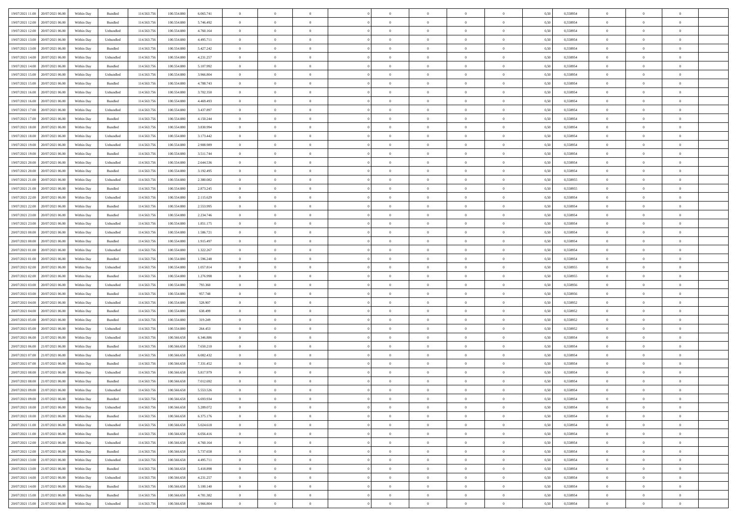| 19/07/2021 11:00 | 20/07/2021 06:00 | Within Day | Bundled | 114.563.756 | 100.554.880 | 6.065.741 | 0 | 0 | 0 | | 0 | 0 | 0 | 0 | 0,50 | 0,558954 | 0 | 0 | 0 | |
|---|---|---|---|---|---|---|---|---|---|---|---|---|---|---|---|---|---|---|---|---|
| 19/07/2021 12:00 | 20/07/2021 06:00 | Within Day | Bundled | 114.563.756 | 100.554.880 | 5.746.492 | 0 | 0 | 0 | | 0 | 0 | 0 | 0 | 0,50 | 0,558954 | 0 | 0 | 0 | |
| 19/07/2021 12:00 | 20/07/2021 06:00 | Within Day | Unbundled | 114.563.756 | 100.554.880 | 4.760.164 | 0 | 0 | 0 | | 0 | 0 | 0 | 0 | 0,50 | 0,558954 | 0 | 0 | 0 | |
| 19/07/2021 13:00 | 20/07/2021 06:00 | Within Day | Unbundled | 114.563.756 | 100.554.880 | 4.495.711 | 0 | 0 | 0 | | 0 | 0 | 0 | 0 | 0,50 | 0,558954 | 0 | 0 | 0 | |
| 19/07/2021 13:00 | 20/07/2021 06:00 | Within Day | Bundled | 114.563.756 | 100.554.880 | 5.427.242 | 0 | 0 | 0 | | 0 | 0 | 0 | 0 | 0,50 | 0,558954 | 0 | 0 | 0 | |
| 19/07/2021 14:00 | 20/07/2021 06:00 | Within Day | Unbundled | 114.563.756 | 100.554.880 | 4.231.257 | 0 | 0 | 0 | | 0 | 0 | 0 | 0 | 0,50 | 0,558954 | 0 | 0 | 0 | |
| 19/07/2021 14:00 | 20/07/2021 06:00 | Within Day | Bundled | 114.563.756 | 100.554.880 | 5.107.992 | 0 | 0 | 0 | | 0 | 0 | 0 | 0 | 0,50 | 0,558954 | 0 | 0 | 0 | |
| 19/07/2021 15:00 | 20/07/2021 06:00 | Within Day | Unbundled | 114.563.756 | 100.554.880 | 3.966.804 | 0 | 0 | 0 | | 0 | 0 | 0 | 0 | 0,50 | 0,558954 | 0 | 0 | 0 | |
| 19/07/2021 15:00 | 20/07/2021 06:00 | Within Day | Bundled | 114.563.756 | 100.554.880 | 4.788.743 | 0 | 0 | 0 | | 0 | 0 | 0 | 0 | 0,50 | 0,558954 | 0 | 0 | 0 | |
| 19/07/2021 16:00 | 20/07/2021 06:00 | Within Day | Unbundled | 114.563.756 | 100.554.880 | 3.702.350 | 0 | 0 | 0 | | 0 | 0 | 0 | 0 | 0,50 | 0,558954 | 0 | 0 | 0 | |
| 19/07/2021 16:00 | 20/07/2021 06:00 | Within Day | Bundled | 114.563.756 | 100.554.880 | 4.469.493 | 0 | 0 | 0 | | 0 | 0 | 0 | 0 | 0,50 | 0,558954 | 0 | 0 | 0 | |
| 19/07/2021 17:00 | 20/07/2021 06:00 | Within Day | Unbundled | 114.563.756 | 100.554.880 | 3.437.897 | 0 | 0 | 0 | | 0 | 0 | 0 | 0 | 0,50 | 0,558954 | 0 | 0 | 0 | |
| 19/07/2021 17:00 | 20/07/2021 06:00 | Within Day | Bundled | 114.563.756 | 100.554.880 | 4.150.244 | 0 | 0 | 0 | | 0 | 0 | 0 | 0 | 0,50 | 0,558954 | 0 | 0 | 0 | |
| 19/07/2021 18:00 | 20/07/2021 06:00 | Within Day | Bundled | 114.563.756 | 100.554.880 | 3.830.994 | 0 | 0 | 0 | | 0 | 0 | 0 | 0 | 0,50 | 0,558954 | 0 | 0 | 0 | |
| 19/07/2021 18:00 | 20/07/2021 06:00 | Within Day | Unbundled | 114.563.756 | 100.554.880 | 3.173.442 | 0 | 0 | 0 | | 0 | 0 | 0 | 0 | 0,50 | 0,558954 | 0 | 0 | 0 | |
| 19/07/2021 19:00 | 20/07/2021 06:00 | Within Day | Unbundled | 114.563.756 | 100.554.880 | 2.908.989 | 0 | 0 | 0 | | 0 | 0 | 0 | 0 | 0,50 | 0,558954 | 0 | 0 | 0 | |
| 19/07/2021 19:00 | 20/07/2021 06:00 | Within Day | Bundled | 114.563.756 | 100.554.880 | 3.511.744 | 0 | 0 | 0 | | 0 | 0 | 0 | 0 | 0,50 | 0,558954 | 0 | 0 | 0 | |
| 19/07/2021 20:00 | 20/07/2021 06:00 | Within Day | Unbundled | 114.563.756 | 100.554.880 | 2.644.536 | 0 | 0 | 0 | | 0 | 0 | 0 | 0 | 0,50 | 0,558954 | 0 | 0 | 0 | |
| 19/07/2021 20:00 | 20/07/2021 06:00 | Within Day | Bundled | 114.563.756 | 100.554.880 | 3.192.495 | 0 | 0 | 0 | | 0 | 0 | 0 | 0 | 0,50 | 0,558954 | 0 | 0 | 0 | |
| 19/07/2021 21:00 | 20/07/2021 06:00 | Within Day | Unbundled | 114.563.756 | 100.554.880 | 2.380.082 | 0 | 0 | 0 | | 0 | 0 | 0 | 0 | 0,50 | 0,558955 | 0 | 0 | 0 | |
| 19/07/2021 21:00 | 20/07/2021 06:00 | Within Day | Bundled | 114.563.756 | 100.554.880 | 2.873.245 | 0 | 0 | 0 | | 0 | 0 | 0 | 0 | 0,50 | 0,558955 | 0 | 0 | 0 | |
| 19/07/2021 22:00 | 20/07/2021 06:00 | Within Day | Unbundled | 114.563.756 | 100.554.880 | 2.115.629 | 0 | 0 | 0 | | 0 | 0 | 0 | 0 | 0,50 | 0,558954 | 0 | 0 | 0 | |
| 19/07/2021 22:00 | 20/07/2021 06:00 | Within Day | Bundled | 114.563.756 | 100.554.880 | 2.553.995 | 0 | 0 | 0 | | 0 | 0 | 0 | 0 | 0,50 | 0,558954 | 0 | 0 | 0 | |
| 19/07/2021 23:00 | 20/07/2021 06:00 | Within Day | Bundled | 114.563.756 | 100.554.880 | 2.234.746 | 0 | 0 | 0 | | 0 | 0 | 0 | 0 | 0,50 | 0,558954 | 0 | 0 | 0 | |
| 19/07/2021 23:00 | 20/07/2021 06:00 | Within Day | Unbundled | 114.563.756 | 100.554.880 | 1.851.175 | 0 | 0 | 0 | | 0 | 0 | 0 | 0 | 0,50 | 0,558954 | 0 | 0 | 0 | |
| 20/07/2021 00:00 | 20/07/2021 06:00 | Within Day | Unbundled | 114.563.756 | 100.554.880 | 1.586.721 | 0 | 0 | 0 | | 0 | 0 | 0 | 0 | 0,50 | 0,558954 | 0 | 0 | 0 | |
| 20/07/2021 00:00 | 20/07/2021 06:00 | Within Day | Bundled | 114.563.756 | 100.554.880 | 1.915.497 | 0 | 0 | 0 | | 0 | 0 | 0 | 0 | 0,50 | 0,558954 | 0 | 0 | 0 | |
| 20/07/2021 01:00 | 20/07/2021 06:00 | Within Day | Unbundled | 114.563.756 | 100.554.880 | 1.322.267 | 0 | 0 | 0 | | 0 | 0 | 0 | 0 | 0,50 | 0,558954 | 0 | 0 | 0 | |
| 20/07/2021 01:00 | 20/07/2021 06:00 | Within Day | Bundled | 114.563.756 | 100.554.880 | 1.596.248 | 0 | 0 | 0 | | 0 | 0 | 0 | 0 | 0,50 | 0,558954 | 0 | 0 | 0 | |
| 20/07/2021 02:00 | 20/07/2021 06:00 | Within Day | Unbundled | 114.563.756 | 100.554.880 | 1.057.814 | 0 | 0 | 0 | | 0 | 0 | 0 | 0 | 0,50 | 0,558955 | 0 | 0 | 0 | |
| 20/07/2021 02:00 | 20/07/2021 06:00 | Within Day | Bundled | 114.563.756 | 100.554.880 | 1.276.998 | 0 | 0 | 0 | | 0 | 0 | 0 | 0 | 0,50 | 0,558955 | 0 | 0 | 0 | |
| 20/07/2021 03:00 | 20/07/2021 06:00 | Within Day | Unbundled | 114.563.756 | 100.554.880 | 793.360 | 0 | 0 | 0 | | 0 | 0 | 0 | 0 | 0,50 | 0,558956 | 0 | 0 | 0 | |
| 20/07/2021 03:00 | 20/07/2021 06:00 | Within Day | Bundled | 114.563.756 | 100.554.880 | 957.748 | 0 | 0 | 0 | | 0 | 0 | 0 | 0 | 0,50 | 0,558956 | 0 | 0 | 0 | |
| 20/07/2021 04:00 | 20/07/2021 06:00 | Within Day | Unbundled | 114.563.756 | 100.554.880 | 528.907 | 0 | 0 | 0 | | 0 | 0 | 0 | 0 | 0,50 | 0,558952 | 0 | 0 | 0 | |
| 20/07/2021 04:00 | 20/07/2021 06:00 | Within Day | Bundled | 114.563.756 | 100.554.880 | 638.499 | 0 | 0 | 0 | | 0 | 0 | 0 | 0 | 0,50 | 0,558952 | 0 | 0 | 0 | |
| 20/07/2021 05:00 | 20/07/2021 06:00 | Within Day | Bundled | 114.563.756 | 100.554.880 | 319.249 | 0 | 0 | 0 | | 0 | 0 | 0 | 0 | 0,50 | 0,558952 | 0 | 0 | 0 | |
| 20/07/2021 05:00 | 20/07/2021 06:00 | Within Day | Unbundled | 114.563.756 | 100.554.880 | 264.453 | 0 | 0 | 0 | | 0 | 0 | 0 | 0 | 0,50 | 0,558952 | 0 | 0 | 0 | |
| 20/07/2021 06:00 | 21/07/2021 06:00 | Within Day | Unbundled | 114.563.756 | 100.566.658 | 6.346.886 | 0 | 0 | 0 | | 0 | 0 | 0 | 0 | 0,50 | 0,558954 | 0 | 0 | 0 | |
| 20/07/2021 06:00 | 21/07/2021 06:00 | Within Day | Bundled | 114.563.756 | 100.566.658 | 7.650.210 | 0 | 0 | 0 | | 0 | 0 | 0 | 0 | 0,50 | 0,558954 | 0 | 0 | 0 | |
| 20/07/2021 07:00 | 21/07/2021 06:00 | Within Day | Unbundled | 114.563.756 | 100.566.658 | 6.082.432 | 0 | 0 | 0 | | 0 | 0 | 0 | 0 | 0,50 | 0,558954 | 0 | 0 | 0 | |
| 20/07/2021 07:00 | 21/07/2021 06:00 | Within Day | Bundled | 114.563.756 | 100.566.658 | 7.331.452 | 0 | 0 | 0 | | 0 | 0 | 0 | 0 | 0,50 | 0,558954 | 0 | 0 | 0 | |
| 20/07/2021 08:00 | 21/07/2021 06:00 | Within Day | Unbundled | 114.563.756 | 100.566.658 | 5.817.979 | 0 | 0 | 0 | | 0 | 0 | 0 | 0 | 0,50 | 0,558954 | 0 | 0 | 0 | |
| 20/07/2021 08:00 | 21/07/2021 06:00 | Within Day | Bundled | 114.563.756 | 100.566.658 | 7.012.692 | 0 | 0 | 0 | | 0 | 0 | 0 | 0 | 0,50 | 0,558954 | 0 | 0 | 0 | |
| 20/07/2021 09:00 | 21/07/2021 06:00 | Within Day | Unbundled | 114.563.756 | 100.566.658 | 5.553.526 | 0 | 0 | 0 | | 0 | 0 | 0 | 0 | 0,50 | 0,558954 | 0 | 0 | 0 | |
| 20/07/2021 09:00 | 21/07/2021 06:00 | Within Day | Bundled | 114.563.756 | 100.566.658 | 6.693.934 | 0 | 0 | 0 | | 0 | 0 | 0 | 0 | 0,50 | 0,558954 | 0 | 0 | 0 | |
| 20/07/2021 10:00 | 21/07/2021 06:00 | Within Day | Unbundled | 114.563.756 | 100.566.658 | 5.289.072 | 0 | 0 | 0 | | 0 | 0 | 0 | 0 | 0,50 | 0,558954 | 0 | 0 | 0 | |
| 20/07/2021 10:00 | 21/07/2021 06:00 | Within Day | Bundled | 114.563.756 | 100.566.658 | 6.375.176 | 0 | 0 | 0 | | 0 | 0 | 0 | 0 | 0,50 | 0,558954 | 0 | 0 | 0 | |
| 20/07/2021 11:00 | 21/07/2021 06:00 | Within Day | Unbundled | 114.563.756 | 100.566.658 | 5.024.618 | 0 | 0 | 0 | | 0 | 0 | 0 | 0 | 0,50 | 0,558954 | 0 | 0 | 0 | |
| 20/07/2021 11:00 | 21/07/2021 06:00 | Within Day | Bundled | 114.563.756 | 100.566.658 | 6.056.416 | 0 | 0 | 0 | | 0 | 0 | 0 | 0 | 0,50 | 0,558954 | 0 | 0 | 0 | |
| 20/07/2021 12:00 | 21/07/2021 06:00 | Within Day | Unbundled | 114.563.756 | 100.566.658 | 4.760.164 | 0 | 0 | 0 | | 0 | 0 | 0 | 0 | 0,50 | 0,558954 | 0 | 0 | 0 | |
| 20/07/2021 12:00 | 21/07/2021 06:00 | Within Day | Bundled | 114.563.756 | 100.566.658 | 5.737.658 | 0 | 0 | 0 | | 0 | 0 | 0 | 0 | 0,50 | 0,558954 | 0 | 0 | 0 | |
| 20/07/2021 13:00 | 21/07/2021 06:00 | Within Day | Unbundled | 114.563.756 | 100.566.658 | 4.495.711 | 0 | 0 | 0 | | 0 | 0 | 0 | 0 | 0,50 | 0,558954 | 0 | 0 | 0 | |
| 20/07/2021 13:00 | 21/07/2021 06:00 | Within Day | Bundled | 114.563.756 | 100.566.658 | 5.418.898 | 0 | 0 | 0 | | 0 | 0 | 0 | 0 | 0,50 | 0,558954 | 0 | 0 | 0 | |
| 20/07/2021 14:00 | 21/07/2021 06:00 | Within Day | Unbundled | 114.563.756 | 100.566.658 | 4.231.257 | 0 | 0 | 0 | | 0 | 0 | 0 | 0 | 0,50 | 0,558954 | 0 | 0 | 0 | |
| 20/07/2021 14:00 | 21/07/2021 06:00 | Within Day | Bundled | 114.563.756 | 100.566.658 | 5.100.140 | 0 | 0 | 0 | | 0 | 0 | 0 | 0 | 0,50 | 0,558954 | 0 | 0 | 0 | |
| 20/07/2021 15:00 | 21/07/2021 06:00 | Within Day | Bundled | 114.563.756 | 100.566.658 | 4.781.382 | 0 | 0 | 0 | | 0 | 0 | 0 | 0 | 0,50 | 0,558954 | 0 | 0 | 0 | |
| 20/07/2021 15:00 | 21/07/2021 06:00 | Within Day | Unbundled | 114.563.756 | 100.566.658 | 3.966.804 | 0 | 0 | 0 | | 0 | 0 | 0 | 0 | 0,50 | 0,558954 | 0 | 0 | 0 | |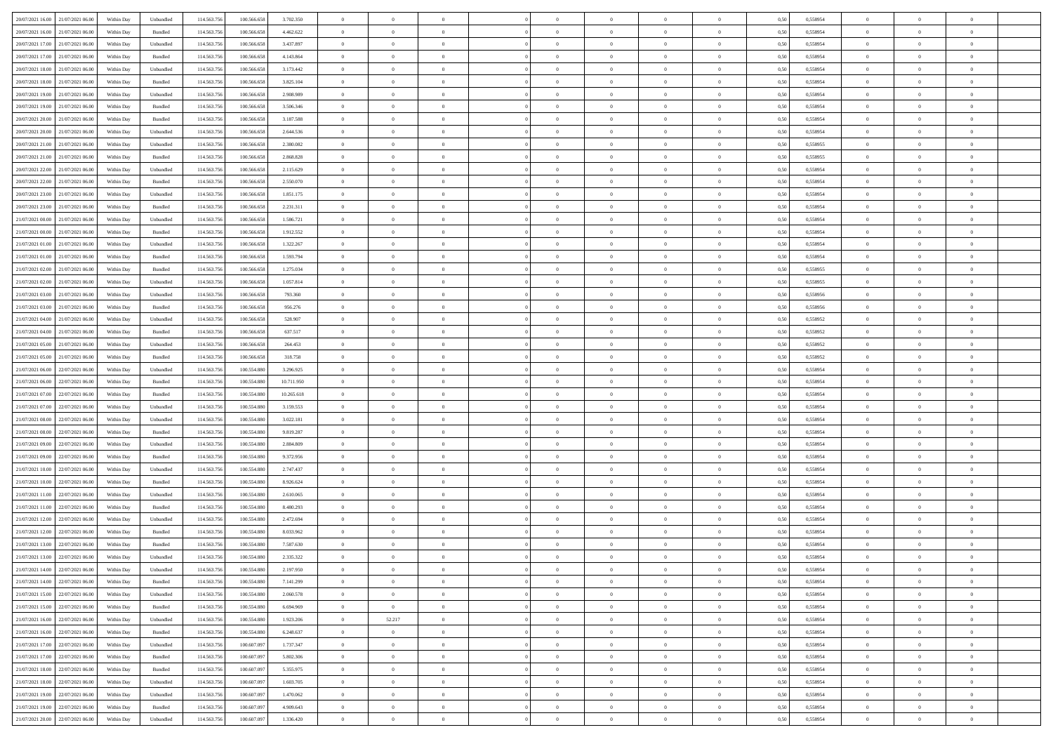| | | | | | | | | | | | | | | | | | | | | | |
|---|---|---|---|---|---|---|---|---|---|---|---|---|---|---|---|---|---|---|---|---|---|
| 20/07/2021 16:00 | 21/07/2021 06:00 | Within Day | Unbundled | 114.563.756 | 100.566.658 | 3.702.350 | 0 | 0 | 0 | | 0 | 0 | 0 | 0 | 0,50 | 0,558954 | 0 | 0 | 0 | |
| 20/07/2021 16:00 | 21/07/2021 06:00 | Within Day | Bundled | 114.563.756 | 100.566.658 | 4.462.622 | 0 | 0 | 0 | | 0 | 0 | 0 | 0 | 0,50 | 0,558954 | 0 | 0 | 0 | |
| 20/07/2021 17:00 | 21/07/2021 06:00 | Within Day | Unbundled | 114.563.756 | 100.566.658 | 3.437.897 | 0 | 0 | 0 | | 0 | 0 | 0 | 0 | 0,50 | 0,558954 | 0 | 0 | 0 | |
| 20/07/2021 17:00 | 21/07/2021 06:00 | Within Day | Bundled | 114.563.756 | 100.566.658 | 4.143.864 | 0 | 0 | 0 | | 0 | 0 | 0 | 0 | 0,50 | 0,558954 | 0 | 0 | 0 | |
| 20/07/2021 18:00 | 21/07/2021 06:00 | Within Day | Unbundled | 114.563.756 | 100.566.658 | 3.173.442 | 0 | 0 | 0 | | 0 | 0 | 0 | 0 | 0,50 | 0,558954 | 0 | 0 | 0 | |
| 20/07/2021 18:00 | 21/07/2021 06:00 | Within Day | Bundled | 114.563.756 | 100.566.658 | 3.825.104 | 0 | 0 | 0 | | 0 | 0 | 0 | 0 | 0,50 | 0,558954 | 0 | 0 | 0 | |
| 20/07/2021 19:00 | 21/07/2021 06:00 | Within Day | Unbundled | 114.563.756 | 100.566.658 | 2.908.989 | 0 | 0 | 0 | | 0 | 0 | 0 | 0 | 0,50 | 0,558954 | 0 | 0 | 0 | |
| 20/07/2021 19:00 | 21/07/2021 06:00 | Within Day | Bundled | 114.563.756 | 100.566.658 | 3.506.346 | 0 | 0 | 0 | | 0 | 0 | 0 | 0 | 0,50 | 0,558954 | 0 | 0 | 0 | |
| 20/07/2021 20:00 | 21/07/2021 06:00 | Within Day | Bundled | 114.563.756 | 100.566.658 | 3.187.588 | 0 | 0 | 0 | | 0 | 0 | 0 | 0 | 0,50 | 0,558954 | 0 | 0 | 0 | |
| 20/07/2021 20:00 | 21/07/2021 06:00 | Within Day | Unbundled | 114.563.756 | 100.566.658 | 2.644.536 | 0 | 0 | 0 | | 0 | 0 | 0 | 0 | 0,50 | 0,558954 | 0 | 0 | 0 | |
| 20/07/2021 21:00 | 21/07/2021 06:00 | Within Day | Unbundled | 114.563.756 | 100.566.658 | 2.380.082 | 0 | 0 | 0 | | 0 | 0 | 0 | 0 | 0,50 | 0,558955 | 0 | 0 | 0 | |
| 20/07/2021 21:00 | 21/07/2021 06:00 | Within Day | Bundled | 114.563.756 | 100.566.658 | 2.868.828 | 0 | 0 | 0 | | 0 | 0 | 0 | 0 | 0,50 | 0,558955 | 0 | 0 | 0 | |
| 20/07/2021 22:00 | 21/07/2021 06:00 | Within Day | Unbundled | 114.563.756 | 100.566.658 | 2.115.629 | 0 | 0 | 0 | | 0 | 0 | 0 | 0 | 0,50 | 0,558954 | 0 | 0 | 0 | |
| 20/07/2021 22:00 | 21/07/2021 06:00 | Within Day | Bundled | 114.563.756 | 100.566.658 | 2.550.070 | 0 | 0 | 0 | | 0 | 0 | 0 | 0 | 0,50 | 0,558954 | 0 | 0 | 0 | |
| 20/07/2021 23:00 | 21/07/2021 06:00 | Within Day | Unbundled | 114.563.756 | 100.566.658 | 1.851.175 | 0 | 0 | 0 | | 0 | 0 | 0 | 0 | 0,50 | 0,558954 | 0 | 0 | 0 | |
| 20/07/2021 23:00 | 21/07/2021 06:00 | Within Day | Bundled | 114.563.756 | 100.566.658 | 2.231.311 | 0 | 0 | 0 | | 0 | 0 | 0 | 0 | 0,50 | 0,558954 | 0 | 0 | 0 | |
| 21/07/2021 00:00 | 21/07/2021 06:00 | Within Day | Unbundled | 114.563.756 | 100.566.658 | 1.586.721 | 0 | 0 | 0 | | 0 | 0 | 0 | 0 | 0,50 | 0,558954 | 0 | 0 | 0 | |
| 21/07/2021 00:00 | 21/07/2021 06:00 | Within Day | Bundled | 114.563.756 | 100.566.658 | 1.912.552 | 0 | 0 | 0 | | 0 | 0 | 0 | 0 | 0,50 | 0,558954 | 0 | 0 | 0 | |
| 21/07/2021 01:00 | 21/07/2021 06:00 | Within Day | Unbundled | 114.563.756 | 100.566.658 | 1.322.267 | 0 | 0 | 0 | | 0 | 0 | 0 | 0 | 0,50 | 0,558954 | 0 | 0 | 0 | |
| 21/07/2021 01:00 | 21/07/2021 06:00 | Within Day | Bundled | 114.563.756 | 100.566.658 | 1.593.794 | 0 | 0 | 0 | | 0 | 0 | 0 | 0 | 0,50 | 0,558954 | 0 | 0 | 0 | |
| 21/07/2021 02:00 | 21/07/2021 06:00 | Within Day | Bundled | 114.563.756 | 100.566.658 | 1.275.034 | 0 | 0 | 0 | | 0 | 0 | 0 | 0 | 0,50 | 0,558955 | 0 | 0 | 0 | |
| 21/07/2021 02:00 | 21/07/2021 06:00 | Within Day | Unbundled | 114.563.756 | 100.566.658 | 1.057.814 | 0 | 0 | 0 | | 0 | 0 | 0 | 0 | 0,50 | 0,558955 | 0 | 0 | 0 | |
| 21/07/2021 03:00 | 21/07/2021 06:00 | Within Day | Unbundled | 114.563.756 | 100.566.658 | 793.360 | 0 | 0 | 0 | | 0 | 0 | 0 | 0 | 0,50 | 0,558956 | 0 | 0 | 0 | |
| 21/07/2021 03:00 | 21/07/2021 06:00 | Within Day | Bundled | 114.563.756 | 100.566.658 | 956.276 | 0 | 0 | 0 | | 0 | 0 | 0 | 0 | 0,50 | 0,558956 | 0 | 0 | 0 | |
| 21/07/2021 04:00 | 21/07/2021 06:00 | Within Day | Unbundled | 114.563.756 | 100.566.658 | 528.907 | 0 | 0 | 0 | | 0 | 0 | 0 | 0 | 0,50 | 0,558952 | 0 | 0 | 0 | |
| 21/07/2021 04:00 | 21/07/2021 06:00 | Within Day | Bundled | 114.563.756 | 100.566.658 | 637.517 | 0 | 0 | 0 | | 0 | 0 | 0 | 0 | 0,50 | 0,558952 | 0 | 0 | 0 | |
| 21/07/2021 05:00 | 21/07/2021 06:00 | Within Day | Unbundled | 114.563.756 | 100.566.658 | 264.453 | 0 | 0 | 0 | | 0 | 0 | 0 | 0 | 0,50 | 0,558952 | 0 | 0 | 0 | |
| 21/07/2021 05:00 | 21/07/2021 06:00 | Within Day | Bundled | 114.563.756 | 100.566.658 | 318.758 | 0 | 0 | 0 | | 0 | 0 | 0 | 0 | 0,50 | 0,558952 | 0 | 0 | 0 | |
| 21/07/2021 06:00 | 22/07/2021 06:00 | Within Day | Unbundled | 114.563.756 | 100.554.880 | 3.296.925 | 0 | 0 | 0 | | 0 | 0 | 0 | 0 | 0,50 | 0,558954 | 0 | 0 | 0 | |
| 21/07/2021 06:00 | 22/07/2021 06:00 | Within Day | Bundled | 114.563.756 | 100.554.880 | 10.711.950 | 0 | 0 | 0 | | 0 | 0 | 0 | 0 | 0,50 | 0,558954 | 0 | 0 | 0 | |
| 21/07/2021 07:00 | 22/07/2021 06:00 | Within Day | Bundled | 114.563.756 | 100.554.880 | 10.265.618 | 0 | 0 | 0 | | 0 | 0 | 0 | 0 | 0,50 | 0,558954 | 0 | 0 | 0 | |
| 21/07/2021 07:00 | 22/07/2021 06:00 | Within Day | Unbundled | 114.563.756 | 100.554.880 | 3.159.553 | 0 | 0 | 0 | | 0 | 0 | 0 | 0 | 0,50 | 0,558954 | 0 | 0 | 0 | |
| 21/07/2021 08:00 | 22/07/2021 06:00 | Within Day | Unbundled | 114.563.756 | 100.554.880 | 3.022.181 | 0 | 0 | 0 | | 0 | 0 | 0 | 0 | 0,50 | 0,558954 | 0 | 0 | 0 | |
| 21/07/2021 08:00 | 22/07/2021 06:00 | Within Day | Bundled | 114.563.756 | 100.554.880 | 9.819.287 | 0 | 0 | 0 | | 0 | 0 | 0 | 0 | 0,50 | 0,558954 | 0 | 0 | 0 | |
| 21/07/2021 09:00 | 22/07/2021 06:00 | Within Day | Unbundled | 114.563.756 | 100.554.880 | 2.884.809 | 0 | 0 | 0 | | 0 | 0 | 0 | 0 | 0,50 | 0,558954 | 0 | 0 | 0 | |
| 21/07/2021 09:00 | 22/07/2021 06:00 | Within Day | Bundled | 114.563.756 | 100.554.880 | 9.372.956 | 0 | 0 | 0 | | 0 | 0 | 0 | 0 | 0,50 | 0,558954 | 0 | 0 | 0 | |
| 21/07/2021 10:00 | 22/07/2021 06:00 | Within Day | Unbundled | 114.563.756 | 100.554.880 | 2.747.437 | 0 | 0 | 0 | | 0 | 0 | 0 | 0 | 0,50 | 0,558954 | 0 | 0 | 0 | |
| 21/07/2021 10:00 | 22/07/2021 06:00 | Within Day | Bundled | 114.563.756 | 100.554.880 | 8.926.624 | 0 | 0 | 0 | | 0 | 0 | 0 | 0 | 0,50 | 0,558954 | 0 | 0 | 0 | |
| 21/07/2021 11:00 | 22/07/2021 06:00 | Within Day | Unbundled | 114.563.756 | 100.554.880 | 2.610.065 | 0 | 0 | 0 | | 0 | 0 | 0 | 0 | 0,50 | 0,558954 | 0 | 0 | 0 | |
| 21/07/2021 11:00 | 22/07/2021 06:00 | Within Day | Bundled | 114.563.756 | 100.554.880 | 8.480.293 | 0 | 0 | 0 | | 0 | 0 | 0 | 0 | 0,50 | 0,558954 | 0 | 0 | 0 | |
| 21/07/2021 12:00 | 22/07/2021 06:00 | Within Day | Unbundled | 114.563.756 | 100.554.880 | 2.472.694 | 0 | 0 | 0 | | 0 | 0 | 0 | 0 | 0,50 | 0,558954 | 0 | 0 | 0 | |
| 21/07/2021 12:00 | 22/07/2021 06:00 | Within Day | Bundled | 114.563.756 | 100.554.880 | 8.033.962 | 0 | 0 | 0 | | 0 | 0 | 0 | 0 | 0,50 | 0,558954 | 0 | 0 | 0 | |
| 21/07/2021 13:00 | 22/07/2021 06:00 | Within Day | Bundled | 114.563.756 | 100.554.880 | 7.587.630 | 0 | 0 | 0 | | 0 | 0 | 0 | 0 | 0,50 | 0,558954 | 0 | 0 | 0 | |
| 21/07/2021 13:00 | 22/07/2021 06:00 | Within Day | Unbundled | 114.563.756 | 100.554.880 | 2.335.322 | 0 | 0 | 0 | | 0 | 0 | 0 | 0 | 0,50 | 0,558954 | 0 | 0 | 0 | |
| 21/07/2021 14:00 | 22/07/2021 06:00 | Within Day | Unbundled | 114.563.756 | 100.554.880 | 2.197.950 | 0 | 0 | 0 | | 0 | 0 | 0 | 0 | 0,50 | 0,558954 | 0 | 0 | 0 | |
| 21/07/2021 14:00 | 22/07/2021 06:00 | Within Day | Bundled | 114.563.756 | 100.554.880 | 7.141.299 | 0 | 0 | 0 | | 0 | 0 | 0 | 0 | 0,50 | 0,558954 | 0 | 0 | 0 | |
| 21/07/2021 15:00 | 22/07/2021 06:00 | Within Day | Unbundled | 114.563.756 | 100.554.880 | 2.060.578 | 0 | 0 | 0 | | 0 | 0 | 0 | 0 | 0,50 | 0,558954 | 0 | 0 | 0 | |
| 21/07/2021 15:00 | 22/07/2021 06:00 | Within Day | Bundled | 114.563.756 | 100.554.880 | 6.694.969 | 0 | 0 | 0 | | 0 | 0 | 0 | 0 | 0,50 | 0,558954 | 0 | 0 | 0 | |
| 21/07/2021 16:00 | 22/07/2021 06:00 | Within Day | Unbundled | 114.563.756 | 100.554.880 | 1.923.206 | 0 | 52.217 | 0 | | 0 | 0 | 0 | 0 | 0,50 | 0,558954 | 0 | 0 | 0 | |
| 21/07/2021 16:00 | 22/07/2021 06:00 | Within Day | Bundled | 114.563.756 | 100.554.880 | 6.248.637 | 0 | 0 | 0 | | 0 | 0 | 0 | 0 | 0,50 | 0,558954 | 0 | 0 | 0 | |
| 21/07/2021 17:00 | 22/07/2021 06:00 | Within Day | Unbundled | 114.563.756 | 100.607.097 | 1.737.347 | 0 | 0 | 0 | | 0 | 0 | 0 | 0 | 0,50 | 0,558954 | 0 | 0 | 0 | |
| 21/07/2021 17:00 | 22/07/2021 06:00 | Within Day | Bundled | 114.563.756 | 100.607.097 | 5.802.306 | 0 | 0 | 0 | | 0 | 0 | 0 | 0 | 0,50 | 0,558954 | 0 | 0 | 0 | |
| 21/07/2021 18:00 | 22/07/2021 06:00 | Within Day | Bundled | 114.563.756 | 100.607.097 | 5.355.975 | 0 | 0 | 0 | | 0 | 0 | 0 | 0 | 0,50 | 0,558954 | 0 | 0 | 0 | |
| 21/07/2021 18:00 | 22/07/2021 06:00 | Within Day | Unbundled | 114.563.756 | 100.607.097 | 1.603.705 | 0 | 0 | 0 | | 0 | 0 | 0 | 0 | 0,50 | 0,558954 | 0 | 0 | 0 | |
| 21/07/2021 19:00 | 22/07/2021 06:00 | Within Day | Unbundled | 114.563.756 | 100.607.097 | 1.470.062 | 0 | 0 | 0 | | 0 | 0 | 0 | 0 | 0,50 | 0,558954 | 0 | 0 | 0 | |
| 21/07/2021 19:00 | 22/07/2021 06:00 | Within Day | Bundled | 114.563.756 | 100.607.097 | 4.909.643 | 0 | 0 | 0 | | 0 | 0 | 0 | 0 | 0,50 | 0,558954 | 0 | 0 | 0 | |
| 21/07/2021 20:00 | 22/07/2021 06:00 | Within Day | Unbundled | 114.563.756 | 100.607.097 | 1.336.420 | 0 | 0 | 0 | | 0 | 0 | 0 | 0 | 0,50 | 0,558954 | 0 | 0 | 0 | |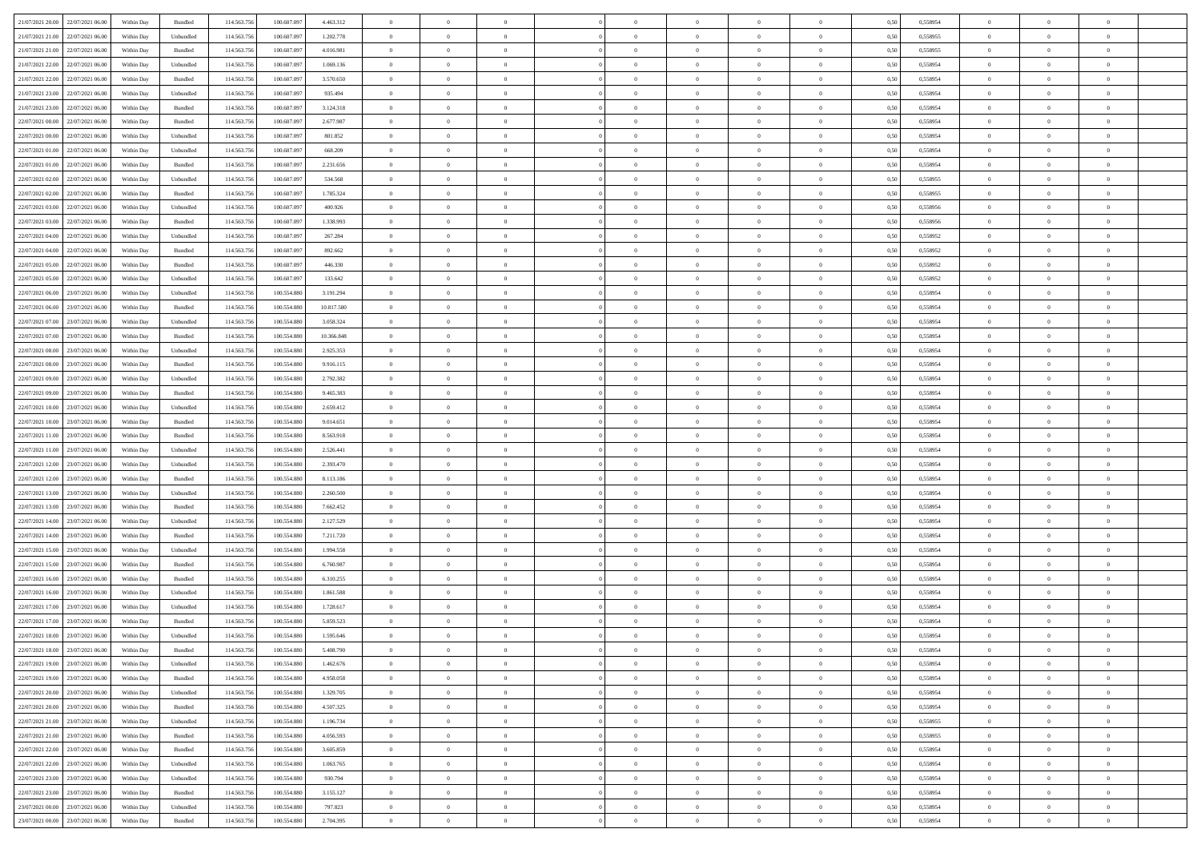| | | | | | | | | | | | | | | | | | | | | | |
|---|---|---|---|---|---|---|---|---|---|---|---|---|---|---|---|---|---|---|---|---|---|
| 21/07/2021 20.00 | 22/07/2021 06.00 | Within Day | Bundled | 114.563.756 | 100.607.097 | 4.463.312 | 0 | 0 | 0 | | 0 | 0 | 0 | 0 | 0,50 | 0,558954 | 0 | 0 | 0 | |
| 21/07/2021 21.00 | 22/07/2021 06.00 | Within Day | Unbundled | 114.563.756 | 100.607.097 | 1.202.778 | 0 | 0 | 0 | | 0 | 0 | 0 | 0 | 0,50 | 0,558955 | 0 | 0 | 0 | |
| 21/07/2021 21.00 | 22/07/2021 06.00 | Within Day | Bundled | 114.563.756 | 100.607.097 | 4.016.981 | 0 | 0 | 0 | | 0 | 0 | 0 | 0 | 0,50 | 0,558955 | 0 | 0 | 0 | |
| 21/07/2021 22.00 | 22/07/2021 06.00 | Within Day | Unbundled | 114.563.756 | 100.607.097 | 1.069.136 | 0 | 0 | 0 | | 0 | 0 | 0 | 0 | 0,50 | 0,558954 | 0 | 0 | 0 | |
| 21/07/2021 22.00 | 22/07/2021 06.00 | Within Day | Bundled | 114.563.756 | 100.607.097 | 3.570.650 | 0 | 0 | 0 | | 0 | 0 | 0 | 0 | 0,50 | 0,558954 | 0 | 0 | 0 | |
| 21/07/2021 23.00 | 22/07/2021 06.00 | Within Day | Unbundled | 114.563.756 | 100.607.097 | 935.494 | 0 | 0 | 0 | | 0 | 0 | 0 | 0 | 0,50 | 0,558954 | 0 | 0 | 0 | |
| 21/07/2021 23.00 | 22/07/2021 06.00 | Within Day | Bundled | 114.563.756 | 100.607.097 | 3.124.318 | 0 | 0 | 0 | | 0 | 0 | 0 | 0 | 0,50 | 0,558954 | 0 | 0 | 0 | |
| 22/07/2021 00.00 | 22/07/2021 06.00 | Within Day | Bundled | 114.563.756 | 100.607.097 | 2.677.987 | 0 | 0 | 0 | | 0 | 0 | 0 | 0 | 0,50 | 0,558954 | 0 | 0 | 0 | |
| 22/07/2021 00.00 | 22/07/2021 06.00 | Within Day | Unbundled | 114.563.756 | 100.607.097 | 801.852 | 0 | 0 | 0 | | 0 | 0 | 0 | 0 | 0,50 | 0,558954 | 0 | 0 | 0 | |
| 22/07/2021 01.00 | 22/07/2021 06.00 | Within Day | Unbundled | 114.563.756 | 100.607.097 | 668.209 | 0 | 0 | 0 | | 0 | 0 | 0 | 0 | 0,50 | 0,558954 | 0 | 0 | 0 | |
| 22/07/2021 01.00 | 22/07/2021 06.00 | Within Day | Bundled | 114.563.756 | 100.607.097 | 2.231.656 | 0 | 0 | 0 | | 0 | 0 | 0 | 0 | 0,50 | 0,558954 | 0 | 0 | 0 | |
| 22/07/2021 02.00 | 22/07/2021 06.00 | Within Day | Unbundled | 114.563.756 | 100.607.097 | 534.568 | 0 | 0 | 0 | | 0 | 0 | 0 | 0 | 0,50 | 0,558955 | 0 | 0 | 0 | |
| 22/07/2021 02.00 | 22/07/2021 06.00 | Within Day | Bundled | 114.563.756 | 100.607.097 | 1.785.324 | 0 | 0 | 0 | | 0 | 0 | 0 | 0 | 0,50 | 0,558955 | 0 | 0 | 0 | |
| 22/07/2021 03.00 | 22/07/2021 06.00 | Within Day | Unbundled | 114.563.756 | 100.607.097 | 400.926 | 0 | 0 | 0 | | 0 | 0 | 0 | 0 | 0,50 | 0,558956 | 0 | 0 | 0 | |
| 22/07/2021 03.00 | 22/07/2021 06.00 | Within Day | Bundled | 114.563.756 | 100.607.097 | 1.338.993 | 0 | 0 | 0 | | 0 | 0 | 0 | 0 | 0,50 | 0,558956 | 0 | 0 | 0 | |
| 22/07/2021 04.00 | 22/07/2021 06.00 | Within Day | Unbundled | 114.563.756 | 100.607.097 | 267.284 | 0 | 0 | 0 | | 0 | 0 | 0 | 0 | 0,50 | 0,558952 | 0 | 0 | 0 | |
| 22/07/2021 04.00 | 22/07/2021 06.00 | Within Day | Bundled | 114.563.756 | 100.607.097 | 892.662 | 0 | 0 | 0 | | 0 | 0 | 0 | 0 | 0,50 | 0,558952 | 0 | 0 | 0 | |
| 22/07/2021 05.00 | 22/07/2021 06.00 | Within Day | Bundled | 114.563.756 | 100.607.097 | 446.330 | 0 | 0 | 0 | | 0 | 0 | 0 | 0 | 0,50 | 0,558952 | 0 | 0 | 0 | |
| 22/07/2021 05.00 | 22/07/2021 06.00 | Within Day | Unbundled | 114.563.756 | 100.607.097 | 133.642 | 0 | 0 | 0 | | 0 | 0 | 0 | 0 | 0,50 | 0,558952 | 0 | 0 | 0 | |
| 22/07/2021 06.00 | 23/07/2021 06.00 | Within Day | Unbundled | 114.563.756 | 100.554.880 | 3.191.294 | 0 | 0 | 0 | | 0 | 0 | 0 | 0 | 0,50 | 0,558954 | 0 | 0 | 0 | |
| 22/07/2021 06.00 | 23/07/2021 06.00 | Within Day | Bundled | 114.563.756 | 100.554.880 | 10.817.580 | 0 | 0 | 0 | | 0 | 0 | 0 | 0 | 0,50 | 0,558954 | 0 | 0 | 0 | |
| 22/07/2021 07.00 | 23/07/2021 06.00 | Within Day | Unbundled | 114.563.756 | 100.554.880 | 3.058.324 | 0 | 0 | 0 | | 0 | 0 | 0 | 0 | 0,50 | 0,558954 | 0 | 0 | 0 | |
| 22/07/2021 07.00 | 23/07/2021 06.00 | Within Day | Bundled | 114.563.756 | 100.554.880 | 10.366.848 | 0 | 0 | 0 | | 0 | 0 | 0 | 0 | 0,50 | 0,558954 | 0 | 0 | 0 | |
| 22/07/2021 08.00 | 23/07/2021 06.00 | Within Day | Unbundled | 114.563.756 | 100.554.880 | 2.925.353 | 0 | 0 | 0 | | 0 | 0 | 0 | 0 | 0,50 | 0,558954 | 0 | 0 | 0 | |
| 22/07/2021 08.00 | 23/07/2021 06.00 | Within Day | Bundled | 114.563.756 | 100.554.880 | 9.916.115 | 0 | 0 | 0 | | 0 | 0 | 0 | 0 | 0,50 | 0,558954 | 0 | 0 | 0 | |
| 22/07/2021 09.00 | 23/07/2021 06.00 | Within Day | Unbundled | 114.563.756 | 100.554.880 | 2.792.382 | 0 | 0 | 0 | | 0 | 0 | 0 | 0 | 0,50 | 0,558954 | 0 | 0 | 0 | |
| 22/07/2021 09.00 | 23/07/2021 06.00 | Within Day | Bundled | 114.563.756 | 100.554.880 | 9.465.383 | 0 | 0 | 0 | | 0 | 0 | 0 | 0 | 0,50 | 0,558954 | 0 | 0 | 0 | |
| 22/07/2021 10.00 | 23/07/2021 06.00 | Within Day | Unbundled | 114.563.756 | 100.554.880 | 2.659.412 | 0 | 0 | 0 | | 0 | 0 | 0 | 0 | 0,50 | 0,558954 | 0 | 0 | 0 | |
| 22/07/2021 10.00 | 23/07/2021 06.00 | Within Day | Bundled | 114.563.756 | 100.554.880 | 9.014.651 | 0 | 0 | 0 | | 0 | 0 | 0 | 0 | 0,50 | 0,558954 | 0 | 0 | 0 | |
| 22/07/2021 11.00 | 23/07/2021 06.00 | Within Day | Bundled | 114.563.756 | 100.554.880 | 8.563.918 | 0 | 0 | 0 | | 0 | 0 | 0 | 0 | 0,50 | 0,558954 | 0 | 0 | 0 | |
| 22/07/2021 11.00 | 23/07/2021 06.00 | Within Day | Unbundled | 114.563.756 | 100.554.880 | 2.526.441 | 0 | 0 | 0 | | 0 | 0 | 0 | 0 | 0,50 | 0,558954 | 0 | 0 | 0 | |
| 22/07/2021 12.00 | 23/07/2021 06.00 | Within Day | Unbundled | 114.563.756 | 100.554.880 | 2.393.470 | 0 | 0 | 0 | | 0 | 0 | 0 | 0 | 0,50 | 0,558954 | 0 | 0 | 0 | |
| 22/07/2021 12.00 | 23/07/2021 06.00 | Within Day | Bundled | 114.563.756 | 100.554.880 | 8.113.186 | 0 | 0 | 0 | | 0 | 0 | 0 | 0 | 0,50 | 0,558954 | 0 | 0 | 0 | |
| 22/07/2021 13.00 | 23/07/2021 06.00 | Within Day | Unbundled | 114.563.756 | 100.554.880 | 2.260.500 | 0 | 0 | 0 | | 0 | 0 | 0 | 0 | 0,50 | 0,558954 | 0 | 0 | 0 | |
| 22/07/2021 13.00 | 23/07/2021 06.00 | Within Day | Bundled | 114.563.756 | 100.554.880 | 7.662.452 | 0 | 0 | 0 | | 0 | 0 | 0 | 0 | 0,50 | 0,558954 | 0 | 0 | 0 | |
| 22/07/2021 14.00 | 23/07/2021 06.00 | Within Day | Unbundled | 114.563.756 | 100.554.880 | 2.127.529 | 0 | 0 | 0 | | 0 | 0 | 0 | 0 | 0,50 | 0,558954 | 0 | 0 | 0 | |
| 22/07/2021 14.00 | 23/07/2021 06.00 | Within Day | Bundled | 114.563.756 | 100.554.880 | 7.211.720 | 0 | 0 | 0 | | 0 | 0 | 0 | 0 | 0,50 | 0,558954 | 0 | 0 | 0 | |
| 22/07/2021 15.00 | 23/07/2021 06.00 | Within Day | Unbundled | 114.563.756 | 100.554.880 | 1.994.558 | 0 | 0 | 0 | | 0 | 0 | 0 | 0 | 0,50 | 0,558954 | 0 | 0 | 0 | |
| 22/07/2021 15.00 | 23/07/2021 06.00 | Within Day | Bundled | 114.563.756 | 100.554.880 | 6.760.987 | 0 | 0 | 0 | | 0 | 0 | 0 | 0 | 0,50 | 0,558954 | 0 | 0 | 0 | |
| 22/07/2021 16.00 | 23/07/2021 06.00 | Within Day | Bundled | 114.563.756 | 100.554.880 | 6.310.255 | 0 | 0 | 0 | | 0 | 0 | 0 | 0 | 0,50 | 0,558954 | 0 | 0 | 0 | |
| 22/07/2021 16.00 | 23/07/2021 06.00 | Within Day | Unbundled | 114.563.756 | 100.554.880 | 1.861.588 | 0 | 0 | 0 | | 0 | 0 | 0 | 0 | 0,50 | 0,558954 | 0 | 0 | 0 | |
| 22/07/2021 17.00 | 23/07/2021 06.00 | Within Day | Unbundled | 114.563.756 | 100.554.880 | 1.728.617 | 0 | 0 | 0 | | 0 | 0 | 0 | 0 | 0,50 | 0,558954 | 0 | 0 | 0 | |
| 22/07/2021 17.00 | 23/07/2021 06.00 | Within Day | Bundled | 114.563.756 | 100.554.880 | 5.859.523 | 0 | 0 | 0 | | 0 | 0 | 0 | 0 | 0,50 | 0,558954 | 0 | 0 | 0 | |
| 22/07/2021 18.00 | 23/07/2021 06.00 | Within Day | Unbundled | 114.563.756 | 100.554.880 | 1.595.646 | 0 | 0 | 0 | | 0 | 0 | 0 | 0 | 0,50 | 0,558954 | 0 | 0 | 0 | |
| 22/07/2021 18.00 | 23/07/2021 06.00 | Within Day | Bundled | 114.563.756 | 100.554.880 | 5.408.790 | 0 | 0 | 0 | | 0 | 0 | 0 | 0 | 0,50 | 0,558954 | 0 | 0 | 0 | |
| 22/07/2021 19.00 | 23/07/2021 06.00 | Within Day | Unbundled | 114.563.756 | 100.554.880 | 1.462.676 | 0 | 0 | 0 | | 0 | 0 | 0 | 0 | 0,50 | 0,558954 | 0 | 0 | 0 | |
| 22/07/2021 19.00 | 23/07/2021 06.00 | Within Day | Bundled | 114.563.756 | 100.554.880 | 4.958.058 | 0 | 0 | 0 | | 0 | 0 | 0 | 0 | 0,50 | 0,558954 | 0 | 0 | 0 | |
| 22/07/2021 20.00 | 23/07/2021 06.00 | Within Day | Unbundled | 114.563.756 | 100.554.880 | 1.329.705 | 0 | 0 | 0 | | 0 | 0 | 0 | 0 | 0,50 | 0,558954 | 0 | 0 | 0 | |
| 22/07/2021 20.00 | 23/07/2021 06.00 | Within Day | Bundled | 114.563.756 | 100.554.880 | 4.507.325 | 0 | 0 | 0 | | 0 | 0 | 0 | 0 | 0,50 | 0,558954 | 0 | 0 | 0 | |
| 22/07/2021 21.00 | 23/07/2021 06.00 | Within Day | Unbundled | 114.563.756 | 100.554.880 | 1.196.734 | 0 | 0 | 0 | | 0 | 0 | 0 | 0 | 0,50 | 0,558955 | 0 | 0 | 0 | |
| 22/07/2021 21.00 | 23/07/2021 06.00 | Within Day | Bundled | 114.563.756 | 100.554.880 | 4.056.593 | 0 | 0 | 0 | | 0 | 0 | 0 | 0 | 0,50 | 0,558955 | 0 | 0 | 0 | |
| 22/07/2021 22.00 | 23/07/2021 06.00 | Within Day | Bundled | 114.563.756 | 100.554.880 | 3.605.859 | 0 | 0 | 0 | | 0 | 0 | 0 | 0 | 0,50 | 0,558954 | 0 | 0 | 0 | |
| 22/07/2021 22.00 | 23/07/2021 06.00 | Within Day | Unbundled | 114.563.756 | 100.554.880 | 1.063.765 | 0 | 0 | 0 | | 0 | 0 | 0 | 0 | 0,50 | 0,558954 | 0 | 0 | 0 | |
| 22/07/2021 23.00 | 23/07/2021 06.00 | Within Day | Unbundled | 114.563.756 | 100.554.880 | 930.794 | 0 | 0 | 0 | | 0 | 0 | 0 | 0 | 0,50 | 0,558954 | 0 | 0 | 0 | |
| 22/07/2021 23.00 | 23/07/2021 06.00 | Within Day | Bundled | 114.563.756 | 100.554.880 | 3.155.127 | 0 | 0 | 0 | | 0 | 0 | 0 | 0 | 0,50 | 0,558954 | 0 | 0 | 0 | |
| 23/07/2021 00.00 | 23/07/2021 06.00 | Within Day | Unbundled | 114.563.756 | 100.554.880 | 797.823 | 0 | 0 | 0 | | 0 | 0 | 0 | 0 | 0,50 | 0,558954 | 0 | 0 | 0 | |
| 23/07/2021 00.00 | 23/07/2021 06.00 | Within Day | Bundled | 114.563.756 | 100.554.880 | 2.704.395 | 0 | 0 | 0 | | 0 | 0 | 0 | 0 | 0,50 | 0,558954 | 0 | 0 | 0 | |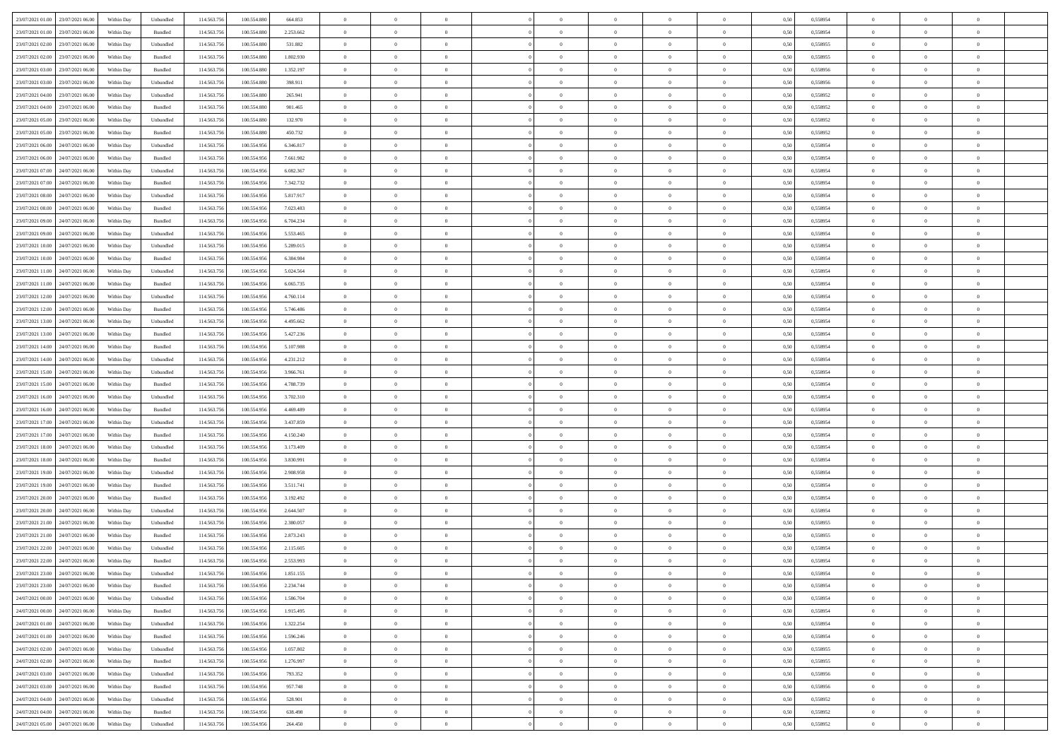| | | | | | | | | | | | | | | | | | | | | | |
|---|---|---|---|---|---|---|---|---|---|---|---|---|---|---|---|---|---|---|---|---|---|
| 23/07/2021 01.00 | 23/07/2021 06.00 | Within Day | Unbundled | 114.563.756 | 100.554.880 | 664.853 | 0 | 0 | 0 | | 0 | 0 | 0 | 0 | 0,50 | 0,558954 | 0 | 0 | 0 | |
| 23/07/2021 01.00 | 23/07/2021 06.00 | Within Day | Bundled | 114.563.756 | 100.554.880 | 2.253.662 | 0 | 0 | 0 | | 0 | 0 | 0 | 0 | 0,50 | 0,558954 | 0 | 0 | 0 | |
| 23/07/2021 02.00 | 23/07/2021 06.00 | Within Day | Unbundled | 114.563.756 | 100.554.880 | 531.882 | 0 | 0 | 0 | | 0 | 0 | 0 | 0 | 0,50 | 0,558955 | 0 | 0 | 0 | |
| 23/07/2021 02.00 | 23/07/2021 06.00 | Within Day | Bundled | 114.563.756 | 100.554.880 | 1.802.930 | 0 | 0 | 0 | | 0 | 0 | 0 | 0 | 0,50 | 0,558955 | 0 | 0 | 0 | |
| 23/07/2021 03.00 | 23/07/2021 06.00 | Within Day | Bundled | 114.563.756 | 100.554.880 | 1.352.197 | 0 | 0 | 0 | | 0 | 0 | 0 | 0 | 0,50 | 0,558956 | 0 | 0 | 0 | |
| 23/07/2021 03.00 | 23/07/2021 06.00 | Within Day | Unbundled | 114.563.756 | 100.554.880 | 398.911 | 0 | 0 | 0 | | 0 | 0 | 0 | 0 | 0,50 | 0,558956 | 0 | 0 | 0 | |
| 23/07/2021 04.00 | 23/07/2021 06.00 | Within Day | Unbundled | 114.563.756 | 100.554.880 | 265.941 | 0 | 0 | 0 | | 0 | 0 | 0 | 0 | 0,50 | 0,558952 | 0 | 0 | 0 | |
| 23/07/2021 04.00 | 23/07/2021 06.00 | Within Day | Bundled | 114.563.756 | 100.554.880 | 901.465 | 0 | 0 | 0 | | 0 | 0 | 0 | 0 | 0,50 | 0,558952 | 0 | 0 | 0 | |
| 23/07/2021 05.00 | 23/07/2021 06.00 | Within Day | Unbundled | 114.563.756 | 100.554.880 | 132.970 | 0 | 0 | 0 | | 0 | 0 | 0 | 0 | 0,50 | 0,558952 | 0 | 0 | 0 | |
| 23/07/2021 05.00 | 23/07/2021 06.00 | Within Day | Bundled | 114.563.756 | 100.554.880 | 450.732 | 0 | 0 | 0 | | 0 | 0 | 0 | 0 | 0,50 | 0,558952 | 0 | 0 | 0 | |
| 23/07/2021 06.00 | 24/07/2021 06.00 | Within Day | Unbundled | 114.563.756 | 100.554.956 | 6.346.817 | 0 | 0 | 0 | | 0 | 0 | 0 | 0 | 0,50 | 0,558954 | 0 | 0 | 0 | |
| 23/07/2021 06.00 | 24/07/2021 06.00 | Within Day | Bundled | 114.563.756 | 100.554.956 | 7.661.982 | 0 | 0 | 0 | | 0 | 0 | 0 | 0 | 0,50 | 0,558954 | 0 | 0 | 0 | |
| 23/07/2021 07.00 | 24/07/2021 06.00 | Within Day | Unbundled | 114.563.756 | 100.554.956 | 6.082.367 | 0 | 0 | 0 | | 0 | 0 | 0 | 0 | 0,50 | 0,558954 | 0 | 0 | 0 | |
| 23/07/2021 07.00 | 24/07/2021 06.00 | Within Day | Bundled | 114.563.756 | 100.554.956 | 7.342.732 | 0 | 0 | 0 | | 0 | 0 | 0 | 0 | 0,50 | 0,558954 | 0 | 0 | 0 | |
| 23/07/2021 08.00 | 24/07/2021 06.00 | Within Day | Unbundled | 114.563.756 | 100.554.956 | 5.817.917 | 0 | 0 | 0 | | 0 | 0 | 0 | 0 | 0,50 | 0,558954 | 0 | 0 | 0 | |
| 23/07/2021 08.00 | 24/07/2021 06.00 | Within Day | Bundled | 114.563.756 | 100.554.956 | 7.023.483 | 0 | 0 | 0 | | 0 | 0 | 0 | 0 | 0,50 | 0,558954 | 0 | 0 | 0 | |
| 23/07/2021 09.00 | 24/07/2021 06.00 | Within Day | Bundled | 114.563.756 | 100.554.956 | 6.704.234 | 0 | 0 | 0 | | 0 | 0 | 0 | 0 | 0,50 | 0,558954 | 0 | 0 | 0 | |
| 23/07/2021 09.00 | 24/07/2021 06.00 | Within Day | Unbundled | 114.563.756 | 100.554.956 | 5.553.465 | 0 | 0 | 0 | | 0 | 0 | 0 | 0 | 0,50 | 0,558954 | 0 | 0 | 0 | |
| 23/07/2021 10.00 | 24/07/2021 06.00 | Within Day | Unbundled | 114.563.756 | 100.554.956 | 5.289.015 | 0 | 0 | 0 | | 0 | 0 | 0 | 0 | 0,50 | 0,558954 | 0 | 0 | 0 | |
| 23/07/2021 10.00 | 24/07/2021 06.00 | Within Day | Bundled | 114.563.756 | 100.554.956 | 6.384.984 | 0 | 0 | 0 | | 0 | 0 | 0 | 0 | 0,50 | 0,558954 | 0 | 0 | 0 | |
| 23/07/2021 11.00 | 24/07/2021 06.00 | Within Day | Unbundled | 114.563.756 | 100.554.956 | 5.024.564 | 0 | 0 | 0 | | 0 | 0 | 0 | 0 | 0,50 | 0,558954 | 0 | 0 | 0 | |
| 23/07/2021 11.00 | 24/07/2021 06.00 | Within Day | Bundled | 114.563.756 | 100.554.956 | 6.065.735 | 0 | 0 | 0 | | 0 | 0 | 0 | 0 | 0,50 | 0,558954 | 0 | 0 | 0 | |
| 23/07/2021 12.00 | 24/07/2021 06.00 | Within Day | Unbundled | 114.563.756 | 100.554.956 | 4.760.114 | 0 | 0 | 0 | | 0 | 0 | 0 | 0 | 0,50 | 0,558954 | 0 | 0 | 0 | |
| 23/07/2021 12.00 | 24/07/2021 06.00 | Within Day | Bundled | 114.563.756 | 100.554.956 | 5.746.486 | 0 | 0 | 0 | | 0 | 0 | 0 | 0 | 0,50 | 0,558954 | 0 | 0 | 0 | |
| 23/07/2021 13.00 | 24/07/2021 06.00 | Within Day | Unbundled | 114.563.756 | 100.554.956 | 4.495.662 | 0 | 0 | 0 | | 0 | 0 | 0 | 0 | 0,50 | 0,558954 | 0 | 0 | 0 | |
| 23/07/2021 13.00 | 24/07/2021 06.00 | Within Day | Bundled | 114.563.756 | 100.554.956 | 5.427.236 | 0 | 0 | 0 | | 0 | 0 | 0 | 0 | 0,50 | 0,558954 | 0 | 0 | 0 | |
| 23/07/2021 14.00 | 24/07/2021 06.00 | Within Day | Bundled | 114.563.756 | 100.554.956 | 5.107.988 | 0 | 0 | 0 | | 0 | 0 | 0 | 0 | 0,50 | 0,558954 | 0 | 0 | 0 | |
| 23/07/2021 14.00 | 24/07/2021 06.00 | Within Day | Unbundled | 114.563.756 | 100.554.956 | 4.231.212 | 0 | 0 | 0 | | 0 | 0 | 0 | 0 | 0,50 | 0,558954 | 0 | 0 | 0 | |
| 23/07/2021 15.00 | 24/07/2021 06.00 | Within Day | Unbundled | 114.563.756 | 100.554.956 | 3.966.761 | 0 | 0 | 0 | | 0 | 0 | 0 | 0 | 0,50 | 0,558954 | 0 | 0 | 0 | |
| 23/07/2021 15.00 | 24/07/2021 06.00 | Within Day | Bundled | 114.563.756 | 100.554.956 | 4.788.739 | 0 | 0 | 0 | | 0 | 0 | 0 | 0 | 0,50 | 0,558954 | 0 | 0 | 0 | |
| 23/07/2021 16.00 | 24/07/2021 06.00 | Within Day | Unbundled | 114.563.756 | 100.554.956 | 3.702.310 | 0 | 0 | 0 | | 0 | 0 | 0 | 0 | 0,50 | 0,558954 | 0 | 0 | 0 | |
| 23/07/2021 16.00 | 24/07/2021 06.00 | Within Day | Bundled | 114.563.756 | 100.554.956 | 4.469.489 | 0 | 0 | 0 | | 0 | 0 | 0 | 0 | 0,50 | 0,558954 | 0 | 0 | 0 | |
| 23/07/2021 17.00 | 24/07/2021 06.00 | Within Day | Unbundled | 114.563.756 | 100.554.956 | 3.437.859 | 0 | 0 | 0 | | 0 | 0 | 0 | 0 | 0,50 | 0,558954 | 0 | 0 | 0 | |
| 23/07/2021 17.00 | 24/07/2021 06.00 | Within Day | Bundled | 114.563.756 | 100.554.956 | 4.150.240 | 0 | 0 | 0 | | 0 | 0 | 0 | 0 | 0,50 | 0,558954 | 0 | 0 | 0 | |
| 23/07/2021 18.00 | 24/07/2021 06.00 | Within Day | Unbundled | 114.563.756 | 100.554.956 | 3.173.409 | 0 | 0 | 0 | | 0 | 0 | 0 | 0 | 0,50 | 0,558954 | 0 | 0 | 0 | |
| 23/07/2021 18.00 | 24/07/2021 06.00 | Within Day | Bundled | 114.563.756 | 100.554.956 | 3.830.991 | 0 | 0 | 0 | | 0 | 0 | 0 | 0 | 0,50 | 0,558954 | 0 | 0 | 0 | |
| 23/07/2021 19.00 | 24/07/2021 06.00 | Within Day | Unbundled | 114.563.756 | 100.554.956 | 2.908.958 | 0 | 0 | 0 | | 0 | 0 | 0 | 0 | 0,50 | 0,558954 | 0 | 0 | 0 | |
| 23/07/2021 19.00 | 24/07/2021 06.00 | Within Day | Bundled | 114.563.756 | 100.554.956 | 3.511.741 | 0 | 0 | 0 | | 0 | 0 | 0 | 0 | 0,50 | 0,558954 | 0 | 0 | 0 | |
| 23/07/2021 20.00 | 24/07/2021 06.00 | Within Day | Bundled | 114.563.756 | 100.554.956 | 3.192.492 | 0 | 0 | 0 | | 0 | 0 | 0 | 0 | 0,50 | 0,558954 | 0 | 0 | 0 | |
| 23/07/2021 20.00 | 24/07/2021 06.00 | Within Day | Unbundled | 114.563.756 | 100.554.956 | 2.644.507 | 0 | 0 | 0 | | 0 | 0 | 0 | 0 | 0,50 | 0,558954 | 0 | 0 | 0 | |
| 23/07/2021 21.00 | 24/07/2021 06.00 | Within Day | Unbundled | 114.563.756 | 100.554.956 | 2.380.057 | 0 | 0 | 0 | | 0 | 0 | 0 | 0 | 0,50 | 0,558955 | 0 | 0 | 0 | |
| 23/07/2021 21.00 | 24/07/2021 06.00 | Within Day | Bundled | 114.563.756 | 100.554.956 | 2.873.243 | 0 | 0 | 0 | | 0 | 0 | 0 | 0 | 0,50 | 0,558955 | 0 | 0 | 0 | |
| 23/07/2021 22.00 | 24/07/2021 06.00 | Within Day | Unbundled | 114.563.756 | 100.554.956 | 2.115.605 | 0 | 0 | 0 | | 0 | 0 | 0 | 0 | 0,50 | 0,558954 | 0 | 0 | 0 | |
| 23/07/2021 22.00 | 24/07/2021 06.00 | Within Day | Bundled | 114.563.756 | 100.554.956 | 2.553.993 | 0 | 0 | 0 | | 0 | 0 | 0 | 0 | 0,50 | 0,558954 | 0 | 0 | 0 | |
| 23/07/2021 23.00 | 24/07/2021 06.00 | Within Day | Unbundled | 114.563.756 | 100.554.956 | 1.851.155 | 0 | 0 | 0 | | 0 | 0 | 0 | 0 | 0,50 | 0,558954 | 0 | 0 | 0 | |
| 23/07/2021 23.00 | 24/07/2021 06.00 | Within Day | Bundled | 114.563.756 | 100.554.956 | 2.234.744 | 0 | 0 | 0 | | 0 | 0 | 0 | 0 | 0,50 | 0,558954 | 0 | 0 | 0 | |
| 24/07/2021 00.00 | 24/07/2021 06.00 | Within Day | Unbundled | 114.563.756 | 100.554.956 | 1.586.704 | 0 | 0 | 0 | | 0 | 0 | 0 | 0 | 0,50 | 0,558954 | 0 | 0 | 0 | |
| 24/07/2021 00.00 | 24/07/2021 06.00 | Within Day | Bundled | 114.563.756 | 100.554.956 | 1.915.495 | 0 | 0 | 0 | | 0 | 0 | 0 | 0 | 0,50 | 0,558954 | 0 | 0 | 0 | |
| 24/07/2021 01.00 | 24/07/2021 06.00 | Within Day | Unbundled | 114.563.756 | 100.554.956 | 1.322.254 | 0 | 0 | 0 | | 0 | 0 | 0 | 0 | 0,50 | 0,558954 | 0 | 0 | 0 | |
| 24/07/2021 01.00 | 24/07/2021 06.00 | Within Day | Bundled | 114.563.756 | 100.554.956 | 1.596.246 | 0 | 0 | 0 | | 0 | 0 | 0 | 0 | 0,50 | 0,558954 | 0 | 0 | 0 | |
| 24/07/2021 02.00 | 24/07/2021 06.00 | Within Day | Unbundled | 114.563.756 | 100.554.956 | 1.057.802 | 0 | 0 | 0 | | 0 | 0 | 0 | 0 | 0,50 | 0,558955 | 0 | 0 | 0 | |
| 24/07/2021 02.00 | 24/07/2021 06.00 | Within Day | Bundled | 114.563.756 | 100.554.956 | 1.276.997 | 0 | 0 | 0 | | 0 | 0 | 0 | 0 | 0,50 | 0,558955 | 0 | 0 | 0 | |
| 24/07/2021 03.00 | 24/07/2021 06.00 | Within Day | Unbundled | 114.563.756 | 100.554.956 | 793.352 | 0 | 0 | 0 | | 0 | 0 | 0 | 0 | 0,50 | 0,558956 | 0 | 0 | 0 | |
| 24/07/2021 03.00 | 24/07/2021 06.00 | Within Day | Bundled | 114.563.756 | 100.554.956 | 957.748 | 0 | 0 | 0 | | 0 | 0 | 0 | 0 | 0,50 | 0,558956 | 0 | 0 | 0 | |
| 24/07/2021 04.00 | 24/07/2021 06.00 | Within Day | Unbundled | 114.563.756 | 100.554.956 | 528.901 | 0 | 0 | 0 | | 0 | 0 | 0 | 0 | 0,50 | 0,558952 | 0 | 0 | 0 | |
| 24/07/2021 04.00 | 24/07/2021 06.00 | Within Day | Bundled | 114.563.756 | 100.554.956 | 638.498 | 0 | 0 | 0 | | 0 | 0 | 0 | 0 | 0,50 | 0,558952 | 0 | 0 | 0 | |
| 24/07/2021 05.00 | 24/07/2021 06.00 | Within Day | Unbundled | 114.563.756 | 100.554.956 | 264.450 | 0 | 0 | 0 | | 0 | 0 | 0 | 0 | 0,50 | 0,558952 | 0 | 0 | 0 | |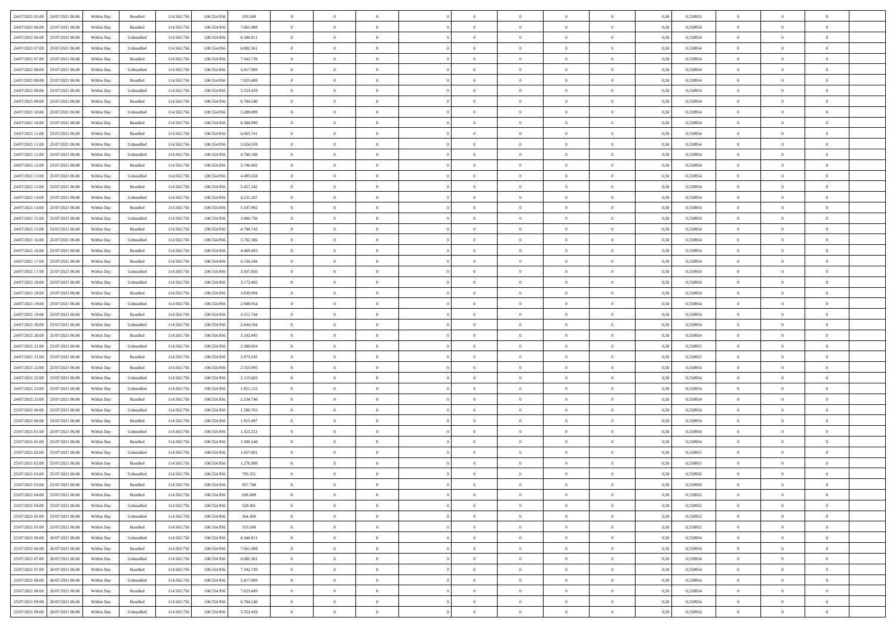| | | | | | | | | | | | | | | | | | | | | | |
|---|---|---|---|---|---|---|---|---|---|---|---|---|---|---|---|---|---|---|---|---|---|
| 24/07/2021 05.00 | 24/07/2021 06.00 | Within Day | Bundled | 114.563.756 | 100.554.956 | 319.249 | 0 | 0 | 0 | | 0 | 0 | 0 | 0 | 0,50 | 0,558952 | 0 | 0 | 0 | |
| 24/07/2021 06.00 | 25/07/2021 06.00 | Within Day | Bundled | 114.563.756 | 100.554.956 | 7.661.988 | 0 | 0 | 0 | | 0 | 0 | 0 | 0 | 0,50 | 0,558954 | 0 | 0 | 0 | |
| 24/07/2021 06.00 | 25/07/2021 06.00 | Within Day | Unbundled | 114.563.756 | 100.554.956 | 6.346.811 | 0 | 0 | 0 | | 0 | 0 | 0 | 0 | 0,50 | 0,558954 | 0 | 0 | 0 | |
| 24/07/2021 07.00 | 25/07/2021 06.00 | Within Day | Unbundled | 114.563.756 | 100.554.956 | 6.082.361 | 0 | 0 | 0 | | 0 | 0 | 0 | 0 | 0,50 | 0,558954 | 0 | 0 | 0 | |
| 24/07/2021 07.00 | 25/07/2021 06.00 | Within Day | Bundled | 114.563.756 | 100.554.956 | 7.342.739 | 0 | 0 | 0 | | 0 | 0 | 0 | 0 | 0,50 | 0,558954 | 0 | 0 | 0 | |
| 24/07/2021 08.00 | 25/07/2021 06.00 | Within Day | Unbundled | 114.563.756 | 100.554.956 | 5.817.909 | 0 | 0 | 0 | | 0 | 0 | 0 | 0 | 0,50 | 0,558954 | 0 | 0 | 0 | |
| 24/07/2021 08.00 | 25/07/2021 06.00 | Within Day | Bundled | 114.563.756 | 100.554.956 | 7.023.489 | 0 | 0 | 0 | | 0 | 0 | 0 | 0 | 0,50 | 0,558954 | 0 | 0 | 0 | |
| 24/07/2021 09.00 | 25/07/2021 06.00 | Within Day | Unbundled | 114.563.756 | 100.554.956 | 5.553.459 | 0 | 0 | 0 | | 0 | 0 | 0 | 0 | 0,50 | 0,558954 | 0 | 0 | 0 | |
| 24/07/2021 09.00 | 25/07/2021 06.00 | Within Day | Bundled | 114.563.756 | 100.554.956 | 6.704.240 | 0 | 0 | 0 | | 0 | 0 | 0 | 0 | 0,50 | 0,558954 | 0 | 0 | 0 | |
| 24/07/2021 10.00 | 25/07/2021 06.00 | Within Day | Unbundled | 114.563.756 | 100.554.956 | 5.289.009 | 0 | 0 | 0 | | 0 | 0 | 0 | 0 | 0,50 | 0,558954 | 0 | 0 | 0 | |
| 24/07/2021 10.00 | 25/07/2021 06.00 | Within Day | Bundled | 114.563.756 | 100.554.956 | 6.384.990 | 0 | 0 | 0 | | 0 | 0 | 0 | 0 | 0,50 | 0,558954 | 0 | 0 | 0 | |
| 24/07/2021 11.00 | 25/07/2021 06.00 | Within Day | Bundled | 114.563.756 | 100.554.956 | 6.065.741 | 0 | 0 | 0 | | 0 | 0 | 0 | 0 | 0,50 | 0,558954 | 0 | 0 | 0 | |
| 24/07/2021 11.00 | 25/07/2021 06.00 | Within Day | Unbundled | 114.563.756 | 100.554.956 | 5.024.559 | 0 | 0 | 0 | | 0 | 0 | 0 | 0 | 0,50 | 0,558954 | 0 | 0 | 0 | |
| 24/07/2021 12.00 | 25/07/2021 06.00 | Within Day | Unbundled | 114.563.756 | 100.554.956 | 4.760.108 | 0 | 0 | 0 | | 0 | 0 | 0 | 0 | 0,50 | 0,558954 | 0 | 0 | 0 | |
| 24/07/2021 12.00 | 25/07/2021 06.00 | Within Day | Bundled | 114.563.756 | 100.554.956 | 5.746.492 | 0 | 0 | 0 | | 0 | 0 | 0 | 0 | 0,50 | 0,558954 | 0 | 0 | 0 | |
| 24/07/2021 13.00 | 25/07/2021 06.00 | Within Day | Unbundled | 114.563.756 | 100.554.956 | 4.495.658 | 0 | 0 | 0 | | 0 | 0 | 0 | 0 | 0,50 | 0,558954 | 0 | 0 | 0 | |
| 24/07/2021 13.00 | 25/07/2021 06.00 | Within Day | Bundled | 114.563.756 | 100.554.956 | 5.427.242 | 0 | 0 | 0 | | 0 | 0 | 0 | 0 | 0,50 | 0,558954 | 0 | 0 | 0 | |
| 24/07/2021 14.00 | 25/07/2021 06.00 | Within Day | Unbundled | 114.563.756 | 100.554.956 | 4.231.207 | 0 | 0 | 0 | | 0 | 0 | 0 | 0 | 0,50 | 0,558954 | 0 | 0 | 0 | |
| 24/07/2021 14.00 | 25/07/2021 06.00 | Within Day | Bundled | 114.563.756 | 100.554.956 | 5.107.992 | 0 | 0 | 0 | | 0 | 0 | 0 | 0 | 0,50 | 0,558954 | 0 | 0 | 0 | |
| 24/07/2021 15.00 | 25/07/2021 06.00 | Within Day | Unbundled | 114.563.756 | 100.554.956 | 3.966.756 | 0 | 0 | 0 | | 0 | 0 | 0 | 0 | 0,50 | 0,558954 | 0 | 0 | 0 | |
| 24/07/2021 15.00 | 25/07/2021 06.00 | Within Day | Bundled | 114.563.756 | 100.554.956 | 4.788.743 | 0 | 0 | 0 | | 0 | 0 | 0 | 0 | 0,50 | 0,558954 | 0 | 0 | 0 | |
| 24/07/2021 16.00 | 25/07/2021 06.00 | Within Day | Unbundled | 114.563.756 | 100.554.956 | 3.702.306 | 0 | 0 | 0 | | 0 | 0 | 0 | 0 | 0,50 | 0,558954 | 0 | 0 | 0 | |
| 24/07/2021 16.00 | 25/07/2021 06.00 | Within Day | Bundled | 114.563.756 | 100.554.956 | 4.469.493 | 0 | 0 | 0 | | 0 | 0 | 0 | 0 | 0,50 | 0,558954 | 0 | 0 | 0 | |
| 24/07/2021 17.00 | 25/07/2021 06.00 | Within Day | Bundled | 114.563.756 | 100.554.956 | 4.150.244 | 0 | 0 | 0 | | 0 | 0 | 0 | 0 | 0,50 | 0,558954 | 0 | 0 | 0 | |
| 24/07/2021 17.00 | 25/07/2021 06.00 | Within Day | Unbundled | 114.563.756 | 100.554.956 | 3.437.856 | 0 | 0 | 0 | | 0 | 0 | 0 | 0 | 0,50 | 0,558954 | 0 | 0 | 0 | |
| 24/07/2021 18.00 | 25/07/2021 06.00 | Within Day | Unbundled | 114.563.756 | 100.554.956 | 3.173.405 | 0 | 0 | 0 | | 0 | 0 | 0 | 0 | 0,50 | 0,558954 | 0 | 0 | 0 | |
| 24/07/2021 18.00 | 25/07/2021 06.00 | Within Day | Bundled | 114.563.756 | 100.554.956 | 3.830.994 | 0 | 0 | 0 | | 0 | 0 | 0 | 0 | 0,50 | 0,558954 | 0 | 0 | 0 | |
| 24/07/2021 19.00 | 25/07/2021 06.00 | Within Day | Unbundled | 114.563.756 | 100.554.956 | 2.908.954 | 0 | 0 | 0 | | 0 | 0 | 0 | 0 | 0,50 | 0,558954 | 0 | 0 | 0 | |
| 24/07/2021 19.00 | 25/07/2021 06.00 | Within Day | Bundled | 114.563.756 | 100.554.956 | 3.511.744 | 0 | 0 | 0 | | 0 | 0 | 0 | 0 | 0,50 | 0,558954 | 0 | 0 | 0 | |
| 24/07/2021 20.00 | 25/07/2021 06.00 | Within Day | Unbundled | 114.563.756 | 100.554.956 | 2.644.504 | 0 | 0 | 0 | | 0 | 0 | 0 | 0 | 0,50 | 0,558954 | 0 | 0 | 0 | |
| 24/07/2021 20.00 | 25/07/2021 06.00 | Within Day | Bundled | 114.563.756 | 100.554.956 | 3.192.495 | 0 | 0 | 0 | | 0 | 0 | 0 | 0 | 0,50 | 0,558954 | 0 | 0 | 0 | |
| 24/07/2021 21.00 | 25/07/2021 06.00 | Within Day | Unbundled | 114.563.756 | 100.554.956 | 2.380.054 | 0 | 0 | 0 | | 0 | 0 | 0 | 0 | 0,50 | 0,558955 | 0 | 0 | 0 | |
| 24/07/2021 21.00 | 25/07/2021 06.00 | Within Day | Bundled | 114.563.756 | 100.554.956 | 2.873.245 | 0 | 0 | 0 | | 0 | 0 | 0 | 0 | 0,50 | 0,558955 | 0 | 0 | 0 | |
| 24/07/2021 22.00 | 25/07/2021 06.00 | Within Day | Bundled | 114.563.756 | 100.554.956 | 2.553.995 | 0 | 0 | 0 | | 0 | 0 | 0 | 0 | 0,50 | 0,558954 | 0 | 0 | 0 | |
| 24/07/2021 22.00 | 25/07/2021 06.00 | Within Day | Unbundled | 114.563.756 | 100.554.956 | 2.115.603 | 0 | 0 | 0 | | 0 | 0 | 0 | 0 | 0,50 | 0,558954 | 0 | 0 | 0 | |
| 24/07/2021 23.00 | 25/07/2021 06.00 | Within Day | Unbundled | 114.563.756 | 100.554.956 | 1.851.153 | 0 | 0 | 0 | | 0 | 0 | 0 | 0 | 0,50 | 0,558954 | 0 | 0 | 0 | |
| 24/07/2021 23.00 | 25/07/2021 06.00 | Within Day | Bundled | 114.563.756 | 100.554.956 | 2.234.746 | 0 | 0 | 0 | | 0 | 0 | 0 | 0 | 0,50 | 0,558954 | 0 | 0 | 0 | |
| 25/07/2021 00.00 | 25/07/2021 06.00 | Within Day | Unbundled | 114.563.756 | 100.554.956 | 1.586.703 | 0 | 0 | 0 | | 0 | 0 | 0 | 0 | 0,50 | 0,558954 | 0 | 0 | 0 | |
| 25/07/2021 00.00 | 25/07/2021 06.00 | Within Day | Bundled | 114.563.756 | 100.554.956 | 1.915.497 | 0 | 0 | 0 | | 0 | 0 | 0 | 0 | 0,50 | 0,558954 | 0 | 0 | 0 | |
| 25/07/2021 01.00 | 25/07/2021 06.00 | Within Day | Unbundled | 114.563.756 | 100.554.956 | 1.322.251 | 0 | 0 | 0 | | 0 | 0 | 0 | 0 | 0,50 | 0,558954 | 0 | 0 | 0 | |
| 25/07/2021 01.00 | 25/07/2021 06.00 | Within Day | Bundled | 114.563.756 | 100.554.956 | 1.596.248 | 0 | 0 | 0 | | 0 | 0 | 0 | 0 | 0,50 | 0,558954 | 0 | 0 | 0 | |
| 25/07/2021 02.00 | 25/07/2021 06.00 | Within Day | Unbundled | 114.563.756 | 100.554.956 | 1.057.801 | 0 | 0 | 0 | | 0 | 0 | 0 | 0 | 0,50 | 0,558955 | 0 | 0 | 0 | |
| 25/07/2021 02.00 | 25/07/2021 06.00 | Within Day | Bundled | 114.563.756 | 100.554.956 | 1.276.998 | 0 | 0 | 0 | | 0 | 0 | 0 | 0 | 0,50 | 0,558955 | 0 | 0 | 0 | |
| 25/07/2021 03.00 | 25/07/2021 06.00 | Within Day | Unbundled | 114.563.756 | 100.554.956 | 793.351 | 0 | 0 | 0 | | 0 | 0 | 0 | 0 | 0,50 | 0,558956 | 0 | 0 | 0 | |
| 25/07/2021 03.00 | 25/07/2021 06.00 | Within Day | Bundled | 114.563.756 | 100.554.956 | 957.748 | 0 | 0 | 0 | | 0 | 0 | 0 | 0 | 0,50 | 0,558956 | 0 | 0 | 0 | |
| 25/07/2021 04.00 | 25/07/2021 06.00 | Within Day | Bundled | 114.563.756 | 100.554.956 | 638.499 | 0 | 0 | 0 | | 0 | 0 | 0 | 0 | 0,50 | 0,558952 | 0 | 0 | 0 | |
| 25/07/2021 04.00 | 25/07/2021 06.00 | Within Day | Unbundled | 114.563.756 | 100.554.956 | 528.901 | 0 | 0 | 0 | | 0 | 0 | 0 | 0 | 0,50 | 0,558952 | 0 | 0 | 0 | |
| 25/07/2021 05.00 | 25/07/2021 06.00 | Within Day | Unbundled | 114.563.756 | 100.554.956 | 264.450 | 0 | 0 | 0 | | 0 | 0 | 0 | 0 | 0,50 | 0,558952 | 0 | 0 | 0 | |
| 25/07/2021 05.00 | 25/07/2021 06.00 | Within Day | Bundled | 114.563.756 | 100.554.956 | 319.249 | 0 | 0 | 0 | | 0 | 0 | 0 | 0 | 0,50 | 0,558952 | 0 | 0 | 0 | |
| 25/07/2021 06.00 | 26/07/2021 06.00 | Within Day | Unbundled | 114.563.756 | 100.554.956 | 6.346.811 | 0 | 0 | 0 | | 0 | 0 | 0 | 0 | 0,50 | 0,558954 | 0 | 0 | 0 | |
| 25/07/2021 06.00 | 26/07/2021 06.00 | Within Day | Bundled | 114.563.756 | 100.554.956 | 7.661.988 | 0 | 0 | 0 | | 0 | 0 | 0 | 0 | 0,50 | 0,558954 | 0 | 0 | 0 | |
| 25/07/2021 07.00 | 26/07/2021 06.00 | Within Day | Unbundled | 114.563.756 | 100.554.956 | 6.082.361 | 0 | 0 | 0 | | 0 | 0 | 0 | 0 | 0,50 | 0,558954 | 0 | 0 | 0 | |
| 25/07/2021 07.00 | 26/07/2021 06.00 | Within Day | Bundled | 114.563.756 | 100.554.956 | 7.342.739 | 0 | 0 | 0 | | 0 | 0 | 0 | 0 | 0,50 | 0,558954 | 0 | 0 | 0 | |
| 25/07/2021 08.00 | 26/07/2021 06.00 | Within Day | Unbundled | 114.563.756 | 100.554.956 | 5.817.909 | 0 | 0 | 0 | | 0 | 0 | 0 | 0 | 0,50 | 0,558954 | 0 | 0 | 0 | |
| 25/07/2021 08.00 | 26/07/2021 06.00 | Within Day | Bundled | 114.563.756 | 100.554.956 | 7.023.489 | 0 | 0 | 0 | | 0 | 0 | 0 | 0 | 0,50 | 0,558954 | 0 | 0 | 0 | |
| 25/07/2021 09.00 | 26/07/2021 06.00 | Within Day | Bundled | 114.563.756 | 100.554.956 | 6.704.240 | 0 | 0 | 0 | | 0 | 0 | 0 | 0 | 0,50 | 0,558954 | 0 | 0 | 0 | |
| 25/07/2021 09.00 | 26/07/2021 06.00 | Within Day | Unbundled | 114.563.756 | 100.554.956 | 5.553.459 | 0 | 0 | 0 | | 0 | 0 | 0 | 0 | 0,50 | 0,558954 | 0 | 0 | 0 | |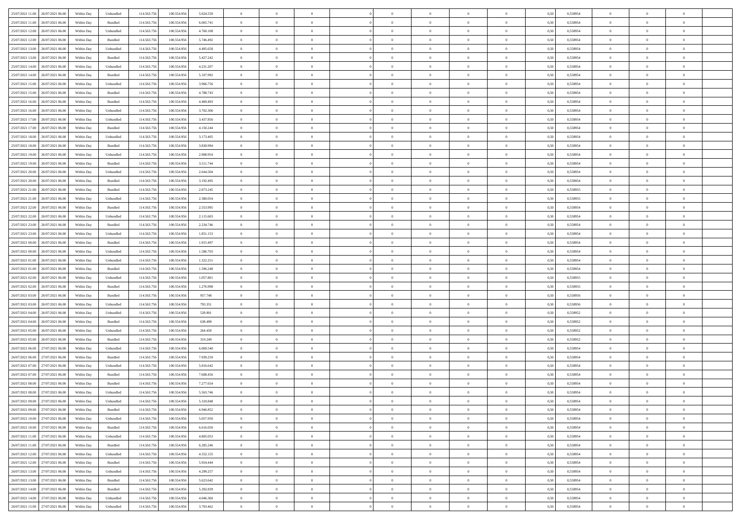| | | | | | | | | | | | | | | | | | | | | | |
|---|---|---|---|---|---|---|---|---|---|---|---|---|---|---|---|---|---|---|---|---|---|
| 25/07/2021 11:00 | 26/07/2021 06:00 | Within Day | Unbundled | 114.563.756 | 100.554.956 | 5.024.559 | 0 | 0 | 0 | | 0 | 0 | 0 | 0 | 0,50 | 0,558954 | 0 | 0 | 0 | |
| 25/07/2021 11:00 | 26/07/2021 06:00 | Within Day | Bundled | 114.563.756 | 100.554.956 | 6.065.741 | 0 | 0 | 0 | | 0 | 0 | 0 | 0 | 0,50 | 0,558954 | 0 | 0 | 0 | |
| 25/07/2021 12:00 | 26/07/2021 06:00 | Within Day | Unbundled | 114.563.756 | 100.554.956 | 4.760.108 | 0 | 0 | 0 | | 0 | 0 | 0 | 0 | 0,50 | 0,558954 | 0 | 0 | 0 | |
| 25/07/2021 12:00 | 26/07/2021 06:00 | Within Day | Bundled | 114.563.756 | 100.554.956 | 5.746.492 | 0 | 0 | 0 | | 0 | 0 | 0 | 0 | 0,50 | 0,558954 | 0 | 0 | 0 | |
| 25/07/2021 13:00 | 26/07/2021 06:00 | Within Day | Unbundled | 114.563.756 | 100.554.956 | 4.495.658 | 0 | 0 | 0 | | 0 | 0 | 0 | 0 | 0,50 | 0,558954 | 0 | 0 | 0 | |
| 25/07/2021 13:00 | 26/07/2021 06:00 | Within Day | Bundled | 114.563.756 | 100.554.956 | 5.427.242 | 0 | 0 | 0 | | 0 | 0 | 0 | 0 | 0,50 | 0,558954 | 0 | 0 | 0 | |
| 25/07/2021 14:00 | 26/07/2021 06:00 | Within Day | Unbundled | 114.563.756 | 100.554.956 | 4.231.207 | 0 | 0 | 0 | | 0 | 0 | 0 | 0 | 0,50 | 0,558954 | 0 | 0 | 0 | |
| 25/07/2021 14:00 | 26/07/2021 06:00 | Within Day | Bundled | 114.563.756 | 100.554.956 | 5.107.992 | 0 | 0 | 0 | | 0 | 0 | 0 | 0 | 0,50 | 0,558954 | 0 | 0 | 0 | |
| 25/07/2021 15:00 | 26/07/2021 06:00 | Within Day | Unbundled | 114.563.756 | 100.554.956 | 3.966.756 | 0 | 0 | 0 | | 0 | 0 | 0 | 0 | 0,50 | 0,558954 | 0 | 0 | 0 | |
| 25/07/2021 15:00 | 26/07/2021 06:00 | Within Day | Bundled | 114.563.756 | 100.554.956 | 4.788.743 | 0 | 0 | 0 | | 0 | 0 | 0 | 0 | 0,50 | 0,558954 | 0 | 0 | 0 | |
| 25/07/2021 16:00 | 26/07/2021 06:00 | Within Day | Bundled | 114.563.756 | 100.554.956 | 4.469.493 | 0 | 0 | 0 | | 0 | 0 | 0 | 0 | 0,50 | 0,558954 | 0 | 0 | 0 | |
| 25/07/2021 16:00 | 26/07/2021 06:00 | Within Day | Unbundled | 114.563.756 | 100.554.956 | 3.702.306 | 0 | 0 | 0 | | 0 | 0 | 0 | 0 | 0,50 | 0,558954 | 0 | 0 | 0 | |
| 25/07/2021 17:00 | 26/07/2021 06:00 | Within Day | Unbundled | 114.563.756 | 100.554.956 | 3.437.856 | 0 | 0 | 0 | | 0 | 0 | 0 | 0 | 0,50 | 0,558954 | 0 | 0 | 0 | |
| 25/07/2021 17:00 | 26/07/2021 06:00 | Within Day | Bundled | 114.563.756 | 100.554.956 | 4.150.244 | 0 | 0 | 0 | | 0 | 0 | 0 | 0 | 0,50 | 0,558954 | 0 | 0 | 0 | |
| 25/07/2021 18:00 | 26/07/2021 06:00 | Within Day | Unbundled | 114.563.756 | 100.554.956 | 3.173.405 | 0 | 0 | 0 | | 0 | 0 | 0 | 0 | 0,50 | 0,558954 | 0 | 0 | 0 | |
| 25/07/2021 18:00 | 26/07/2021 06:00 | Within Day | Bundled | 114.563.756 | 100.554.956 | 3.830.994 | 0 | 0 | 0 | | 0 | 0 | 0 | 0 | 0,50 | 0,558954 | 0 | 0 | 0 | |
| 25/07/2021 19:00 | 26/07/2021 06:00 | Within Day | Unbundled | 114.563.756 | 100.554.956 | 2.908.954 | 0 | 0 | 0 | | 0 | 0 | 0 | 0 | 0,50 | 0,558954 | 0 | 0 | 0 | |
| 25/07/2021 19:00 | 26/07/2021 06:00 | Within Day | Bundled | 114.563.756 | 100.554.956 | 3.511.744 | 0 | 0 | 0 | | 0 | 0 | 0 | 0 | 0,50 | 0,558954 | 0 | 0 | 0 | |
| 25/07/2021 20:00 | 26/07/2021 06:00 | Within Day | Unbundled | 114.563.756 | 100.554.956 | 2.644.504 | 0 | 0 | 0 | | 0 | 0 | 0 | 0 | 0,50 | 0,558954 | 0 | 0 | 0 | |
| 25/07/2021 20:00 | 26/07/2021 06:00 | Within Day | Bundled | 114.563.756 | 100.554.956 | 3.192.495 | 0 | 0 | 0 | | 0 | 0 | 0 | 0 | 0,50 | 0,558954 | 0 | 0 | 0 | |
| 25/07/2021 21:00 | 26/07/2021 06:00 | Within Day | Bundled | 114.563.756 | 100.554.956 | 2.873.245 | 0 | 0 | 0 | | 0 | 0 | 0 | 0 | 0,50 | 0,558955 | 0 | 0 | 0 | |
| 25/07/2021 21:00 | 26/07/2021 06:00 | Within Day | Unbundled | 114.563.756 | 100.554.956 | 2.380.054 | 0 | 0 | 0 | | 0 | 0 | 0 | 0 | 0,50 | 0,558955 | 0 | 0 | 0 | |
| 25/07/2021 22:00 | 26/07/2021 06:00 | Within Day | Bundled | 114.563.756 | 100.554.956 | 2.553.995 | 0 | 0 | 0 | | 0 | 0 | 0 | 0 | 0,50 | 0,558954 | 0 | 0 | 0 | |
| 25/07/2021 22:00 | 26/07/2021 06:00 | Within Day | Unbundled | 114.563.756 | 100.554.956 | 2.115.603 | 0 | 0 | 0 | | 0 | 0 | 0 | 0 | 0,50 | 0,558954 | 0 | 0 | 0 | |
| 25/07/2021 23:00 | 26/07/2021 06:00 | Within Day | Bundled | 114.563.756 | 100.554.956 | 2.234.746 | 0 | 0 | 0 | | 0 | 0 | 0 | 0 | 0,50 | 0,558954 | 0 | 0 | 0 | |
| 25/07/2021 23:00 | 26/07/2021 06:00 | Within Day | Unbundled | 114.563.756 | 100.554.956 | 1.851.153 | 0 | 0 | 0 | | 0 | 0 | 0 | 0 | 0,50 | 0,558954 | 0 | 0 | 0 | |
| 26/07/2021 00:00 | 26/07/2021 06:00 | Within Day | Bundled | 114.563.756 | 100.554.956 | 1.915.497 | 0 | 0 | 0 | | 0 | 0 | 0 | 0 | 0,50 | 0,558954 | 0 | 0 | 0 | |
| 26/07/2021 00:00 | 26/07/2021 06:00 | Within Day | Unbundled | 114.563.756 | 100.554.956 | 1.586.703 | 0 | 0 | 0 | | 0 | 0 | 0 | 0 | 0,50 | 0,558954 | 0 | 0 | 0 | |
| 26/07/2021 01:00 | 26/07/2021 06:00 | Within Day | Unbundled | 114.563.756 | 100.554.956 | 1.322.251 | 0 | 0 | 0 | | 0 | 0 | 0 | 0 | 0,50 | 0,558954 | 0 | 0 | 0 | |
| 26/07/2021 01:00 | 26/07/2021 06:00 | Within Day | Bundled | 114.563.756 | 100.554.956 | 1.596.248 | 0 | 0 | 0 | | 0 | 0 | 0 | 0 | 0,50 | 0,558954 | 0 | 0 | 0 | |
| 26/07/2021 02:00 | 26/07/2021 06:00 | Within Day | Unbundled | 114.563.756 | 100.554.956 | 1.057.801 | 0 | 0 | 0 | | 0 | 0 | 0 | 0 | 0,50 | 0,558955 | 0 | 0 | 0 | |
| 26/07/2021 02:00 | 26/07/2021 06:00 | Within Day | Bundled | 114.563.756 | 100.554.956 | 1.276.998 | 0 | 0 | 0 | | 0 | 0 | 0 | 0 | 0,50 | 0,558955 | 0 | 0 | 0 | |
| 26/07/2021 03:00 | 26/07/2021 06:00 | Within Day | Bundled | 114.563.756 | 100.554.956 | 957.748 | 0 | 0 | 0 | | 0 | 0 | 0 | 0 | 0,50 | 0,558956 | 0 | 0 | 0 | |
| 26/07/2021 03:00 | 26/07/2021 06:00 | Within Day | Unbundled | 114.563.756 | 100.554.956 | 793.351 | 0 | 0 | 0 | | 0 | 0 | 0 | 0 | 0,50 | 0,558956 | 0 | 0 | 0 | |
| 26/07/2021 04:00 | 26/07/2021 06:00 | Within Day | Unbundled | 114.563.756 | 100.554.956 | 528.901 | 0 | 0 | 0 | | 0 | 0 | 0 | 0 | 0,50 | 0,558952 | 0 | 0 | 0 | |
| 26/07/2021 04:00 | 26/07/2021 06:00 | Within Day | Bundled | 114.563.756 | 100.554.956 | 638.499 | 0 | 0 | 0 | | 0 | 0 | 0 | 0 | 0,50 | 0,558952 | 0 | 0 | 0 | |
| 26/07/2021 05:00 | 26/07/2021 06:00 | Within Day | Unbundled | 114.563.756 | 100.554.956 | 264.450 | 0 | 0 | 0 | | 0 | 0 | 0 | 0 | 0,50 | 0,558952 | 0 | 0 | 0 | |
| 26/07/2021 05:00 | 26/07/2021 06:00 | Within Day | Bundled | 114.563.756 | 100.554.956 | 319.249 | 0 | 0 | 0 | | 0 | 0 | 0 | 0 | 0,50 | 0,558952 | 0 | 0 | 0 | |
| 26/07/2021 06:00 | 27/07/2021 06:00 | Within Day | Unbundled | 114.563.756 | 100.554.956 | 6.069.540 | 0 | 0 | 0 | | 0 | 0 | 0 | 0 | 0,50 | 0,558954 | 0 | 0 | 0 | |
| 26/07/2021 06:00 | 27/07/2021 06:00 | Within Day | Bundled | 114.563.756 | 100.554.956 | 7.939.259 | 0 | 0 | 0 | | 0 | 0 | 0 | 0 | 0,50 | 0,558954 | 0 | 0 | 0 | |
| 26/07/2021 07:00 | 27/07/2021 06:00 | Within Day | Unbundled | 114.563.756 | 100.554.956 | 5.816.642 | 0 | 0 | 0 | | 0 | 0 | 0 | 0 | 0,50 | 0,558954 | 0 | 0 | 0 | |
| 26/07/2021 07:00 | 27/07/2021 06:00 | Within Day | Bundled | 114.563.756 | 100.554.956 | 7.608.456 | 0 | 0 | 0 | | 0 | 0 | 0 | 0 | 0,50 | 0,558954 | 0 | 0 | 0 | |
| 26/07/2021 08:00 | 27/07/2021 06:00 | Within Day | Bundled | 114.563.756 | 100.554.956 | 7.277.654 | 0 | 0 | 0 | | 0 | 0 | 0 | 0 | 0,50 | 0,558954 | 0 | 0 | 0 | |
| 26/07/2021 08:00 | 27/07/2021 06:00 | Within Day | Unbundled | 114.563.756 | 100.554.956 | 5.563.746 | 0 | 0 | 0 | | 0 | 0 | 0 | 0 | 0,50 | 0,558954 | 0 | 0 | 0 | |
| 26/07/2021 09:00 | 27/07/2021 06:00 | Within Day | Unbundled | 114.563.756 | 100.554.956 | 5.310.848 | 0 | 0 | 0 | | 0 | 0 | 0 | 0 | 0,50 | 0,558954 | 0 | 0 | 0 | |
| 26/07/2021 09:00 | 27/07/2021 06:00 | Within Day | Bundled | 114.563.756 | 100.554.956 | 6.946.852 | 0 | 0 | 0 | | 0 | 0 | 0 | 0 | 0,50 | 0,558954 | 0 | 0 | 0 | |
| 26/07/2021 10:00 | 27/07/2021 06:00 | Within Day | Unbundled | 114.563.756 | 100.554.956 | 5.057.950 | 0 | 0 | 0 | | 0 | 0 | 0 | 0 | 0,50 | 0,558954 | 0 | 0 | 0 | |
| 26/07/2021 10:00 | 27/07/2021 06:00 | Within Day | Bundled | 114.563.756 | 100.554.956 | 6.616.050 | 0 | 0 | 0 | | 0 | 0 | 0 | 0 | 0,50 | 0,558954 | 0 | 0 | 0 | |
| 26/07/2021 11:00 | 27/07/2021 06:00 | Within Day | Unbundled | 114.563.756 | 100.554.956 | 4.805.053 | 0 | 0 | 0 | | 0 | 0 | 0 | 0 | 0,50 | 0,558954 | 0 | 0 | 0 | |
| 26/07/2021 11:00 | 27/07/2021 06:00 | Within Day | Bundled | 114.563.756 | 100.554.956 | 6.285.246 | 0 | 0 | 0 | | 0 | 0 | 0 | 0 | 0,50 | 0,558954 | 0 | 0 | 0 | |
| 26/07/2021 12:00 | 27/07/2021 06:00 | Within Day | Unbundled | 114.563.756 | 100.554.956 | 4.552.155 | 0 | 0 | 0 | | 0 | 0 | 0 | 0 | 0,50 | 0,558954 | 0 | 0 | 0 | |
| 26/07/2021 12:00 | 27/07/2021 06:00 | Within Day | Bundled | 114.563.756 | 100.554.956 | 5.954.444 | 0 | 0 | 0 | | 0 | 0 | 0 | 0 | 0,50 | 0,558954 | 0 | 0 | 0 | |
| 26/07/2021 13:00 | 27/07/2021 06:00 | Within Day | Unbundled | 114.563.756 | 100.554.956 | 4.299.257 | 0 | 0 | 0 | | 0 | 0 | 0 | 0 | 0,50 | 0,558954 | 0 | 0 | 0 | |
| 26/07/2021 13:00 | 27/07/2021 06:00 | Within Day | Bundled | 114.563.756 | 100.554.956 | 5.623.642 | 0 | 0 | 0 | | 0 | 0 | 0 | 0 | 0,50 | 0,558954 | 0 | 0 | 0 | |
| 26/07/2021 14:00 | 27/07/2021 06:00 | Within Day | Bundled | 114.563.756 | 100.554.956 | 5.292.839 | 0 | 0 | 0 | | 0 | 0 | 0 | 0 | 0,50 | 0,558954 | 0 | 0 | 0 | |
| 26/07/2021 14:00 | 27/07/2021 06:00 | Within Day | Unbundled | 114.563.756 | 100.554.956 | 4.046.360 | 0 | 0 | 0 | | 0 | 0 | 0 | 0 | 0,50 | 0,558954 | 0 | 0 | 0 | |
| 26/07/2021 15:00 | 27/07/2021 06:00 | Within Day | Unbundled | 114.563.756 | 100.554.956 | 3.793.462 | 0 | 0 | 0 | | 0 | 0 | 0 | 0 | 0,50 | 0,558954 | 0 | 0 | 0 | |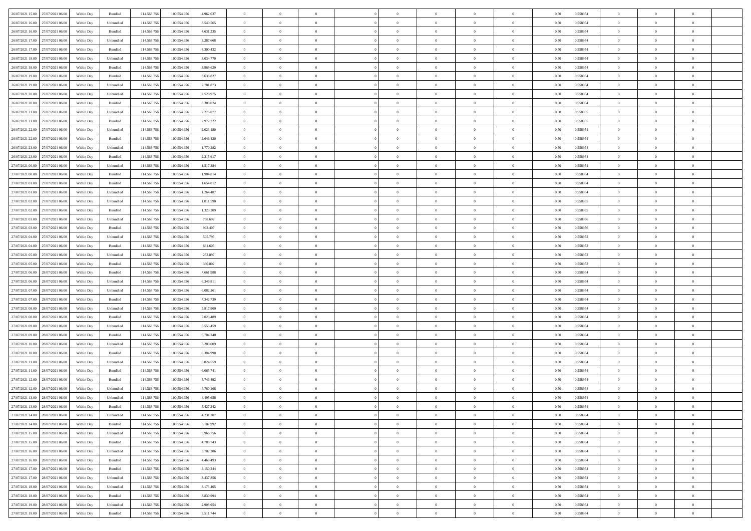| | | | | | | | | | | | | | | | | | | | | |
|---|---|---|---|---|---|---|---|---|---|---|---|---|---|---|---|---|---|---|---|---|
| 26/07/2021 15:00 | 27/07/2021 06:00 | Within Day | Bundled | 114.563.756 | 100.554.956 | 4.962.037 | 0 | 0 | 0 | | 0 | 0 | 0 | 0 | 0,50 | 0,558954 | 0 | 0 | 0 | |
| 26/07/2021 16:00 | 27/07/2021 06:00 | Within Day | Unbundled | 114.563.756 | 100.554.956 | 3.540.565 | 0 | 0 | 0 | | 0 | 0 | 0 | 0 | 0,50 | 0,558954 | 0 | 0 | 0 | |
| 26/07/2021 16:00 | 27/07/2021 06:00 | Within Day | Bundled | 114.563.756 | 100.554.956 | 4.631.235 | 0 | 0 | 0 | | 0 | 0 | 0 | 0 | 0,50 | 0,558954 | 0 | 0 | 0 | |
| 26/07/2021 17:00 | 27/07/2021 06:00 | Within Day | Unbundled | 114.563.756 | 100.554.956 | 3.287.668 | 0 | 0 | 0 | | 0 | 0 | 0 | 0 | 0,50 | 0,558954 | 0 | 0 | 0 | |
| 26/07/2021 17:00 | 27/07/2021 06:00 | Within Day | Bundled | 114.563.756 | 100.554.956 | 4.300.432 | 0 | 0 | 0 | | 0 | 0 | 0 | 0 | 0,50 | 0,558954 | 0 | 0 | 0 | |
| 26/07/2021 18:00 | 27/07/2021 06:00 | Within Day | Unbundled | 114.563.756 | 100.554.956 | 3.034.770 | 0 | 0 | 0 | | 0 | 0 | 0 | 0 | 0,50 | 0,558954 | 0 | 0 | 0 | |
| 26/07/2021 18:00 | 27/07/2021 06:00 | Within Day | Bundled | 114.563.756 | 100.554.956 | 3.969.629 | 0 | 0 | 0 | | 0 | 0 | 0 | 0 | 0,50 | 0,558954 | 0 | 0 | 0 | |
| 26/07/2021 19:00 | 27/07/2021 06:00 | Within Day | Bundled | 114.563.756 | 100.554.956 | 3.638.827 | 0 | 0 | 0 | | 0 | 0 | 0 | 0 | 0,50 | 0,558954 | 0 | 0 | 0 | |
| 26/07/2021 19:00 | 27/07/2021 06:00 | Within Day | Unbundled | 114.563.756 | 100.554.956 | 2.781.873 | 0 | 0 | 0 | | 0 | 0 | 0 | 0 | 0,50 | 0,558954 | 0 | 0 | 0 | |
| 26/07/2021 20:00 | 27/07/2021 06:00 | Within Day | Unbundled | 114.563.756 | 100.554.956 | 2.528.975 | 0 | 0 | 0 | | 0 | 0 | 0 | 0 | 0,50 | 0,558954 | 0 | 0 | 0 | |
| 26/07/2021 20:00 | 27/07/2021 06:00 | Within Day | Bundled | 114.563.756 | 100.554.956 | 3.308.024 | 0 | 0 | 0 | | 0 | 0 | 0 | 0 | 0,50 | 0,558954 | 0 | 0 | 0 | |
| 26/07/2021 21:00 | 27/07/2021 06:00 | Within Day | Unbundled | 114.563.756 | 100.554.956 | 2.276.077 | 0 | 0 | 0 | | 0 | 0 | 0 | 0 | 0,50 | 0,558955 | 0 | 0 | 0 | |
| 26/07/2021 21:00 | 27/07/2021 06:00 | Within Day | Bundled | 114.563.756 | 100.554.956 | 2.977.222 | 0 | 0 | 0 | | 0 | 0 | 0 | 0 | 0,50 | 0,558955 | 0 | 0 | 0 | |
| 26/07/2021 22:00 | 27/07/2021 06:00 | Within Day | Unbundled | 114.563.756 | 100.554.956 | 2.023.180 | 0 | 0 | 0 | | 0 | 0 | 0 | 0 | 0,50 | 0,558954 | 0 | 0 | 0 | |
| 26/07/2021 22:00 | 27/07/2021 06:00 | Within Day | Bundled | 114.563.756 | 100.554.956 | 2.646.420 | 0 | 0 | 0 | | 0 | 0 | 0 | 0 | 0,50 | 0,558954 | 0 | 0 | 0 | |
| 26/07/2021 23:00 | 27/07/2021 06:00 | Within Day | Unbundled | 114.563.756 | 100.554.956 | 1.770.282 | 0 | 0 | 0 | | 0 | 0 | 0 | 0 | 0,50 | 0,558954 | 0 | 0 | 0 | |
| 26/07/2021 23:00 | 27/07/2021 06:00 | Within Day | Bundled | 114.563.756 | 100.554.956 | 2.315.617 | 0 | 0 | 0 | | 0 | 0 | 0 | 0 | 0,50 | 0,558954 | 0 | 0 | 0 | |
| 27/07/2021 00:00 | 27/07/2021 06:00 | Within Day | Unbundled | 114.563.756 | 100.554.956 | 1.517.384 | 0 | 0 | 0 | | 0 | 0 | 0 | 0 | 0,50 | 0,558954 | 0 | 0 | 0 | |
| 27/07/2021 00:00 | 27/07/2021 06:00 | Within Day | Bundled | 114.563.756 | 100.554.956 | 1.984.814 | 0 | 0 | 0 | | 0 | 0 | 0 | 0 | 0,50 | 0,558954 | 0 | 0 | 0 | |
| 27/07/2021 01:00 | 27/07/2021 06:00 | Within Day | Bundled | 114.563.756 | 100.554.956 | 1.654.012 | 0 | 0 | 0 | | 0 | 0 | 0 | 0 | 0,50 | 0,558954 | 0 | 0 | 0 | |
| 27/07/2021 01:00 | 27/07/2021 06:00 | Within Day | Unbundled | 114.563.756 | 100.554.956 | 1.264.487 | 0 | 0 | 0 | | 0 | 0 | 0 | 0 | 0,50 | 0,558954 | 0 | 0 | 0 | |
| 27/07/2021 02:00 | 27/07/2021 06:00 | Within Day | Unbundled | 114.563.756 | 100.554.956 | 1.011.590 | 0 | 0 | 0 | | 0 | 0 | 0 | 0 | 0,50 | 0,558955 | 0 | 0 | 0 | |
| 27/07/2021 02:00 | 27/07/2021 06:00 | Within Day | Bundled | 114.563.756 | 100.554.956 | 1.323.209 | 0 | 0 | 0 | | 0 | 0 | 0 | 0 | 0,50 | 0,558955 | 0 | 0 | 0 | |
| 27/07/2021 03:00 | 27/07/2021 06:00 | Within Day | Unbundled | 114.563.756 | 100.554.956 | 758.692 | 0 | 0 | 0 | | 0 | 0 | 0 | 0 | 0,50 | 0,558956 | 0 | 0 | 0 | |
| 27/07/2021 03:00 | 27/07/2021 06:00 | Within Day | Bundled | 114.563.756 | 100.554.956 | 992.407 | 0 | 0 | 0 | | 0 | 0 | 0 | 0 | 0,50 | 0,558956 | 0 | 0 | 0 | |
| 27/07/2021 04:00 | 27/07/2021 06:00 | Within Day | Unbundled | 114.563.756 | 100.554.956 | 505.795 | 0 | 0 | 0 | | 0 | 0 | 0 | 0 | 0,50 | 0,558952 | 0 | 0 | 0 | |
| 27/07/2021 04:00 | 27/07/2021 06:00 | Within Day | Bundled | 114.563.756 | 100.554.956 | 661.605 | 0 | 0 | 0 | | 0 | 0 | 0 | 0 | 0,50 | 0,558952 | 0 | 0 | 0 | |
| 27/07/2021 05:00 | 27/07/2021 06:00 | Within Day | Unbundled | 114.563.756 | 100.554.956 | 252.897 | 0 | 0 | 0 | | 0 | 0 | 0 | 0 | 0,50 | 0,558952 | 0 | 0 | 0 | |
| 27/07/2021 05:00 | 27/07/2021 06:00 | Within Day | Bundled | 114.563.756 | 100.554.956 | 330.802 | 0 | 0 | 0 | | 0 | 0 | 0 | 0 | 0,50 | 0,558952 | 0 | 0 | 0 | |
| 27/07/2021 06:00 | 28/07/2021 06:00 | Within Day | Bundled | 114.563.756 | 100.554.956 | 7.661.988 | 0 | 0 | 0 | | 0 | 0 | 0 | 0 | 0,50 | 0,558954 | 0 | 0 | 0 | |
| 27/07/2021 06:00 | 28/07/2021 06:00 | Within Day | Unbundled | 114.563.756 | 100.554.956 | 6.346.811 | 0 | 0 | 0 | | 0 | 0 | 0 | 0 | 0,50 | 0,558954 | 0 | 0 | 0 | |
| 27/07/2021 07:00 | 28/07/2021 06:00 | Within Day | Unbundled | 114.563.756 | 100.554.956 | 6.082.361 | 0 | 0 | 0 | | 0 | 0 | 0 | 0 | 0,50 | 0,558954 | 0 | 0 | 0 | |
| 27/07/2021 07:00 | 28/07/2021 06:00 | Within Day | Bundled | 114.563.756 | 100.554.956 | 7.342.739 | 0 | 0 | 0 | | 0 | 0 | 0 | 0 | 0,50 | 0,558954 | 0 | 0 | 0 | |
| 27/07/2021 08:00 | 28/07/2021 06:00 | Within Day | Unbundled | 114.563.756 | 100.554.956 | 5.817.909 | 0 | 0 | 0 | | 0 | 0 | 0 | 0 | 0,50 | 0,558954 | 0 | 0 | 0 | |
| 27/07/2021 08:00 | 28/07/2021 06:00 | Within Day | Bundled | 114.563.756 | 100.554.956 | 7.023.489 | 0 | 0 | 0 | | 0 | 0 | 0 | 0 | 0,50 | 0,558954 | 0 | 0 | 0 | |
| 27/07/2021 09:00 | 28/07/2021 06:00 | Within Day | Unbundled | 114.563.756 | 100.554.956 | 5.553.459 | 0 | 0 | 0 | | 0 | 0 | 0 | 0 | 0,50 | 0,558954 | 0 | 0 | 0 | |
| 27/07/2021 09:00 | 28/07/2021 06:00 | Within Day | Bundled | 114.563.756 | 100.554.956 | 6.704.240 | 0 | 0 | 0 | | 0 | 0 | 0 | 0 | 0,50 | 0,558954 | 0 | 0 | 0 | |
| 27/07/2021 10:00 | 28/07/2021 06:00 | Within Day | Unbundled | 114.563.756 | 100.554.956 | 5.289.009 | 0 | 0 | 0 | | 0 | 0 | 0 | 0 | 0,50 | 0,558954 | 0 | 0 | 0 | |
| 27/07/2021 10:00 | 28/07/2021 06:00 | Within Day | Bundled | 114.563.756 | 100.554.956 | 6.384.990 | 0 | 0 | 0 | | 0 | 0 | 0 | 0 | 0,50 | 0,558954 | 0 | 0 | 0 | |
| 27/07/2021 11:00 | 28/07/2021 06:00 | Within Day | Unbundled | 114.563.756 | 100.554.956 | 5.024.559 | 0 | 0 | 0 | | 0 | 0 | 0 | 0 | 0,50 | 0,558954 | 0 | 0 | 0 | |
| 27/07/2021 11:00 | 28/07/2021 06:00 | Within Day | Bundled | 114.563.756 | 100.554.956 | 6.065.741 | 0 | 0 | 0 | | 0 | 0 | 0 | 0 | 0,50 | 0,558954 | 0 | 0 | 0 | |
| 27/07/2021 12:00 | 28/07/2021 06:00 | Within Day | Bundled | 114.563.756 | 100.554.956 | 5.746.492 | 0 | 0 | 0 | | 0 | 0 | 0 | 0 | 0,50 | 0,558954 | 0 | 0 | 0 | |
| 27/07/2021 12:00 | 28/07/2021 06:00 | Within Day | Unbundled | 114.563.756 | 100.554.956 | 4.760.108 | 0 | 0 | 0 | | 0 | 0 | 0 | 0 | 0,50 | 0,558954 | 0 | 0 | 0 | |
| 27/07/2021 13:00 | 28/07/2021 06:00 | Within Day | Unbundled | 114.563.756 | 100.554.956 | 4.495.658 | 0 | 0 | 0 | | 0 | 0 | 0 | 0 | 0,50 | 0,558954 | 0 | 0 | 0 | |
| 27/07/2021 13:00 | 28/07/2021 06:00 | Within Day | Bundled | 114.563.756 | 100.554.956 | 5.427.242 | 0 | 0 | 0 | | 0 | 0 | 0 | 0 | 0,50 | 0,558954 | 0 | 0 | 0 | |
| 27/07/2021 14:00 | 28/07/2021 06:00 | Within Day | Unbundled | 114.563.756 | 100.554.956 | 4.231.207 | 0 | 0 | 0 | | 0 | 0 | 0 | 0 | 0,50 | 0,558954 | 0 | 0 | 0 | |
| 27/07/2021 14:00 | 28/07/2021 06:00 | Within Day | Bundled | 114.563.756 | 100.554.956 | 5.107.992 | 0 | 0 | 0 | | 0 | 0 | 0 | 0 | 0,50 | 0,558954 | 0 | 0 | 0 | |
| 27/07/2021 15:00 | 28/07/2021 06:00 | Within Day | Unbundled | 114.563.756 | 100.554.956 | 3.966.756 | 0 | 0 | 0 | | 0 | 0 | 0 | 0 | 0,50 | 0,558954 | 0 | 0 | 0 | |
| 27/07/2021 15:00 | 28/07/2021 06:00 | Within Day | Bundled | 114.563.756 | 100.554.956 | 4.788.743 | 0 | 0 | 0 | | 0 | 0 | 0 | 0 | 0,50 | 0,558954 | 0 | 0 | 0 | |
| 27/07/2021 16:00 | 28/07/2021 06:00 | Within Day | Unbundled | 114.563.756 | 100.554.956 | 3.702.306 | 0 | 0 | 0 | | 0 | 0 | 0 | 0 | 0,50 | 0,558954 | 0 | 0 | 0 | |
| 27/07/2021 16:00 | 28/07/2021 06:00 | Within Day | Bundled | 114.563.756 | 100.554.956 | 4.469.493 | 0 | 0 | 0 | | 0 | 0 | 0 | 0 | 0,50 | 0,558954 | 0 | 0 | 0 | |
| 27/07/2021 17:00 | 28/07/2021 06:00 | Within Day | Bundled | 114.563.756 | 100.554.956 | 4.150.244 | 0 | 0 | 0 | | 0 | 0 | 0 | 0 | 0,50 | 0,558954 | 0 | 0 | 0 | |
| 27/07/2021 17:00 | 28/07/2021 06:00 | Within Day | Unbundled | 114.563.756 | 100.554.956 | 3.437.856 | 0 | 0 | 0 | | 0 | 0 | 0 | 0 | 0,50 | 0,558954 | 0 | 0 | 0 | |
| 27/07/2021 18:00 | 28/07/2021 06:00 | Within Day | Unbundled | 114.563.756 | 100.554.956 | 3.173.405 | 0 | 0 | 0 | | 0 | 0 | 0 | 0 | 0,50 | 0,558954 | 0 | 0 | 0 | |
| 27/07/2021 18:00 | 28/07/2021 06:00 | Within Day | Bundled | 114.563.756 | 100.554.956 | 3.830.994 | 0 | 0 | 0 | | 0 | 0 | 0 | 0 | 0,50 | 0,558954 | 0 | 0 | 0 | |
| 27/07/2021 19:00 | 28/07/2021 06:00 | Within Day | Unbundled | 114.563.756 | 100.554.956 | 2.908.954 | 0 | 0 | 0 | | 0 | 0 | 0 | 0 | 0,50 | 0,558954 | 0 | 0 | 0 | |
| 27/07/2021 19:00 | 28/07/2021 06:00 | Within Day | Bundled | 114.563.756 | 100.554.956 | 3.511.744 | 0 | 0 | 0 | | 0 | 0 | 0 | 0 | 0,50 | 0,558954 | 0 | 0 | 0 | |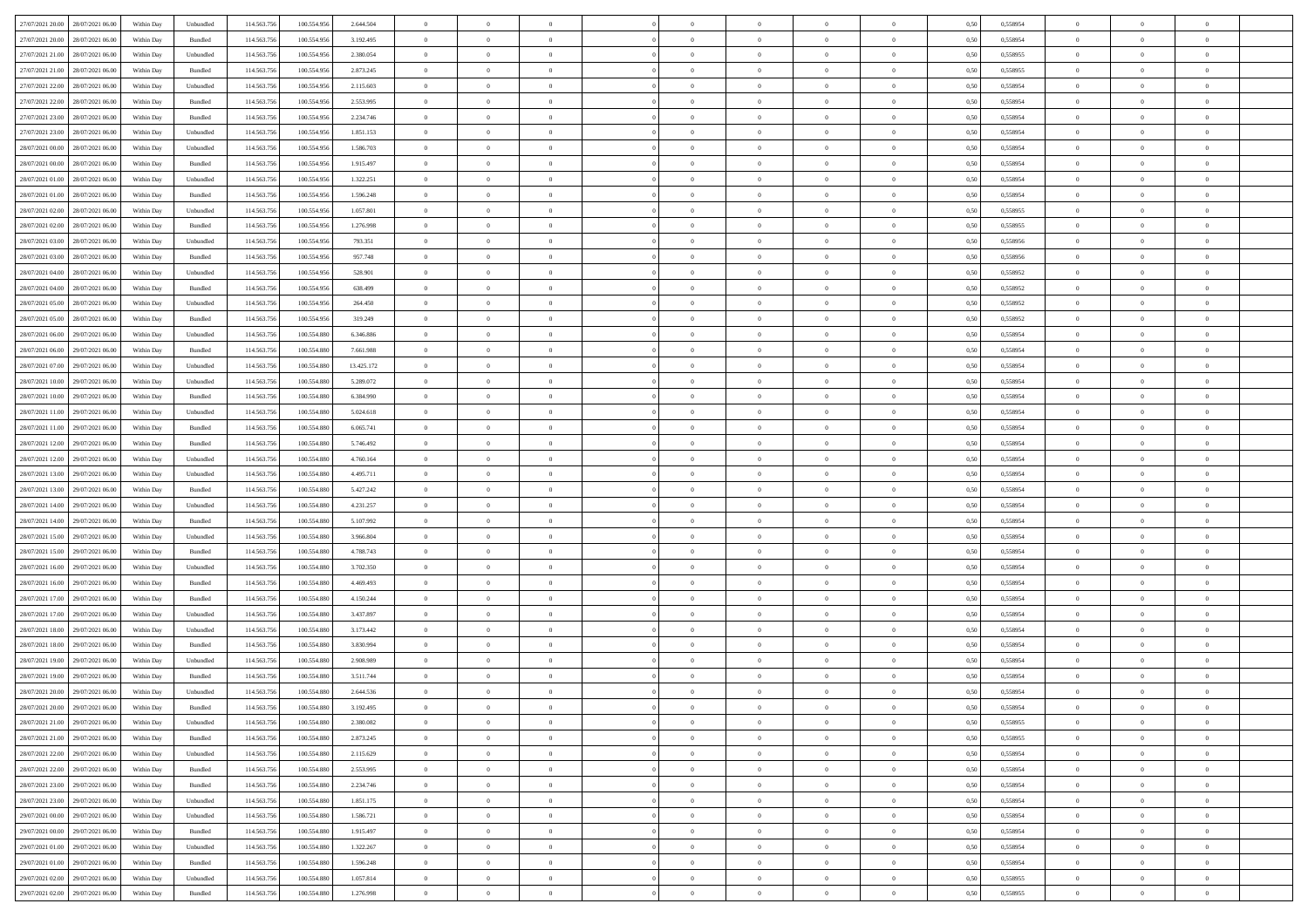| | | | | | | | | | | | | | | | | | | | | | |
|---|---|---|---|---|---|---|---|---|---|---|---|---|---|---|---|---|---|---|---|---|---|
| 27/07/2021 20:00 | 28/07/2021 06:00 | Within Day | Unbundled | 114.563.756 | 100.554.956 | 2.644.504 | 0 | 0 | 0 | | 0 | 0 | 0 | 0 | 0,50 | 0,558954 | 0 | 0 | 0 | |
| 27/07/2021 20:00 | 28/07/2021 06:00 | Within Day | Bundled | 114.563.756 | 100.554.956 | 3.192.495 | 0 | 0 | 0 | | 0 | 0 | 0 | 0 | 0,50 | 0,558954 | 0 | 0 | 0 | |
| 27/07/2021 21:00 | 28/07/2021 06:00 | Within Day | Unbundled | 114.563.756 | 100.554.956 | 2.380.054 | 0 | 0 | 0 | | 0 | 0 | 0 | 0 | 0,50 | 0,558955 | 0 | 0 | 0 | |
| 27/07/2021 21:00 | 28/07/2021 06:00 | Within Day | Bundled | 114.563.756 | 100.554.956 | 2.873.245 | 0 | 0 | 0 | | 0 | 0 | 0 | 0 | 0,50 | 0,558955 | 0 | 0 | 0 | |
| 27/07/2021 22:00 | 28/07/2021 06:00 | Within Day | Unbundled | 114.563.756 | 100.554.956 | 2.115.603 | 0 | 0 | 0 | | 0 | 0 | 0 | 0 | 0,50 | 0,558954 | 0 | 0 | 0 | |
| 27/07/2021 22:00 | 28/07/2021 06:00 | Within Day | Bundled | 114.563.756 | 100.554.956 | 2.553.995 | 0 | 0 | 0 | | 0 | 0 | 0 | 0 | 0,50 | 0,558954 | 0 | 0 | 0 | |
| 27/07/2021 23:00 | 28/07/2021 06:00 | Within Day | Bundled | 114.563.756 | 100.554.956 | 2.234.746 | 0 | 0 | 0 | | 0 | 0 | 0 | 0 | 0,50 | 0,558954 | 0 | 0 | 0 | |
| 27/07/2021 23:00 | 28/07/2021 06:00 | Within Day | Unbundled | 114.563.756 | 100.554.956 | 1.851.153 | 0 | 0 | 0 | | 0 | 0 | 0 | 0 | 0,50 | 0,558954 | 0 | 0 | 0 | |
| 28/07/2021 00:00 | 28/07/2021 06:00 | Within Day | Unbundled | 114.563.756 | 100.554.956 | 1.586.703 | 0 | 0 | 0 | | 0 | 0 | 0 | 0 | 0,50 | 0,558954 | 0 | 0 | 0 | |
| 28/07/2021 00:00 | 28/07/2021 06:00 | Within Day | Bundled | 114.563.756 | 100.554.956 | 1.915.497 | 0 | 0 | 0 | | 0 | 0 | 0 | 0 | 0,50 | 0,558954 | 0 | 0 | 0 | |
| 28/07/2021 01:00 | 28/07/2021 06:00 | Within Day | Unbundled | 114.563.756 | 100.554.956 | 1.322.251 | 0 | 0 | 0 | | 0 | 0 | 0 | 0 | 0,50 | 0,558954 | 0 | 0 | 0 | |
| 28/07/2021 01:00 | 28/07/2021 06:00 | Within Day | Bundled | 114.563.756 | 100.554.956 | 1.596.248 | 0 | 0 | 0 | | 0 | 0 | 0 | 0 | 0,50 | 0,558954 | 0 | 0 | 0 | |
| 28/07/2021 02:00 | 28/07/2021 06:00 | Within Day | Unbundled | 114.563.756 | 100.554.956 | 1.057.801 | 0 | 0 | 0 | | 0 | 0 | 0 | 0 | 0,50 | 0,558955 | 0 | 0 | 0 | |
| 28/07/2021 02:00 | 28/07/2021 06:00 | Within Day | Bundled | 114.563.756 | 100.554.956 | 1.276.998 | 0 | 0 | 0 | | 0 | 0 | 0 | 0 | 0,50 | 0,558955 | 0 | 0 | 0 | |
| 28/07/2021 03:00 | 28/07/2021 06:00 | Within Day | Unbundled | 114.563.756 | 100.554.956 | 793.351 | 0 | 0 | 0 | | 0 | 0 | 0 | 0 | 0,50 | 0,558956 | 0 | 0 | 0 | |
| 28/07/2021 03:00 | 28/07/2021 06:00 | Within Day | Bundled | 114.563.756 | 100.554.956 | 957.748 | 0 | 0 | 0 | | 0 | 0 | 0 | 0 | 0,50 | 0,558956 | 0 | 0 | 0 | |
| 28/07/2021 04:00 | 28/07/2021 06:00 | Within Day | Unbundled | 114.563.756 | 100.554.956 | 528.901 | 0 | 0 | 0 | | 0 | 0 | 0 | 0 | 0,50 | 0,558952 | 0 | 0 | 0 | |
| 28/07/2021 04:00 | 28/07/2021 06:00 | Within Day | Bundled | 114.563.756 | 100.554.956 | 638.499 | 0 | 0 | 0 | | 0 | 0 | 0 | 0 | 0,50 | 0,558952 | 0 | 0 | 0 | |
| 28/07/2021 05:00 | 28/07/2021 06:00 | Within Day | Unbundled | 114.563.756 | 100.554.956 | 264.450 | 0 | 0 | 0 | | 0 | 0 | 0 | 0 | 0,50 | 0,558952 | 0 | 0 | 0 | |
| 28/07/2021 05:00 | 28/07/2021 06:00 | Within Day | Bundled | 114.563.756 | 100.554.956 | 319.249 | 0 | 0 | 0 | | 0 | 0 | 0 | 0 | 0,50 | 0,558952 | 0 | 0 | 0 | |
| 28/07/2021 06:00 | 29/07/2021 06:00 | Within Day | Unbundled | 114.563.756 | 100.554.880 | 6.346.886 | 0 | 0 | 0 | | 0 | 0 | 0 | 0 | 0,50 | 0,558954 | 0 | 0 | 0 | |
| 28/07/2021 06:00 | 29/07/2021 06:00 | Within Day | Bundled | 114.563.756 | 100.554.880 | 7.661.988 | 0 | 0 | 0 | | 0 | 0 | 0 | 0 | 0,50 | 0,558954 | 0 | 0 | 0 | |
| 28/07/2021 07:00 | 29/07/2021 06:00 | Within Day | Unbundled | 114.563.756 | 100.554.880 | 13.425.172 | 0 | 0 | 0 | | 0 | 0 | 0 | 0 | 0,50 | 0,558954 | 0 | 0 | 0 | |
| 28/07/2021 10:00 | 29/07/2021 06:00 | Within Day | Unbundled | 114.563.756 | 100.554.880 | 5.289.072 | 0 | 0 | 0 | | 0 | 0 | 0 | 0 | 0,50 | 0,558954 | 0 | 0 | 0 | |
| 28/07/2021 10:00 | 29/07/2021 06:00 | Within Day | Bundled | 114.563.756 | 100.554.880 | 6.384.990 | 0 | 0 | 0 | | 0 | 0 | 0 | 0 | 0,50 | 0,558954 | 0 | 0 | 0 | |
| 28/07/2021 11:00 | 29/07/2021 06:00 | Within Day | Unbundled | 114.563.756 | 100.554.880 | 5.024.618 | 0 | 0 | 0 | | 0 | 0 | 0 | 0 | 0,50 | 0,558954 | 0 | 0 | 0 | |
| 28/07/2021 11:00 | 29/07/2021 06:00 | Within Day | Bundled | 114.563.756 | 100.554.880 | 6.065.741 | 0 | 0 | 0 | | 0 | 0 | 0 | 0 | 0,50 | 0,558954 | 0 | 0 | 0 | |
| 28/07/2021 12:00 | 29/07/2021 06:00 | Within Day | Bundled | 114.563.756 | 100.554.880 | 5.746.492 | 0 | 0 | 0 | | 0 | 0 | 0 | 0 | 0,50 | 0,558954 | 0 | 0 | 0 | |
| 28/07/2021 12:00 | 29/07/2021 06:00 | Within Day | Unbundled | 114.563.756 | 100.554.880 | 4.760.164 | 0 | 0 | 0 | | 0 | 0 | 0 | 0 | 0,50 | 0,558954 | 0 | 0 | 0 | |
| 28/07/2021 13:00 | 29/07/2021 06:00 | Within Day | Unbundled | 114.563.756 | 100.554.880 | 4.495.711 | 0 | 0 | 0 | | 0 | 0 | 0 | 0 | 0,50 | 0,558954 | 0 | 0 | 0 | |
| 28/07/2021 13:00 | 29/07/2021 06:00 | Within Day | Bundled | 114.563.756 | 100.554.880 | 5.427.242 | 0 | 0 | 0 | | 0 | 0 | 0 | 0 | 0,50 | 0,558954 | 0 | 0 | 0 | |
| 28/07/2021 14:00 | 29/07/2021 06:00 | Within Day | Unbundled | 114.563.756 | 100.554.880 | 4.231.257 | 0 | 0 | 0 | | 0 | 0 | 0 | 0 | 0,50 | 0,558954 | 0 | 0 | 0 | |
| 28/07/2021 14:00 | 29/07/2021 06:00 | Within Day | Bundled | 114.563.756 | 100.554.880 | 5.107.992 | 0 | 0 | 0 | | 0 | 0 | 0 | 0 | 0,50 | 0,558954 | 0 | 0 | 0 | |
| 28/07/2021 15:00 | 29/07/2021 06:00 | Within Day | Unbundled | 114.563.756 | 100.554.880 | 3.966.804 | 0 | 0 | 0 | | 0 | 0 | 0 | 0 | 0,50 | 0,558954 | 0 | 0 | 0 | |
| 28/07/2021 15:00 | 29/07/2021 06:00 | Within Day | Bundled | 114.563.756 | 100.554.880 | 4.788.743 | 0 | 0 | 0 | | 0 | 0 | 0 | 0 | 0,50 | 0,558954 | 0 | 0 | 0 | |
| 28/07/2021 16:00 | 29/07/2021 06:00 | Within Day | Unbundled | 114.563.756 | 100.554.880 | 3.702.350 | 0 | 0 | 0 | | 0 | 0 | 0 | 0 | 0,50 | 0,558954 | 0 | 0 | 0 | |
| 28/07/2021 16:00 | 29/07/2021 06:00 | Within Day | Bundled | 114.563.756 | 100.554.880 | 4.469.493 | 0 | 0 | 0 | | 0 | 0 | 0 | 0 | 0,50 | 0,558954 | 0 | 0 | 0 | |
| 28/07/2021 17:00 | 29/07/2021 06:00 | Within Day | Bundled | 114.563.756 | 100.554.880 | 4.150.244 | 0 | 0 | 0 | | 0 | 0 | 0 | 0 | 0,50 | 0,558954 | 0 | 0 | 0 | |
| 28/07/2021 17:00 | 29/07/2021 06:00 | Within Day | Unbundled | 114.563.756 | 100.554.880 | 3.437.897 | 0 | 0 | 0 | | 0 | 0 | 0 | 0 | 0,50 | 0,558954 | 0 | 0 | 0 | |
| 28/07/2021 18:00 | 29/07/2021 06:00 | Within Day | Unbundled | 114.563.756 | 100.554.880 | 3.173.442 | 0 | 0 | 0 | | 0 | 0 | 0 | 0 | 0,50 | 0,558954 | 0 | 0 | 0 | |
| 28/07/2021 18:00 | 29/07/2021 06:00 | Within Day | Bundled | 114.563.756 | 100.554.880 | 3.830.994 | 0 | 0 | 0 | | 0 | 0 | 0 | 0 | 0,50 | 0,558954 | 0 | 0 | 0 | |
| 28/07/2021 19:00 | 29/07/2021 06:00 | Within Day | Unbundled | 114.563.756 | 100.554.880 | 2.908.989 | 0 | 0 | 0 | | 0 | 0 | 0 | 0 | 0,50 | 0,558954 | 0 | 0 | 0 | |
| 28/07/2021 19:00 | 29/07/2021 06:00 | Within Day | Bundled | 114.563.756 | 100.554.880 | 3.511.744 | 0 | 0 | 0 | | 0 | 0 | 0 | 0 | 0,50 | 0,558954 | 0 | 0 | 0 | |
| 28/07/2021 20:00 | 29/07/2021 06:00 | Within Day | Unbundled | 114.563.756 | 100.554.880 | 2.644.536 | 0 | 0 | 0 | | 0 | 0 | 0 | 0 | 0,50 | 0,558954 | 0 | 0 | 0 | |
| 28/07/2021 20:00 | 29/07/2021 06:00 | Within Day | Bundled | 114.563.756 | 100.554.880 | 3.192.495 | 0 | 0 | 0 | | 0 | 0 | 0 | 0 | 0,50 | 0,558954 | 0 | 0 | 0 | |
| 28/07/2021 21:00 | 29/07/2021 06:00 | Within Day | Unbundled | 114.563.756 | 100.554.880 | 2.380.082 | 0 | 0 | 0 | | 0 | 0 | 0 | 0 | 0,50 | 0,558955 | 0 | 0 | 0 | |
| 28/07/2021 21:00 | 29/07/2021 06:00 | Within Day | Bundled | 114.563.756 | 100.554.880 | 2.873.245 | 0 | 0 | 0 | | 0 | 0 | 0 | 0 | 0,50 | 0,558955 | 0 | 0 | 0 | |
| 28/07/2021 22:00 | 29/07/2021 06:00 | Within Day | Unbundled | 114.563.756 | 100.554.880 | 2.115.629 | 0 | 0 | 0 | | 0 | 0 | 0 | 0 | 0,50 | 0,558954 | 0 | 0 | 0 | |
| 28/07/2021 22:00 | 29/07/2021 06:00 | Within Day | Bundled | 114.563.756 | 100.554.880 | 2.553.995 | 0 | 0 | 0 | | 0 | 0 | 0 | 0 | 0,50 | 0,558954 | 0 | 0 | 0 | |
| 28/07/2021 23:00 | 29/07/2021 06:00 | Within Day | Bundled | 114.563.756 | 100.554.880 | 2.234.746 | 0 | 0 | 0 | | 0 | 0 | 0 | 0 | 0,50 | 0,558954 | 0 | 0 | 0 | |
| 28/07/2021 23:00 | 29/07/2021 06:00 | Within Day | Unbundled | 114.563.756 | 100.554.880 | 1.851.175 | 0 | 0 | 0 | | 0 | 0 | 0 | 0 | 0,50 | 0,558954 | 0 | 0 | 0 | |
| 29/07/2021 00:00 | 29/07/2021 06:00 | Within Day | Unbundled | 114.563.756 | 100.554.880 | 1.586.721 | 0 | 0 | 0 | | 0 | 0 | 0 | 0 | 0,50 | 0,558954 | 0 | 0 | 0 | |
| 29/07/2021 00:00 | 29/07/2021 06:00 | Within Day | Bundled | 114.563.756 | 100.554.880 | 1.915.497 | 0 | 0 | 0 | | 0 | 0 | 0 | 0 | 0,50 | 0,558954 | 0 | 0 | 0 | |
| 29/07/2021 01:00 | 29/07/2021 06:00 | Within Day | Unbundled | 114.563.756 | 100.554.880 | 1.322.267 | 0 | 0 | 0 | | 0 | 0 | 0 | 0 | 0,50 | 0,558954 | 0 | 0 | 0 | |
| 29/07/2021 01:00 | 29/07/2021 06:00 | Within Day | Bundled | 114.563.756 | 100.554.880 | 1.596.248 | 0 | 0 | 0 | | 0 | 0 | 0 | 0 | 0,50 | 0,558954 | 0 | 0 | 0 | |
| 29/07/2021 02:00 | 29/07/2021 06:00 | Within Day | Unbundled | 114.563.756 | 100.554.880 | 1.057.814 | 0 | 0 | 0 | | 0 | 0 | 0 | 0 | 0,50 | 0,558955 | 0 | 0 | 0 | |
| 29/07/2021 02:00 | 29/07/2021 06:00 | Within Day | Bundled | 114.563.756 | 100.554.880 | 1.276.998 | 0 | 0 | 0 | | 0 | 0 | 0 | 0 | 0,50 | 0,558955 | 0 | 0 | 0 | |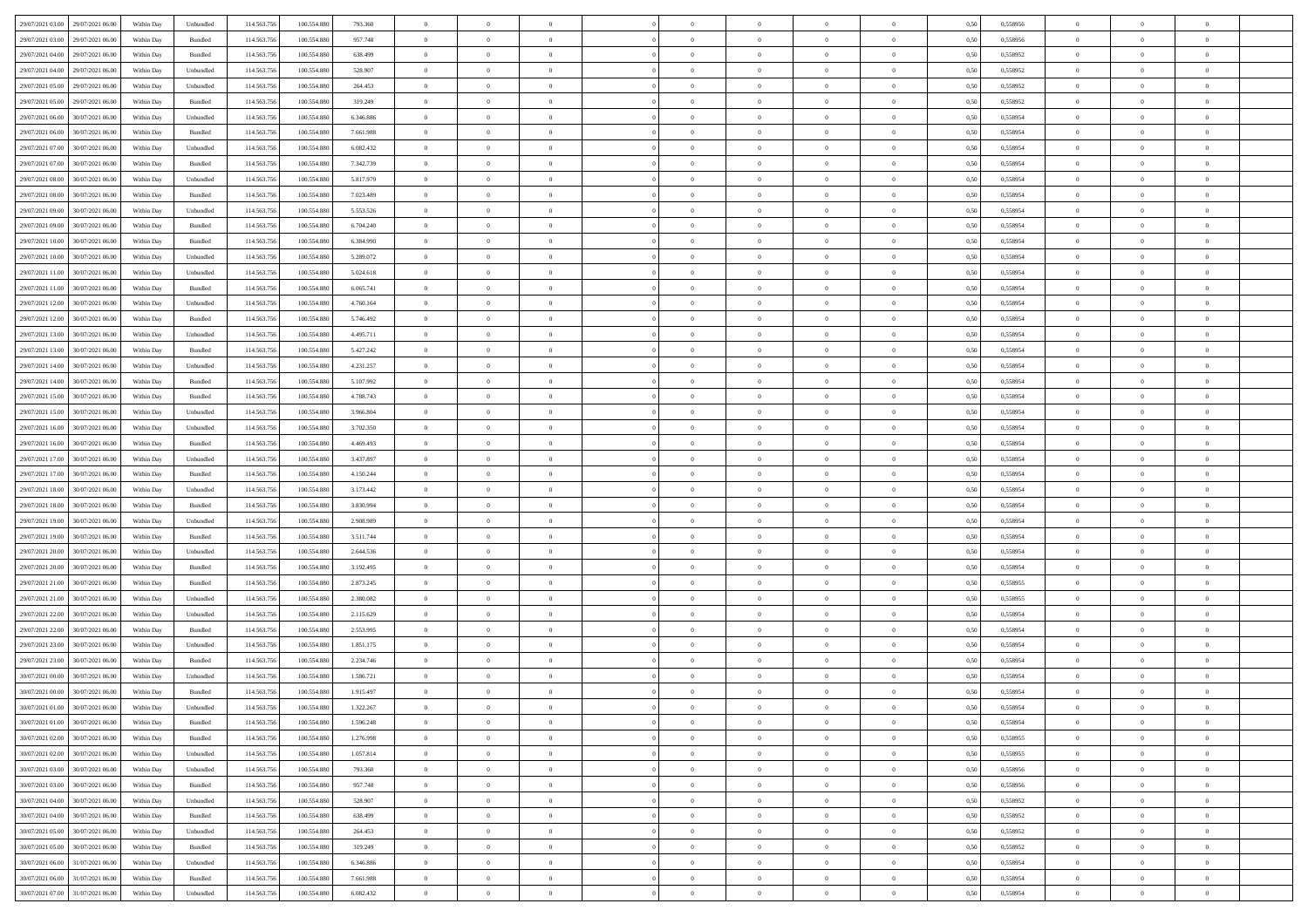| | | | | | | | | | | | | | | | | | | | | | |
|---|---|---|---|---|---|---|---|---|---|---|---|---|---|---|---|---|---|---|---|---|---|
| 29/07/2021 03:00 | 29/07/2021 06:00 | Within Day | Unbundled | 114.563.756 | 100.554.880 | 793.360 | 0 | 0 | 0 | | 0 | 0 | 0 | 0 | 0,50 | 0,558956 | 0 | 0 | 0 | |
| 29/07/2021 03:00 | 29/07/2021 06:00 | Within Day | Bundled | 114.563.756 | 100.554.880 | 957.748 | 0 | 0 | 0 | | 0 | 0 | 0 | 0 | 0,50 | 0,558956 | 0 | 0 | 0 | |
| 29/07/2021 04:00 | 29/07/2021 06:00 | Within Day | Bundled | 114.563.756 | 100.554.880 | 638.499 | 0 | 0 | 0 | | 0 | 0 | 0 | 0 | 0,50 | 0,558952 | 0 | 0 | 0 | |
| 29/07/2021 04:00 | 29/07/2021 06:00 | Within Day | Unbundled | 114.563.756 | 100.554.880 | 528.907 | 0 | 0 | 0 | | 0 | 0 | 0 | 0 | 0,50 | 0,558952 | 0 | 0 | 0 | |
| 29/07/2021 05:00 | 29/07/2021 06:00 | Within Day | Unbundled | 114.563.756 | 100.554.880 | 264.453 | 0 | 0 | 0 | | 0 | 0 | 0 | 0 | 0,50 | 0,558952 | 0 | 0 | 0 | |
| 29/07/2021 05:00 | 29/07/2021 06:00 | Within Day | Bundled | 114.563.756 | 100.554.880 | 319.249 | 0 | 0 | 0 | | 0 | 0 | 0 | 0 | 0,50 | 0,558952 | 0 | 0 | 0 | |
| 29/07/2021 06:00 | 30/07/2021 06:00 | Within Day | Unbundled | 114.563.756 | 100.554.880 | 6.346.886 | 0 | 0 | 0 | | 0 | 0 | 0 | 0 | 0,50 | 0,558954 | 0 | 0 | 0 | |
| 29/07/2021 06:00 | 30/07/2021 06:00 | Within Day | Bundled | 114.563.756 | 100.554.880 | 7.661.988 | 0 | 0 | 0 | | 0 | 0 | 0 | 0 | 0,50 | 0,558954 | 0 | 0 | 0 | |
| 29/07/2021 07:00 | 30/07/2021 06:00 | Within Day | Unbundled | 114.563.756 | 100.554.880 | 6.082.432 | 0 | 0 | 0 | | 0 | 0 | 0 | 0 | 0,50 | 0,558954 | 0 | 0 | 0 | |
| 29/07/2021 07:00 | 30/07/2021 06:00 | Within Day | Bundled | 114.563.756 | 100.554.880 | 7.342.739 | 0 | 0 | 0 | | 0 | 0 | 0 | 0 | 0,50 | 0,558954 | 0 | 0 | 0 | |
| 29/07/2021 08:00 | 30/07/2021 06:00 | Within Day | Unbundled | 114.563.756 | 100.554.880 | 5.817.979 | 0 | 0 | 0 | | 0 | 0 | 0 | 0 | 0,50 | 0,558954 | 0 | 0 | 0 | |
| 29/07/2021 08:00 | 30/07/2021 06:00 | Within Day | Bundled | 114.563.756 | 100.554.880 | 7.023.489 | 0 | 0 | 0 | | 0 | 0 | 0 | 0 | 0,50 | 0,558954 | 0 | 0 | 0 | |
| 29/07/2021 09:00 | 30/07/2021 06:00 | Within Day | Unbundled | 114.563.756 | 100.554.880 | 5.553.526 | 0 | 0 | 0 | | 0 | 0 | 0 | 0 | 0,50 | 0,558954 | 0 | 0 | 0 | |
| 29/07/2021 09:00 | 30/07/2021 06:00 | Within Day | Bundled | 114.563.756 | 100.554.880 | 6.704.240 | 0 | 0 | 0 | | 0 | 0 | 0 | 0 | 0,50 | 0,558954 | 0 | 0 | 0 | |
| 29/07/2021 10:00 | 30/07/2021 06:00 | Within Day | Bundled | 114.563.756 | 100.554.880 | 6.384.990 | 0 | 0 | 0 | | 0 | 0 | 0 | 0 | 0,50 | 0,558954 | 0 | 0 | 0 | |
| 29/07/2021 10:00 | 30/07/2021 06:00 | Within Day | Unbundled | 114.563.756 | 100.554.880 | 5.289.072 | 0 | 0 | 0 | | 0 | 0 | 0 | 0 | 0,50 | 0,558954 | 0 | 0 | 0 | |
| 29/07/2021 11:00 | 30/07/2021 06:00 | Within Day | Unbundled | 114.563.756 | 100.554.880 | 5.024.618 | 0 | 0 | 0 | | 0 | 0 | 0 | 0 | 0,50 | 0,558954 | 0 | 0 | 0 | |
| 29/07/2021 11:00 | 30/07/2021 06:00 | Within Day | Bundled | 114.563.756 | 100.554.880 | 6.065.741 | 0 | 0 | 0 | | 0 | 0 | 0 | 0 | 0,50 | 0,558954 | 0 | 0 | 0 | |
| 29/07/2021 12:00 | 30/07/2021 06:00 | Within Day | Unbundled | 114.563.756 | 100.554.880 | 4.760.164 | 0 | 0 | 0 | | 0 | 0 | 0 | 0 | 0,50 | 0,558954 | 0 | 0 | 0 | |
| 29/07/2021 12:00 | 30/07/2021 06:00 | Within Day | Bundled | 114.563.756 | 100.554.880 | 5.746.492 | 0 | 0 | 0 | | 0 | 0 | 0 | 0 | 0,50 | 0,558954 | 0 | 0 | 0 | |
| 29/07/2021 13:00 | 30/07/2021 06:00 | Within Day | Unbundled | 114.563.756 | 100.554.880 | 4.495.711 | 0 | 0 | 0 | | 0 | 0 | 0 | 0 | 0,50 | 0,558954 | 0 | 0 | 0 | |
| 29/07/2021 13:00 | 30/07/2021 06:00 | Within Day | Bundled | 114.563.756 | 100.554.880 | 5.427.242 | 0 | 0 | 0 | | 0 | 0 | 0 | 0 | 0,50 | 0,558954 | 0 | 0 | 0 | |
| 29/07/2021 14:00 | 30/07/2021 06:00 | Within Day | Unbundled | 114.563.756 | 100.554.880 | 4.231.257 | 0 | 0 | 0 | | 0 | 0 | 0 | 0 | 0,50 | 0,558954 | 0 | 0 | 0 | |
| 29/07/2021 14:00 | 30/07/2021 06:00 | Within Day | Bundled | 114.563.756 | 100.554.880 | 5.107.992 | 0 | 0 | 0 | | 0 | 0 | 0 | 0 | 0,50 | 0,558954 | 0 | 0 | 0 | |
| 29/07/2021 15:00 | 30/07/2021 06:00 | Within Day | Bundled | 114.563.756 | 100.554.880 | 4.788.743 | 0 | 0 | 0 | | 0 | 0 | 0 | 0 | 0,50 | 0,558954 | 0 | 0 | 0 | |
| 29/07/2021 15:00 | 30/07/2021 06:00 | Within Day | Unbundled | 114.563.756 | 100.554.880 | 3.966.804 | 0 | 0 | 0 | | 0 | 0 | 0 | 0 | 0,50 | 0,558954 | 0 | 0 | 0 | |
| 29/07/2021 16:00 | 30/07/2021 06:00 | Within Day | Unbundled | 114.563.756 | 100.554.880 | 3.702.350 | 0 | 0 | 0 | | 0 | 0 | 0 | 0 | 0,50 | 0,558954 | 0 | 0 | 0 | |
| 29/07/2021 16:00 | 30/07/2021 06:00 | Within Day | Bundled | 114.563.756 | 100.554.880 | 4.469.493 | 0 | 0 | 0 | | 0 | 0 | 0 | 0 | 0,50 | 0,558954 | 0 | 0 | 0 | |
| 29/07/2021 17:00 | 30/07/2021 06:00 | Within Day | Unbundled | 114.563.756 | 100.554.880 | 3.437.897 | 0 | 0 | 0 | | 0 | 0 | 0 | 0 | 0,50 | 0,558954 | 0 | 0 | 0 | |
| 29/07/2021 17:00 | 30/07/2021 06:00 | Within Day | Bundled | 114.563.756 | 100.554.880 | 4.150.244 | 0 | 0 | 0 | | 0 | 0 | 0 | 0 | 0,50 | 0,558954 | 0 | 0 | 0 | |
| 29/07/2021 18:00 | 30/07/2021 06:00 | Within Day | Unbundled | 114.563.756 | 100.554.880 | 3.173.442 | 0 | 0 | 0 | | 0 | 0 | 0 | 0 | 0,50 | 0,558954 | 0 | 0 | 0 | |
| 29/07/2021 18:00 | 30/07/2021 06:00 | Within Day | Bundled | 114.563.756 | 100.554.880 | 3.830.994 | 0 | 0 | 0 | | 0 | 0 | 0 | 0 | 0,50 | 0,558954 | 0 | 0 | 0 | |
| 29/07/2021 19:00 | 30/07/2021 06:00 | Within Day | Unbundled | 114.563.756 | 100.554.880 | 2.908.989 | 0 | 0 | 0 | | 0 | 0 | 0 | 0 | 0,50 | 0,558954 | 0 | 0 | 0 | |
| 29/07/2021 19:00 | 30/07/2021 06:00 | Within Day | Bundled | 114.563.756 | 100.554.880 | 3.511.744 | 0 | 0 | 0 | | 0 | 0 | 0 | 0 | 0,50 | 0,558954 | 0 | 0 | 0 | |
| 29/07/2021 20:00 | 30/07/2021 06:00 | Within Day | Unbundled | 114.563.756 | 100.554.880 | 2.644.536 | 0 | 0 | 0 | | 0 | 0 | 0 | 0 | 0,50 | 0,558954 | 0 | 0 | 0 | |
| 29/07/2021 20:00 | 30/07/2021 06:00 | Within Day | Bundled | 114.563.756 | 100.554.880 | 3.192.495 | 0 | 0 | 0 | | 0 | 0 | 0 | 0 | 0,50 | 0,558954 | 0 | 0 | 0 | |
| 29/07/2021 21:00 | 30/07/2021 06:00 | Within Day | Bundled | 114.563.756 | 100.554.880 | 2.873.245 | 0 | 0 | 0 | | 0 | 0 | 0 | 0 | 0,50 | 0,558955 | 0 | 0 | 0 | |
| 29/07/2021 21:00 | 30/07/2021 06:00 | Within Day | Unbundled | 114.563.756 | 100.554.880 | 2.380.082 | 0 | 0 | 0 | | 0 | 0 | 0 | 0 | 0,50 | 0,558955 | 0 | 0 | 0 | |
| 29/07/2021 22:00 | 30/07/2021 06:00 | Within Day | Unbundled | 114.563.756 | 100.554.880 | 2.115.629 | 0 | 0 | 0 | | 0 | 0 | 0 | 0 | 0,50 | 0,558954 | 0 | 0 | 0 | |
| 29/07/2021 22:00 | 30/07/2021 06:00 | Within Day | Bundled | 114.563.756 | 100.554.880 | 2.553.995 | 0 | 0 | 0 | | 0 | 0 | 0 | 0 | 0,50 | 0,558954 | 0 | 0 | 0 | |
| 29/07/2021 23:00 | 30/07/2021 06:00 | Within Day | Unbundled | 114.563.756 | 100.554.880 | 1.851.175 | 0 | 0 | 0 | | 0 | 0 | 0 | 0 | 0,50 | 0,558954 | 0 | 0 | 0 | |
| 29/07/2021 23:00 | 30/07/2021 06:00 | Within Day | Bundled | 114.563.756 | 100.554.880 | 2.234.746 | 0 | 0 | 0 | | 0 | 0 | 0 | 0 | 0,50 | 0,558954 | 0 | 0 | 0 | |
| 30/07/2021 00:00 | 30/07/2021 06:00 | Within Day | Unbundled | 114.563.756 | 100.554.880 | 1.586.721 | 0 | 0 | 0 | | 0 | 0 | 0 | 0 | 0,50 | 0,558954 | 0 | 0 | 0 | |
| 30/07/2021 00:00 | 30/07/2021 06:00 | Within Day | Bundled | 114.563.756 | 100.554.880 | 1.915.497 | 0 | 0 | 0 | | 0 | 0 | 0 | 0 | 0,50 | 0,558954 | 0 | 0 | 0 | |
| 30/07/2021 01:00 | 30/07/2021 06:00 | Within Day | Unbundled | 114.563.756 | 100.554.880 | 1.322.267 | 0 | 0 | 0 | | 0 | 0 | 0 | 0 | 0,50 | 0,558954 | 0 | 0 | 0 | |
| 30/07/2021 01:00 | 30/07/2021 06:00 | Within Day | Bundled | 114.563.756 | 100.554.880 | 1.596.248 | 0 | 0 | 0 | | 0 | 0 | 0 | 0 | 0,50 | 0,558954 | 0 | 0 | 0 | |
| 30/07/2021 02:00 | 30/07/2021 06:00 | Within Day | Bundled | 114.563.756 | 100.554.880 | 1.276.998 | 0 | 0 | 0 | | 0 | 0 | 0 | 0 | 0,50 | 0,558955 | 0 | 0 | 0 | |
| 30/07/2021 02:00 | 30/07/2021 06:00 | Within Day | Unbundled | 114.563.756 | 100.554.880 | 1.057.814 | 0 | 0 | 0 | | 0 | 0 | 0 | 0 | 0,50 | 0,558955 | 0 | 0 | 0 | |
| 30/07/2021 03:00 | 30/07/2021 06:00 | Within Day | Unbundled | 114.563.756 | 100.554.880 | 793.360 | 0 | 0 | 0 | | 0 | 0 | 0 | 0 | 0,50 | 0,558956 | 0 | 0 | 0 | |
| 30/07/2021 03:00 | 30/07/2021 06:00 | Within Day | Bundled | 114.563.756 | 100.554.880 | 957.748 | 0 | 0 | 0 | | 0 | 0 | 0 | 0 | 0,50 | 0,558956 | 0 | 0 | 0 | |
| 30/07/2021 04:00 | 30/07/2021 06:00 | Within Day | Unbundled | 114.563.756 | 100.554.880 | 528.907 | 0 | 0 | 0 | | 0 | 0 | 0 | 0 | 0,50 | 0,558952 | 0 | 0 | 0 | |
| 30/07/2021 04:00 | 30/07/2021 06:00 | Within Day | Bundled | 114.563.756 | 100.554.880 | 638.499 | 0 | 0 | 0 | | 0 | 0 | 0 | 0 | 0,50 | 0,558952 | 0 | 0 | 0 | |
| 30/07/2021 05:00 | 30/07/2021 06:00 | Within Day | Unbundled | 114.563.756 | 100.554.880 | 264.453 | 0 | 0 | 0 | | 0 | 0 | 0 | 0 | 0,50 | 0,558952 | 0 | 0 | 0 | |
| 30/07/2021 05:00 | 30/07/2021 06:00 | Within Day | Bundled | 114.563.756 | 100.554.880 | 319.249 | 0 | 0 | 0 | | 0 | 0 | 0 | 0 | 0,50 | 0,558952 | 0 | 0 | 0 | |
| 30/07/2021 06:00 | 31/07/2021 06:00 | Within Day | Unbundled | 114.563.756 | 100.554.880 | 6.346.886 | 0 | 0 | 0 | | 0 | 0 | 0 | 0 | 0,50 | 0,558954 | 0 | 0 | 0 | |
| 30/07/2021 06:00 | 31/07/2021 06:00 | Within Day | Bundled | 114.563.756 | 100.554.880 | 7.661.988 | 0 | 0 | 0 | | 0 | 0 | 0 | 0 | 0,50 | 0,558954 | 0 | 0 | 0 | |
| 30/07/2021 07:00 | 31/07/2021 06:00 | Within Day | Unbundled | 114.563.756 | 100.554.880 | 6.082.432 | 0 | 0 | 0 | | 0 | 0 | 0 | 0 | 0,50 | 0,558954 | 0 | 0 | 0 | |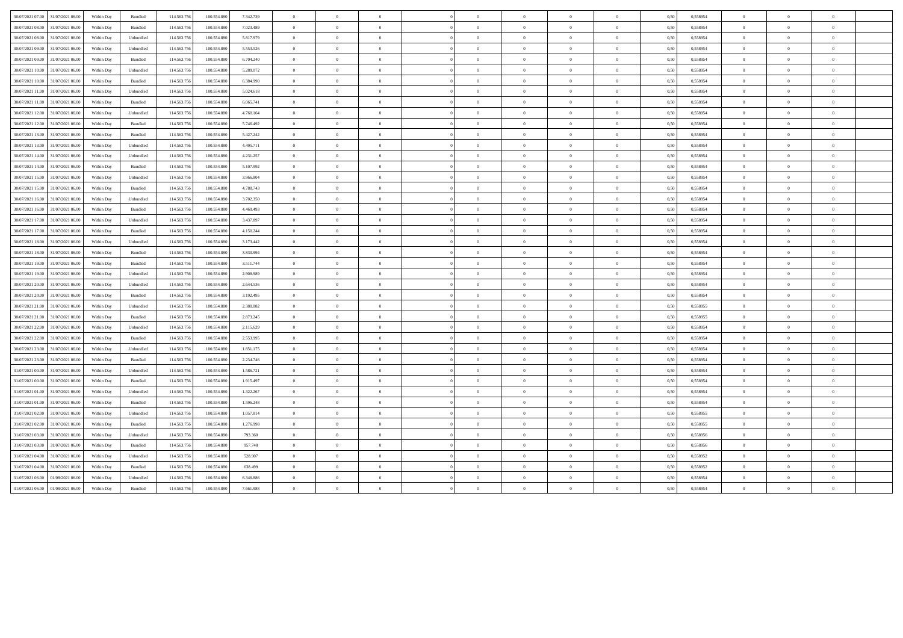| | | | | | | | | | | | | | | | | | | | | | |
|---|---|---|---|---|---|---|---|---|---|---|---|---|---|---|---|---|---|---|---|---|---|
| 30/07/2021 07.00 | 31/07/2021 06.00 | Within Day | Bundled | 114.563.756 | 100.554.880 | 7.342.739 | 0 | 0 | 0 | | 0 | 0 | 0 | 0 | 0 | 0,50 | 0,558954 | 0 | 0 | 0 | |
| 30/07/2021 08.00 | 31/07/2021 06.00 | Within Day | Bundled | 114.563.756 | 100.554.880 | 7.023.489 | 0 | 0 | 0 | | 0 | 0 | 0 | 0 | 0 | 0,50 | 0,558954 | 0 | 0 | 0 | |
| 30/07/2021 08.00 | 31/07/2021 06.00 | Within Day | Unbundled | 114.563.756 | 100.554.880 | 5.817.979 | 0 | 0 | 0 | | 0 | 0 | 0 | 0 | 0 | 0,50 | 0,558954 | 0 | 0 | 0 | |
| 30/07/2021 09.00 | 31/07/2021 06.00 | Within Day | Unbundled | 114.563.756 | 100.554.880 | 5.553.526 | 0 | 0 | 0 | | 0 | 0 | 0 | 0 | 0 | 0,50 | 0,558954 | 0 | 0 | 0 | |
| 30/07/2021 09.00 | 31/07/2021 06.00 | Within Day | Bundled | 114.563.756 | 100.554.880 | 6.704.240 | 0 | 0 | 0 | | 0 | 0 | 0 | 0 | 0 | 0,50 | 0,558954 | 0 | 0 | 0 | |
| 30/07/2021 10.00 | 31/07/2021 06.00 | Within Day | Unbundled | 114.563.756 | 100.554.880 | 5.289.072 | 0 | 0 | 0 | | 0 | 0 | 0 | 0 | 0 | 0,50 | 0,558954 | 0 | 0 | 0 | |
| 30/07/2021 10.00 | 31/07/2021 06.00 | Within Day | Bundled | 114.563.756 | 100.554.880 | 6.384.990 | 0 | 0 | 0 | | 0 | 0 | 0 | 0 | 0 | 0,50 | 0,558954 | 0 | 0 | 0 | |
| 30/07/2021 11.00 | 31/07/2021 06.00 | Within Day | Unbundled | 114.563.756 | 100.554.880 | 5.024.618 | 0 | 0 | 0 | | 0 | 0 | 0 | 0 | 0 | 0,50 | 0,558954 | 0 | 0 | 0 | |
| 30/07/2021 11.00 | 31/07/2021 06.00 | Within Day | Bundled | 114.563.756 | 100.554.880 | 6.065.741 | 0 | 0 | 0 | | 0 | 0 | 0 | 0 | 0 | 0,50 | 0,558954 | 0 | 0 | 0 | |
| 30/07/2021 12.00 | 31/07/2021 06.00 | Within Day | Unbundled | 114.563.756 | 100.554.880 | 4.760.164 | 0 | 0 | 0 | | 0 | 0 | 0 | 0 | 0 | 0,50 | 0,558954 | 0 | 0 | 0 | |
| 30/07/2021 12.00 | 31/07/2021 06.00 | Within Day | Bundled | 114.563.756 | 100.554.880 | 5.746.492 | 0 | 0 | 0 | | 0 | 0 | 0 | 0 | 0 | 0,50 | 0,558954 | 0 | 0 | 0 | |
| 30/07/2021 13.00 | 31/07/2021 06.00 | Within Day | Bundled | 114.563.756 | 100.554.880 | 5.427.242 | 0 | 0 | 0 | | 0 | 0 | 0 | 0 | 0 | 0,50 | 0,558954 | 0 | 0 | 0 | |
| 30/07/2021 13.00 | 31/07/2021 06.00 | Within Day | Unbundled | 114.563.756 | 100.554.880 | 4.495.711 | 0 | 0 | 0 | | 0 | 0 | 0 | 0 | 0 | 0,50 | 0,558954 | 0 | 0 | 0 | |
| 30/07/2021 14.00 | 31/07/2021 06.00 | Within Day | Unbundled | 114.563.756 | 100.554.880 | 4.231.257 | 0 | 0 | 0 | | 0 | 0 | 0 | 0 | 0 | 0,50 | 0,558954 | 0 | 0 | 0 | |
| 30/07/2021 14.00 | 31/07/2021 06.00 | Within Day | Bundled | 114.563.756 | 100.554.880 | 5.107.992 | 0 | 0 | 0 | | 0 | 0 | 0 | 0 | 0 | 0,50 | 0,558954 | 0 | 0 | 0 | |
| 30/07/2021 15.00 | 31/07/2021 06.00 | Within Day | Unbundled | 114.563.756 | 100.554.880 | 3.966.804 | 0 | 0 | 0 | | 0 | 0 | 0 | 0 | 0 | 0,50 | 0,558954 | 0 | 0 | 0 | |
| 30/07/2021 15.00 | 31/07/2021 06.00 | Within Day | Bundled | 114.563.756 | 100.554.880 | 4.788.743 | 0 | 0 | 0 | | 0 | 0 | 0 | 0 | 0 | 0,50 | 0,558954 | 0 | 0 | 0 | |
| 30/07/2021 16.00 | 31/07/2021 06.00 | Within Day | Unbundled | 114.563.756 | 100.554.880 | 3.702.350 | 0 | 0 | 0 | | 0 | 0 | 0 | 0 | 0 | 0,50 | 0,558954 | 0 | 0 | 0 | |
| 30/07/2021 16.00 | 31/07/2021 06.00 | Within Day | Bundled | 114.563.756 | 100.554.880 | 4.469.493 | 0 | 0 | 0 | | 0 | 0 | 0 | 0 | 0 | 0,50 | 0,558954 | 0 | 0 | 0 | |
| 30/07/2021 17.00 | 31/07/2021 06.00 | Within Day | Unbundled | 114.563.756 | 100.554.880 | 3.437.897 | 0 | 0 | 0 | | 0 | 0 | 0 | 0 | 0 | 0,50 | 0,558954 | 0 | 0 | 0 | |
| 30/07/2021 17.00 | 31/07/2021 06.00 | Within Day | Bundled | 114.563.756 | 100.554.880 | 4.150.244 | 0 | 0 | 0 | | 0 | 0 | 0 | 0 | 0 | 0,50 | 0,558954 | 0 | 0 | 0 | |
| 30/07/2021 18.00 | 31/07/2021 06.00 | Within Day | Unbundled | 114.563.756 | 100.554.880 | 3.173.442 | 0 | 0 | 0 | | 0 | 0 | 0 | 0 | 0 | 0,50 | 0,558954 | 0 | 0 | 0 | |
| 30/07/2021 18.00 | 31/07/2021 06.00 | Within Day | Bundled | 114.563.756 | 100.554.880 | 3.830.994 | 0 | 0 | 0 | | 0 | 0 | 0 | 0 | 0 | 0,50 | 0,558954 | 0 | 0 | 0 | |
| 30/07/2021 19.00 | 31/07/2021 06.00 | Within Day | Bundled | 114.563.756 | 100.554.880 | 3.511.744 | 0 | 0 | 0 | | 0 | 0 | 0 | 0 | 0 | 0,50 | 0,558954 | 0 | 0 | 0 | |
| 30/07/2021 19.00 | 31/07/2021 06.00 | Within Day | Unbundled | 114.563.756 | 100.554.880 | 2.908.989 | 0 | 0 | 0 | | 0 | 0 | 0 | 0 | 0 | 0,50 | 0,558954 | 0 | 0 | 0 | |
| 30/07/2021 20.00 | 31/07/2021 06.00 | Within Day | Unbundled | 114.563.756 | 100.554.880 | 2.644.536 | 0 | 0 | 0 | | 0 | 0 | 0 | 0 | 0 | 0,50 | 0,558954 | 0 | 0 | 0 | |
| 30/07/2021 20.00 | 31/07/2021 06.00 | Within Day | Bundled | 114.563.756 | 100.554.880 | 3.192.495 | 0 | 0 | 0 | | 0 | 0 | 0 | 0 | 0 | 0,50 | 0,558954 | 0 | 0 | 0 | |
| 30/07/2021 21.00 | 31/07/2021 06.00 | Within Day | Unbundled | 114.563.756 | 100.554.880 | 2.380.082 | 0 | 0 | 0 | | 0 | 0 | 0 | 0 | 0 | 0,50 | 0,558955 | 0 | 0 | 0 | |
| 30/07/2021 21.00 | 31/07/2021 06.00 | Within Day | Bundled | 114.563.756 | 100.554.880 | 2.873.245 | 0 | 0 | 0 | | 0 | 0 | 0 | 0 | 0 | 0,50 | 0,558955 | 0 | 0 | 0 | |
| 30/07/2021 22.00 | 31/07/2021 06.00 | Within Day | Unbundled | 114.563.756 | 100.554.880 | 2.115.629 | 0 | 0 | 0 | | 0 | 0 | 0 | 0 | 0 | 0,50 | 0,558954 | 0 | 0 | 0 | |
| 30/07/2021 22.00 | 31/07/2021 06.00 | Within Day | Bundled | 114.563.756 | 100.554.880 | 2.553.995 | 0 | 0 | 0 | | 0 | 0 | 0 | 0 | 0 | 0,50 | 0,558954 | 0 | 0 | 0 | |
| 30/07/2021 23.00 | 31/07/2021 06.00 | Within Day | Unbundled | 114.563.756 | 100.554.880 | 1.851.175 | 0 | 0 | 0 | | 0 | 0 | 0 | 0 | 0 | 0,50 | 0,558954 | 0 | 0 | 0 | |
| 30/07/2021 23.00 | 31/07/2021 06.00 | Within Day | Bundled | 114.563.756 | 100.554.880 | 2.234.746 | 0 | 0 | 0 | | 0 | 0 | 0 | 0 | 0 | 0,50 | 0,558954 | 0 | 0 | 0 | |
| 31/07/2021 00.00 | 31/07/2021 06.00 | Within Day | Unbundled | 114.563.756 | 100.554.880 | 1.586.721 | 0 | 0 | 0 | | 0 | 0 | 0 | 0 | 0 | 0,50 | 0,558954 | 0 | 0 | 0 | |
| 31/07/2021 00.00 | 31/07/2021 06.00 | Within Day | Bundled | 114.563.756 | 100.554.880 | 1.915.497 | 0 | 0 | 0 | | 0 | 0 | 0 | 0 | 0 | 0,50 | 0,558954 | 0 | 0 | 0 | |
| 31/07/2021 01.00 | 31/07/2021 06.00 | Within Day | Unbundled | 114.563.756 | 100.554.880 | 1.322.267 | 0 | 0 | 0 | | 0 | 0 | 0 | 0 | 0 | 0,50 | 0,558954 | 0 | 0 | 0 | |
| 31/07/2021 01.00 | 31/07/2021 06.00 | Within Day | Bundled | 114.563.756 | 100.554.880 | 1.596.248 | 0 | 0 | 0 | | 0 | 0 | 0 | 0 | 0 | 0,50 | 0,558954 | 0 | 0 | 0 | |
| 31/07/2021 02.00 | 31/07/2021 06.00 | Within Day | Unbundled | 114.563.756 | 100.554.880 | 1.057.814 | 0 | 0 | 0 | | 0 | 0 | 0 | 0 | 0 | 0,50 | 0,558955 | 0 | 0 | 0 | |
| 31/07/2021 02.00 | 31/07/2021 06.00 | Within Day | Bundled | 114.563.756 | 100.554.880 | 1.276.998 | 0 | 0 | 0 | | 0 | 0 | 0 | 0 | 0 | 0,50 | 0,558955 | 0 | 0 | 0 | |
| 31/07/2021 03.00 | 31/07/2021 06.00 | Within Day | Unbundled | 114.563.756 | 100.554.880 | 793.360 | 0 | 0 | 0 | | 0 | 0 | 0 | 0 | 0 | 0,50 | 0,558956 | 0 | 0 | 0 | |
| 31/07/2021 03.00 | 31/07/2021 06.00 | Within Day | Bundled | 114.563.756 | 100.554.880 | 957.748 | 0 | 0 | 0 | | 0 | 0 | 0 | 0 | 0 | 0,50 | 0,558956 | 0 | 0 | 0 | |
| 31/07/2021 04.00 | 31/07/2021 06.00 | Within Day | Unbundled | 114.563.756 | 100.554.880 | 528.907 | 0 | 0 | 0 | | 0 | 0 | 0 | 0 | 0 | 0,50 | 0,558952 | 0 | 0 | 0 | |
| 31/07/2021 04.00 | 31/07/2021 06.00 | Within Day | Bundled | 114.563.756 | 100.554.880 | 638.499 | 0 | 0 | 0 | | 0 | 0 | 0 | 0 | 0 | 0,50 | 0,558952 | 0 | 0 | 0 | |
| 31/07/2021 06.00 | 01/08/2021 06.00 | Within Day | Unbundled | 114.563.756 | 100.554.880 | 6.346.886 | 0 | 0 | 0 | | 0 | 0 | 0 | 0 | 0 | 0,50 | 0,558954 | 0 | 0 | 0 | |
| 31/07/2021 06.00 | 01/08/2021 06.00 | Within Day | Bundled | 114.563.756 | 100.554.880 | 7.661.988 | 0 | 0 | 0 | | 0 | 0 | 0 | 0 | 0 | 0,50 | 0,558954 | 0 | 0 | 0 | |